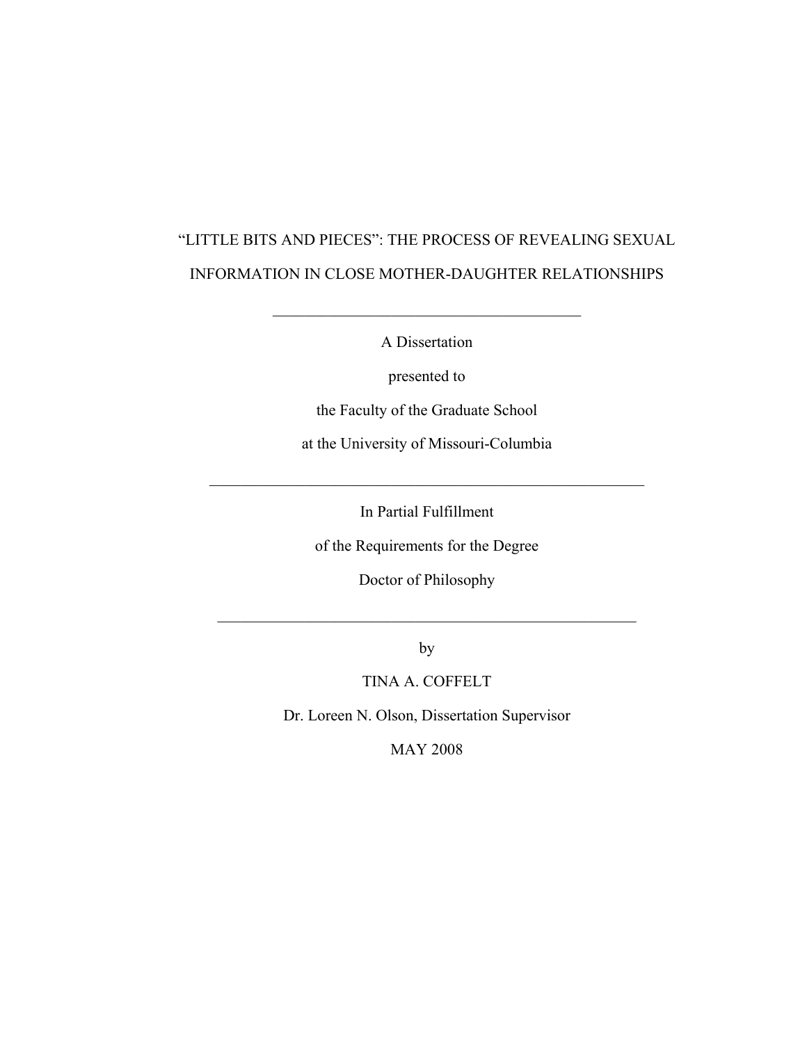# "LITTLE BITS AND PIECES": THE PROCESS OF REVEALING SEXUAL INFORMATION IN CLOSE MOTHER-DAUGHTER RELATIONSHIPS

---

A Dissertation

presented to

the Faculty of the Graduate School

at the University of Missouri-Columbia

---

In Partial Fulfillment

of the Requirements for the Degree

Doctor of Philosophy

---

by

TINA A. COFFELT

Dr. Loreen N. Olson, Dissertation Supervisor

MAY 2008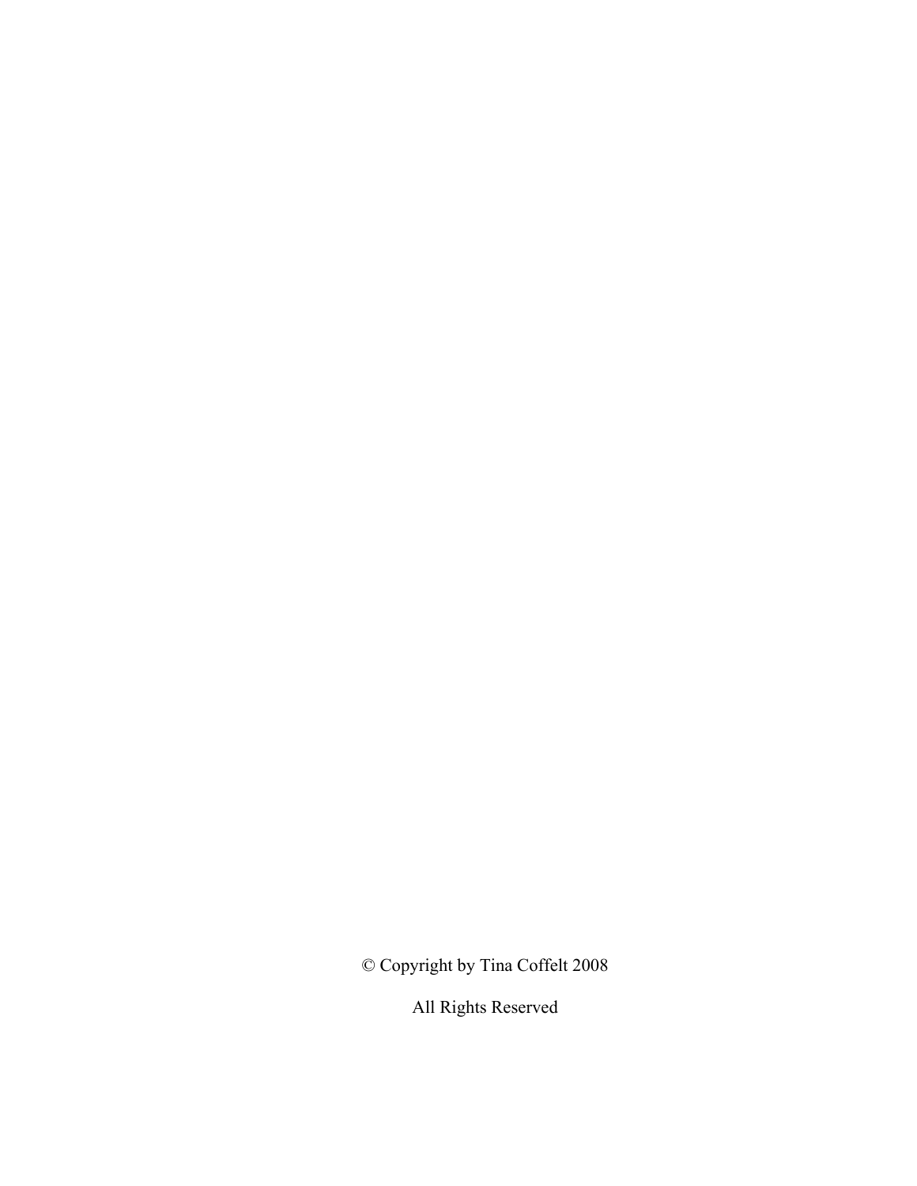© Copyright by Tina Coffelt 2008

All Rights Reserved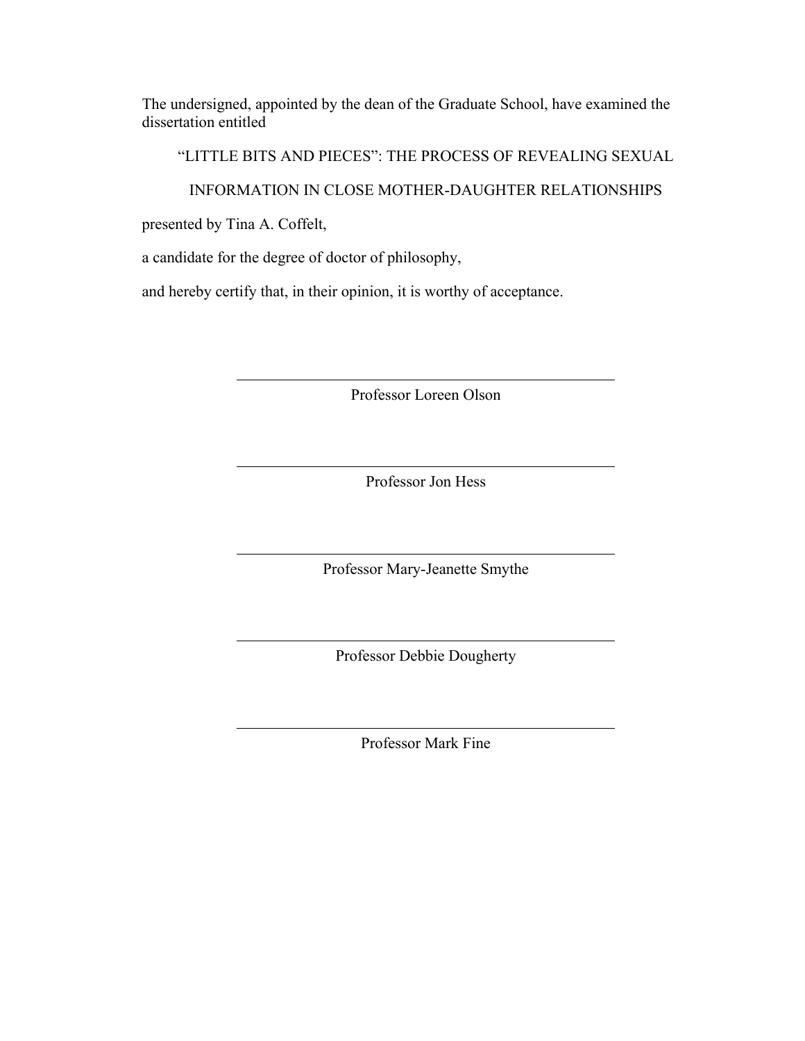The undersigned, appointed by the dean of the Graduate School, have examined the dissertation entitled

“LITTLE BITS AND PIECES”: THE PROCESS OF REVEALING SEXUAL INFORMATION IN CLOSE MOTHER-DAUGHTER RELATIONSHIPS

presented by Tina A. Coffelt,

a candidate for the degree of doctor of philosophy,

and hereby certify that, in their opinion, it is worthy of acceptance.

---

Professor Loreen Olson

---

Professor Jon Hess

---

Professor Mary-Jeanette Smythe

---

Professor Debbie Dougherty

---

Professor Mark Fine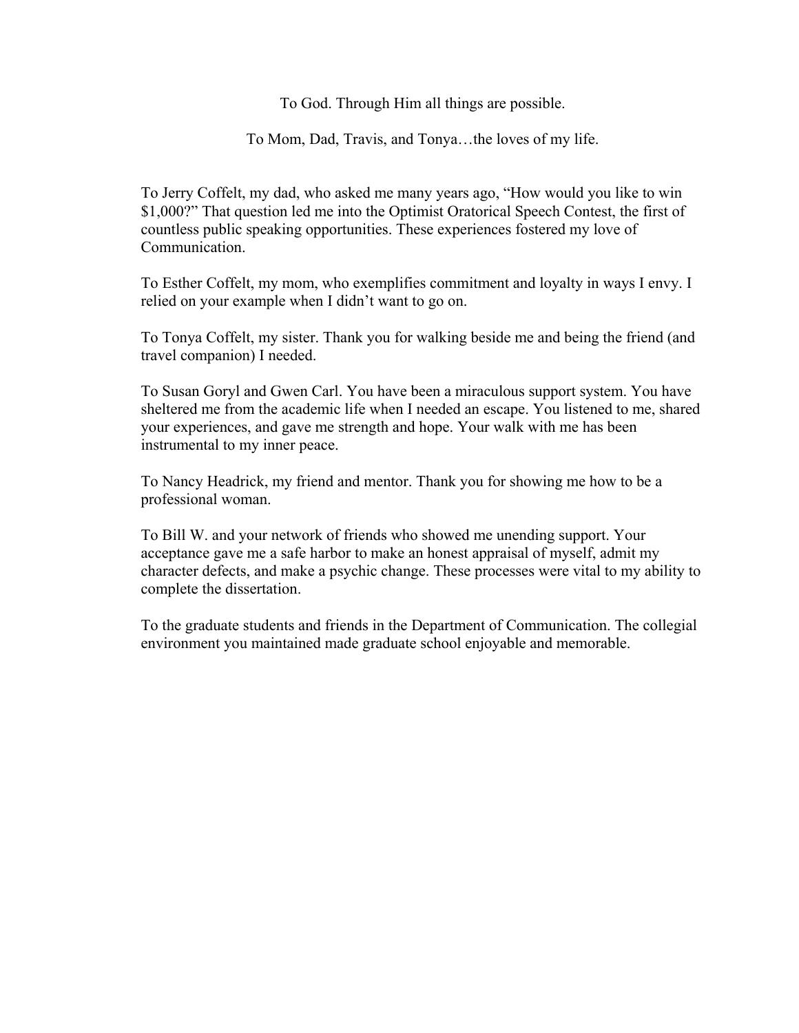To God. Through Him all things are possible.

To Mom, Dad, Travis, and Tonya…the loves of my life.

To Jerry Coffelt, my dad, who asked me many years ago, "How would you like to win $1,000?" That question led me into the Optimist Oratorical Speech Contest, the first of countless public speaking opportunities. These experiences fostered my love of Communication.

To Esther Coffelt, my mom, who exemplifies commitment and loyalty in ways I envy. I relied on your example when I didn't want to go on.

To Tonya Coffelt, my sister. Thank you for walking beside me and being the friend (and travel companion) I needed.

To Susan Goryl and Gwen Carl. You have been a miraculous support system. You have sheltered me from the academic life when I needed an escape. You listened to me, shared your experiences, and gave me strength and hope. Your walk with me has been instrumental to my inner peace.

To Nancy Headrick, my friend and mentor. Thank you for showing me how to be a professional woman.

To Bill W. and your network of friends who showed me unending support. Your acceptance gave me a safe harbor to make an honest appraisal of myself, admit my character defects, and make a psychic change. These processes were vital to my ability to complete the dissertation.

To the graduate students and friends in the Department of Communication. The collegial environment you maintained made graduate school enjoyable and memorable.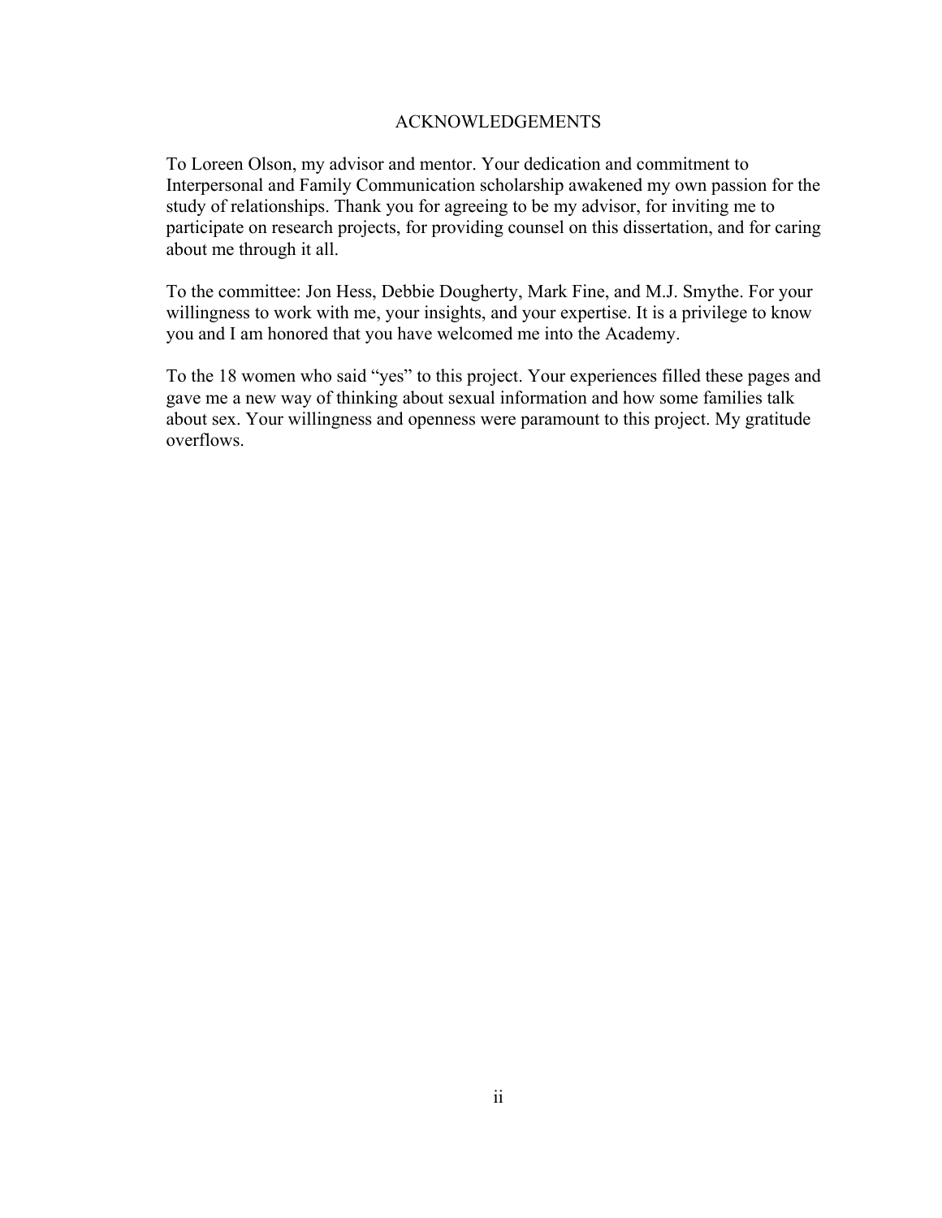# ACKNOWLEDGEMENTS

To Loreen Olson, my advisor and mentor. Your dedication and commitment to Interpersonal and Family Communication scholarship awakened my own passion for the study of relationships. Thank you for agreeing to be my advisor, for inviting me to participate on research projects, for providing counsel on this dissertation, and for caring about me through it all.

To the committee: Jon Hess, Debbie Dougherty, Mark Fine, and M.J. Smythe. For your willingness to work with me, your insights, and your expertise. It is a privilege to know you and I am honored that you have welcomed me into the Academy.

To the 18 women who said "yes" to this project. Your experiences filled these pages and gave me a new way of thinking about sexual information and how some families talk about sex. Your willingness and openness were paramount to this project. My gratitude overflows.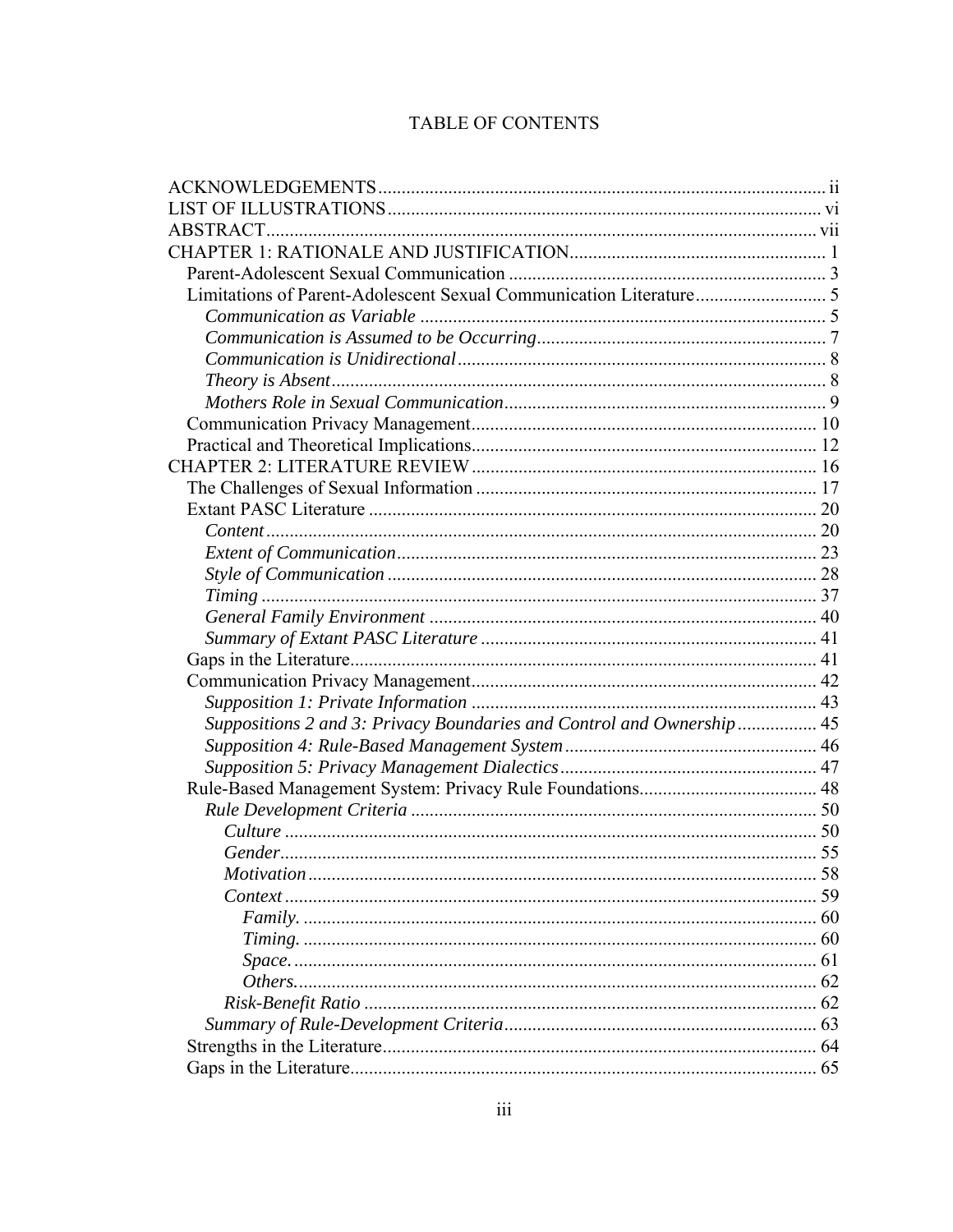# TABLE OF CONTENTS

ACKNOWLEDGEMENTS ............................................................................................... ii
LIST OF ILLUSTRATIONS ............................................................................................ vi
ABSTRACT ..................................................................................................................... vii
CHAPTER 1: RATIONALE AND JUSTIFICATION ....................................................... 1
  Parent-Adolescent Sexual Communication .................................................................... 3
  Limitations of Parent-Adolescent Sexual Communication Literature ............................ 5
    *Communication as Variable* ....................................................................................... 5
    *Communication is Assumed to be Occurring* ............................................................. 7
    *Communication is Unidirectional* .............................................................................. 8
    *Theory is Absent* ......................................................................................................... 8
    *Mothers Role in Sexual Communication* .................................................................... 9
  Communication Privacy Management .......................................................................... 10
  Practical and Theoretical Implications .......................................................................... 12
CHAPTER 2: LITERATURE REVIEW .......................................................................... 16
  The Challenges of Sexual Information ......................................................................... 17
  Extant PASC Literature ................................................................................................ 20
    *Content* ..................................................................................................................... 20
    *Extent of Communication* .......................................................................................... 23
    *Style of Communication* ........................................................................................... 28
    *Timing* ...................................................................................................................... 37
    *General Family Environment* ................................................................................... 40
    *Summary of Extant PASC Literature* ........................................................................ 41
  Gaps in the Literature .................................................................................................... 41
  Communication Privacy Management .......................................................................... 42
    *Supposition 1: Private Information* .......................................................................... 43
    *Suppositions 2 and 3: Privacy Boundaries and Control and Ownership* ................. 45
    *Supposition 4: Rule-Based Management System* ..................................................... 46
    *Supposition 5: Privacy Management Dialectics* ...................................................... 47
  Rule-Based Management System: Privacy Rule Foundations ...................................... 48
    *Rule Development Criteria* ...................................................................................... 50
      *Culture* ................................................................................................................. 50
      *Gender* .................................................................................................................. 55
      *Motivation* ............................................................................................................ 58
      *Context* ................................................................................................................. 59
        *Family.* ............................................................................................................. 60
        *Timing.* ............................................................................................................. 60
        *Space.* ............................................................................................................... 61
        *Others.* .............................................................................................................. 62
      *Risk-Benefit Ratio* ................................................................................................ 62
    *Summary of Rule-Development Criteria* .................................................................. 63
  Strengths in the Literature ............................................................................................ 64
  Gaps in the Literature .................................................................................................... 65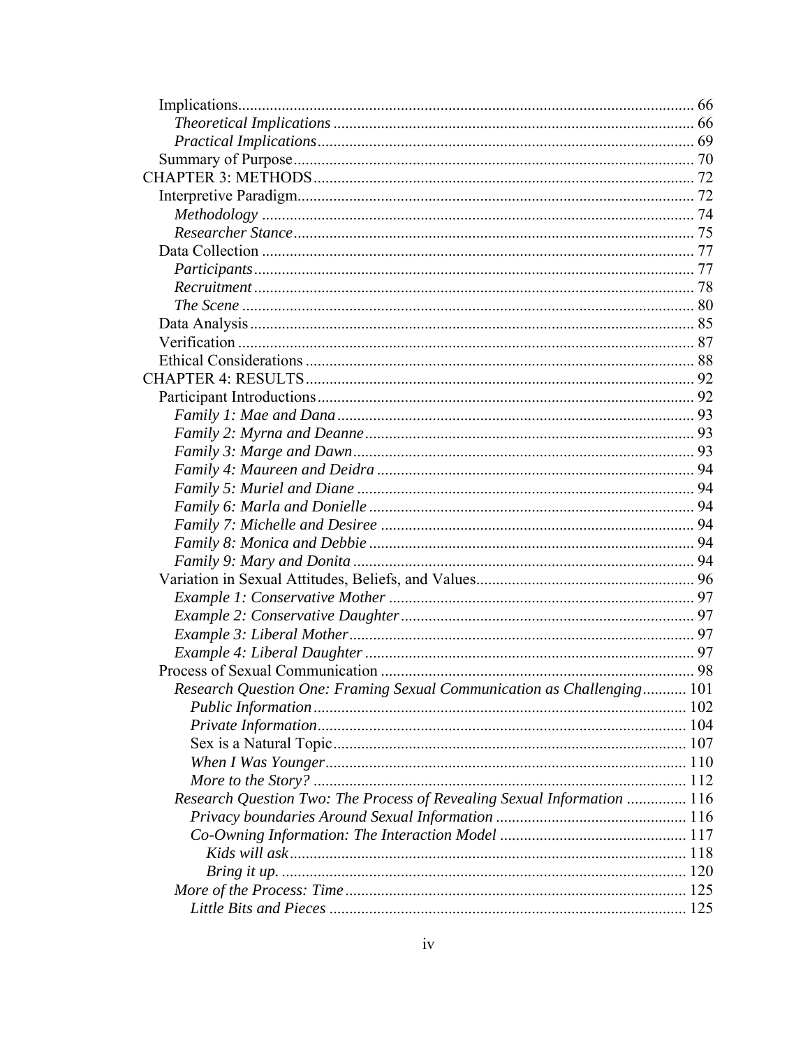Implications.......................................................................................................... 66
*Theoretical Implications* ........................................................................................... 66
*Practical Implications*............................................................................................... 69
Summary of Purpose..................................................................................................... 70
CHAPTER 3: METHODS................................................................................................ 72
Interpretive Paradigm.................................................................................................... 72
*Methodology* ............................................................................................................ 74
*Researcher Stance*.................................................................................................... 75
Data Collection ............................................................................................................. 77
*Participants*.............................................................................................................. 77
*Recruitment* .............................................................................................................. 78
*The Scene* ................................................................................................................. 80
Data Analysis................................................................................................................ 85
Verification .................................................................................................................. 87
Ethical Considerations .................................................................................................. 88
CHAPTER 4: RESULTS.................................................................................................. 92
Participant Introductions............................................................................................... 92
*Family 1: Mae and Dana*.......................................................................................... 93
*Family 2: Myrna and Deanne*................................................................................... 93
*Family 3: Marge and Dawn*...................................................................................... 93
*Family 4: Maureen and Deidra* ................................................................................ 94
*Family 5: Muriel and Diane* ..................................................................................... 94
*Family 6: Marla and Donielle* .................................................................................. 94
*Family 7: Michelle and Desiree* ............................................................................... 94
*Family 8: Monica and Debbie* .................................................................................. 94
*Family 9: Mary and Donita* ...................................................................................... 94
Variation in Sexual Attitudes, Beliefs, and Values....................................................... 96
*Example 1: Conservative Mother* ............................................................................ 97
*Example 2: Conservative Daughter*......................................................................... 97
*Example 3: Liberal Mother*...................................................................................... 97
*Example 4: Liberal Daughter* .................................................................................. 97
Process of Sexual Communication ............................................................................... 98
*Research Question One: Framing Sexual Communication as Challenging*........... 101
*Public Information*.............................................................................................. 102
*Private Information*............................................................................................. 104
Sex is a Natural Topic.......................................................................................... 107
*When I Was Younger*........................................................................................... 110
*More to the Story?* .............................................................................................. 112
*Research Question Two: The Process of Revealing Sexual Information* ............... 116
*Privacy boundaries Around Sexual Information* ................................................ 116
*Co-Owning Information: The Interaction Model* ............................................... 117
*Kids will ask*.................................................................................................... 118
*Bring it up.* ...................................................................................................... 120
*More of the Process: Time*...................................................................................... 125
*Little Bits and Pieces* .......................................................................................... 125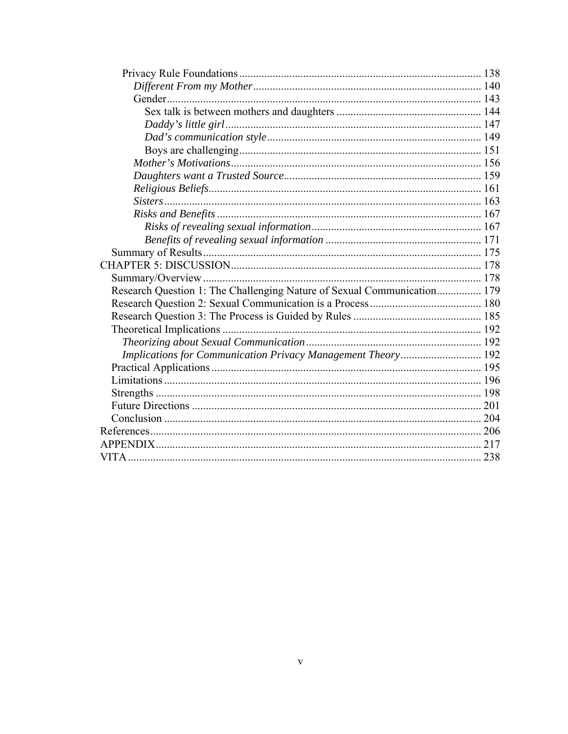Privacy Rule Foundations ...................................................................................... 138

*Different From my Mother* ................................................................................. 140

Gender ................................................................................................................. 143

Sex talk is between mothers and daughters ..................................................... 144

*Daddy's little girl* ............................................................................................ 147

*Dad's communication style* ............................................................................. 149

Boys are challenging ....................................................................................... 151

*Mother's Motivations* ......................................................................................... 156

*Daughters want a Trusted Source* ...................................................................... 159

*Religious Beliefs* ................................................................................................. 161

*Sisters* ................................................................................................................. 163

*Risks and Benefits* .............................................................................................. 167

*Risks of revealing sexual information* ............................................................. 167

*Benefits of revealing sexual information* ........................................................ 171

Summary of Results ................................................................................................... 175

CHAPTER 5: DISCUSSION .......................................................................................... 178

Summary/Overview .................................................................................................... 178

Research Question 1: The Challenging Nature of Sexual Communication ................ 179

Research Question 2: Sexual Communication is a Process ........................................ 180

Research Question 3: The Process is Guided by Rules .............................................. 185

Theoretical Implications ............................................................................................. 192

*Theorizing about Sexual Communication* ............................................................... 192

*Implications for Communication Privacy Management Theory* ............................. 192

Practical Applications ................................................................................................. 195

Limitations .................................................................................................................. 196

Strengths ..................................................................................................................... 198

Future Directions ........................................................................................................ 201

Conclusion .................................................................................................................. 204

References ...................................................................................................................... 206

APPENDIX ..................................................................................................................... 217

VITA ............................................................................................................................... 238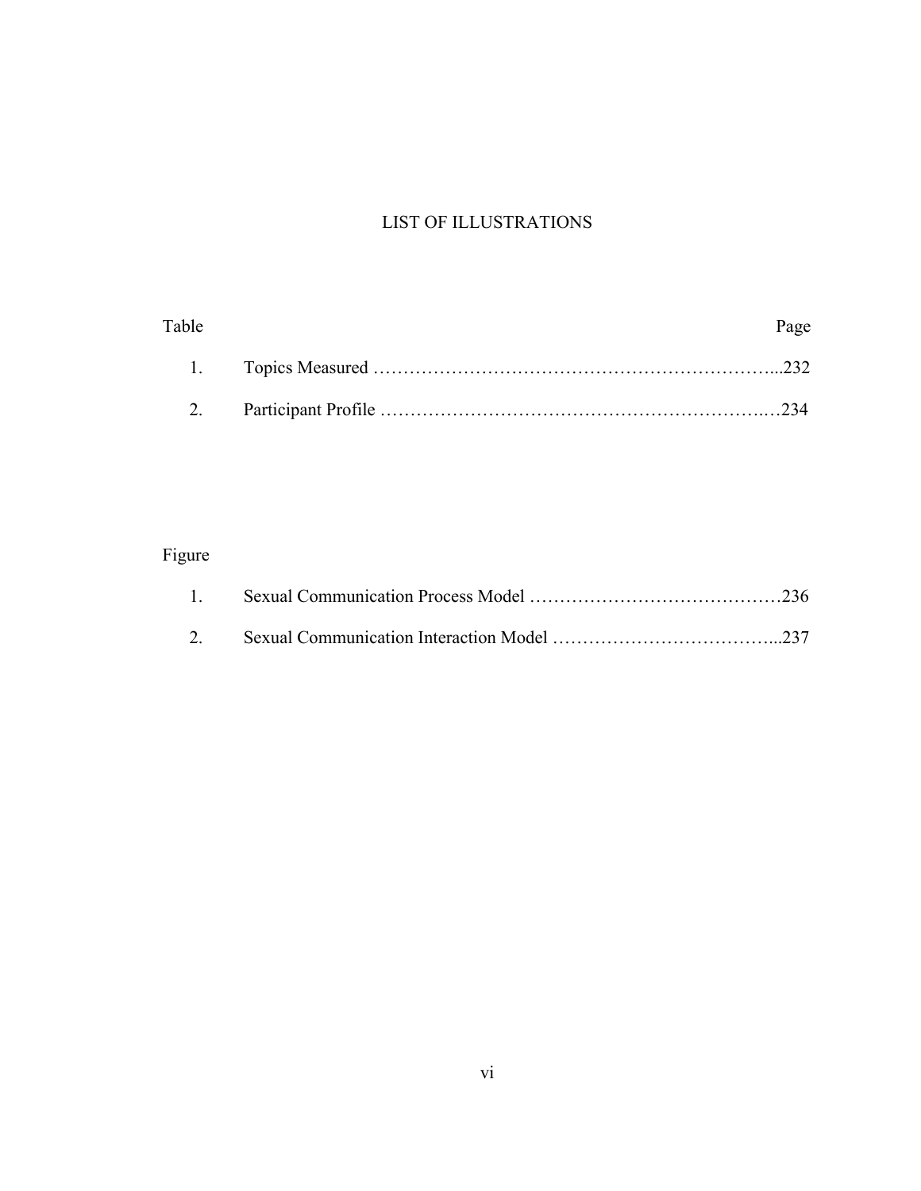# LIST OF ILLUSTRATIONS

| Table | | Page |
|---|---|---|
| 1. | Topics Measured | 232 |
| 2. | Participant Profile | 234 |

| Figure | | Page |
|---|---|---|
| 1. | Sexual Communication Process Model | 236 |
| 2. | Sexual Communication Interaction Model | 237 |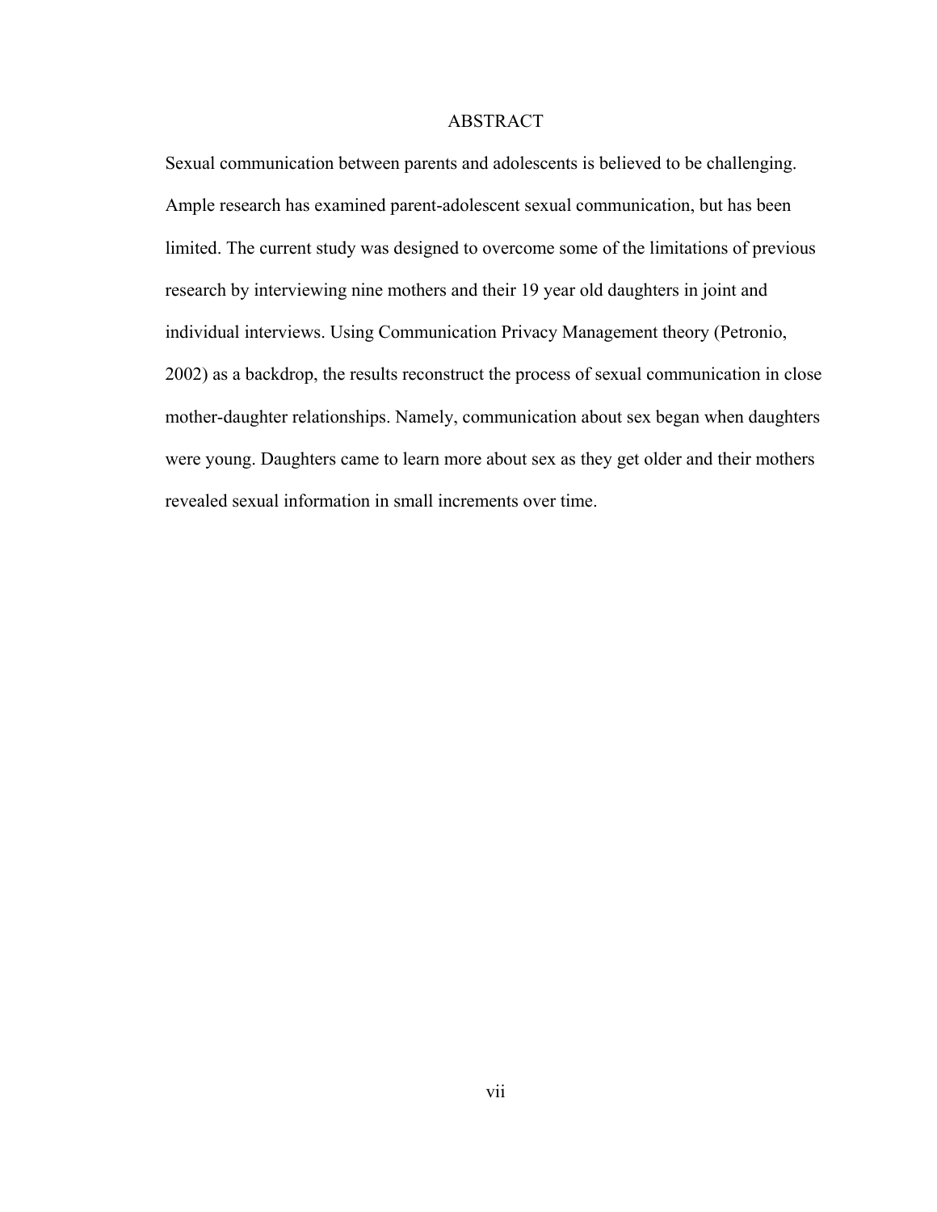# ABSTRACT

Sexual communication between parents and adolescents is believed to be challenging. Ample research has examined parent-adolescent sexual communication, but has been limited. The current study was designed to overcome some of the limitations of previous research by interviewing nine mothers and their 19 year old daughters in joint and individual interviews. Using Communication Privacy Management theory (Petronio, 2002) as a backdrop, the results reconstruct the process of sexual communication in close mother-daughter relationships. Namely, communication about sex began when daughters were young. Daughters came to learn more about sex as they get older and their mothers revealed sexual information in small increments over time.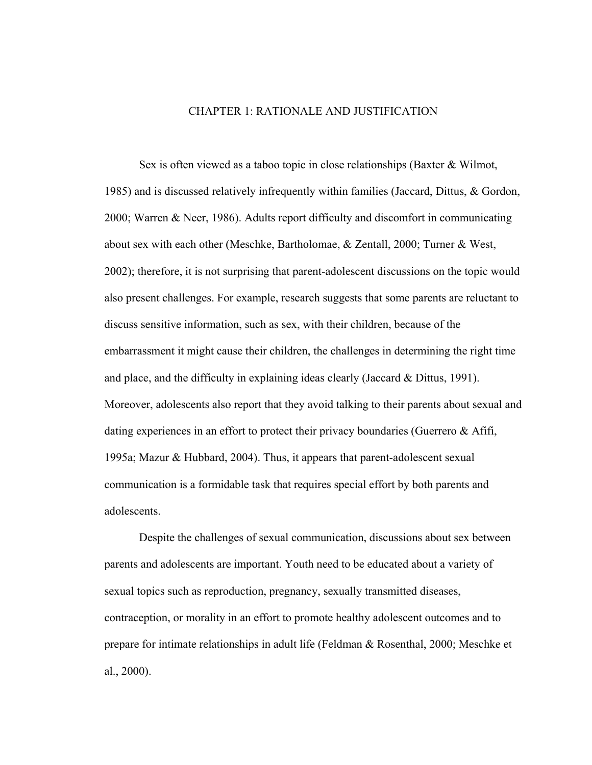# CHAPTER 1: RATIONALE AND JUSTIFICATION

Sex is often viewed as a taboo topic in close relationships (Baxter & Wilmot, 1985) and is discussed relatively infrequently within families (Jaccard, Dittus, & Gordon, 2000; Warren & Neer, 1986). Adults report difficulty and discomfort in communicating about sex with each other (Meschke, Bartholomae, & Zentall, 2000; Turner & West, 2002); therefore, it is not surprising that parent-adolescent discussions on the topic would also present challenges. For example, research suggests that some parents are reluctant to discuss sensitive information, such as sex, with their children, because of the embarrassment it might cause their children, the challenges in determining the right time and place, and the difficulty in explaining ideas clearly (Jaccard & Dittus, 1991). Moreover, adolescents also report that they avoid talking to their parents about sexual and dating experiences in an effort to protect their privacy boundaries (Guerrero & Afifi, 1995a; Mazur & Hubbard, 2004). Thus, it appears that parent-adolescent sexual communication is a formidable task that requires special effort by both parents and adolescents.

Despite the challenges of sexual communication, discussions about sex between parents and adolescents are important. Youth need to be educated about a variety of sexual topics such as reproduction, pregnancy, sexually transmitted diseases, contraception, or morality in an effort to promote healthy adolescent outcomes and to prepare for intimate relationships in adult life (Feldman & Rosenthal, 2000; Meschke et al., 2000).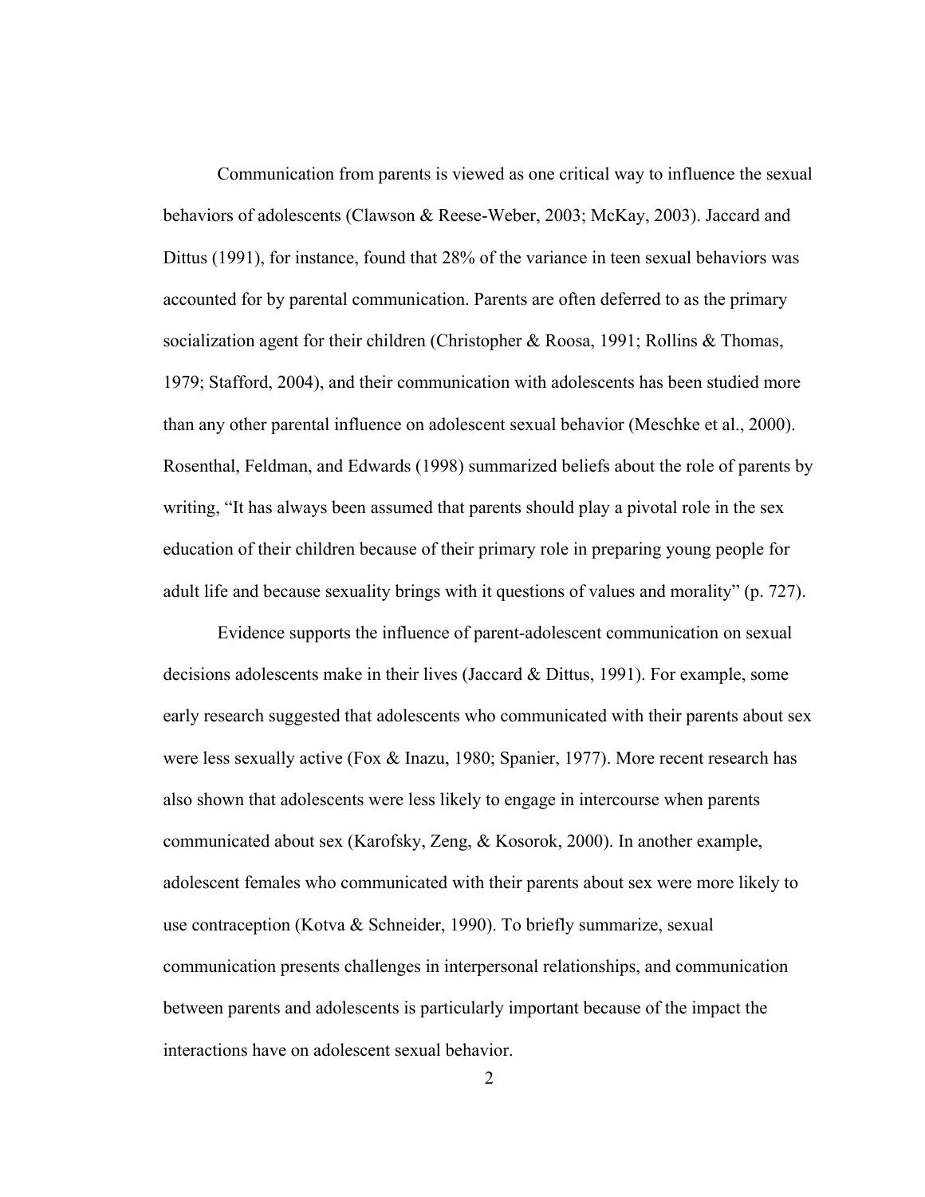Communication from parents is viewed as one critical way to influence the sexual behaviors of adolescents (Clawson & Reese-Weber, 2003; McKay, 2003). Jaccard and Dittus (1991), for instance, found that 28% of the variance in teen sexual behaviors was accounted for by parental communication. Parents are often deferred to as the primary socialization agent for their children (Christopher & Roosa, 1991; Rollins & Thomas, 1979; Stafford, 2004), and their communication with adolescents has been studied more than any other parental influence on adolescent sexual behavior (Meschke et al., 2000). Rosenthal, Feldman, and Edwards (1998) summarized beliefs about the role of parents by writing, "It has always been assumed that parents should play a pivotal role in the sex education of their children because of their primary role in preparing young people for adult life and because sexuality brings with it questions of values and morality" (p. 727).

Evidence supports the influence of parent-adolescent communication on sexual decisions adolescents make in their lives (Jaccard & Dittus, 1991). For example, some early research suggested that adolescents who communicated with their parents about sex were less sexually active (Fox & Inazu, 1980; Spanier, 1977). More recent research has also shown that adolescents were less likely to engage in intercourse when parents communicated about sex (Karofsky, Zeng, & Kosorok, 2000). In another example, adolescent females who communicated with their parents about sex were more likely to use contraception (Kotva & Schneider, 1990). To briefly summarize, sexual communication presents challenges in interpersonal relationships, and communication between parents and adolescents is particularly important because of the impact the interactions have on adolescent sexual behavior.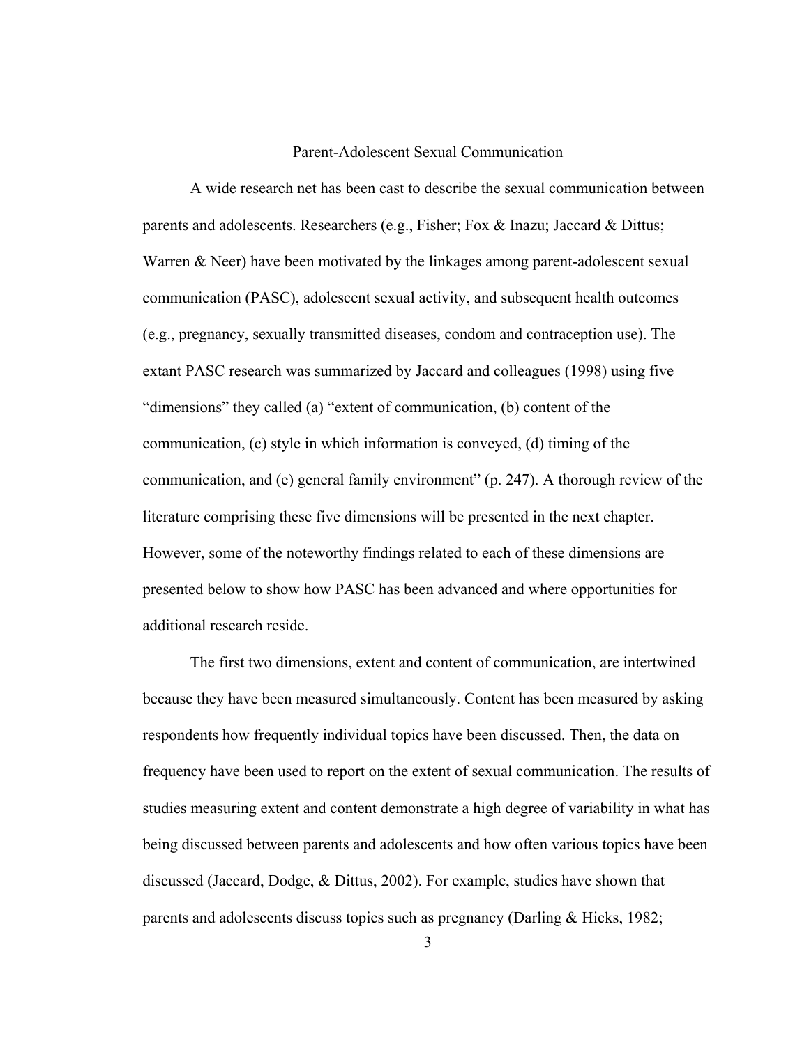## Parent-Adolescent Sexual Communication

A wide research net has been cast to describe the sexual communication between parents and adolescents. Researchers (e.g., Fisher; Fox & Inazu; Jaccard & Dittus; Warren & Neer) have been motivated by the linkages among parent-adolescent sexual communication (PASC), adolescent sexual activity, and subsequent health outcomes (e.g., pregnancy, sexually transmitted diseases, condom and contraception use). The extant PASC research was summarized by Jaccard and colleagues (1998) using five "dimensions" they called (a) "extent of communication, (b) content of the communication, (c) style in which information is conveyed, (d) timing of the communication, and (e) general family environment" (p. 247). A thorough review of the literature comprising these five dimensions will be presented in the next chapter. However, some of the noteworthy findings related to each of these dimensions are presented below to show how PASC has been advanced and where opportunities for additional research reside.

The first two dimensions, extent and content of communication, are intertwined because they have been measured simultaneously. Content has been measured by asking respondents how frequently individual topics have been discussed. Then, the data on frequency have been used to report on the extent of sexual communication. The results of studies measuring extent and content demonstrate a high degree of variability in what has being discussed between parents and adolescents and how often various topics have been discussed (Jaccard, Dodge, & Dittus, 2002). For example, studies have shown that parents and adolescents discuss topics such as pregnancy (Darling & Hicks, 1982;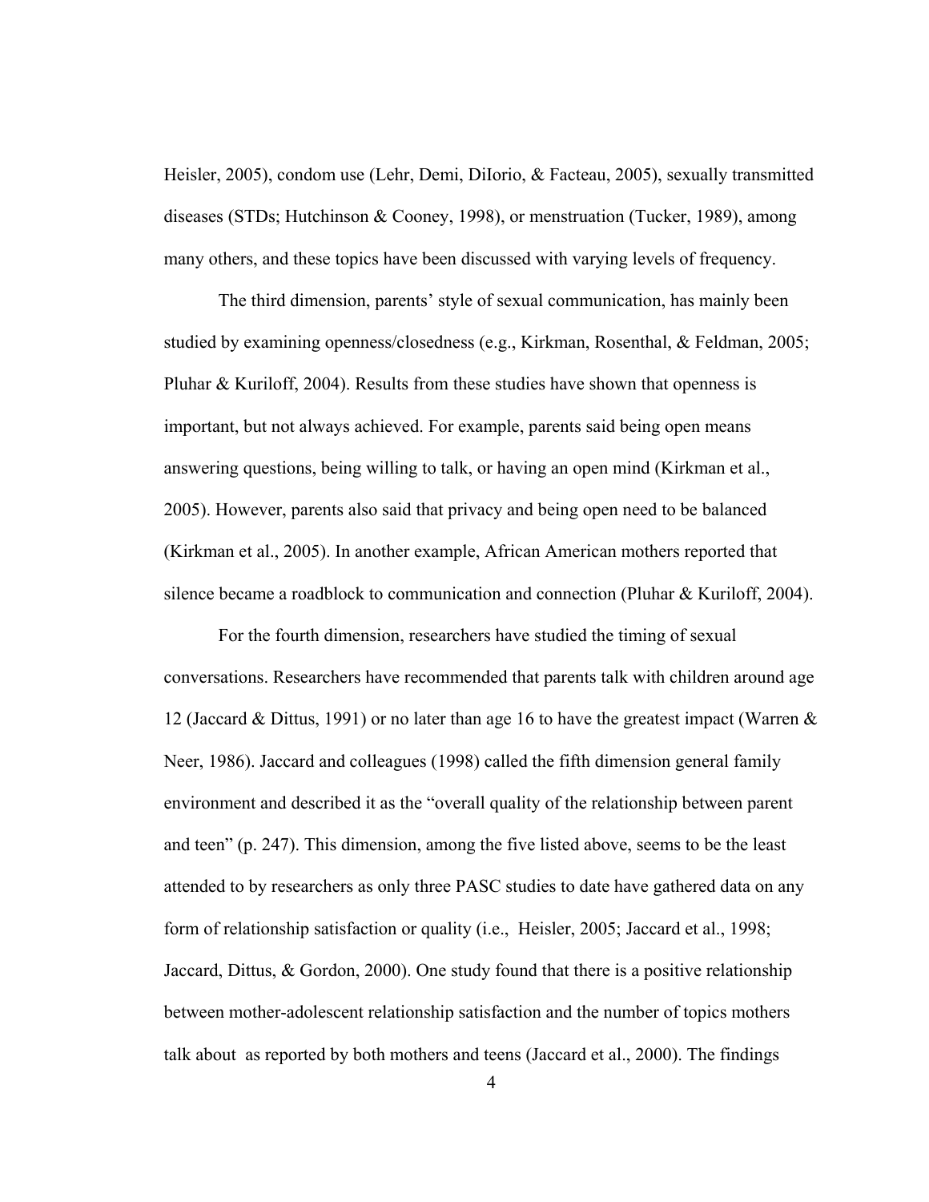Heisler, 2005), condom use (Lehr, Demi, DiIorio, & Facteau, 2005), sexually transmitted diseases (STDs; Hutchinson & Cooney, 1998), or menstruation (Tucker, 1989), among many others, and these topics have been discussed with varying levels of frequency.

The third dimension, parents' style of sexual communication, has mainly been studied by examining openness/closedness (e.g., Kirkman, Rosenthal, & Feldman, 2005; Pluhar & Kuriloff, 2004). Results from these studies have shown that openness is important, but not always achieved. For example, parents said being open means answering questions, being willing to talk, or having an open mind (Kirkman et al., 2005). However, parents also said that privacy and being open need to be balanced (Kirkman et al., 2005). In another example, African American mothers reported that silence became a roadblock to communication and connection (Pluhar & Kuriloff, 2004).

For the fourth dimension, researchers have studied the timing of sexual conversations. Researchers have recommended that parents talk with children around age 12 (Jaccard & Dittus, 1991) or no later than age 16 to have the greatest impact (Warren & Neer, 1986). Jaccard and colleagues (1998) called the fifth dimension general family environment and described it as the "overall quality of the relationship between parent and teen" (p. 247). This dimension, among the five listed above, seems to be the least attended to by researchers as only three PASC studies to date have gathered data on any form of relationship satisfaction or quality (i.e., Heisler, 2005; Jaccard et al., 1998; Jaccard, Dittus, & Gordon, 2000). One study found that there is a positive relationship between mother-adolescent relationship satisfaction and the number of topics mothers talk about as reported by both mothers and teens (Jaccard et al., 2000). The findings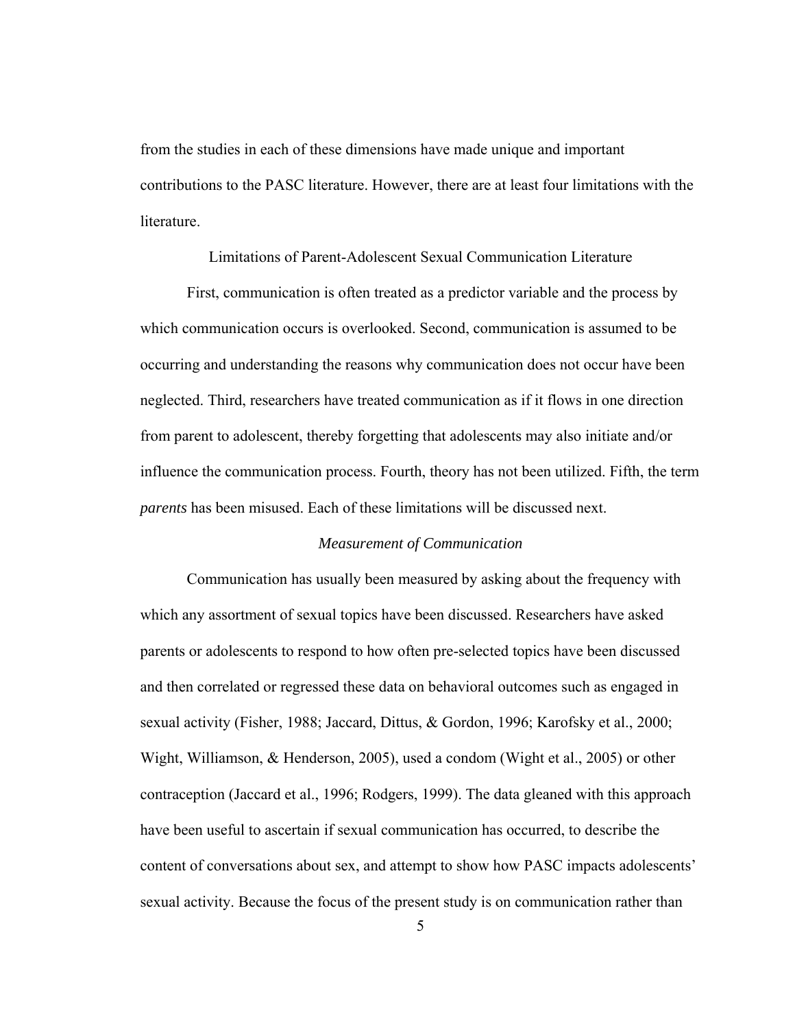from the studies in each of these dimensions have made unique and important contributions to the PASC literature. However, there are at least four limitations with the literature.

## Limitations of Parent-Adolescent Sexual Communication Literature

First, communication is often treated as a predictor variable and the process by which communication occurs is overlooked. Second, communication is assumed to be occurring and understanding the reasons why communication does not occur have been neglected. Third, researchers have treated communication as if it flows in one direction from parent to adolescent, thereby forgetting that adolescents may also initiate and/or influence the communication process. Fourth, theory has not been utilized. Fifth, the term *parents* has been misused. Each of these limitations will be discussed next.

### *Measurement of Communication*

Communication has usually been measured by asking about the frequency with which any assortment of sexual topics have been discussed. Researchers have asked parents or adolescents to respond to how often pre-selected topics have been discussed and then correlated or regressed these data on behavioral outcomes such as engaged in sexual activity (Fisher, 1988; Jaccard, Dittus, & Gordon, 1996; Karofsky et al., 2000; Wight, Williamson, & Henderson, 2005), used a condom (Wight et al., 2005) or other contraception (Jaccard et al., 1996; Rodgers, 1999). The data gleaned with this approach have been useful to ascertain if sexual communication has occurred, to describe the content of conversations about sex, and attempt to show how PASC impacts adolescents' sexual activity. Because the focus of the present study is on communication rather than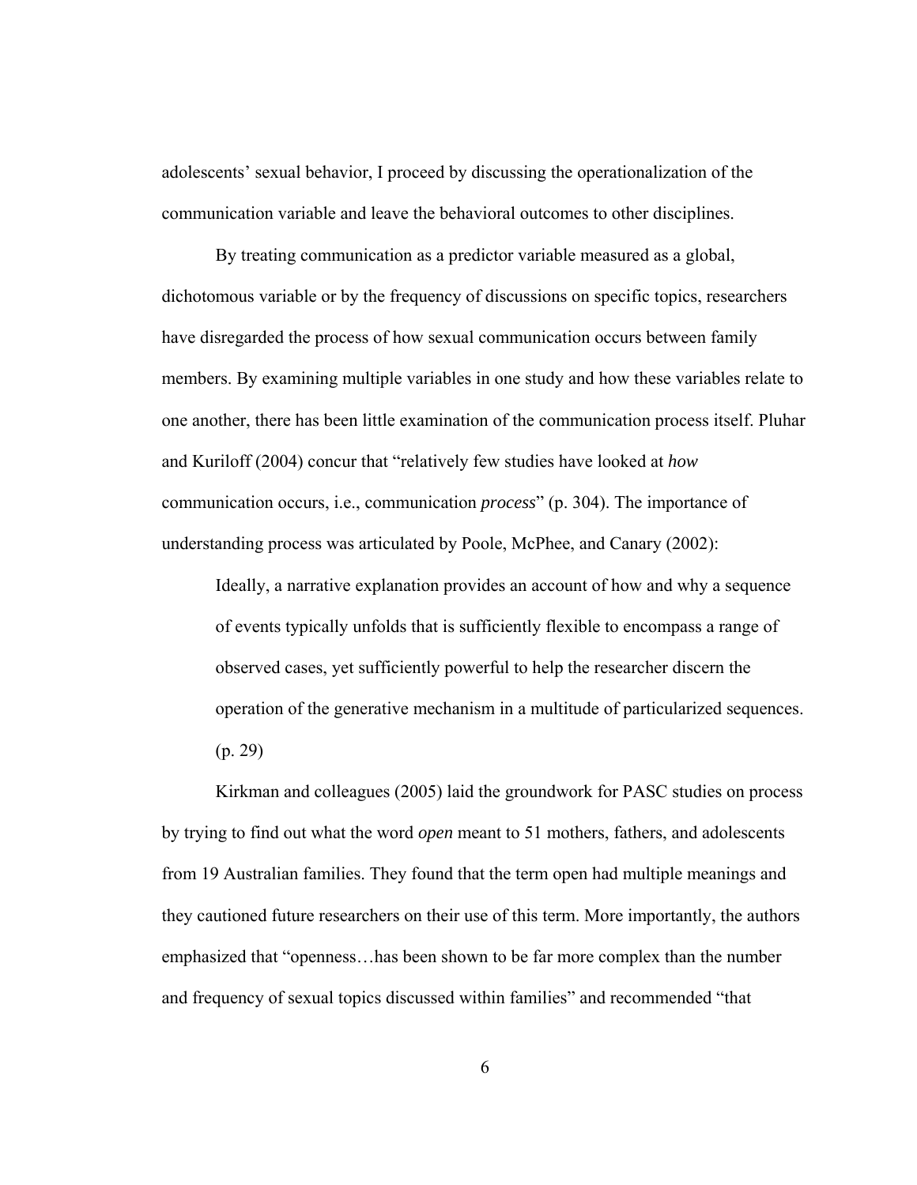adolescents' sexual behavior, I proceed by discussing the operationalization of the communication variable and leave the behavioral outcomes to other disciplines.

By treating communication as a predictor variable measured as a global, dichotomous variable or by the frequency of discussions on specific topics, researchers have disregarded the process of how sexual communication occurs between family members. By examining multiple variables in one study and how these variables relate to one another, there has been little examination of the communication process itself. Pluhar and Kuriloff (2004) concur that "relatively few studies have looked at *how* communication occurs, i.e., communication *process*" (p. 304). The importance of understanding process was articulated by Poole, McPhee, and Canary (2002):

> Ideally, a narrative explanation provides an account of how and why a sequence of events typically unfolds that is sufficiently flexible to encompass a range of observed cases, yet sufficiently powerful to help the researcher discern the operation of the generative mechanism in a multitude of particularized sequences. (p. 29)

Kirkman and colleagues (2005) laid the groundwork for PASC studies on process by trying to find out what the word *open* meant to 51 mothers, fathers, and adolescents from 19 Australian families. They found that the term open had multiple meanings and they cautioned future researchers on their use of this term. More importantly, the authors emphasized that "openness…has been shown to be far more complex than the number and frequency of sexual topics discussed within families" and recommended "that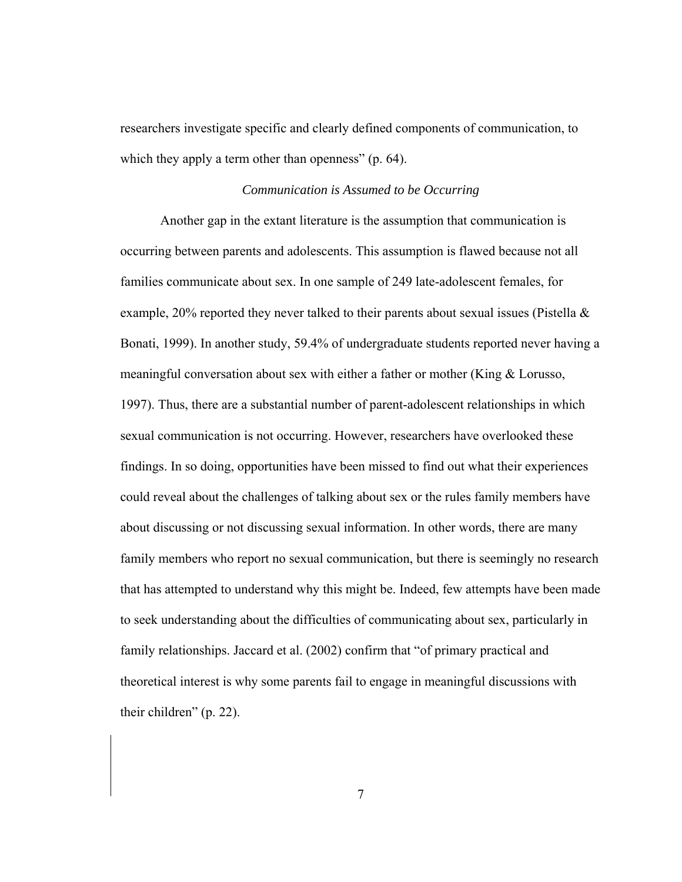researchers investigate specific and clearly defined components of communication, to which they apply a term other than openness" (p. 64).

### *Communication is Assumed to be Occurring*

Another gap in the extant literature is the assumption that communication is occurring between parents and adolescents. This assumption is flawed because not all families communicate about sex. In one sample of 249 late-adolescent females, for example, 20% reported they never talked to their parents about sexual issues (Pistella & Bonati, 1999). In another study, 59.4% of undergraduate students reported never having a meaningful conversation about sex with either a father or mother (King & Lorusso, 1997). Thus, there are a substantial number of parent-adolescent relationships in which sexual communication is not occurring. However, researchers have overlooked these findings. In so doing, opportunities have been missed to find out what their experiences could reveal about the challenges of talking about sex or the rules family members have about discussing or not discussing sexual information. In other words, there are many family members who report no sexual communication, but there is seemingly no research that has attempted to understand why this might be. Indeed, few attempts have been made to seek understanding about the difficulties of communicating about sex, particularly in family relationships. Jaccard et al. (2002) confirm that "of primary practical and theoretical interest is why some parents fail to engage in meaningful discussions with their children" (p. 22).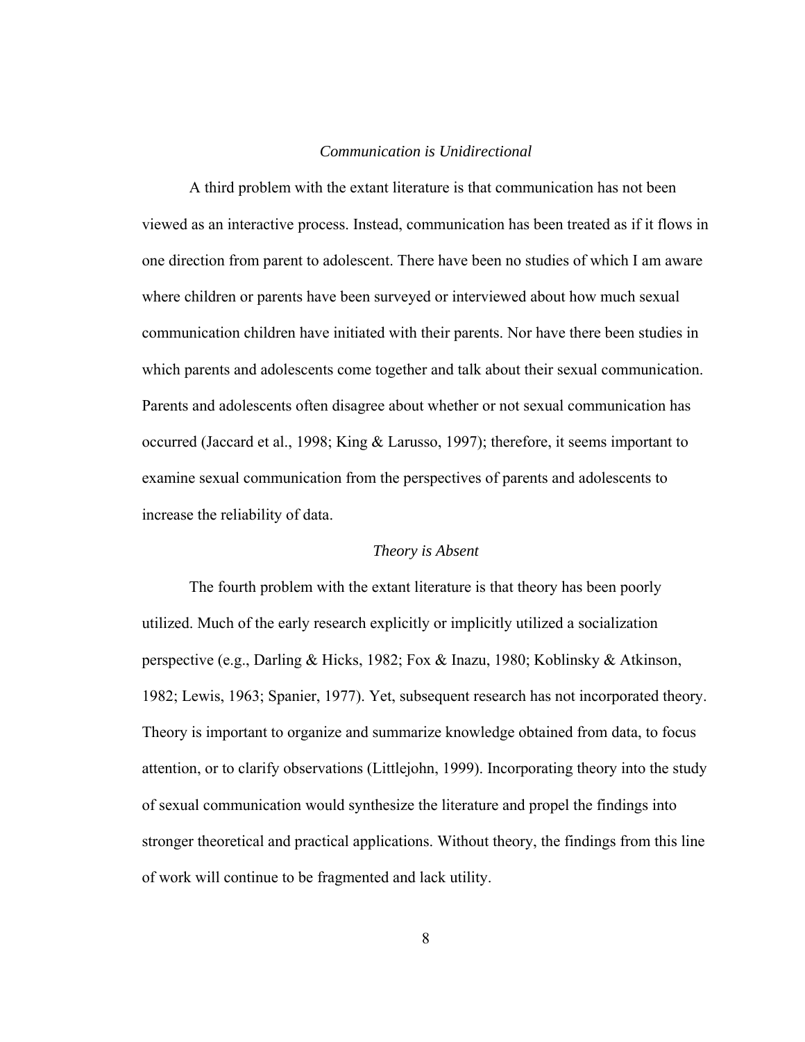### *Communication is Unidirectional*

A third problem with the extant literature is that communication has not been viewed as an interactive process. Instead, communication has been treated as if it flows in one direction from parent to adolescent. There have been no studies of which I am aware where children or parents have been surveyed or interviewed about how much sexual communication children have initiated with their parents. Nor have there been studies in which parents and adolescents come together and talk about their sexual communication. Parents and adolescents often disagree about whether or not sexual communication has occurred (Jaccard et al., 1998; King & Larusso, 1997); therefore, it seems important to examine sexual communication from the perspectives of parents and adolescents to increase the reliability of data.

### *Theory is Absent*

The fourth problem with the extant literature is that theory has been poorly utilized. Much of the early research explicitly or implicitly utilized a socialization perspective (e.g., Darling & Hicks, 1982; Fox & Inazu, 1980; Koblinsky & Atkinson, 1982; Lewis, 1963; Spanier, 1977). Yet, subsequent research has not incorporated theory. Theory is important to organize and summarize knowledge obtained from data, to focus attention, or to clarify observations (Littlejohn, 1999). Incorporating theory into the study of sexual communication would synthesize the literature and propel the findings into stronger theoretical and practical applications. Without theory, the findings from this line of work will continue to be fragmented and lack utility.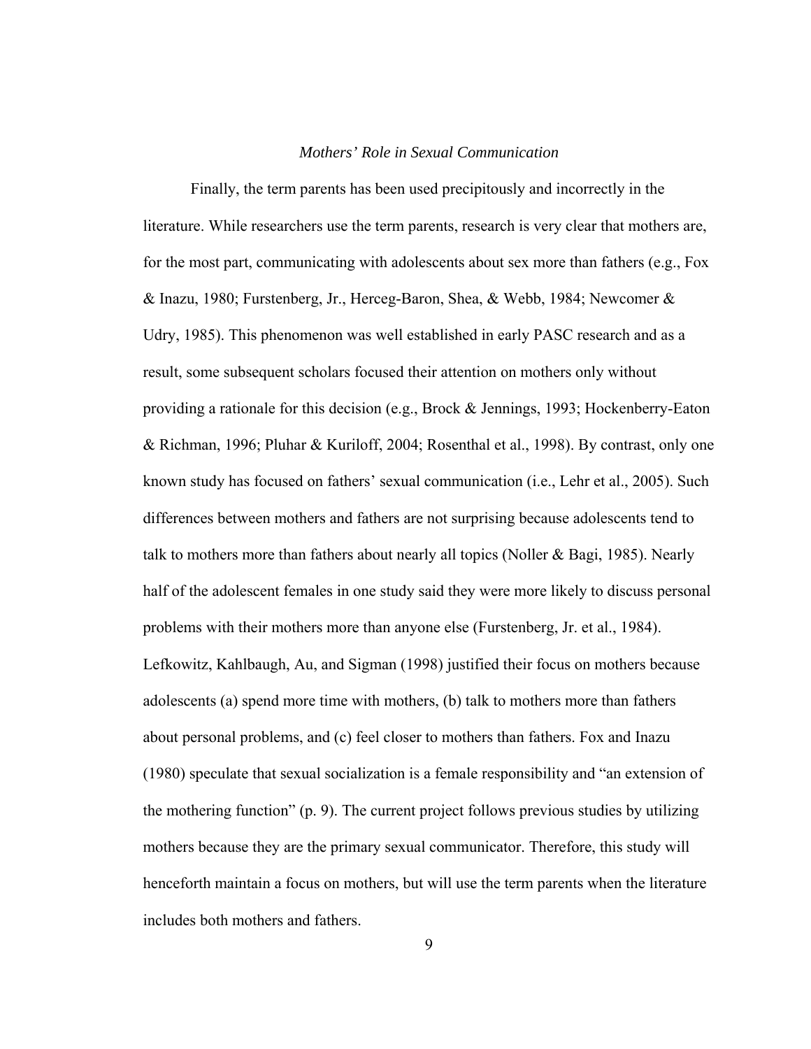### *Mothers' Role in Sexual Communication*

Finally, the term parents has been used precipitously and incorrectly in the literature. While researchers use the term parents, research is very clear that mothers are, for the most part, communicating with adolescents about sex more than fathers (e.g., Fox & Inazu, 1980; Furstenberg, Jr., Herceg-Baron, Shea, & Webb, 1984; Newcomer & Udry, 1985). This phenomenon was well established in early PASC research and as a result, some subsequent scholars focused their attention on mothers only without providing a rationale for this decision (e.g., Brock & Jennings, 1993; Hockenberry-Eaton & Richman, 1996; Pluhar & Kuriloff, 2004; Rosenthal et al., 1998). By contrast, only one known study has focused on fathers' sexual communication (i.e., Lehr et al., 2005). Such differences between mothers and fathers are not surprising because adolescents tend to talk to mothers more than fathers about nearly all topics (Noller & Bagi, 1985). Nearly half of the adolescent females in one study said they were more likely to discuss personal problems with their mothers more than anyone else (Furstenberg, Jr. et al., 1984). Lefkowitz, Kahlbaugh, Au, and Sigman (1998) justified their focus on mothers because adolescents (a) spend more time with mothers, (b) talk to mothers more than fathers about personal problems, and (c) feel closer to mothers than fathers. Fox and Inazu (1980) speculate that sexual socialization is a female responsibility and "an extension of the mothering function" (p. 9). The current project follows previous studies by utilizing mothers because they are the primary sexual communicator. Therefore, this study will henceforth maintain a focus on mothers, but will use the term parents when the literature includes both mothers and fathers.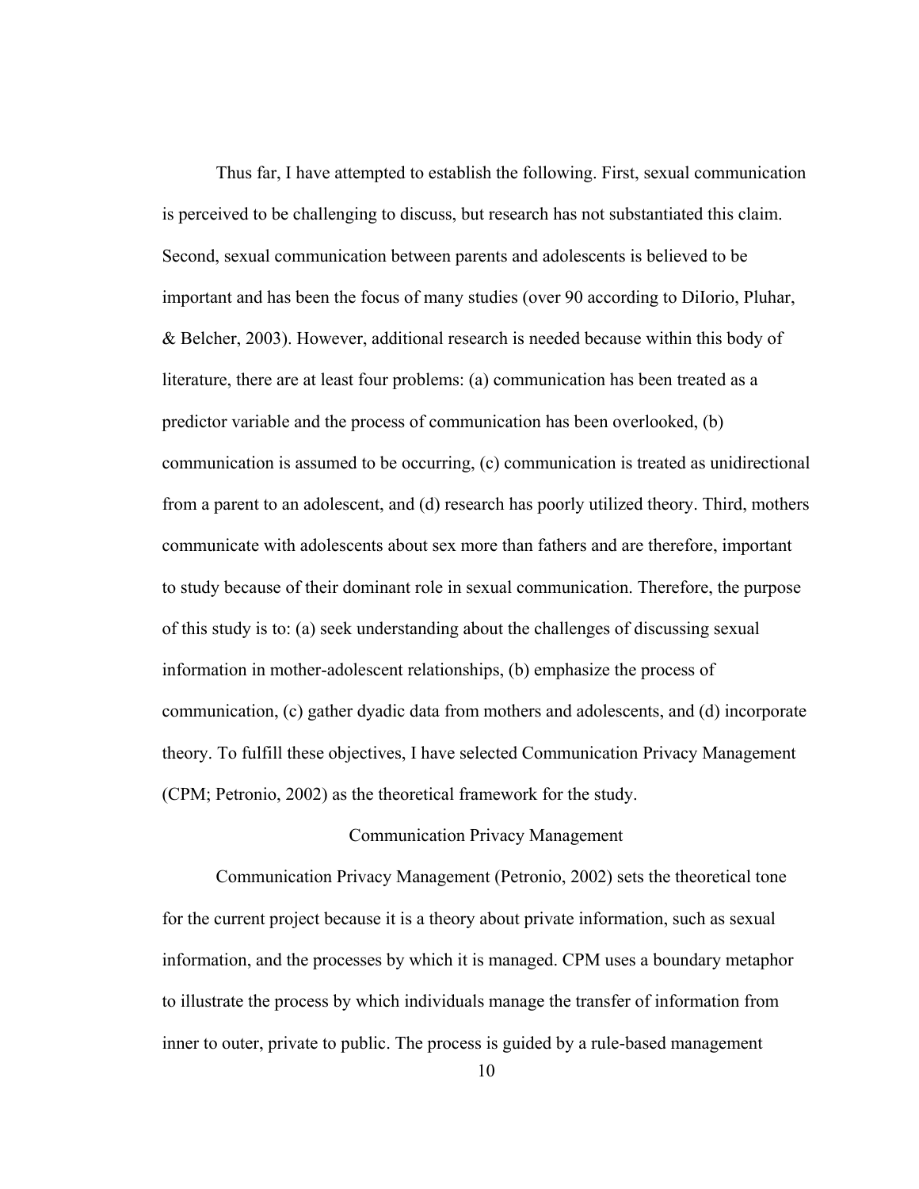Thus far, I have attempted to establish the following. First, sexual communication is perceived to be challenging to discuss, but research has not substantiated this claim. Second, sexual communication between parents and adolescents is believed to be important and has been the focus of many studies (over 90 according to DiIorio, Pluhar, & Belcher, 2003). However, additional research is needed because within this body of literature, there are at least four problems: (a) communication has been treated as a predictor variable and the process of communication has been overlooked, (b) communication is assumed to be occurring, (c) communication is treated as unidirectional from a parent to an adolescent, and (d) research has poorly utilized theory. Third, mothers communicate with adolescents about sex more than fathers and are therefore, important to study because of their dominant role in sexual communication. Therefore, the purpose of this study is to: (a) seek understanding about the challenges of discussing sexual information in mother-adolescent relationships, (b) emphasize the process of communication, (c) gather dyadic data from mothers and adolescents, and (d) incorporate theory. To fulfill these objectives, I have selected Communication Privacy Management (CPM; Petronio, 2002) as the theoretical framework for the study.

## Communication Privacy Management

Communication Privacy Management (Petronio, 2002) sets the theoretical tone for the current project because it is a theory about private information, such as sexual information, and the processes by which it is managed. CPM uses a boundary metaphor to illustrate the process by which individuals manage the transfer of information from inner to outer, private to public. The process is guided by a rule-based management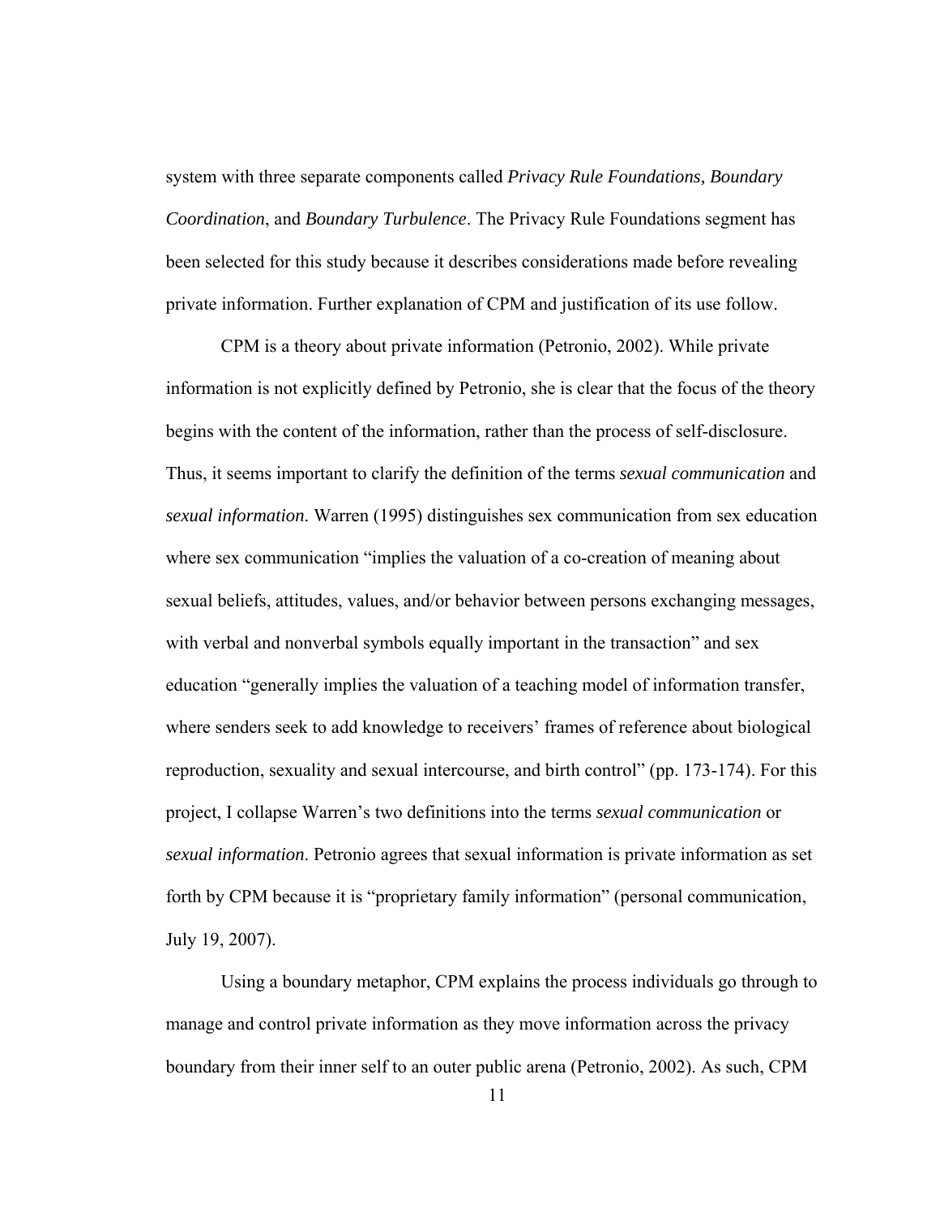system with three separate components called *Privacy Rule Foundations, Boundary Coordination*, and *Boundary Turbulence*. The Privacy Rule Foundations segment has been selected for this study because it describes considerations made before revealing private information. Further explanation of CPM and justification of its use follow.

CPM is a theory about private information (Petronio, 2002). While private information is not explicitly defined by Petronio, she is clear that the focus of the theory begins with the content of the information, rather than the process of self-disclosure. Thus, it seems important to clarify the definition of the terms *sexual communication* and *sexual information*. Warren (1995) distinguishes sex communication from sex education where sex communication "implies the valuation of a co-creation of meaning about sexual beliefs, attitudes, values, and/or behavior between persons exchanging messages, with verbal and nonverbal symbols equally important in the transaction" and sex education "generally implies the valuation of a teaching model of information transfer, where senders seek to add knowledge to receivers' frames of reference about biological reproduction, sexuality and sexual intercourse, and birth control" (pp. 173-174). For this project, I collapse Warren's two definitions into the terms *sexual communication* or *sexual information*. Petronio agrees that sexual information is private information as set forth by CPM because it is "proprietary family information" (personal communication, July 19, 2007).

Using a boundary metaphor, CPM explains the process individuals go through to manage and control private information as they move information across the privacy boundary from their inner self to an outer public arena (Petronio, 2002). As such, CPM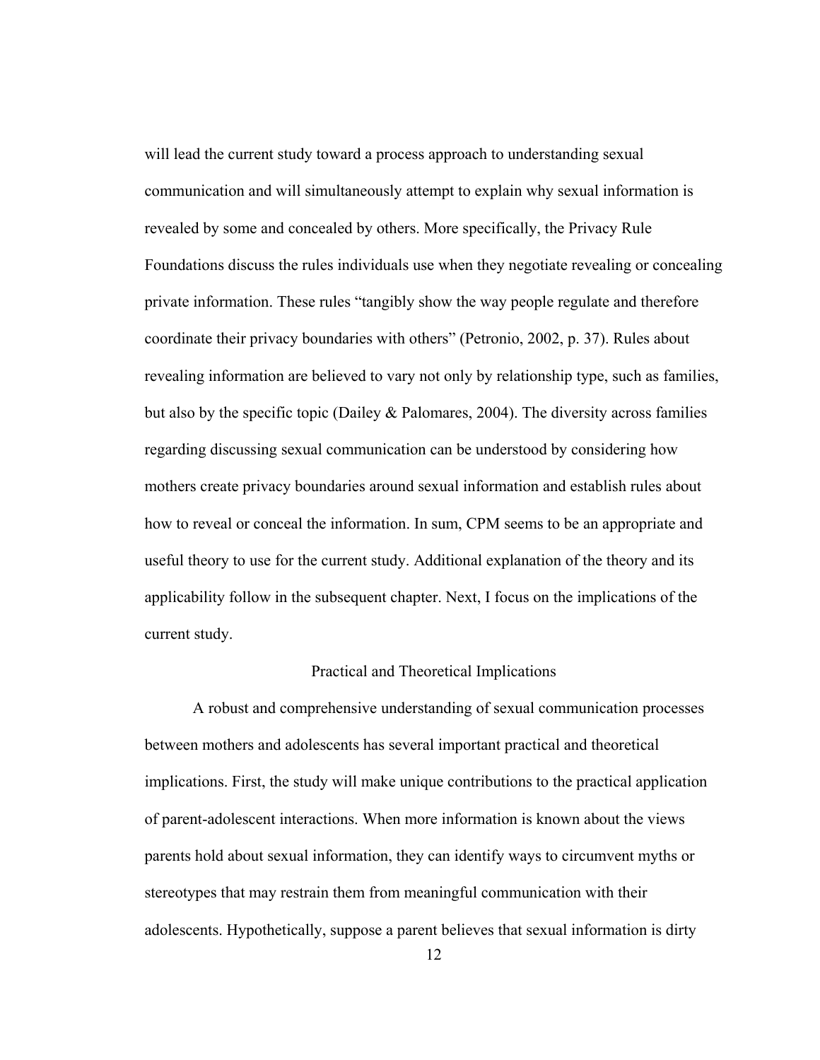will lead the current study toward a process approach to understanding sexual communication and will simultaneously attempt to explain why sexual information is revealed by some and concealed by others. More specifically, the Privacy Rule Foundations discuss the rules individuals use when they negotiate revealing or concealing private information. These rules "tangibly show the way people regulate and therefore coordinate their privacy boundaries with others" (Petronio, 2002, p. 37). Rules about revealing information are believed to vary not only by relationship type, such as families, but also by the specific topic (Dailey & Palomares, 2004). The diversity across families regarding discussing sexual communication can be understood by considering how mothers create privacy boundaries around sexual information and establish rules about how to reveal or conceal the information. In sum, CPM seems to be an appropriate and useful theory to use for the current study. Additional explanation of the theory and its applicability follow in the subsequent chapter. Next, I focus on the implications of the current study.

## Practical and Theoretical Implications

A robust and comprehensive understanding of sexual communication processes between mothers and adolescents has several important practical and theoretical implications. First, the study will make unique contributions to the practical application of parent-adolescent interactions. When more information is known about the views parents hold about sexual information, they can identify ways to circumvent myths or stereotypes that may restrain them from meaningful communication with their adolescents. Hypothetically, suppose a parent believes that sexual information is dirty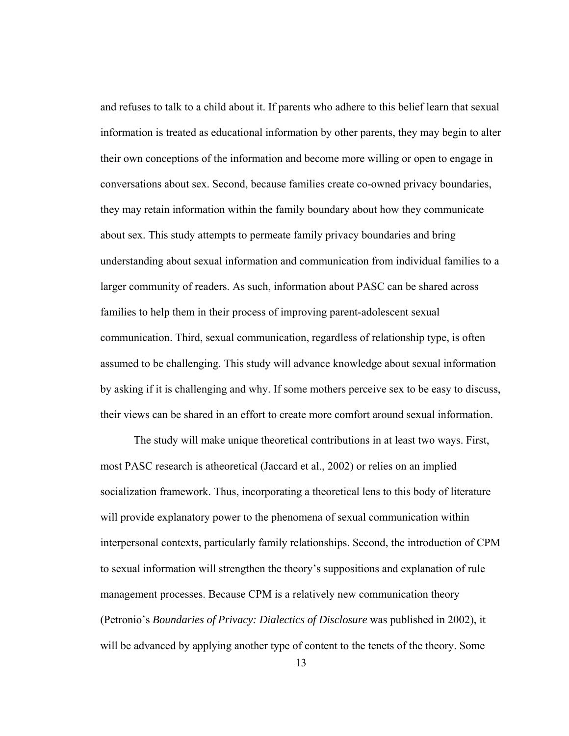and refuses to talk to a child about it. If parents who adhere to this belief learn that sexual information is treated as educational information by other parents, they may begin to alter their own conceptions of the information and become more willing or open to engage in conversations about sex. Second, because families create co-owned privacy boundaries, they may retain information within the family boundary about how they communicate about sex. This study attempts to permeate family privacy boundaries and bring understanding about sexual information and communication from individual families to a larger community of readers. As such, information about PASC can be shared across families to help them in their process of improving parent-adolescent sexual communication. Third, sexual communication, regardless of relationship type, is often assumed to be challenging. This study will advance knowledge about sexual information by asking if it is challenging and why. If some mothers perceive sex to be easy to discuss, their views can be shared in an effort to create more comfort around sexual information.

The study will make unique theoretical contributions in at least two ways. First, most PASC research is atheoretical (Jaccard et al., 2002) or relies on an implied socialization framework. Thus, incorporating a theoretical lens to this body of literature will provide explanatory power to the phenomena of sexual communication within interpersonal contexts, particularly family relationships. Second, the introduction of CPM to sexual information will strengthen the theory's suppositions and explanation of rule management processes. Because CPM is a relatively new communication theory (Petronio's *Boundaries of Privacy: Dialectics of Disclosure* was published in 2002), it will be advanced by applying another type of content to the tenets of the theory. Some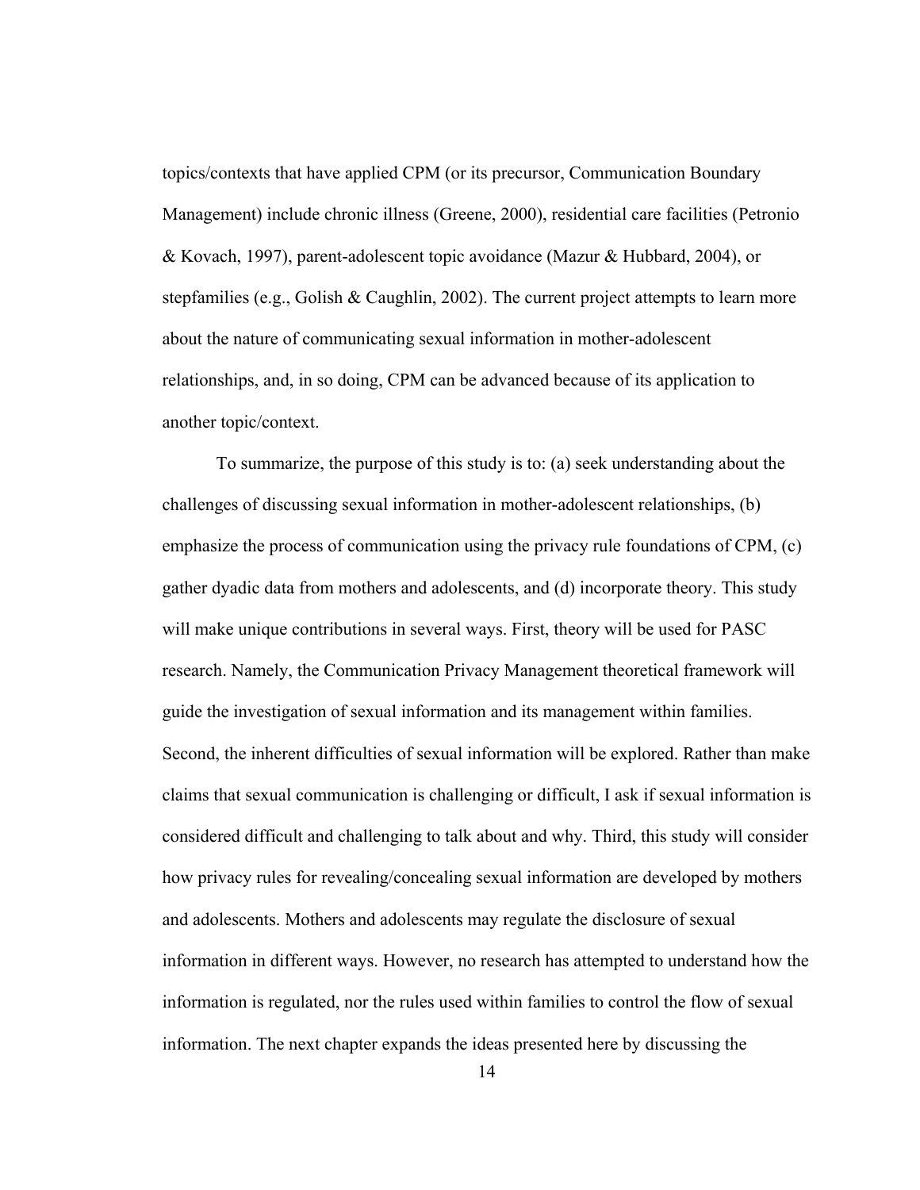topics/contexts that have applied CPM (or its precursor, Communication Boundary Management) include chronic illness (Greene, 2000), residential care facilities (Petronio & Kovach, 1997), parent-adolescent topic avoidance (Mazur & Hubbard, 2004), or stepfamilies (e.g., Golish & Caughlin, 2002). The current project attempts to learn more about the nature of communicating sexual information in mother-adolescent relationships, and, in so doing, CPM can be advanced because of its application to another topic/context.

To summarize, the purpose of this study is to: (a) seek understanding about the challenges of discussing sexual information in mother-adolescent relationships, (b) emphasize the process of communication using the privacy rule foundations of CPM, (c) gather dyadic data from mothers and adolescents, and (d) incorporate theory. This study will make unique contributions in several ways. First, theory will be used for PASC research. Namely, the Communication Privacy Management theoretical framework will guide the investigation of sexual information and its management within families. Second, the inherent difficulties of sexual information will be explored. Rather than make claims that sexual communication is challenging or difficult, I ask if sexual information is considered difficult and challenging to talk about and why. Third, this study will consider how privacy rules for revealing/concealing sexual information are developed by mothers and adolescents. Mothers and adolescents may regulate the disclosure of sexual information in different ways. However, no research has attempted to understand how the information is regulated, nor the rules used within families to control the flow of sexual information. The next chapter expands the ideas presented here by discussing the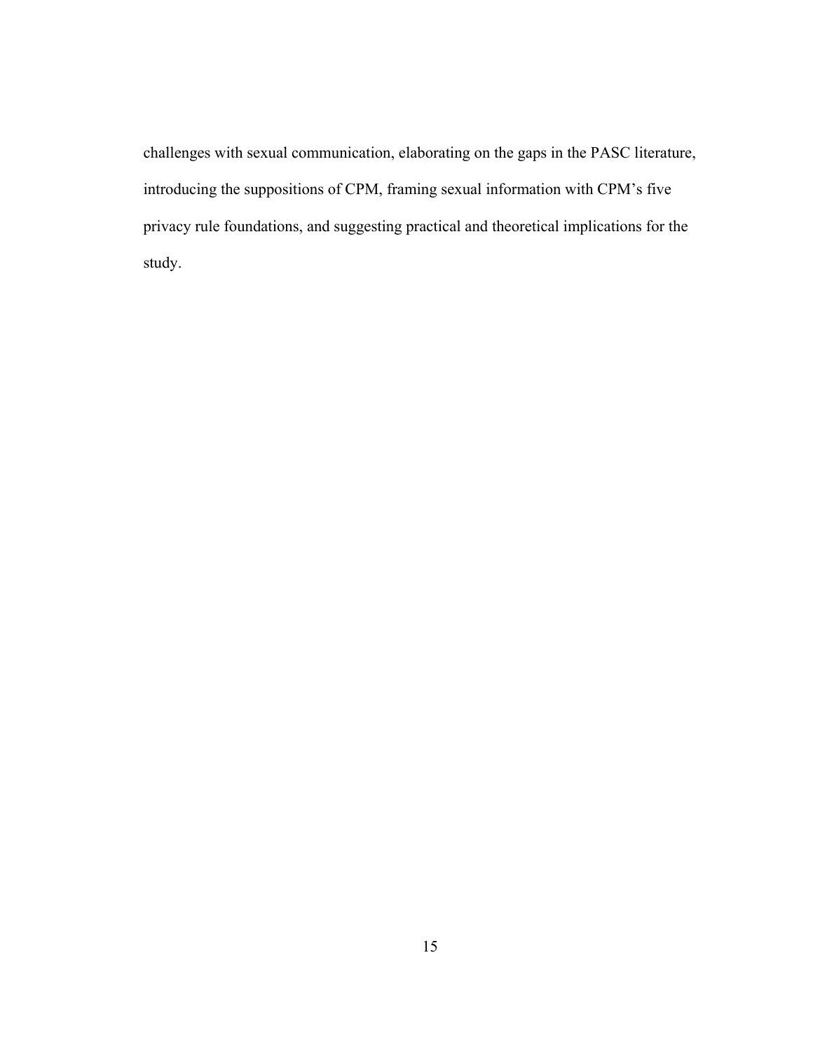challenges with sexual communication, elaborating on the gaps in the PASC literature, introducing the suppositions of CPM, framing sexual information with CPM's five privacy rule foundations, and suggesting practical and theoretical implications for the study.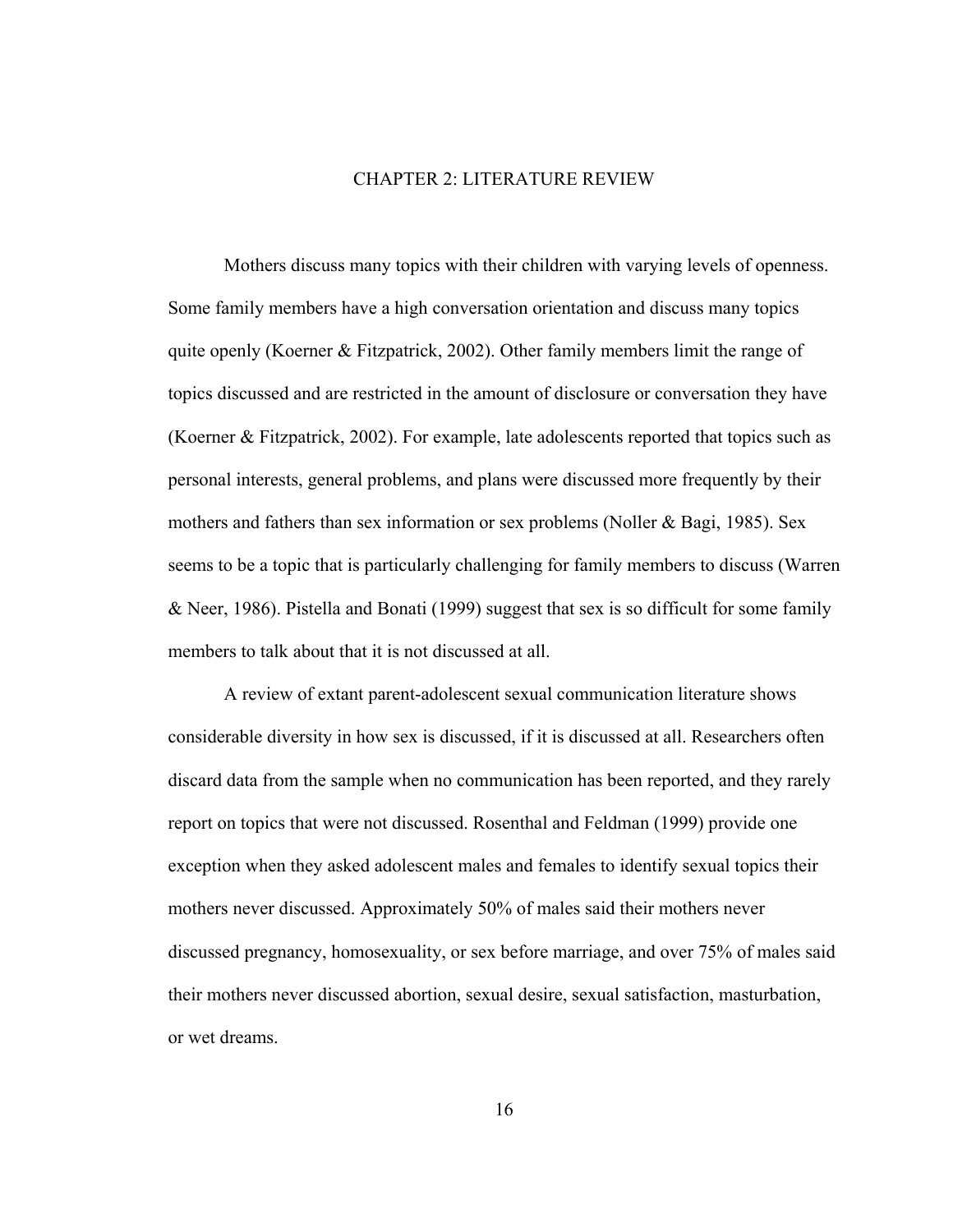# CHAPTER 2: LITERATURE REVIEW

Mothers discuss many topics with their children with varying levels of openness. Some family members have a high conversation orientation and discuss many topics quite openly (Koerner & Fitzpatrick, 2002). Other family members limit the range of topics discussed and are restricted in the amount of disclosure or conversation they have (Koerner & Fitzpatrick, 2002). For example, late adolescents reported that topics such as personal interests, general problems, and plans were discussed more frequently by their mothers and fathers than sex information or sex problems (Noller & Bagi, 1985). Sex seems to be a topic that is particularly challenging for family members to discuss (Warren & Neer, 1986). Pistella and Bonati (1999) suggest that sex is so difficult for some family members to talk about that it is not discussed at all.

A review of extant parent-adolescent sexual communication literature shows considerable diversity in how sex is discussed, if it is discussed at all. Researchers often discard data from the sample when no communication has been reported, and they rarely report on topics that were not discussed. Rosenthal and Feldman (1999) provide one exception when they asked adolescent males and females to identify sexual topics their mothers never discussed. Approximately 50% of males said their mothers never discussed pregnancy, homosexuality, or sex before marriage, and over 75% of males said their mothers never discussed abortion, sexual desire, sexual satisfaction, masturbation, or wet dreams.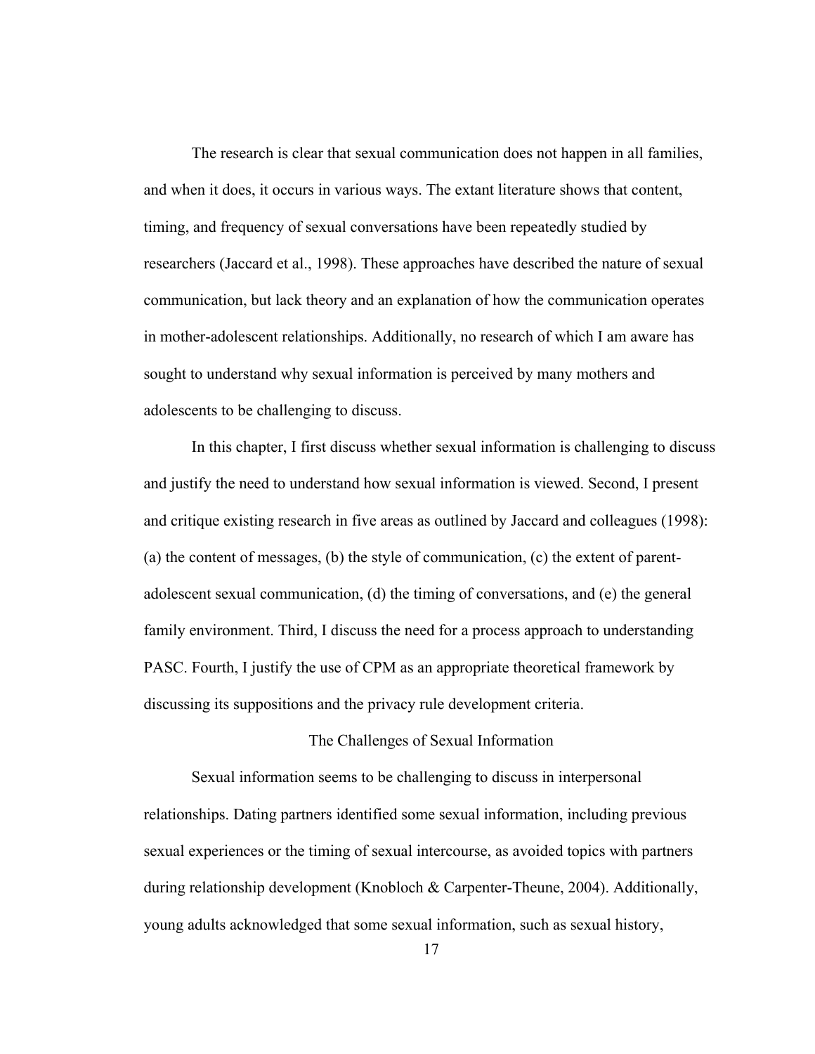The research is clear that sexual communication does not happen in all families, and when it does, it occurs in various ways. The extant literature shows that content, timing, and frequency of sexual conversations have been repeatedly studied by researchers (Jaccard et al., 1998). These approaches have described the nature of sexual communication, but lack theory and an explanation of how the communication operates in mother-adolescent relationships. Additionally, no research of which I am aware has sought to understand why sexual information is perceived by many mothers and adolescents to be challenging to discuss.

In this chapter, I first discuss whether sexual information is challenging to discuss and justify the need to understand how sexual information is viewed. Second, I present and critique existing research in five areas as outlined by Jaccard and colleagues (1998): (a) the content of messages, (b) the style of communication, (c) the extent of parent-adolescent sexual communication, (d) the timing of conversations, and (e) the general family environment. Third, I discuss the need for a process approach to understanding PASC. Fourth, I justify the use of CPM as an appropriate theoretical framework by discussing its suppositions and the privacy rule development criteria.

## The Challenges of Sexual Information

Sexual information seems to be challenging to discuss in interpersonal relationships. Dating partners identified some sexual information, including previous sexual experiences or the timing of sexual intercourse, as avoided topics with partners during relationship development (Knobloch & Carpenter-Theune, 2004). Additionally, young adults acknowledged that some sexual information, such as sexual history,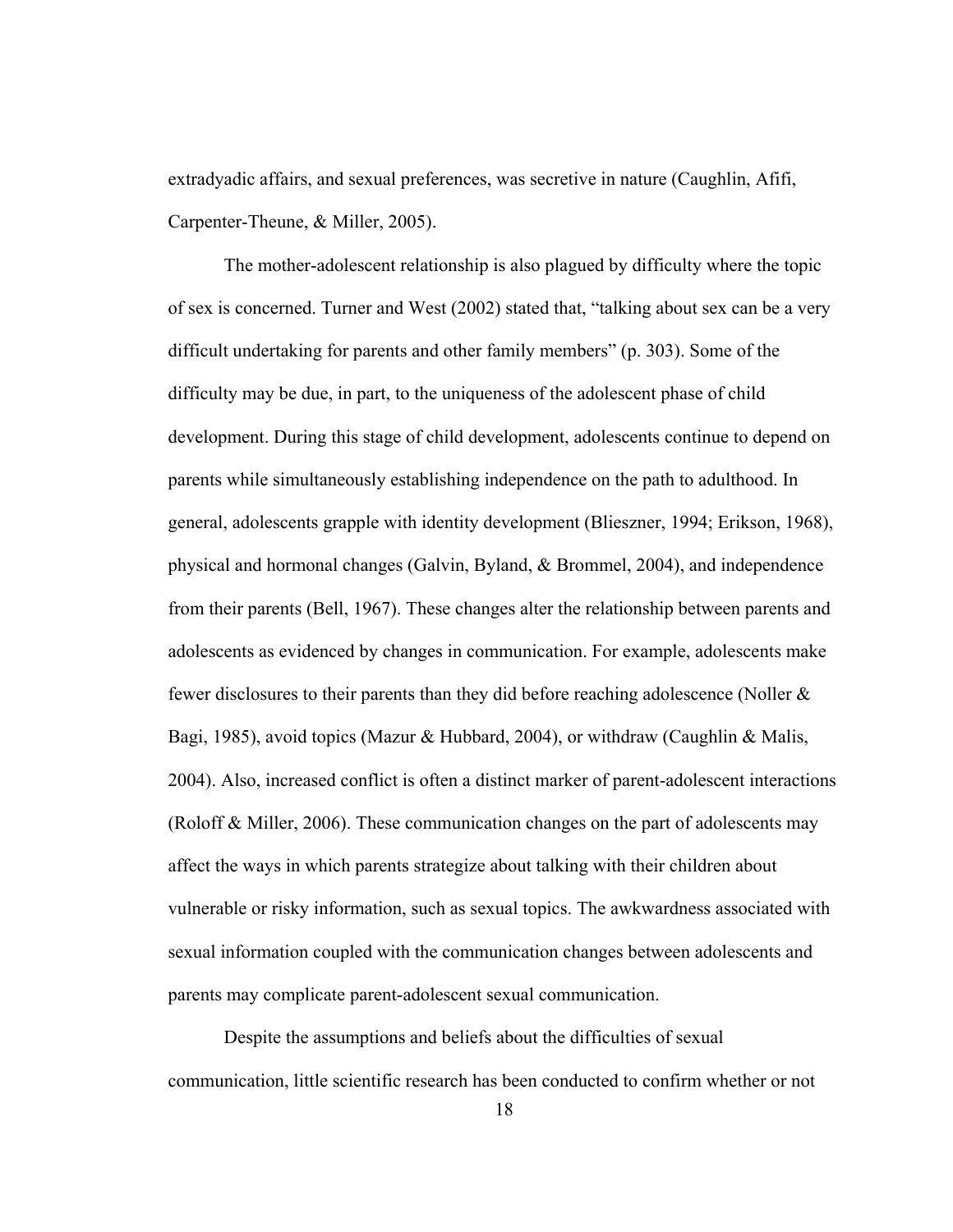extradyadic affairs, and sexual preferences, was secretive in nature (Caughlin, Afifi, Carpenter-Theune, & Miller, 2005).

The mother-adolescent relationship is also plagued by difficulty where the topic of sex is concerned. Turner and West (2002) stated that, "talking about sex can be a very difficult undertaking for parents and other family members" (p. 303). Some of the difficulty may be due, in part, to the uniqueness of the adolescent phase of child development. During this stage of child development, adolescents continue to depend on parents while simultaneously establishing independence on the path to adulthood. In general, adolescents grapple with identity development (Blieszner, 1994; Erikson, 1968), physical and hormonal changes (Galvin, Byland, & Brommel, 2004), and independence from their parents (Bell, 1967). These changes alter the relationship between parents and adolescents as evidenced by changes in communication. For example, adolescents make fewer disclosures to their parents than they did before reaching adolescence (Noller & Bagi, 1985), avoid topics (Mazur & Hubbard, 2004), or withdraw (Caughlin & Malis, 2004). Also, increased conflict is often a distinct marker of parent-adolescent interactions (Roloff & Miller, 2006). These communication changes on the part of adolescents may affect the ways in which parents strategize about talking with their children about vulnerable or risky information, such as sexual topics. The awkwardness associated with sexual information coupled with the communication changes between adolescents and parents may complicate parent-adolescent sexual communication.

Despite the assumptions and beliefs about the difficulties of sexual communication, little scientific research has been conducted to confirm whether or not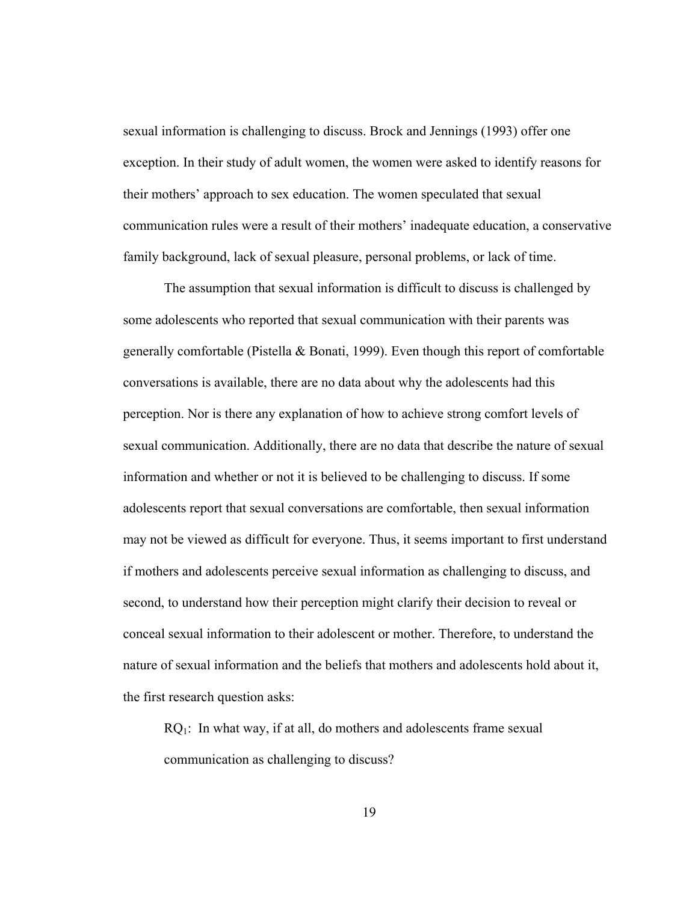sexual information is challenging to discuss. Brock and Jennings (1993) offer one exception. In their study of adult women, the women were asked to identify reasons for their mothers' approach to sex education. The women speculated that sexual communication rules were a result of their mothers' inadequate education, a conservative family background, lack of sexual pleasure, personal problems, or lack of time.

The assumption that sexual information is difficult to discuss is challenged by some adolescents who reported that sexual communication with their parents was generally comfortable (Pistella & Bonati, 1999). Even though this report of comfortable conversations is available, there are no data about why the adolescents had this perception. Nor is there any explanation of how to achieve strong comfort levels of sexual communication. Additionally, there are no data that describe the nature of sexual information and whether or not it is believed to be challenging to discuss. If some adolescents report that sexual conversations are comfortable, then sexual information may not be viewed as difficult for everyone. Thus, it seems important to first understand if mothers and adolescents perceive sexual information as challenging to discuss, and second, to understand how their perception might clarify their decision to reveal or conceal sexual information to their adolescent or mother. Therefore, to understand the nature of sexual information and the beliefs that mothers and adolescents hold about it, the first research question asks:

> $RQ_1$: In what way, if at all, do mothers and adolescents frame sexual communication as challenging to discuss?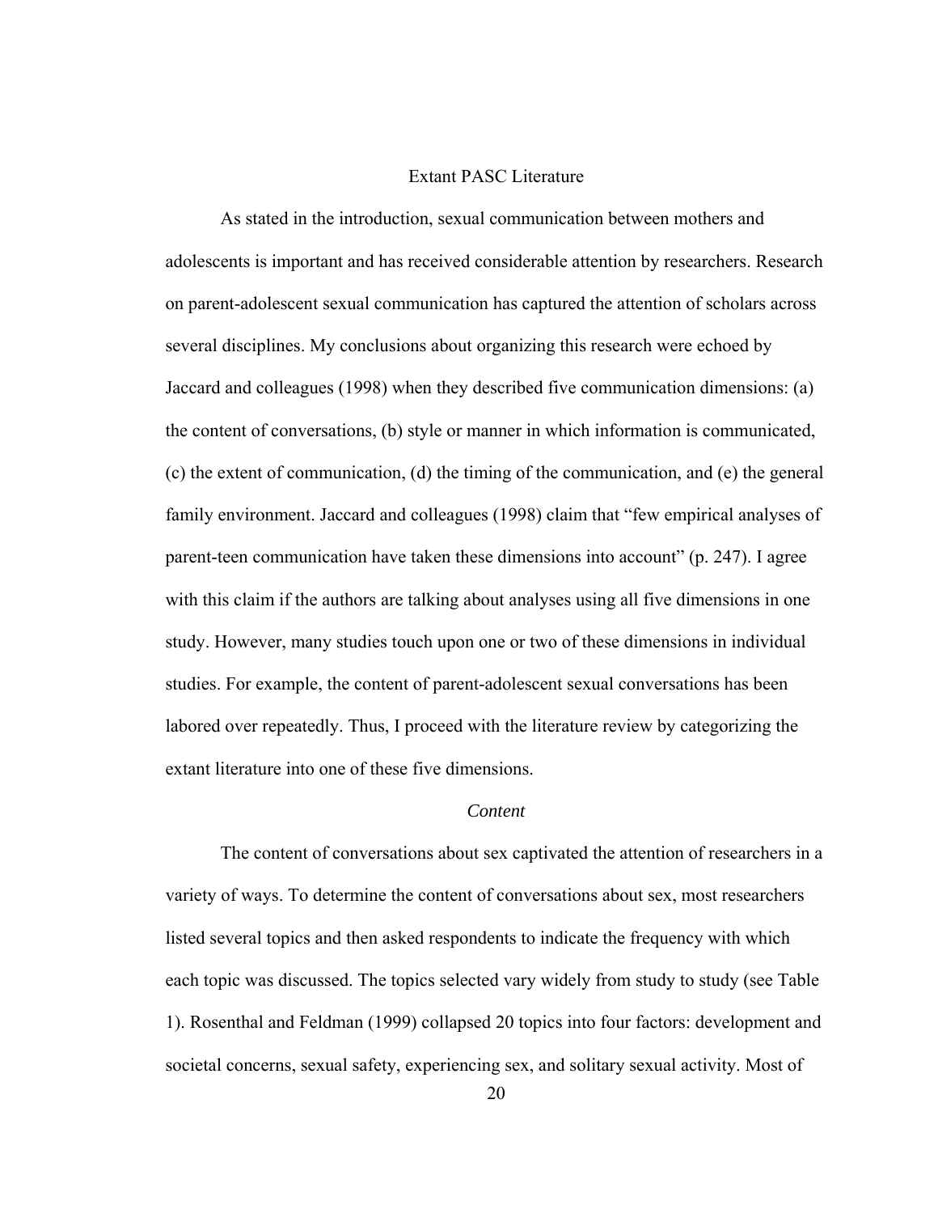## Extant PASC Literature

As stated in the introduction, sexual communication between mothers and adolescents is important and has received considerable attention by researchers. Research on parent-adolescent sexual communication has captured the attention of scholars across several disciplines. My conclusions about organizing this research were echoed by Jaccard and colleagues (1998) when they described five communication dimensions: (a) the content of conversations, (b) style or manner in which information is communicated, (c) the extent of communication, (d) the timing of the communication, and (e) the general family environment. Jaccard and colleagues (1998) claim that "few empirical analyses of parent-teen communication have taken these dimensions into account" (p. 247). I agree with this claim if the authors are talking about analyses using all five dimensions in one study. However, many studies touch upon one or two of these dimensions in individual studies. For example, the content of parent-adolescent sexual conversations has been labored over repeatedly. Thus, I proceed with the literature review by categorizing the extant literature into one of these five dimensions.

### *Content*

The content of conversations about sex captivated the attention of researchers in a variety of ways. To determine the content of conversations about sex, most researchers listed several topics and then asked respondents to indicate the frequency with which each topic was discussed. The topics selected vary widely from study to study (see Table 1). Rosenthal and Feldman (1999) collapsed 20 topics into four factors: development and societal concerns, sexual safety, experiencing sex, and solitary sexual activity. Most of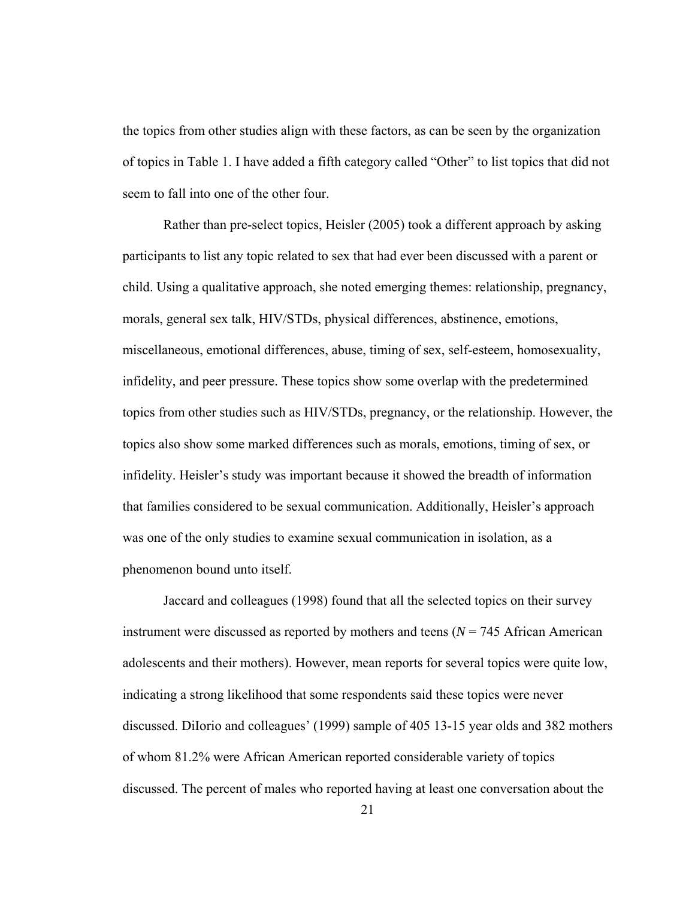the topics from other studies align with these factors, as can be seen by the organization of topics in Table 1. I have added a fifth category called "Other" to list topics that did not seem to fall into one of the other four.

Rather than pre-select topics, Heisler (2005) took a different approach by asking participants to list any topic related to sex that had ever been discussed with a parent or child. Using a qualitative approach, she noted emerging themes: relationship, pregnancy, morals, general sex talk, HIV/STDs, physical differences, abstinence, emotions, miscellaneous, emotional differences, abuse, timing of sex, self-esteem, homosexuality, infidelity, and peer pressure. These topics show some overlap with the predetermined topics from other studies such as HIV/STDs, pregnancy, or the relationship. However, the topics also show some marked differences such as morals, emotions, timing of sex, or infidelity. Heisler's study was important because it showed the breadth of information that families considered to be sexual communication. Additionally, Heisler's approach was one of the only studies to examine sexual communication in isolation, as a phenomenon bound unto itself.

Jaccard and colleagues (1998) found that all the selected topics on their survey instrument were discussed as reported by mothers and teens ($N$ = 745 African American adolescents and their mothers). However, mean reports for several topics were quite low, indicating a strong likelihood that some respondents said these topics were never discussed. DiIorio and colleagues' (1999) sample of 405 13-15 year olds and 382 mothers of whom 81.2% were African American reported considerable variety of topics discussed. The percent of males who reported having at least one conversation about the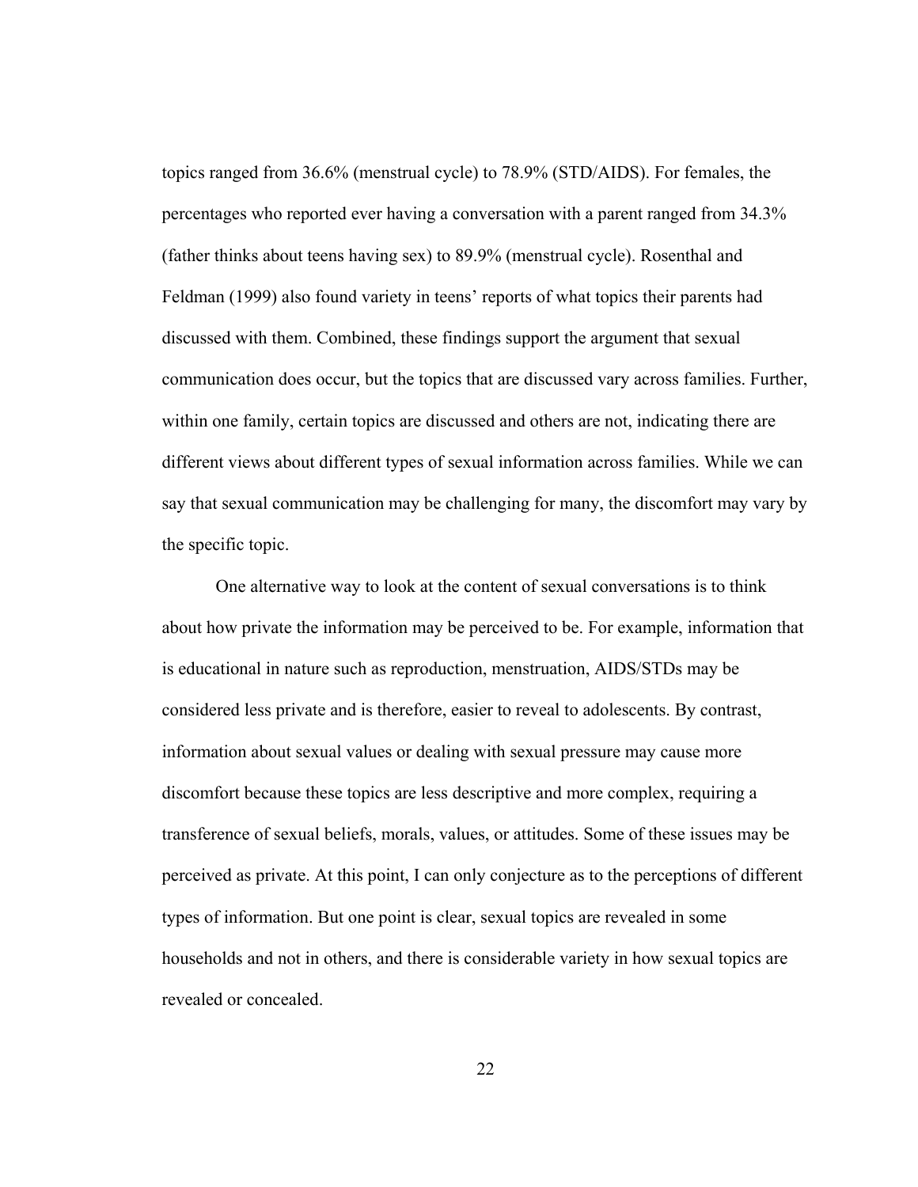topics ranged from 36.6% (menstrual cycle) to 78.9% (STD/AIDS). For females, the percentages who reported ever having a conversation with a parent ranged from 34.3% (father thinks about teens having sex) to 89.9% (menstrual cycle). Rosenthal and Feldman (1999) also found variety in teens' reports of what topics their parents had discussed with them. Combined, these findings support the argument that sexual communication does occur, but the topics that are discussed vary across families. Further, within one family, certain topics are discussed and others are not, indicating there are different views about different types of sexual information across families. While we can say that sexual communication may be challenging for many, the discomfort may vary by the specific topic.

One alternative way to look at the content of sexual conversations is to think about how private the information may be perceived to be. For example, information that is educational in nature such as reproduction, menstruation, AIDS/STDs may be considered less private and is therefore, easier to reveal to adolescents. By contrast, information about sexual values or dealing with sexual pressure may cause more discomfort because these topics are less descriptive and more complex, requiring a transference of sexual beliefs, morals, values, or attitudes. Some of these issues may be perceived as private. At this point, I can only conjecture as to the perceptions of different types of information. But one point is clear, sexual topics are revealed in some households and not in others, and there is considerable variety in how sexual topics are revealed or concealed.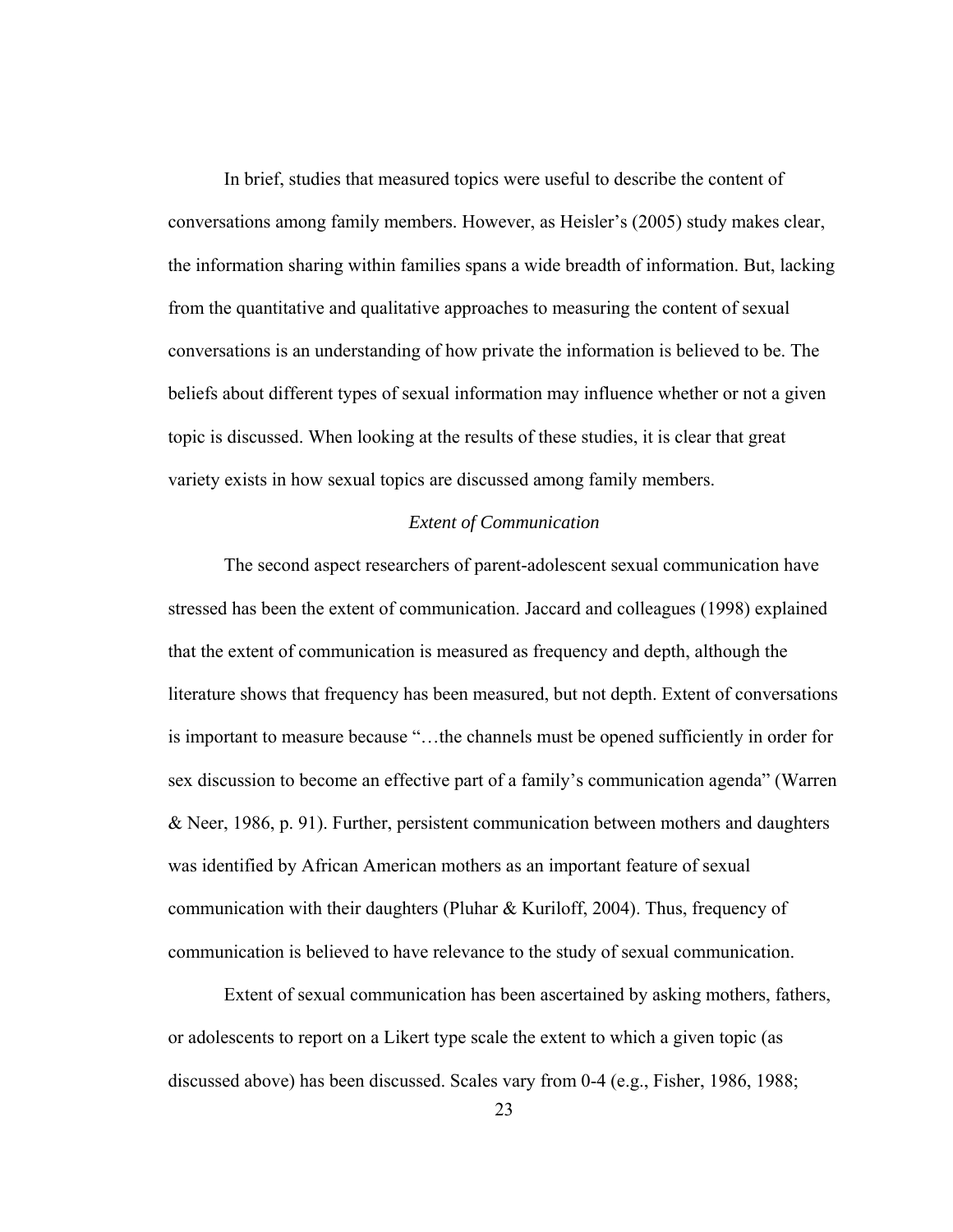In brief, studies that measured topics were useful to describe the content of conversations among family members. However, as Heisler's (2005) study makes clear, the information sharing within families spans a wide breadth of information. But, lacking from the quantitative and qualitative approaches to measuring the content of sexual conversations is an understanding of how private the information is believed to be. The beliefs about different types of sexual information may influence whether or not a given topic is discussed. When looking at the results of these studies, it is clear that great variety exists in how sexual topics are discussed among family members.

### *Extent of Communication*

The second aspect researchers of parent-adolescent sexual communication have stressed has been the extent of communication. Jaccard and colleagues (1998) explained that the extent of communication is measured as frequency and depth, although the literature shows that frequency has been measured, but not depth. Extent of conversations is important to measure because "…the channels must be opened sufficiently in order for sex discussion to become an effective part of a family's communication agenda" (Warren & Neer, 1986, p. 91). Further, persistent communication between mothers and daughters was identified by African American mothers as an important feature of sexual communication with their daughters (Pluhar & Kuriloff, 2004). Thus, frequency of communication is believed to have relevance to the study of sexual communication.

Extent of sexual communication has been ascertained by asking mothers, fathers, or adolescents to report on a Likert type scale the extent to which a given topic (as discussed above) has been discussed. Scales vary from 0-4 (e.g., Fisher, 1986, 1988;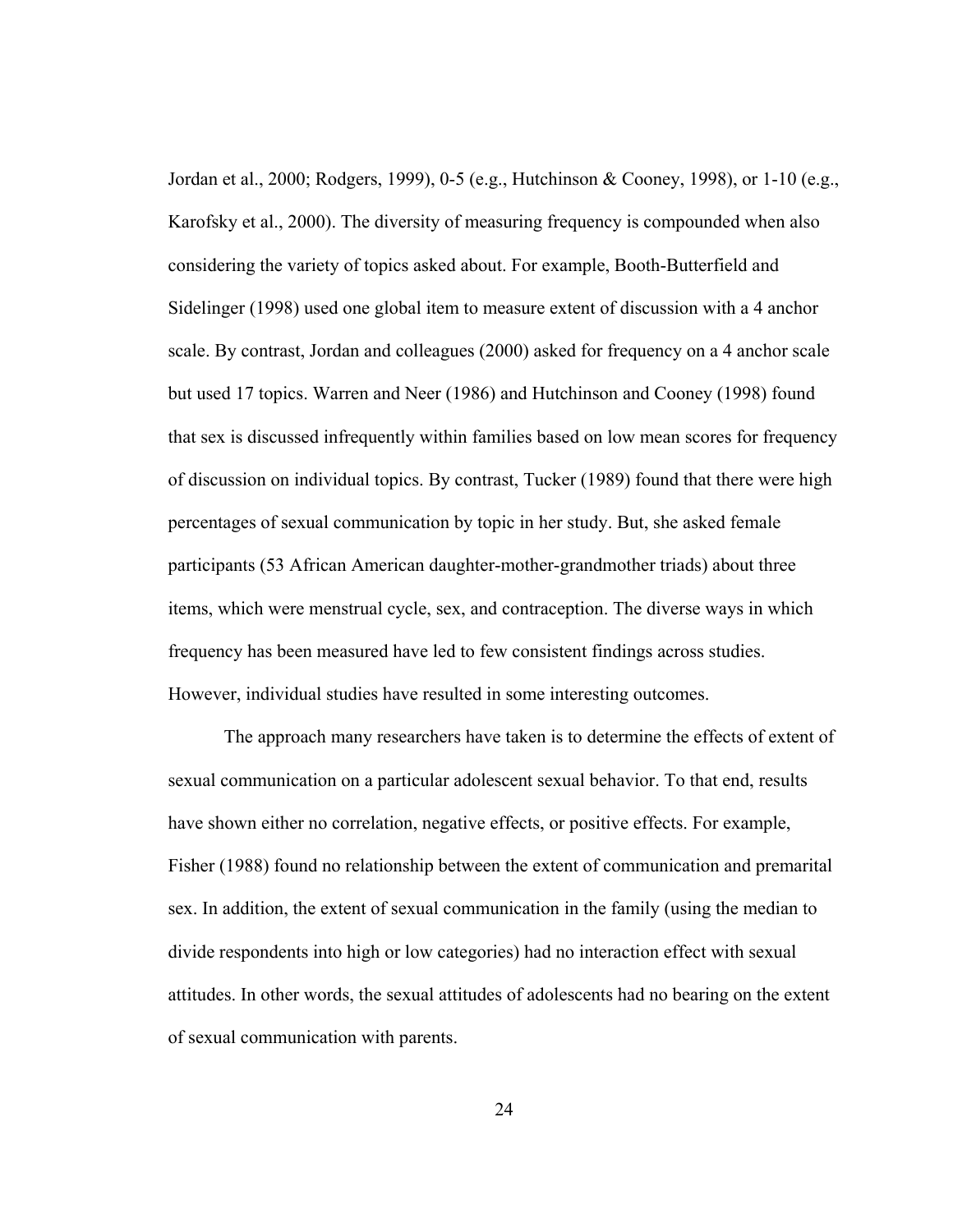Jordan et al., 2000; Rodgers, 1999), 0-5 (e.g., Hutchinson & Cooney, 1998), or 1-10 (e.g., Karofsky et al., 2000). The diversity of measuring frequency is compounded when also considering the variety of topics asked about. For example, Booth-Butterfield and Sidelinger (1998) used one global item to measure extent of discussion with a 4 anchor scale. By contrast, Jordan and colleagues (2000) asked for frequency on a 4 anchor scale but used 17 topics. Warren and Neer (1986) and Hutchinson and Cooney (1998) found that sex is discussed infrequently within families based on low mean scores for frequency of discussion on individual topics. By contrast, Tucker (1989) found that there were high percentages of sexual communication by topic in her study. But, she asked female participants (53 African American daughter-mother-grandmother triads) about three items, which were menstrual cycle, sex, and contraception. The diverse ways in which frequency has been measured have led to few consistent findings across studies. However, individual studies have resulted in some interesting outcomes.

The approach many researchers have taken is to determine the effects of extent of sexual communication on a particular adolescent sexual behavior. To that end, results have shown either no correlation, negative effects, or positive effects. For example, Fisher (1988) found no relationship between the extent of communication and premarital sex. In addition, the extent of sexual communication in the family (using the median to divide respondents into high or low categories) had no interaction effect with sexual attitudes. In other words, the sexual attitudes of adolescents had no bearing on the extent of sexual communication with parents.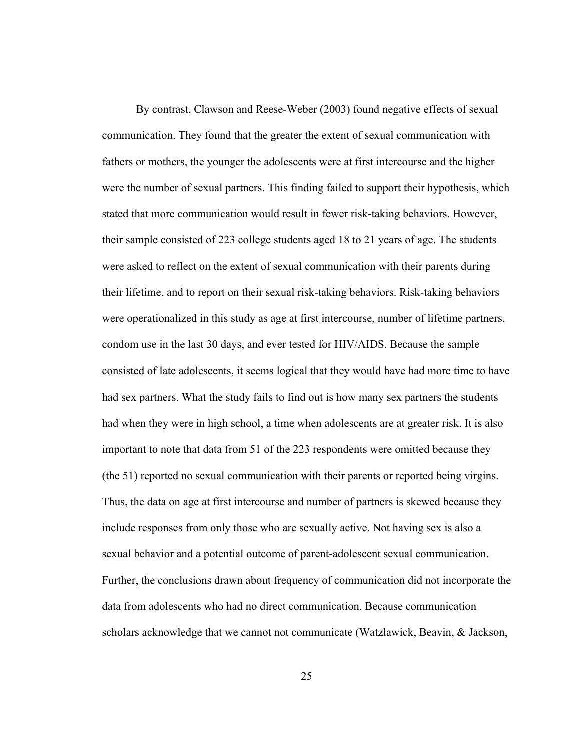By contrast, Clawson and Reese-Weber (2003) found negative effects of sexual communication. They found that the greater the extent of sexual communication with fathers or mothers, the younger the adolescents were at first intercourse and the higher were the number of sexual partners. This finding failed to support their hypothesis, which stated that more communication would result in fewer risk-taking behaviors. However, their sample consisted of 223 college students aged 18 to 21 years of age. The students were asked to reflect on the extent of sexual communication with their parents during their lifetime, and to report on their sexual risk-taking behaviors. Risk-taking behaviors were operationalized in this study as age at first intercourse, number of lifetime partners, condom use in the last 30 days, and ever tested for HIV/AIDS. Because the sample consisted of late adolescents, it seems logical that they would have had more time to have had sex partners. What the study fails to find out is how many sex partners the students had when they were in high school, a time when adolescents are at greater risk. It is also important to note that data from 51 of the 223 respondents were omitted because they (the 51) reported no sexual communication with their parents or reported being virgins. Thus, the data on age at first intercourse and number of partners is skewed because they include responses from only those who are sexually active. Not having sex is also a sexual behavior and a potential outcome of parent-adolescent sexual communication. Further, the conclusions drawn about frequency of communication did not incorporate the data from adolescents who had no direct communication. Because communication scholars acknowledge that we cannot not communicate (Watzlawick, Beavin, & Jackson,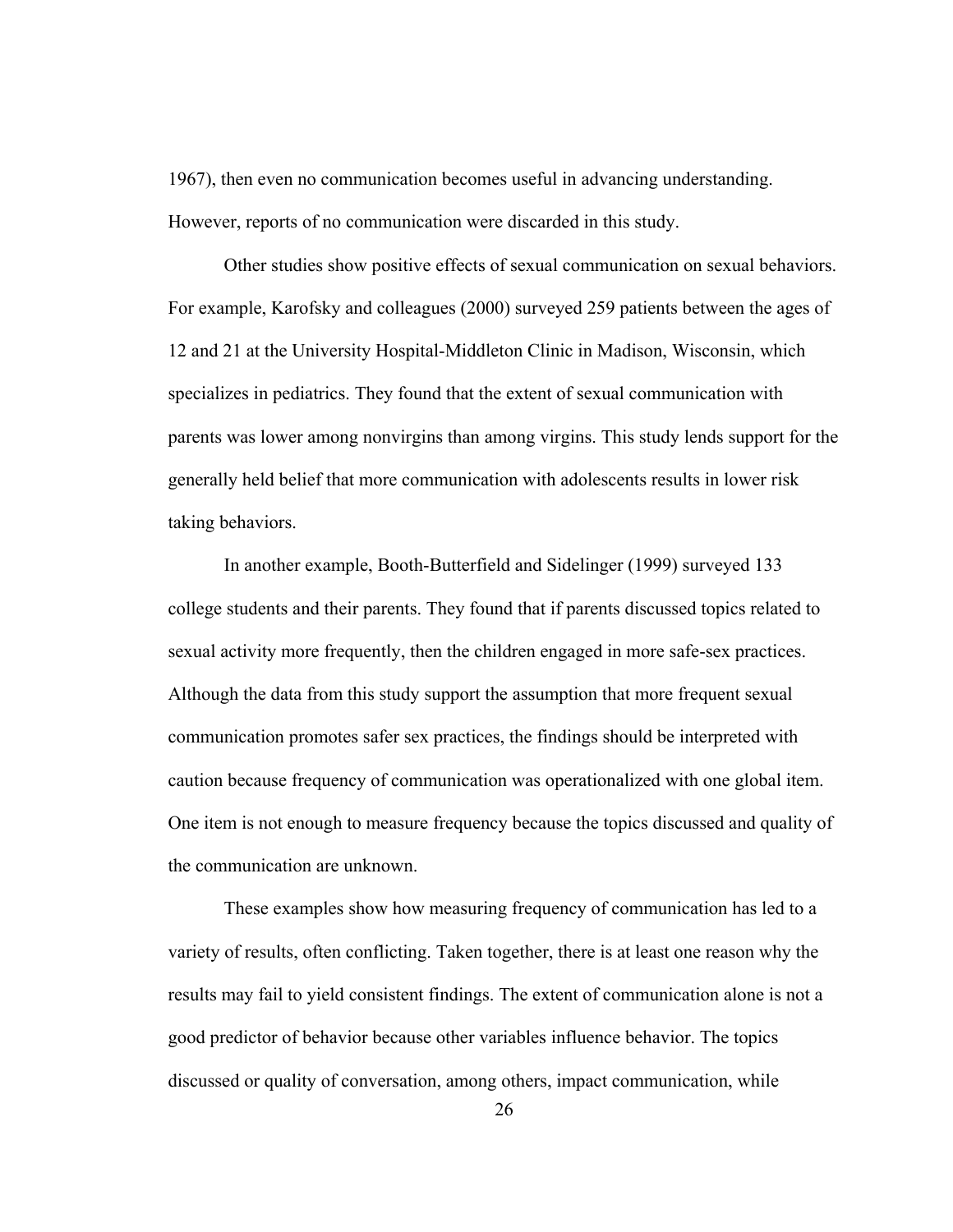1967), then even no communication becomes useful in advancing understanding. However, reports of no communication were discarded in this study.

Other studies show positive effects of sexual communication on sexual behaviors. For example, Karofsky and colleagues (2000) surveyed 259 patients between the ages of 12 and 21 at the University Hospital-Middleton Clinic in Madison, Wisconsin, which specializes in pediatrics. They found that the extent of sexual communication with parents was lower among nonvirgins than among virgins. This study lends support for the generally held belief that more communication with adolescents results in lower risk taking behaviors.

In another example, Booth-Butterfield and Sidelinger (1999) surveyed 133 college students and their parents. They found that if parents discussed topics related to sexual activity more frequently, then the children engaged in more safe-sex practices. Although the data from this study support the assumption that more frequent sexual communication promotes safer sex practices, the findings should be interpreted with caution because frequency of communication was operationalized with one global item. One item is not enough to measure frequency because the topics discussed and quality of the communication are unknown.

These examples show how measuring frequency of communication has led to a variety of results, often conflicting. Taken together, there is at least one reason why the results may fail to yield consistent findings. The extent of communication alone is not a good predictor of behavior because other variables influence behavior. The topics discussed or quality of conversation, among others, impact communication, while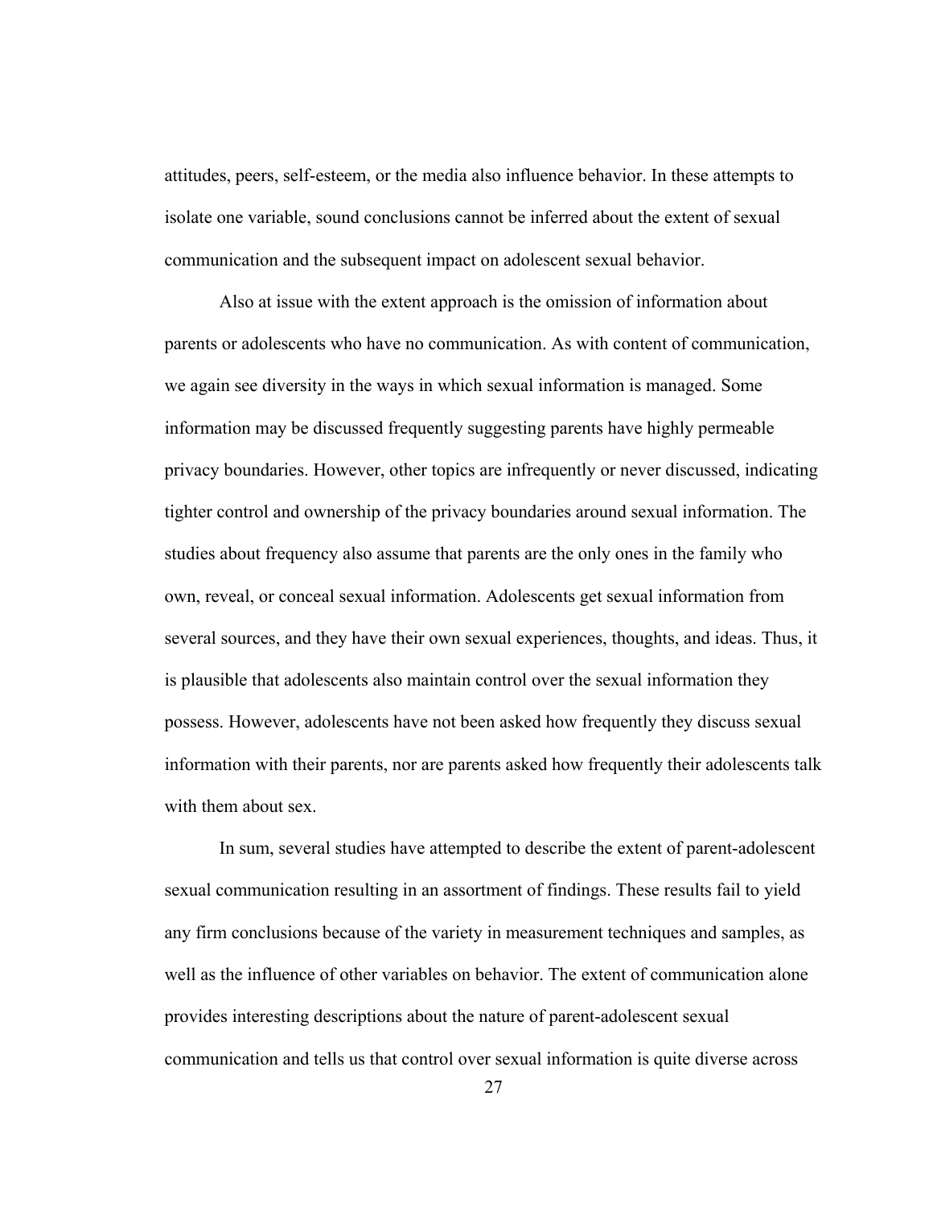attitudes, peers, self-esteem, or the media also influence behavior. In these attempts to isolate one variable, sound conclusions cannot be inferred about the extent of sexual communication and the subsequent impact on adolescent sexual behavior.

Also at issue with the extent approach is the omission of information about parents or adolescents who have no communication. As with content of communication, we again see diversity in the ways in which sexual information is managed. Some information may be discussed frequently suggesting parents have highly permeable privacy boundaries. However, other topics are infrequently or never discussed, indicating tighter control and ownership of the privacy boundaries around sexual information. The studies about frequency also assume that parents are the only ones in the family who own, reveal, or conceal sexual information. Adolescents get sexual information from several sources, and they have their own sexual experiences, thoughts, and ideas. Thus, it is plausible that adolescents also maintain control over the sexual information they possess. However, adolescents have not been asked how frequently they discuss sexual information with their parents, nor are parents asked how frequently their adolescents talk with them about sex.

In sum, several studies have attempted to describe the extent of parent-adolescent sexual communication resulting in an assortment of findings. These results fail to yield any firm conclusions because of the variety in measurement techniques and samples, as well as the influence of other variables on behavior. The extent of communication alone provides interesting descriptions about the nature of parent-adolescent sexual communication and tells us that control over sexual information is quite diverse across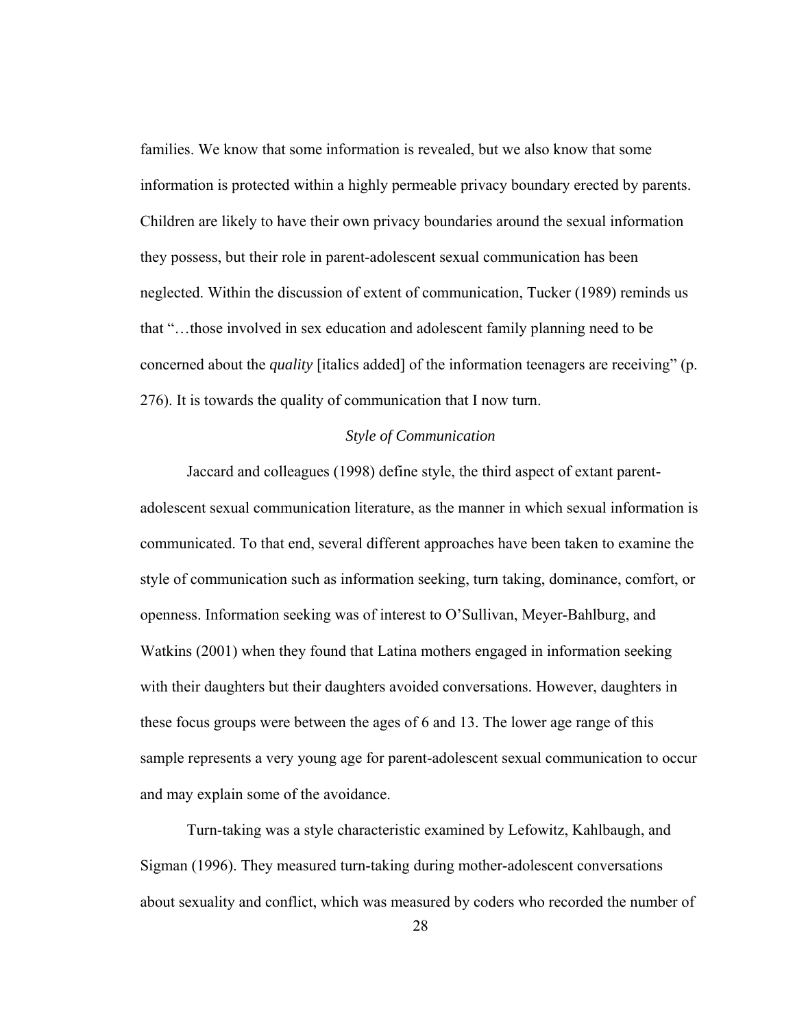families. We know that some information is revealed, but we also know that some information is protected within a highly permeable privacy boundary erected by parents. Children are likely to have their own privacy boundaries around the sexual information they possess, but their role in parent-adolescent sexual communication has been neglected. Within the discussion of extent of communication, Tucker (1989) reminds us that "…those involved in sex education and adolescent family planning need to be concerned about the *quality* [italics added] of the information teenagers are receiving" (p. 276). It is towards the quality of communication that I now turn.

### *Style of Communication*

Jaccard and colleagues (1998) define style, the third aspect of extant parent-adolescent sexual communication literature, as the manner in which sexual information is communicated. To that end, several different approaches have been taken to examine the style of communication such as information seeking, turn taking, dominance, comfort, or openness. Information seeking was of interest to O'Sullivan, Meyer-Bahlburg, and Watkins (2001) when they found that Latina mothers engaged in information seeking with their daughters but their daughters avoided conversations. However, daughters in these focus groups were between the ages of 6 and 13. The lower age range of this sample represents a very young age for parent-adolescent sexual communication to occur and may explain some of the avoidance.

Turn-taking was a style characteristic examined by Lefowitz, Kahlbaugh, and Sigman (1996). They measured turn-taking during mother-adolescent conversations about sexuality and conflict, which was measured by coders who recorded the number of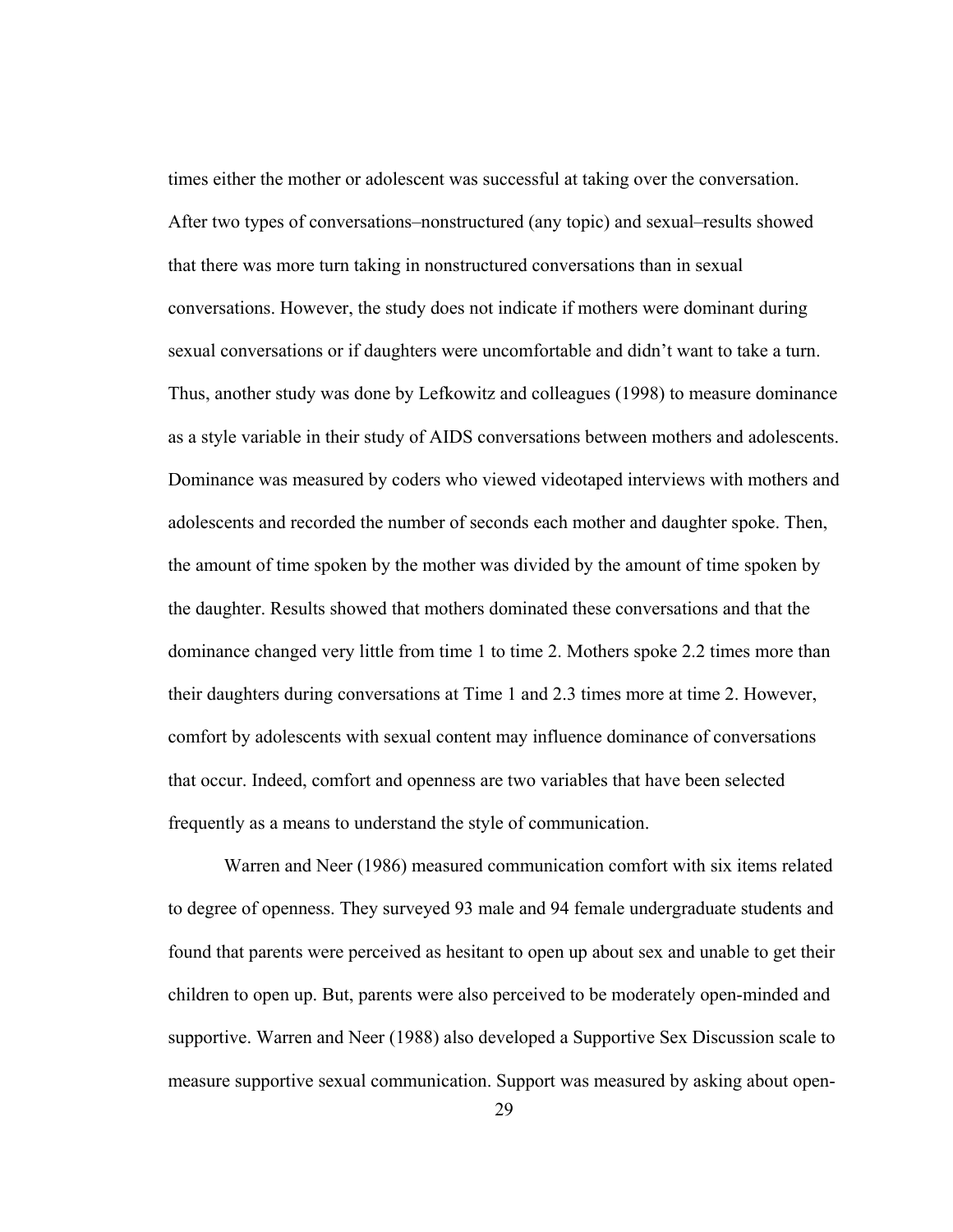times either the mother or adolescent was successful at taking over the conversation. After two types of conversations–nonstructured (any topic) and sexual–results showed that there was more turn taking in nonstructured conversations than in sexual conversations. However, the study does not indicate if mothers were dominant during sexual conversations or if daughters were uncomfortable and didn't want to take a turn. Thus, another study was done by Lefkowitz and colleagues (1998) to measure dominance as a style variable in their study of AIDS conversations between mothers and adolescents. Dominance was measured by coders who viewed videotaped interviews with mothers and adolescents and recorded the number of seconds each mother and daughter spoke. Then, the amount of time spoken by the mother was divided by the amount of time spoken by the daughter. Results showed that mothers dominated these conversations and that the dominance changed very little from time 1 to time 2. Mothers spoke 2.2 times more than their daughters during conversations at Time 1 and 2.3 times more at time 2. However, comfort by adolescents with sexual content may influence dominance of conversations that occur. Indeed, comfort and openness are two variables that have been selected frequently as a means to understand the style of communication.

Warren and Neer (1986) measured communication comfort with six items related to degree of openness. They surveyed 93 male and 94 female undergraduate students and found that parents were perceived as hesitant to open up about sex and unable to get their children to open up. But, parents were also perceived to be moderately open-minded and supportive. Warren and Neer (1988) also developed a Supportive Sex Discussion scale to measure supportive sexual communication. Support was measured by asking about open-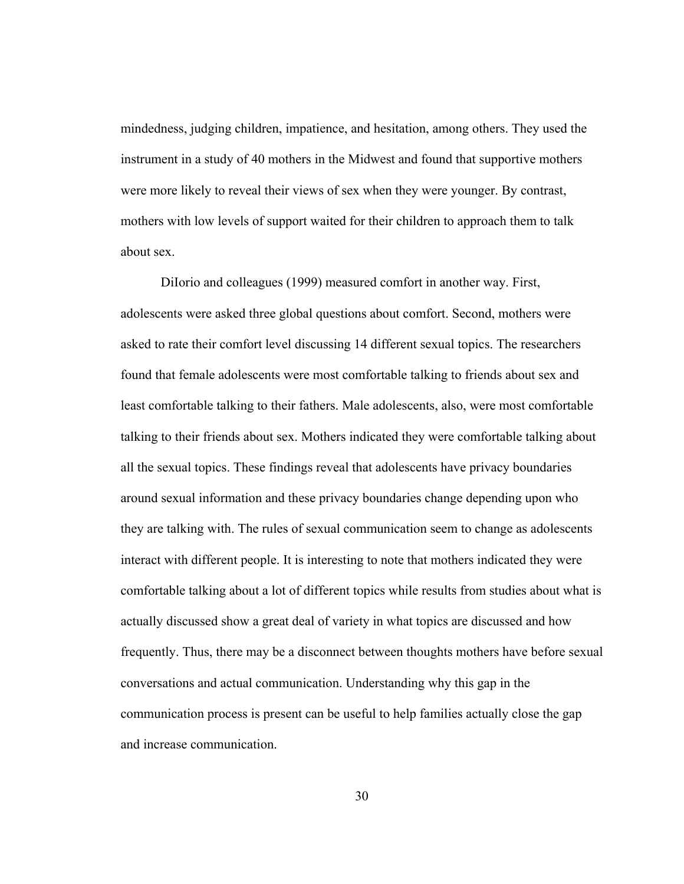mindedness, judging children, impatience, and hesitation, among others. They used the instrument in a study of 40 mothers in the Midwest and found that supportive mothers were more likely to reveal their views of sex when they were younger. By contrast, mothers with low levels of support waited for their children to approach them to talk about sex.

DiIorio and colleagues (1999) measured comfort in another way. First, adolescents were asked three global questions about comfort. Second, mothers were asked to rate their comfort level discussing 14 different sexual topics. The researchers found that female adolescents were most comfortable talking to friends about sex and least comfortable talking to their fathers. Male adolescents, also, were most comfortable talking to their friends about sex. Mothers indicated they were comfortable talking about all the sexual topics. These findings reveal that adolescents have privacy boundaries around sexual information and these privacy boundaries change depending upon who they are talking with. The rules of sexual communication seem to change as adolescents interact with different people. It is interesting to note that mothers indicated they were comfortable talking about a lot of different topics while results from studies about what is actually discussed show a great deal of variety in what topics are discussed and how frequently. Thus, there may be a disconnect between thoughts mothers have before sexual conversations and actual communication. Understanding why this gap in the communication process is present can be useful to help families actually close the gap and increase communication.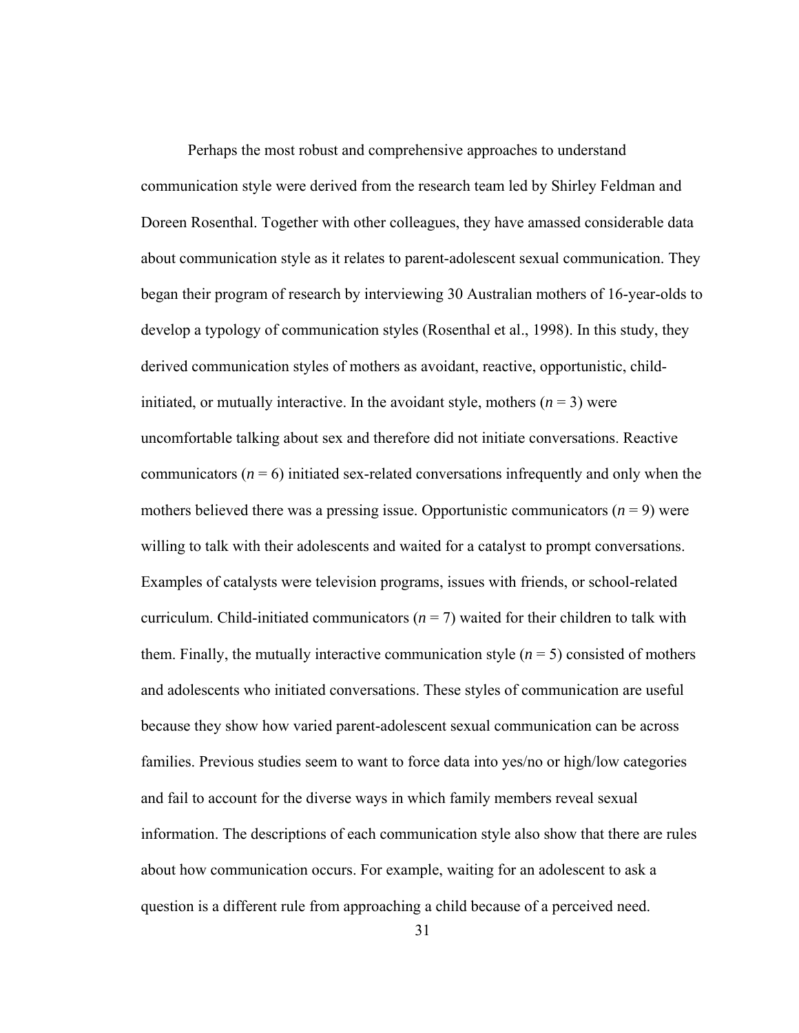Perhaps the most robust and comprehensive approaches to understand communication style were derived from the research team led by Shirley Feldman and Doreen Rosenthal. Together with other colleagues, they have amassed considerable data about communication style as it relates to parent-adolescent sexual communication. They began their program of research by interviewing 30 Australian mothers of 16-year-olds to develop a typology of communication styles (Rosenthal et al., 1998). In this study, they derived communication styles of mothers as avoidant, reactive, opportunistic, child-initiated, or mutually interactive. In the avoidant style, mothers ($n$ = 3) were uncomfortable talking about sex and therefore did not initiate conversations. Reactive communicators ($n$ = 6) initiated sex-related conversations infrequently and only when the mothers believed there was a pressing issue. Opportunistic communicators ($n$ = 9) were willing to talk with their adolescents and waited for a catalyst to prompt conversations. Examples of catalysts were television programs, issues with friends, or school-related curriculum. Child-initiated communicators ($n$ = 7) waited for their children to talk with them. Finally, the mutually interactive communication style ($n$ = 5) consisted of mothers and adolescents who initiated conversations. These styles of communication are useful because they show how varied parent-adolescent sexual communication can be across families. Previous studies seem to want to force data into yes/no or high/low categories and fail to account for the diverse ways in which family members reveal sexual information. The descriptions of each communication style also show that there are rules about how communication occurs. For example, waiting for an adolescent to ask a question is a different rule from approaching a child because of a perceived need.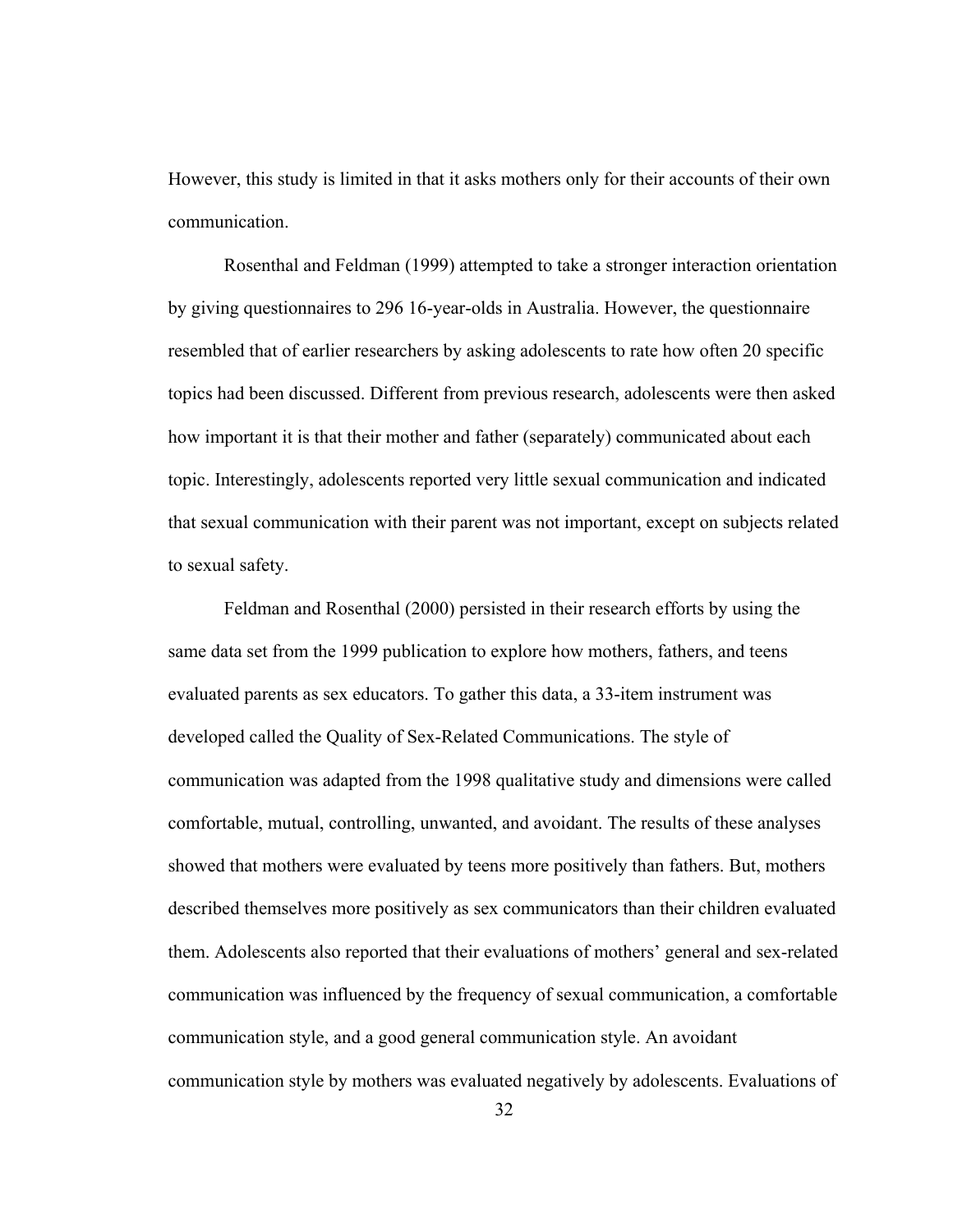However, this study is limited in that it asks mothers only for their accounts of their own communication.

Rosenthal and Feldman (1999) attempted to take a stronger interaction orientation by giving questionnaires to 296 16-year-olds in Australia. However, the questionnaire resembled that of earlier researchers by asking adolescents to rate how often 20 specific topics had been discussed. Different from previous research, adolescents were then asked how important it is that their mother and father (separately) communicated about each topic. Interestingly, adolescents reported very little sexual communication and indicated that sexual communication with their parent was not important, except on subjects related to sexual safety.

Feldman and Rosenthal (2000) persisted in their research efforts by using the same data set from the 1999 publication to explore how mothers, fathers, and teens evaluated parents as sex educators. To gather this data, a 33-item instrument was developed called the Quality of Sex-Related Communications. The style of communication was adapted from the 1998 qualitative study and dimensions were called comfortable, mutual, controlling, unwanted, and avoidant. The results of these analyses showed that mothers were evaluated by teens more positively than fathers. But, mothers described themselves more positively as sex communicators than their children evaluated them. Adolescents also reported that their evaluations of mothers' general and sex-related communication was influenced by the frequency of sexual communication, a comfortable communication style, and a good general communication style. An avoidant communication style by mothers was evaluated negatively by adolescents. Evaluations of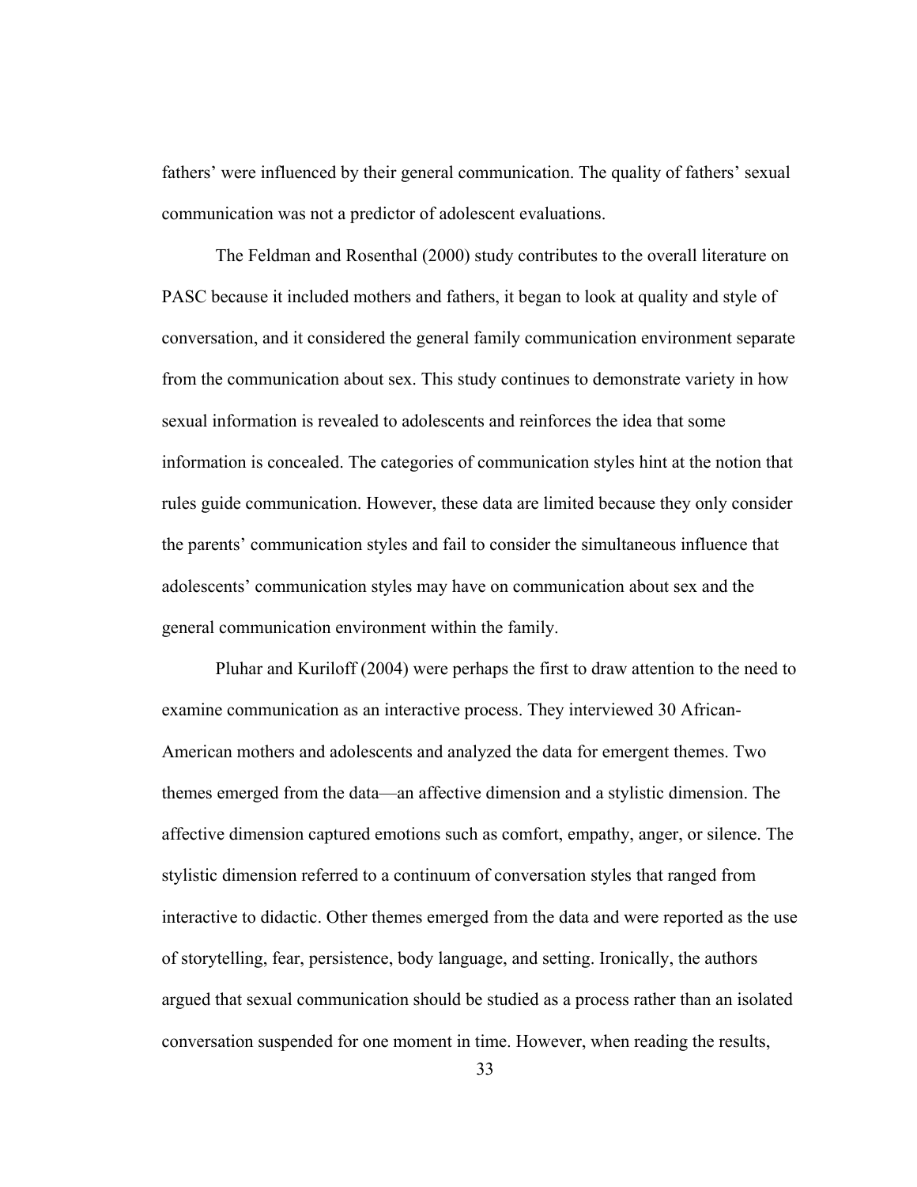fathers' were influenced by their general communication. The quality of fathers' sexual communication was not a predictor of adolescent evaluations.

The Feldman and Rosenthal (2000) study contributes to the overall literature on PASC because it included mothers and fathers, it began to look at quality and style of conversation, and it considered the general family communication environment separate from the communication about sex. This study continues to demonstrate variety in how sexual information is revealed to adolescents and reinforces the idea that some information is concealed. The categories of communication styles hint at the notion that rules guide communication. However, these data are limited because they only consider the parents' communication styles and fail to consider the simultaneous influence that adolescents' communication styles may have on communication about sex and the general communication environment within the family.

Pluhar and Kuriloff (2004) were perhaps the first to draw attention to the need to examine communication as an interactive process. They interviewed 30 African-American mothers and adolescents and analyzed the data for emergent themes. Two themes emerged from the data—an affective dimension and a stylistic dimension. The affective dimension captured emotions such as comfort, empathy, anger, or silence. The stylistic dimension referred to a continuum of conversation styles that ranged from interactive to didactic. Other themes emerged from the data and were reported as the use of storytelling, fear, persistence, body language, and setting. Ironically, the authors argued that sexual communication should be studied as a process rather than an isolated conversation suspended for one moment in time. However, when reading the results,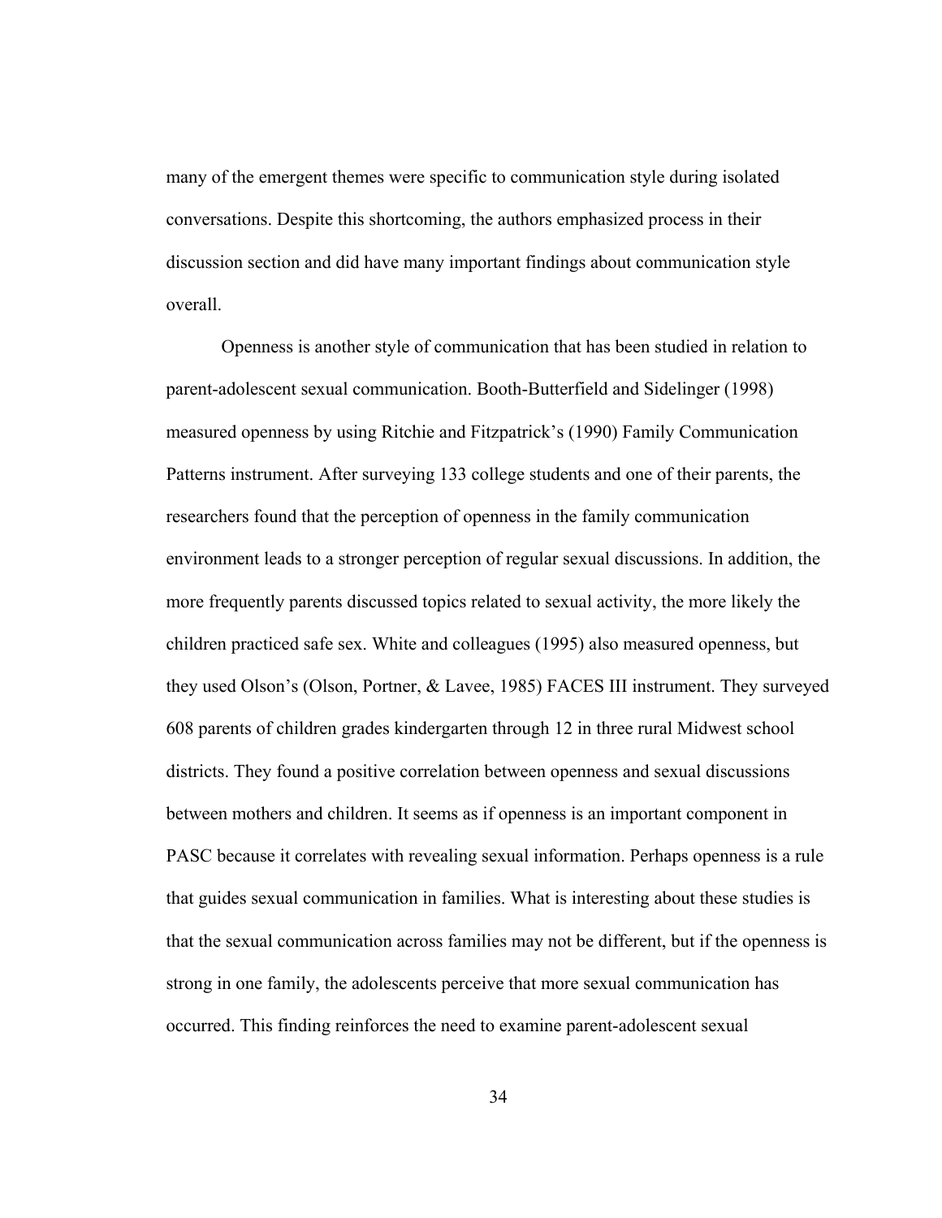many of the emergent themes were specific to communication style during isolated conversations. Despite this shortcoming, the authors emphasized process in their discussion section and did have many important findings about communication style overall.

Openness is another style of communication that has been studied in relation to parent-adolescent sexual communication. Booth-Butterfield and Sidelinger (1998) measured openness by using Ritchie and Fitzpatrick's (1990) Family Communication Patterns instrument. After surveying 133 college students and one of their parents, the researchers found that the perception of openness in the family communication environment leads to a stronger perception of regular sexual discussions. In addition, the more frequently parents discussed topics related to sexual activity, the more likely the children practiced safe sex. White and colleagues (1995) also measured openness, but they used Olson's (Olson, Portner, & Lavee, 1985) FACES III instrument. They surveyed 608 parents of children grades kindergarten through 12 in three rural Midwest school districts. They found a positive correlation between openness and sexual discussions between mothers and children. It seems as if openness is an important component in PASC because it correlates with revealing sexual information. Perhaps openness is a rule that guides sexual communication in families. What is interesting about these studies is that the sexual communication across families may not be different, but if the openness is strong in one family, the adolescents perceive that more sexual communication has occurred. This finding reinforces the need to examine parent-adolescent sexual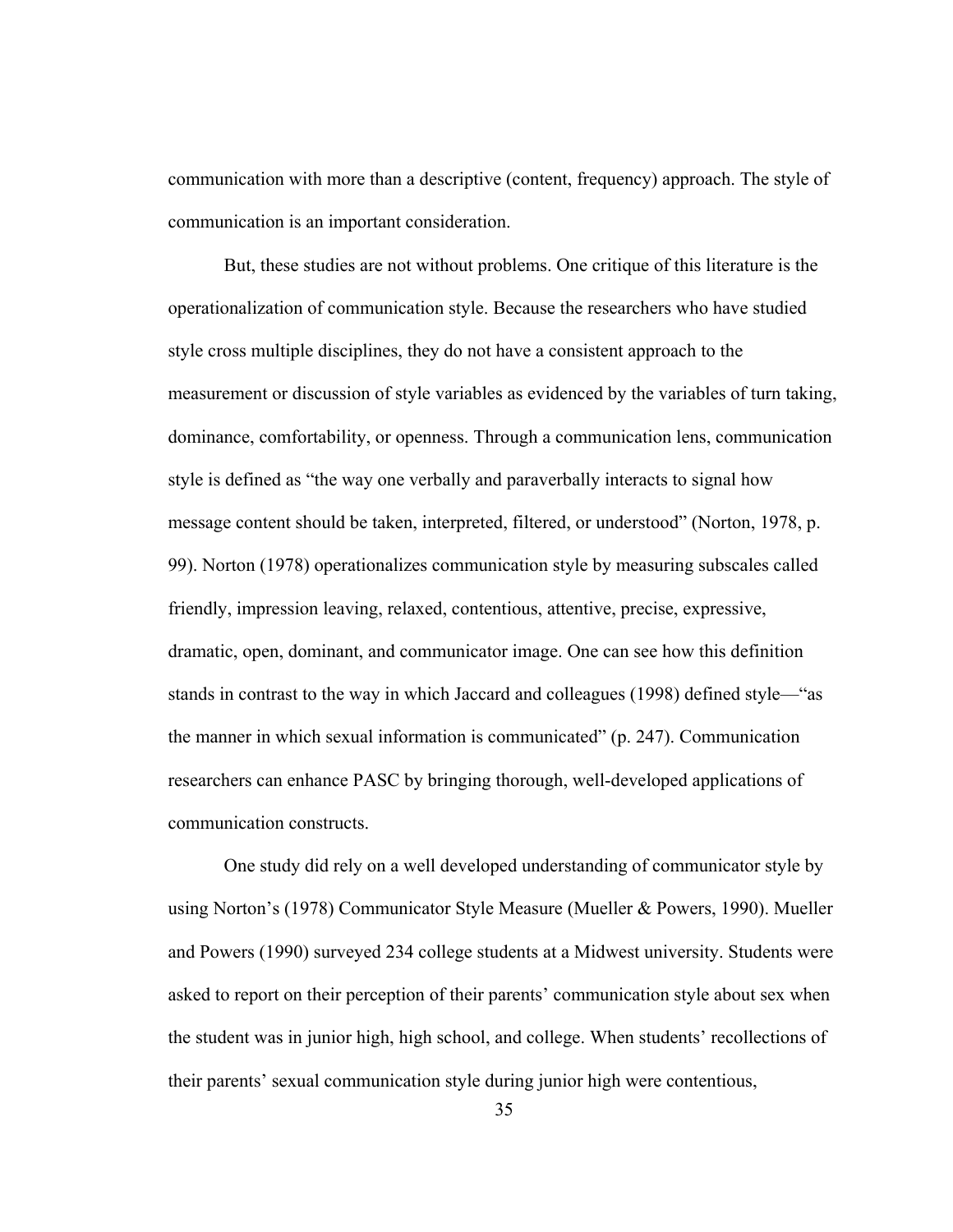communication with more than a descriptive (content, frequency) approach. The style of communication is an important consideration.

But, these studies are not without problems. One critique of this literature is the operationalization of communication style. Because the researchers who have studied style cross multiple disciplines, they do not have a consistent approach to the measurement or discussion of style variables as evidenced by the variables of turn taking, dominance, comfortability, or openness. Through a communication lens, communication style is defined as "the way one verbally and paraverbally interacts to signal how message content should be taken, interpreted, filtered, or understood" (Norton, 1978, p. 99). Norton (1978) operationalizes communication style by measuring subscales called friendly, impression leaving, relaxed, contentious, attentive, precise, expressive, dramatic, open, dominant, and communicator image. One can see how this definition stands in contrast to the way in which Jaccard and colleagues (1998) defined style—"as the manner in which sexual information is communicated" (p. 247). Communication researchers can enhance PASC by bringing thorough, well-developed applications of communication constructs.

One study did rely on a well developed understanding of communicator style by using Norton's (1978) Communicator Style Measure (Mueller & Powers, 1990). Mueller and Powers (1990) surveyed 234 college students at a Midwest university. Students were asked to report on their perception of their parents' communication style about sex when the student was in junior high, high school, and college. When students' recollections of their parents' sexual communication style during junior high were contentious,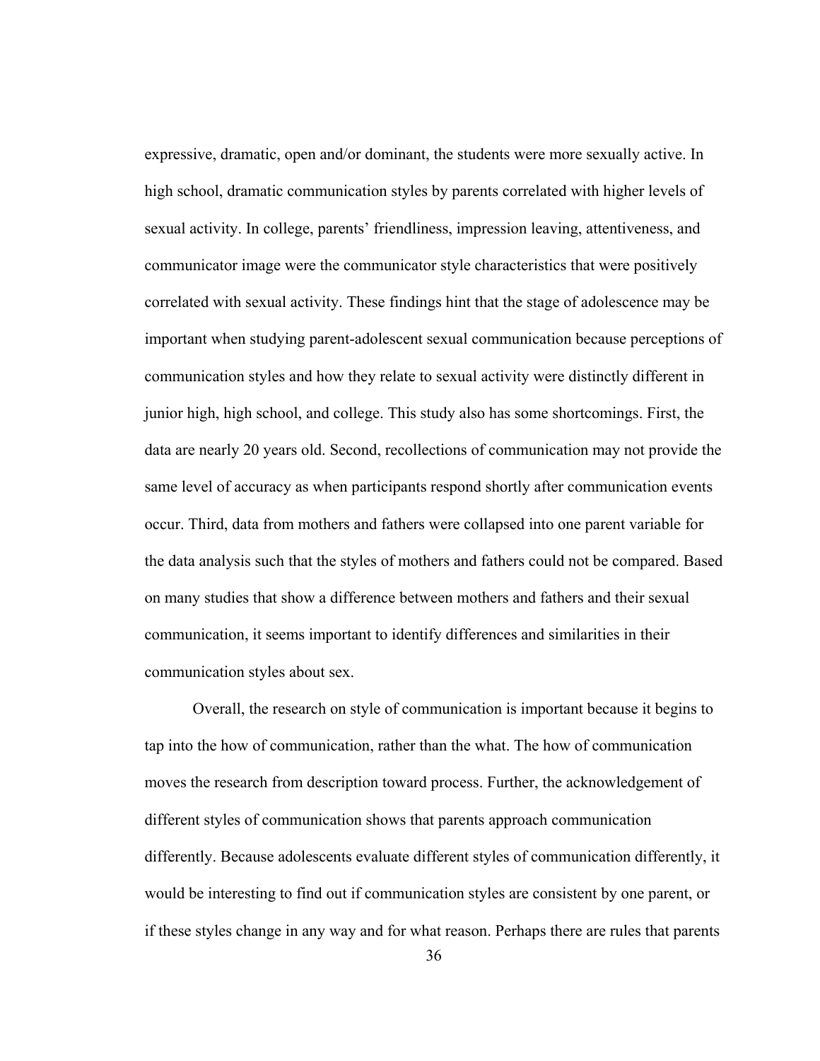expressive, dramatic, open and/or dominant, the students were more sexually active. In high school, dramatic communication styles by parents correlated with higher levels of sexual activity. In college, parents' friendliness, impression leaving, attentiveness, and communicator image were the communicator style characteristics that were positively correlated with sexual activity. These findings hint that the stage of adolescence may be important when studying parent-adolescent sexual communication because perceptions of communication styles and how they relate to sexual activity were distinctly different in junior high, high school, and college. This study also has some shortcomings. First, the data are nearly 20 years old. Second, recollections of communication may not provide the same level of accuracy as when participants respond shortly after communication events occur. Third, data from mothers and fathers were collapsed into one parent variable for the data analysis such that the styles of mothers and fathers could not be compared. Based on many studies that show a difference between mothers and fathers and their sexual communication, it seems important to identify differences and similarities in their communication styles about sex.

Overall, the research on style of communication is important because it begins to tap into the how of communication, rather than the what. The how of communication moves the research from description toward process. Further, the acknowledgement of different styles of communication shows that parents approach communication differently. Because adolescents evaluate different styles of communication differently, it would be interesting to find out if communication styles are consistent by one parent, or if these styles change in any way and for what reason. Perhaps there are rules that parents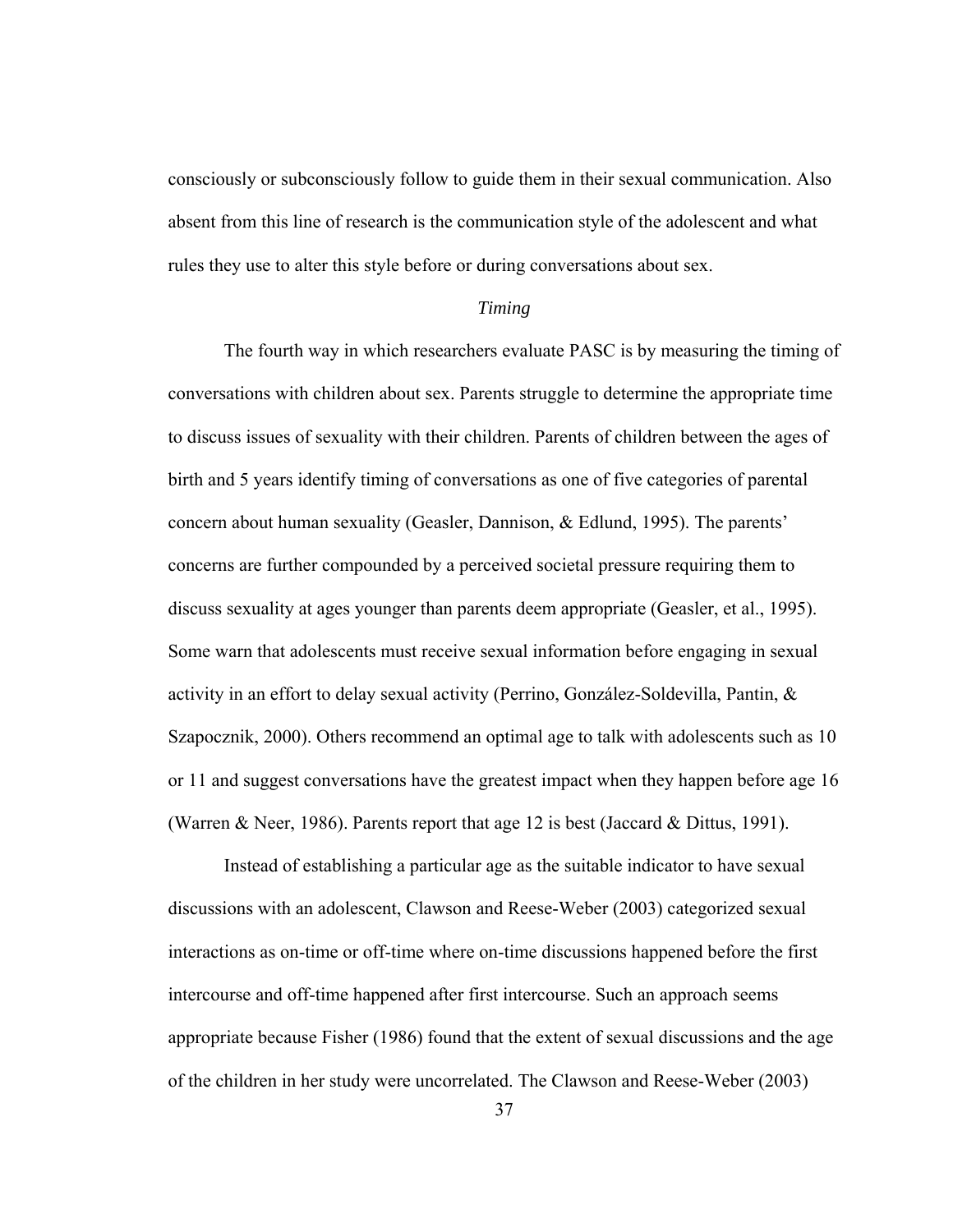consciously or subconsciously follow to guide them in their sexual communication. Also absent from this line of research is the communication style of the adolescent and what rules they use to alter this style before or during conversations about sex.

### *Timing*

The fourth way in which researchers evaluate PASC is by measuring the timing of conversations with children about sex. Parents struggle to determine the appropriate time to discuss issues of sexuality with their children. Parents of children between the ages of birth and 5 years identify timing of conversations as one of five categories of parental concern about human sexuality (Geasler, Dannison, & Edlund, 1995). The parents' concerns are further compounded by a perceived societal pressure requiring them to discuss sexuality at ages younger than parents deem appropriate (Geasler, et al., 1995). Some warn that adolescents must receive sexual information before engaging in sexual activity in an effort to delay sexual activity (Perrino, González-Soldevilla, Pantin, & Szapocznik, 2000). Others recommend an optimal age to talk with adolescents such as 10 or 11 and suggest conversations have the greatest impact when they happen before age 16 (Warren & Neer, 1986). Parents report that age 12 is best (Jaccard & Dittus, 1991).

Instead of establishing a particular age as the suitable indicator to have sexual discussions with an adolescent, Clawson and Reese-Weber (2003) categorized sexual interactions as on-time or off-time where on-time discussions happened before the first intercourse and off-time happened after first intercourse. Such an approach seems appropriate because Fisher (1986) found that the extent of sexual discussions and the age of the children in her study were uncorrelated. The Clawson and Reese-Weber (2003)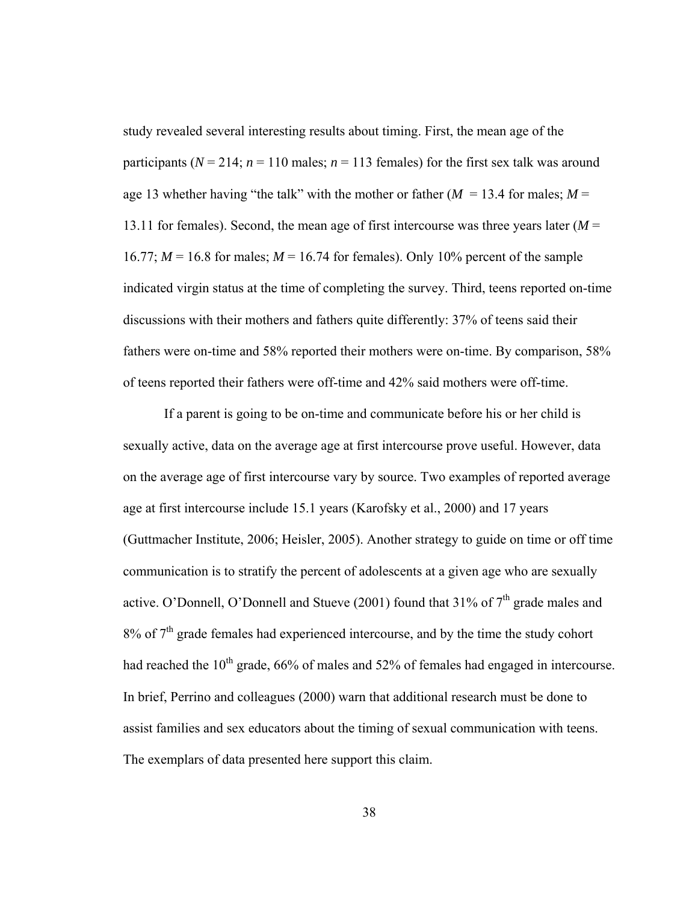study revealed several interesting results about timing. First, the mean age of the participants ($N$ = 214; $n$ = 110 males; $n$ = 113 females) for the first sex talk was around age 13 whether having "the talk" with the mother or father ($M$ = 13.4 for males; $M$ = 13.11 for females). Second, the mean age of first intercourse was three years later ($M$ = 16.77; $M$ = 16.8 for males; $M$ = 16.74 for females). Only 10% percent of the sample indicated virgin status at the time of completing the survey. Third, teens reported on-time discussions with their mothers and fathers quite differently: 37% of teens said their fathers were on-time and 58% reported their mothers were on-time. By comparison, 58% of teens reported their fathers were off-time and 42% said mothers were off-time.

If a parent is going to be on-time and communicate before his or her child is sexually active, data on the average age at first intercourse prove useful. However, data on the average age of first intercourse vary by source. Two examples of reported average age at first intercourse include 15.1 years (Karofsky et al., 2000) and 17 years (Guttmacher Institute, 2006; Heisler, 2005). Another strategy to guide on time or off time communication is to stratify the percent of adolescents at a given age who are sexually active. O'Donnell, O'Donnell and Stueve (2001) found that 31% of 7th grade males and 8% of 7th grade females had experienced intercourse, and by the time the study cohort had reached the 10th grade, 66% of males and 52% of females had engaged in intercourse. In brief, Perrino and colleagues (2000) warn that additional research must be done to assist families and sex educators about the timing of sexual communication with teens. The exemplars of data presented here support this claim.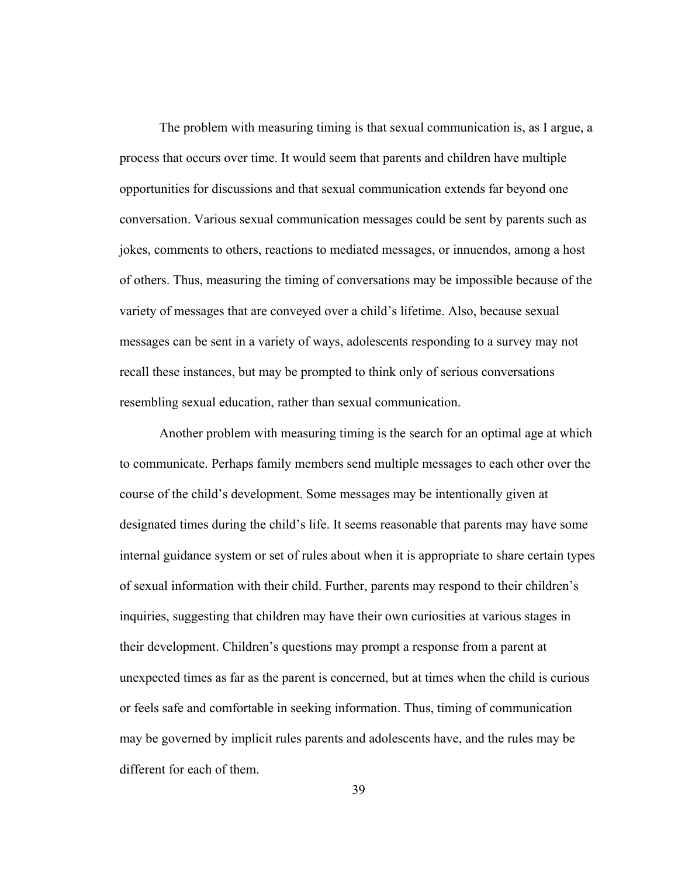The problem with measuring timing is that sexual communication is, as I argue, a process that occurs over time. It would seem that parents and children have multiple opportunities for discussions and that sexual communication extends far beyond one conversation. Various sexual communication messages could be sent by parents such as jokes, comments to others, reactions to mediated messages, or innuendos, among a host of others. Thus, measuring the timing of conversations may be impossible because of the variety of messages that are conveyed over a child's lifetime. Also, because sexual messages can be sent in a variety of ways, adolescents responding to a survey may not recall these instances, but may be prompted to think only of serious conversations resembling sexual education, rather than sexual communication.

Another problem with measuring timing is the search for an optimal age at which to communicate. Perhaps family members send multiple messages to each other over the course of the child's development. Some messages may be intentionally given at designated times during the child's life. It seems reasonable that parents may have some internal guidance system or set of rules about when it is appropriate to share certain types of sexual information with their child. Further, parents may respond to their children's inquiries, suggesting that children may have their own curiosities at various stages in their development. Children's questions may prompt a response from a parent at unexpected times as far as the parent is concerned, but at times when the child is curious or feels safe and comfortable in seeking information. Thus, timing of communication may be governed by implicit rules parents and adolescents have, and the rules may be different for each of them.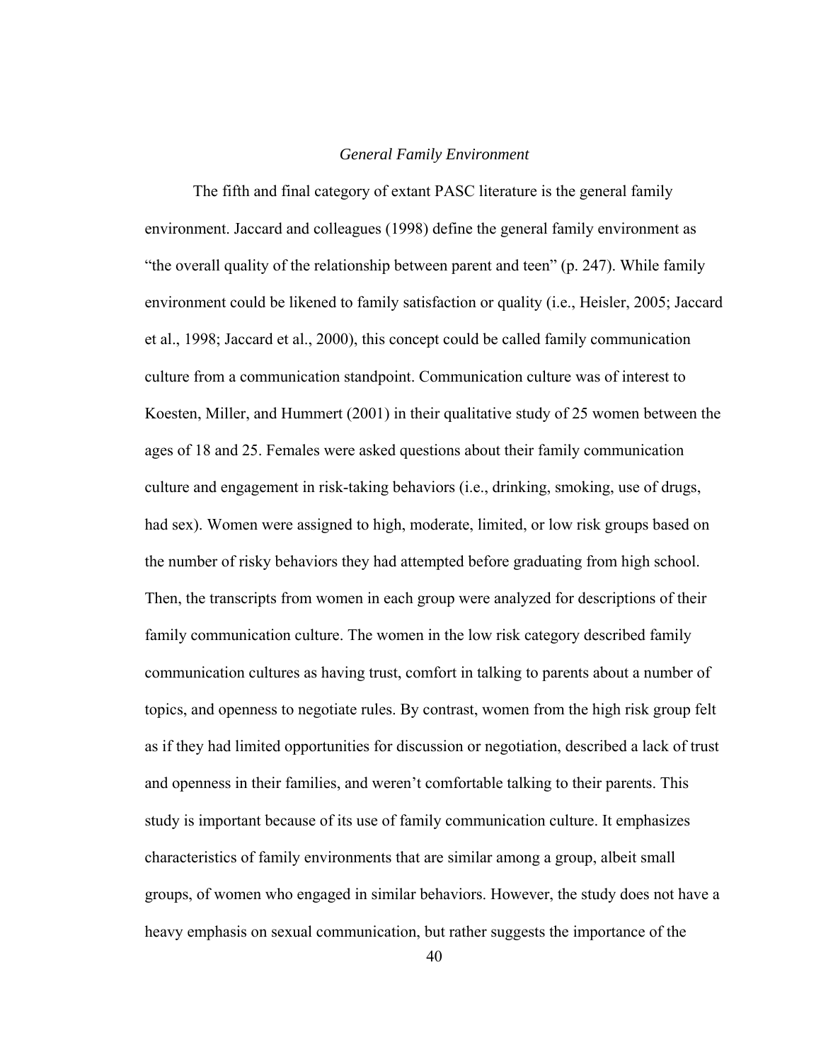### *General Family Environment*

The fifth and final category of extant PASC literature is the general family environment. Jaccard and colleagues (1998) define the general family environment as "the overall quality of the relationship between parent and teen" (p. 247). While family environment could be likened to family satisfaction or quality (i.e., Heisler, 2005; Jaccard et al., 1998; Jaccard et al., 2000), this concept could be called family communication culture from a communication standpoint. Communication culture was of interest to Koesten, Miller, and Hummert (2001) in their qualitative study of 25 women between the ages of 18 and 25. Females were asked questions about their family communication culture and engagement in risk-taking behaviors (i.e., drinking, smoking, use of drugs, had sex). Women were assigned to high, moderate, limited, or low risk groups based on the number of risky behaviors they had attempted before graduating from high school. Then, the transcripts from women in each group were analyzed for descriptions of their family communication culture. The women in the low risk category described family communication cultures as having trust, comfort in talking to parents about a number of topics, and openness to negotiate rules. By contrast, women from the high risk group felt as if they had limited opportunities for discussion or negotiation, described a lack of trust and openness in their families, and weren't comfortable talking to their parents. This study is important because of its use of family communication culture. It emphasizes characteristics of family environments that are similar among a group, albeit small groups, of women who engaged in similar behaviors. However, the study does not have a heavy emphasis on sexual communication, but rather suggests the importance of the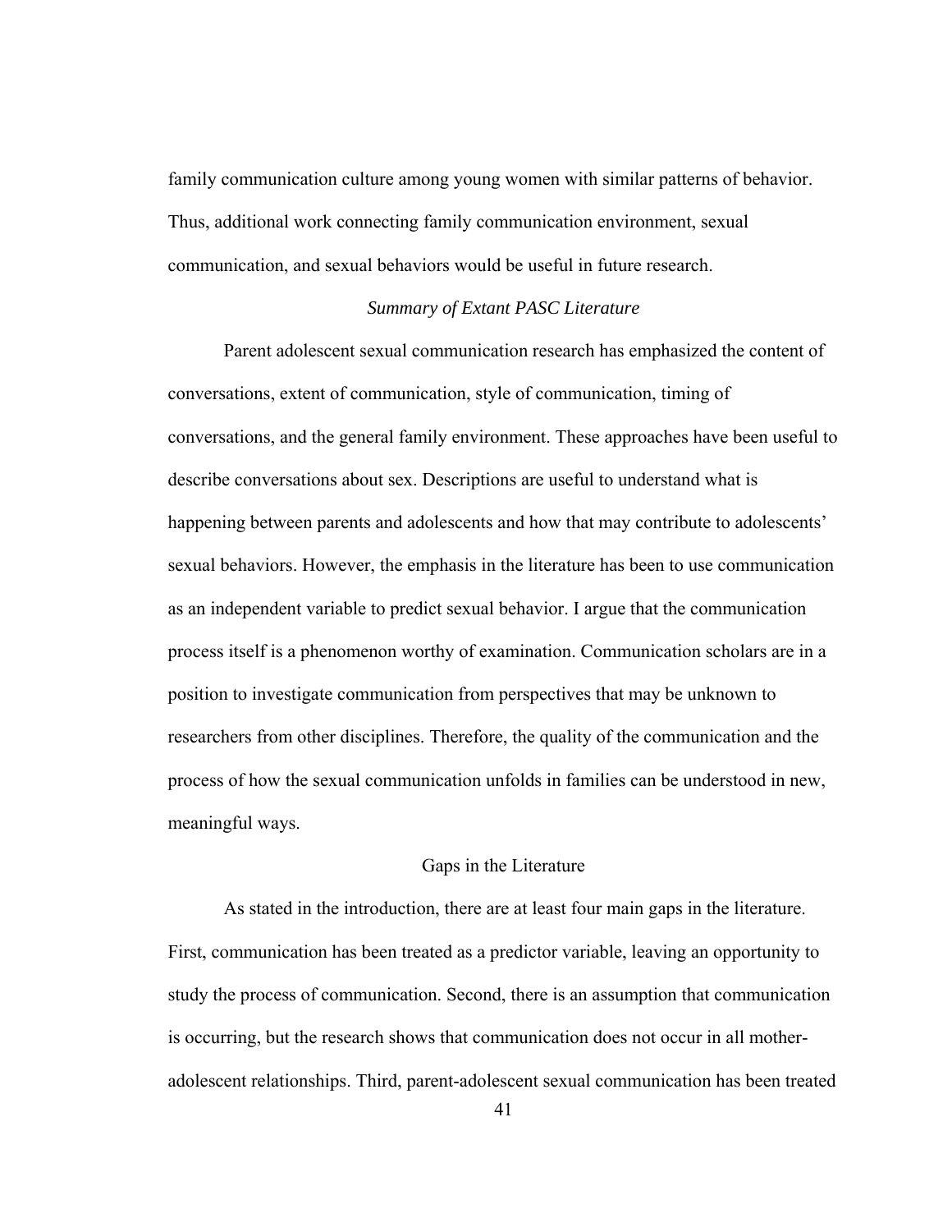family communication culture among young women with similar patterns of behavior. Thus, additional work connecting family communication environment, sexual communication, and sexual behaviors would be useful in future research.

### *Summary of Extant PASC Literature*

Parent adolescent sexual communication research has emphasized the content of conversations, extent of communication, style of communication, timing of conversations, and the general family environment. These approaches have been useful to describe conversations about sex. Descriptions are useful to understand what is happening between parents and adolescents and how that may contribute to adolescents' sexual behaviors. However, the emphasis in the literature has been to use communication as an independent variable to predict sexual behavior. I argue that the communication process itself is a phenomenon worthy of examination. Communication scholars are in a position to investigate communication from perspectives that may be unknown to researchers from other disciplines. Therefore, the quality of the communication and the process of how the sexual communication unfolds in families can be understood in new, meaningful ways.

## Gaps in the Literature

As stated in the introduction, there are at least four main gaps in the literature. First, communication has been treated as a predictor variable, leaving an opportunity to study the process of communication. Second, there is an assumption that communication is occurring, but the research shows that communication does not occur in all mother-adolescent relationships. Third, parent-adolescent sexual communication has been treated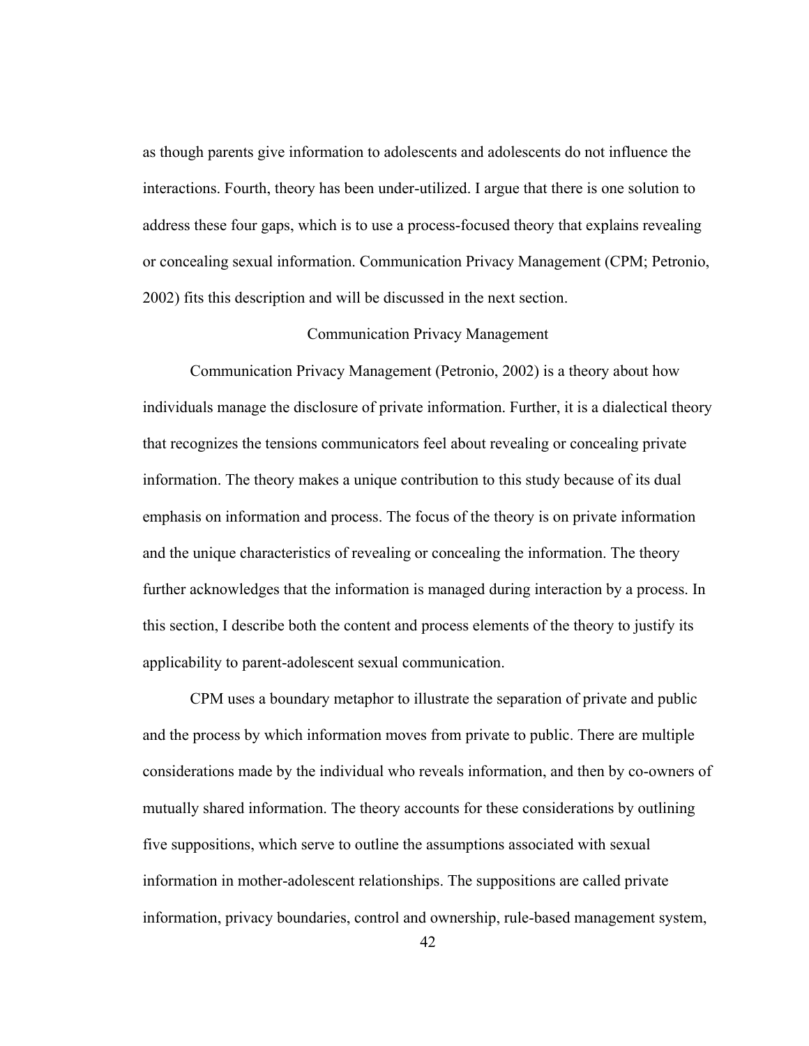as though parents give information to adolescents and adolescents do not influence the interactions. Fourth, theory has been under-utilized. I argue that there is one solution to address these four gaps, which is to use a process-focused theory that explains revealing or concealing sexual information. Communication Privacy Management (CPM; Petronio, 2002) fits this description and will be discussed in the next section.

## Communication Privacy Management

Communication Privacy Management (Petronio, 2002) is a theory about how individuals manage the disclosure of private information. Further, it is a dialectical theory that recognizes the tensions communicators feel about revealing or concealing private information. The theory makes a unique contribution to this study because of its dual emphasis on information and process. The focus of the theory is on private information and the unique characteristics of revealing or concealing the information. The theory further acknowledges that the information is managed during interaction by a process. In this section, I describe both the content and process elements of the theory to justify its applicability to parent-adolescent sexual communication.

CPM uses a boundary metaphor to illustrate the separation of private and public and the process by which information moves from private to public. There are multiple considerations made by the individual who reveals information, and then by co-owners of mutually shared information. The theory accounts for these considerations by outlining five suppositions, which serve to outline the assumptions associated with sexual information in mother-adolescent relationships. The suppositions are called private information, privacy boundaries, control and ownership, rule-based management system,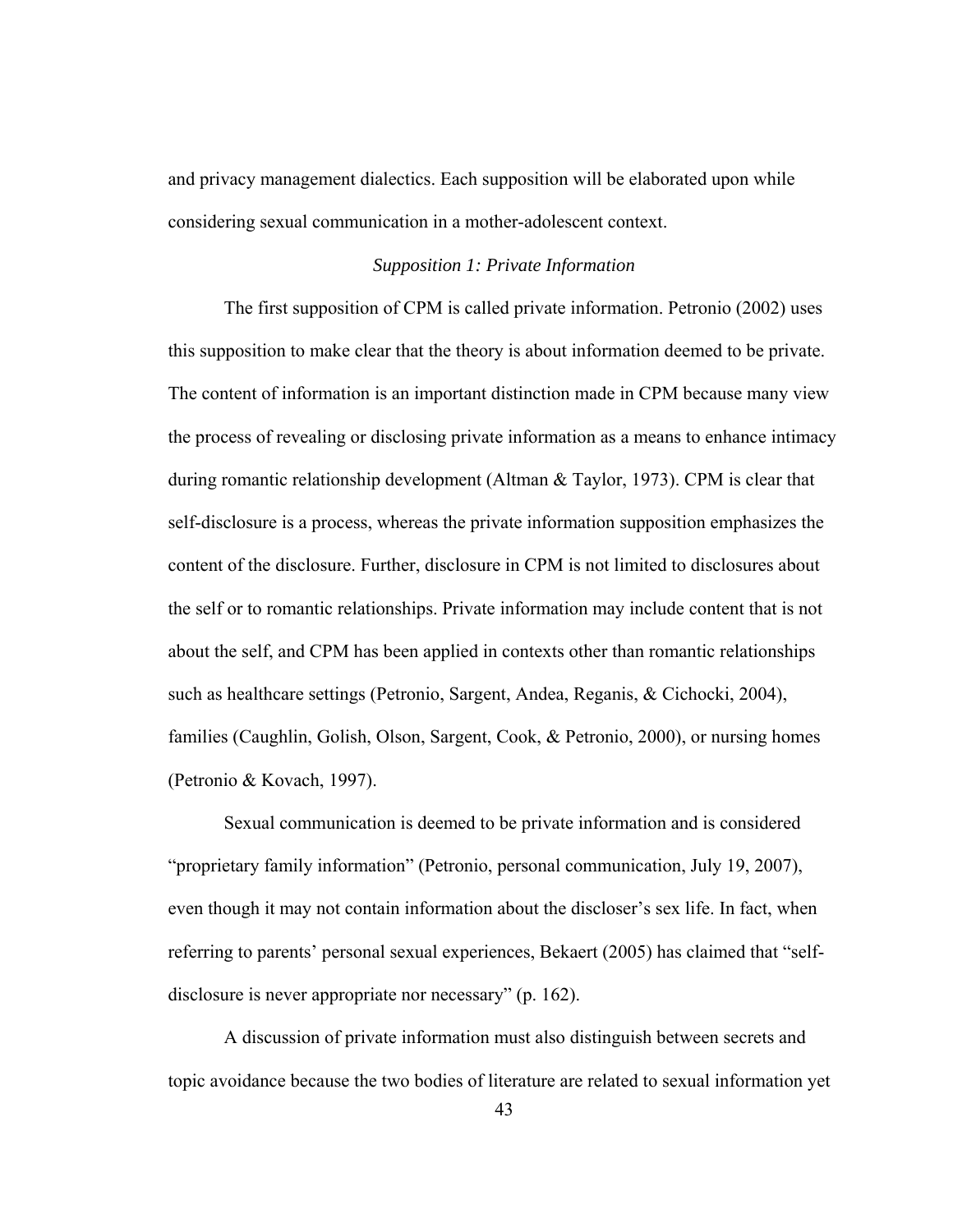and privacy management dialectics. Each supposition will be elaborated upon while considering sexual communication in a mother-adolescent context.

### *Supposition 1: Private Information*

The first supposition of CPM is called private information. Petronio (2002) uses this supposition to make clear that the theory is about information deemed to be private. The content of information is an important distinction made in CPM because many view the process of revealing or disclosing private information as a means to enhance intimacy during romantic relationship development (Altman & Taylor, 1973). CPM is clear that self-disclosure is a process, whereas the private information supposition emphasizes the content of the disclosure. Further, disclosure in CPM is not limited to disclosures about the self or to romantic relationships. Private information may include content that is not about the self, and CPM has been applied in contexts other than romantic relationships such as healthcare settings (Petronio, Sargent, Andea, Reganis, & Cichocki, 2004), families (Caughlin, Golish, Olson, Sargent, Cook, & Petronio, 2000), or nursing homes (Petronio & Kovach, 1997).

Sexual communication is deemed to be private information and is considered "proprietary family information" (Petronio, personal communication, July 19, 2007), even though it may not contain information about the discloser's sex life. In fact, when referring to parents' personal sexual experiences, Bekaert (2005) has claimed that "self-disclosure is never appropriate nor necessary" (p. 162).

A discussion of private information must also distinguish between secrets and topic avoidance because the two bodies of literature are related to sexual information yet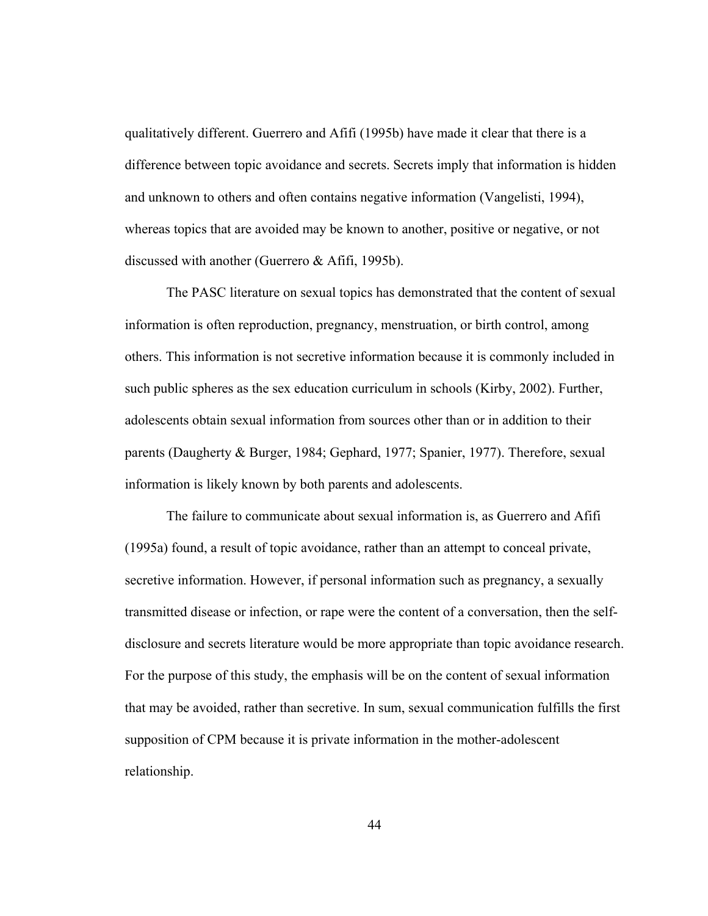qualitatively different. Guerrero and Afifi (1995b) have made it clear that there is a difference between topic avoidance and secrets. Secrets imply that information is hidden and unknown to others and often contains negative information (Vangelisti, 1994), whereas topics that are avoided may be known to another, positive or negative, or not discussed with another (Guerrero & Afifi, 1995b).

The PASC literature on sexual topics has demonstrated that the content of sexual information is often reproduction, pregnancy, menstruation, or birth control, among others. This information is not secretive information because it is commonly included in such public spheres as the sex education curriculum in schools (Kirby, 2002). Further, adolescents obtain sexual information from sources other than or in addition to their parents (Daugherty & Burger, 1984; Gephard, 1977; Spanier, 1977). Therefore, sexual information is likely known by both parents and adolescents.

The failure to communicate about sexual information is, as Guerrero and Afifi (1995a) found, a result of topic avoidance, rather than an attempt to conceal private, secretive information. However, if personal information such as pregnancy, a sexually transmitted disease or infection, or rape were the content of a conversation, then the self-disclosure and secrets literature would be more appropriate than topic avoidance research. For the purpose of this study, the emphasis will be on the content of sexual information that may be avoided, rather than secretive. In sum, sexual communication fulfills the first supposition of CPM because it is private information in the mother-adolescent relationship.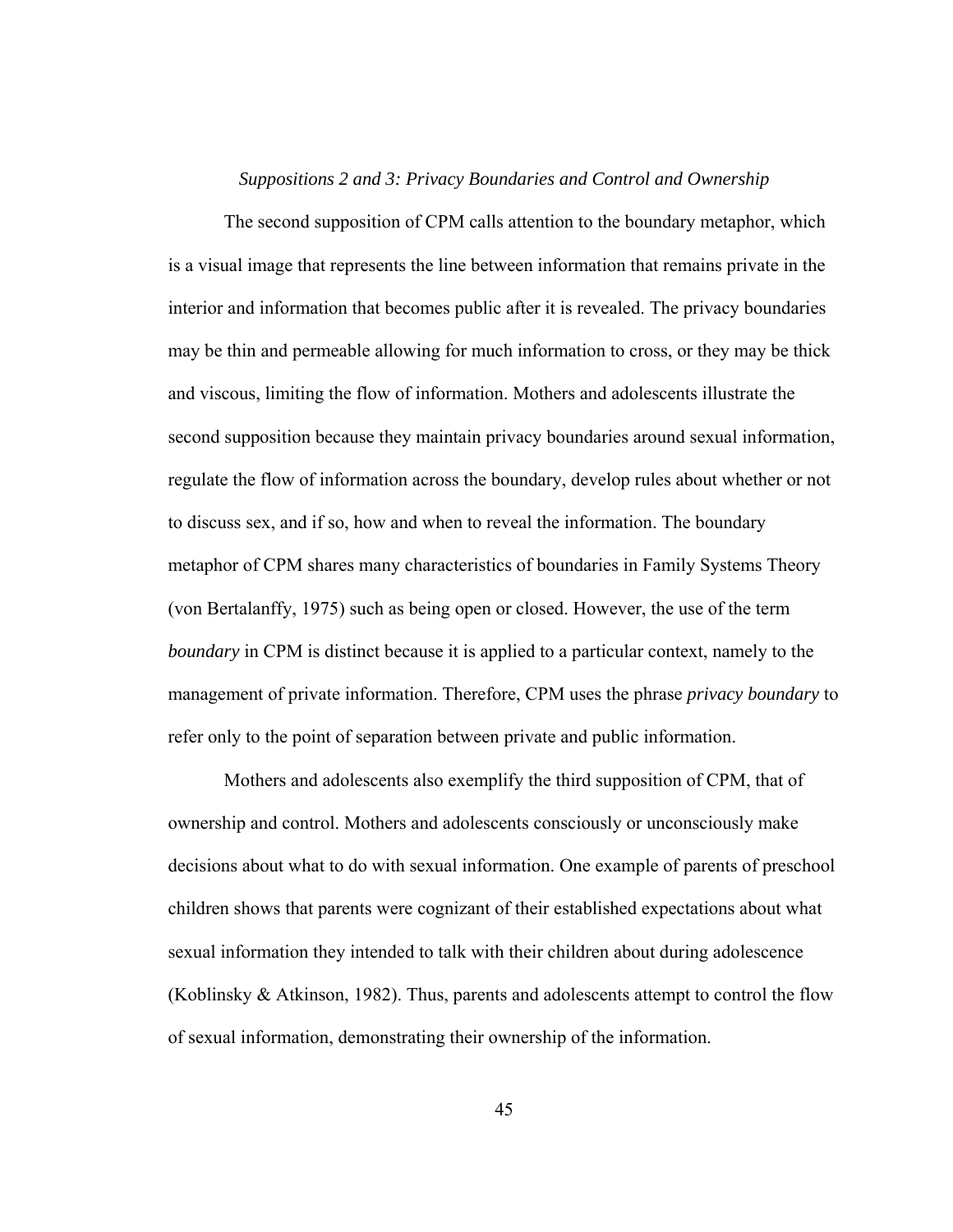### *Suppositions 2 and 3: Privacy Boundaries and Control and Ownership*

The second supposition of CPM calls attention to the boundary metaphor, which is a visual image that represents the line between information that remains private in the interior and information that becomes public after it is revealed. The privacy boundaries may be thin and permeable allowing for much information to cross, or they may be thick and viscous, limiting the flow of information. Mothers and adolescents illustrate the second supposition because they maintain privacy boundaries around sexual information, regulate the flow of information across the boundary, develop rules about whether or not to discuss sex, and if so, how and when to reveal the information. The boundary metaphor of CPM shares many characteristics of boundaries in Family Systems Theory (von Bertalanffy, 1975) such as being open or closed. However, the use of the term *boundary* in CPM is distinct because it is applied to a particular context, namely to the management of private information. Therefore, CPM uses the phrase *privacy boundary* to refer only to the point of separation between private and public information.

Mothers and adolescents also exemplify the third supposition of CPM, that of ownership and control. Mothers and adolescents consciously or unconsciously make decisions about what to do with sexual information. One example of parents of preschool children shows that parents were cognizant of their established expectations about what sexual information they intended to talk with their children about during adolescence (Koblinsky & Atkinson, 1982). Thus, parents and adolescents attempt to control the flow of sexual information, demonstrating their ownership of the information.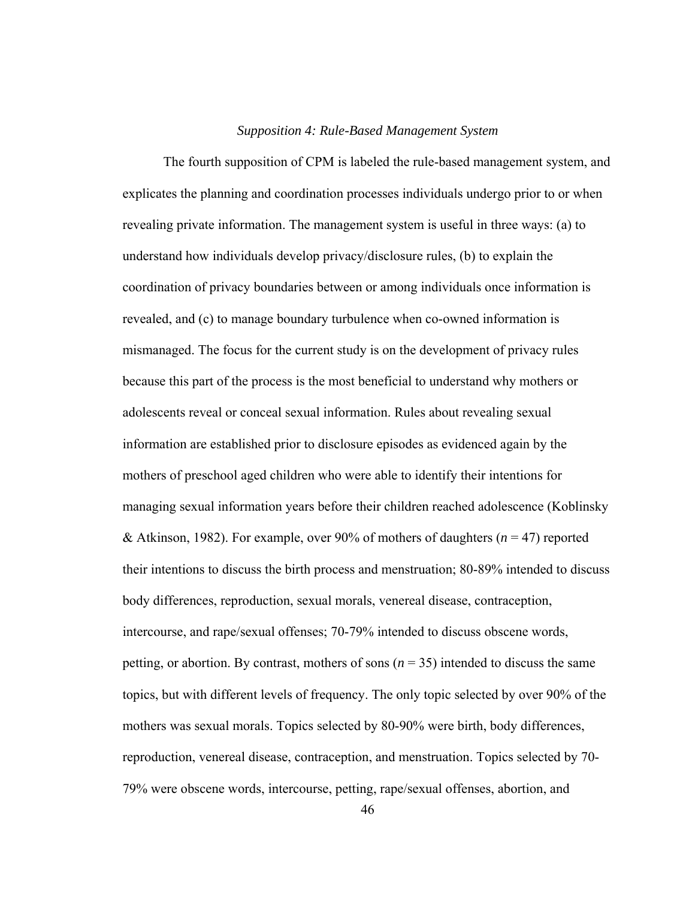### *Supposition 4: Rule-Based Management System*

The fourth supposition of CPM is labeled the rule-based management system, and explicates the planning and coordination processes individuals undergo prior to or when revealing private information. The management system is useful in three ways: (a) to understand how individuals develop privacy/disclosure rules, (b) to explain the coordination of privacy boundaries between or among individuals once information is revealed, and (c) to manage boundary turbulence when co-owned information is mismanaged. The focus for the current study is on the development of privacy rules because this part of the process is the most beneficial to understand why mothers or adolescents reveal or conceal sexual information. Rules about revealing sexual information are established prior to disclosure episodes as evidenced again by the mothers of preschool aged children who were able to identify their intentions for managing sexual information years before their children reached adolescence (Koblinsky & Atkinson, 1982). For example, over 90% of mothers of daughters ($n = 47$) reported their intentions to discuss the birth process and menstruation; 80-89% intended to discuss body differences, reproduction, sexual morals, venereal disease, contraception, intercourse, and rape/sexual offenses; 70-79% intended to discuss obscene words, petting, or abortion. By contrast, mothers of sons ($n = 35$) intended to discuss the same topics, but with different levels of frequency. The only topic selected by over 90% of the mothers was sexual morals. Topics selected by 80-90% were birth, body differences, reproduction, venereal disease, contraception, and menstruation. Topics selected by 70-79% were obscene words, intercourse, petting, rape/sexual offenses, abortion, and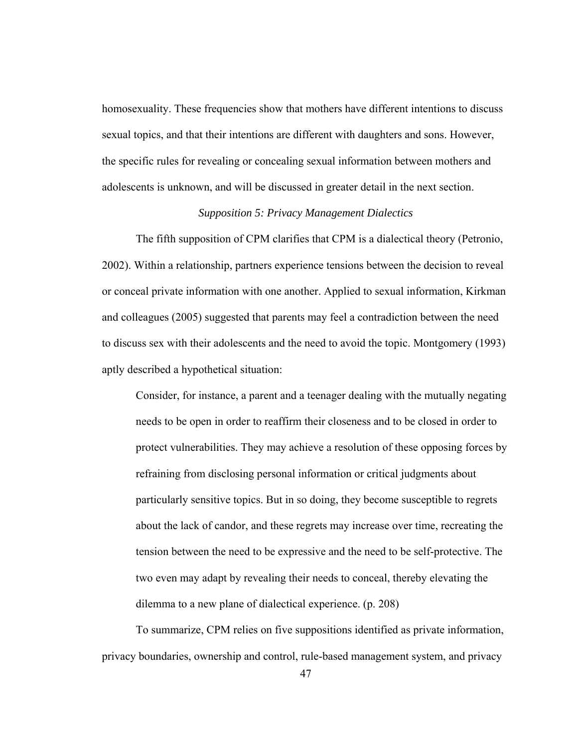homosexuality. These frequencies show that mothers have different intentions to discuss sexual topics, and that their intentions are different with daughters and sons. However, the specific rules for revealing or concealing sexual information between mothers and adolescents is unknown, and will be discussed in greater detail in the next section.

### *Supposition 5: Privacy Management Dialectics*

The fifth supposition of CPM clarifies that CPM is a dialectical theory (Petronio, 2002). Within a relationship, partners experience tensions between the decision to reveal or conceal private information with one another. Applied to sexual information, Kirkman and colleagues (2005) suggested that parents may feel a contradiction between the need to discuss sex with their adolescents and the need to avoid the topic. Montgomery (1993) aptly described a hypothetical situation:

> Consider, for instance, a parent and a teenager dealing with the mutually negating needs to be open in order to reaffirm their closeness and to be closed in order to protect vulnerabilities. They may achieve a resolution of these opposing forces by refraining from disclosing personal information or critical judgments about particularly sensitive topics. But in so doing, they become susceptible to regrets about the lack of candor, and these regrets may increase over time, recreating the tension between the need to be expressive and the need to be self-protective. The two even may adapt by revealing their needs to conceal, thereby elevating the dilemma to a new plane of dialectical experience. (p. 208)

To summarize, CPM relies on five suppositions identified as private information, privacy boundaries, ownership and control, rule-based management system, and privacy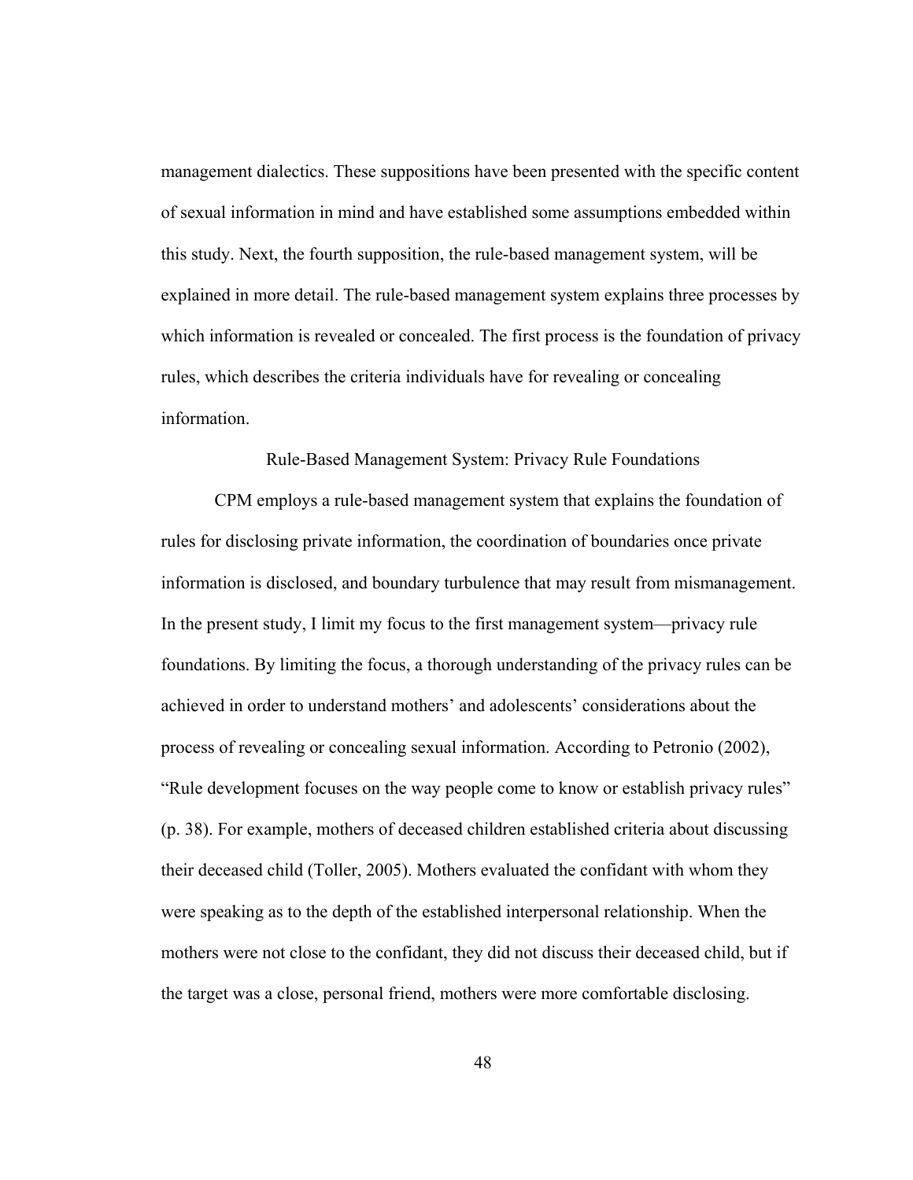management dialectics. These suppositions have been presented with the specific content of sexual information in mind and have established some assumptions embedded within this study. Next, the fourth supposition, the rule-based management system, will be explained in more detail. The rule-based management system explains three processes by which information is revealed or concealed. The first process is the foundation of privacy rules, which describes the criteria individuals have for revealing or concealing information.

## Rule-Based Management System: Privacy Rule Foundations

CPM employs a rule-based management system that explains the foundation of rules for disclosing private information, the coordination of boundaries once private information is disclosed, and boundary turbulence that may result from mismanagement. In the present study, I limit my focus to the first management system—privacy rule foundations. By limiting the focus, a thorough understanding of the privacy rules can be achieved in order to understand mothers' and adolescents' considerations about the process of revealing or concealing sexual information. According to Petronio (2002), "Rule development focuses on the way people come to know or establish privacy rules" (p. 38). For example, mothers of deceased children established criteria about discussing their deceased child (Toller, 2005). Mothers evaluated the confidant with whom they were speaking as to the depth of the established interpersonal relationship. When the mothers were not close to the confidant, they did not discuss their deceased child, but if the target was a close, personal friend, mothers were more comfortable disclosing.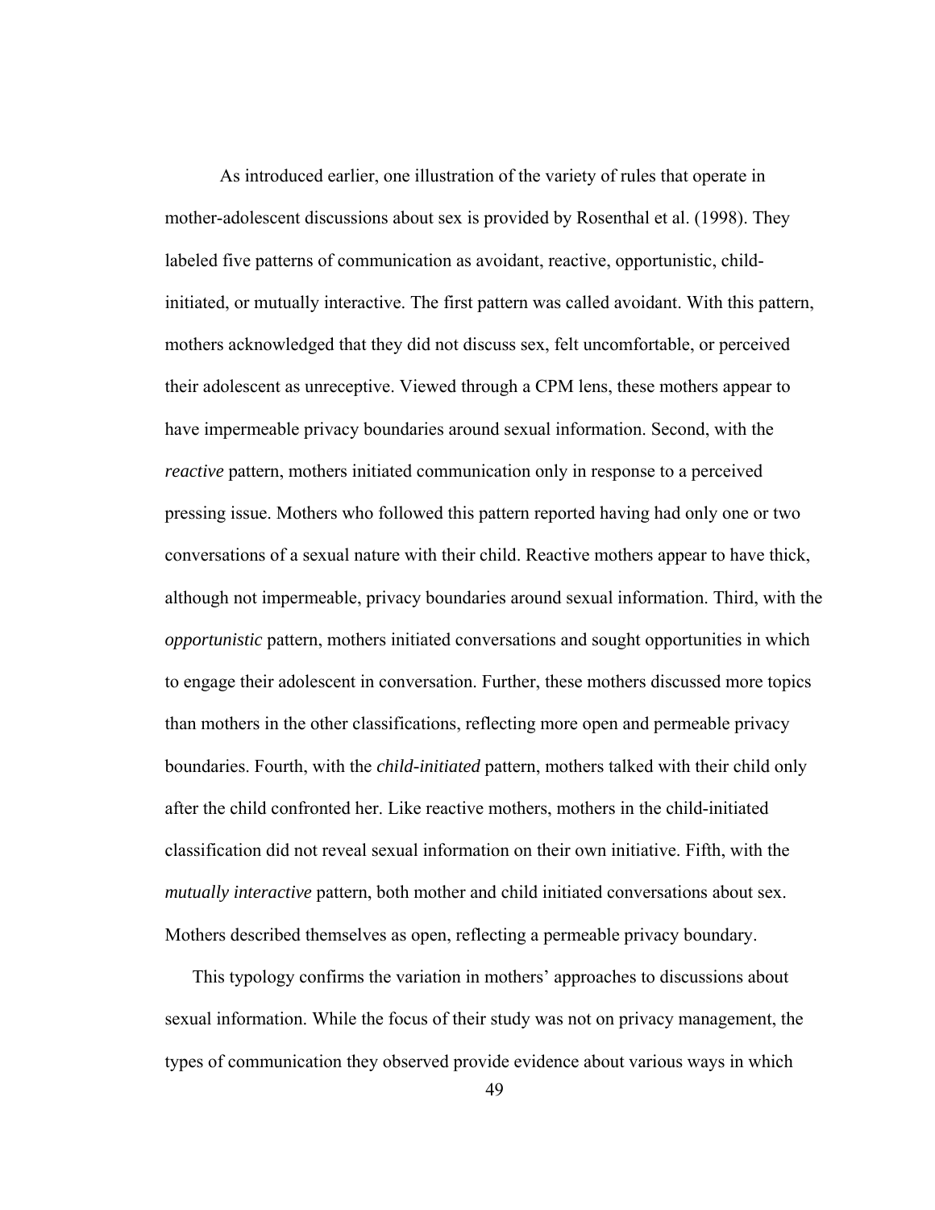As introduced earlier, one illustration of the variety of rules that operate in mother-adolescent discussions about sex is provided by Rosenthal et al. (1998). They labeled five patterns of communication as avoidant, reactive, opportunistic, child-initiated, or mutually interactive. The first pattern was called avoidant. With this pattern, mothers acknowledged that they did not discuss sex, felt uncomfortable, or perceived their adolescent as unreceptive. Viewed through a CPM lens, these mothers appear to have impermeable privacy boundaries around sexual information. Second, with the *reactive* pattern, mothers initiated communication only in response to a perceived pressing issue. Mothers who followed this pattern reported having had only one or two conversations of a sexual nature with their child. Reactive mothers appear to have thick, although not impermeable, privacy boundaries around sexual information. Third, with the *opportunistic* pattern, mothers initiated conversations and sought opportunities in which to engage their adolescent in conversation. Further, these mothers discussed more topics than mothers in the other classifications, reflecting more open and permeable privacy boundaries. Fourth, with the *child-initiated* pattern, mothers talked with their child only after the child confronted her. Like reactive mothers, mothers in the child-initiated classification did not reveal sexual information on their own initiative. Fifth, with the *mutually interactive* pattern, both mother and child initiated conversations about sex. Mothers described themselves as open, reflecting a permeable privacy boundary.

This typology confirms the variation in mothers' approaches to discussions about sexual information. While the focus of their study was not on privacy management, the types of communication they observed provide evidence about various ways in which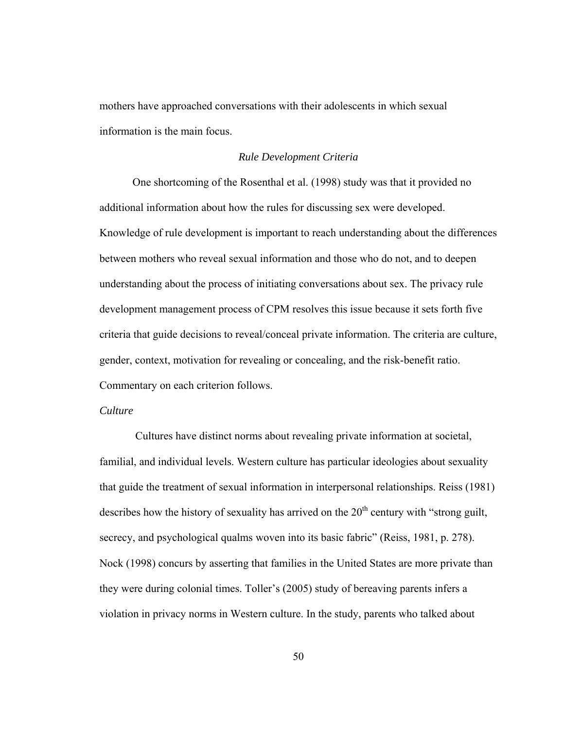mothers have approached conversations with their adolescents in which sexual information is the main focus.

### *Rule Development Criteria*

One shortcoming of the Rosenthal et al. (1998) study was that it provided no additional information about how the rules for discussing sex were developed. Knowledge of rule development is important to reach understanding about the differences between mothers who reveal sexual information and those who do not, and to deepen understanding about the process of initiating conversations about sex. The privacy rule development management process of CPM resolves this issue because it sets forth five criteria that guide decisions to reveal/conceal private information. The criteria are culture, gender, context, motivation for revealing or concealing, and the risk-benefit ratio. Commentary on each criterion follows.

#### *Culture*

Cultures have distinct norms about revealing private information at societal, familial, and individual levels. Western culture has particular ideologies about sexuality that guide the treatment of sexual information in interpersonal relationships. Reiss (1981) describes how the history of sexuality has arrived on the 20th century with "strong guilt, secrecy, and psychological qualms woven into its basic fabric" (Reiss, 1981, p. 278). Nock (1998) concurs by asserting that families in the United States are more private than they were during colonial times. Toller's (2005) study of bereaving parents infers a violation in privacy norms in Western culture. In the study, parents who talked about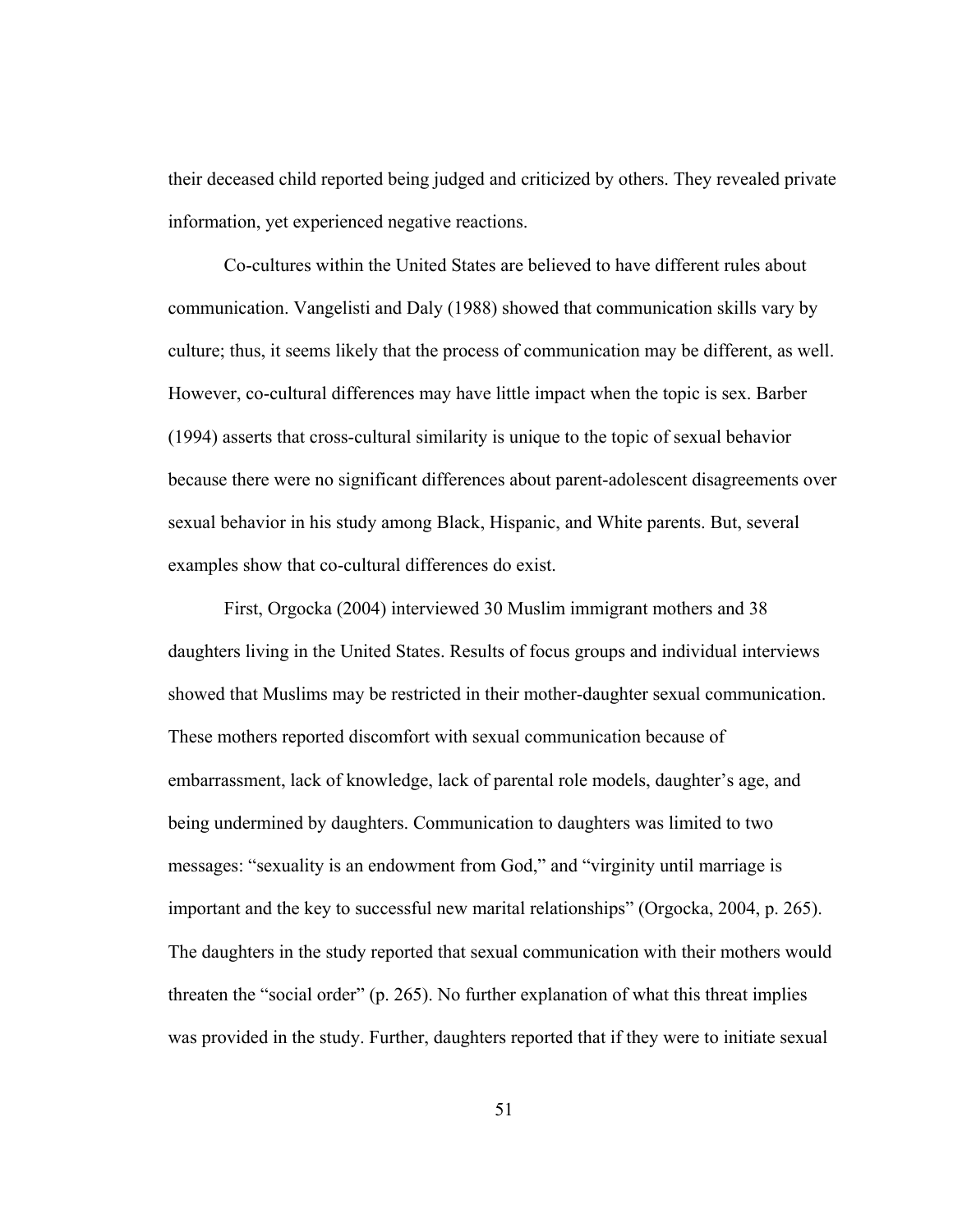their deceased child reported being judged and criticized by others. They revealed private information, yet experienced negative reactions.

Co-cultures within the United States are believed to have different rules about communication. Vangelisti and Daly (1988) showed that communication skills vary by culture; thus, it seems likely that the process of communication may be different, as well. However, co-cultural differences may have little impact when the topic is sex. Barber (1994) asserts that cross-cultural similarity is unique to the topic of sexual behavior because there were no significant differences about parent-adolescent disagreements over sexual behavior in his study among Black, Hispanic, and White parents. But, several examples show that co-cultural differences do exist.

First, Orgocka (2004) interviewed 30 Muslim immigrant mothers and 38 daughters living in the United States. Results of focus groups and individual interviews showed that Muslims may be restricted in their mother-daughter sexual communication. These mothers reported discomfort with sexual communication because of embarrassment, lack of knowledge, lack of parental role models, daughter's age, and being undermined by daughters. Communication to daughters was limited to two messages: "sexuality is an endowment from God," and "virginity until marriage is important and the key to successful new marital relationships" (Orgocka, 2004, p. 265). The daughters in the study reported that sexual communication with their mothers would threaten the "social order" (p. 265). No further explanation of what this threat implies was provided in the study. Further, daughters reported that if they were to initiate sexual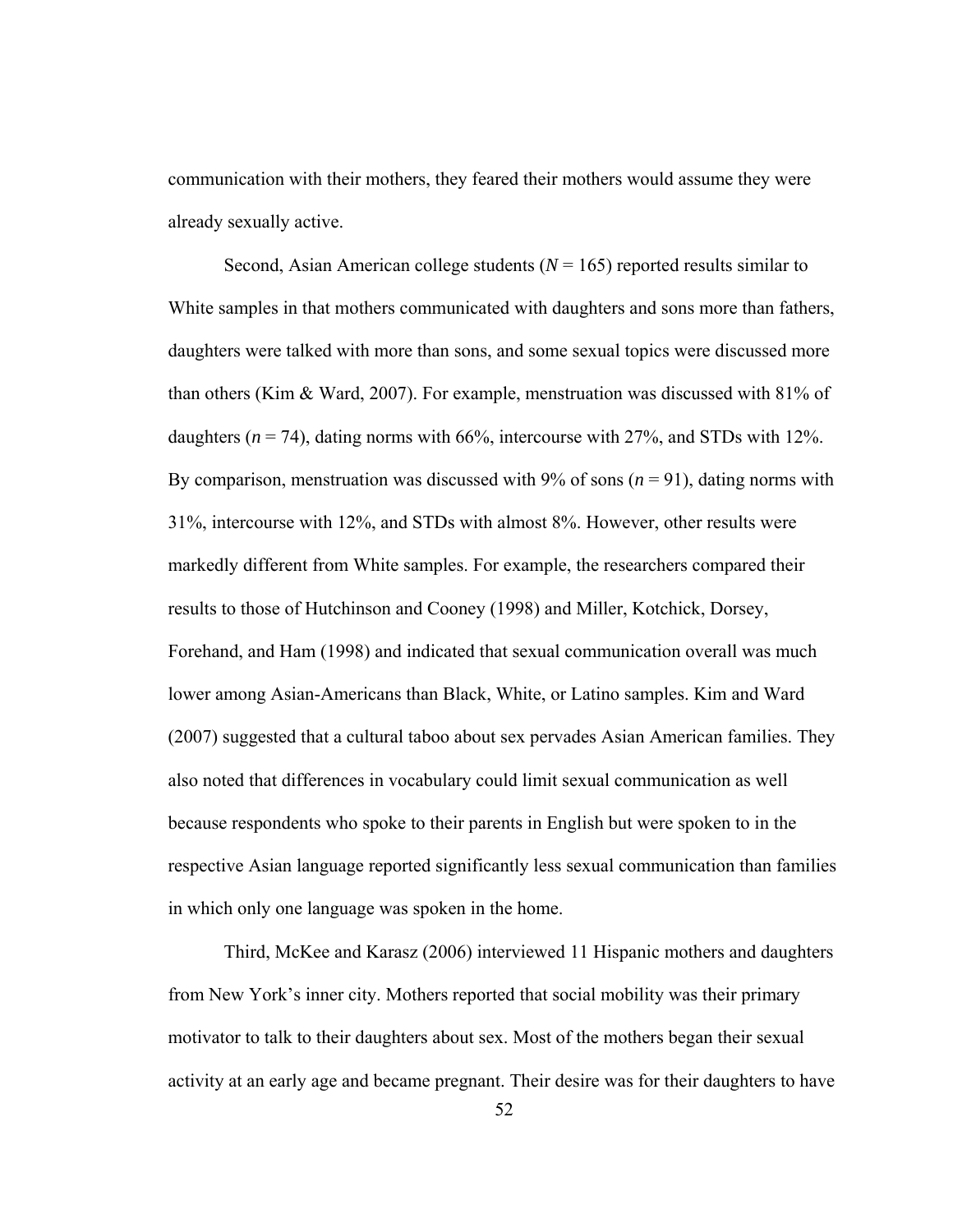communication with their mothers, they feared their mothers would assume they were already sexually active.

Second, Asian American college students (*N* = 165) reported results similar to White samples in that mothers communicated with daughters and sons more than fathers, daughters were talked with more than sons, and some sexual topics were discussed more than others (Kim & Ward, 2007). For example, menstruation was discussed with 81% of daughters (*n* = 74), dating norms with 66%, intercourse with 27%, and STDs with 12%. By comparison, menstruation was discussed with 9% of sons (*n* = 91), dating norms with 31%, intercourse with 12%, and STDs with almost 8%. However, other results were markedly different from White samples. For example, the researchers compared their results to those of Hutchinson and Cooney (1998) and Miller, Kotchick, Dorsey, Forehand, and Ham (1998) and indicated that sexual communication overall was much lower among Asian-Americans than Black, White, or Latino samples. Kim and Ward (2007) suggested that a cultural taboo about sex pervades Asian American families. They also noted that differences in vocabulary could limit sexual communication as well because respondents who spoke to their parents in English but were spoken to in the respective Asian language reported significantly less sexual communication than families in which only one language was spoken in the home.

Third, McKee and Karasz (2006) interviewed 11 Hispanic mothers and daughters from New York's inner city. Mothers reported that social mobility was their primary motivator to talk to their daughters about sex. Most of the mothers began their sexual activity at an early age and became pregnant. Their desire was for their daughters to have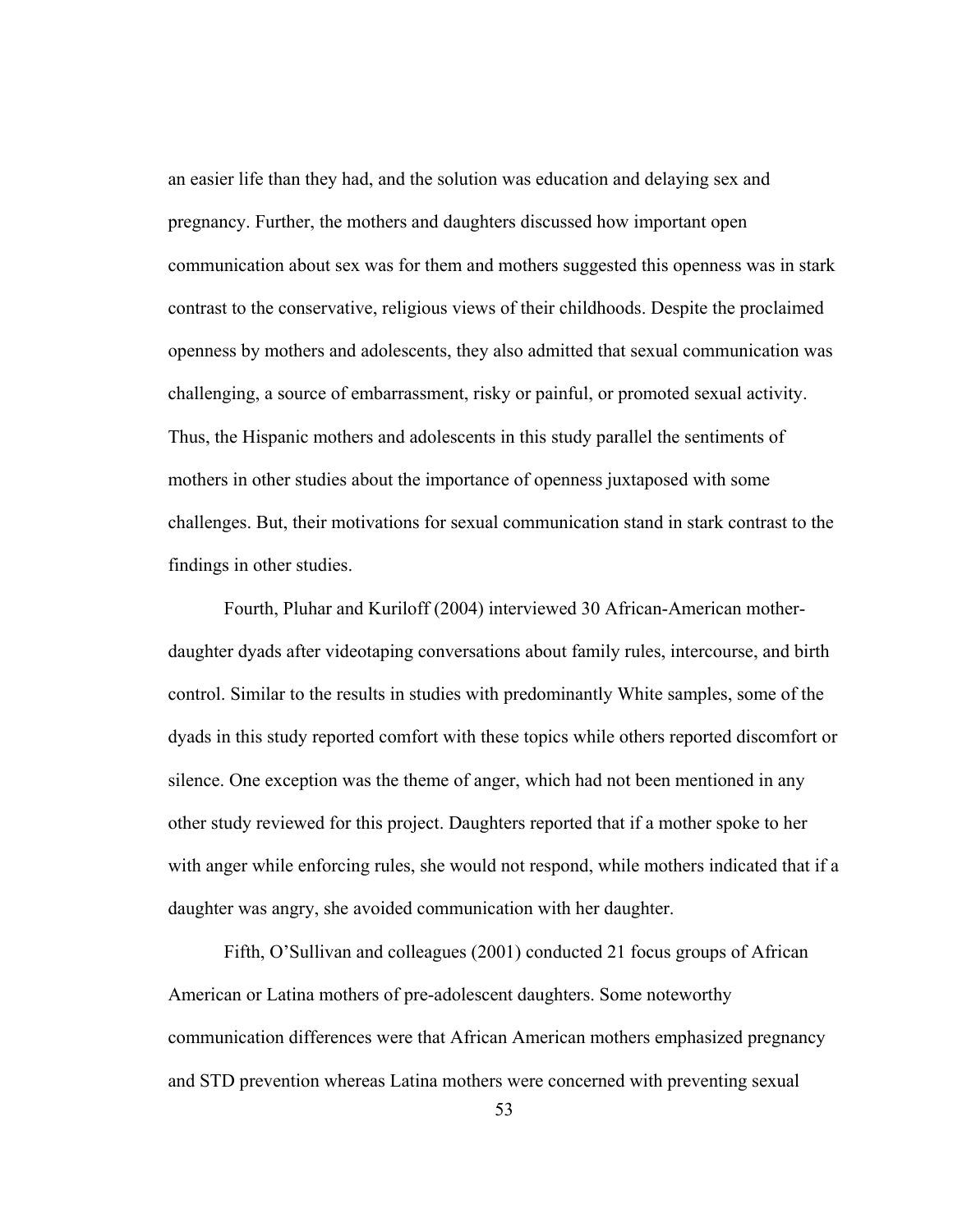an easier life than they had, and the solution was education and delaying sex and pregnancy. Further, the mothers and daughters discussed how important open communication about sex was for them and mothers suggested this openness was in stark contrast to the conservative, religious views of their childhoods. Despite the proclaimed openness by mothers and adolescents, they also admitted that sexual communication was challenging, a source of embarrassment, risky or painful, or promoted sexual activity. Thus, the Hispanic mothers and adolescents in this study parallel the sentiments of mothers in other studies about the importance of openness juxtaposed with some challenges. But, their motivations for sexual communication stand in stark contrast to the findings in other studies.

Fourth, Pluhar and Kuriloff (2004) interviewed 30 African-American mother-daughter dyads after videotaping conversations about family rules, intercourse, and birth control. Similar to the results in studies with predominantly White samples, some of the dyads in this study reported comfort with these topics while others reported discomfort or silence. One exception was the theme of anger, which had not been mentioned in any other study reviewed for this project. Daughters reported that if a mother spoke to her with anger while enforcing rules, she would not respond, while mothers indicated that if a daughter was angry, she avoided communication with her daughter.

Fifth, O'Sullivan and colleagues (2001) conducted 21 focus groups of African American or Latina mothers of pre-adolescent daughters. Some noteworthy communication differences were that African American mothers emphasized pregnancy and STD prevention whereas Latina mothers were concerned with preventing sexual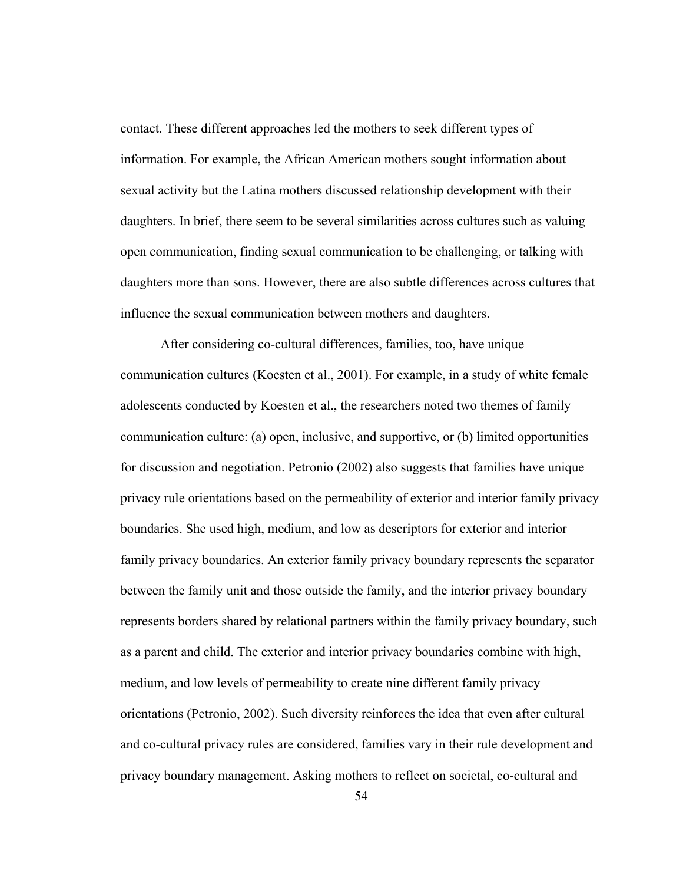contact. These different approaches led the mothers to seek different types of information. For example, the African American mothers sought information about sexual activity but the Latina mothers discussed relationship development with their daughters. In brief, there seem to be several similarities across cultures such as valuing open communication, finding sexual communication to be challenging, or talking with daughters more than sons. However, there are also subtle differences across cultures that influence the sexual communication between mothers and daughters.

After considering co-cultural differences, families, too, have unique communication cultures (Koesten et al., 2001). For example, in a study of white female adolescents conducted by Koesten et al., the researchers noted two themes of family communication culture: (a) open, inclusive, and supportive, or (b) limited opportunities for discussion and negotiation. Petronio (2002) also suggests that families have unique privacy rule orientations based on the permeability of exterior and interior family privacy boundaries. She used high, medium, and low as descriptors for exterior and interior family privacy boundaries. An exterior family privacy boundary represents the separator between the family unit and those outside the family, and the interior privacy boundary represents borders shared by relational partners within the family privacy boundary, such as a parent and child. The exterior and interior privacy boundaries combine with high, medium, and low levels of permeability to create nine different family privacy orientations (Petronio, 2002). Such diversity reinforces the idea that even after cultural and co-cultural privacy rules are considered, families vary in their rule development and privacy boundary management. Asking mothers to reflect on societal, co-cultural and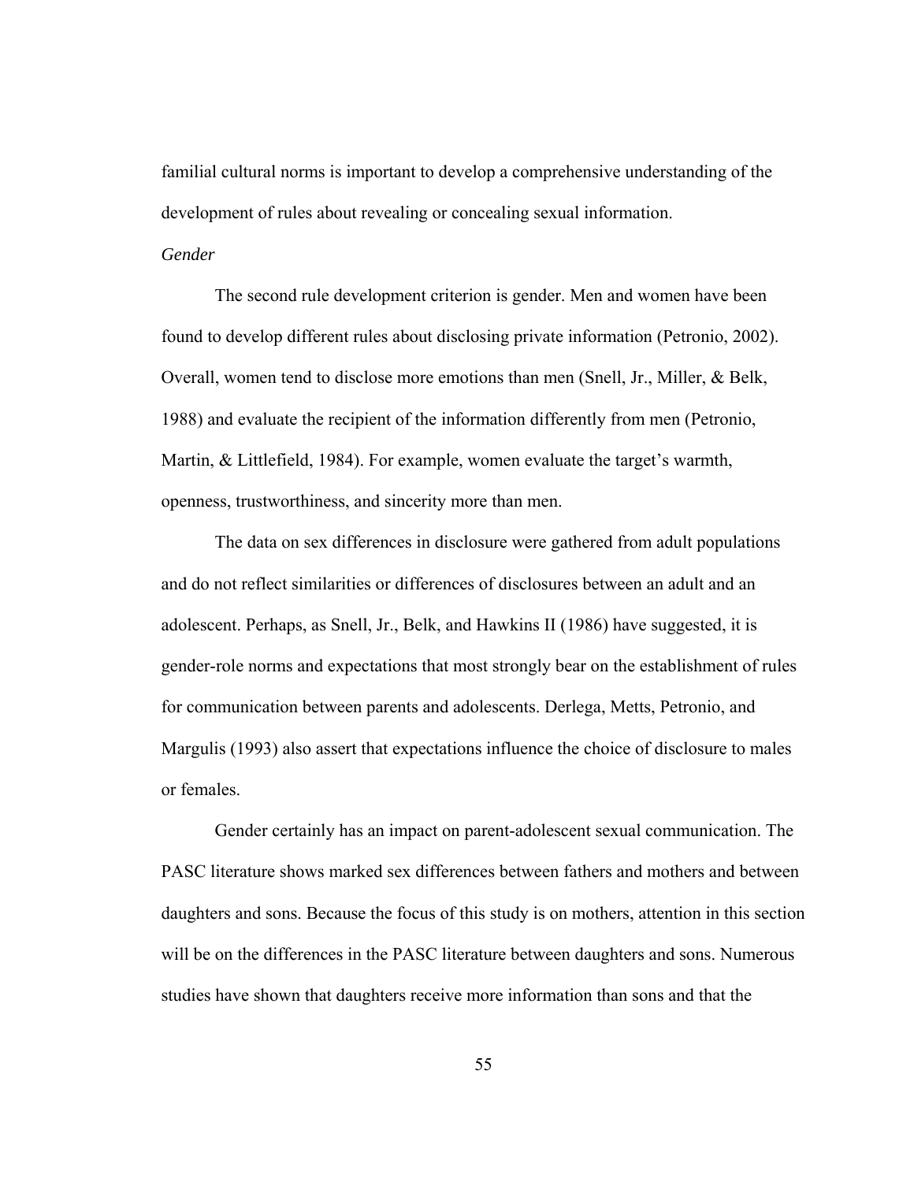familial cultural norms is important to develop a comprehensive understanding of the development of rules about revealing or concealing sexual information.

*Gender*

The second rule development criterion is gender. Men and women have been found to develop different rules about disclosing private information (Petronio, 2002). Overall, women tend to disclose more emotions than men (Snell, Jr., Miller, & Belk, 1988) and evaluate the recipient of the information differently from men (Petronio, Martin, & Littlefield, 1984). For example, women evaluate the target's warmth, openness, trustworthiness, and sincerity more than men.

The data on sex differences in disclosure were gathered from adult populations and do not reflect similarities or differences of disclosures between an adult and an adolescent. Perhaps, as Snell, Jr., Belk, and Hawkins II (1986) have suggested, it is gender-role norms and expectations that most strongly bear on the establishment of rules for communication between parents and adolescents. Derlega, Metts, Petronio, and Margulis (1993) also assert that expectations influence the choice of disclosure to males or females.

Gender certainly has an impact on parent-adolescent sexual communication. The PASC literature shows marked sex differences between fathers and mothers and between daughters and sons. Because the focus of this study is on mothers, attention in this section will be on the differences in the PASC literature between daughters and sons. Numerous studies have shown that daughters receive more information than sons and that the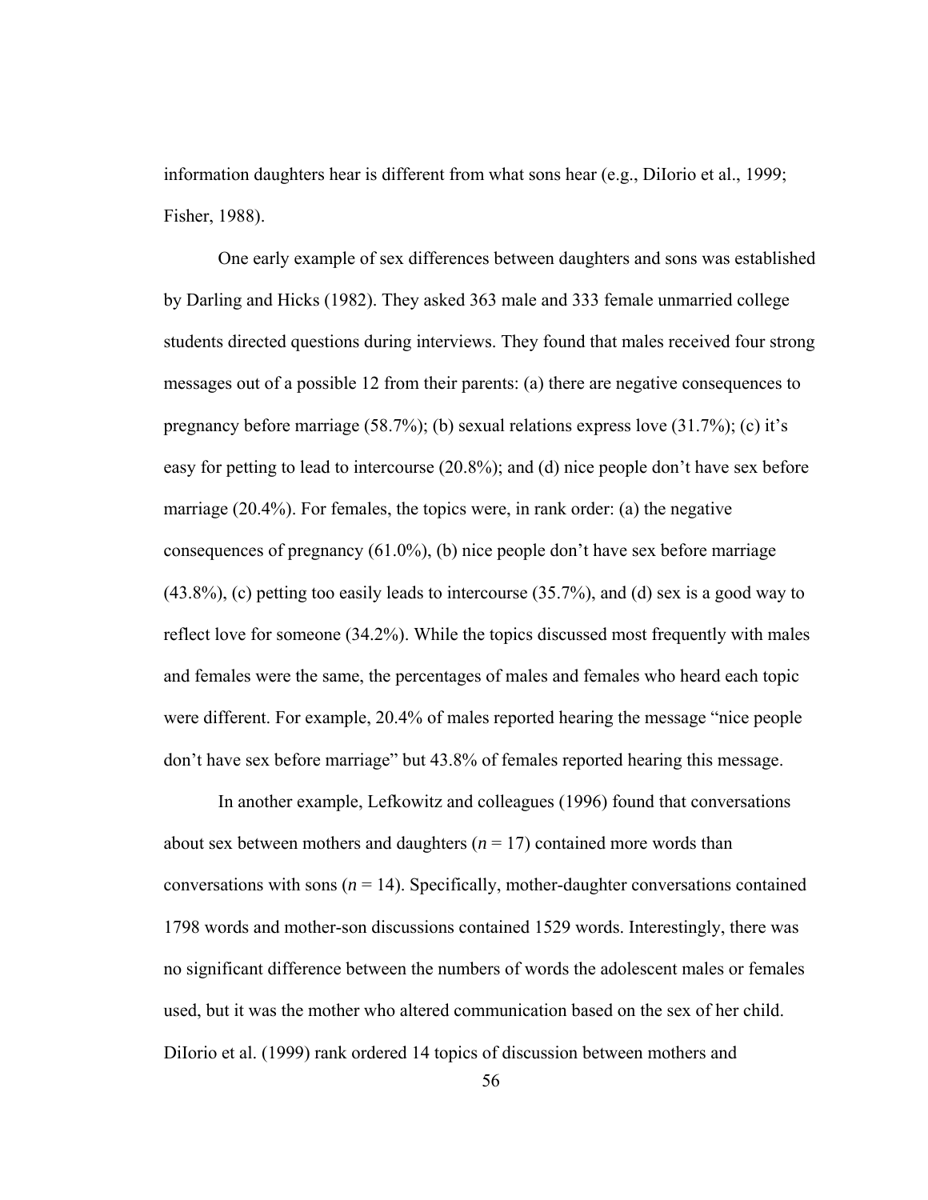information daughters hear is different from what sons hear (e.g., DiIorio et al., 1999; Fisher, 1988).

One early example of sex differences between daughters and sons was established by Darling and Hicks (1982). They asked 363 male and 333 female unmarried college students directed questions during interviews. They found that males received four strong messages out of a possible 12 from their parents: (a) there are negative consequences to pregnancy before marriage (58.7%); (b) sexual relations express love (31.7%); (c) it's easy for petting to lead to intercourse (20.8%); and (d) nice people don't have sex before marriage (20.4%). For females, the topics were, in rank order: (a) the negative consequences of pregnancy (61.0%), (b) nice people don't have sex before marriage (43.8%), (c) petting too easily leads to intercourse (35.7%), and (d) sex is a good way to reflect love for someone (34.2%). While the topics discussed most frequently with males and females were the same, the percentages of males and females who heard each topic were different. For example, 20.4% of males reported hearing the message "nice people don't have sex before marriage" but 43.8% of females reported hearing this message.

In another example, Lefkowitz and colleagues (1996) found that conversations about sex between mothers and daughters ($n = 17$) contained more words than conversations with sons ($n = 14$). Specifically, mother-daughter conversations contained 1798 words and mother-son discussions contained 1529 words. Interestingly, there was no significant difference between the numbers of words the adolescent males or females used, but it was the mother who altered communication based on the sex of her child. DiIorio et al. (1999) rank ordered 14 topics of discussion between mothers and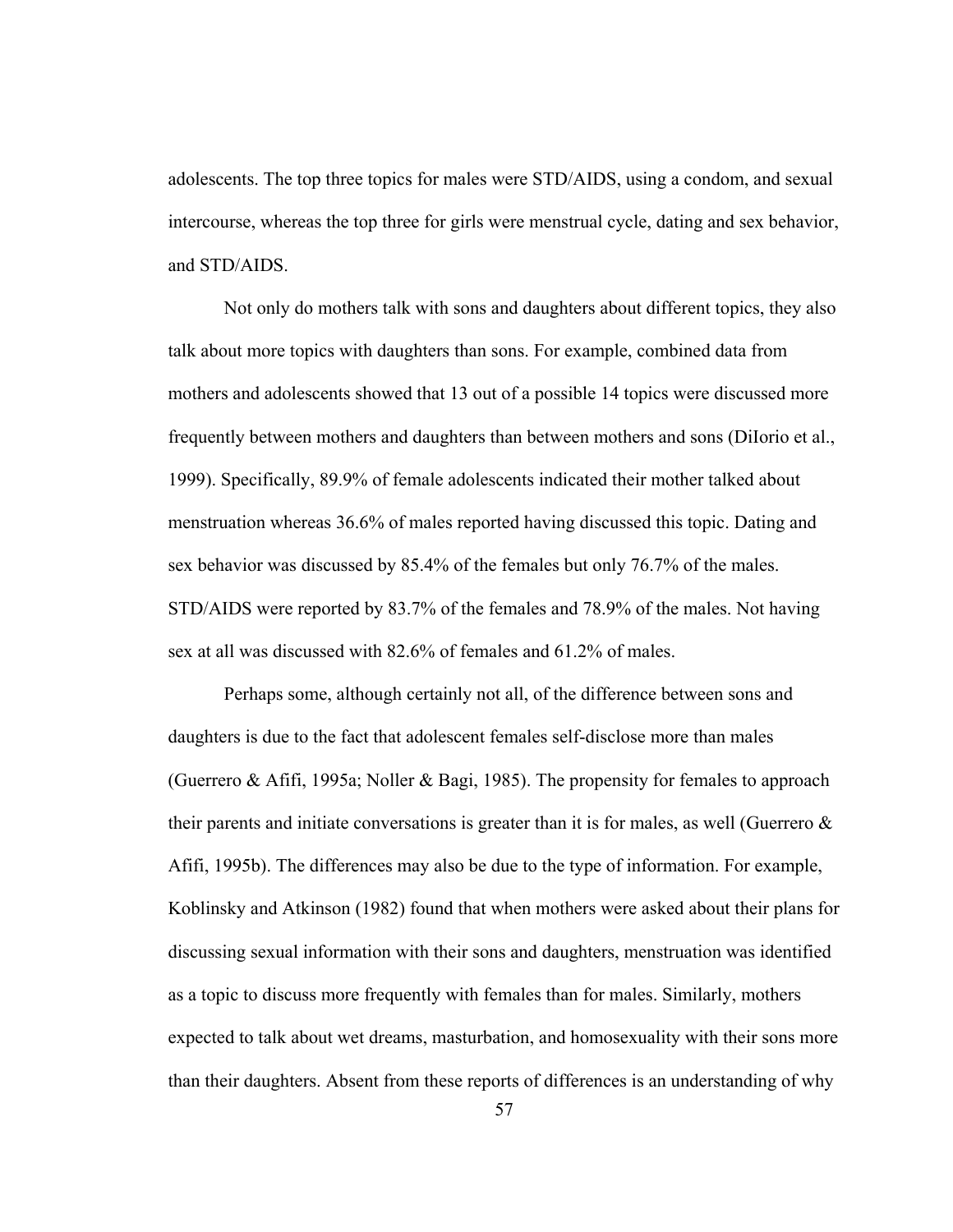adolescents. The top three topics for males were STD/AIDS, using a condom, and sexual intercourse, whereas the top three for girls were menstrual cycle, dating and sex behavior, and STD/AIDS.

Not only do mothers talk with sons and daughters about different topics, they also talk about more topics with daughters than sons. For example, combined data from mothers and adolescents showed that 13 out of a possible 14 topics were discussed more frequently between mothers and daughters than between mothers and sons (DiIorio et al., 1999). Specifically, 89.9% of female adolescents indicated their mother talked about menstruation whereas 36.6% of males reported having discussed this topic. Dating and sex behavior was discussed by 85.4% of the females but only 76.7% of the males. STD/AIDS were reported by 83.7% of the females and 78.9% of the males. Not having sex at all was discussed with 82.6% of females and 61.2% of males.

Perhaps some, although certainly not all, of the difference between sons and daughters is due to the fact that adolescent females self-disclose more than males (Guerrero & Afifi, 1995a; Noller & Bagi, 1985). The propensity for females to approach their parents and initiate conversations is greater than it is for males, as well (Guerrero & Afifi, 1995b). The differences may also be due to the type of information. For example, Koblinsky and Atkinson (1982) found that when mothers were asked about their plans for discussing sexual information with their sons and daughters, menstruation was identified as a topic to discuss more frequently with females than for males. Similarly, mothers expected to talk about wet dreams, masturbation, and homosexuality with their sons more than their daughters. Absent from these reports of differences is an understanding of why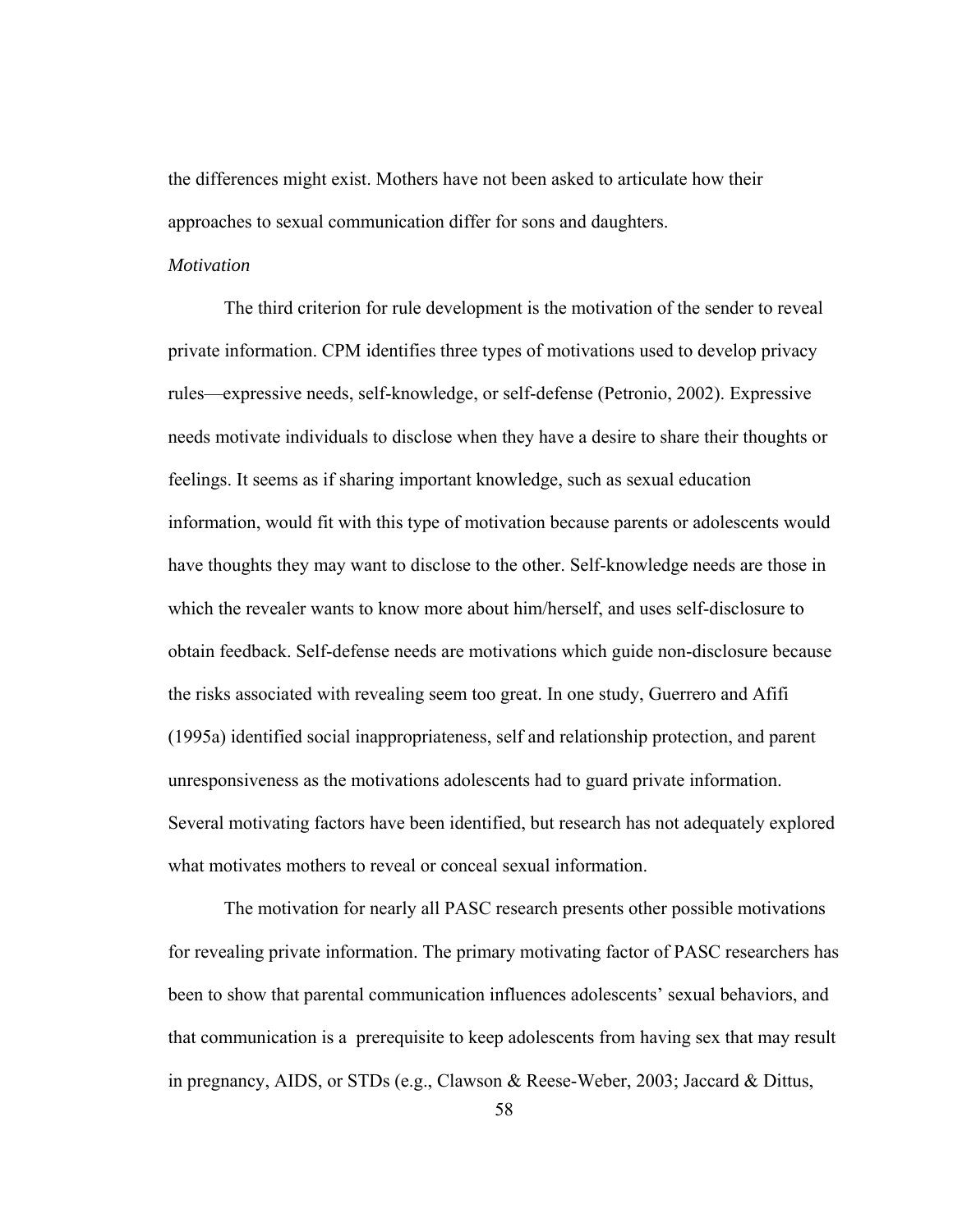the differences might exist. Mothers have not been asked to articulate how their approaches to sexual communication differ for sons and daughters.

*Motivation*

The third criterion for rule development is the motivation of the sender to reveal private information. CPM identifies three types of motivations used to develop privacy rules—expressive needs, self-knowledge, or self-defense (Petronio, 2002). Expressive needs motivate individuals to disclose when they have a desire to share their thoughts or feelings. It seems as if sharing important knowledge, such as sexual education information, would fit with this type of motivation because parents or adolescents would have thoughts they may want to disclose to the other. Self-knowledge needs are those in which the revealer wants to know more about him/herself, and uses self-disclosure to obtain feedback. Self-defense needs are motivations which guide non-disclosure because the risks associated with revealing seem too great. In one study, Guerrero and Afifi (1995a) identified social inappropriateness, self and relationship protection, and parent unresponsiveness as the motivations adolescents had to guard private information. Several motivating factors have been identified, but research has not adequately explored what motivates mothers to reveal or conceal sexual information.

The motivation for nearly all PASC research presents other possible motivations for revealing private information. The primary motivating factor of PASC researchers has been to show that parental communication influences adolescents' sexual behaviors, and that communication is a prerequisite to keep adolescents from having sex that may result in pregnancy, AIDS, or STDs (e.g., Clawson & Reese-Weber, 2003; Jaccard & Dittus,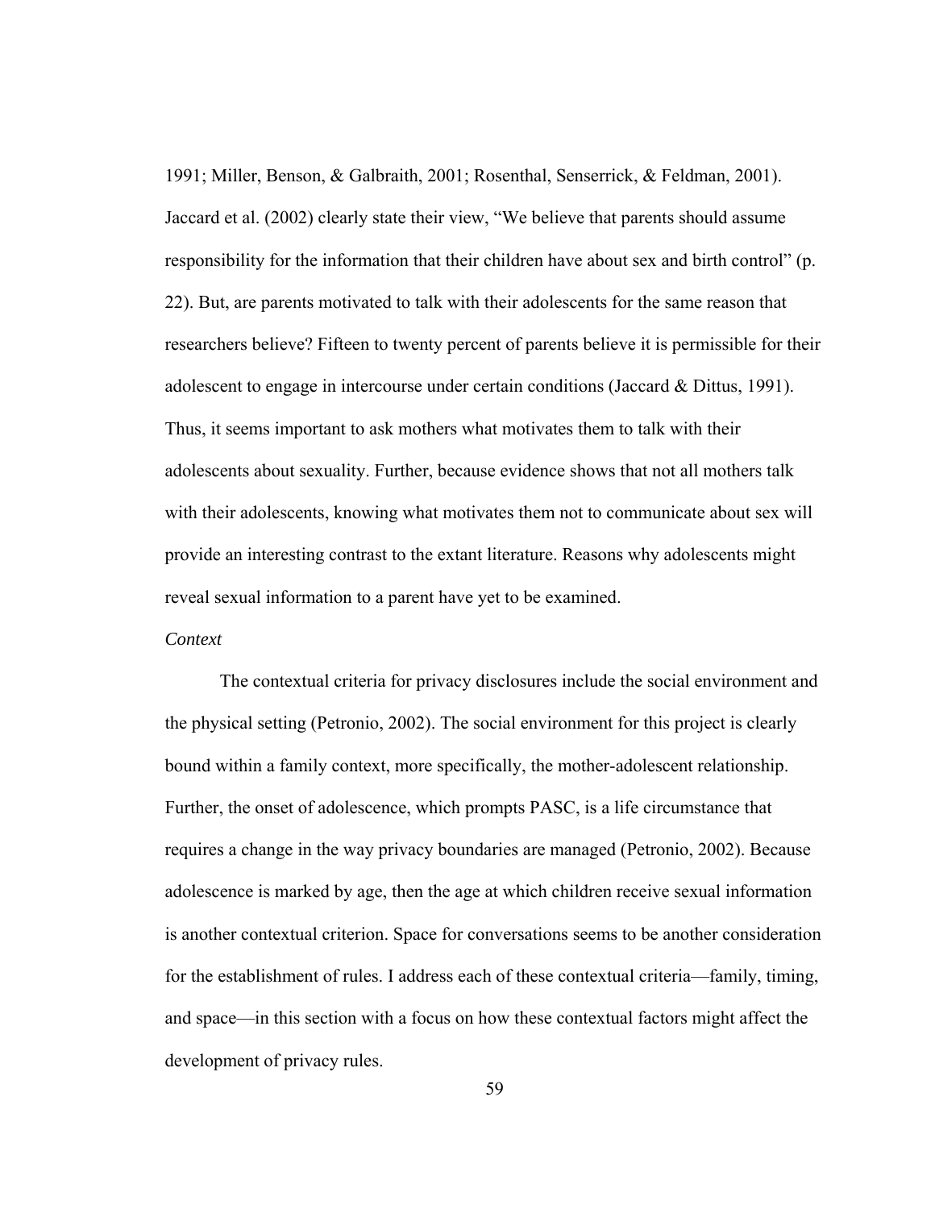1991; Miller, Benson, & Galbraith, 2001; Rosenthal, Senserrick, & Feldman, 2001). Jaccard et al. (2002) clearly state their view, "We believe that parents should assume responsibility for the information that their children have about sex and birth control" (p. 22). But, are parents motivated to talk with their adolescents for the same reason that researchers believe? Fifteen to twenty percent of parents believe it is permissible for their adolescent to engage in intercourse under certain conditions (Jaccard & Dittus, 1991). Thus, it seems important to ask mothers what motivates them to talk with their adolescents about sexuality. Further, because evidence shows that not all mothers talk with their adolescents, knowing what motivates them not to communicate about sex will provide an interesting contrast to the extant literature. Reasons why adolescents might reveal sexual information to a parent have yet to be examined.

*Context*

The contextual criteria for privacy disclosures include the social environment and the physical setting (Petronio, 2002). The social environment for this project is clearly bound within a family context, more specifically, the mother-adolescent relationship. Further, the onset of adolescence, which prompts PASC, is a life circumstance that requires a change in the way privacy boundaries are managed (Petronio, 2002). Because adolescence is marked by age, then the age at which children receive sexual information is another contextual criterion. Space for conversations seems to be another consideration for the establishment of rules. I address each of these contextual criteria—family, timing, and space—in this section with a focus on how these contextual factors might affect the development of privacy rules.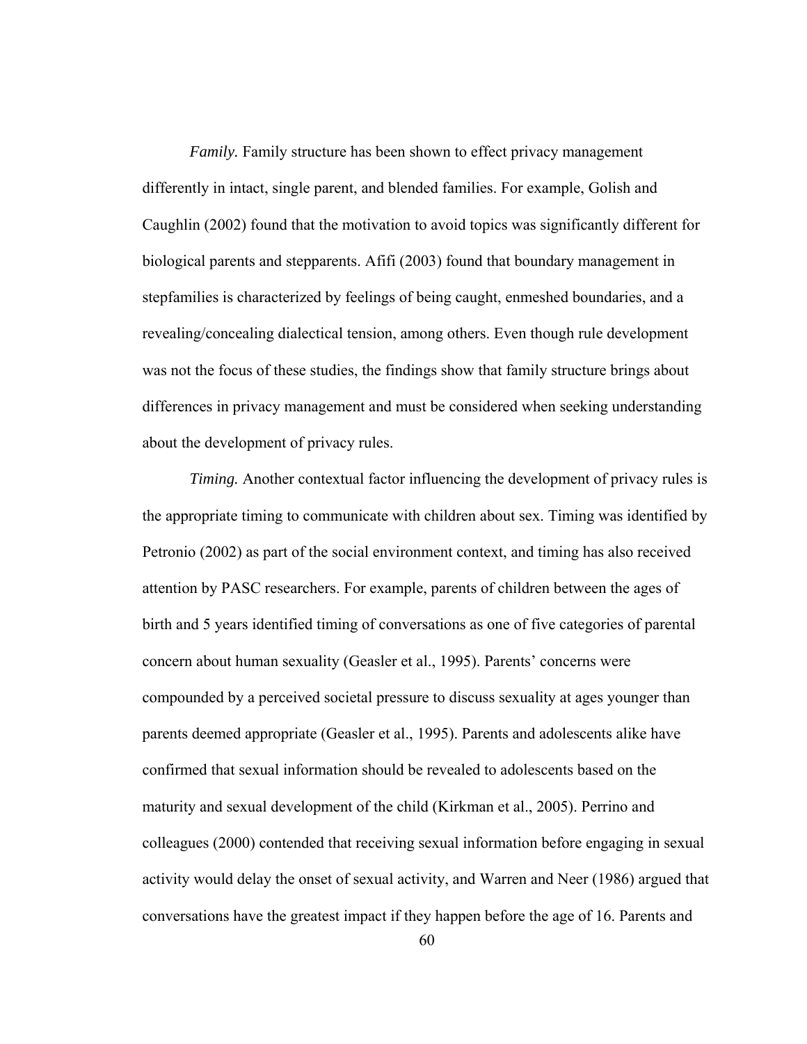*Family.* Family structure has been shown to effect privacy management differently in intact, single parent, and blended families. For example, Golish and Caughlin (2002) found that the motivation to avoid topics was significantly different for biological parents and stepparents. Afifi (2003) found that boundary management in stepfamilies is characterized by feelings of being caught, enmeshed boundaries, and a revealing/concealing dialectical tension, among others. Even though rule development was not the focus of these studies, the findings show that family structure brings about differences in privacy management and must be considered when seeking understanding about the development of privacy rules.

*Timing.* Another contextual factor influencing the development of privacy rules is the appropriate timing to communicate with children about sex. Timing was identified by Petronio (2002) as part of the social environment context, and timing has also received attention by PASC researchers. For example, parents of children between the ages of birth and 5 years identified timing of conversations as one of five categories of parental concern about human sexuality (Geasler et al., 1995). Parents' concerns were compounded by a perceived societal pressure to discuss sexuality at ages younger than parents deemed appropriate (Geasler et al., 1995). Parents and adolescents alike have confirmed that sexual information should be revealed to adolescents based on the maturity and sexual development of the child (Kirkman et al., 2005). Perrino and colleagues (2000) contended that receiving sexual information before engaging in sexual activity would delay the onset of sexual activity, and Warren and Neer (1986) argued that conversations have the greatest impact if they happen before the age of 16. Parents and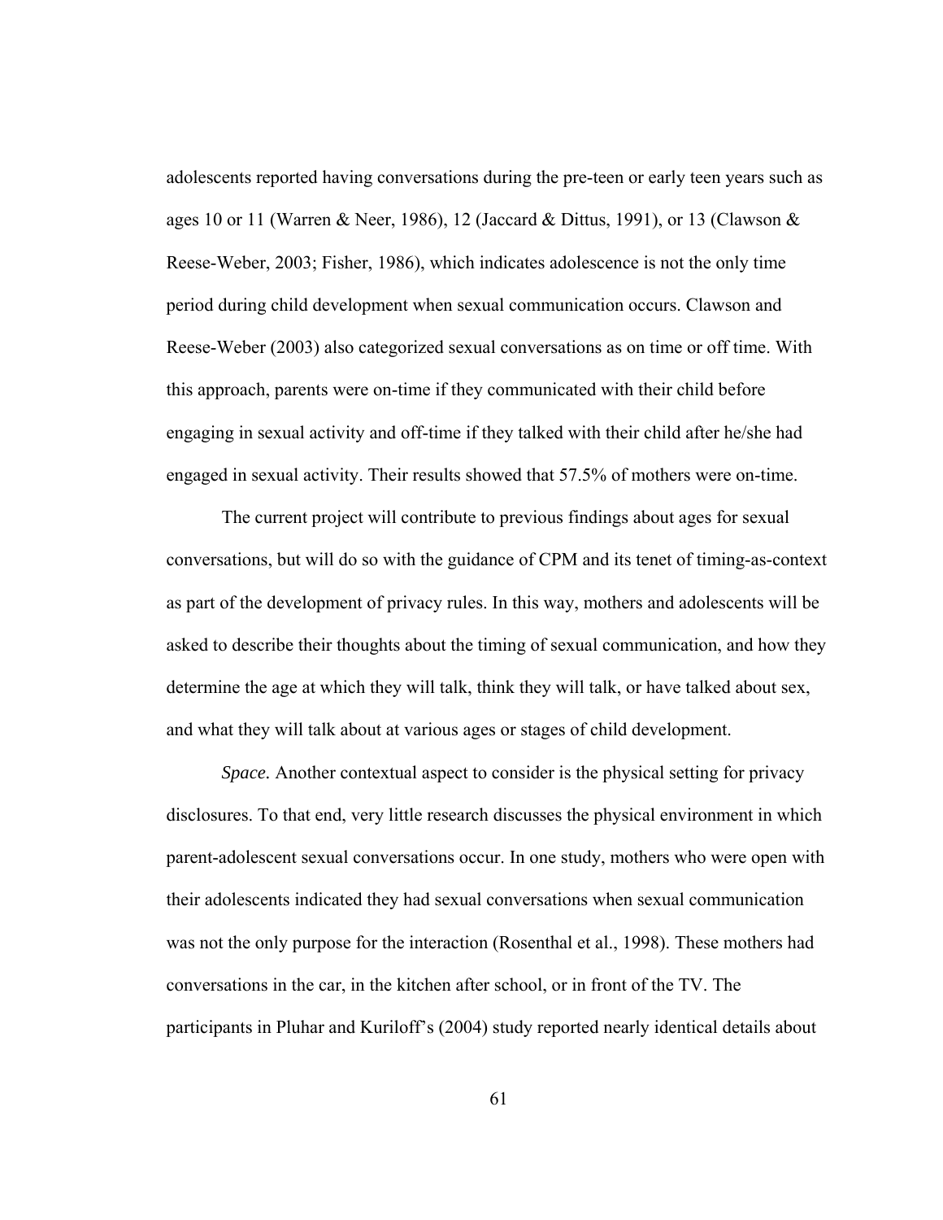adolescents reported having conversations during the pre-teen or early teen years such as ages 10 or 11 (Warren & Neer, 1986), 12 (Jaccard & Dittus, 1991), or 13 (Clawson & Reese-Weber, 2003; Fisher, 1986), which indicates adolescence is not the only time period during child development when sexual communication occurs. Clawson and Reese-Weber (2003) also categorized sexual conversations as on time or off time. With this approach, parents were on-time if they communicated with their child before engaging in sexual activity and off-time if they talked with their child after he/she had engaged in sexual activity. Their results showed that 57.5% of mothers were on-time.

The current project will contribute to previous findings about ages for sexual conversations, but will do so with the guidance of CPM and its tenet of timing-as-context as part of the development of privacy rules. In this way, mothers and adolescents will be asked to describe their thoughts about the timing of sexual communication, and how they determine the age at which they will talk, think they will talk, or have talked about sex, and what they will talk about at various ages or stages of child development.

*Space.* Another contextual aspect to consider is the physical setting for privacy disclosures. To that end, very little research discusses the physical environment in which parent-adolescent sexual conversations occur. In one study, mothers who were open with their adolescents indicated they had sexual conversations when sexual communication was not the only purpose for the interaction (Rosenthal et al., 1998). These mothers had conversations in the car, in the kitchen after school, or in front of the TV. The participants in Pluhar and Kuriloff's (2004) study reported nearly identical details about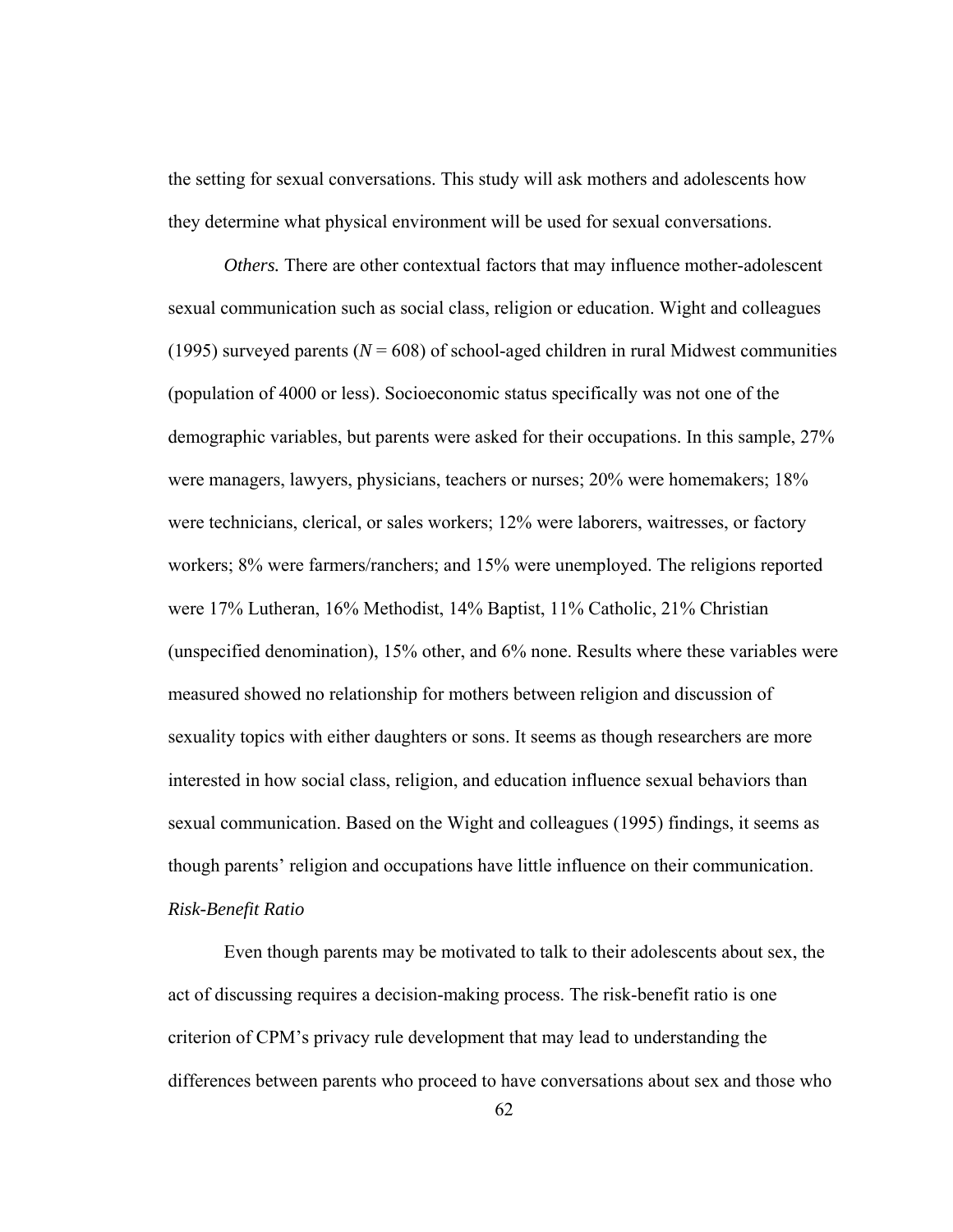the setting for sexual conversations. This study will ask mothers and adolescents how they determine what physical environment will be used for sexual conversations.

*Others.* There are other contextual factors that may influence mother-adolescent sexual communication such as social class, religion or education. Wight and colleagues (1995) surveyed parents ($N$ = 608) of school-aged children in rural Midwest communities (population of 4000 or less). Socioeconomic status specifically was not one of the demographic variables, but parents were asked for their occupations. In this sample, 27% were managers, lawyers, physicians, teachers or nurses; 20% were homemakers; 18% were technicians, clerical, or sales workers; 12% were laborers, waitresses, or factory workers; 8% were farmers/ranchers; and 15% were unemployed. The religions reported were 17% Lutheran, 16% Methodist, 14% Baptist, 11% Catholic, 21% Christian (unspecified denomination), 15% other, and 6% none. Results where these variables were measured showed no relationship for mothers between religion and discussion of sexuality topics with either daughters or sons. It seems as though researchers are more interested in how social class, religion, and education influence sexual behaviors than sexual communication. Based on the Wight and colleagues (1995) findings, it seems as though parents' religion and occupations have little influence on their communication.

*Risk-Benefit Ratio*

Even though parents may be motivated to talk to their adolescents about sex, the act of discussing requires a decision-making process. The risk-benefit ratio is one criterion of CPM's privacy rule development that may lead to understanding the differences between parents who proceed to have conversations about sex and those who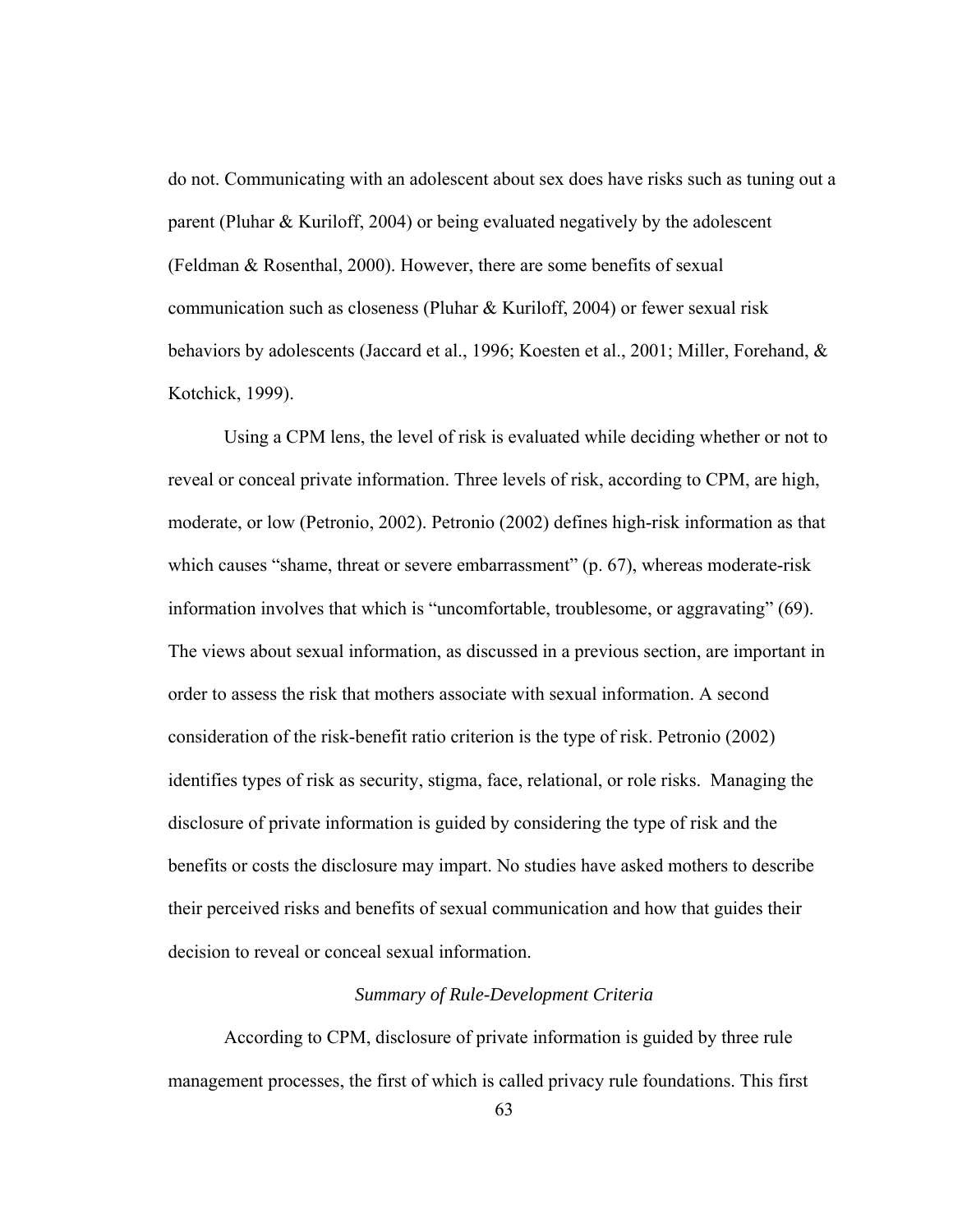do not. Communicating with an adolescent about sex does have risks such as tuning out a parent (Pluhar & Kuriloff, 2004) or being evaluated negatively by the adolescent (Feldman & Rosenthal, 2000). However, there are some benefits of sexual communication such as closeness (Pluhar & Kuriloff, 2004) or fewer sexual risk behaviors by adolescents (Jaccard et al., 1996; Koesten et al., 2001; Miller, Forehand, & Kotchick, 1999).

Using a CPM lens, the level of risk is evaluated while deciding whether or not to reveal or conceal private information. Three levels of risk, according to CPM, are high, moderate, or low (Petronio, 2002). Petronio (2002) defines high-risk information as that which causes "shame, threat or severe embarrassment" (p. 67), whereas moderate-risk information involves that which is "uncomfortable, troublesome, or aggravating" (69). The views about sexual information, as discussed in a previous section, are important in order to assess the risk that mothers associate with sexual information. A second consideration of the risk-benefit ratio criterion is the type of risk. Petronio (2002) identifies types of risk as security, stigma, face, relational, or role risks. Managing the disclosure of private information is guided by considering the type of risk and the benefits or costs the disclosure may impart. No studies have asked mothers to describe their perceived risks and benefits of sexual communication and how that guides their decision to reveal or conceal sexual information.

*Summary of Rule-Development Criteria*

According to CPM, disclosure of private information is guided by three rule management processes, the first of which is called privacy rule foundations. This first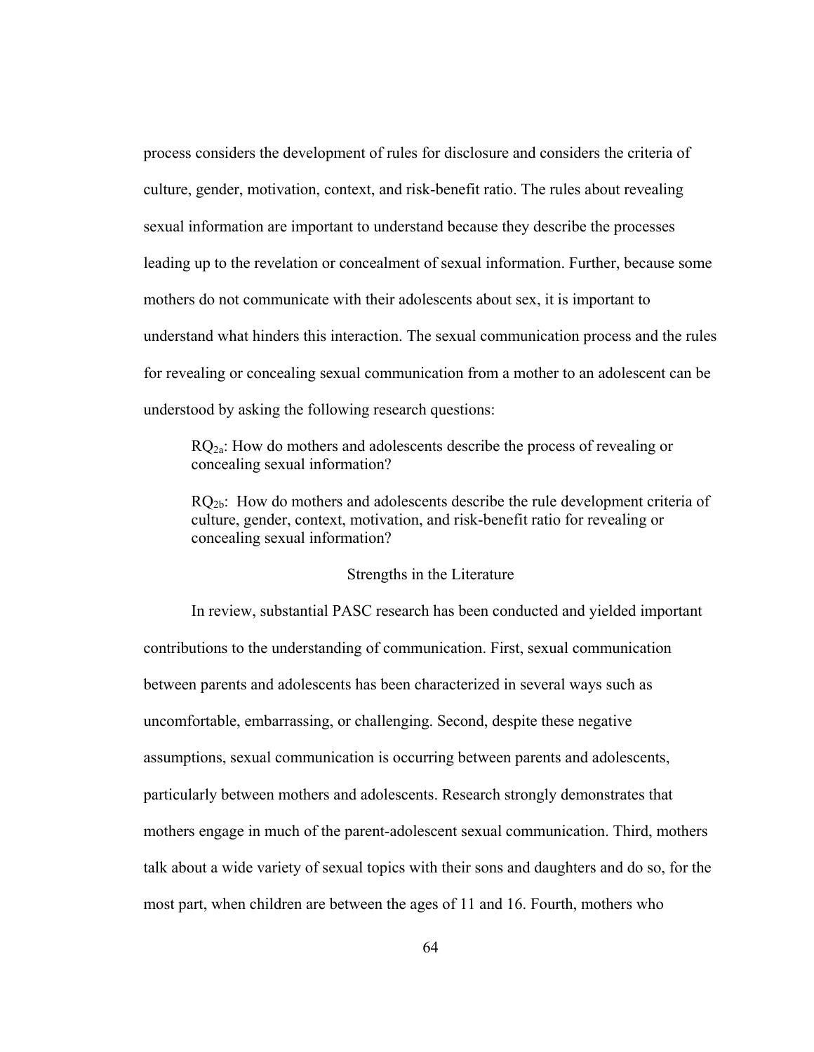process considers the development of rules for disclosure and considers the criteria of culture, gender, motivation, context, and risk-benefit ratio. The rules about revealing sexual information are important to understand because they describe the processes leading up to the revelation or concealment of sexual information. Further, because some mothers do not communicate with their adolescents about sex, it is important to understand what hinders this interaction. The sexual communication process and the rules for revealing or concealing sexual communication from a mother to an adolescent can be understood by asking the following research questions:

> $RQ_{2a}$: How do mothers and adolescents describe the process of revealing or concealing sexual information?
>
> $RQ_{2b}$: How do mothers and adolescents describe the rule development criteria of culture, gender, context, motivation, and risk-benefit ratio for revealing or concealing sexual information?

## Strengths in the Literature

In review, substantial PASC research has been conducted and yielded important contributions to the understanding of communication. First, sexual communication between parents and adolescents has been characterized in several ways such as uncomfortable, embarrassing, or challenging. Second, despite these negative assumptions, sexual communication is occurring between parents and adolescents, particularly between mothers and adolescents. Research strongly demonstrates that mothers engage in much of the parent-adolescent sexual communication. Third, mothers talk about a wide variety of sexual topics with their sons and daughters and do so, for the most part, when children are between the ages of 11 and 16. Fourth, mothers who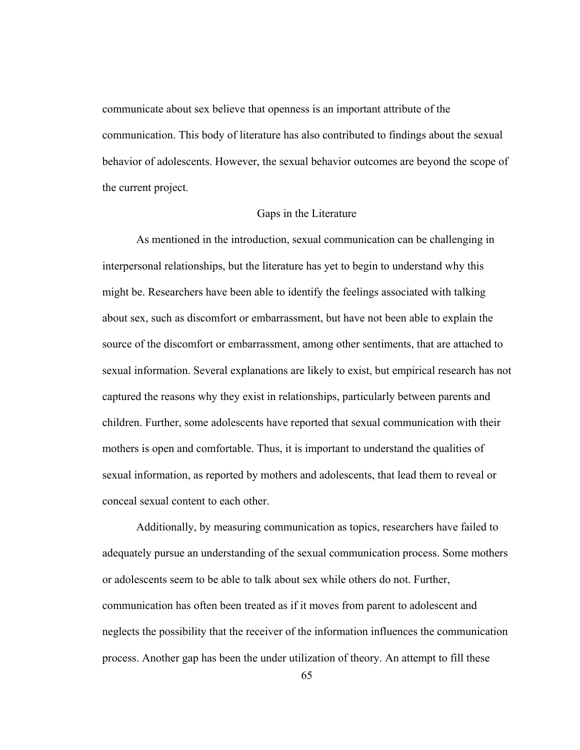communicate about sex believe that openness is an important attribute of the communication. This body of literature has also contributed to findings about the sexual behavior of adolescents. However, the sexual behavior outcomes are beyond the scope of the current project.

## Gaps in the Literature

As mentioned in the introduction, sexual communication can be challenging in interpersonal relationships, but the literature has yet to begin to understand why this might be. Researchers have been able to identify the feelings associated with talking about sex, such as discomfort or embarrassment, but have not been able to explain the source of the discomfort or embarrassment, among other sentiments, that are attached to sexual information. Several explanations are likely to exist, but empirical research has not captured the reasons why they exist in relationships, particularly between parents and children. Further, some adolescents have reported that sexual communication with their mothers is open and comfortable. Thus, it is important to understand the qualities of sexual information, as reported by mothers and adolescents, that lead them to reveal or conceal sexual content to each other.

Additionally, by measuring communication as topics, researchers have failed to adequately pursue an understanding of the sexual communication process. Some mothers or adolescents seem to be able to talk about sex while others do not. Further, communication has often been treated as if it moves from parent to adolescent and neglects the possibility that the receiver of the information influences the communication process. Another gap has been the under utilization of theory. An attempt to fill these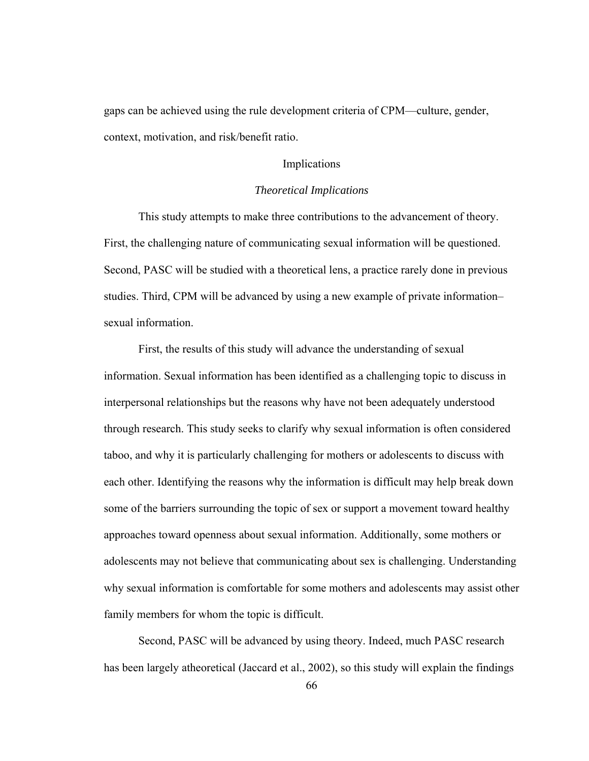gaps can be achieved using the rule development criteria of CPM—culture, gender, context, motivation, and risk/benefit ratio.

## Implications

### *Theoretical Implications*

This study attempts to make three contributions to the advancement of theory. First, the challenging nature of communicating sexual information will be questioned. Second, PASC will be studied with a theoretical lens, a practice rarely done in previous studies. Third, CPM will be advanced by using a new example of private information–sexual information.

First, the results of this study will advance the understanding of sexual information. Sexual information has been identified as a challenging topic to discuss in interpersonal relationships but the reasons why have not been adequately understood through research. This study seeks to clarify why sexual information is often considered taboo, and why it is particularly challenging for mothers or adolescents to discuss with each other. Identifying the reasons why the information is difficult may help break down some of the barriers surrounding the topic of sex or support a movement toward healthy approaches toward openness about sexual information. Additionally, some mothers or adolescents may not believe that communicating about sex is challenging. Understanding why sexual information is comfortable for some mothers and adolescents may assist other family members for whom the topic is difficult.

Second, PASC will be advanced by using theory. Indeed, much PASC research has been largely atheoretical (Jaccard et al., 2002), so this study will explain the findings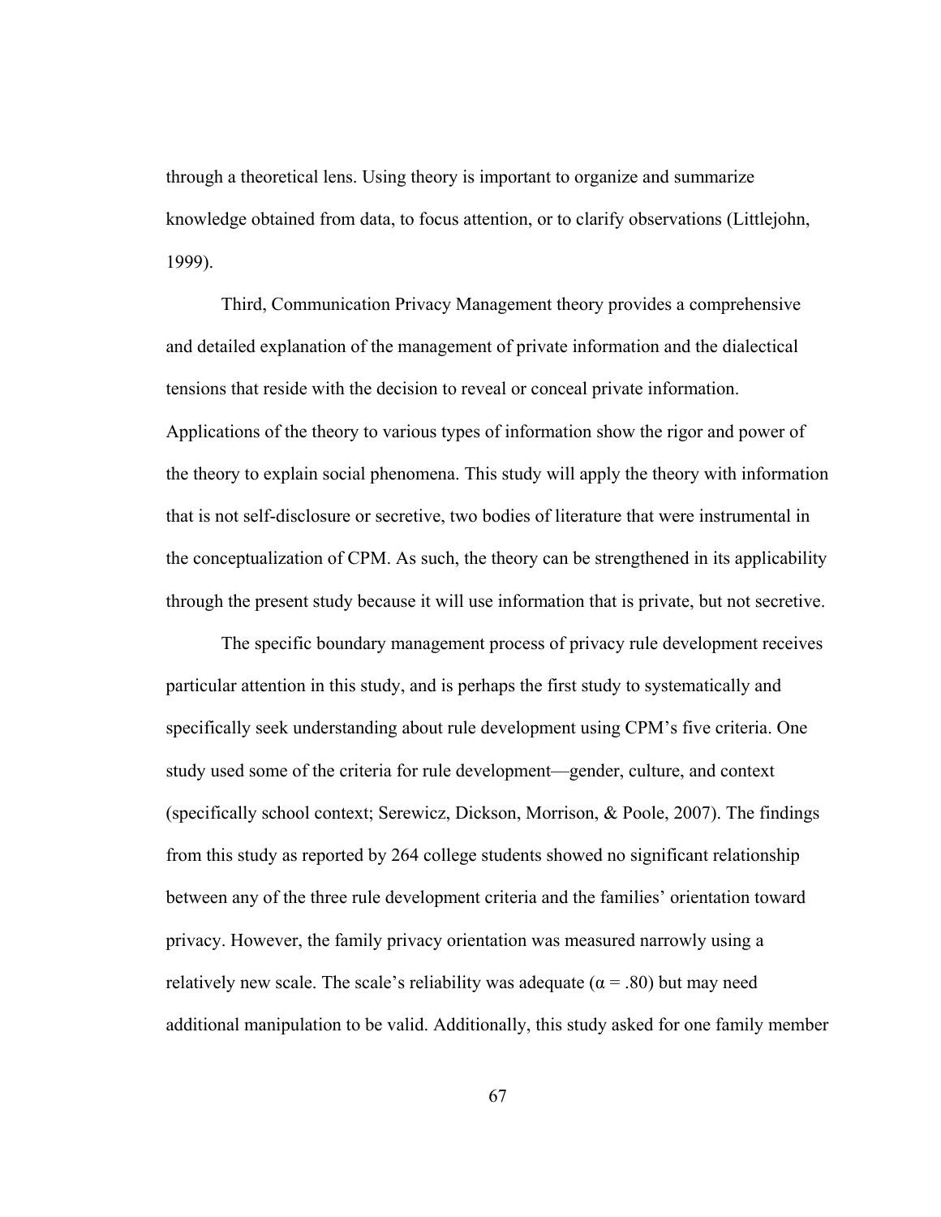through a theoretical lens. Using theory is important to organize and summarize knowledge obtained from data, to focus attention, or to clarify observations (Littlejohn, 1999).

Third, Communication Privacy Management theory provides a comprehensive and detailed explanation of the management of private information and the dialectical tensions that reside with the decision to reveal or conceal private information. Applications of the theory to various types of information show the rigor and power of the theory to explain social phenomena. This study will apply the theory with information that is not self-disclosure or secretive, two bodies of literature that were instrumental in the conceptualization of CPM. As such, the theory can be strengthened in its applicability through the present study because it will use information that is private, but not secretive.

The specific boundary management process of privacy rule development receives particular attention in this study, and is perhaps the first study to systematically and specifically seek understanding about rule development using CPM's five criteria. One study used some of the criteria for rule development—gender, culture, and context (specifically school context; Serewicz, Dickson, Morrison, & Poole, 2007). The findings from this study as reported by 264 college students showed no significant relationship between any of the three rule development criteria and the families' orientation toward privacy. However, the family privacy orientation was measured narrowly using a relatively new scale. The scale's reliability was adequate ($\alpha = .80$) but may need additional manipulation to be valid. Additionally, this study asked for one family member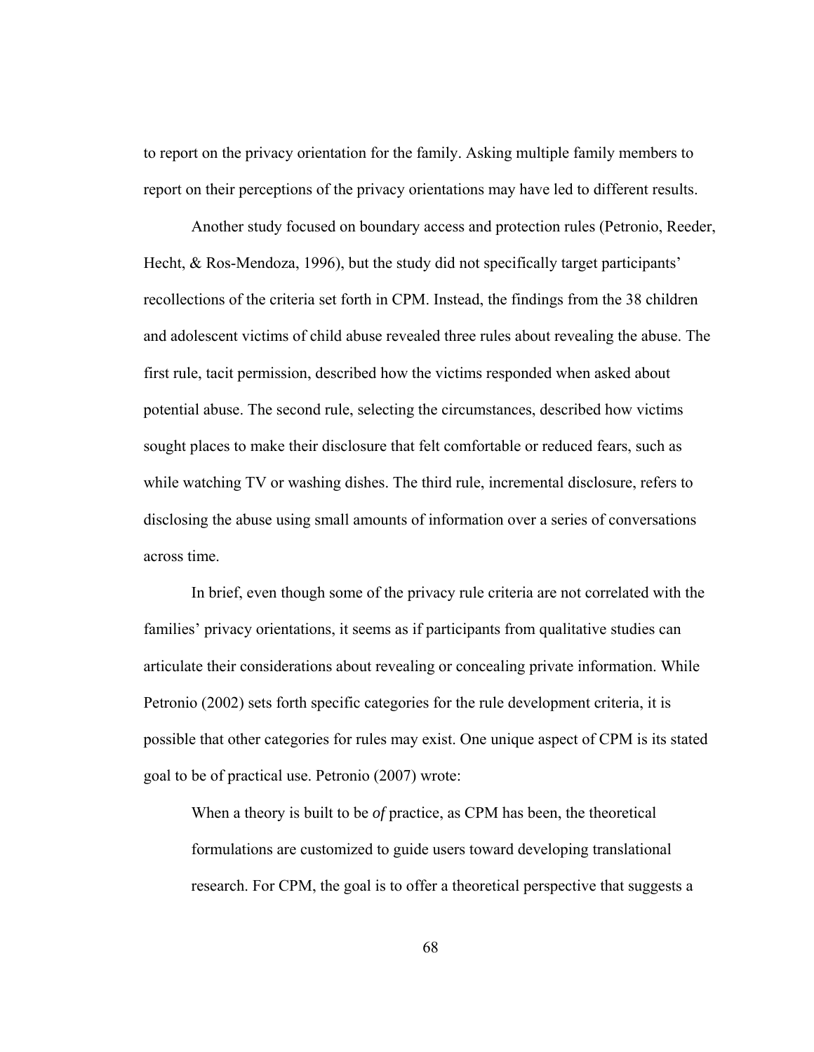to report on the privacy orientation for the family. Asking multiple family members to report on their perceptions of the privacy orientations may have led to different results.

Another study focused on boundary access and protection rules (Petronio, Reeder, Hecht, & Ros-Mendoza, 1996), but the study did not specifically target participants' recollections of the criteria set forth in CPM. Instead, the findings from the 38 children and adolescent victims of child abuse revealed three rules about revealing the abuse. The first rule, tacit permission, described how the victims responded when asked about potential abuse. The second rule, selecting the circumstances, described how victims sought places to make their disclosure that felt comfortable or reduced fears, such as while watching TV or washing dishes. The third rule, incremental disclosure, refers to disclosing the abuse using small amounts of information over a series of conversations across time.

In brief, even though some of the privacy rule criteria are not correlated with the families' privacy orientations, it seems as if participants from qualitative studies can articulate their considerations about revealing or concealing private information. While Petronio (2002) sets forth specific categories for the rule development criteria, it is possible that other categories for rules may exist. One unique aspect of CPM is its stated goal to be of practical use. Petronio (2007) wrote:

> When a theory is built to be *of* practice, as CPM has been, the theoretical formulations are customized to guide users toward developing translational research. For CPM, the goal is to offer a theoretical perspective that suggests a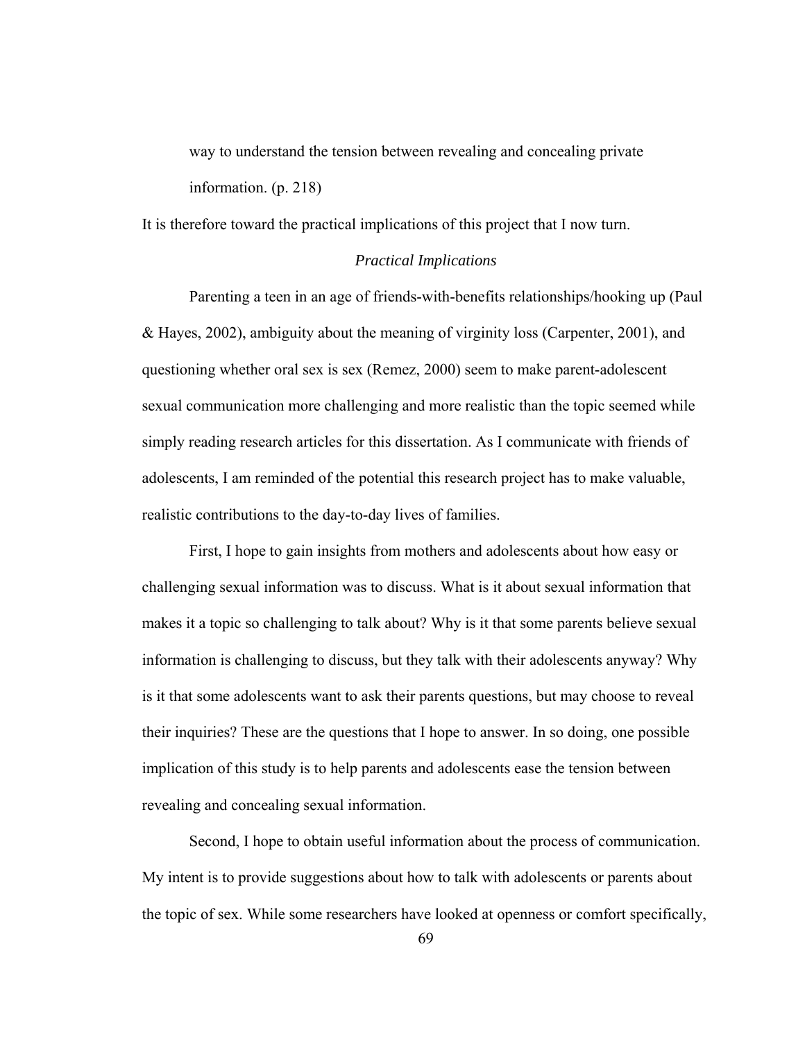way to understand the tension between revealing and concealing private information. (p. 218)

It is therefore toward the practical implications of this project that I now turn.

### *Practical Implications*

Parenting a teen in an age of friends-with-benefits relationships/hooking up (Paul & Hayes, 2002), ambiguity about the meaning of virginity loss (Carpenter, 2001), and questioning whether oral sex is sex (Remez, 2000) seem to make parent-adolescent sexual communication more challenging and more realistic than the topic seemed while simply reading research articles for this dissertation. As I communicate with friends of adolescents, I am reminded of the potential this research project has to make valuable, realistic contributions to the day-to-day lives of families.

First, I hope to gain insights from mothers and adolescents about how easy or challenging sexual information was to discuss. What is it about sexual information that makes it a topic so challenging to talk about? Why is it that some parents believe sexual information is challenging to discuss, but they talk with their adolescents anyway? Why is it that some adolescents want to ask their parents questions, but may choose to reveal their inquiries? These are the questions that I hope to answer. In so doing, one possible implication of this study is to help parents and adolescents ease the tension between revealing and concealing sexual information.

Second, I hope to obtain useful information about the process of communication. My intent is to provide suggestions about how to talk with adolescents or parents about the topic of sex. While some researchers have looked at openness or comfort specifically,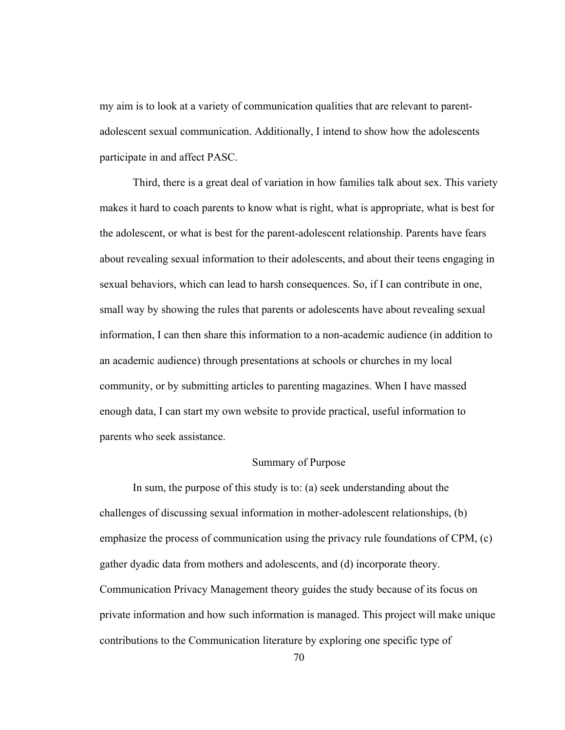my aim is to look at a variety of communication qualities that are relevant to parent-adolescent sexual communication. Additionally, I intend to show how the adolescents participate in and affect PASC.

Third, there is a great deal of variation in how families talk about sex. This variety makes it hard to coach parents to know what is right, what is appropriate, what is best for the adolescent, or what is best for the parent-adolescent relationship. Parents have fears about revealing sexual information to their adolescents, and about their teens engaging in sexual behaviors, which can lead to harsh consequences. So, if I can contribute in one, small way by showing the rules that parents or adolescents have about revealing sexual information, I can then share this information to a non-academic audience (in addition to an academic audience) through presentations at schools or churches in my local community, or by submitting articles to parenting magazines. When I have massed enough data, I can start my own website to provide practical, useful information to parents who seek assistance.

## Summary of Purpose

In sum, the purpose of this study is to: (a) seek understanding about the challenges of discussing sexual information in mother-adolescent relationships, (b) emphasize the process of communication using the privacy rule foundations of CPM, (c) gather dyadic data from mothers and adolescents, and (d) incorporate theory. Communication Privacy Management theory guides the study because of its focus on private information and how such information is managed. This project will make unique contributions to the Communication literature by exploring one specific type of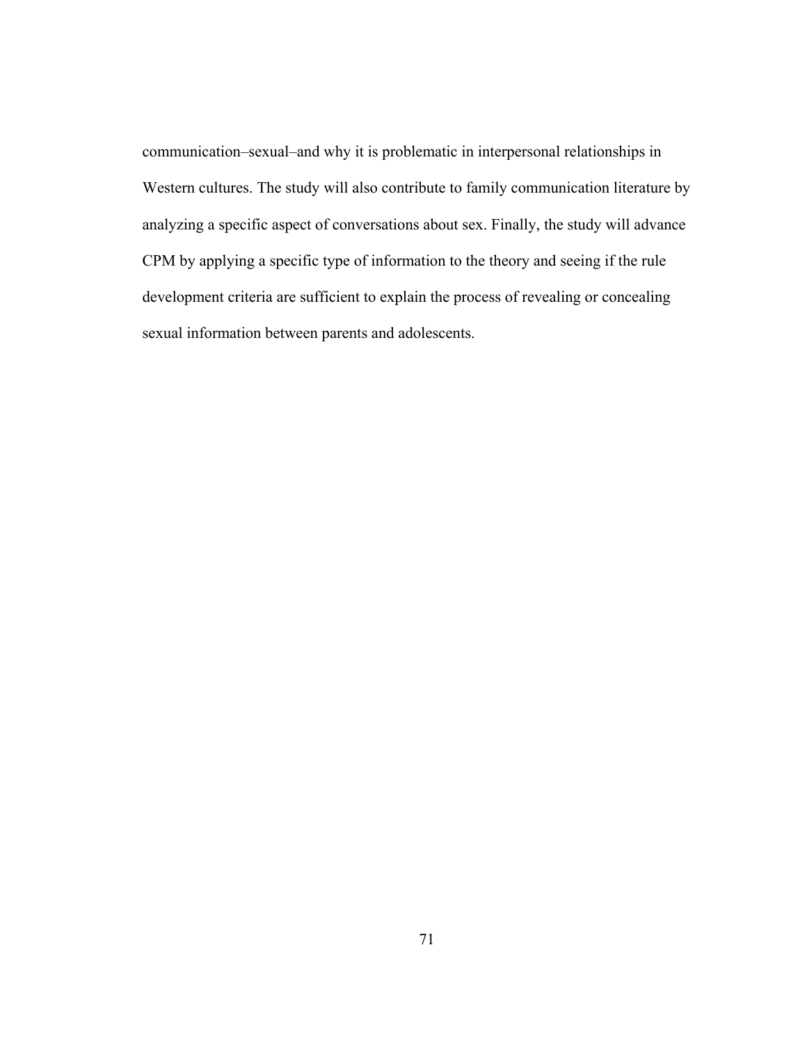communication–sexual–and why it is problematic in interpersonal relationships in Western cultures. The study will also contribute to family communication literature by analyzing a specific aspect of conversations about sex. Finally, the study will advance CPM by applying a specific type of information to the theory and seeing if the rule development criteria are sufficient to explain the process of revealing or concealing sexual information between parents and adolescents.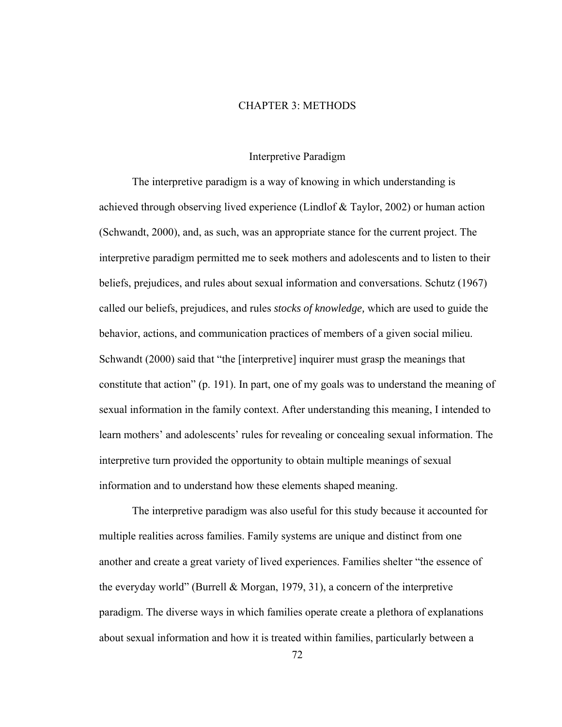# CHAPTER 3: METHODS

## Interpretive Paradigm

The interpretive paradigm is a way of knowing in which understanding is achieved through observing lived experience (Lindlof & Taylor, 2002) or human action (Schwandt, 2000), and, as such, was an appropriate stance for the current project. The interpretive paradigm permitted me to seek mothers and adolescents and to listen to their beliefs, prejudices, and rules about sexual information and conversations. Schutz (1967) called our beliefs, prejudices, and rules *stocks of knowledge,* which are used to guide the behavior, actions, and communication practices of members of a given social milieu. Schwandt (2000) said that "the [interpretive] inquirer must grasp the meanings that constitute that action" (p. 191). In part, one of my goals was to understand the meaning of sexual information in the family context. After understanding this meaning, I intended to learn mothers' and adolescents' rules for revealing or concealing sexual information. The interpretive turn provided the opportunity to obtain multiple meanings of sexual information and to understand how these elements shaped meaning.

The interpretive paradigm was also useful for this study because it accounted for multiple realities across families. Family systems are unique and distinct from one another and create a great variety of lived experiences. Families shelter "the essence of the everyday world" (Burrell & Morgan, 1979, 31), a concern of the interpretive paradigm. The diverse ways in which families operate create a plethora of explanations about sexual information and how it is treated within families, particularly between a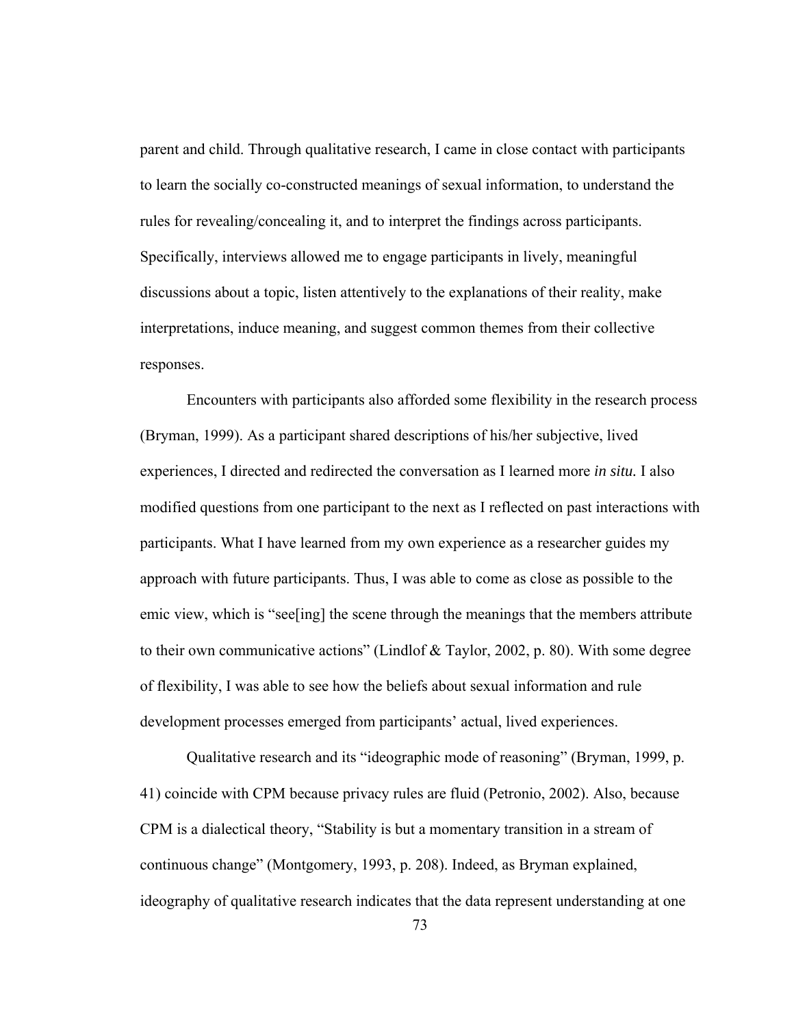parent and child. Through qualitative research, I came in close contact with participants to learn the socially co-constructed meanings of sexual information, to understand the rules for revealing/concealing it, and to interpret the findings across participants. Specifically, interviews allowed me to engage participants in lively, meaningful discussions about a topic, listen attentively to the explanations of their reality, make interpretations, induce meaning, and suggest common themes from their collective responses.

Encounters with participants also afforded some flexibility in the research process (Bryman, 1999). As a participant shared descriptions of his/her subjective, lived experiences, I directed and redirected the conversation as I learned more *in situ.* I also modified questions from one participant to the next as I reflected on past interactions with participants. What I have learned from my own experience as a researcher guides my approach with future participants. Thus, I was able to come as close as possible to the emic view, which is "see[ing] the scene through the meanings that the members attribute to their own communicative actions" (Lindlof & Taylor, 2002, p. 80). With some degree of flexibility, I was able to see how the beliefs about sexual information and rule development processes emerged from participants' actual, lived experiences.

Qualitative research and its "ideographic mode of reasoning" (Bryman, 1999, p. 41) coincide with CPM because privacy rules are fluid (Petronio, 2002). Also, because CPM is a dialectical theory, "Stability is but a momentary transition in a stream of continuous change" (Montgomery, 1993, p. 208). Indeed, as Bryman explained, ideography of qualitative research indicates that the data represent understanding at one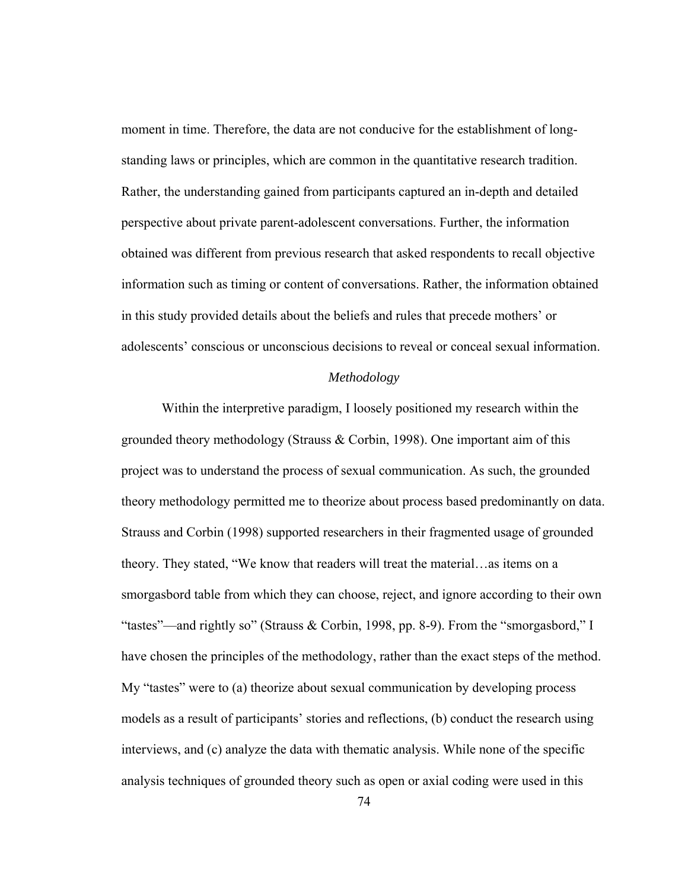moment in time. Therefore, the data are not conducive for the establishment of long-standing laws or principles, which are common in the quantitative research tradition. Rather, the understanding gained from participants captured an in-depth and detailed perspective about private parent-adolescent conversations. Further, the information obtained was different from previous research that asked respondents to recall objective information such as timing or content of conversations. Rather, the information obtained in this study provided details about the beliefs and rules that precede mothers' or adolescents' conscious or unconscious decisions to reveal or conceal sexual information.

### *Methodology*

Within the interpretive paradigm, I loosely positioned my research within the grounded theory methodology (Strauss & Corbin, 1998). One important aim of this project was to understand the process of sexual communication. As such, the grounded theory methodology permitted me to theorize about process based predominantly on data. Strauss and Corbin (1998) supported researchers in their fragmented usage of grounded theory. They stated, "We know that readers will treat the material…as items on a smorgasbord table from which they can choose, reject, and ignore according to their own "tastes"—and rightly so" (Strauss & Corbin, 1998, pp. 8-9). From the "smorgasbord," I have chosen the principles of the methodology, rather than the exact steps of the method. My "tastes" were to (a) theorize about sexual communication by developing process models as a result of participants' stories and reflections, (b) conduct the research using interviews, and (c) analyze the data with thematic analysis. While none of the specific analysis techniques of grounded theory such as open or axial coding were used in this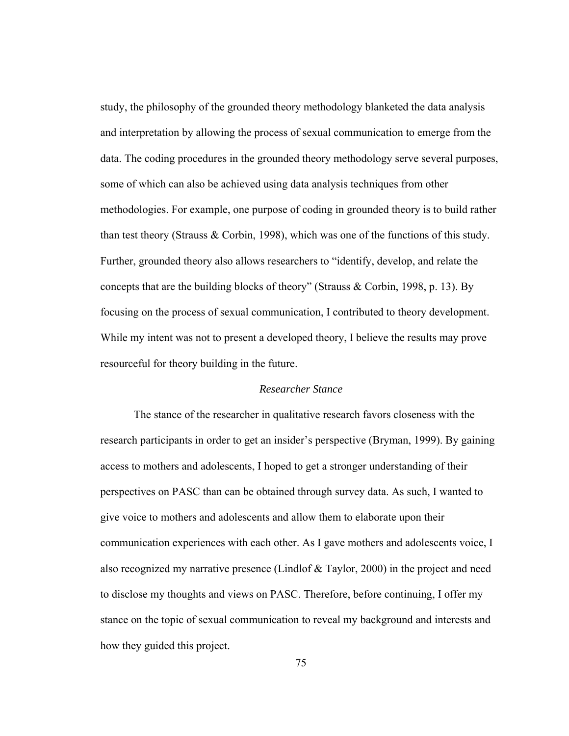study, the philosophy of the grounded theory methodology blanketed the data analysis and interpretation by allowing the process of sexual communication to emerge from the data. The coding procedures in the grounded theory methodology serve several purposes, some of which can also be achieved using data analysis techniques from other methodologies. For example, one purpose of coding in grounded theory is to build rather than test theory (Strauss & Corbin, 1998), which was one of the functions of this study. Further, grounded theory also allows researchers to "identify, develop, and relate the concepts that are the building blocks of theory" (Strauss & Corbin, 1998, p. 13). By focusing on the process of sexual communication, I contributed to theory development. While my intent was not to present a developed theory, I believe the results may prove resourceful for theory building in the future.

### *Researcher Stance*

The stance of the researcher in qualitative research favors closeness with the research participants in order to get an insider's perspective (Bryman, 1999). By gaining access to mothers and adolescents, I hoped to get a stronger understanding of their perspectives on PASC than can be obtained through survey data. As such, I wanted to give voice to mothers and adolescents and allow them to elaborate upon their communication experiences with each other. As I gave mothers and adolescents voice, I also recognized my narrative presence (Lindlof & Taylor, 2000) in the project and need to disclose my thoughts and views on PASC. Therefore, before continuing, I offer my stance on the topic of sexual communication to reveal my background and interests and how they guided this project.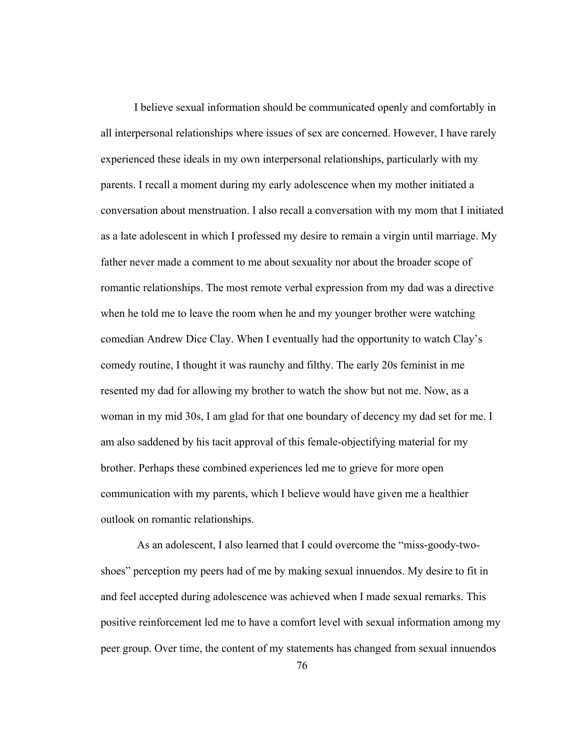I believe sexual information should be communicated openly and comfortably in all interpersonal relationships where issues of sex are concerned. However, I have rarely experienced these ideals in my own interpersonal relationships, particularly with my parents. I recall a moment during my early adolescence when my mother initiated a conversation about menstruation. I also recall a conversation with my mom that I initiated as a late adolescent in which I professed my desire to remain a virgin until marriage. My father never made a comment to me about sexuality nor about the broader scope of romantic relationships. The most remote verbal expression from my dad was a directive when he told me to leave the room when he and my younger brother were watching comedian Andrew Dice Clay. When I eventually had the opportunity to watch Clay's comedy routine, I thought it was raunchy and filthy. The early 20s feminist in me resented my dad for allowing my brother to watch the show but not me. Now, as a woman in my mid 30s, I am glad for that one boundary of decency my dad set for me. I am also saddened by his tacit approval of this female-objectifying material for my brother. Perhaps these combined experiences led me to grieve for more open communication with my parents, which I believe would have given me a healthier outlook on romantic relationships.

As an adolescent, I also learned that I could overcome the "miss-goody-two-shoes" perception my peers had of me by making sexual innuendos. My desire to fit in and feel accepted during adolescence was achieved when I made sexual remarks. This positive reinforcement led me to have a comfort level with sexual information among my peer group. Over time, the content of my statements has changed from sexual innuendos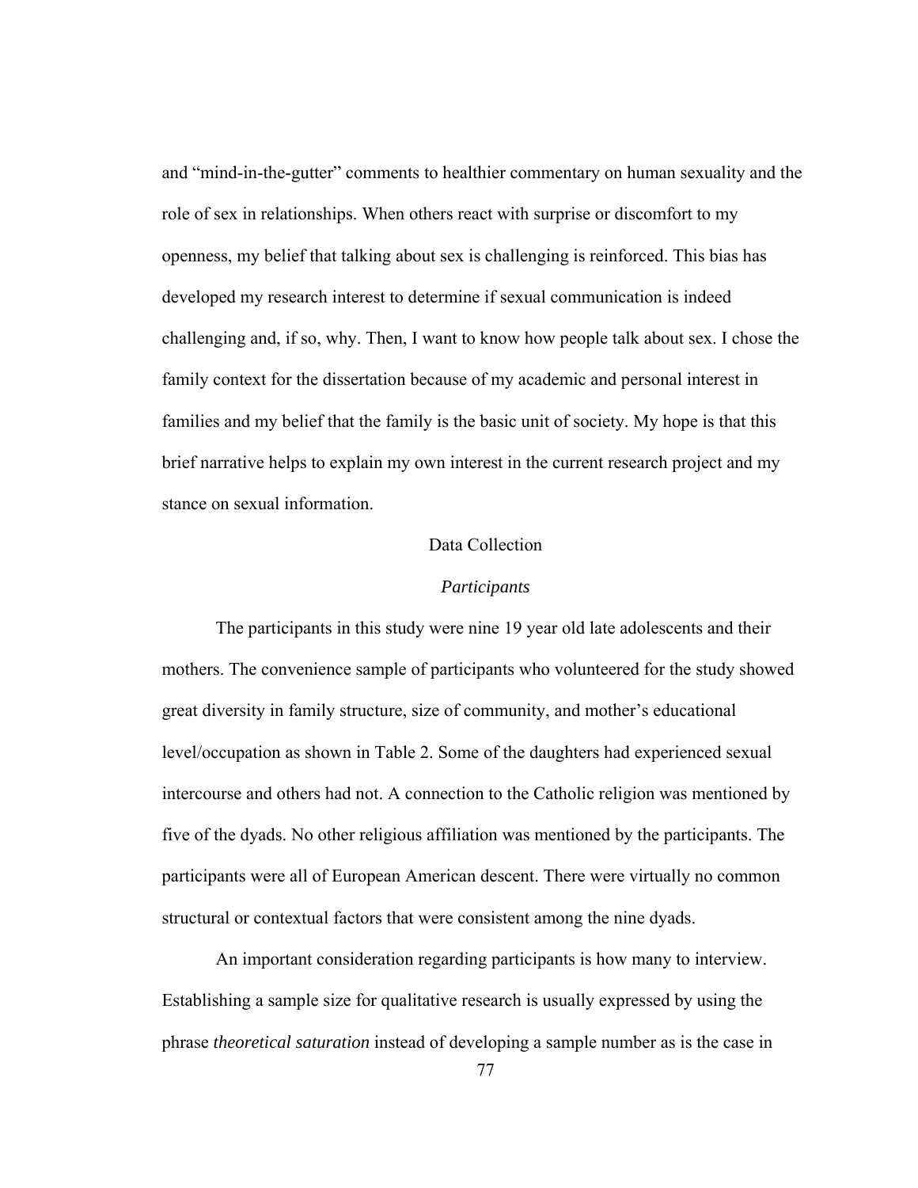and "mind-in-the-gutter" comments to healthier commentary on human sexuality and the role of sex in relationships. When others react with surprise or discomfort to my openness, my belief that talking about sex is challenging is reinforced. This bias has developed my research interest to determine if sexual communication is indeed challenging and, if so, why. Then, I want to know how people talk about sex. I chose the family context for the dissertation because of my academic and personal interest in families and my belief that the family is the basic unit of society. My hope is that this brief narrative helps to explain my own interest in the current research project and my stance on sexual information.

## Data Collection

### *Participants*

The participants in this study were nine 19 year old late adolescents and their mothers. The convenience sample of participants who volunteered for the study showed great diversity in family structure, size of community, and mother's educational level/occupation as shown in Table 2. Some of the daughters had experienced sexual intercourse and others had not. A connection to the Catholic religion was mentioned by five of the dyads. No other religious affiliation was mentioned by the participants. The participants were all of European American descent. There were virtually no common structural or contextual factors that were consistent among the nine dyads.

An important consideration regarding participants is how many to interview. Establishing a sample size for qualitative research is usually expressed by using the phrase *theoretical saturation* instead of developing a sample number as is the case in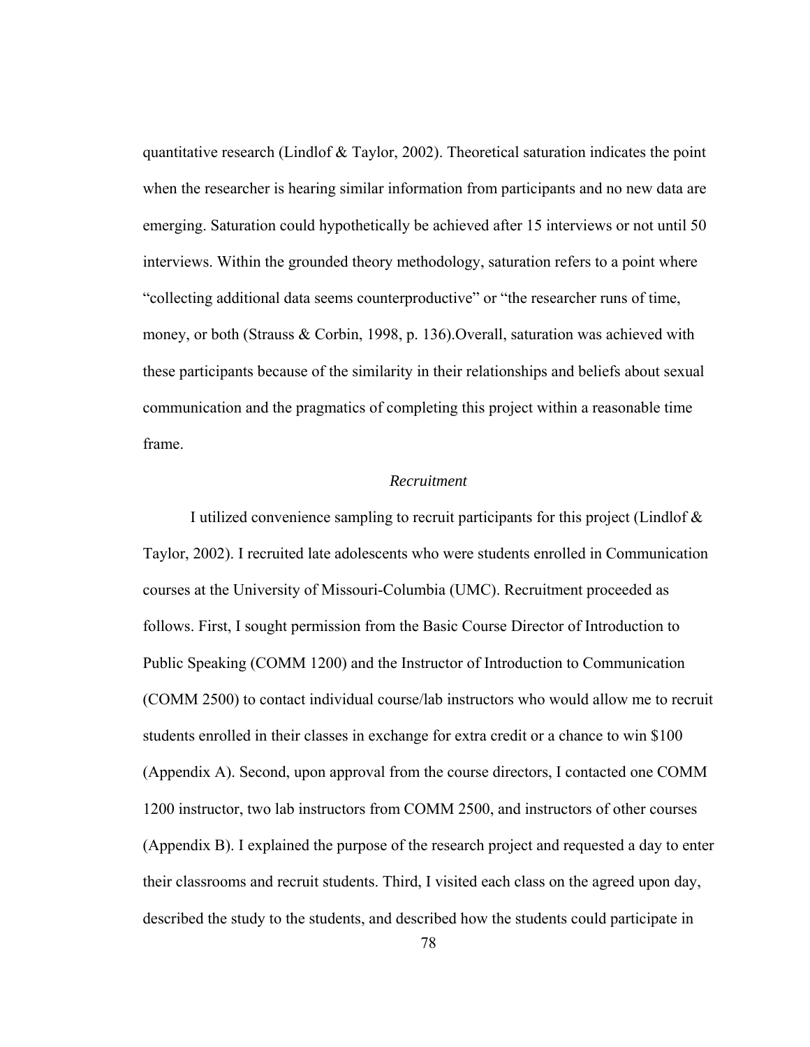quantitative research (Lindlof & Taylor, 2002). Theoretical saturation indicates the point when the researcher is hearing similar information from participants and no new data are emerging. Saturation could hypothetically be achieved after 15 interviews or not until 50 interviews. Within the grounded theory methodology, saturation refers to a point where "collecting additional data seems counterproductive" or "the researcher runs of time, money, or both (Strauss & Corbin, 1998, p. 136).Overall, saturation was achieved with these participants because of the similarity in their relationships and beliefs about sexual communication and the pragmatics of completing this project within a reasonable time frame.

### *Recruitment*

I utilized convenience sampling to recruit participants for this project (Lindlof & Taylor, 2002). I recruited late adolescents who were students enrolled in Communication courses at the University of Missouri-Columbia (UMC). Recruitment proceeded as follows. First, I sought permission from the Basic Course Director of Introduction to Public Speaking (COMM 1200) and the Instructor of Introduction to Communication (COMM 2500) to contact individual course/lab instructors who would allow me to recruit students enrolled in their classes in exchange for extra credit or a chance to win $100 (Appendix A). Second, upon approval from the course directors, I contacted one COMM 1200 instructor, two lab instructors from COMM 2500, and instructors of other courses (Appendix B). I explained the purpose of the research project and requested a day to enter their classrooms and recruit students. Third, I visited each class on the agreed upon day, described the study to the students, and described how the students could participate in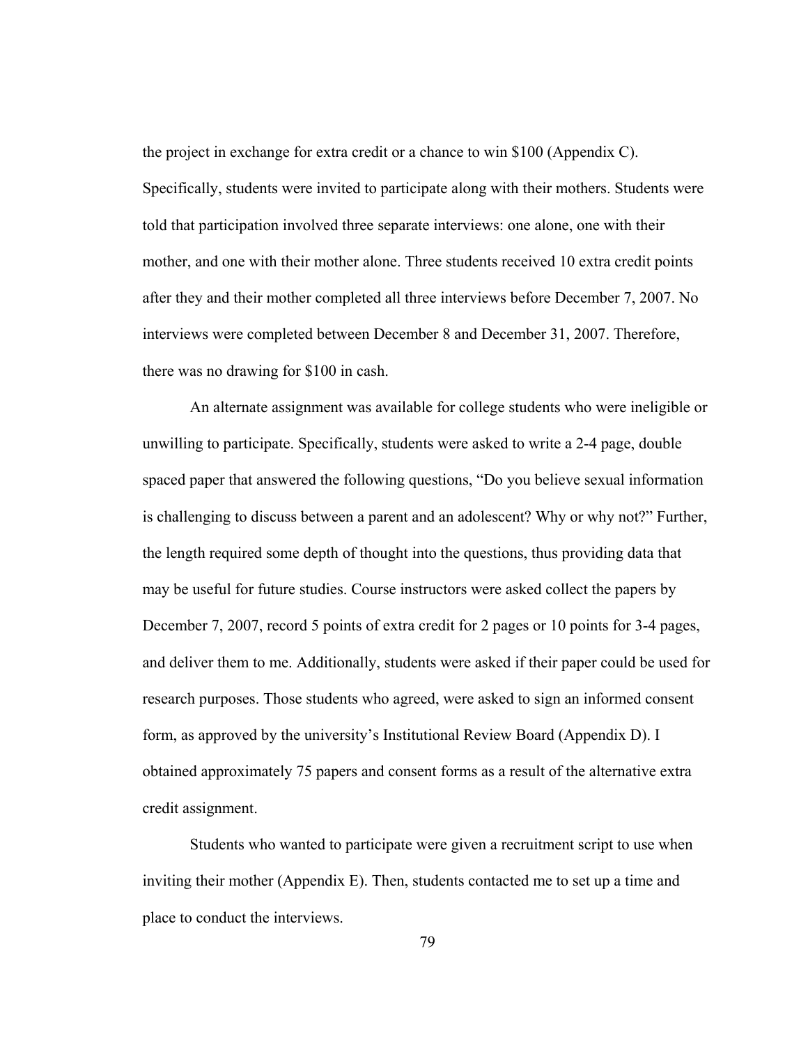the project in exchange for extra credit or a chance to win $100 (Appendix C). Specifically, students were invited to participate along with their mothers. Students were told that participation involved three separate interviews: one alone, one with their mother, and one with their mother alone. Three students received 10 extra credit points after they and their mother completed all three interviews before December 7, 2007. No interviews were completed between December 8 and December 31, 2007. Therefore, there was no drawing for $100 in cash.

An alternate assignment was available for college students who were ineligible or unwilling to participate. Specifically, students were asked to write a 2-4 page, double spaced paper that answered the following questions, "Do you believe sexual information is challenging to discuss between a parent and an adolescent? Why or why not?" Further, the length required some depth of thought into the questions, thus providing data that may be useful for future studies. Course instructors were asked collect the papers by December 7, 2007, record 5 points of extra credit for 2 pages or 10 points for 3-4 pages, and deliver them to me. Additionally, students were asked if their paper could be used for research purposes. Those students who agreed, were asked to sign an informed consent form, as approved by the university's Institutional Review Board (Appendix D). I obtained approximately 75 papers and consent forms as a result of the alternative extra credit assignment.

Students who wanted to participate were given a recruitment script to use when inviting their mother (Appendix E). Then, students contacted me to set up a time and place to conduct the interviews.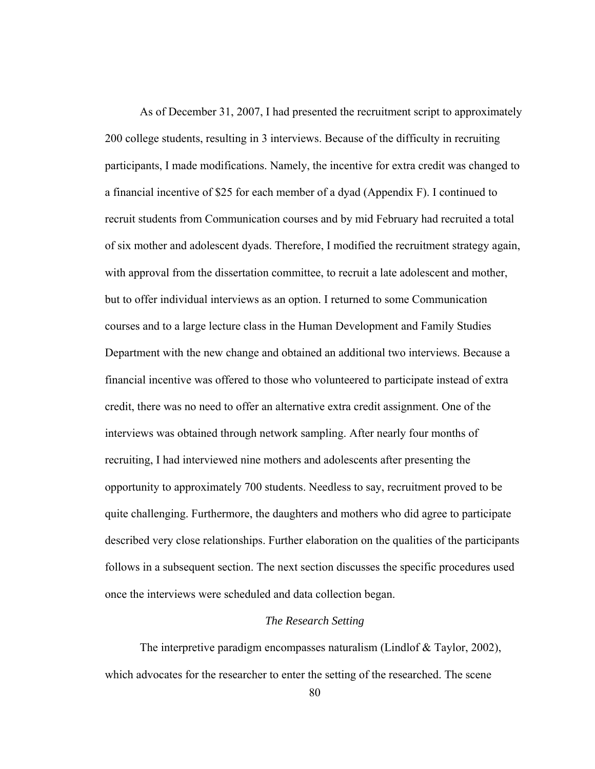As of December 31, 2007, I had presented the recruitment script to approximately 200 college students, resulting in 3 interviews. Because of the difficulty in recruiting participants, I made modifications. Namely, the incentive for extra credit was changed to a financial incentive of $25 for each member of a dyad (Appendix F). I continued to recruit students from Communication courses and by mid February had recruited a total of six mother and adolescent dyads. Therefore, I modified the recruitment strategy again, with approval from the dissertation committee, to recruit a late adolescent and mother, but to offer individual interviews as an option. I returned to some Communication courses and to a large lecture class in the Human Development and Family Studies Department with the new change and obtained an additional two interviews. Because a financial incentive was offered to those who volunteered to participate instead of extra credit, there was no need to offer an alternative extra credit assignment. One of the interviews was obtained through network sampling. After nearly four months of recruiting, I had interviewed nine mothers and adolescents after presenting the opportunity to approximately 700 students. Needless to say, recruitment proved to be quite challenging. Furthermore, the daughters and mothers who did agree to participate described very close relationships. Further elaboration on the qualities of the participants follows in a subsequent section. The next section discusses the specific procedures used once the interviews were scheduled and data collection began.

### *The Research Setting*

The interpretive paradigm encompasses naturalism (Lindlof & Taylor, 2002), which advocates for the researcher to enter the setting of the researched. The scene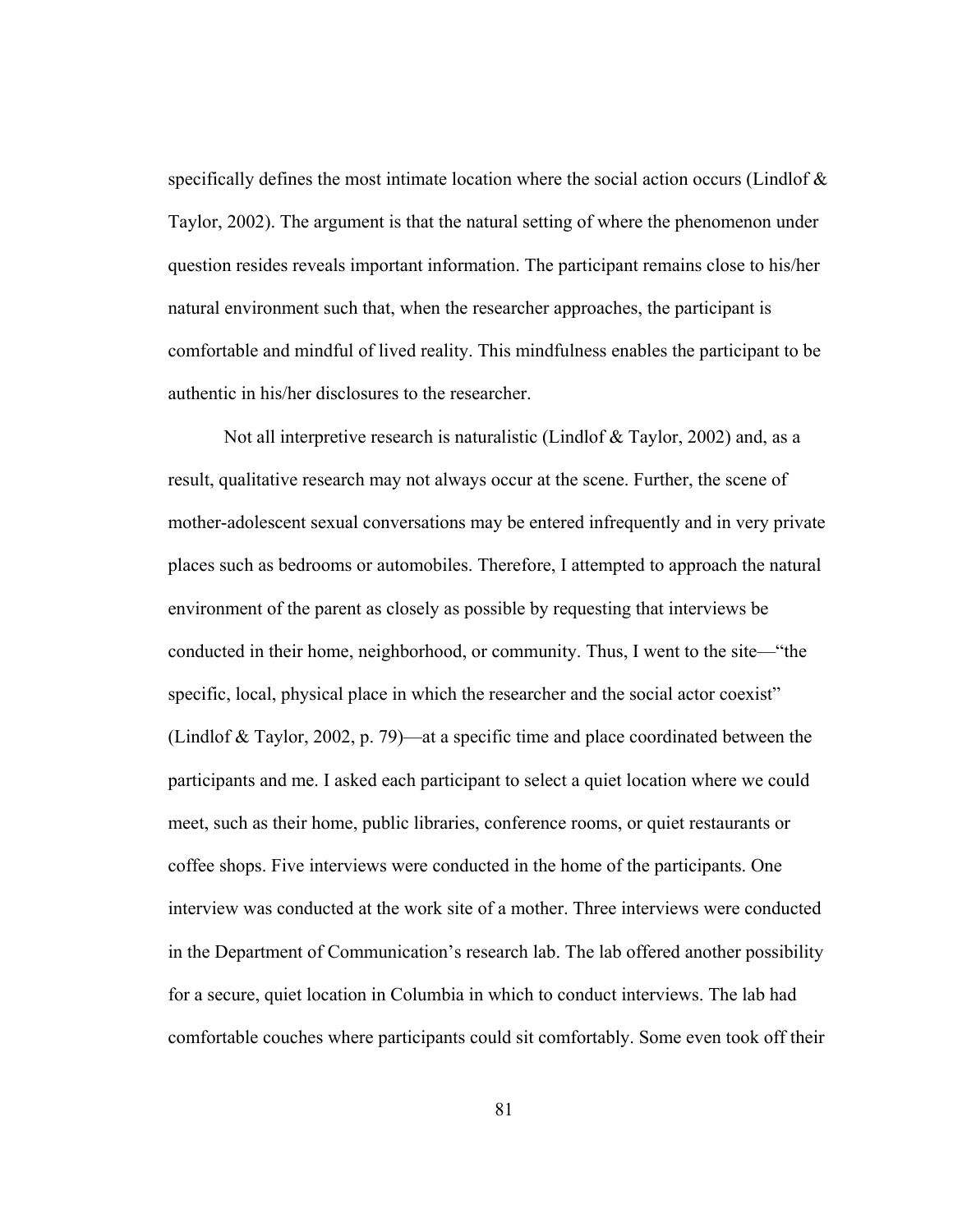specifically defines the most intimate location where the social action occurs (Lindlof & Taylor, 2002). The argument is that the natural setting of where the phenomenon under question resides reveals important information. The participant remains close to his/her natural environment such that, when the researcher approaches, the participant is comfortable and mindful of lived reality. This mindfulness enables the participant to be authentic in his/her disclosures to the researcher.

Not all interpretive research is naturalistic (Lindlof & Taylor, 2002) and, as a result, qualitative research may not always occur at the scene. Further, the scene of mother-adolescent sexual conversations may be entered infrequently and in very private places such as bedrooms or automobiles. Therefore, I attempted to approach the natural environment of the parent as closely as possible by requesting that interviews be conducted in their home, neighborhood, or community. Thus, I went to the site—"the specific, local, physical place in which the researcher and the social actor coexist" (Lindlof & Taylor, 2002, p. 79)—at a specific time and place coordinated between the participants and me. I asked each participant to select a quiet location where we could meet, such as their home, public libraries, conference rooms, or quiet restaurants or coffee shops. Five interviews were conducted in the home of the participants. One interview was conducted at the work site of a mother. Three interviews were conducted in the Department of Communication's research lab. The lab offered another possibility for a secure, quiet location in Columbia in which to conduct interviews. The lab had comfortable couches where participants could sit comfortably. Some even took off their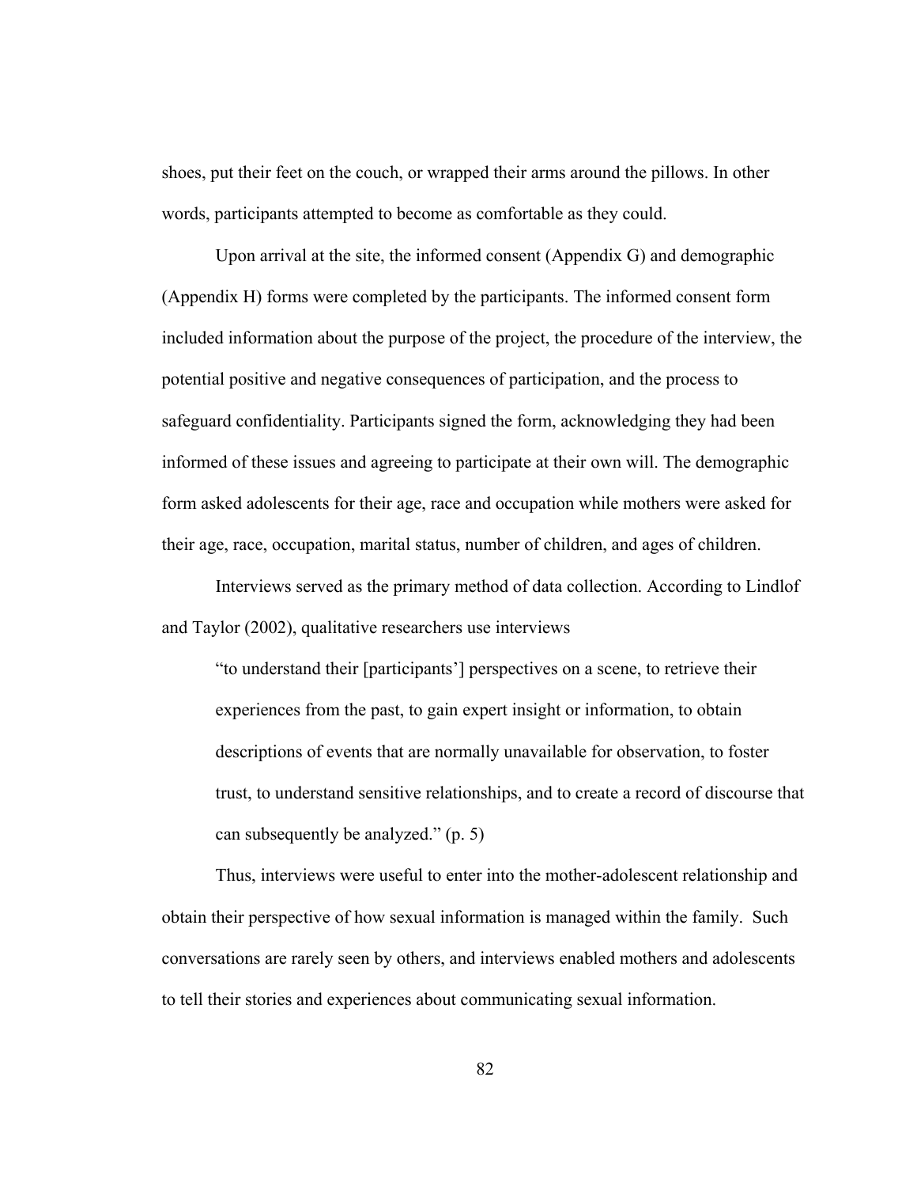shoes, put their feet on the couch, or wrapped their arms around the pillows. In other words, participants attempted to become as comfortable as they could.

Upon arrival at the site, the informed consent (Appendix G) and demographic (Appendix H) forms were completed by the participants. The informed consent form included information about the purpose of the project, the procedure of the interview, the potential positive and negative consequences of participation, and the process to safeguard confidentiality. Participants signed the form, acknowledging they had been informed of these issues and agreeing to participate at their own will. The demographic form asked adolescents for their age, race and occupation while mothers were asked for their age, race, occupation, marital status, number of children, and ages of children.

Interviews served as the primary method of data collection. According to Lindlof and Taylor (2002), qualitative researchers use interviews

> "to understand their [participants'] perspectives on a scene, to retrieve their experiences from the past, to gain expert insight or information, to obtain descriptions of events that are normally unavailable for observation, to foster trust, to understand sensitive relationships, and to create a record of discourse that can subsequently be analyzed." (p. 5)

Thus, interviews were useful to enter into the mother-adolescent relationship and obtain their perspective of how sexual information is managed within the family. Such conversations are rarely seen by others, and interviews enabled mothers and adolescents to tell their stories and experiences about communicating sexual information.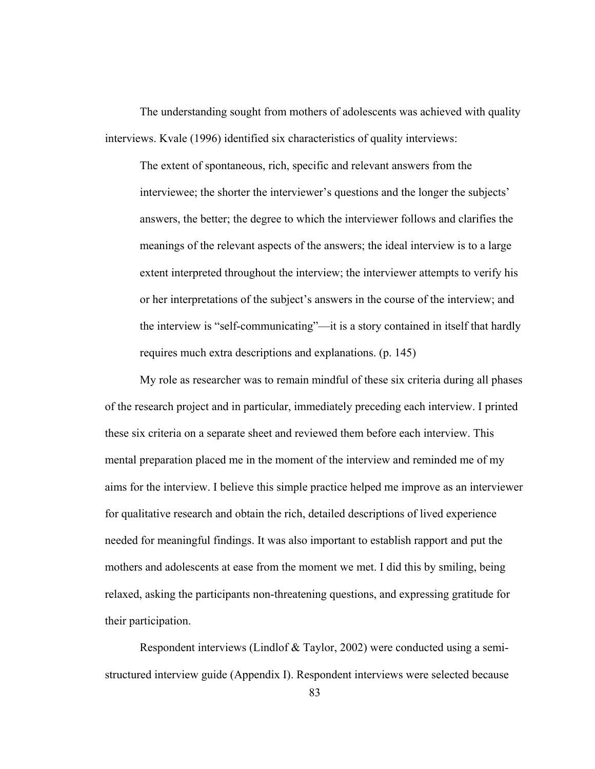The understanding sought from mothers of adolescents was achieved with quality interviews. Kvale (1996) identified six characteristics of quality interviews:

> The extent of spontaneous, rich, specific and relevant answers from the interviewee; the shorter the interviewer's questions and the longer the subjects' answers, the better; the degree to which the interviewer follows and clarifies the meanings of the relevant aspects of the answers; the ideal interview is to a large extent interpreted throughout the interview; the interviewer attempts to verify his or her interpretations of the subject's answers in the course of the interview; and the interview is "self-communicating"—it is a story contained in itself that hardly requires much extra descriptions and explanations. (p. 145)

My role as researcher was to remain mindful of these six criteria during all phases of the research project and in particular, immediately preceding each interview. I printed these six criteria on a separate sheet and reviewed them before each interview. This mental preparation placed me in the moment of the interview and reminded me of my aims for the interview. I believe this simple practice helped me improve as an interviewer for qualitative research and obtain the rich, detailed descriptions of lived experience needed for meaningful findings. It was also important to establish rapport and put the mothers and adolescents at ease from the moment we met. I did this by smiling, being relaxed, asking the participants non-threatening questions, and expressing gratitude for their participation.

Respondent interviews (Lindlof & Taylor, 2002) were conducted using a semi-structured interview guide (Appendix I). Respondent interviews were selected because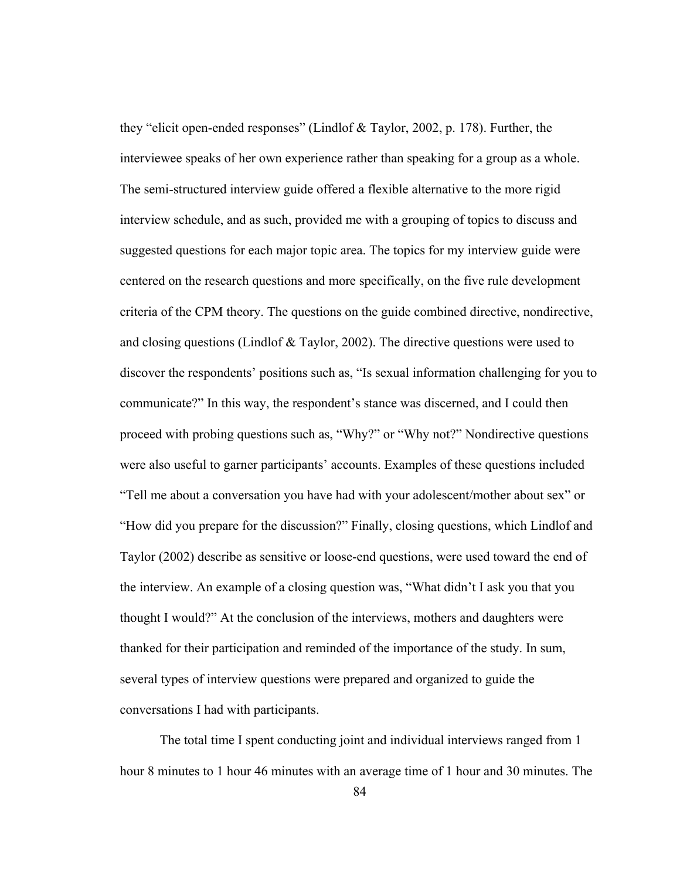they "elicit open-ended responses" (Lindlof & Taylor, 2002, p. 178). Further, the interviewee speaks of her own experience rather than speaking for a group as a whole. The semi-structured interview guide offered a flexible alternative to the more rigid interview schedule, and as such, provided me with a grouping of topics to discuss and suggested questions for each major topic area. The topics for my interview guide were centered on the research questions and more specifically, on the five rule development criteria of the CPM theory. The questions on the guide combined directive, nondirective, and closing questions (Lindlof & Taylor, 2002). The directive questions were used to discover the respondents' positions such as, "Is sexual information challenging for you to communicate?" In this way, the respondent's stance was discerned, and I could then proceed with probing questions such as, "Why?" or "Why not?" Nondirective questions were also useful to garner participants' accounts. Examples of these questions included "Tell me about a conversation you have had with your adolescent/mother about sex" or "How did you prepare for the discussion?" Finally, closing questions, which Lindlof and Taylor (2002) describe as sensitive or loose-end questions, were used toward the end of the interview. An example of a closing question was, "What didn't I ask you that you thought I would?" At the conclusion of the interviews, mothers and daughters were thanked for their participation and reminded of the importance of the study. In sum, several types of interview questions were prepared and organized to guide the conversations I had with participants.

The total time I spent conducting joint and individual interviews ranged from 1 hour 8 minutes to 1 hour 46 minutes with an average time of 1 hour and 30 minutes. The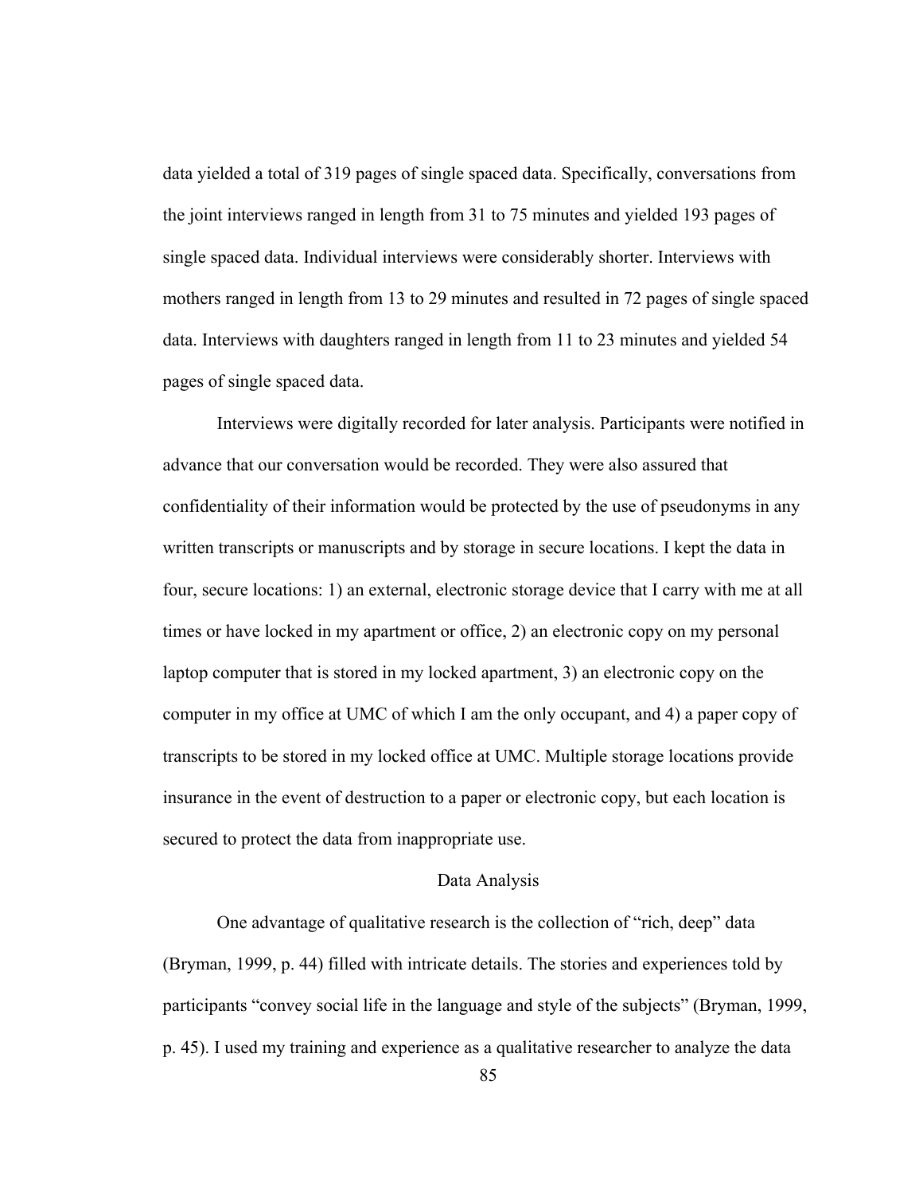data yielded a total of 319 pages of single spaced data. Specifically, conversations from the joint interviews ranged in length from 31 to 75 minutes and yielded 193 pages of single spaced data. Individual interviews were considerably shorter. Interviews with mothers ranged in length from 13 to 29 minutes and resulted in 72 pages of single spaced data. Interviews with daughters ranged in length from 11 to 23 minutes and yielded 54 pages of single spaced data.

Interviews were digitally recorded for later analysis. Participants were notified in advance that our conversation would be recorded. They were also assured that confidentiality of their information would be protected by the use of pseudonyms in any written transcripts or manuscripts and by storage in secure locations. I kept the data in four, secure locations: 1) an external, electronic storage device that I carry with me at all times or have locked in my apartment or office, 2) an electronic copy on my personal laptop computer that is stored in my locked apartment, 3) an electronic copy on the computer in my office at UMC of which I am the only occupant, and 4) a paper copy of transcripts to be stored in my locked office at UMC. Multiple storage locations provide insurance in the event of destruction to a paper or electronic copy, but each location is secured to protect the data from inappropriate use.

## Data Analysis

One advantage of qualitative research is the collection of "rich, deep" data (Bryman, 1999, p. 44) filled with intricate details. The stories and experiences told by participants "convey social life in the language and style of the subjects" (Bryman, 1999, p. 45). I used my training and experience as a qualitative researcher to analyze the data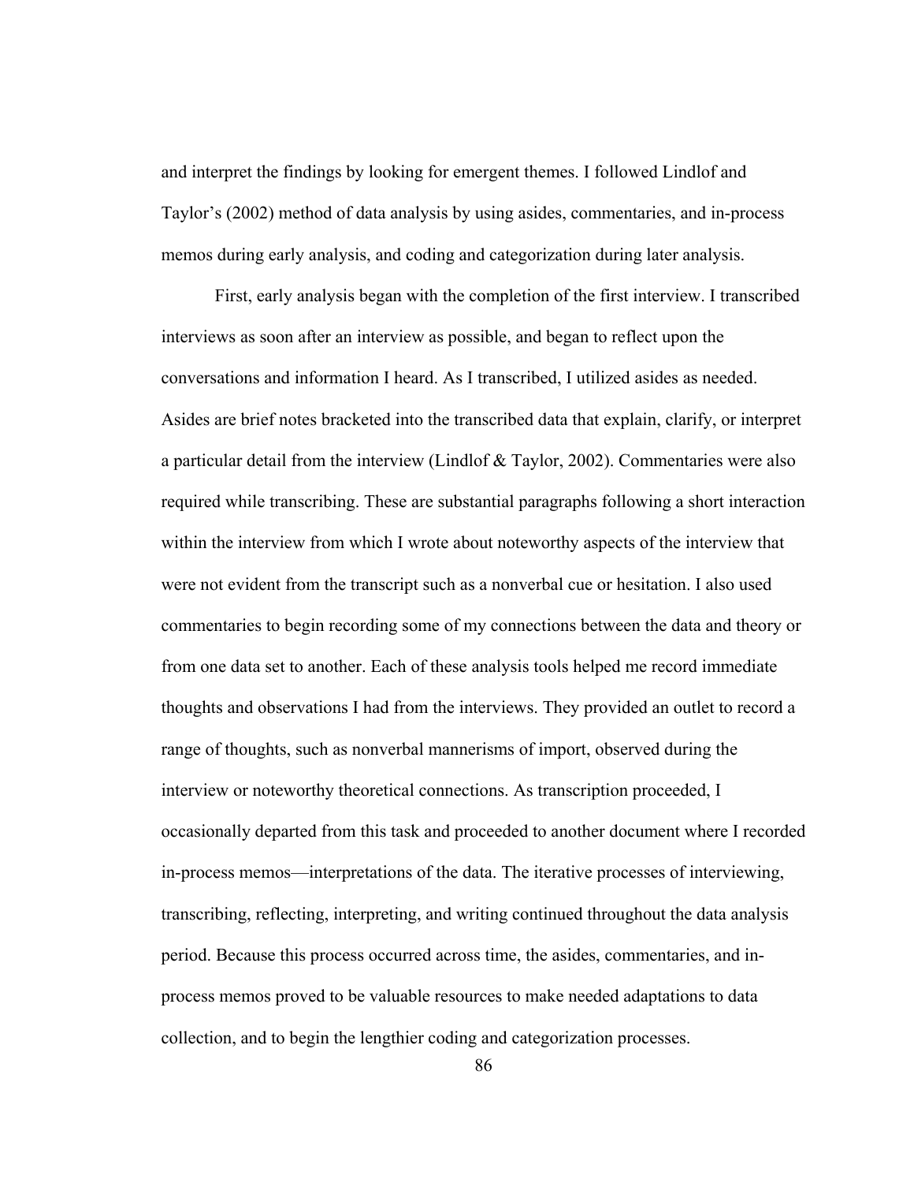and interpret the findings by looking for emergent themes. I followed Lindlof and Taylor's (2002) method of data analysis by using asides, commentaries, and in-process memos during early analysis, and coding and categorization during later analysis.

First, early analysis began with the completion of the first interview. I transcribed interviews as soon after an interview as possible, and began to reflect upon the conversations and information I heard. As I transcribed, I utilized asides as needed. Asides are brief notes bracketed into the transcribed data that explain, clarify, or interpret a particular detail from the interview (Lindlof & Taylor, 2002). Commentaries were also required while transcribing. These are substantial paragraphs following a short interaction within the interview from which I wrote about noteworthy aspects of the interview that were not evident from the transcript such as a nonverbal cue or hesitation. I also used commentaries to begin recording some of my connections between the data and theory or from one data set to another. Each of these analysis tools helped me record immediate thoughts and observations I had from the interviews. They provided an outlet to record a range of thoughts, such as nonverbal mannerisms of import, observed during the interview or noteworthy theoretical connections. As transcription proceeded, I occasionally departed from this task and proceeded to another document where I recorded in-process memos—interpretations of the data. The iterative processes of interviewing, transcribing, reflecting, interpreting, and writing continued throughout the data analysis period. Because this process occurred across time, the asides, commentaries, and in-process memos proved to be valuable resources to make needed adaptations to data collection, and to begin the lengthier coding and categorization processes.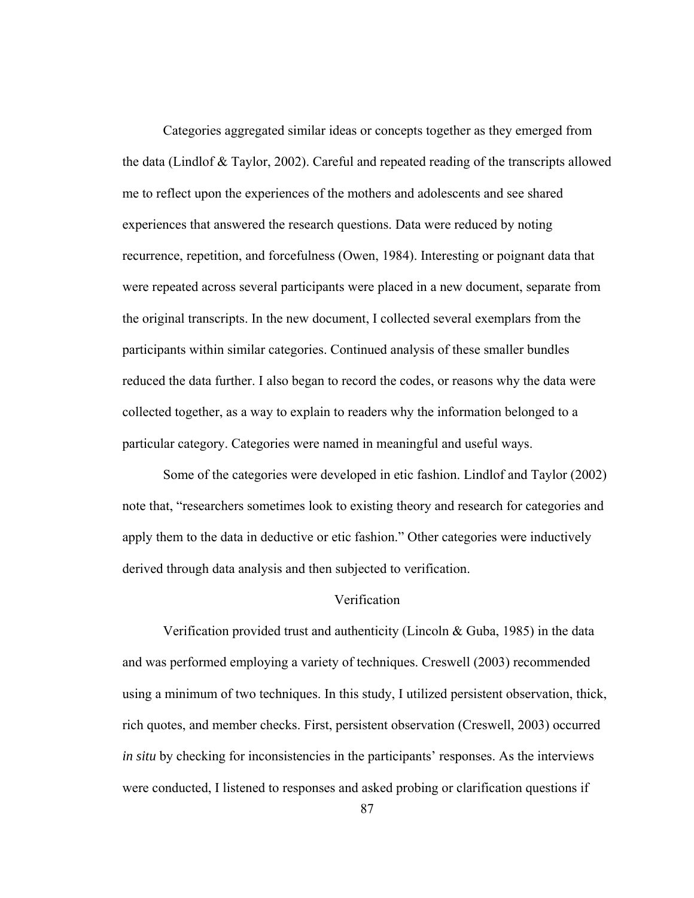Categories aggregated similar ideas or concepts together as they emerged from the data (Lindlof & Taylor, 2002). Careful and repeated reading of the transcripts allowed me to reflect upon the experiences of the mothers and adolescents and see shared experiences that answered the research questions. Data were reduced by noting recurrence, repetition, and forcefulness (Owen, 1984). Interesting or poignant data that were repeated across several participants were placed in a new document, separate from the original transcripts. In the new document, I collected several exemplars from the participants within similar categories. Continued analysis of these smaller bundles reduced the data further. I also began to record the codes, or reasons why the data were collected together, as a way to explain to readers why the information belonged to a particular category. Categories were named in meaningful and useful ways.

Some of the categories were developed in etic fashion. Lindlof and Taylor (2002) note that, "researchers sometimes look to existing theory and research for categories and apply them to the data in deductive or etic fashion." Other categories were inductively derived through data analysis and then subjected to verification.

## Verification

Verification provided trust and authenticity (Lincoln & Guba, 1985) in the data and was performed employing a variety of techniques. Creswell (2003) recommended using a minimum of two techniques. In this study, I utilized persistent observation, thick, rich quotes, and member checks. First, persistent observation (Creswell, 2003) occurred *in situ* by checking for inconsistencies in the participants' responses. As the interviews were conducted, I listened to responses and asked probing or clarification questions if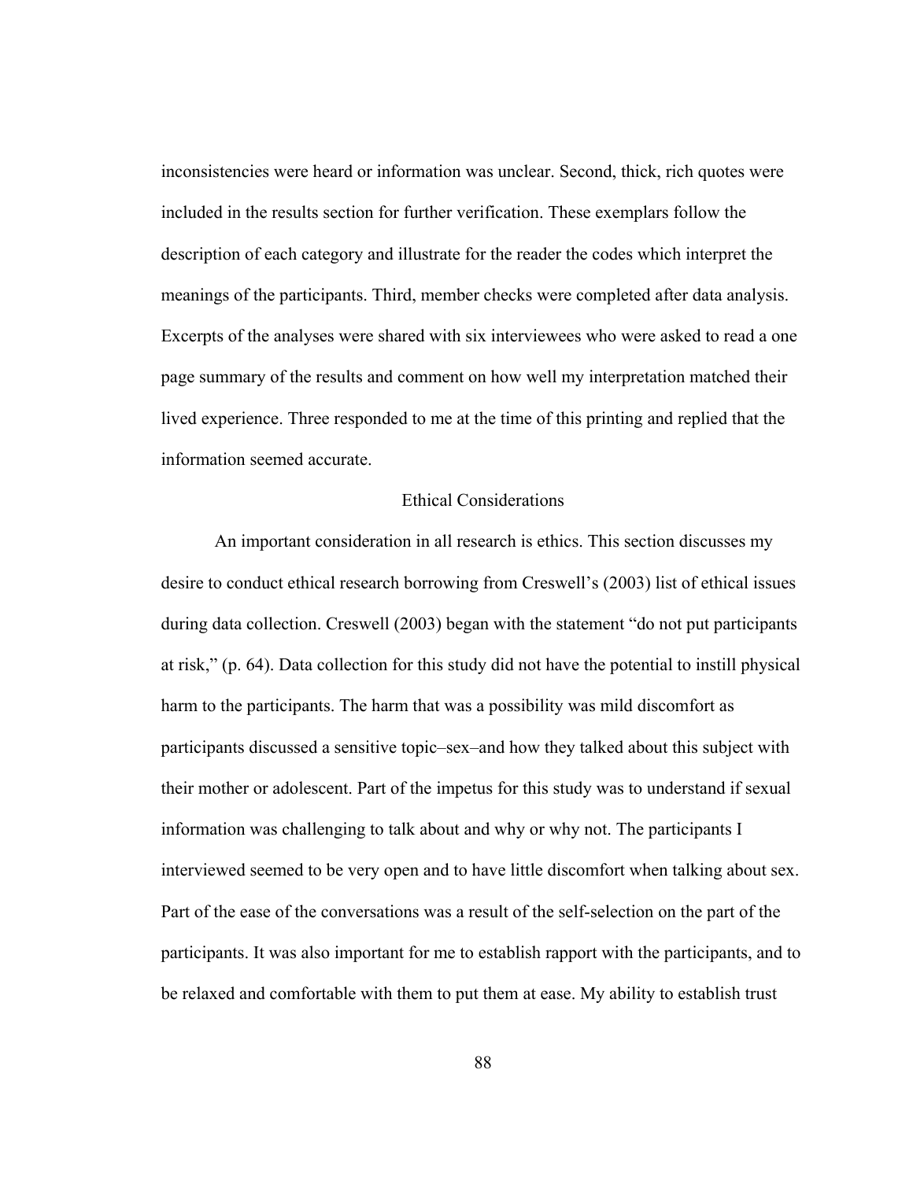inconsistencies were heard or information was unclear. Second, thick, rich quotes were included in the results section for further verification. These exemplars follow the description of each category and illustrate for the reader the codes which interpret the meanings of the participants. Third, member checks were completed after data analysis. Excerpts of the analyses were shared with six interviewees who were asked to read a one page summary of the results and comment on how well my interpretation matched their lived experience. Three responded to me at the time of this printing and replied that the information seemed accurate.

## Ethical Considerations

An important consideration in all research is ethics. This section discusses my desire to conduct ethical research borrowing from Creswell's (2003) list of ethical issues during data collection. Creswell (2003) began with the statement "do not put participants at risk," (p. 64). Data collection for this study did not have the potential to instill physical harm to the participants. The harm that was a possibility was mild discomfort as participants discussed a sensitive topic–sex–and how they talked about this subject with their mother or adolescent. Part of the impetus for this study was to understand if sexual information was challenging to talk about and why or why not. The participants I interviewed seemed to be very open and to have little discomfort when talking about sex. Part of the ease of the conversations was a result of the self-selection on the part of the participants. It was also important for me to establish rapport with the participants, and to be relaxed and comfortable with them to put them at ease. My ability to establish trust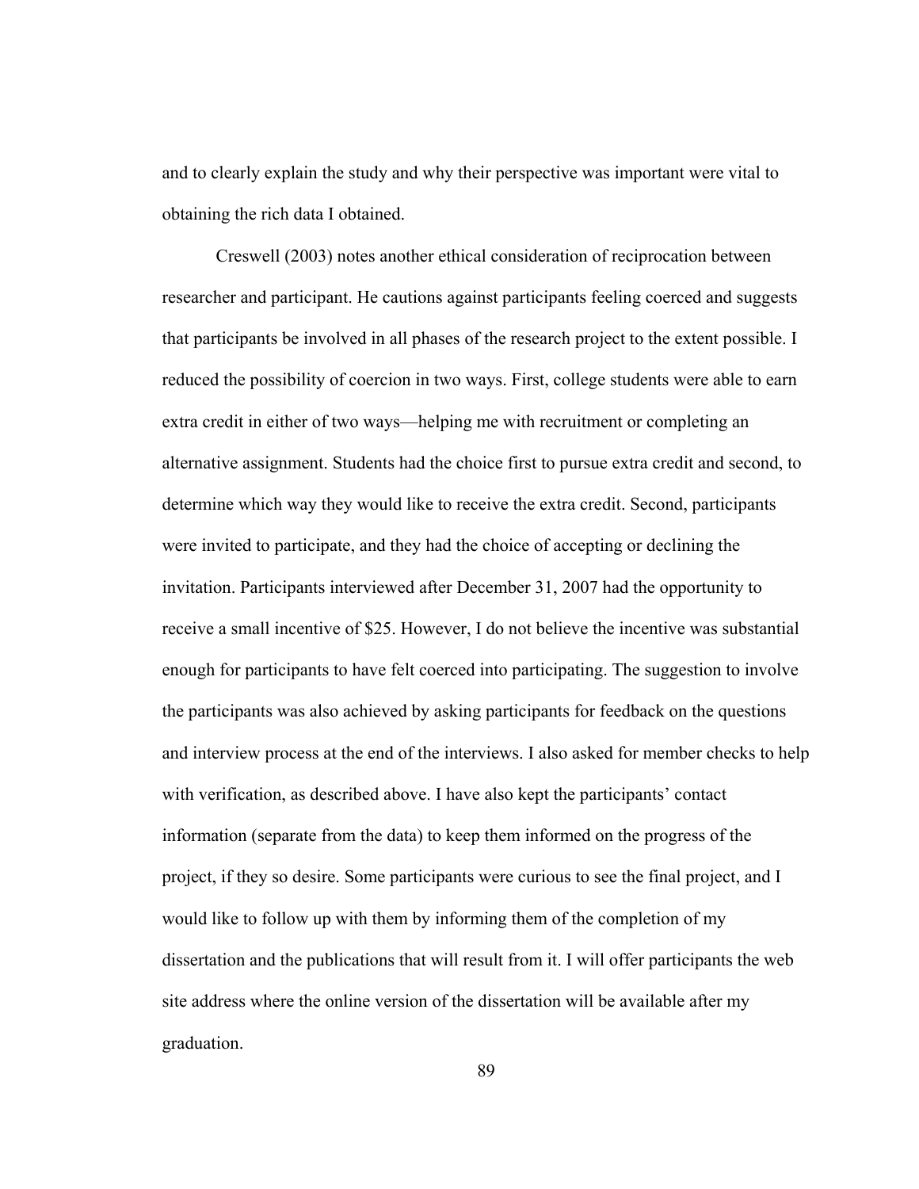and to clearly explain the study and why their perspective was important were vital to obtaining the rich data I obtained.

Creswell (2003) notes another ethical consideration of reciprocation between researcher and participant. He cautions against participants feeling coerced and suggests that participants be involved in all phases of the research project to the extent possible. I reduced the possibility of coercion in two ways. First, college students were able to earn extra credit in either of two ways—helping me with recruitment or completing an alternative assignment. Students had the choice first to pursue extra credit and second, to determine which way they would like to receive the extra credit. Second, participants were invited to participate, and they had the choice of accepting or declining the invitation. Participants interviewed after December 31, 2007 had the opportunity to receive a small incentive of $25. However, I do not believe the incentive was substantial enough for participants to have felt coerced into participating. The suggestion to involve the participants was also achieved by asking participants for feedback on the questions and interview process at the end of the interviews. I also asked for member checks to help with verification, as described above. I have also kept the participants' contact information (separate from the data) to keep them informed on the progress of the project, if they so desire. Some participants were curious to see the final project, and I would like to follow up with them by informing them of the completion of my dissertation and the publications that will result from it. I will offer participants the web site address where the online version of the dissertation will be available after my graduation.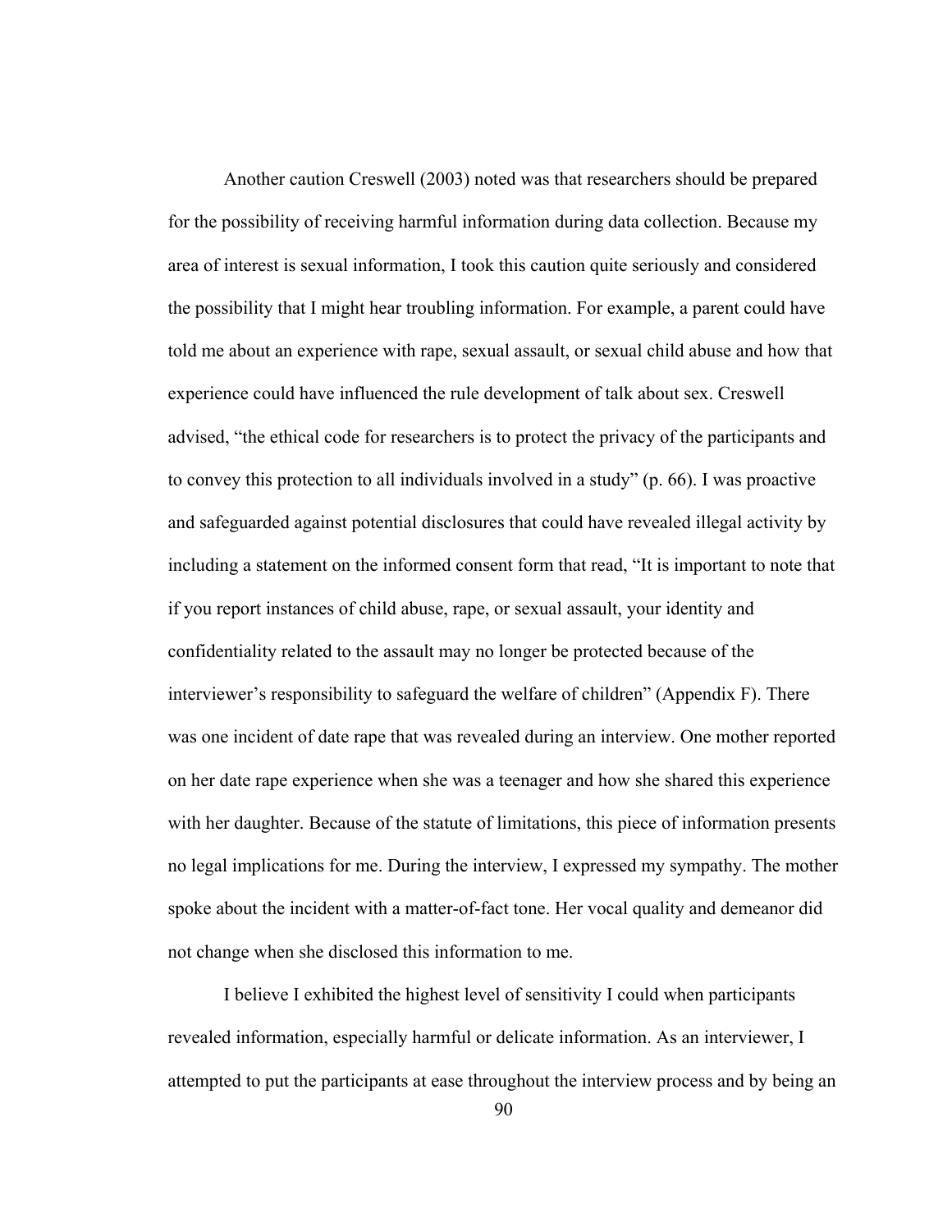Another caution Creswell (2003) noted was that researchers should be prepared for the possibility of receiving harmful information during data collection. Because my area of interest is sexual information, I took this caution quite seriously and considered the possibility that I might hear troubling information. For example, a parent could have told me about an experience with rape, sexual assault, or sexual child abuse and how that experience could have influenced the rule development of talk about sex. Creswell advised, "the ethical code for researchers is to protect the privacy of the participants and to convey this protection to all individuals involved in a study" (p. 66). I was proactive and safeguarded against potential disclosures that could have revealed illegal activity by including a statement on the informed consent form that read, "It is important to note that if you report instances of child abuse, rape, or sexual assault, your identity and confidentiality related to the assault may no longer be protected because of the interviewer's responsibility to safeguard the welfare of children" (Appendix F). There was one incident of date rape that was revealed during an interview. One mother reported on her date rape experience when she was a teenager and how she shared this experience with her daughter. Because of the statute of limitations, this piece of information presents no legal implications for me. During the interview, I expressed my sympathy. The mother spoke about the incident with a matter-of-fact tone. Her vocal quality and demeanor did not change when she disclosed this information to me.

I believe I exhibited the highest level of sensitivity I could when participants revealed information, especially harmful or delicate information. As an interviewer, I attempted to put the participants at ease throughout the interview process and by being an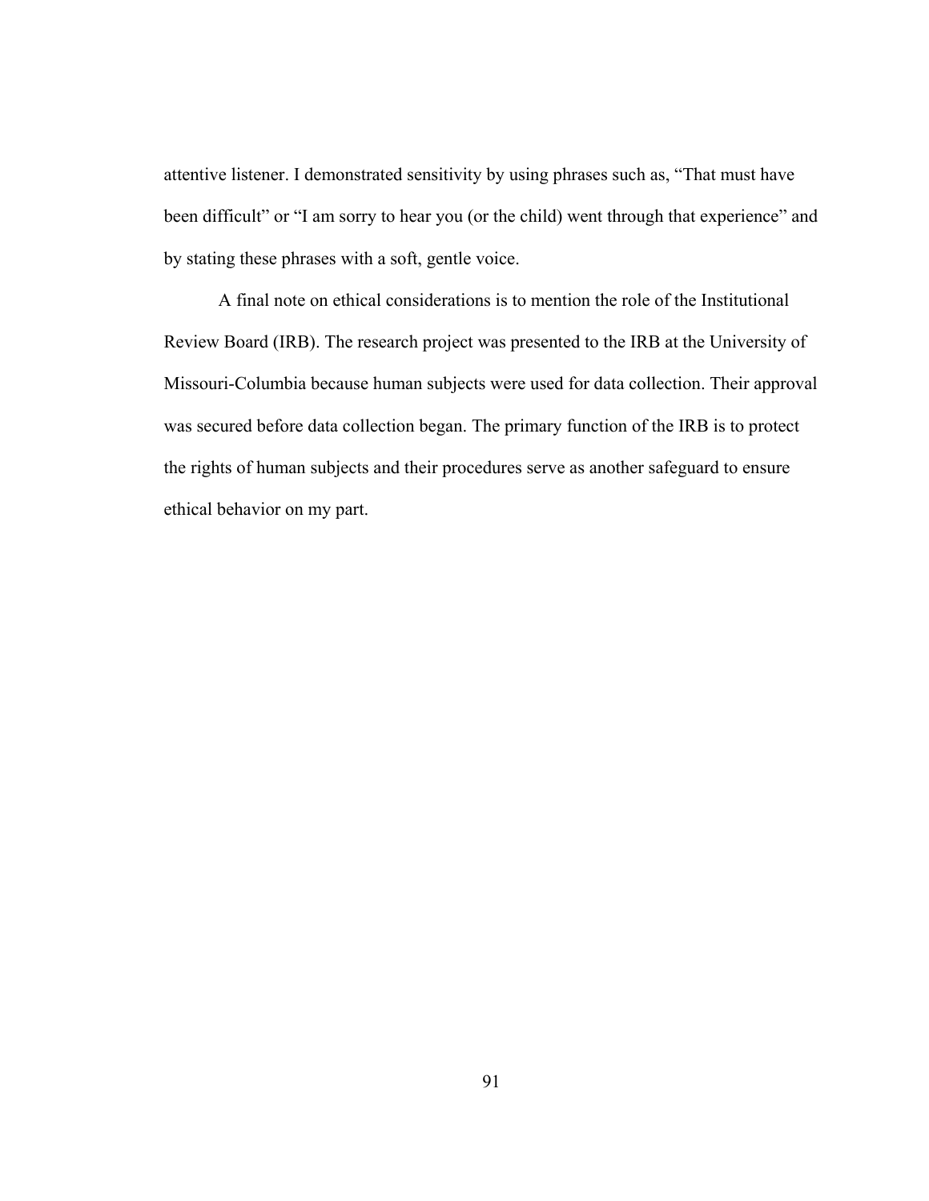attentive listener. I demonstrated sensitivity by using phrases such as, "That must have been difficult" or "I am sorry to hear you (or the child) went through that experience" and by stating these phrases with a soft, gentle voice.

A final note on ethical considerations is to mention the role of the Institutional Review Board (IRB). The research project was presented to the IRB at the University of Missouri-Columbia because human subjects were used for data collection. Their approval was secured before data collection began. The primary function of the IRB is to protect the rights of human subjects and their procedures serve as another safeguard to ensure ethical behavior on my part.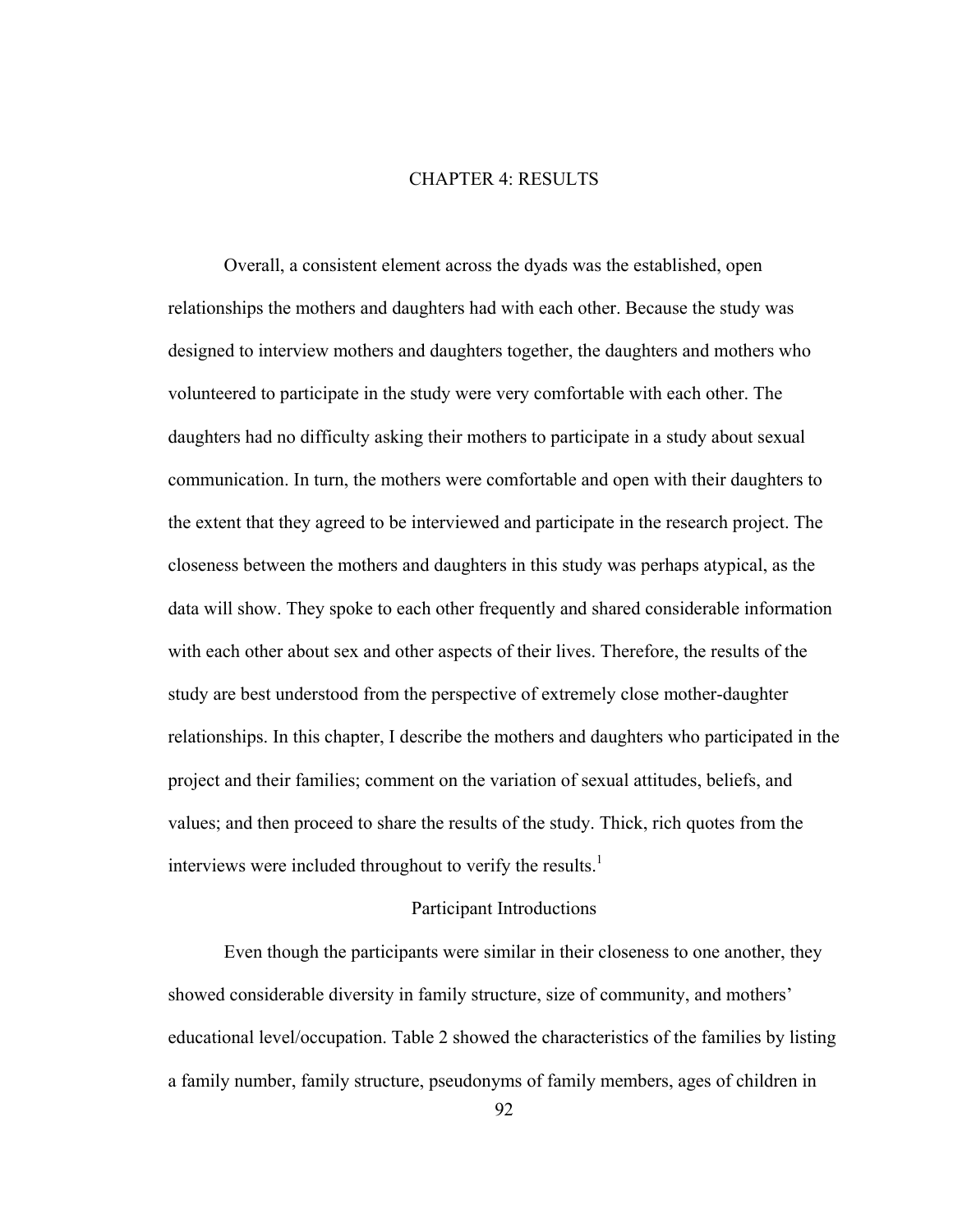# CHAPTER 4: RESULTS

Overall, a consistent element across the dyads was the established, open relationships the mothers and daughters had with each other. Because the study was designed to interview mothers and daughters together, the daughters and mothers who volunteered to participate in the study were very comfortable with each other. The daughters had no difficulty asking their mothers to participate in a study about sexual communication. In turn, the mothers were comfortable and open with their daughters to the extent that they agreed to be interviewed and participate in the research project. The closeness between the mothers and daughters in this study was perhaps atypical, as the data will show. They spoke to each other frequently and shared considerable information with each other about sex and other aspects of their lives. Therefore, the results of the study are best understood from the perspective of extremely close mother-daughter relationships. In this chapter, I describe the mothers and daughters who participated in the project and their families; comment on the variation of sexual attitudes, beliefs, and values; and then proceed to share the results of the study. Thick, rich quotes from the interviews were included throughout to verify the results.[1]

## Participant Introductions

Even though the participants were similar in their closeness to one another, they showed considerable diversity in family structure, size of community, and mothers' educational level/occupation. Table 2 showed the characteristics of the families by listing a family number, family structure, pseudonyms of family members, ages of children in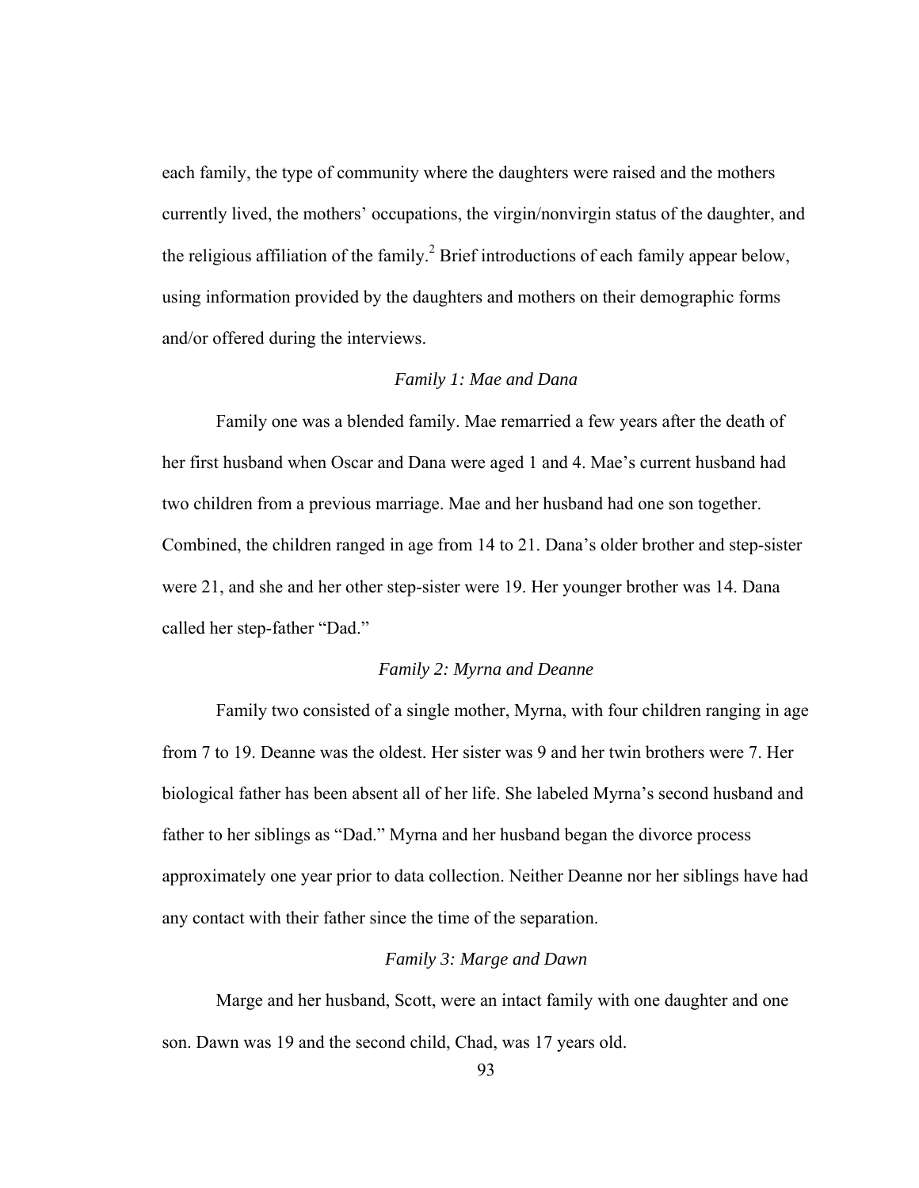each family, the type of community where the daughters were raised and the mothers currently lived, the mothers' occupations, the virgin/nonvirgin status of the daughter, and the religious affiliation of the family.[2] Brief introductions of each family appear below, using information provided by the daughters and mothers on their demographic forms and/or offered during the interviews.

*Family 1: Mae and Dana*

Family one was a blended family. Mae remarried a few years after the death of her first husband when Oscar and Dana were aged 1 and 4. Mae's current husband had two children from a previous marriage. Mae and her husband had one son together. Combined, the children ranged in age from 14 to 21. Dana's older brother and step-sister were 21, and she and her other step-sister were 19. Her younger brother was 14. Dana called her step-father "Dad."

*Family 2: Myrna and Deanne*

Family two consisted of a single mother, Myrna, with four children ranging in age from 7 to 19. Deanne was the oldest. Her sister was 9 and her twin brothers were 7. Her biological father has been absent all of her life. She labeled Myrna's second husband and father to her siblings as "Dad." Myrna and her husband began the divorce process approximately one year prior to data collection. Neither Deanne nor her siblings have had any contact with their father since the time of the separation.

*Family 3: Marge and Dawn*

Marge and her husband, Scott, were an intact family with one daughter and one son. Dawn was 19 and the second child, Chad, was 17 years old.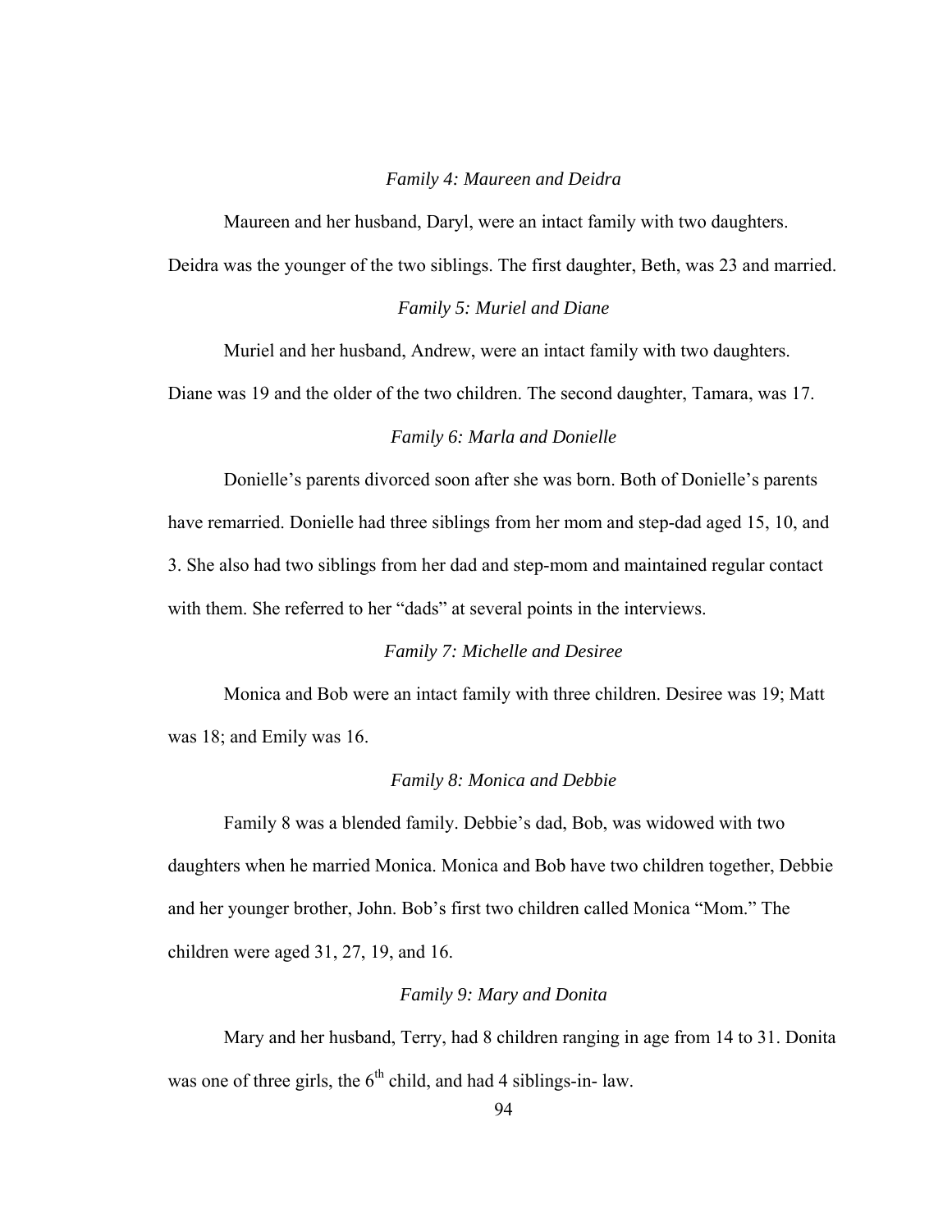*Family 4: Maureen and Deidra*

Maureen and her husband, Daryl, were an intact family with two daughters. Deidra was the younger of the two siblings. The first daughter, Beth, was 23 and married.

*Family 5: Muriel and Diane*

Muriel and her husband, Andrew, were an intact family with two daughters. Diane was 19 and the older of the two children. The second daughter, Tamara, was 17.

*Family 6: Marla and Donielle*

Donielle's parents divorced soon after she was born. Both of Donielle's parents have remarried. Donielle had three siblings from her mom and step-dad aged 15, 10, and 3. She also had two siblings from her dad and step-mom and maintained regular contact with them. She referred to her "dads" at several points in the interviews.

*Family 7: Michelle and Desiree*

Monica and Bob were an intact family with three children. Desiree was 19; Matt was 18; and Emily was 16.

*Family 8: Monica and Debbie*

Family 8 was a blended family. Debbie's dad, Bob, was widowed with two daughters when he married Monica. Monica and Bob have two children together, Debbie and her younger brother, John. Bob's first two children called Monica "Mom." The children were aged 31, 27, 19, and 16.

*Family 9: Mary and Donita*

Mary and her husband, Terry, had 8 children ranging in age from 14 to 31. Donita was one of three girls, the 6th child, and had 4 siblings-in- law.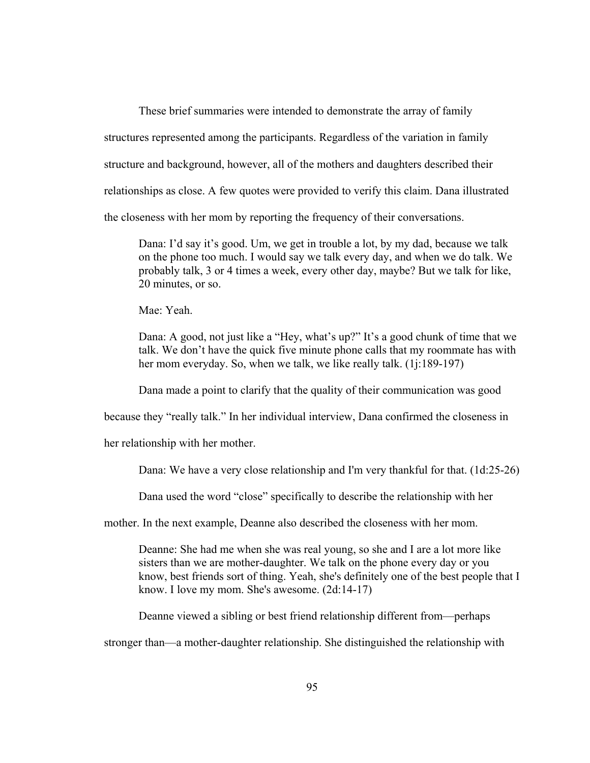These brief summaries were intended to demonstrate the array of family structures represented among the participants. Regardless of the variation in family structure and background, however, all of the mothers and daughters described their relationships as close. A few quotes were provided to verify this claim. Dana illustrated the closeness with her mom by reporting the frequency of their conversations.

> Dana: I'd say it's good. Um, we get in trouble a lot, by my dad, because we talk on the phone too much. I would say we talk every day, and when we do talk. We probably talk, 3 or 4 times a week, every other day, maybe? But we talk for like, 20 minutes, or so.
>
> Mae: Yeah.
>
> Dana: A good, not just like a "Hey, what's up?" It's a good chunk of time that we talk. We don't have the quick five minute phone calls that my roommate has with her mom everyday. So, when we talk, we like really talk. (1j:189-197)

Dana made a point to clarify that the quality of their communication was good because they "really talk." In her individual interview, Dana confirmed the closeness in her relationship with her mother.

> Dana: We have a very close relationship and I'm very thankful for that. (1d:25-26)

Dana used the word "close" specifically to describe the relationship with her mother. In the next example, Deanne also described the closeness with her mom.

> Deanne: She had me when she was real young, so she and I are a lot more like sisters than we are mother-daughter. We talk on the phone every day or you know, best friends sort of thing. Yeah, she's definitely one of the best people that I know. I love my mom. She's awesome. (2d:14-17)

Deanne viewed a sibling or best friend relationship different from—perhaps stronger than—a mother-daughter relationship. She distinguished the relationship with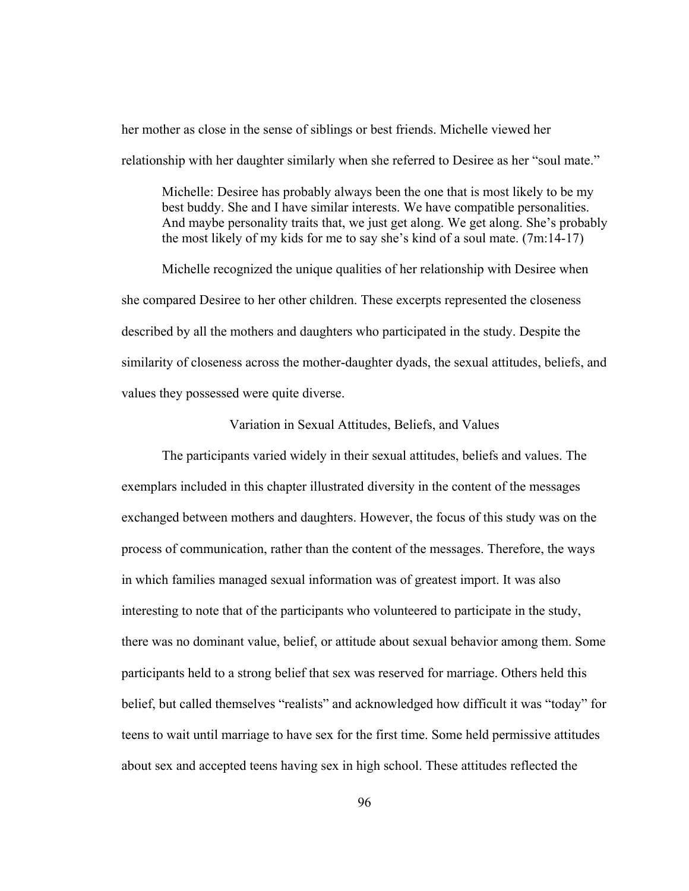her mother as close in the sense of siblings or best friends. Michelle viewed her relationship with her daughter similarly when she referred to Desiree as her "soul mate."

> Michelle: Desiree has probably always been the one that is most likely to be my best buddy. She and I have similar interests. We have compatible personalities. And maybe personality traits that, we just get along. We get along. She's probably the most likely of my kids for me to say she's kind of a soul mate. (7m:14-17)

Michelle recognized the unique qualities of her relationship with Desiree when she compared Desiree to her other children. These excerpts represented the closeness described by all the mothers and daughters who participated in the study. Despite the similarity of closeness across the mother-daughter dyads, the sexual attitudes, beliefs, and values they possessed were quite diverse.

## Variation in Sexual Attitudes, Beliefs, and Values

The participants varied widely in their sexual attitudes, beliefs and values. The exemplars included in this chapter illustrated diversity in the content of the messages exchanged between mothers and daughters. However, the focus of this study was on the process of communication, rather than the content of the messages. Therefore, the ways in which families managed sexual information was of greatest import. It was also interesting to note that of the participants who volunteered to participate in the study, there was no dominant value, belief, or attitude about sexual behavior among them. Some participants held to a strong belief that sex was reserved for marriage. Others held this belief, but called themselves "realists" and acknowledged how difficult it was "today" for teens to wait until marriage to have sex for the first time. Some held permissive attitudes about sex and accepted teens having sex in high school. These attitudes reflected the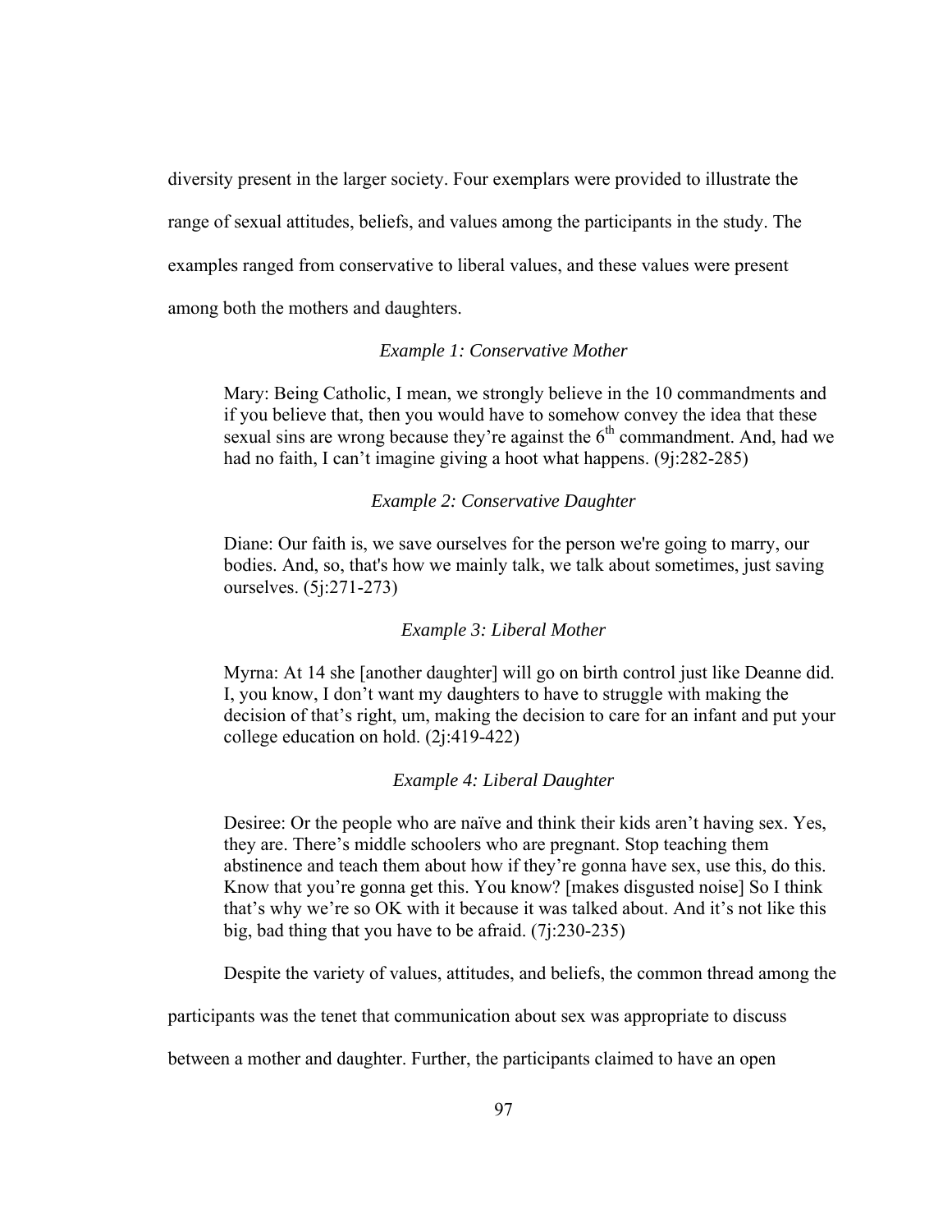diversity present in the larger society. Four exemplars were provided to illustrate the range of sexual attitudes, beliefs, and values among the participants in the study. The examples ranged from conservative to liberal values, and these values were present among both the mothers and daughters.

*Example 1: Conservative Mother*

> Mary: Being Catholic, I mean, we strongly believe in the 10 commandments and if you believe that, then you would have to somehow convey the idea that these sexual sins are wrong because they're against the 6th commandment. And, had we had no faith, I can't imagine giving a hoot what happens. (9j:282-285)

*Example 2: Conservative Daughter*

> Diane: Our faith is, we save ourselves for the person we're going to marry, our bodies. And, so, that's how we mainly talk, we talk about sometimes, just saving ourselves. (5j:271-273)

*Example 3: Liberal Mother*

> Myrna: At 14 she [another daughter] will go on birth control just like Deanne did. I, you know, I don't want my daughters to have to struggle with making the decision of that's right, um, making the decision to care for an infant and put your college education on hold. (2j:419-422)

*Example 4: Liberal Daughter*

> Desiree: Or the people who are naïve and think their kids aren't having sex. Yes, they are. There's middle schoolers who are pregnant. Stop teaching them abstinence and teach them about how if they're gonna have sex, use this, do this. Know that you're gonna get this. You know? [makes disgusted noise] So I think that's why we're so OK with it because it was talked about. And it's not like this big, bad thing that you have to be afraid. (7j:230-235)

Despite the variety of values, attitudes, and beliefs, the common thread among the participants was the tenet that communication about sex was appropriate to discuss between a mother and daughter. Further, the participants claimed to have an open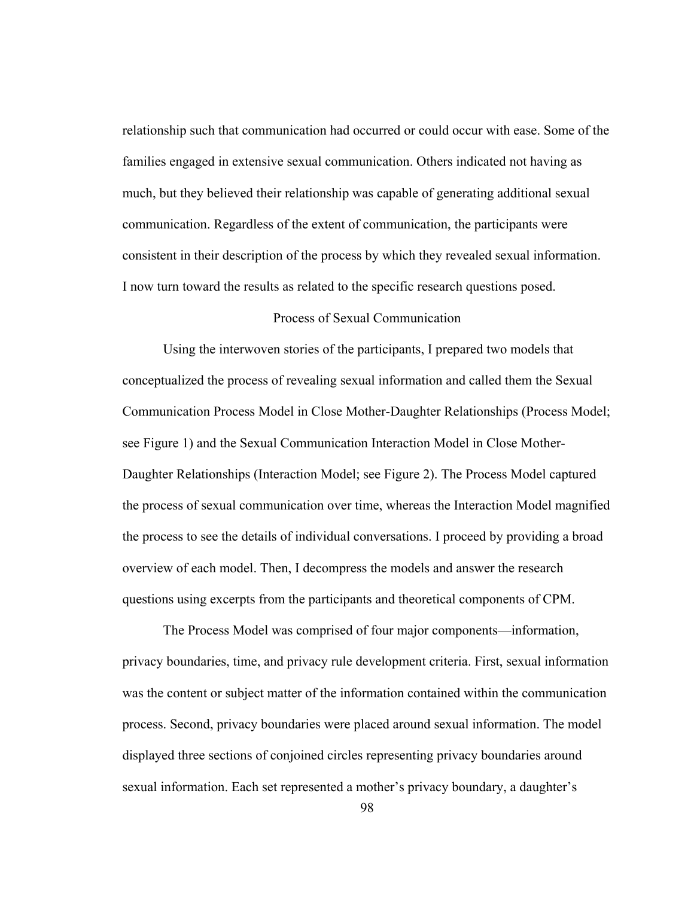relationship such that communication had occurred or could occur with ease. Some of the families engaged in extensive sexual communication. Others indicated not having as much, but they believed their relationship was capable of generating additional sexual communication. Regardless of the extent of communication, the participants were consistent in their description of the process by which they revealed sexual information. I now turn toward the results as related to the specific research questions posed.

## Process of Sexual Communication

Using the interwoven stories of the participants, I prepared two models that conceptualized the process of revealing sexual information and called them the Sexual Communication Process Model in Close Mother-Daughter Relationships (Process Model; see Figure 1) and the Sexual Communication Interaction Model in Close Mother-Daughter Relationships (Interaction Model; see Figure 2). The Process Model captured the process of sexual communication over time, whereas the Interaction Model magnified the process to see the details of individual conversations. I proceed by providing a broad overview of each model. Then, I decompress the models and answer the research questions using excerpts from the participants and theoretical components of CPM.

The Process Model was comprised of four major components—information, privacy boundaries, time, and privacy rule development criteria. First, sexual information was the content or subject matter of the information contained within the communication process. Second, privacy boundaries were placed around sexual information. The model displayed three sections of conjoined circles representing privacy boundaries around sexual information. Each set represented a mother's privacy boundary, a daughter's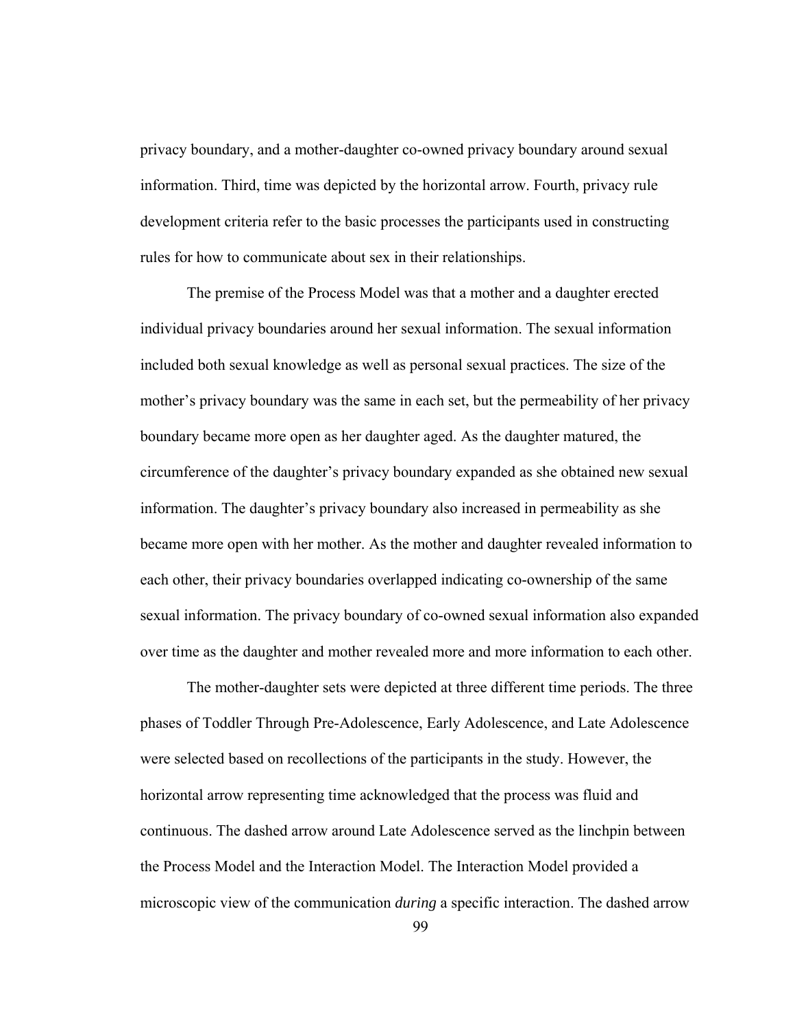privacy boundary, and a mother-daughter co-owned privacy boundary around sexual information. Third, time was depicted by the horizontal arrow. Fourth, privacy rule development criteria refer to the basic processes the participants used in constructing rules for how to communicate about sex in their relationships.

The premise of the Process Model was that a mother and a daughter erected individual privacy boundaries around her sexual information. The sexual information included both sexual knowledge as well as personal sexual practices. The size of the mother's privacy boundary was the same in each set, but the permeability of her privacy boundary became more open as her daughter aged. As the daughter matured, the circumference of the daughter's privacy boundary expanded as she obtained new sexual information. The daughter's privacy boundary also increased in permeability as she became more open with her mother. As the mother and daughter revealed information to each other, their privacy boundaries overlapped indicating co-ownership of the same sexual information. The privacy boundary of co-owned sexual information also expanded over time as the daughter and mother revealed more and more information to each other.

The mother-daughter sets were depicted at three different time periods. The three phases of Toddler Through Pre-Adolescence, Early Adolescence, and Late Adolescence were selected based on recollections of the participants in the study. However, the horizontal arrow representing time acknowledged that the process was fluid and continuous. The dashed arrow around Late Adolescence served as the linchpin between the Process Model and the Interaction Model. The Interaction Model provided a microscopic view of the communication *during* a specific interaction. The dashed arrow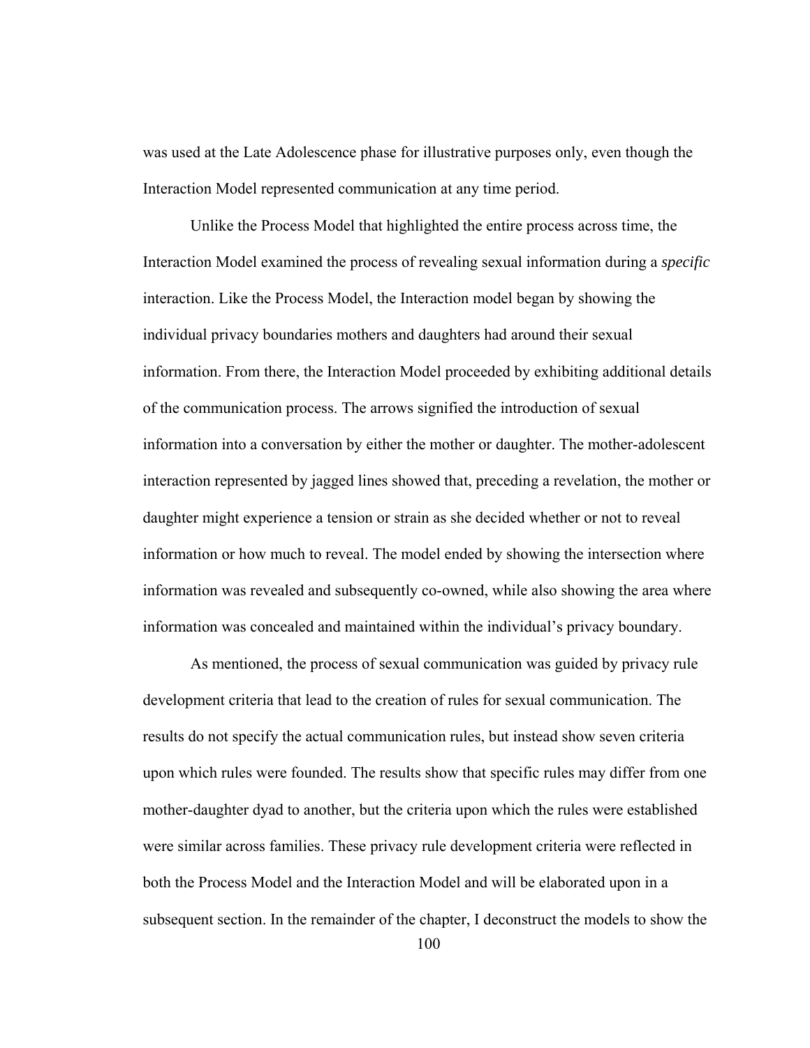was used at the Late Adolescence phase for illustrative purposes only, even though the Interaction Model represented communication at any time period.

Unlike the Process Model that highlighted the entire process across time, the Interaction Model examined the process of revealing sexual information during a *specific* interaction. Like the Process Model, the Interaction model began by showing the individual privacy boundaries mothers and daughters had around their sexual information. From there, the Interaction Model proceeded by exhibiting additional details of the communication process. The arrows signified the introduction of sexual information into a conversation by either the mother or daughter. The mother-adolescent interaction represented by jagged lines showed that, preceding a revelation, the mother or daughter might experience a tension or strain as she decided whether or not to reveal information or how much to reveal. The model ended by showing the intersection where information was revealed and subsequently co-owned, while also showing the area where information was concealed and maintained within the individual's privacy boundary.

As mentioned, the process of sexual communication was guided by privacy rule development criteria that lead to the creation of rules for sexual communication. The results do not specify the actual communication rules, but instead show seven criteria upon which rules were founded. The results show that specific rules may differ from one mother-daughter dyad to another, but the criteria upon which the rules were established were similar across families. These privacy rule development criteria were reflected in both the Process Model and the Interaction Model and will be elaborated upon in a subsequent section. In the remainder of the chapter, I deconstruct the models to show the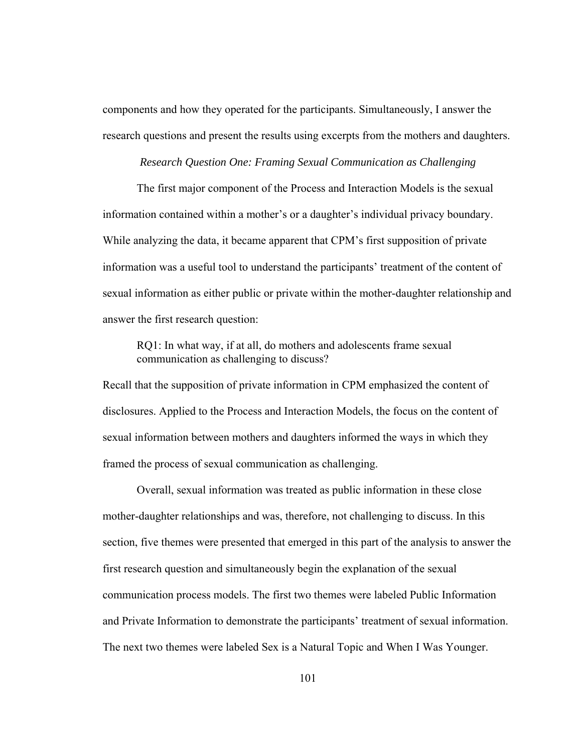components and how they operated for the participants. Simultaneously, I answer the research questions and present the results using excerpts from the mothers and daughters.

### *Research Question One: Framing Sexual Communication as Challenging*

The first major component of the Process and Interaction Models is the sexual information contained within a mother's or a daughter's individual privacy boundary. While analyzing the data, it became apparent that CPM's first supposition of private information was a useful tool to understand the participants' treatment of the content of sexual information as either public or private within the mother-daughter relationship and answer the first research question:

> RQ1: In what way, if at all, do mothers and adolescents frame sexual communication as challenging to discuss?

Recall that the supposition of private information in CPM emphasized the content of disclosures. Applied to the Process and Interaction Models, the focus on the content of sexual information between mothers and daughters informed the ways in which they framed the process of sexual communication as challenging.

Overall, sexual information was treated as public information in these close mother-daughter relationships and was, therefore, not challenging to discuss. In this section, five themes were presented that emerged in this part of the analysis to answer the first research question and simultaneously begin the explanation of the sexual communication process models. The first two themes were labeled Public Information and Private Information to demonstrate the participants' treatment of sexual information. The next two themes were labeled Sex is a Natural Topic and When I Was Younger.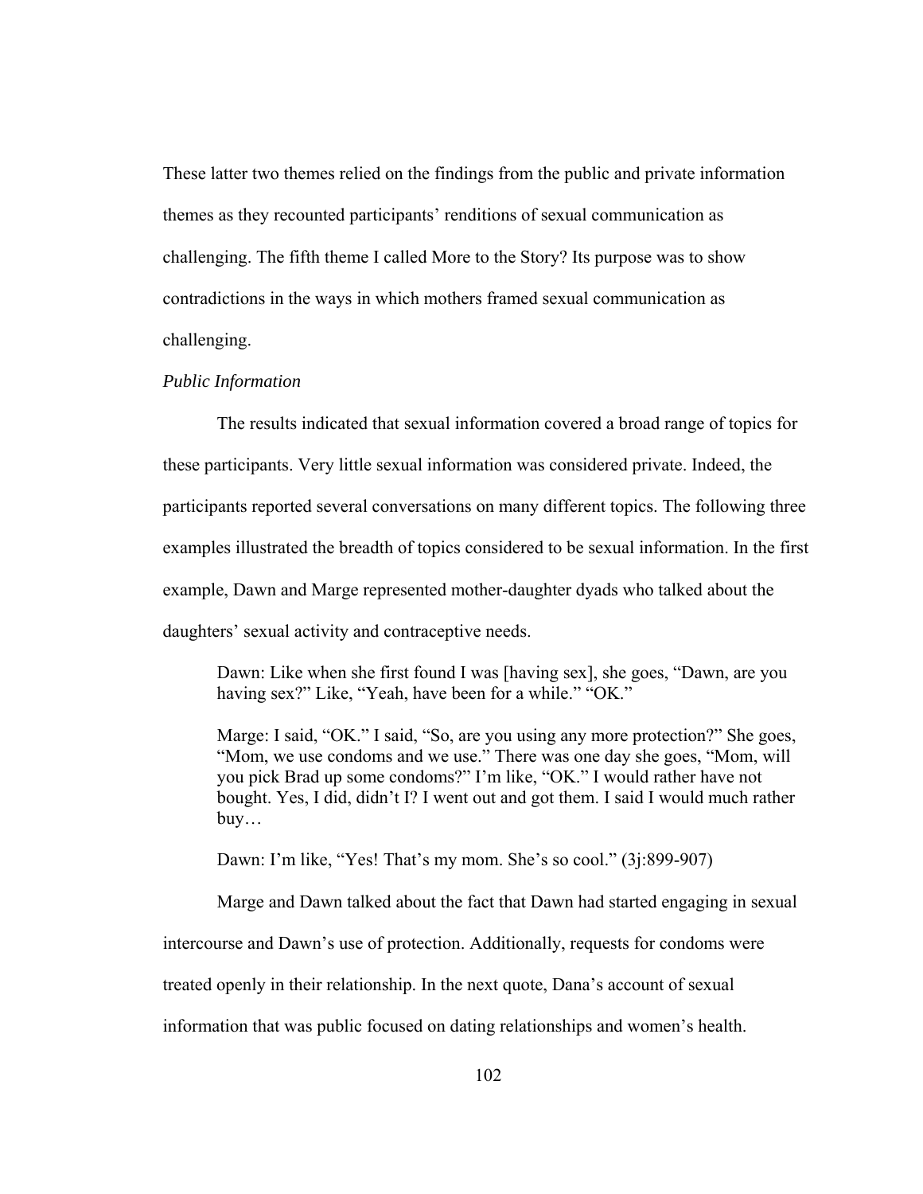These latter two themes relied on the findings from the public and private information themes as they recounted participants' renditions of sexual communication as challenging. The fifth theme I called More to the Story? Its purpose was to show contradictions in the ways in which mothers framed sexual communication as challenging.

*Public Information*

The results indicated that sexual information covered a broad range of topics for these participants. Very little sexual information was considered private. Indeed, the participants reported several conversations on many different topics. The following three examples illustrated the breadth of topics considered to be sexual information. In the first example, Dawn and Marge represented mother-daughter dyads who talked about the daughters' sexual activity and contraceptive needs.

> Dawn: Like when she first found I was [having sex], she goes, "Dawn, are you having sex?" Like, "Yeah, have been for a while." "OK."
>
> Marge: I said, "OK." I said, "So, are you using any more protection?" She goes, "Mom, we use condoms and we use." There was one day she goes, "Mom, will you pick Brad up some condoms?" I'm like, "OK." I would rather have not bought. Yes, I did, didn't I? I went out and got them. I said I would much rather buy…
>
> Dawn: I'm like, "Yes! That's my mom. She's so cool." (3j:899-907)

Marge and Dawn talked about the fact that Dawn had started engaging in sexual intercourse and Dawn's use of protection. Additionally, requests for condoms were treated openly in their relationship. In the next quote, Dana's account of sexual information that was public focused on dating relationships and women's health.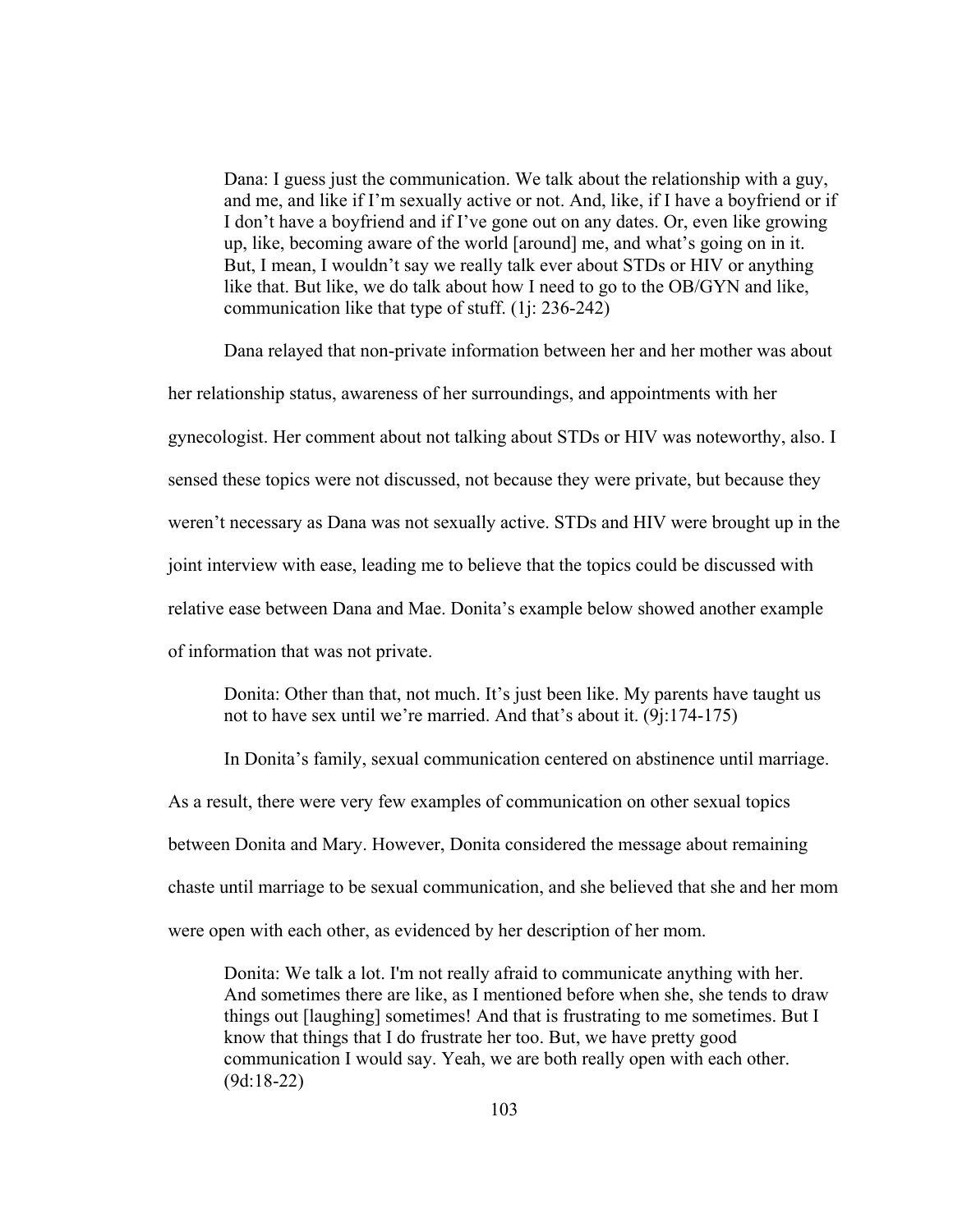> Dana: I guess just the communication. We talk about the relationship with a guy, and me, and like if I'm sexually active or not. And, like, if I have a boyfriend or if I don't have a boyfriend and if I've gone out on any dates. Or, even like growing up, like, becoming aware of the world [around] me, and what's going on in it. But, I mean, I wouldn't say we really talk ever about STDs or HIV or anything like that. But like, we do talk about how I need to go to the OB/GYN and like, communication like that type of stuff. (1j: 236-242)

Dana relayed that non-private information between her and her mother was about her relationship status, awareness of her surroundings, and appointments with her gynecologist. Her comment about not talking about STDs or HIV was noteworthy, also. I sensed these topics were not discussed, not because they were private, but because they weren't necessary as Dana was not sexually active. STDs and HIV were brought up in the joint interview with ease, leading me to believe that the topics could be discussed with relative ease between Dana and Mae. Donita's example below showed another example of information that was not private.

> Donita: Other than that, not much. It's just been like. My parents have taught us not to have sex until we're married. And that's about it. (9j:174-175)

In Donita's family, sexual communication centered on abstinence until marriage. As a result, there were very few examples of communication on other sexual topics between Donita and Mary. However, Donita considered the message about remaining chaste until marriage to be sexual communication, and she believed that she and her mom were open with each other, as evidenced by her description of her mom.

> Donita: We talk a lot. I'm not really afraid to communicate anything with her. And sometimes there are like, as I mentioned before when she, she tends to draw things out [laughing] sometimes! And that is frustrating to me sometimes. But I know that things that I do frustrate her too. But, we have pretty good communication I would say. Yeah, we are both really open with each other. (9d:18-22)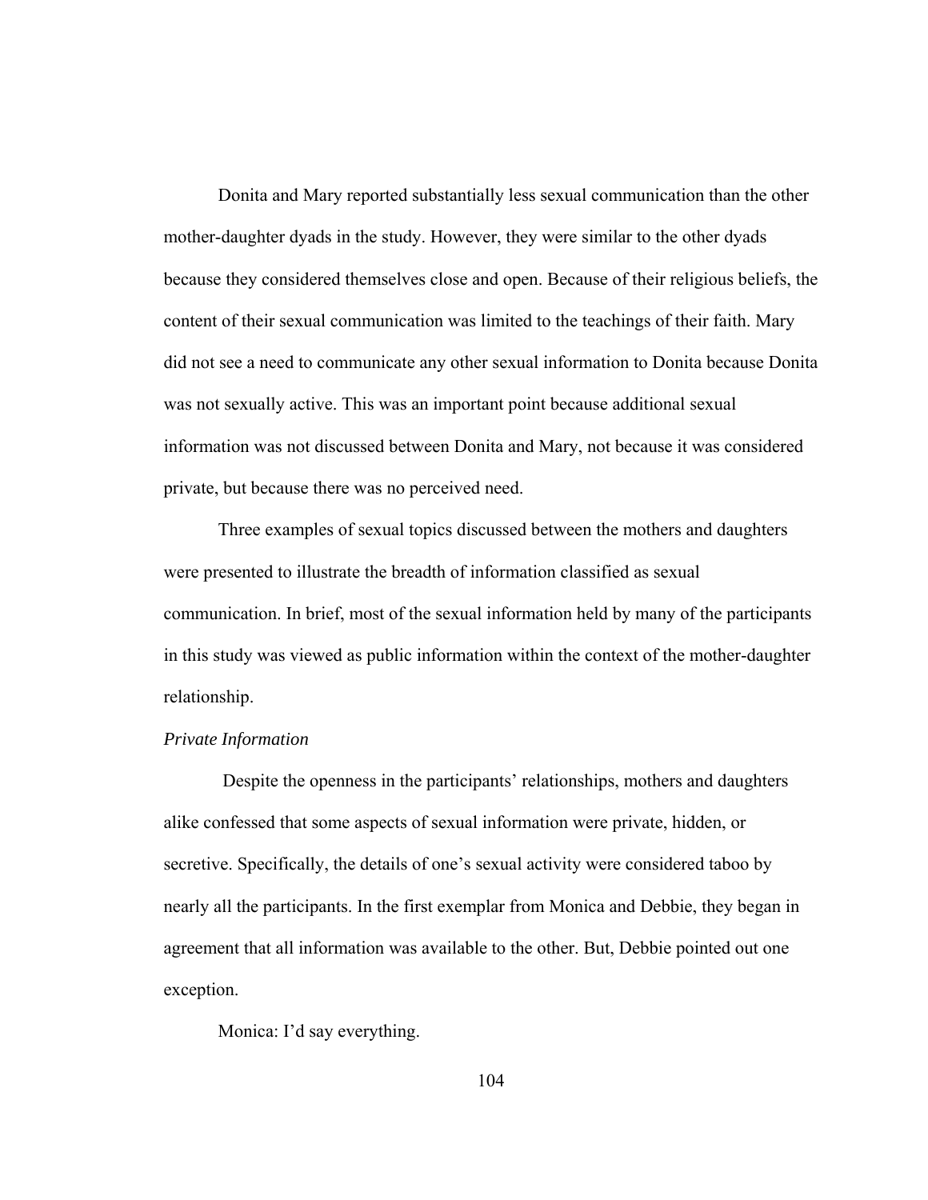Donita and Mary reported substantially less sexual communication than the other mother-daughter dyads in the study. However, they were similar to the other dyads because they considered themselves close and open. Because of their religious beliefs, the content of their sexual communication was limited to the teachings of their faith. Mary did not see a need to communicate any other sexual information to Donita because Donita was not sexually active. This was an important point because additional sexual information was not discussed between Donita and Mary, not because it was considered private, but because there was no perceived need.

Three examples of sexual topics discussed between the mothers and daughters were presented to illustrate the breadth of information classified as sexual communication. In brief, most of the sexual information held by many of the participants in this study was viewed as public information within the context of the mother-daughter relationship.

*Private Information*

Despite the openness in the participants' relationships, mothers and daughters alike confessed that some aspects of sexual information were private, hidden, or secretive. Specifically, the details of one's sexual activity were considered taboo by nearly all the participants. In the first exemplar from Monica and Debbie, they began in agreement that all information was available to the other. But, Debbie pointed out one exception.

Monica: I'd say everything.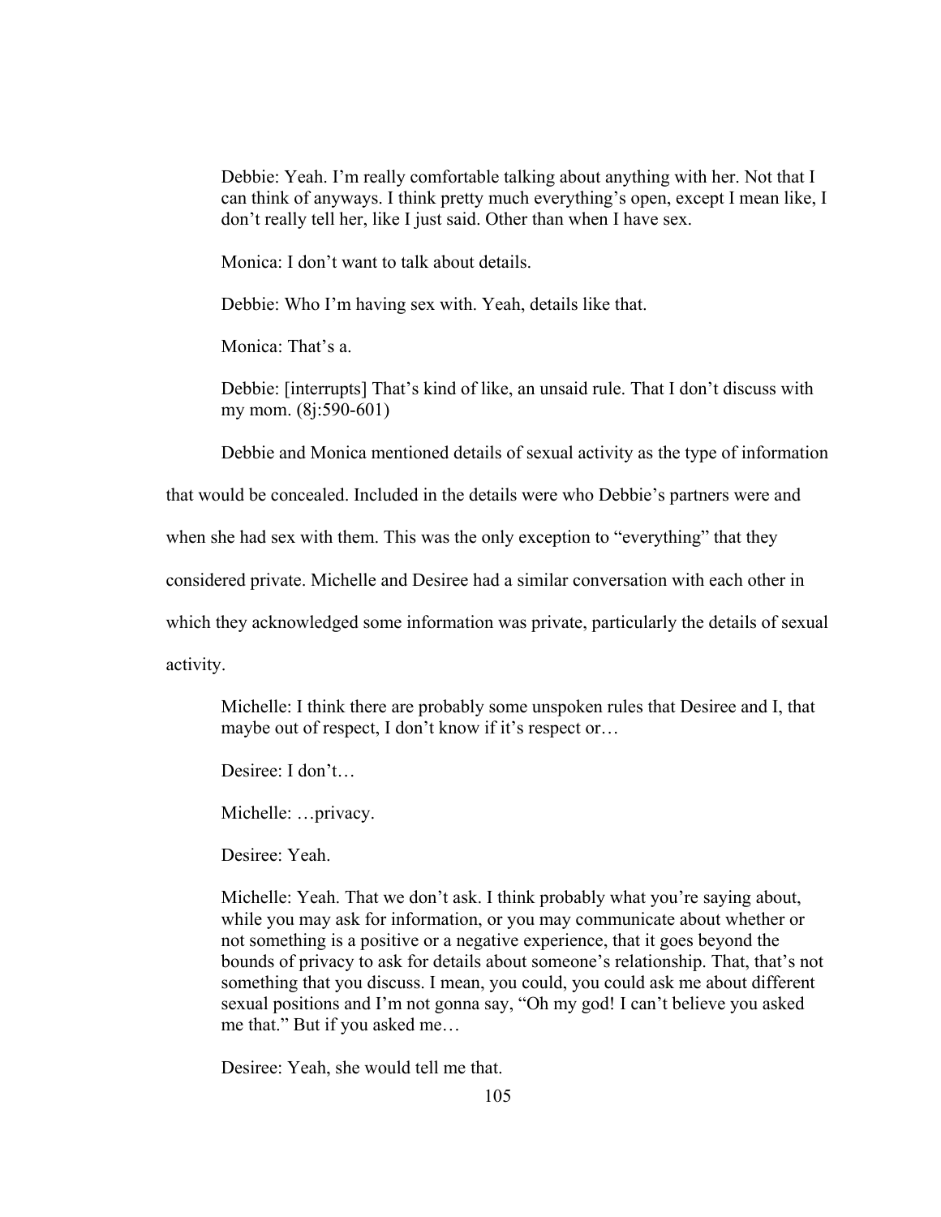> Debbie: Yeah. I'm really comfortable talking about anything with her. Not that I can think of anyways. I think pretty much everything's open, except I mean like, I don't really tell her, like I just said. Other than when I have sex.
>
> Monica: I don't want to talk about details.
>
> Debbie: Who I'm having sex with. Yeah, details like that.
>
> Monica: That's a.
>
> Debbie: [interrupts] That's kind of like, an unsaid rule. That I don't discuss with my mom. (8j:590-601)

Debbie and Monica mentioned details of sexual activity as the type of information that would be concealed. Included in the details were who Debbie's partners were and when she had sex with them. This was the only exception to "everything" that they considered private. Michelle and Desiree had a similar conversation with each other in which they acknowledged some information was private, particularly the details of sexual activity.

> Michelle: I think there are probably some unspoken rules that Desiree and I, that maybe out of respect, I don't know if it's respect or…
>
> Desiree: I don't…
>
> Michelle: …privacy.
>
> Desiree: Yeah.
>
> Michelle: Yeah. That we don't ask. I think probably what you're saying about, while you may ask for information, or you may communicate about whether or not something is a positive or a negative experience, that it goes beyond the bounds of privacy to ask for details about someone's relationship. That, that's not something that you discuss. I mean, you could, you could ask me about different sexual positions and I'm not gonna say, "Oh my god! I can't believe you asked me that." But if you asked me…
>
> Desiree: Yeah, she would tell me that.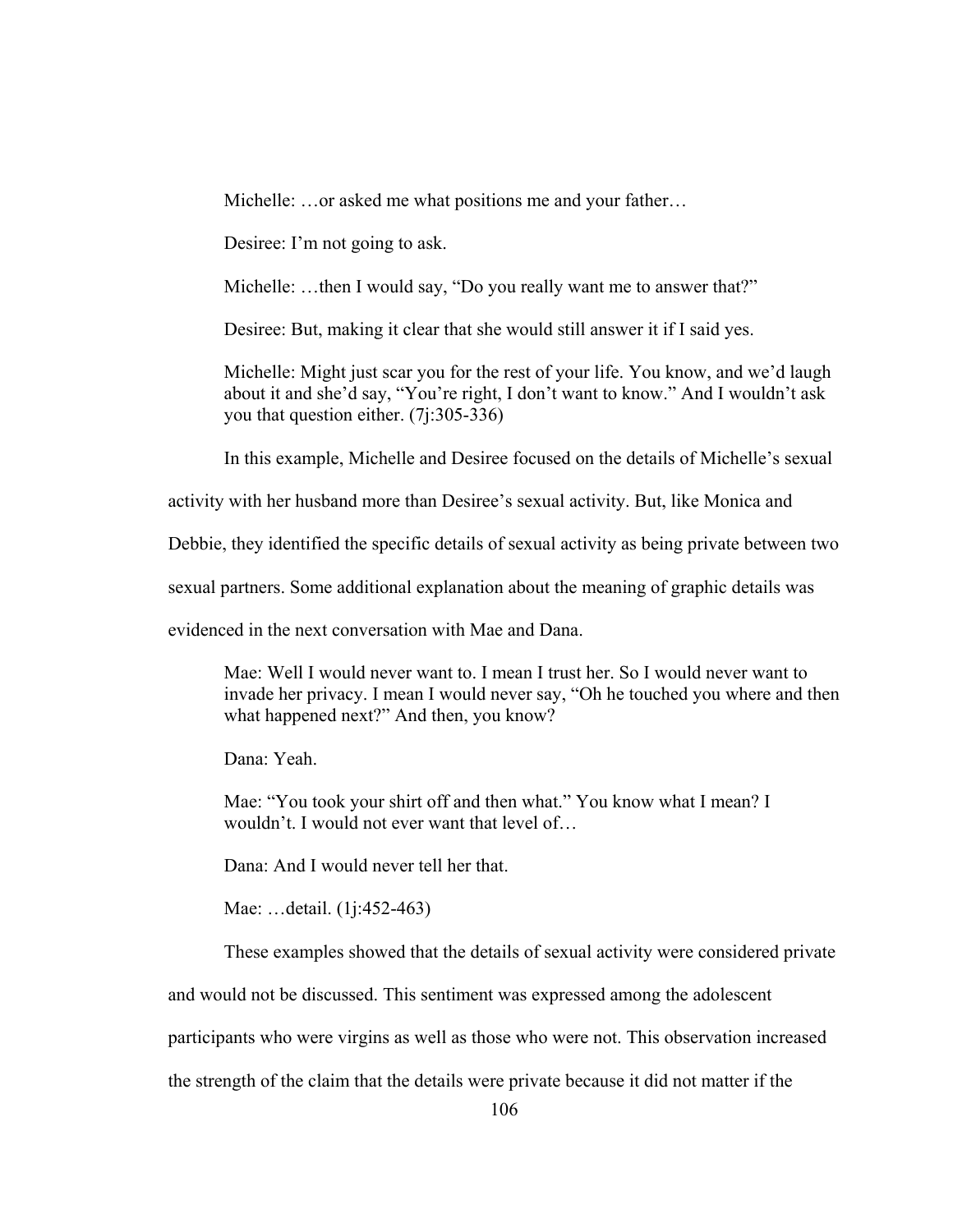> Michelle: …or asked me what positions me and your father…
>
> Desiree: I'm not going to ask.
>
> Michelle: …then I would say, "Do you really want me to answer that?"
>
> Desiree: But, making it clear that she would still answer it if I said yes.
>
> Michelle: Might just scar you for the rest of your life. You know, and we'd laugh about it and she'd say, "You're right, I don't want to know." And I wouldn't ask you that question either. (7j:305-336)

In this example, Michelle and Desiree focused on the details of Michelle's sexual activity with her husband more than Desiree's sexual activity. But, like Monica and Debbie, they identified the specific details of sexual activity as being private between two sexual partners. Some additional explanation about the meaning of graphic details was evidenced in the next conversation with Mae and Dana.

> Mae: Well I would never want to. I mean I trust her. So I would never want to invade her privacy. I mean I would never say, "Oh he touched you where and then what happened next?" And then, you know?
>
> Dana: Yeah.
>
> Mae: "You took your shirt off and then what." You know what I mean? I wouldn't. I would not ever want that level of…
>
> Dana: And I would never tell her that.
>
> Mae: …detail. (1j:452-463)

These examples showed that the details of sexual activity were considered private and would not be discussed. This sentiment was expressed among the adolescent participants who were virgins as well as those who were not. This observation increased the strength of the claim that the details were private because it did not matter if the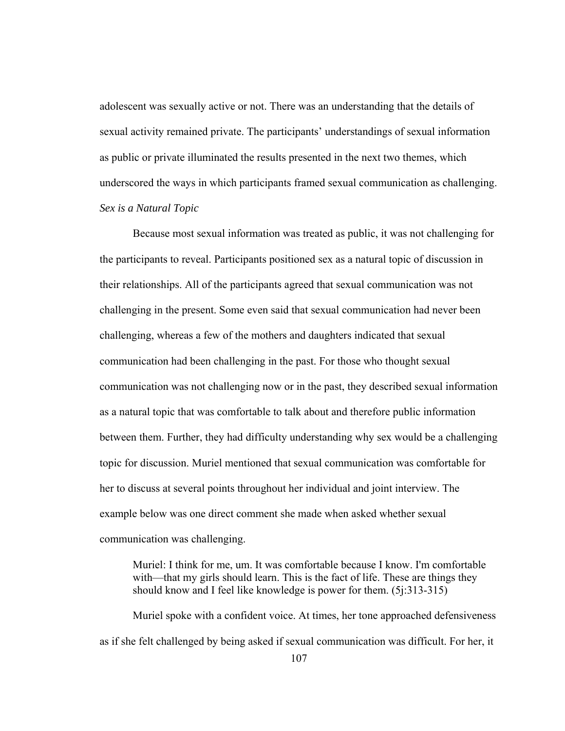adolescent was sexually active or not. There was an understanding that the details of sexual activity remained private. The participants' understandings of sexual information as public or private illuminated the results presented in the next two themes, which underscored the ways in which participants framed sexual communication as challenging.

*Sex is a Natural Topic*

Because most sexual information was treated as public, it was not challenging for the participants to reveal. Participants positioned sex as a natural topic of discussion in their relationships. All of the participants agreed that sexual communication was not challenging in the present. Some even said that sexual communication had never been challenging, whereas a few of the mothers and daughters indicated that sexual communication had been challenging in the past. For those who thought sexual communication was not challenging now or in the past, they described sexual information as a natural topic that was comfortable to talk about and therefore public information between them. Further, they had difficulty understanding why sex would be a challenging topic for discussion. Muriel mentioned that sexual communication was comfortable for her to discuss at several points throughout her individual and joint interview. The example below was one direct comment she made when asked whether sexual communication was challenging.

> Muriel: I think for me, um. It was comfortable because I know. I'm comfortable with—that my girls should learn. This is the fact of life. These are things they should know and I feel like knowledge is power for them. (5j:313-315)

Muriel spoke with a confident voice. At times, her tone approached defensiveness as if she felt challenged by being asked if sexual communication was difficult. For her, it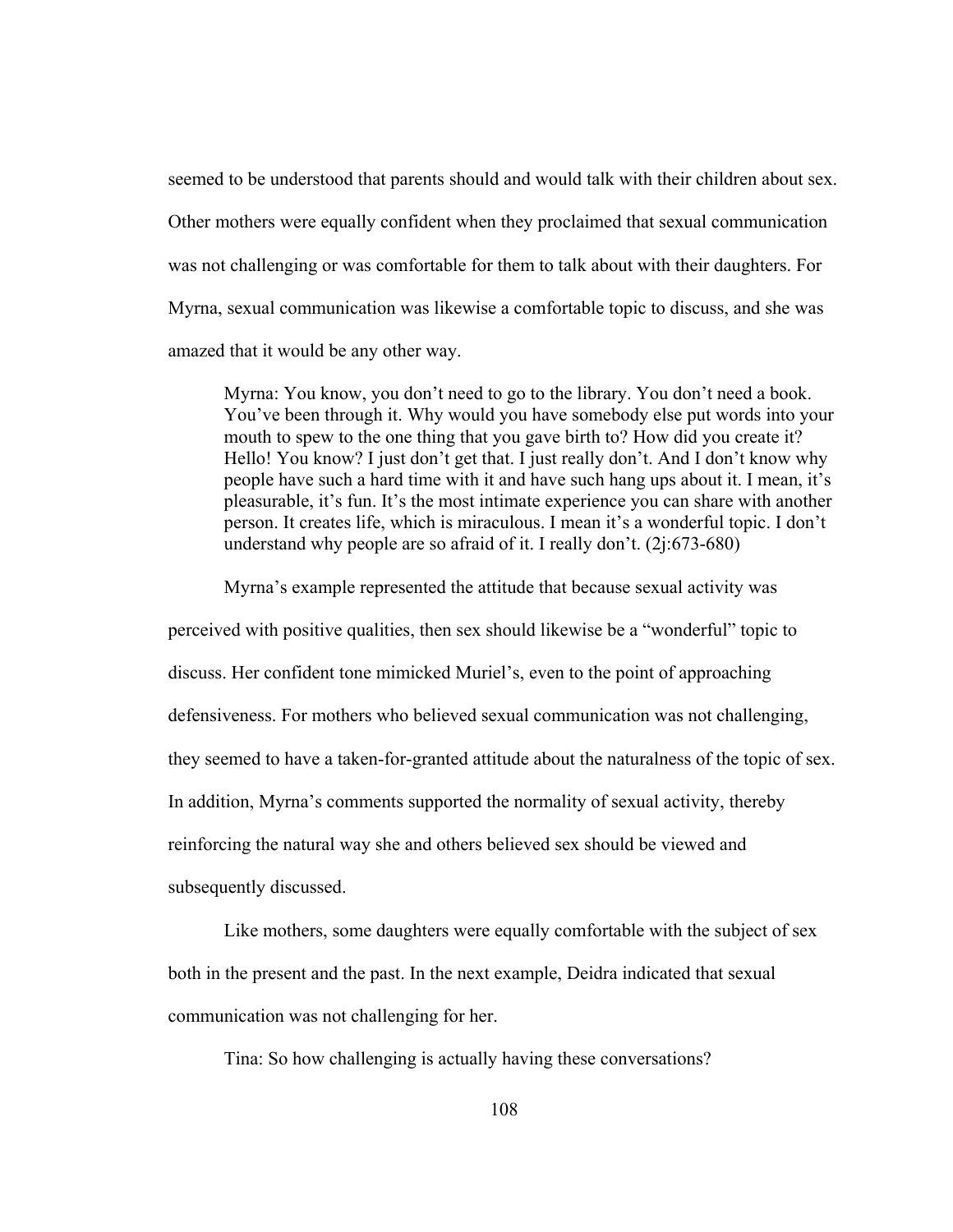seemed to be understood that parents should and would talk with their children about sex. Other mothers were equally confident when they proclaimed that sexual communication was not challenging or was comfortable for them to talk about with their daughters. For Myrna, sexual communication was likewise a comfortable topic to discuss, and she was amazed that it would be any other way.

> Myrna: You know, you don't need to go to the library. You don't need a book. You've been through it. Why would you have somebody else put words into your mouth to spew to the one thing that you gave birth to? How did you create it? Hello! You know? I just don't get that. I just really don't. And I don't know why people have such a hard time with it and have such hang ups about it. I mean, it's pleasurable, it's fun. It's the most intimate experience you can share with another person. It creates life, which is miraculous. I mean it's a wonderful topic. I don't understand why people are so afraid of it. I really don't. (2j:673-680)

Myrna's example represented the attitude that because sexual activity was perceived with positive qualities, then sex should likewise be a "wonderful" topic to discuss. Her confident tone mimicked Muriel's, even to the point of approaching defensiveness. For mothers who believed sexual communication was not challenging, they seemed to have a taken-for-granted attitude about the naturalness of the topic of sex. In addition, Myrna's comments supported the normality of sexual activity, thereby reinforcing the natural way she and others believed sex should be viewed and subsequently discussed.

Like mothers, some daughters were equally comfortable with the subject of sex both in the present and the past. In the next example, Deidra indicated that sexual communication was not challenging for her.

> Tina: So how challenging is actually having these conversations?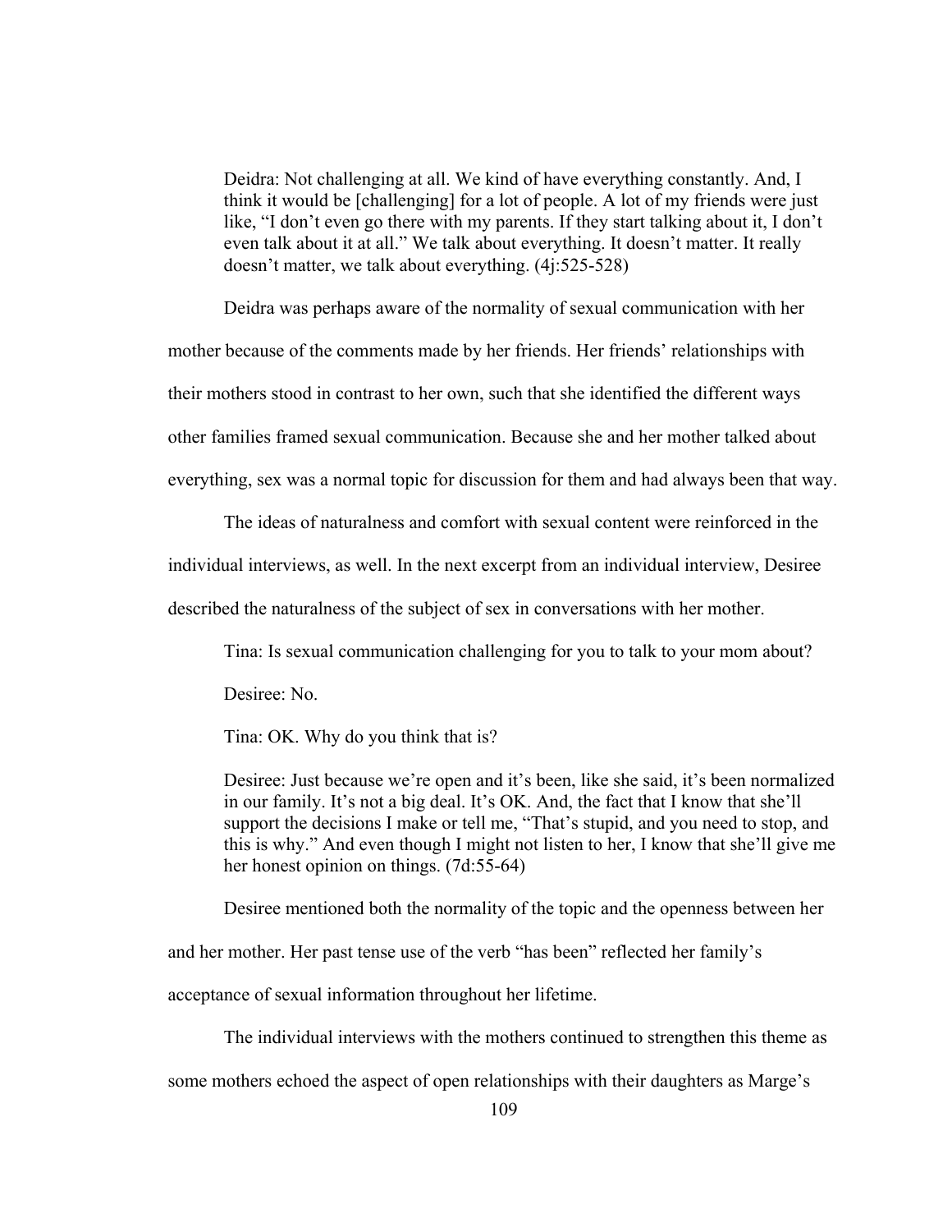> Deidra: Not challenging at all. We kind of have everything constantly. And, I think it would be [challenging] for a lot of people. A lot of my friends were just like, "I don't even go there with my parents. If they start talking about it, I don't even talk about it at all." We talk about everything. It doesn't matter. It really doesn't matter, we talk about everything. (4j:525-528)

Deidra was perhaps aware of the normality of sexual communication with her mother because of the comments made by her friends. Her friends' relationships with their mothers stood in contrast to her own, such that she identified the different ways other families framed sexual communication. Because she and her mother talked about everything, sex was a normal topic for discussion for them and had always been that way.

The ideas of naturalness and comfort with sexual content were reinforced in the individual interviews, as well. In the next excerpt from an individual interview, Desiree described the naturalness of the subject of sex in conversations with her mother.

> Tina: Is sexual communication challenging for you to talk to your mom about?
>
> Desiree: No.
>
> Tina: OK. Why do you think that is?
>
> Desiree: Just because we're open and it's been, like she said, it's been normalized in our family. It's not a big deal. It's OK. And, the fact that I know that she'll support the decisions I make or tell me, "That's stupid, and you need to stop, and this is why." And even though I might not listen to her, I know that she'll give me her honest opinion on things. (7d:55-64)

Desiree mentioned both the normality of the topic and the openness between her and her mother. Her past tense use of the verb "has been" reflected her family's acceptance of sexual information throughout her lifetime.

The individual interviews with the mothers continued to strengthen this theme as some mothers echoed the aspect of open relationships with their daughters as Marge's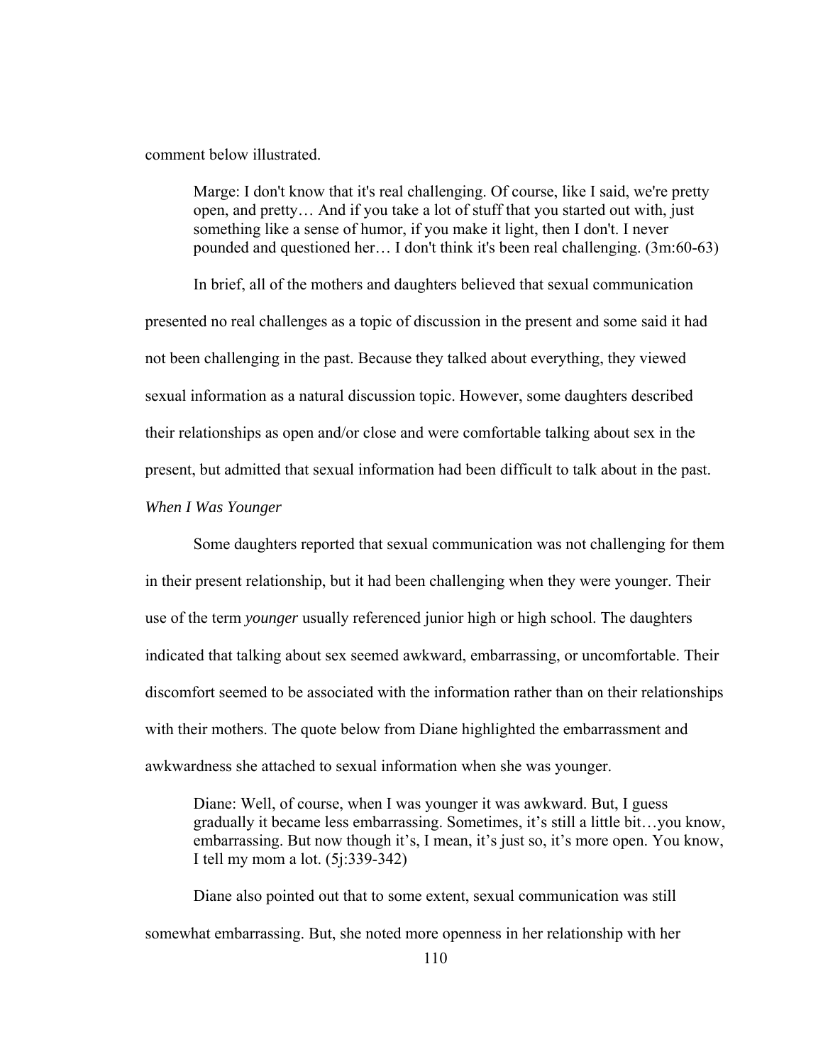comment below illustrated.

> Marge: I don't know that it's real challenging. Of course, like I said, we're pretty open, and pretty… And if you take a lot of stuff that you started out with, just something like a sense of humor, if you make it light, then I don't. I never pounded and questioned her… I don't think it's been real challenging. (3m:60-63)

In brief, all of the mothers and daughters believed that sexual communication presented no real challenges as a topic of discussion in the present and some said it had not been challenging in the past. Because they talked about everything, they viewed sexual information as a natural discussion topic. However, some daughters described their relationships as open and/or close and were comfortable talking about sex in the present, but admitted that sexual information had been difficult to talk about in the past.

*When I Was Younger*

Some daughters reported that sexual communication was not challenging for them in their present relationship, but it had been challenging when they were younger. Their use of the term *younger* usually referenced junior high or high school. The daughters indicated that talking about sex seemed awkward, embarrassing, or uncomfortable. Their discomfort seemed to be associated with the information rather than on their relationships with their mothers. The quote below from Diane highlighted the embarrassment and awkwardness she attached to sexual information when she was younger.

> Diane: Well, of course, when I was younger it was awkward. But, I guess gradually it became less embarrassing. Sometimes, it's still a little bit…you know, embarrassing. But now though it's, I mean, it's just so, it's more open. You know, I tell my mom a lot. (5j:339-342)

Diane also pointed out that to some extent, sexual communication was still somewhat embarrassing. But, she noted more openness in her relationship with her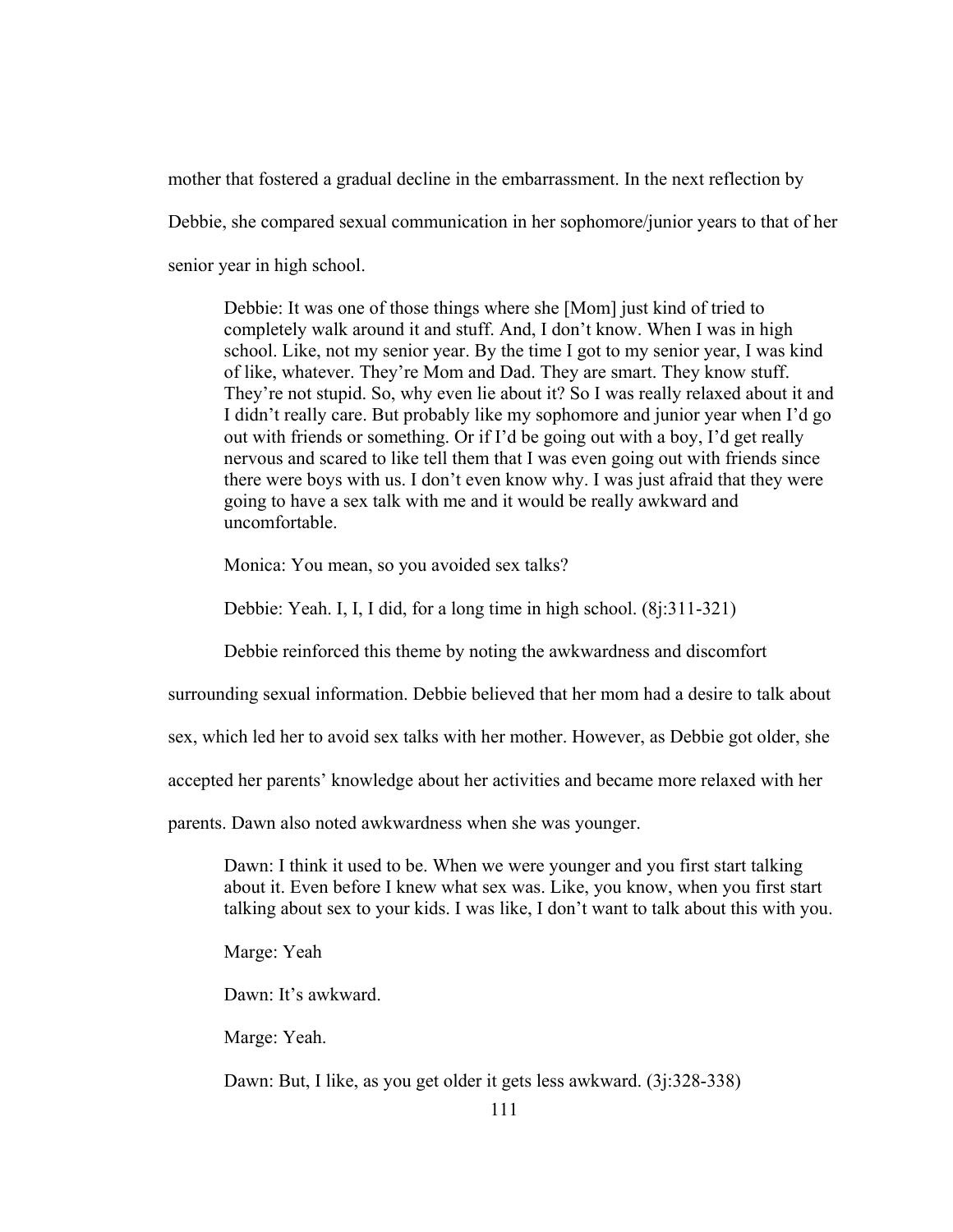mother that fostered a gradual decline in the embarrassment. In the next reflection by Debbie, she compared sexual communication in her sophomore/junior years to that of her senior year in high school.

> Debbie: It was one of those things where she [Mom] just kind of tried to completely walk around it and stuff. And, I don't know. When I was in high school. Like, not my senior year. By the time I got to my senior year, I was kind of like, whatever. They're Mom and Dad. They are smart. They know stuff. They're not stupid. So, why even lie about it? So I was really relaxed about it and I didn't really care. But probably like my sophomore and junior year when I'd go out with friends or something. Or if I'd be going out with a boy, I'd get really nervous and scared to like tell them that I was even going out with friends since there were boys with us. I don't even know why. I was just afraid that they were going to have a sex talk with me and it would be really awkward and uncomfortable.
>
> Monica: You mean, so you avoided sex talks?
>
> Debbie: Yeah. I, I, I did, for a long time in high school. (8j:311-321)

Debbie reinforced this theme by noting the awkwardness and discomfort surrounding sexual information. Debbie believed that her mom had a desire to talk about sex, which led her to avoid sex talks with her mother. However, as Debbie got older, she accepted her parents' knowledge about her activities and became more relaxed with her parents. Dawn also noted awkwardness when she was younger.

> Dawn: I think it used to be. When we were younger and you first start talking about it. Even before I knew what sex was. Like, you know, when you first start talking about sex to your kids. I was like, I don't want to talk about this with you.
>
> Marge: Yeah
>
> Dawn: It's awkward.
>
> Marge: Yeah.
>
> Dawn: But, I like, as you get older it gets less awkward. (3j:328-338)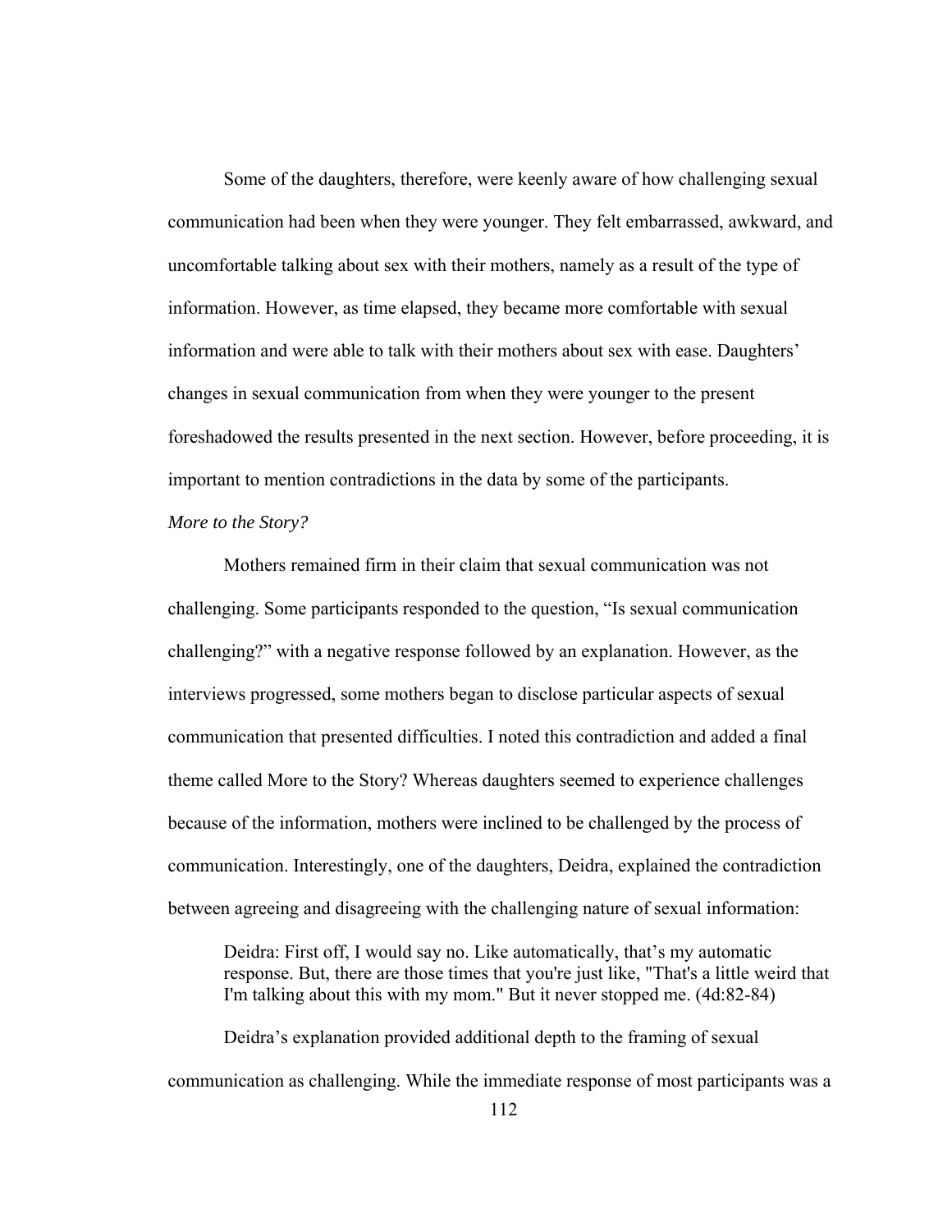Some of the daughters, therefore, were keenly aware of how challenging sexual communication had been when they were younger. They felt embarrassed, awkward, and uncomfortable talking about sex with their mothers, namely as a result of the type of information. However, as time elapsed, they became more comfortable with sexual information and were able to talk with their mothers about sex with ease. Daughters' changes in sexual communication from when they were younger to the present foreshadowed the results presented in the next section. However, before proceeding, it is important to mention contradictions in the data by some of the participants.

*More to the Story?*

Mothers remained firm in their claim that sexual communication was not challenging. Some participants responded to the question, "Is sexual communication challenging?" with a negative response followed by an explanation. However, as the interviews progressed, some mothers began to disclose particular aspects of sexual communication that presented difficulties. I noted this contradiction and added a final theme called More to the Story? Whereas daughters seemed to experience challenges because of the information, mothers were inclined to be challenged by the process of communication. Interestingly, one of the daughters, Deidra, explained the contradiction between agreeing and disagreeing with the challenging nature of sexual information:

> Deidra: First off, I would say no. Like automatically, that's my automatic response. But, there are those times that you're just like, "That's a little weird that I'm talking about this with my mom." But it never stopped me. (4d:82-84)

Deidra's explanation provided additional depth to the framing of sexual communication as challenging. While the immediate response of most participants was a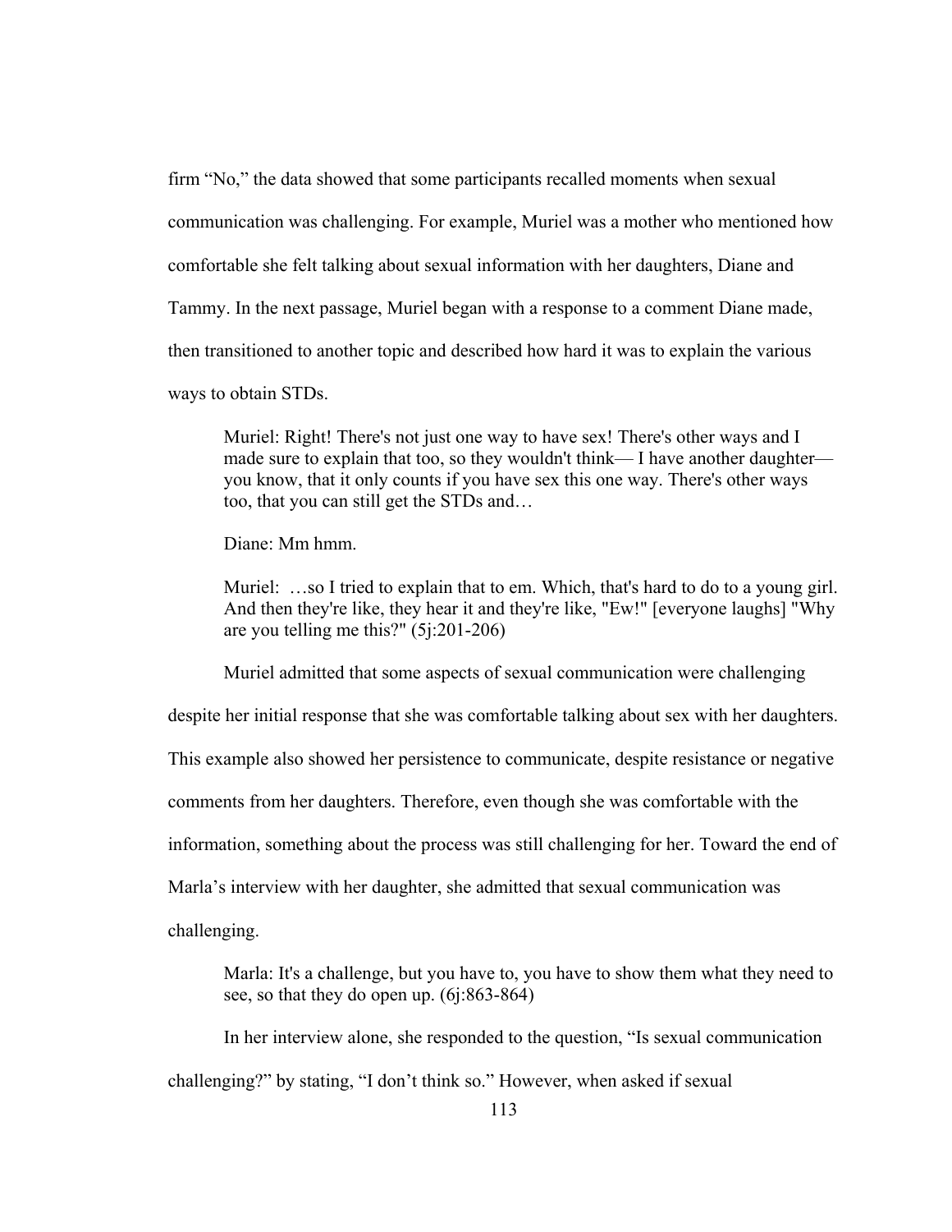firm "No," the data showed that some participants recalled moments when sexual communication was challenging. For example, Muriel was a mother who mentioned how comfortable she felt talking about sexual information with her daughters, Diane and Tammy. In the next passage, Muriel began with a response to a comment Diane made, then transitioned to another topic and described how hard it was to explain the various ways to obtain STDs.

> Muriel: Right! There's not just one way to have sex! There's other ways and I made sure to explain that too, so they wouldn't think— I have another daughter— you know, that it only counts if you have sex this one way. There's other ways too, that you can still get the STDs and…
>
> Diane: Mm hmm.
>
> Muriel: …so I tried to explain that to em. Which, that's hard to do to a young girl. And then they're like, they hear it and they're like, "Ew!" [everyone laughs] "Why are you telling me this?" (5j:201-206)

Muriel admitted that some aspects of sexual communication were challenging despite her initial response that she was comfortable talking about sex with her daughters. This example also showed her persistence to communicate, despite resistance or negative comments from her daughters. Therefore, even though she was comfortable with the information, something about the process was still challenging for her. Toward the end of Marla's interview with her daughter, she admitted that sexual communication was challenging.

> Marla: It's a challenge, but you have to, you have to show them what they need to see, so that they do open up. (6j:863-864)

In her interview alone, she responded to the question, "Is sexual communication challenging?" by stating, "I don't think so." However, when asked if sexual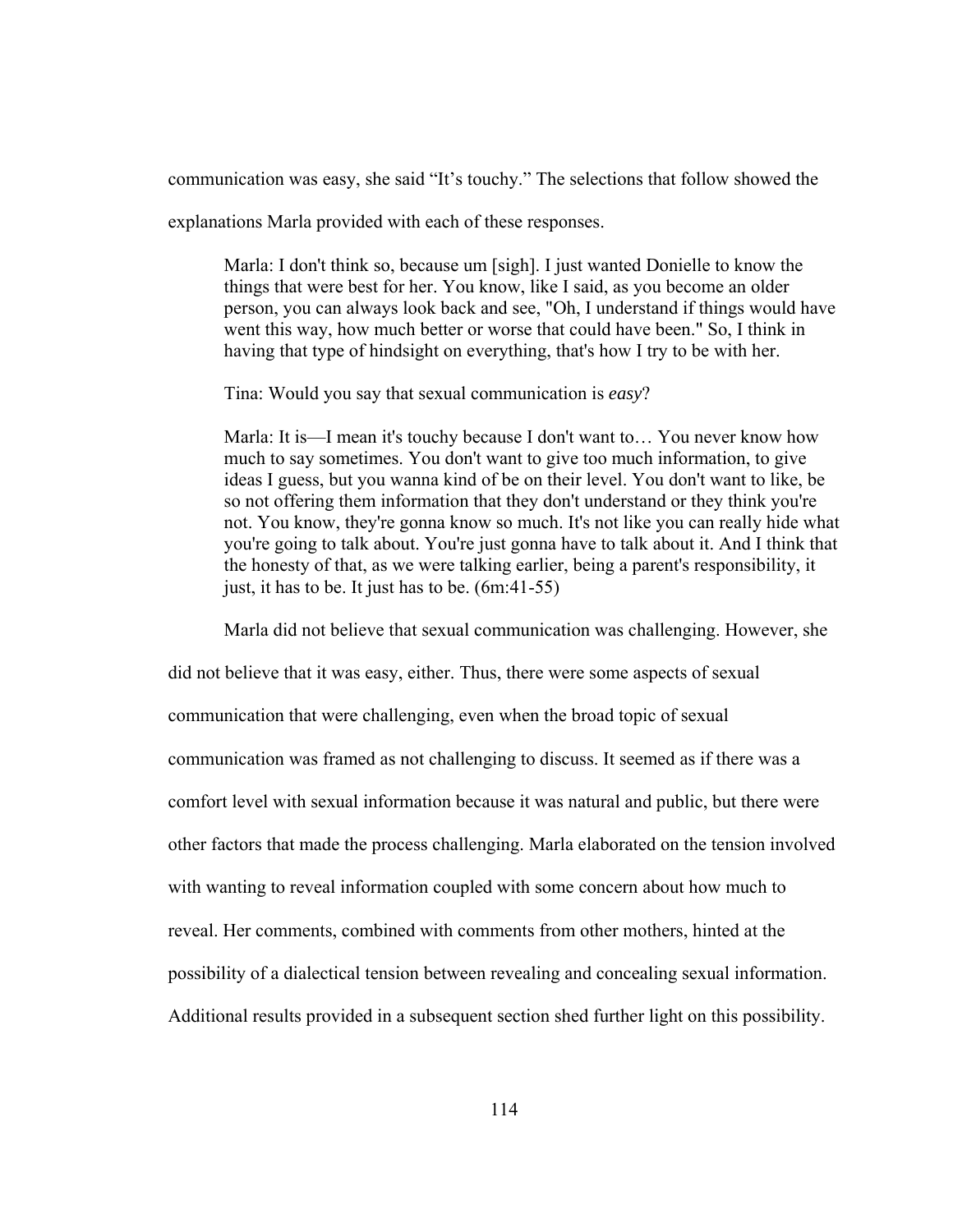communication was easy, she said "It's touchy." The selections that follow showed the explanations Marla provided with each of these responses.

> Marla: I don't think so, because um [sigh]. I just wanted Donielle to know the things that were best for her. You know, like I said, as you become an older person, you can always look back and see, "Oh, I understand if things would have went this way, how much better or worse that could have been." So, I think in having that type of hindsight on everything, that's how I try to be with her.
>
> Tina: Would you say that sexual communication is *easy*?
>
> Marla: It is—I mean it's touchy because I don't want to… You never know how much to say sometimes. You don't want to give too much information, to give ideas I guess, but you wanna kind of be on their level. You don't want to like, be so not offering them information that they don't understand or they think you're not. You know, they're gonna know so much. It's not like you can really hide what you're going to talk about. You're just gonna have to talk about it. And I think that the honesty of that, as we were talking earlier, being a parent's responsibility, it just, it has to be. It just has to be. (6m:41-55)

Marla did not believe that sexual communication was challenging. However, she did not believe that it was easy, either. Thus, there were some aspects of sexual communication that were challenging, even when the broad topic of sexual communication was framed as not challenging to discuss. It seemed as if there was a comfort level with sexual information because it was natural and public, but there were other factors that made the process challenging. Marla elaborated on the tension involved with wanting to reveal information coupled with some concern about how much to reveal. Her comments, combined with comments from other mothers, hinted at the possibility of a dialectical tension between revealing and concealing sexual information. Additional results provided in a subsequent section shed further light on this possibility.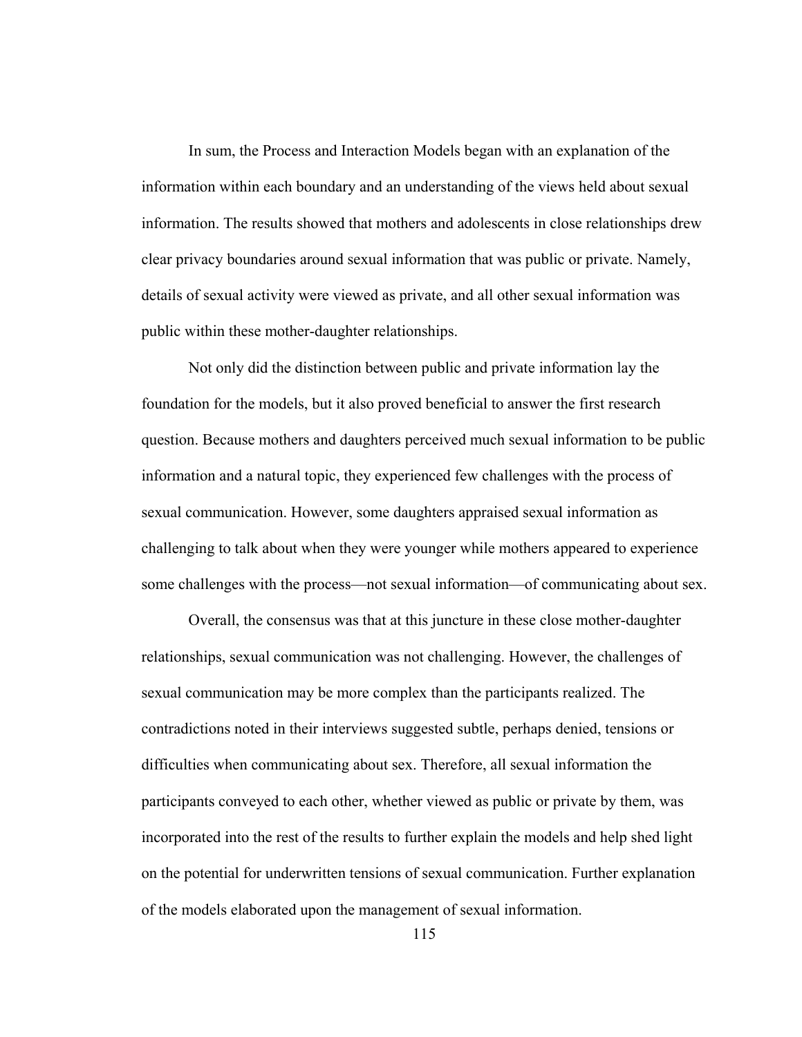In sum, the Process and Interaction Models began with an explanation of the information within each boundary and an understanding of the views held about sexual information. The results showed that mothers and adolescents in close relationships drew clear privacy boundaries around sexual information that was public or private. Namely, details of sexual activity were viewed as private, and all other sexual information was public within these mother-daughter relationships.

Not only did the distinction between public and private information lay the foundation for the models, but it also proved beneficial to answer the first research question. Because mothers and daughters perceived much sexual information to be public information and a natural topic, they experienced few challenges with the process of sexual communication. However, some daughters appraised sexual information as challenging to talk about when they were younger while mothers appeared to experience some challenges with the process—not sexual information—of communicating about sex.

Overall, the consensus was that at this juncture in these close mother-daughter relationships, sexual communication was not challenging. However, the challenges of sexual communication may be more complex than the participants realized. The contradictions noted in their interviews suggested subtle, perhaps denied, tensions or difficulties when communicating about sex. Therefore, all sexual information the participants conveyed to each other, whether viewed as public or private by them, was incorporated into the rest of the results to further explain the models and help shed light on the potential for underwritten tensions of sexual communication. Further explanation of the models elaborated upon the management of sexual information.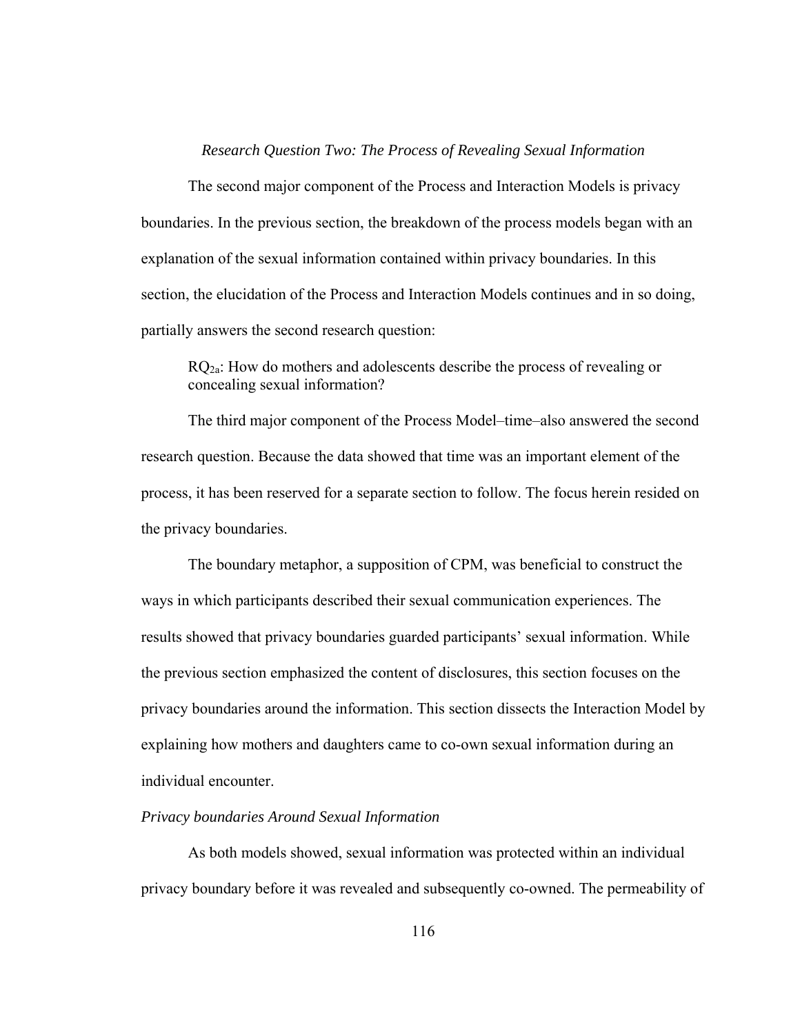### *Research Question Two: The Process of Revealing Sexual Information*

The second major component of the Process and Interaction Models is privacy boundaries. In the previous section, the breakdown of the process models began with an explanation of the sexual information contained within privacy boundaries. In this section, the elucidation of the Process and Interaction Models continues and in so doing, partially answers the second research question:

> $RQ_{2a}$: How do mothers and adolescents describe the process of revealing or concealing sexual information?

The third major component of the Process Model–time–also answered the second research question. Because the data showed that time was an important element of the process, it has been reserved for a separate section to follow. The focus herein resided on the privacy boundaries.

The boundary metaphor, a supposition of CPM, was beneficial to construct the ways in which participants described their sexual communication experiences. The results showed that privacy boundaries guarded participants' sexual information. While the previous section emphasized the content of disclosures, this section focuses on the privacy boundaries around the information. This section dissects the Interaction Model by explaining how mothers and daughters came to co-own sexual information during an individual encounter.

#### *Privacy boundaries Around Sexual Information*

As both models showed, sexual information was protected within an individual privacy boundary before it was revealed and subsequently co-owned. The permeability of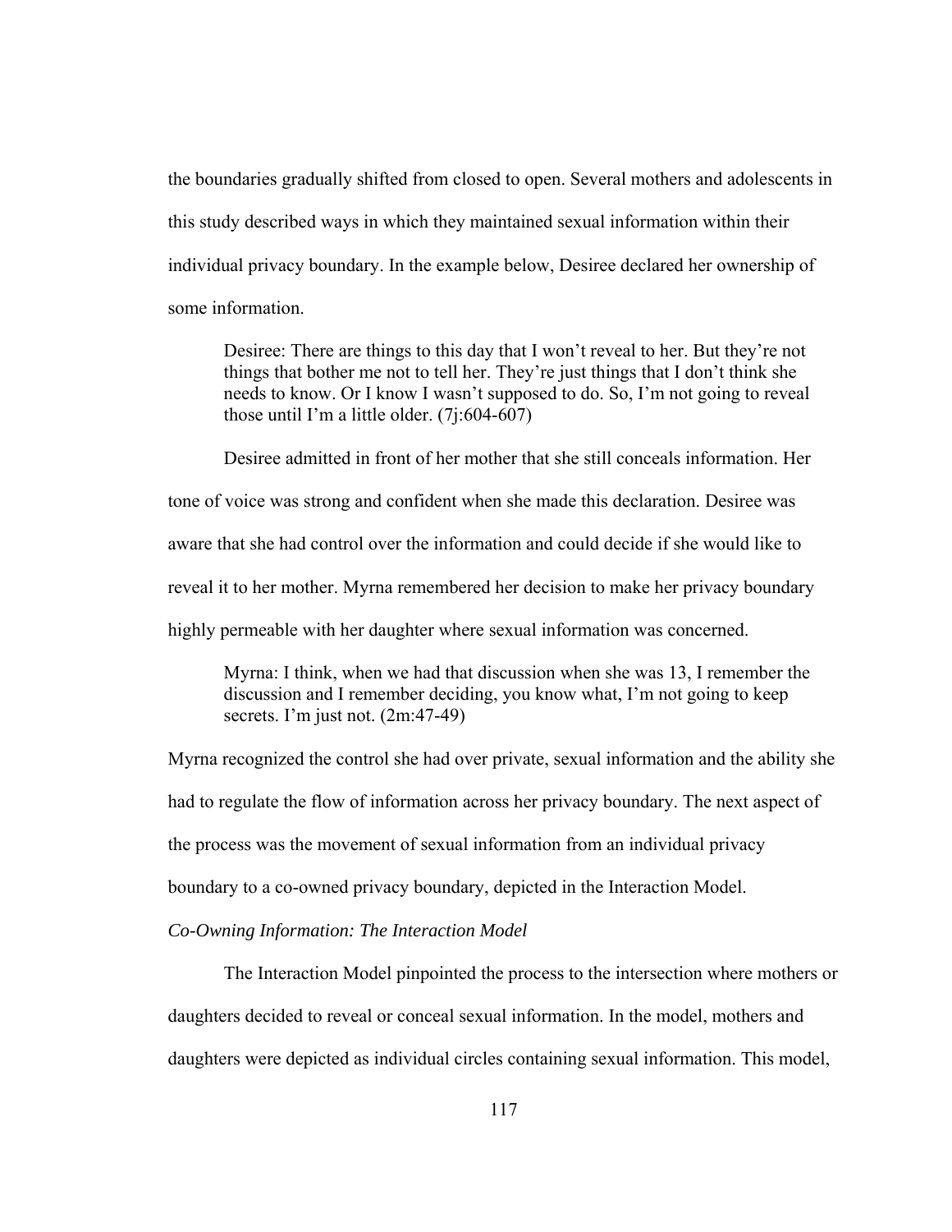the boundaries gradually shifted from closed to open. Several mothers and adolescents in this study described ways in which they maintained sexual information within their individual privacy boundary. In the example below, Desiree declared her ownership of some information.

> Desiree: There are things to this day that I won't reveal to her. But they're not things that bother me not to tell her. They're just things that I don't think she needs to know. Or I know I wasn't supposed to do. So, I'm not going to reveal those until I'm a little older. (7j:604-607)

Desiree admitted in front of her mother that she still conceals information. Her tone of voice was strong and confident when she made this declaration. Desiree was aware that she had control over the information and could decide if she would like to reveal it to her mother. Myrna remembered her decision to make her privacy boundary highly permeable with her daughter where sexual information was concerned.

> Myrna: I think, when we had that discussion when she was 13, I remember the discussion and I remember deciding, you know what, I'm not going to keep secrets. I'm just not. (2m:47-49)

Myrna recognized the control she had over private, sexual information and the ability she had to regulate the flow of information across her privacy boundary. The next aspect of the process was the movement of sexual information from an individual privacy boundary to a co-owned privacy boundary, depicted in the Interaction Model.

*Co-Owning Information: The Interaction Model*

The Interaction Model pinpointed the process to the intersection where mothers or daughters decided to reveal or conceal sexual information. In the model, mothers and daughters were depicted as individual circles containing sexual information. This model,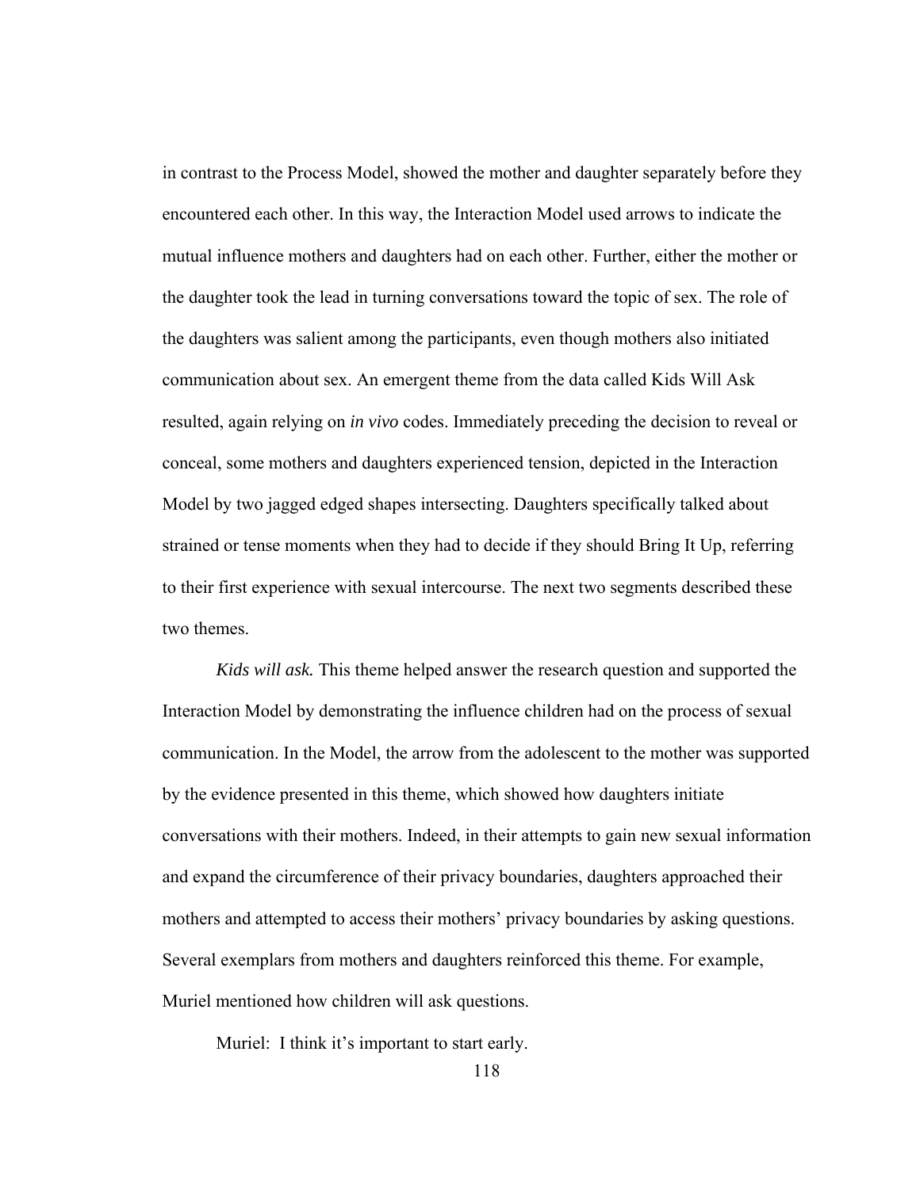in contrast to the Process Model, showed the mother and daughter separately before they encountered each other. In this way, the Interaction Model used arrows to indicate the mutual influence mothers and daughters had on each other. Further, either the mother or the daughter took the lead in turning conversations toward the topic of sex. The role of the daughters was salient among the participants, even though mothers also initiated communication about sex. An emergent theme from the data called Kids Will Ask resulted, again relying on *in vivo* codes. Immediately preceding the decision to reveal or conceal, some mothers and daughters experienced tension, depicted in the Interaction Model by two jagged edged shapes intersecting. Daughters specifically talked about strained or tense moments when they had to decide if they should Bring It Up, referring to their first experience with sexual intercourse. The next two segments described these two themes.

*Kids will ask.* This theme helped answer the research question and supported the Interaction Model by demonstrating the influence children had on the process of sexual communication. In the Model, the arrow from the adolescent to the mother was supported by the evidence presented in this theme, which showed how daughters initiate conversations with their mothers. Indeed, in their attempts to gain new sexual information and expand the circumference of their privacy boundaries, daughters approached their mothers and attempted to access their mothers' privacy boundaries by asking questions. Several exemplars from mothers and daughters reinforced this theme. For example, Muriel mentioned how children will ask questions.

Muriel: I think it's important to start early.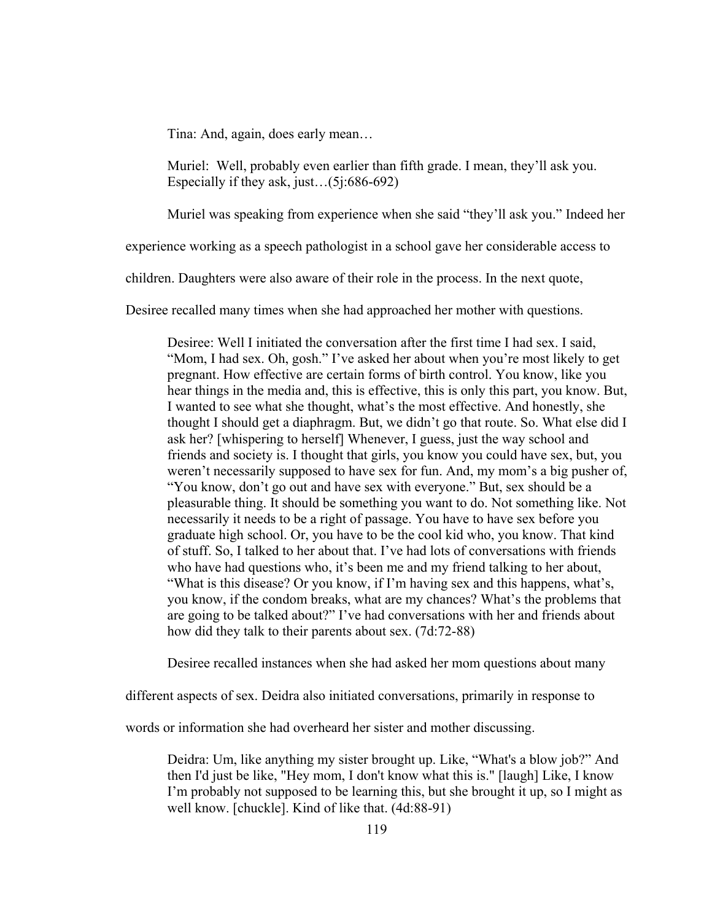> Tina: And, again, does early mean…
>
> Muriel: Well, probably even earlier than fifth grade. I mean, they'll ask you. Especially if they ask, just…(5j:686-692)

Muriel was speaking from experience when she said "they'll ask you." Indeed her experience working as a speech pathologist in a school gave her considerable access to children. Daughters were also aware of their role in the process. In the next quote, Desiree recalled many times when she had approached her mother with questions.

> Desiree: Well I initiated the conversation after the first time I had sex. I said, "Mom, I had sex. Oh, gosh." I've asked her about when you're most likely to get pregnant. How effective are certain forms of birth control. You know, like you hear things in the media and, this is effective, this is only this part, you know. But, I wanted to see what she thought, what's the most effective. And honestly, she thought I should get a diaphragm. But, we didn't go that route. So. What else did I ask her? [whispering to herself] Whenever, I guess, just the way school and friends and society is. I thought that girls, you know you could have sex, but, you weren't necessarily supposed to have sex for fun. And, my mom's a big pusher of, "You know, don't go out and have sex with everyone." But, sex should be a pleasurable thing. It should be something you want to do. Not something like. Not necessarily it needs to be a right of passage. You have to have sex before you graduate high school. Or, you have to be the cool kid who, you know. That kind of stuff. So, I talked to her about that. I've had lots of conversations with friends who have had questions who, it's been me and my friend talking to her about, "What is this disease? Or you know, if I'm having sex and this happens, what's, you know, if the condom breaks, what are my chances? What's the problems that are going to be talked about?" I've had conversations with her and friends about how did they talk to their parents about sex. (7d:72-88)

Desiree recalled instances when she had asked her mom questions about many different aspects of sex. Deidra also initiated conversations, primarily in response to words or information she had overheard her sister and mother discussing.

> Deidra: Um, like anything my sister brought up. Like, "What's a blow job?" And then I'd just be like, "Hey mom, I don't know what this is." [laugh] Like, I know I'm probably not supposed to be learning this, but she brought it up, so I might as well know. [chuckle]. Kind of like that. (4d:88-91)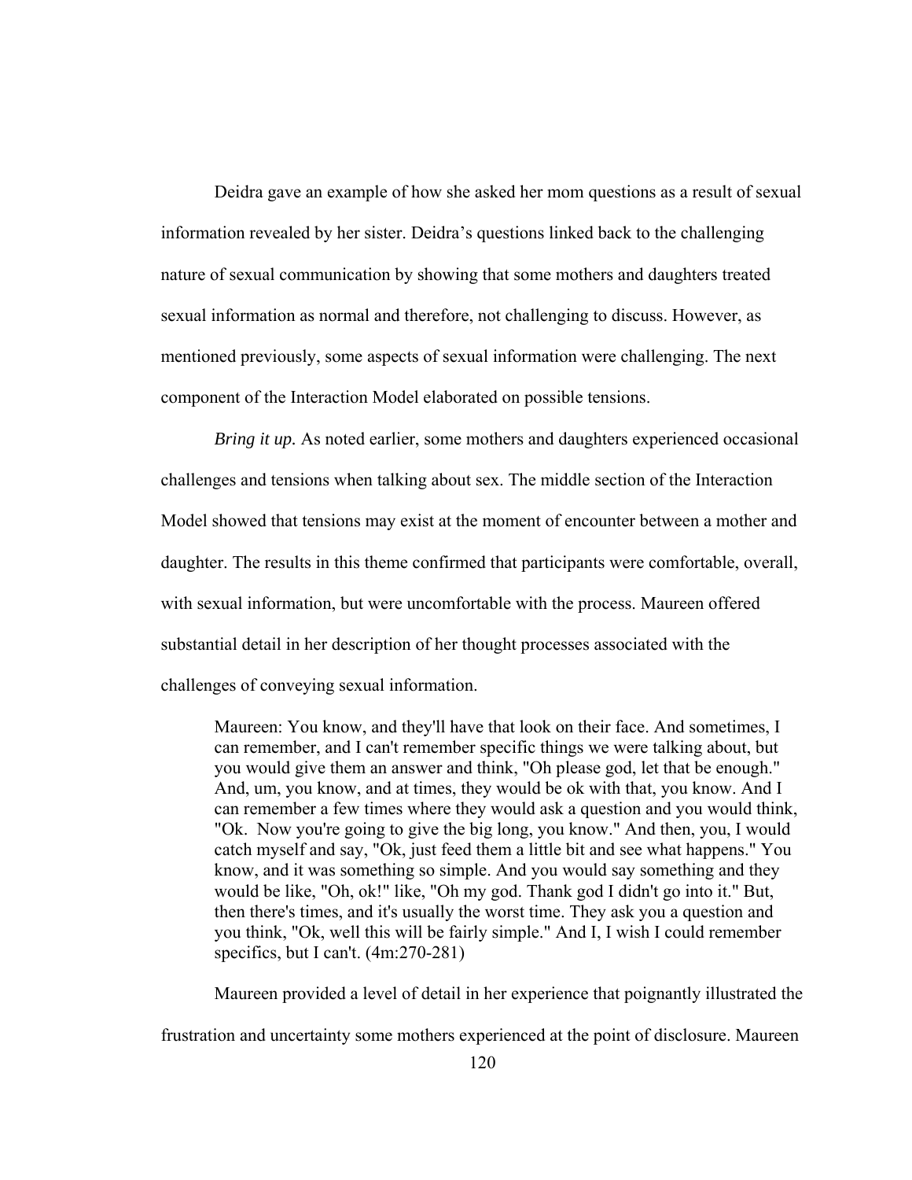Deidra gave an example of how she asked her mom questions as a result of sexual information revealed by her sister. Deidra's questions linked back to the challenging nature of sexual communication by showing that some mothers and daughters treated sexual information as normal and therefore, not challenging to discuss. However, as mentioned previously, some aspects of sexual information were challenging. The next component of the Interaction Model elaborated on possible tensions.

*Bring it up.* As noted earlier, some mothers and daughters experienced occasional challenges and tensions when talking about sex. The middle section of the Interaction Model showed that tensions may exist at the moment of encounter between a mother and daughter. The results in this theme confirmed that participants were comfortable, overall, with sexual information, but were uncomfortable with the process. Maureen offered substantial detail in her description of her thought processes associated with the challenges of conveying sexual information.

> Maureen: You know, and they'll have that look on their face. And sometimes, I can remember, and I can't remember specific things we were talking about, but you would give them an answer and think, "Oh please god, let that be enough." And, um, you know, and at times, they would be ok with that, you know. And I can remember a few times where they would ask a question and you would think, "Ok. Now you're going to give the big long, you know." And then, you, I would catch myself and say, "Ok, just feed them a little bit and see what happens." You know, and it was something so simple. And you would say something and they would be like, "Oh, ok!" like, "Oh my god. Thank god I didn't go into it." But, then there's times, and it's usually the worst time. They ask you a question and you think, "Ok, well this will be fairly simple." And I, I wish I could remember specifics, but I can't. (4m:270-281)

Maureen provided a level of detail in her experience that poignantly illustrated the frustration and uncertainty some mothers experienced at the point of disclosure. Maureen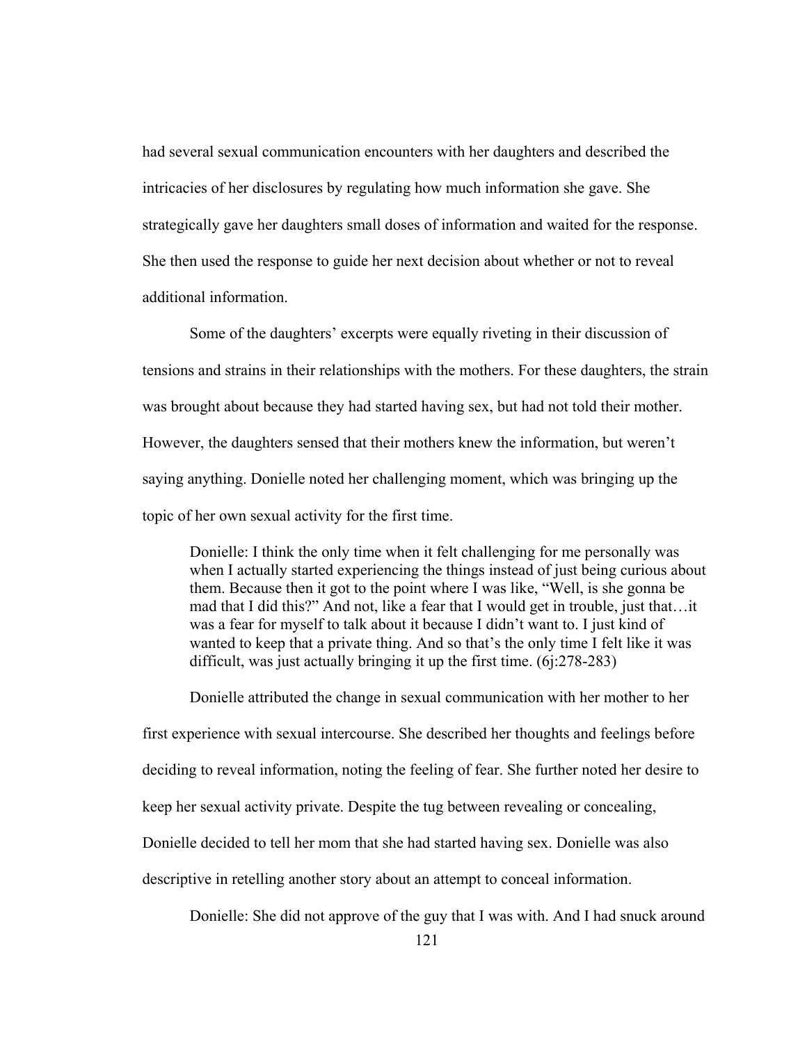had several sexual communication encounters with her daughters and described the intricacies of her disclosures by regulating how much information she gave. She strategically gave her daughters small doses of information and waited for the response. She then used the response to guide her next decision about whether or not to reveal additional information.

Some of the daughters' excerpts were equally riveting in their discussion of tensions and strains in their relationships with the mothers. For these daughters, the strain was brought about because they had started having sex, but had not told their mother. However, the daughters sensed that their mothers knew the information, but weren't saying anything. Donielle noted her challenging moment, which was bringing up the topic of her own sexual activity for the first time.

> Donielle: I think the only time when it felt challenging for me personally was when I actually started experiencing the things instead of just being curious about them. Because then it got to the point where I was like, "Well, is she gonna be mad that I did this?" And not, like a fear that I would get in trouble, just that…it was a fear for myself to talk about it because I didn't want to. I just kind of wanted to keep that a private thing. And so that's the only time I felt like it was difficult, was just actually bringing it up the first time. (6j:278-283)

Donielle attributed the change in sexual communication with her mother to her first experience with sexual intercourse. She described her thoughts and feelings before deciding to reveal information, noting the feeling of fear. She further noted her desire to keep her sexual activity private. Despite the tug between revealing or concealing, Donielle decided to tell her mom that she had started having sex. Donielle was also descriptive in retelling another story about an attempt to conceal information.

> Donielle: She did not approve of the guy that I was with. And I had snuck around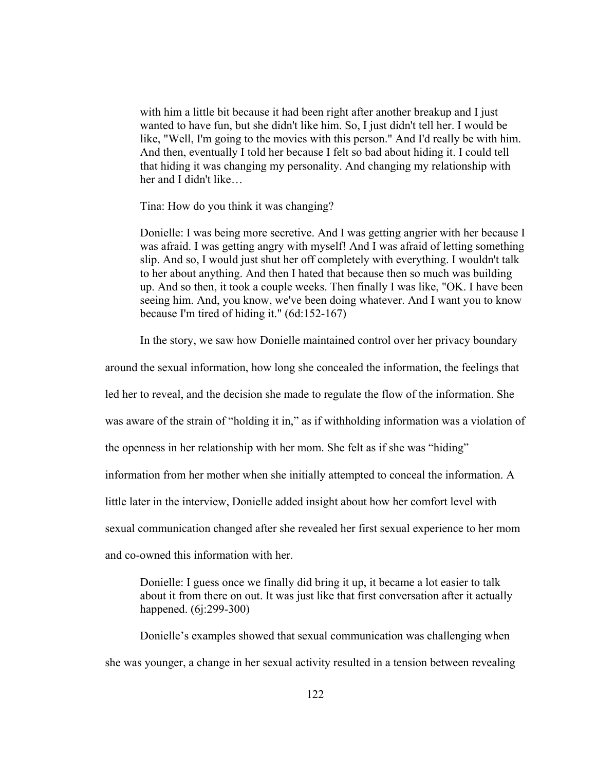> with him a little bit because it had been right after another breakup and I just wanted to have fun, but she didn't like him. So, I just didn't tell her. I would be like, "Well, I'm going to the movies with this person." And I'd really be with him. And then, eventually I told her because I felt so bad about hiding it. I could tell that hiding it was changing my personality. And changing my relationship with her and I didn't like…
>
> Tina: How do you think it was changing?
>
> Donielle: I was being more secretive. And I was getting angrier with her because I was afraid. I was getting angry with myself! And I was afraid of letting something slip. And so, I would just shut her off completely with everything. I wouldn't talk to her about anything. And then I hated that because then so much was building up. And so then, it took a couple weeks. Then finally I was like, "OK. I have been seeing him. And, you know, we've been doing whatever. And I want you to know because I'm tired of hiding it." (6d:152-167)

In the story, we saw how Donielle maintained control over her privacy boundary around the sexual information, how long she concealed the information, the feelings that led her to reveal, and the decision she made to regulate the flow of the information. She was aware of the strain of "holding it in," as if withholding information was a violation of the openness in her relationship with her mom. She felt as if she was "hiding" information from her mother when she initially attempted to conceal the information. A little later in the interview, Donielle added insight about how her comfort level with sexual communication changed after she revealed her first sexual experience to her mom and co-owned this information with her.

> Donielle: I guess once we finally did bring it up, it became a lot easier to talk about it from there on out. It was just like that first conversation after it actually happened. (6j:299-300)

Donielle's examples showed that sexual communication was challenging when she was younger, a change in her sexual activity resulted in a tension between revealing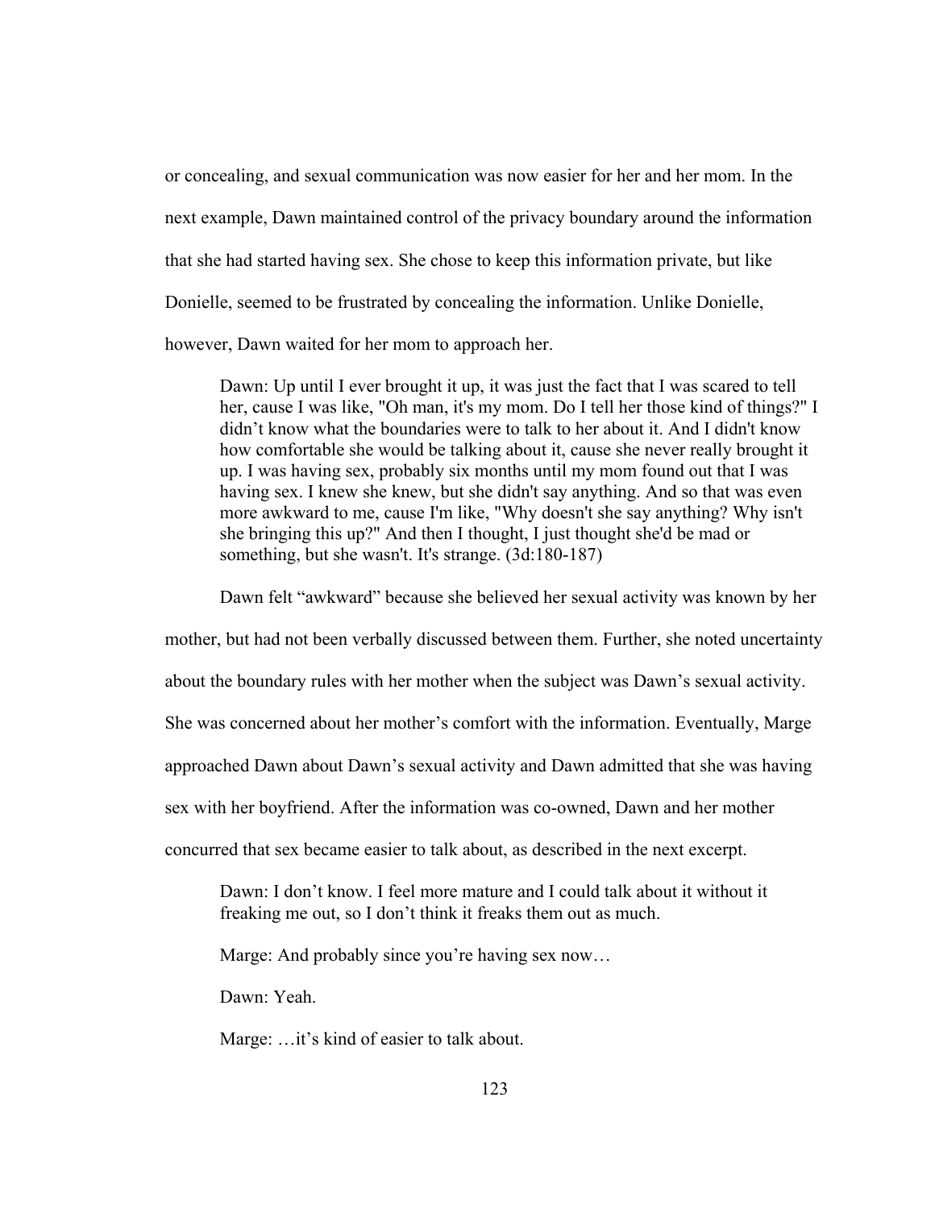or concealing, and sexual communication was now easier for her and her mom. In the next example, Dawn maintained control of the privacy boundary around the information that she had started having sex. She chose to keep this information private, but like Donielle, seemed to be frustrated by concealing the information. Unlike Donielle, however, Dawn waited for her mom to approach her.

> Dawn: Up until I ever brought it up, it was just the fact that I was scared to tell her, cause I was like, "Oh man, it's my mom. Do I tell her those kind of things?" I didn't know what the boundaries were to talk to her about it. And I didn't know how comfortable she would be talking about it, cause she never really brought it up. I was having sex, probably six months until my mom found out that I was having sex. I knew she knew, but she didn't say anything. And so that was even more awkward to me, cause I'm like, "Why doesn't she say anything? Why isn't she bringing this up?" And then I thought, I just thought she'd be mad or something, but she wasn't. It's strange. (3d:180-187)

Dawn felt "awkward" because she believed her sexual activity was known by her mother, but had not been verbally discussed between them. Further, she noted uncertainty about the boundary rules with her mother when the subject was Dawn's sexual activity. She was concerned about her mother's comfort with the information. Eventually, Marge approached Dawn about Dawn's sexual activity and Dawn admitted that she was having sex with her boyfriend. After the information was co-owned, Dawn and her mother concurred that sex became easier to talk about, as described in the next excerpt.

> Dawn: I don't know. I feel more mature and I could talk about it without it freaking me out, so I don't think it freaks them out as much.
>
> Marge: And probably since you're having sex now…
>
> Dawn: Yeah.
>
> Marge: …it's kind of easier to talk about.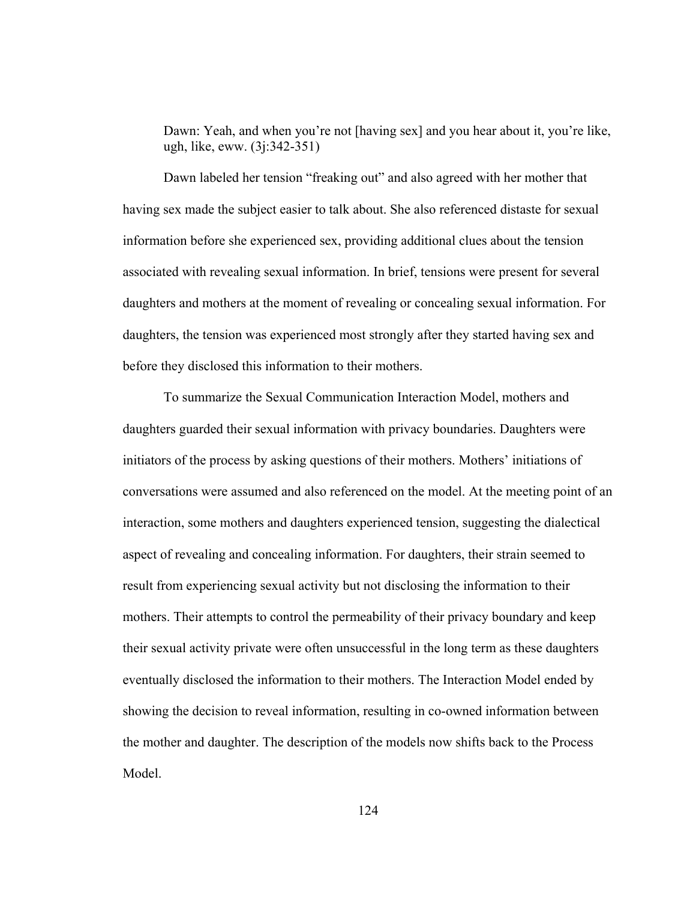> Dawn: Yeah, and when you're not [having sex] and you hear about it, you're like, ugh, like, eww. (3j:342-351)

Dawn labeled her tension "freaking out" and also agreed with her mother that having sex made the subject easier to talk about. She also referenced distaste for sexual information before she experienced sex, providing additional clues about the tension associated with revealing sexual information. In brief, tensions were present for several daughters and mothers at the moment of revealing or concealing sexual information. For daughters, the tension was experienced most strongly after they started having sex and before they disclosed this information to their mothers.

To summarize the Sexual Communication Interaction Model, mothers and daughters guarded their sexual information with privacy boundaries. Daughters were initiators of the process by asking questions of their mothers. Mothers' initiations of conversations were assumed and also referenced on the model. At the meeting point of an interaction, some mothers and daughters experienced tension, suggesting the dialectical aspect of revealing and concealing information. For daughters, their strain seemed to result from experiencing sexual activity but not disclosing the information to their mothers. Their attempts to control the permeability of their privacy boundary and keep their sexual activity private were often unsuccessful in the long term as these daughters eventually disclosed the information to their mothers. The Interaction Model ended by showing the decision to reveal information, resulting in co-owned information between the mother and daughter. The description of the models now shifts back to the Process Model.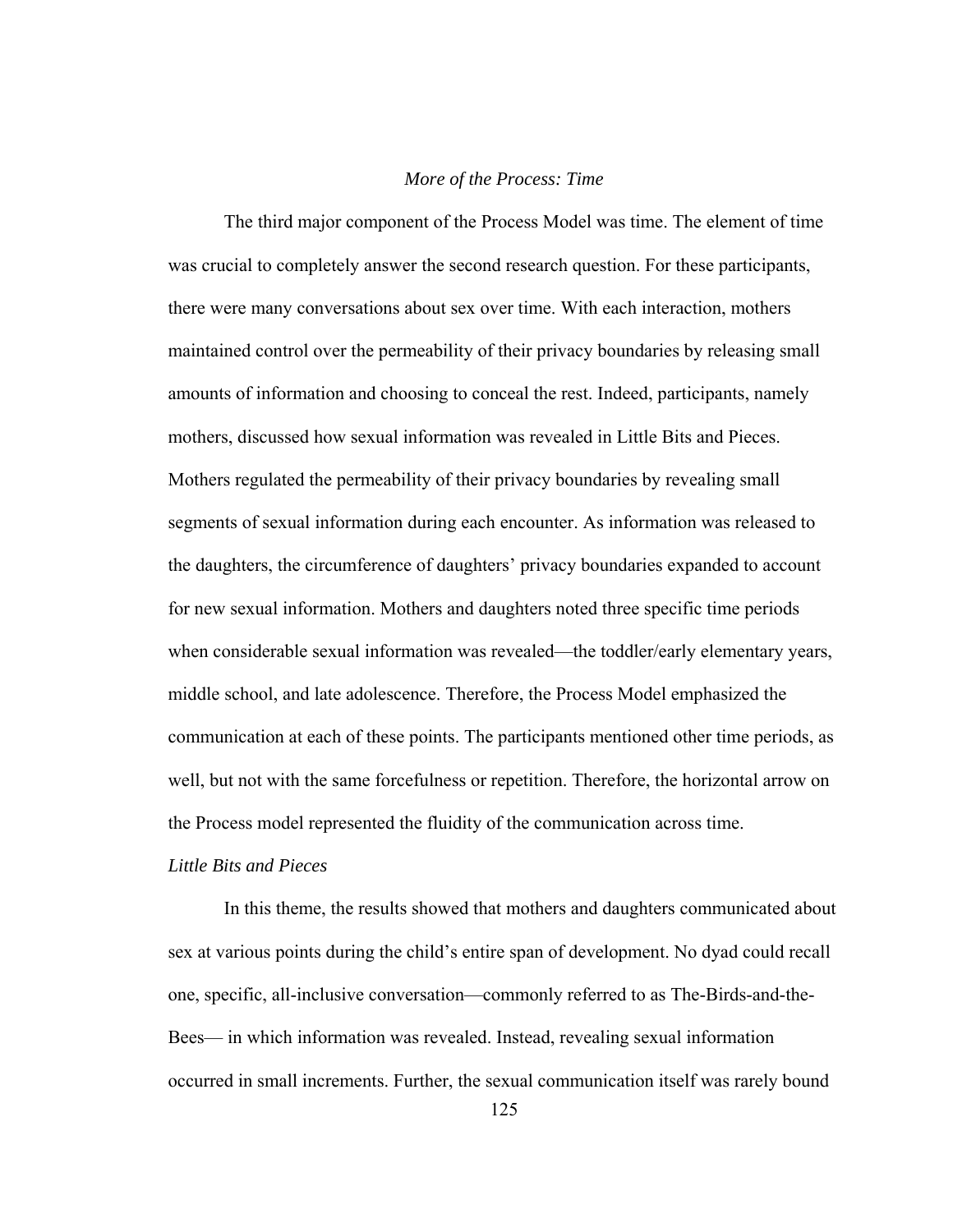### *More of the Process: Time*

The third major component of the Process Model was time. The element of time was crucial to completely answer the second research question. For these participants, there were many conversations about sex over time. With each interaction, mothers maintained control over the permeability of their privacy boundaries by releasing small amounts of information and choosing to conceal the rest. Indeed, participants, namely mothers, discussed how sexual information was revealed in Little Bits and Pieces. Mothers regulated the permeability of their privacy boundaries by revealing small segments of sexual information during each encounter. As information was released to the daughters, the circumference of daughters' privacy boundaries expanded to account for new sexual information. Mothers and daughters noted three specific time periods when considerable sexual information was revealed—the toddler/early elementary years, middle school, and late adolescence. Therefore, the Process Model emphasized the communication at each of these points. The participants mentioned other time periods, as well, but not with the same forcefulness or repetition. Therefore, the horizontal arrow on the Process model represented the fluidity of the communication across time.

#### *Little Bits and Pieces*

In this theme, the results showed that mothers and daughters communicated about sex at various points during the child's entire span of development. No dyad could recall one, specific, all-inclusive conversation—commonly referred to as The-Birds-and-the-Bees— in which information was revealed. Instead, revealing sexual information occurred in small increments. Further, the sexual communication itself was rarely bound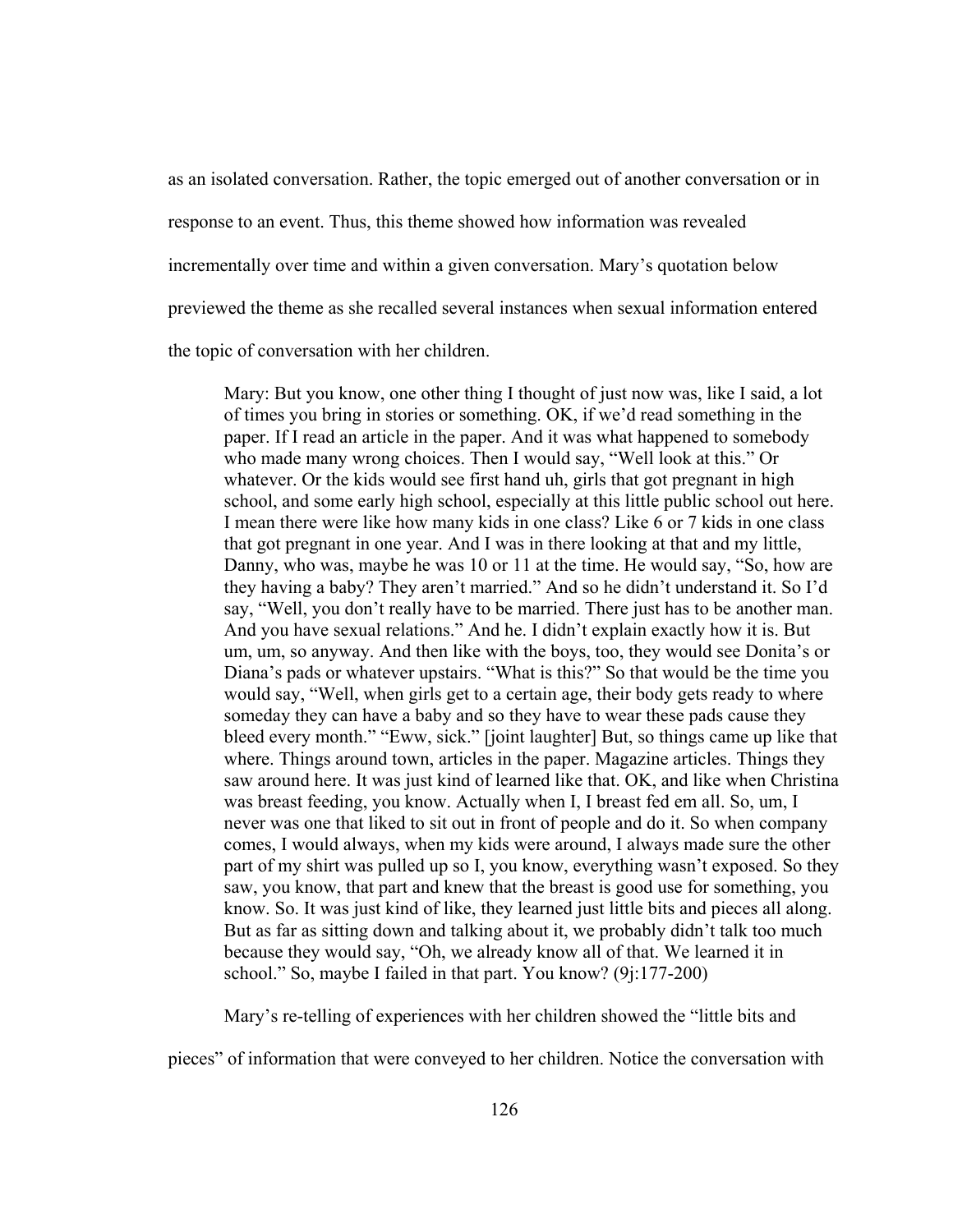as an isolated conversation. Rather, the topic emerged out of another conversation or in response to an event. Thus, this theme showed how information was revealed incrementally over time and within a given conversation. Mary's quotation below previewed the theme as she recalled several instances when sexual information entered the topic of conversation with her children.

> Mary: But you know, one other thing I thought of just now was, like I said, a lot of times you bring in stories or something. OK, if we'd read something in the paper. If I read an article in the paper. And it was what happened to somebody who made many wrong choices. Then I would say, "Well look at this." Or whatever. Or the kids would see first hand uh, girls that got pregnant in high school, and some early high school, especially at this little public school out here. I mean there were like how many kids in one class? Like 6 or 7 kids in one class that got pregnant in one year. And I was in there looking at that and my little, Danny, who was, maybe he was 10 or 11 at the time. He would say, "So, how are they having a baby? They aren't married." And so he didn't understand it. So I'd say, "Well, you don't really have to be married. There just has to be another man. And you have sexual relations." And he. I didn't explain exactly how it is. But um, um, so anyway. And then like with the boys, too, they would see Donita's or Diana's pads or whatever upstairs. "What is this?" So that would be the time you would say, "Well, when girls get to a certain age, their body gets ready to where someday they can have a baby and so they have to wear these pads cause they bleed every month." "Eww, sick." [joint laughter] But, so things came up like that where. Things around town, articles in the paper. Magazine articles. Things they saw around here. It was just kind of learned like that. OK, and like when Christina was breast feeding, you know. Actually when I, I breast fed em all. So, um, I never was one that liked to sit out in front of people and do it. So when company comes, I would always, when my kids were around, I always made sure the other part of my shirt was pulled up so I, you know, everything wasn't exposed. So they saw, you know, that part and knew that the breast is good use for something, you know. So. It was just kind of like, they learned just little bits and pieces all along. But as far as sitting down and talking about it, we probably didn't talk too much because they would say, "Oh, we already know all of that. We learned it in school." So, maybe I failed in that part. You know? (9j:177-200)

Mary's re-telling of experiences with her children showed the "little bits and pieces" of information that were conveyed to her children. Notice the conversation with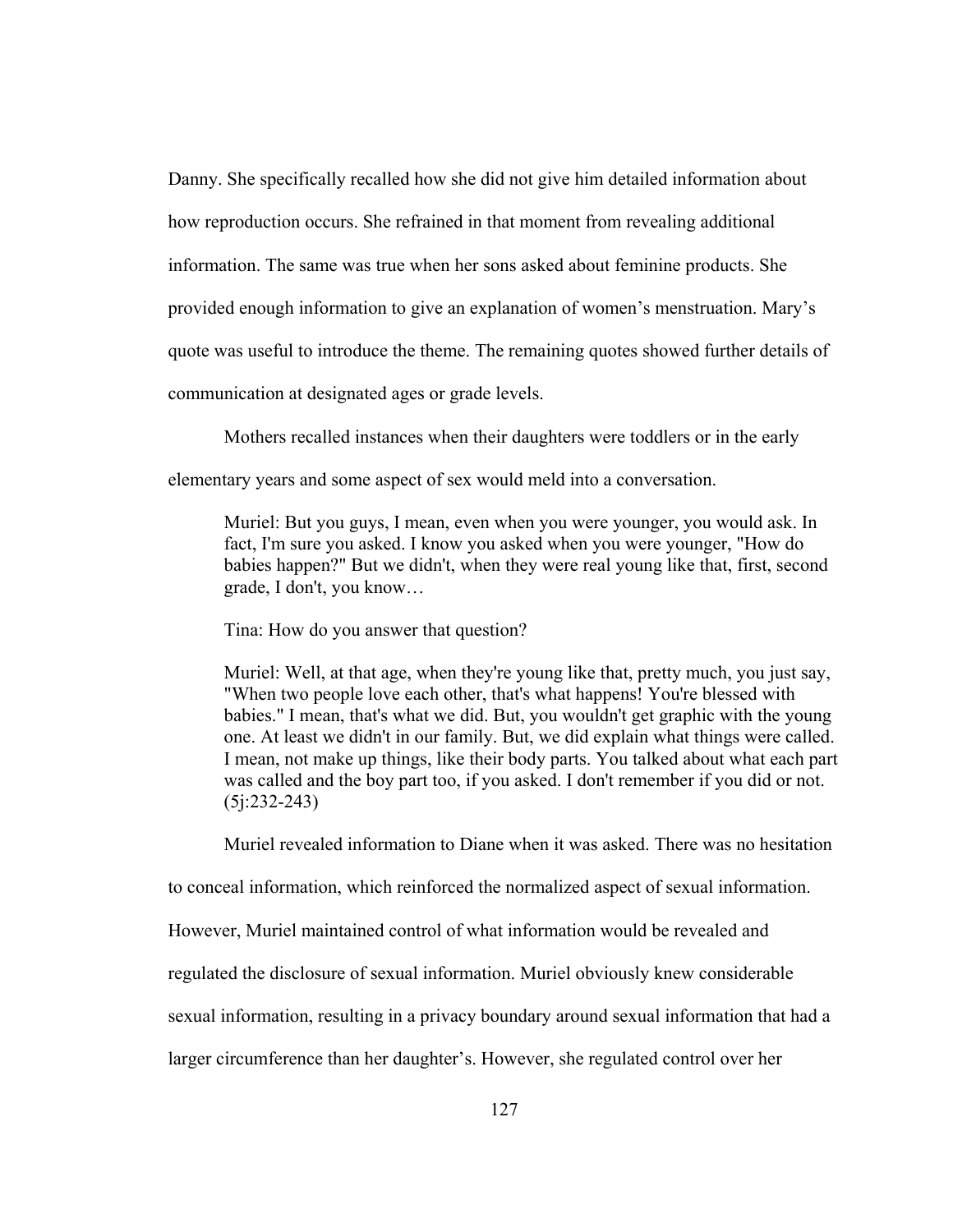Danny. She specifically recalled how she did not give him detailed information about how reproduction occurs. She refrained in that moment from revealing additional information. The same was true when her sons asked about feminine products. She provided enough information to give an explanation of women's menstruation. Mary's quote was useful to introduce the theme. The remaining quotes showed further details of communication at designated ages or grade levels.

Mothers recalled instances when their daughters were toddlers or in the early elementary years and some aspect of sex would meld into a conversation.

> Muriel: But you guys, I mean, even when you were younger, you would ask. In fact, I'm sure you asked. I know you asked when you were younger, "How do babies happen?" But we didn't, when they were real young like that, first, second grade, I don't, you know…
>
> Tina: How do you answer that question?
>
> Muriel: Well, at that age, when they're young like that, pretty much, you just say, "When two people love each other, that's what happens! You're blessed with babies." I mean, that's what we did. But, you wouldn't get graphic with the young one. At least we didn't in our family. But, we did explain what things were called. I mean, not make up things, like their body parts. You talked about what each part was called and the boy part too, if you asked. I don't remember if you did or not. (5j:232-243)

Muriel revealed information to Diane when it was asked. There was no hesitation to conceal information, which reinforced the normalized aspect of sexual information. However, Muriel maintained control of what information would be revealed and regulated the disclosure of sexual information. Muriel obviously knew considerable sexual information, resulting in a privacy boundary around sexual information that had a larger circumference than her daughter's. However, she regulated control over her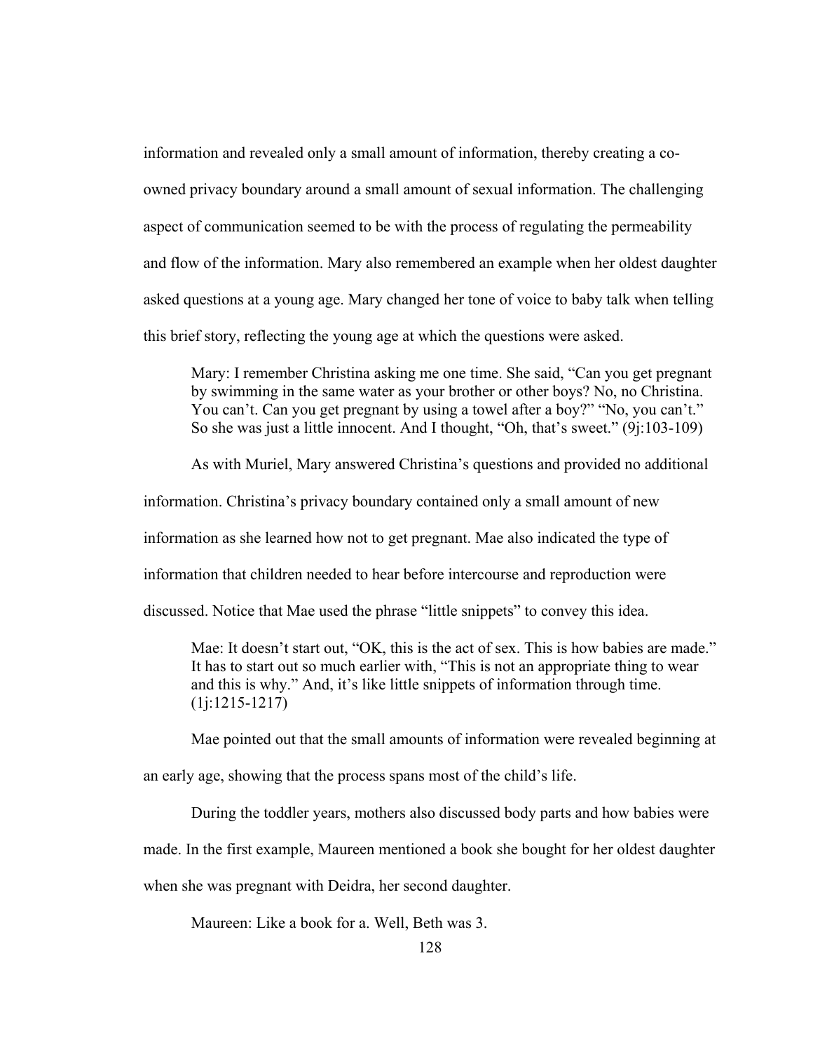information and revealed only a small amount of information, thereby creating a co-owned privacy boundary around a small amount of sexual information. The challenging aspect of communication seemed to be with the process of regulating the permeability and flow of the information. Mary also remembered an example when her oldest daughter asked questions at a young age. Mary changed her tone of voice to baby talk when telling this brief story, reflecting the young age at which the questions were asked.

> Mary: I remember Christina asking me one time. She said, "Can you get pregnant by swimming in the same water as your brother or other boys? No, no Christina. You can't. Can you get pregnant by using a towel after a boy?" "No, you can't." So she was just a little innocent. And I thought, "Oh, that's sweet." (9j:103-109)

As with Muriel, Mary answered Christina's questions and provided no additional information. Christina's privacy boundary contained only a small amount of new information as she learned how not to get pregnant. Mae also indicated the type of information that children needed to hear before intercourse and reproduction were discussed. Notice that Mae used the phrase "little snippets" to convey this idea.

> Mae: It doesn't start out, "OK, this is the act of sex. This is how babies are made." It has to start out so much earlier with, "This is not an appropriate thing to wear and this is why." And, it's like little snippets of information through time. (1j:1215-1217)

Mae pointed out that the small amounts of information were revealed beginning at an early age, showing that the process spans most of the child's life.

During the toddler years, mothers also discussed body parts and how babies were made. In the first example, Maureen mentioned a book she bought for her oldest daughter when she was pregnant with Deidra, her second daughter.

> Maureen: Like a book for a. Well, Beth was 3.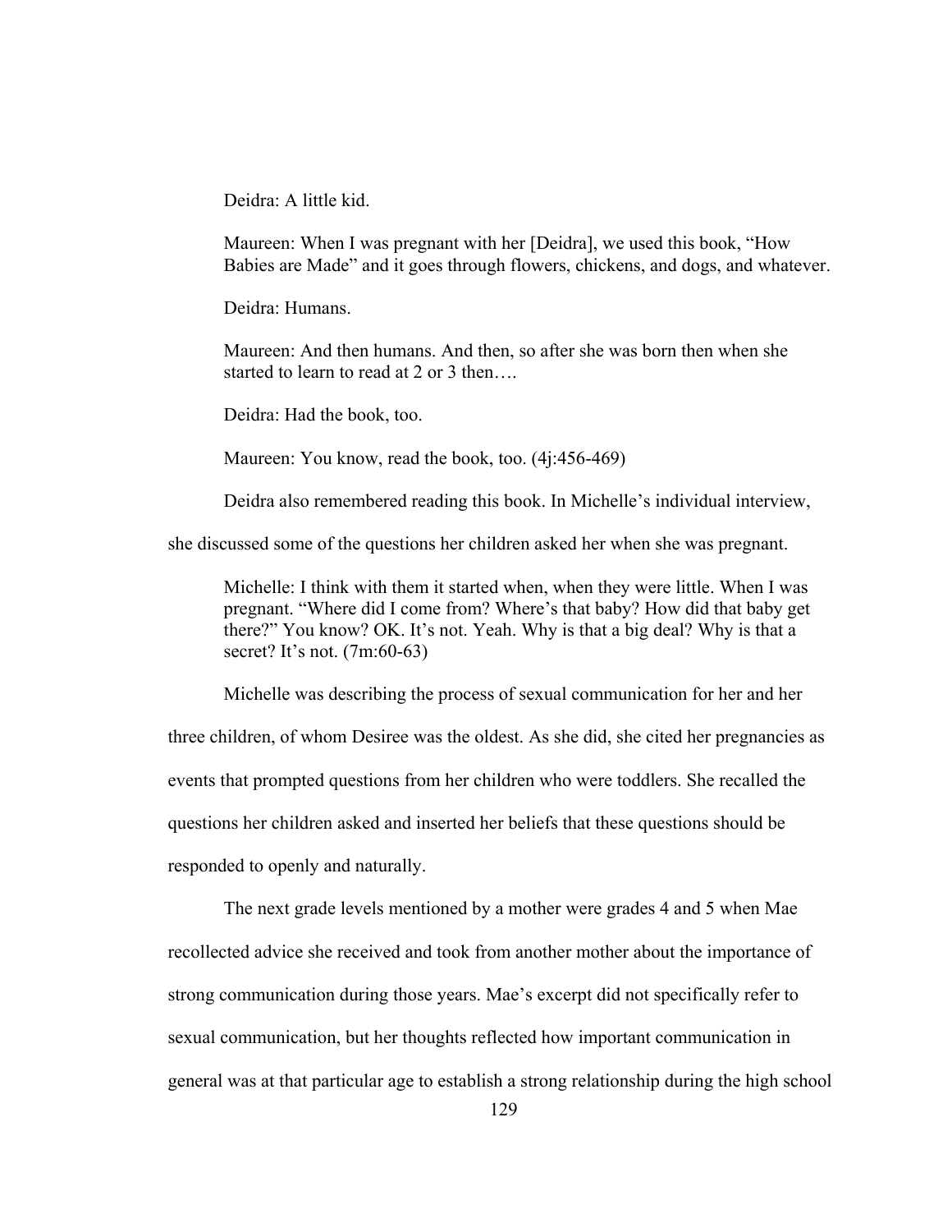> Deidra: A little kid.
>
> Maureen: When I was pregnant with her [Deidra], we used this book, "How Babies are Made" and it goes through flowers, chickens, and dogs, and whatever.
>
> Deidra: Humans.
>
> Maureen: And then humans. And then, so after she was born then when she started to learn to read at 2 or 3 then….
>
> Deidra: Had the book, too.
>
> Maureen: You know, read the book, too. (4j:456-469)

Deidra also remembered reading this book. In Michelle's individual interview, she discussed some of the questions her children asked her when she was pregnant.

> Michelle: I think with them it started when, when they were little. When I was pregnant. "Where did I come from? Where's that baby? How did that baby get there?" You know? OK. It's not. Yeah. Why is that a big deal? Why is that a secret? It's not. (7m:60-63)

Michelle was describing the process of sexual communication for her and her three children, of whom Desiree was the oldest. As she did, she cited her pregnancies as events that prompted questions from her children who were toddlers. She recalled the questions her children asked and inserted her beliefs that these questions should be responded to openly and naturally.

The next grade levels mentioned by a mother were grades 4 and 5 when Mae recollected advice she received and took from another mother about the importance of strong communication during those years. Mae's excerpt did not specifically refer to sexual communication, but her thoughts reflected how important communication in general was at that particular age to establish a strong relationship during the high school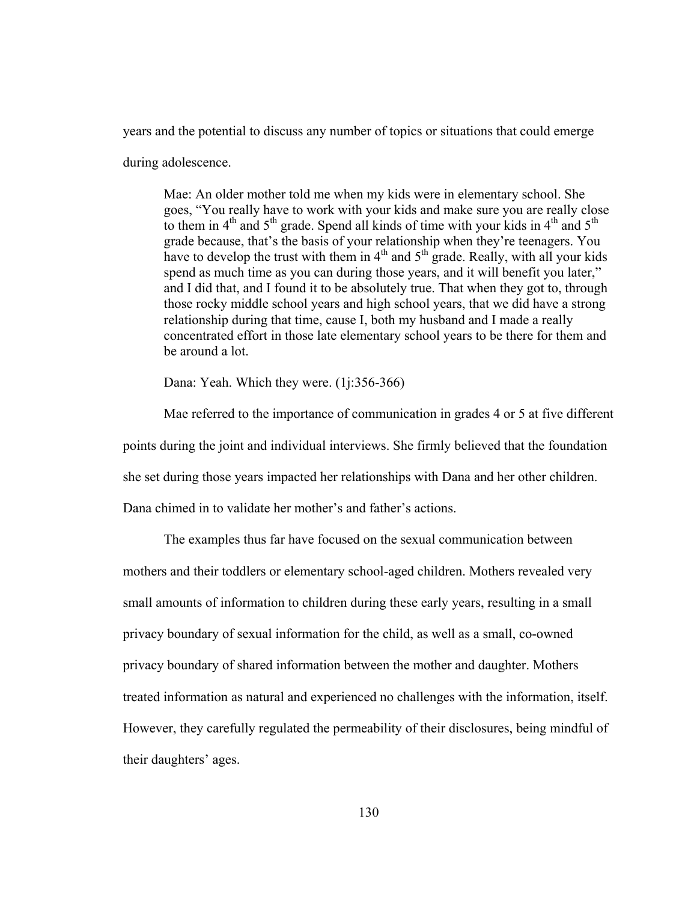years and the potential to discuss any number of topics or situations that could emerge during adolescence.

> Mae: An older mother told me when my kids were in elementary school. She goes, "You really have to work with your kids and make sure you are really close to them in 4th and 5th grade. Spend all kinds of time with your kids in 4th and 5th grade because, that's the basis of your relationship when they're teenagers. You have to develop the trust with them in 4th and 5th grade. Really, with all your kids spend as much time as you can during those years, and it will benefit you later," and I did that, and I found it to be absolutely true. That when they got to, through those rocky middle school years and high school years, that we did have a strong relationship during that time, cause I, both my husband and I made a really concentrated effort in those late elementary school years to be there for them and be around a lot.
>
> Dana: Yeah. Which they were. (1j:356-366)

Mae referred to the importance of communication in grades 4 or 5 at five different points during the joint and individual interviews. She firmly believed that the foundation she set during those years impacted her relationships with Dana and her other children. Dana chimed in to validate her mother's and father's actions.

The examples thus far have focused on the sexual communication between mothers and their toddlers or elementary school-aged children. Mothers revealed very small amounts of information to children during these early years, resulting in a small privacy boundary of sexual information for the child, as well as a small, co-owned privacy boundary of shared information between the mother and daughter. Mothers treated information as natural and experienced no challenges with the information, itself. However, they carefully regulated the permeability of their disclosures, being mindful of their daughters' ages.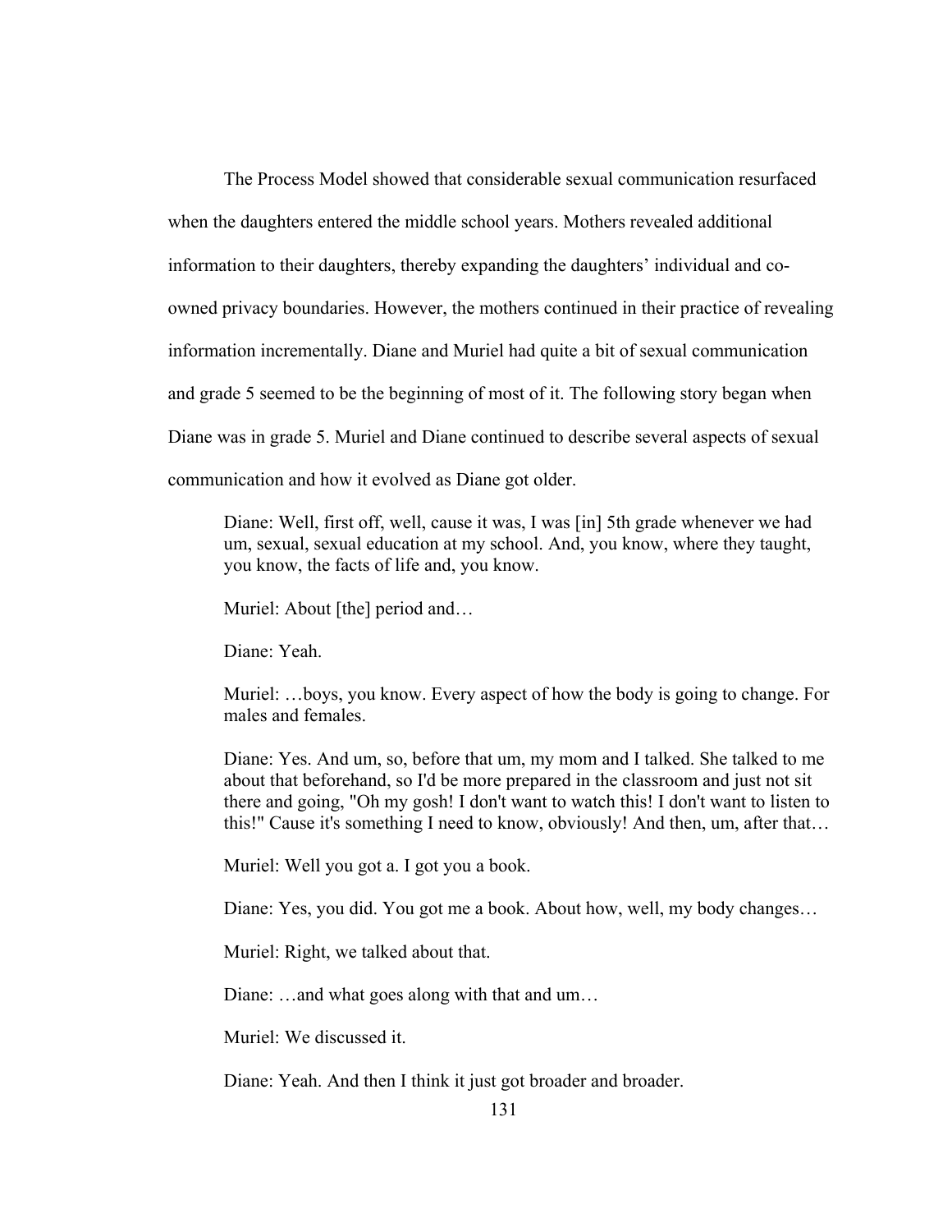The Process Model showed that considerable sexual communication resurfaced when the daughters entered the middle school years. Mothers revealed additional information to their daughters, thereby expanding the daughters' individual and co-owned privacy boundaries. However, the mothers continued in their practice of revealing information incrementally. Diane and Muriel had quite a bit of sexual communication and grade 5 seemed to be the beginning of most of it. The following story began when Diane was in grade 5. Muriel and Diane continued to describe several aspects of sexual communication and how it evolved as Diane got older.

> Diane: Well, first off, well, cause it was, I was [in] 5th grade whenever we had um, sexual, sexual education at my school. And, you know, where they taught, you know, the facts of life and, you know.
>
> Muriel: About [the] period and…
>
> Diane: Yeah.
>
> Muriel: …boys, you know. Every aspect of how the body is going to change. For males and females.
>
> Diane: Yes. And um, so, before that um, my mom and I talked. She talked to me about that beforehand, so I'd be more prepared in the classroom and just not sit there and going, "Oh my gosh! I don't want to watch this! I don't want to listen to this!" Cause it's something I need to know, obviously! And then, um, after that…
>
> Muriel: Well you got a. I got you a book.
>
> Diane: Yes, you did. You got me a book. About how, well, my body changes…
>
> Muriel: Right, we talked about that.
>
> Diane: …and what goes along with that and um…
>
> Muriel: We discussed it.
>
> Diane: Yeah. And then I think it just got broader and broader.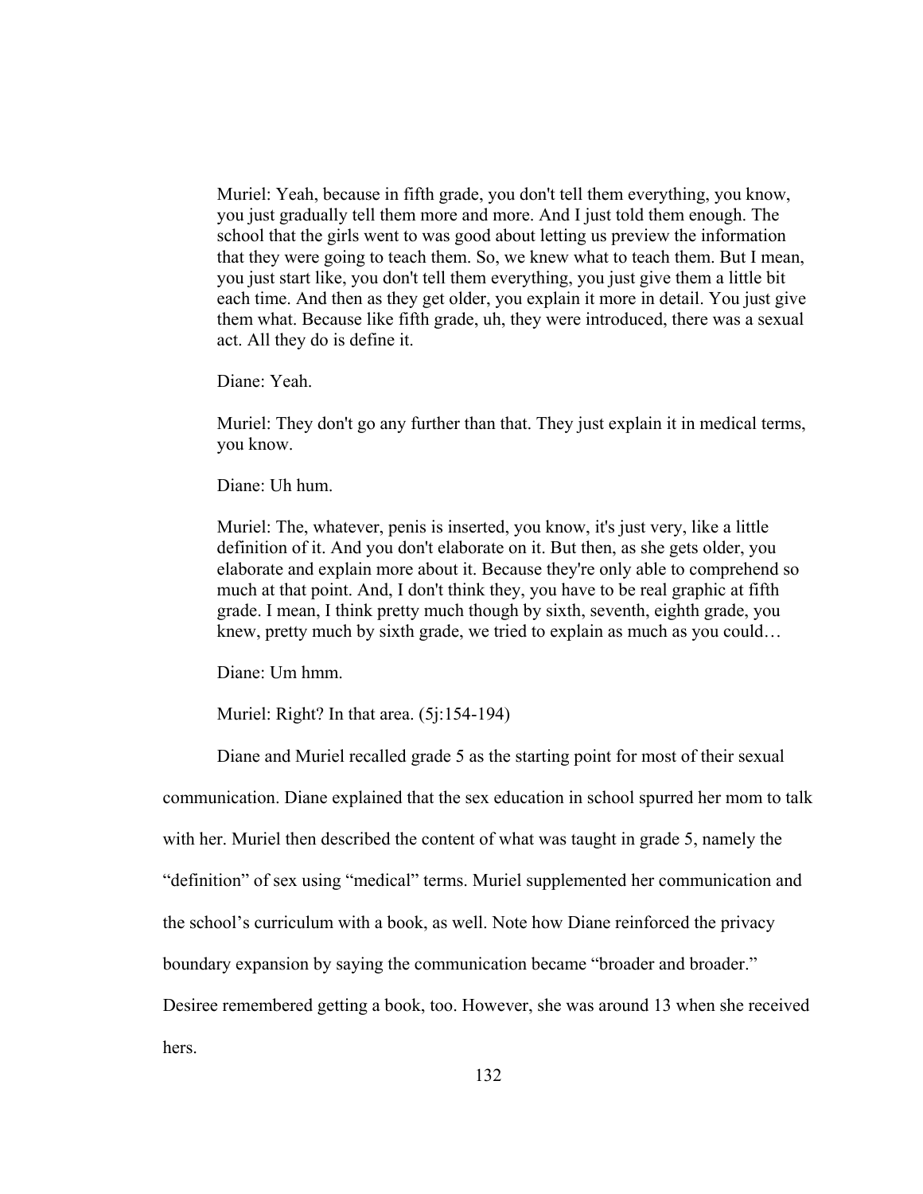> Muriel: Yeah, because in fifth grade, you don't tell them everything, you know, you just gradually tell them more and more. And I just told them enough. The school that the girls went to was good about letting us preview the information that they were going to teach them. So, we knew what to teach them. But I mean, you just start like, you don't tell them everything, you just give them a little bit each time. And then as they get older, you explain it more in detail. You just give them what. Because like fifth grade, uh, they were introduced, there was a sexual act. All they do is define it.
>
> Diane: Yeah.
>
> Muriel: They don't go any further than that. They just explain it in medical terms, you know.
>
> Diane: Uh hum.
>
> Muriel: The, whatever, penis is inserted, you know, it's just very, like a little definition of it. And you don't elaborate on it. But then, as she gets older, you elaborate and explain more about it. Because they're only able to comprehend so much at that point. And, I don't think they, you have to be real graphic at fifth grade. I mean, I think pretty much though by sixth, seventh, eighth grade, you knew, pretty much by sixth grade, we tried to explain as much as you could…
>
> Diane: Um hmm.
>
> Muriel: Right? In that area. (5j:154-194)

Diane and Muriel recalled grade 5 as the starting point for most of their sexual communication. Diane explained that the sex education in school spurred her mom to talk with her. Muriel then described the content of what was taught in grade 5, namely the "definition" of sex using "medical" terms. Muriel supplemented her communication and the school's curriculum with a book, as well. Note how Diane reinforced the privacy boundary expansion by saying the communication became "broader and broader." Desiree remembered getting a book, too. However, she was around 13 when she received hers.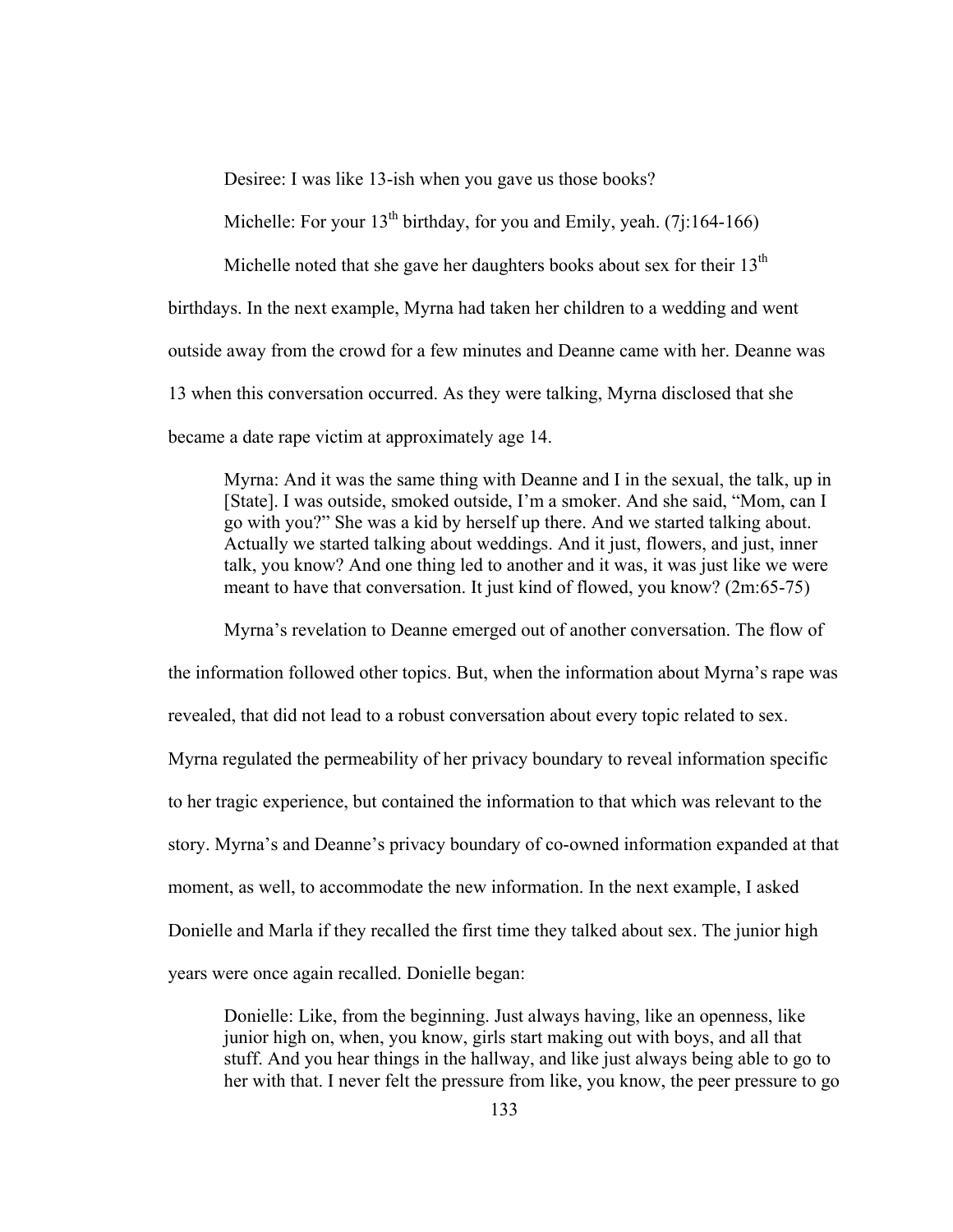Desiree: I was like 13-ish when you gave us those books?

Michelle: For your 13th birthday, for you and Emily, yeah. (7j:164-166)

Michelle noted that she gave her daughters books about sex for their 13th birthdays. In the next example, Myrna had taken her children to a wedding and went outside away from the crowd for a few minutes and Deanne came with her. Deanne was 13 when this conversation occurred. As they were talking, Myrna disclosed that she became a date rape victim at approximately age 14.

> Myrna: And it was the same thing with Deanne and I in the sexual, the talk, up in [State]. I was outside, smoked outside, I'm a smoker. And she said, "Mom, can I go with you?" She was a kid by herself up there. And we started talking about. Actually we started talking about weddings. And it just, flowers, and just, inner talk, you know? And one thing led to another and it was, it was just like we were meant to have that conversation. It just kind of flowed, you know? (2m:65-75)

Myrna's revelation to Deanne emerged out of another conversation. The flow of the information followed other topics. But, when the information about Myrna's rape was revealed, that did not lead to a robust conversation about every topic related to sex. Myrna regulated the permeability of her privacy boundary to reveal information specific to her tragic experience, but contained the information to that which was relevant to the story. Myrna's and Deanne's privacy boundary of co-owned information expanded at that moment, as well, to accommodate the new information. In the next example, I asked Donielle and Marla if they recalled the first time they talked about sex. The junior high years were once again recalled. Donielle began:

> Donielle: Like, from the beginning. Just always having, like an openness, like junior high on, when, you know, girls start making out with boys, and all that stuff. And you hear things in the hallway, and like just always being able to go to her with that. I never felt the pressure from like, you know, the peer pressure to go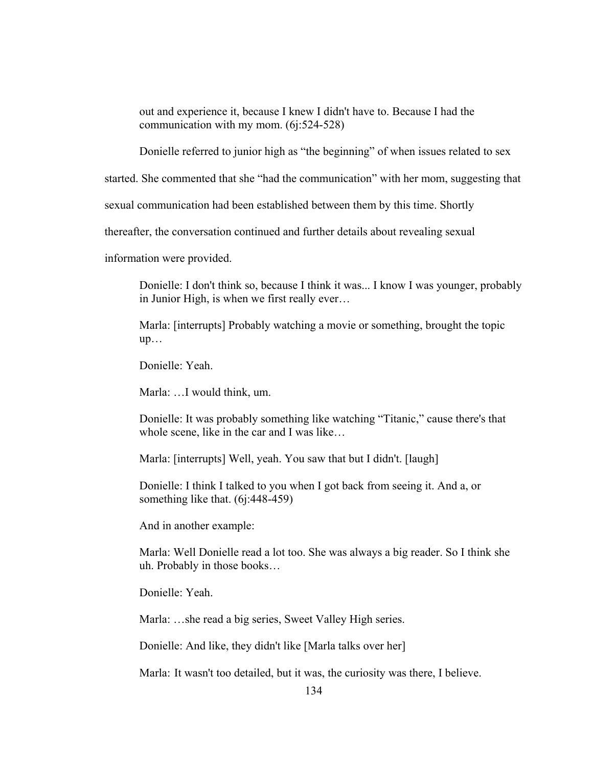> out and experience it, because I knew I didn't have to. Because I had the communication with my mom. (6j:524-528)

Donielle referred to junior high as "the beginning" of when issues related to sex started. She commented that she "had the communication" with her mom, suggesting that sexual communication had been established between them by this time. Shortly thereafter, the conversation continued and further details about revealing sexual information were provided.

> Donielle: I don't think so, because I think it was... I know I was younger, probably in Junior High, is when we first really ever…
>
> Marla: [interrupts] Probably watching a movie or something, brought the topic up…
>
> Donielle: Yeah.
>
> Marla: …I would think, um.
>
> Donielle: It was probably something like watching "Titanic," cause there's that whole scene, like in the car and I was like…
>
> Marla: [interrupts] Well, yeah. You saw that but I didn't. [laugh]
>
> Donielle: I think I talked to you when I got back from seeing it. And a, or something like that. (6j:448-459)
>
> And in another example:
>
> Marla: Well Donielle read a lot too. She was always a big reader. So I think she uh. Probably in those books…
>
> Donielle: Yeah.
>
> Marla: …she read a big series, Sweet Valley High series.
>
> Donielle: And like, they didn't like [Marla talks over her]
>
> Marla: It wasn't too detailed, but it was, the curiosity was there, I believe.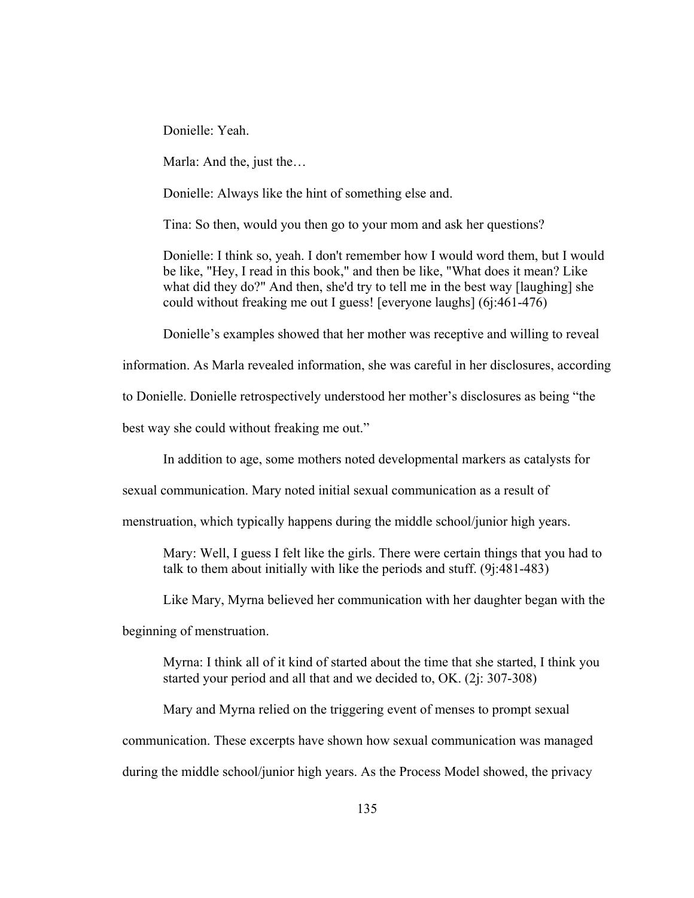Donielle: Yeah.

Marla: And the, just the…

Donielle: Always like the hint of something else and.

Tina: So then, would you then go to your mom and ask her questions?

Donielle: I think so, yeah. I don't remember how I would word them, but I would be like, "Hey, I read in this book," and then be like, "What does it mean? Like what did they do?" And then, she'd try to tell me in the best way [laughing] she could without freaking me out I guess! [everyone laughs] (6j:461-476)

Donielle's examples showed that her mother was receptive and willing to reveal information. As Marla revealed information, she was careful in her disclosures, according to Donielle. Donielle retrospectively understood her mother's disclosures as being "the best way she could without freaking me out."

In addition to age, some mothers noted developmental markers as catalysts for sexual communication. Mary noted initial sexual communication as a result of menstruation, which typically happens during the middle school/junior high years.

> Mary: Well, I guess I felt like the girls. There were certain things that you had to talk to them about initially with like the periods and stuff. (9j:481-483)

Like Mary, Myrna believed her communication with her daughter began with the beginning of menstruation.

> Myrna: I think all of it kind of started about the time that she started, I think you started your period and all that and we decided to, OK. (2j: 307-308)

Mary and Myrna relied on the triggering event of menses to prompt sexual communication. These excerpts have shown how sexual communication was managed during the middle school/junior high years. As the Process Model showed, the privacy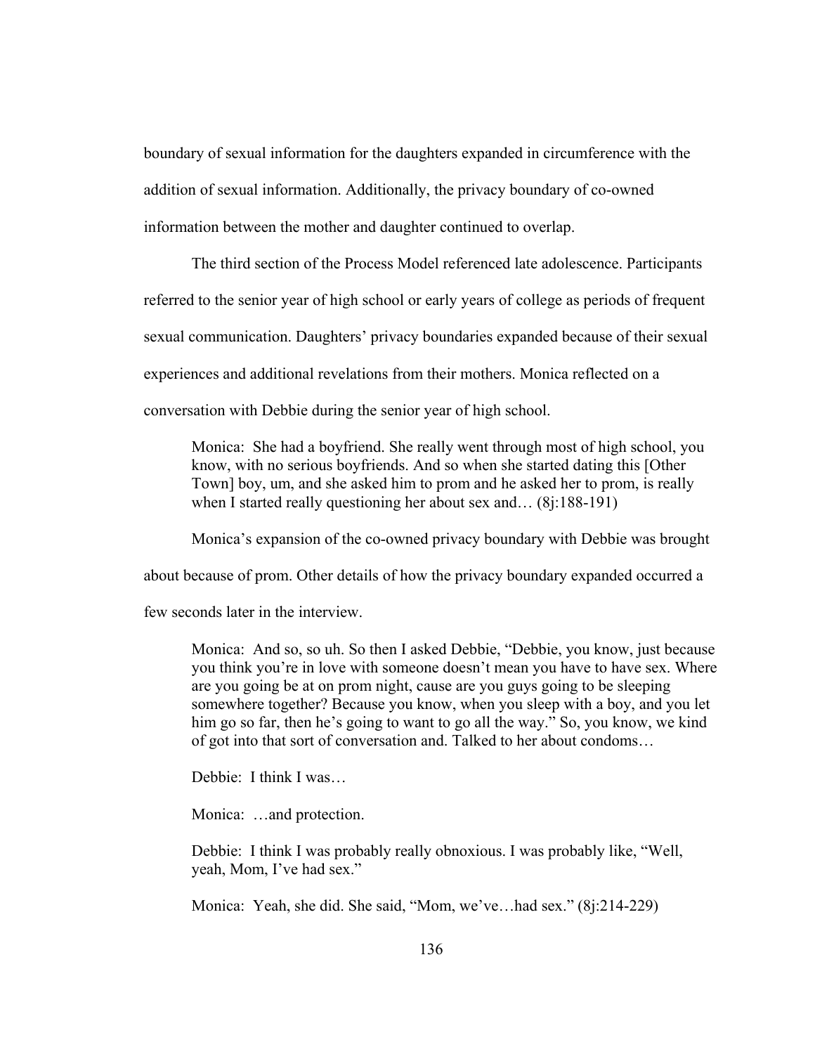boundary of sexual information for the daughters expanded in circumference with the addition of sexual information. Additionally, the privacy boundary of co-owned information between the mother and daughter continued to overlap.

The third section of the Process Model referenced late adolescence. Participants referred to the senior year of high school or early years of college as periods of frequent sexual communication. Daughters' privacy boundaries expanded because of their sexual experiences and additional revelations from their mothers. Monica reflected on a conversation with Debbie during the senior year of high school.

> Monica: She had a boyfriend. She really went through most of high school, you know, with no serious boyfriends. And so when she started dating this [Other Town] boy, um, and she asked him to prom and he asked her to prom, is really when I started really questioning her about sex and… (8j:188-191)

Monica's expansion of the co-owned privacy boundary with Debbie was brought about because of prom. Other details of how the privacy boundary expanded occurred a few seconds later in the interview.

> Monica: And so, so uh. So then I asked Debbie, "Debbie, you know, just because you think you're in love with someone doesn't mean you have to have sex. Where are you going be at on prom night, cause are you guys going to be sleeping somewhere together? Because you know, when you sleep with a boy, and you let him go so far, then he's going to want to go all the way." So, you know, we kind of got into that sort of conversation and. Talked to her about condoms…
>
> Debbie: I think I was…
>
> Monica: …and protection.
>
> Debbie: I think I was probably really obnoxious. I was probably like, "Well, yeah, Mom, I've had sex."
>
> Monica: Yeah, she did. She said, "Mom, we've…had sex." (8j:214-229)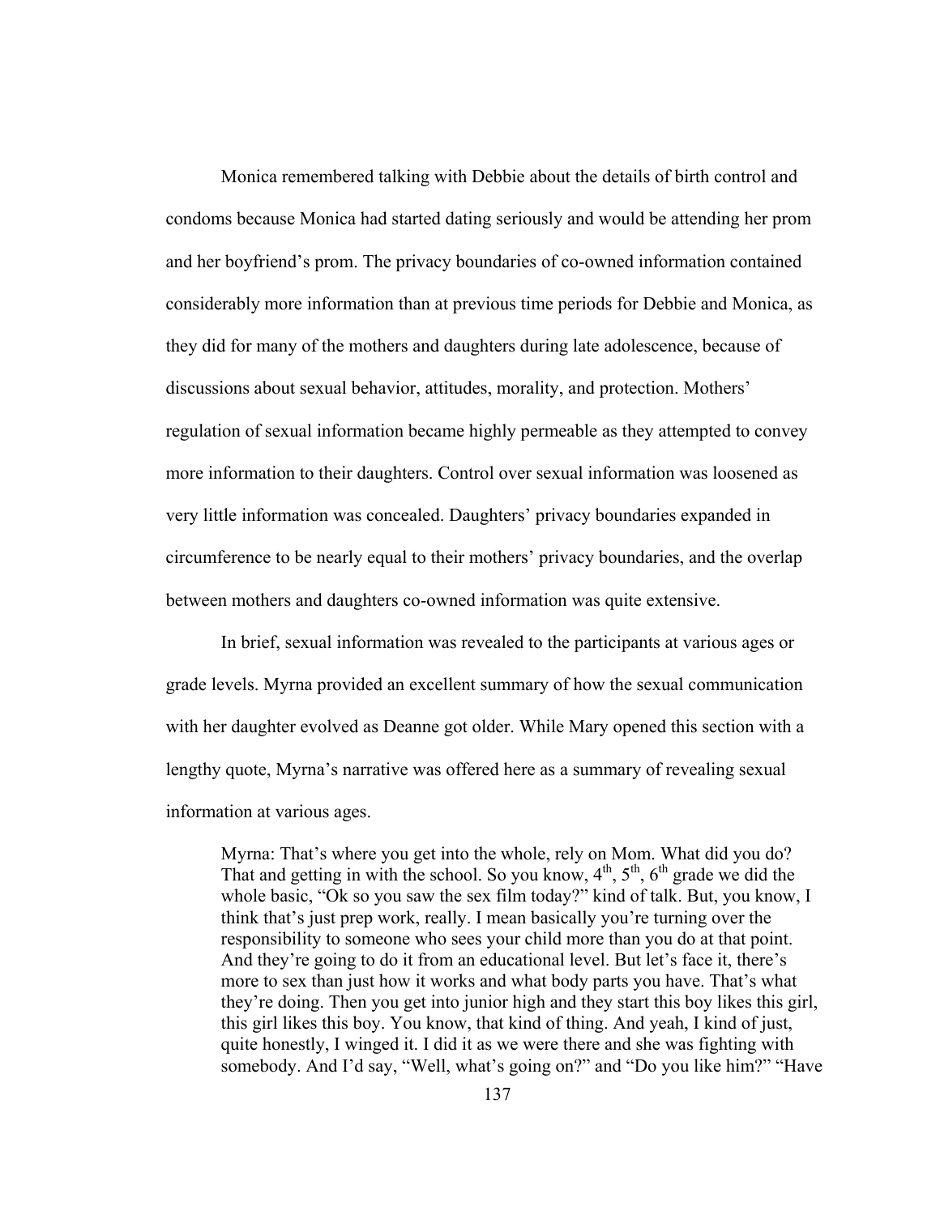Monica remembered talking with Debbie about the details of birth control and condoms because Monica had started dating seriously and would be attending her prom and her boyfriend's prom. The privacy boundaries of co-owned information contained considerably more information than at previous time periods for Debbie and Monica, as they did for many of the mothers and daughters during late adolescence, because of discussions about sexual behavior, attitudes, morality, and protection. Mothers' regulation of sexual information became highly permeable as they attempted to convey more information to their daughters. Control over sexual information was loosened as very little information was concealed. Daughters' privacy boundaries expanded in circumference to be nearly equal to their mothers' privacy boundaries, and the overlap between mothers and daughters co-owned information was quite extensive.

In brief, sexual information was revealed to the participants at various ages or grade levels. Myrna provided an excellent summary of how the sexual communication with her daughter evolved as Deanne got older. While Mary opened this section with a lengthy quote, Myrna's narrative was offered here as a summary of revealing sexual information at various ages.

> Myrna: That's where you get into the whole, rely on Mom. What did you do? That and getting in with the school. So you know, 4th, 5th, 6th grade we did the whole basic, "Ok so you saw the sex film today?" kind of talk. But, you know, I think that's just prep work, really. I mean basically you're turning over the responsibility to someone who sees your child more than you do at that point. And they're going to do it from an educational level. But let's face it, there's more to sex than just how it works and what body parts you have. That's what they're doing. Then you get into junior high and they start this boy likes this girl, this girl likes this boy. You know, that kind of thing. And yeah, I kind of just, quite honestly, I winged it. I did it as we were there and she was fighting with somebody. And I'd say, "Well, what's going on?" and "Do you like him?" "Have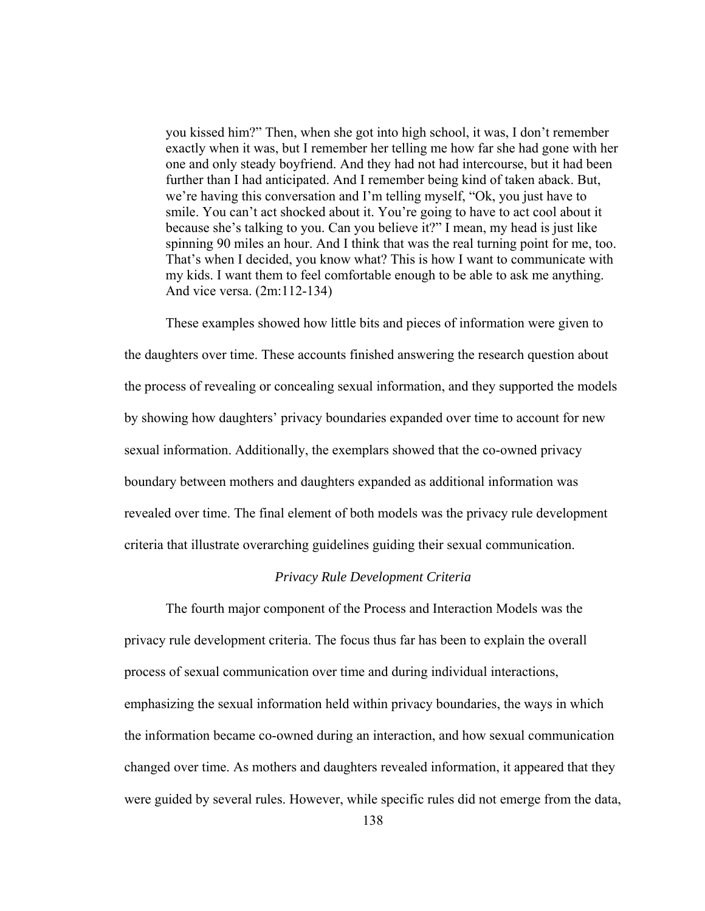> you kissed him?" Then, when she got into high school, it was, I don't remember exactly when it was, but I remember her telling me how far she had gone with her one and only steady boyfriend. And they had not had intercourse, but it had been further than I had anticipated. And I remember being kind of taken aback. But, we're having this conversation and I'm telling myself, "Ok, you just have to smile. You can't act shocked about it. You're going to have to act cool about it because she's talking to you. Can you believe it?" I mean, my head is just like spinning 90 miles an hour. And I think that was the real turning point for me, too. That's when I decided, you know what? This is how I want to communicate with my kids. I want them to feel comfortable enough to be able to ask me anything. And vice versa. (2m:112-134)

These examples showed how little bits and pieces of information were given to the daughters over time. These accounts finished answering the research question about the process of revealing or concealing sexual information, and they supported the models by showing how daughters' privacy boundaries expanded over time to account for new sexual information. Additionally, the exemplars showed that the co-owned privacy boundary between mothers and daughters expanded as additional information was revealed over time. The final element of both models was the privacy rule development criteria that illustrate overarching guidelines guiding their sexual communication.

### *Privacy Rule Development Criteria*

The fourth major component of the Process and Interaction Models was the privacy rule development criteria. The focus thus far has been to explain the overall process of sexual communication over time and during individual interactions, emphasizing the sexual information held within privacy boundaries, the ways in which the information became co-owned during an interaction, and how sexual communication changed over time. As mothers and daughters revealed information, it appeared that they were guided by several rules. However, while specific rules did not emerge from the data,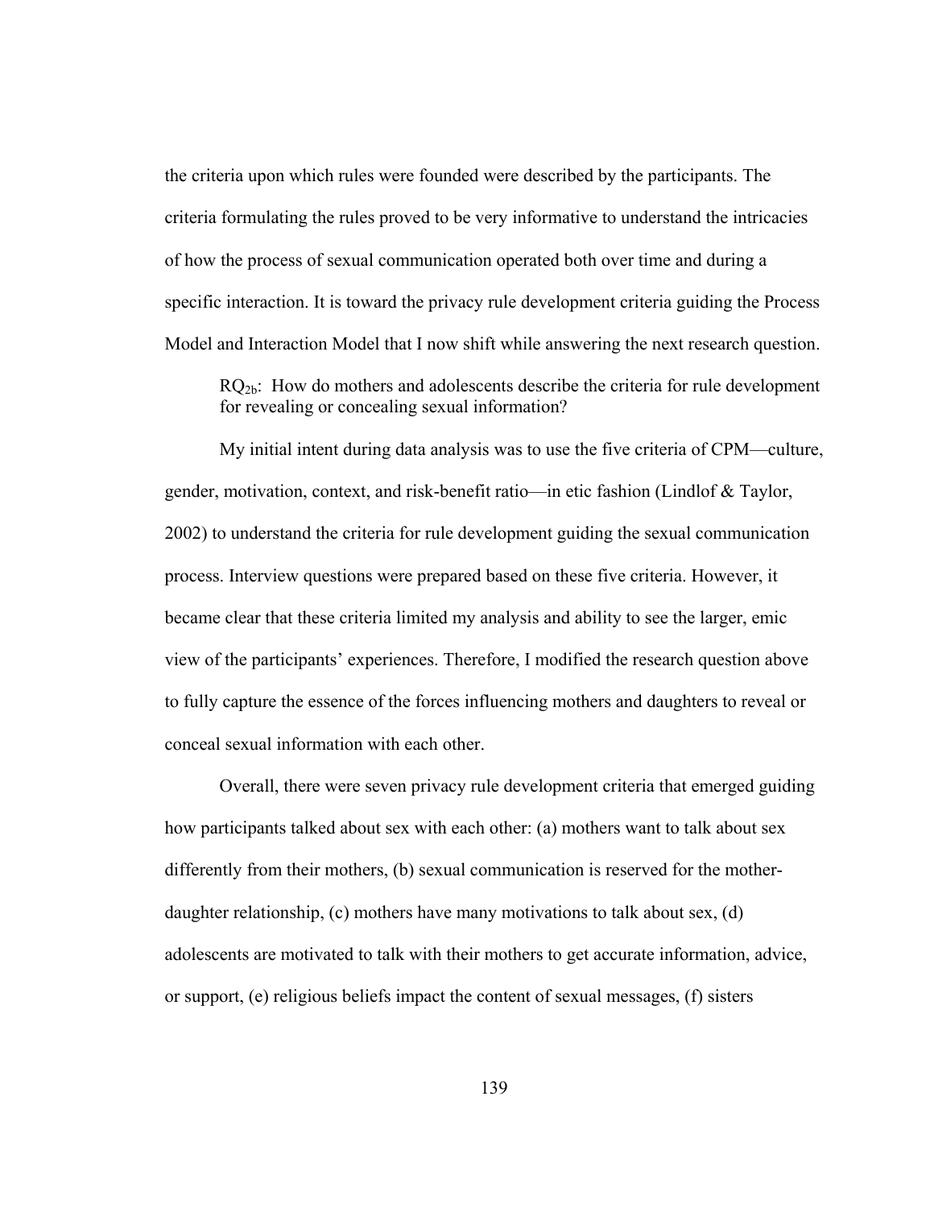the criteria upon which rules were founded were described by the participants. The criteria formulating the rules proved to be very informative to understand the intricacies of how the process of sexual communication operated both over time and during a specific interaction. It is toward the privacy rule development criteria guiding the Process Model and Interaction Model that I now shift while answering the next research question.

> $RQ_{2b}$: How do mothers and adolescents describe the criteria for rule development for revealing or concealing sexual information?

My initial intent during data analysis was to use the five criteria of CPM—culture, gender, motivation, context, and risk-benefit ratio—in etic fashion (Lindlof & Taylor, 2002) to understand the criteria for rule development guiding the sexual communication process. Interview questions were prepared based on these five criteria. However, it became clear that these criteria limited my analysis and ability to see the larger, emic view of the participants' experiences. Therefore, I modified the research question above to fully capture the essence of the forces influencing mothers and daughters to reveal or conceal sexual information with each other.

Overall, there were seven privacy rule development criteria that emerged guiding how participants talked about sex with each other: (a) mothers want to talk about sex differently from their mothers, (b) sexual communication is reserved for the mother-daughter relationship, (c) mothers have many motivations to talk about sex, (d) adolescents are motivated to talk with their mothers to get accurate information, advice, or support, (e) religious beliefs impact the content of sexual messages, (f) sisters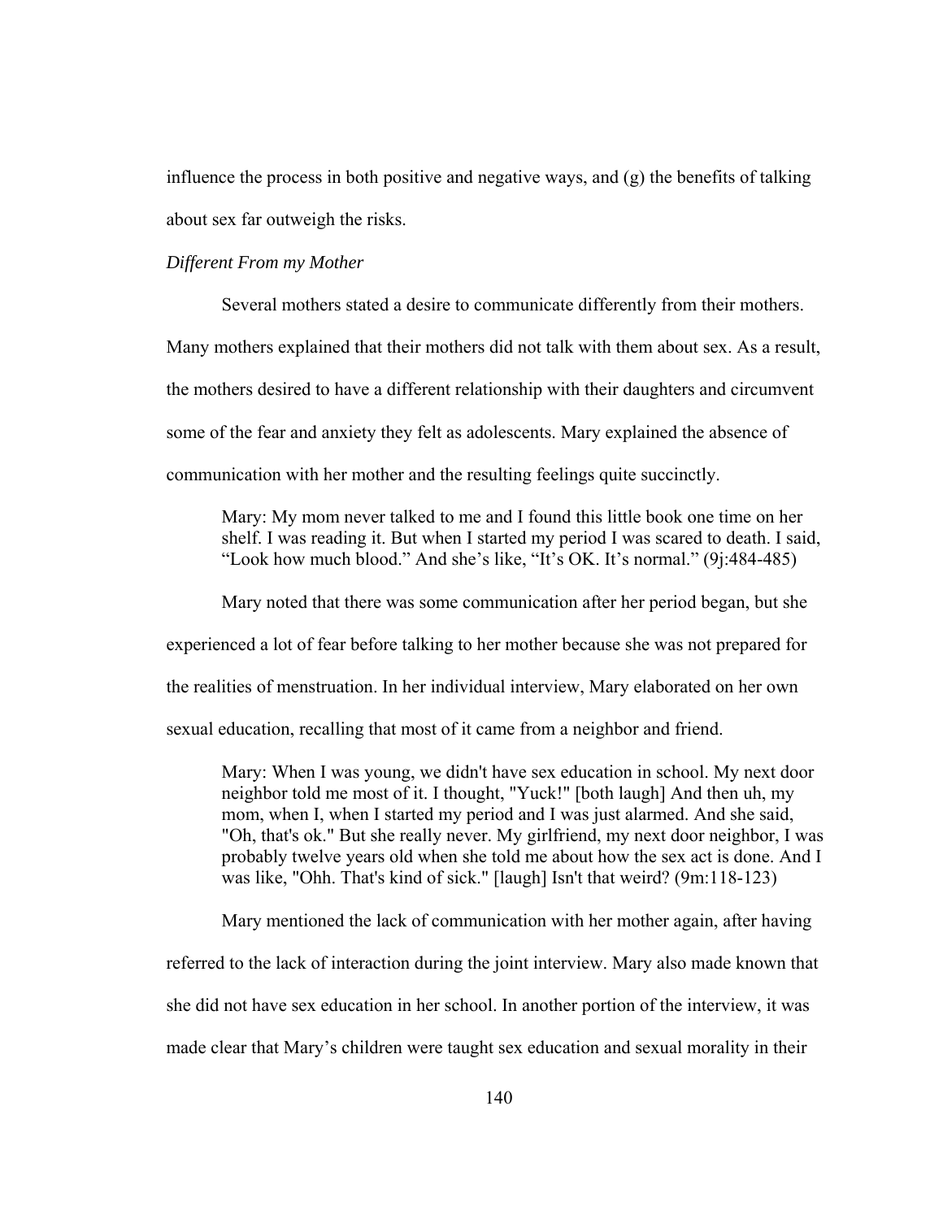influence the process in both positive and negative ways, and (g) the benefits of talking about sex far outweigh the risks.

*Different From my Mother*

Several mothers stated a desire to communicate differently from their mothers. Many mothers explained that their mothers did not talk with them about sex. As a result, the mothers desired to have a different relationship with their daughters and circumvent some of the fear and anxiety they felt as adolescents. Mary explained the absence of communication with her mother and the resulting feelings quite succinctly.

> Mary: My mom never talked to me and I found this little book one time on her shelf. I was reading it. But when I started my period I was scared to death. I said, "Look how much blood." And she's like, "It's OK. It's normal." (9j:484-485)

Mary noted that there was some communication after her period began, but she experienced a lot of fear before talking to her mother because she was not prepared for the realities of menstruation. In her individual interview, Mary elaborated on her own sexual education, recalling that most of it came from a neighbor and friend.

> Mary: When I was young, we didn't have sex education in school. My next door neighbor told me most of it. I thought, "Yuck!" [both laugh] And then uh, my mom, when I, when I started my period and I was just alarmed. And she said, "Oh, that's ok." But she really never. My girlfriend, my next door neighbor, I was probably twelve years old when she told me about how the sex act is done. And I was like, "Ohh. That's kind of sick." [laugh] Isn't that weird? (9m:118-123)

Mary mentioned the lack of communication with her mother again, after having referred to the lack of interaction during the joint interview. Mary also made known that she did not have sex education in her school. In another portion of the interview, it was made clear that Mary's children were taught sex education and sexual morality in their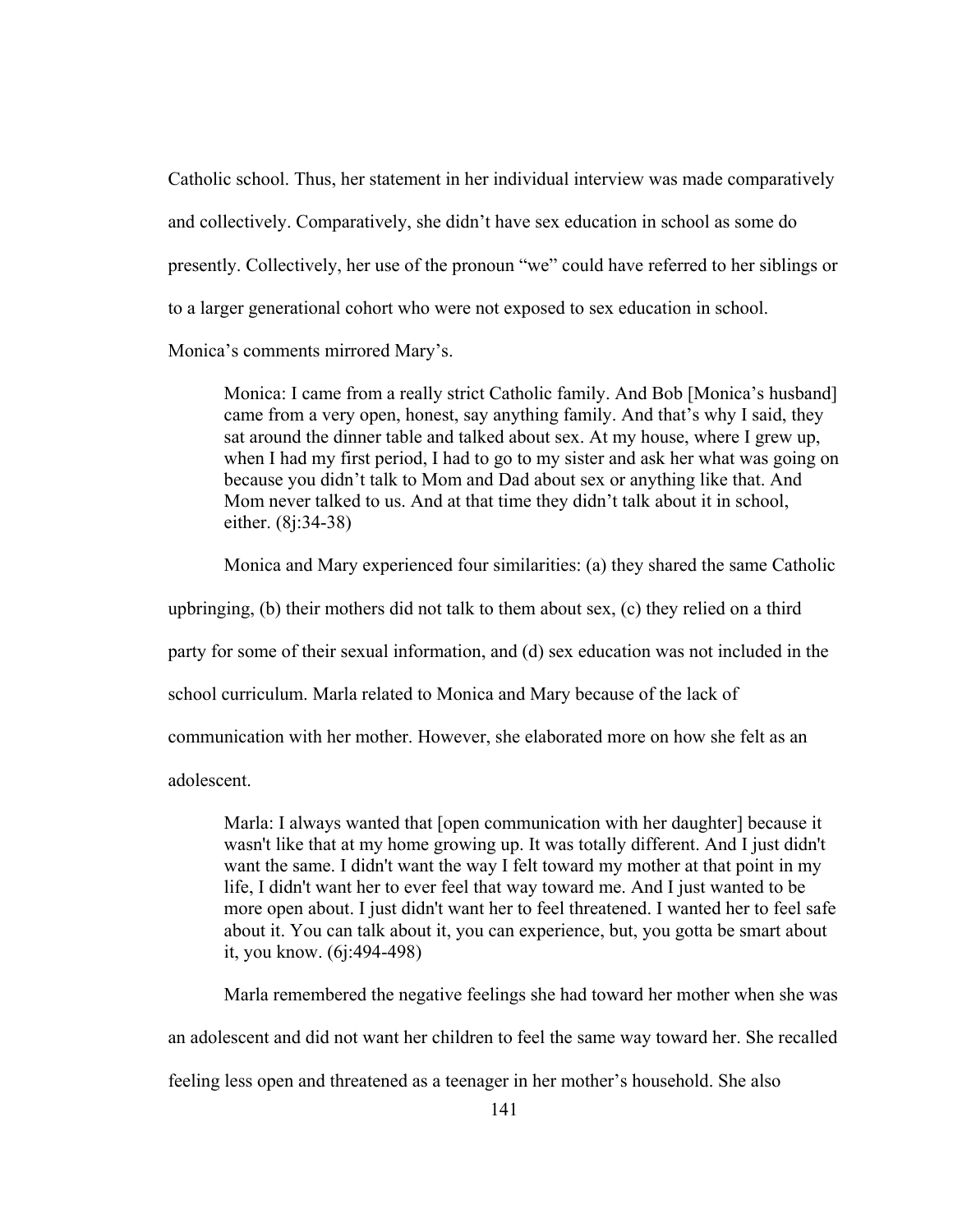Catholic school. Thus, her statement in her individual interview was made comparatively and collectively. Comparatively, she didn't have sex education in school as some do presently. Collectively, her use of the pronoun "we" could have referred to her siblings or to a larger generational cohort who were not exposed to sex education in school. Monica's comments mirrored Mary's.

> Monica: I came from a really strict Catholic family. And Bob [Monica's husband] came from a very open, honest, say anything family. And that's why I said, they sat around the dinner table and talked about sex. At my house, where I grew up, when I had my first period, I had to go to my sister and ask her what was going on because you didn't talk to Mom and Dad about sex or anything like that. And Mom never talked to us. And at that time they didn't talk about it in school, either. (8j:34-38)

Monica and Mary experienced four similarities: (a) they shared the same Catholic upbringing, (b) their mothers did not talk to them about sex, (c) they relied on a third party for some of their sexual information, and (d) sex education was not included in the school curriculum. Marla related to Monica and Mary because of the lack of communication with her mother. However, she elaborated more on how she felt as an adolescent.

> Marla: I always wanted that [open communication with her daughter] because it wasn't like that at my home growing up. It was totally different. And I just didn't want the same. I didn't want the way I felt toward my mother at that point in my life, I didn't want her to ever feel that way toward me. And I just wanted to be more open about. I just didn't want her to feel threatened. I wanted her to feel safe about it. You can talk about it, you can experience, but, you gotta be smart about it, you know. (6j:494-498)

Marla remembered the negative feelings she had toward her mother when she was an adolescent and did not want her children to feel the same way toward her. She recalled feeling less open and threatened as a teenager in her mother's household. She also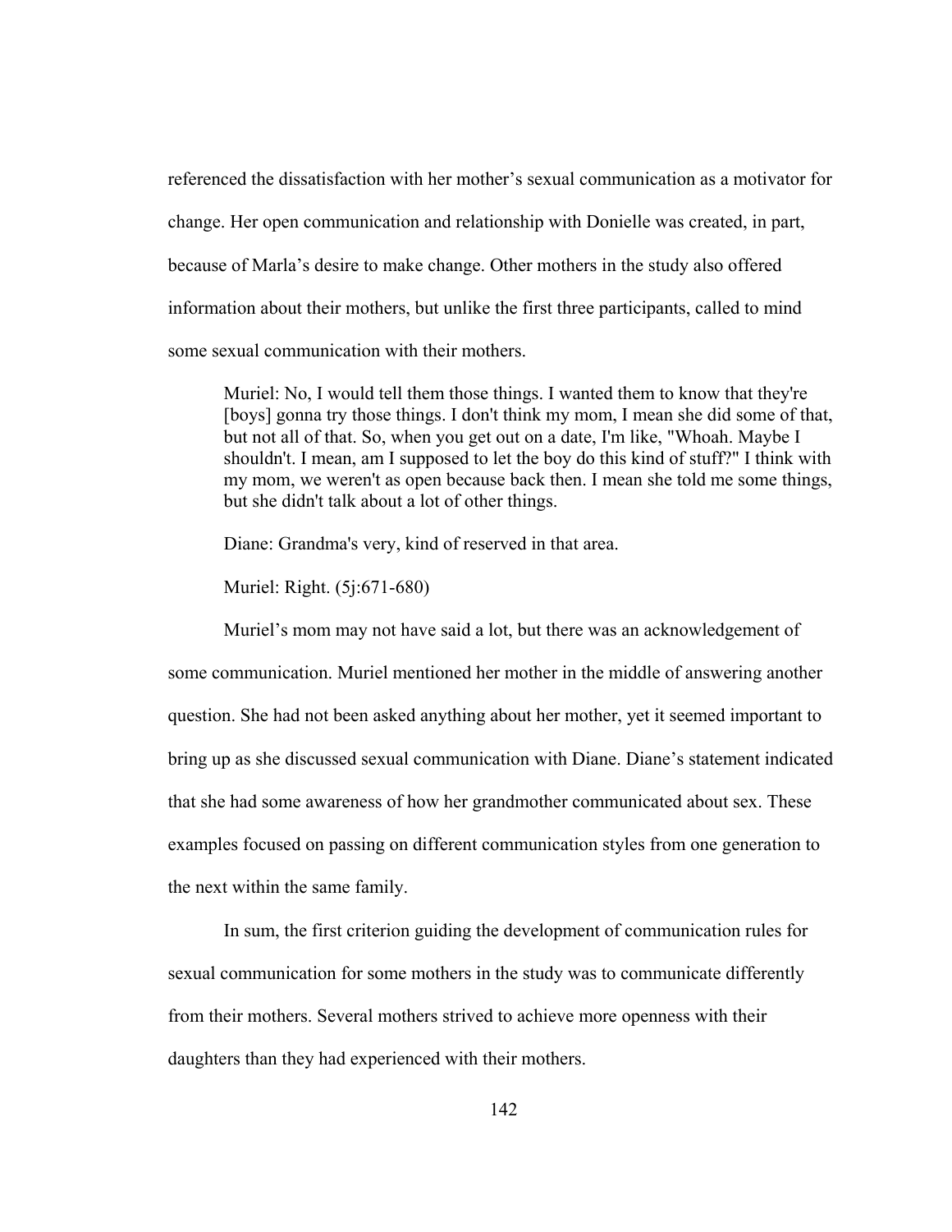referenced the dissatisfaction with her mother's sexual communication as a motivator for change. Her open communication and relationship with Donielle was created, in part, because of Marla's desire to make change. Other mothers in the study also offered information about their mothers, but unlike the first three participants, called to mind some sexual communication with their mothers.

> Muriel: No, I would tell them those things. I wanted them to know that they're [boys] gonna try those things. I don't think my mom, I mean she did some of that, but not all of that. So, when you get out on a date, I'm like, "Whoah. Maybe I shouldn't. I mean, am I supposed to let the boy do this kind of stuff?" I think with my mom, we weren't as open because back then. I mean she told me some things, but she didn't talk about a lot of other things.
>
> Diane: Grandma's very, kind of reserved in that area.
>
> Muriel: Right. (5j:671-680)

Muriel's mom may not have said a lot, but there was an acknowledgement of some communication. Muriel mentioned her mother in the middle of answering another question. She had not been asked anything about her mother, yet it seemed important to bring up as she discussed sexual communication with Diane. Diane's statement indicated that she had some awareness of how her grandmother communicated about sex. These examples focused on passing on different communication styles from one generation to the next within the same family.

In sum, the first criterion guiding the development of communication rules for sexual communication for some mothers in the study was to communicate differently from their mothers. Several mothers strived to achieve more openness with their daughters than they had experienced with their mothers.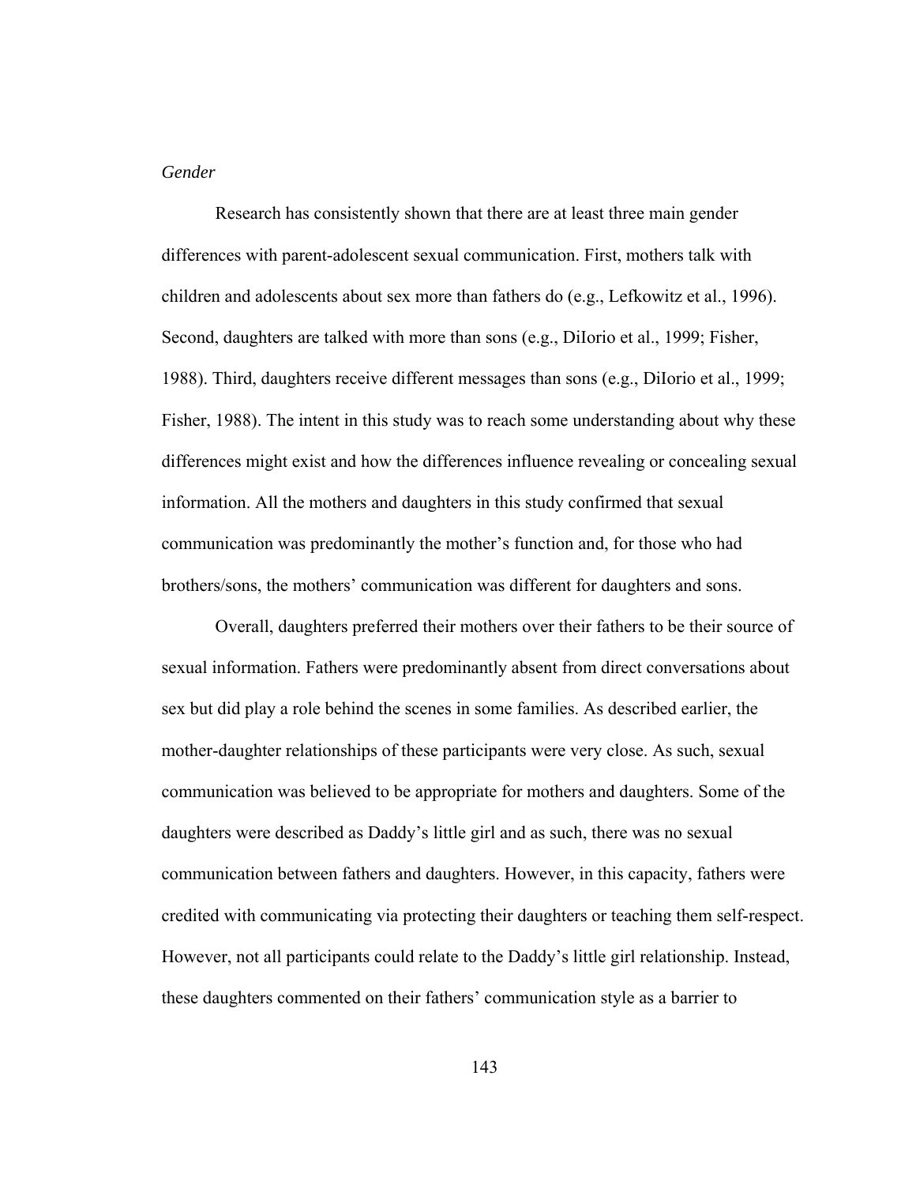*Gender*

Research has consistently shown that there are at least three main gender differences with parent-adolescent sexual communication. First, mothers talk with children and adolescents about sex more than fathers do (e.g., Lefkowitz et al., 1996). Second, daughters are talked with more than sons (e.g., DiIorio et al., 1999; Fisher, 1988). Third, daughters receive different messages than sons (e.g., DiIorio et al., 1999; Fisher, 1988). The intent in this study was to reach some understanding about why these differences might exist and how the differences influence revealing or concealing sexual information. All the mothers and daughters in this study confirmed that sexual communication was predominantly the mother's function and, for those who had brothers/sons, the mothers' communication was different for daughters and sons.

Overall, daughters preferred their mothers over their fathers to be their source of sexual information. Fathers were predominantly absent from direct conversations about sex but did play a role behind the scenes in some families. As described earlier, the mother-daughter relationships of these participants were very close. As such, sexual communication was believed to be appropriate for mothers and daughters. Some of the daughters were described as Daddy's little girl and as such, there was no sexual communication between fathers and daughters. However, in this capacity, fathers were credited with communicating via protecting their daughters or teaching them self-respect. However, not all participants could relate to the Daddy's little girl relationship. Instead, these daughters commented on their fathers' communication style as a barrier to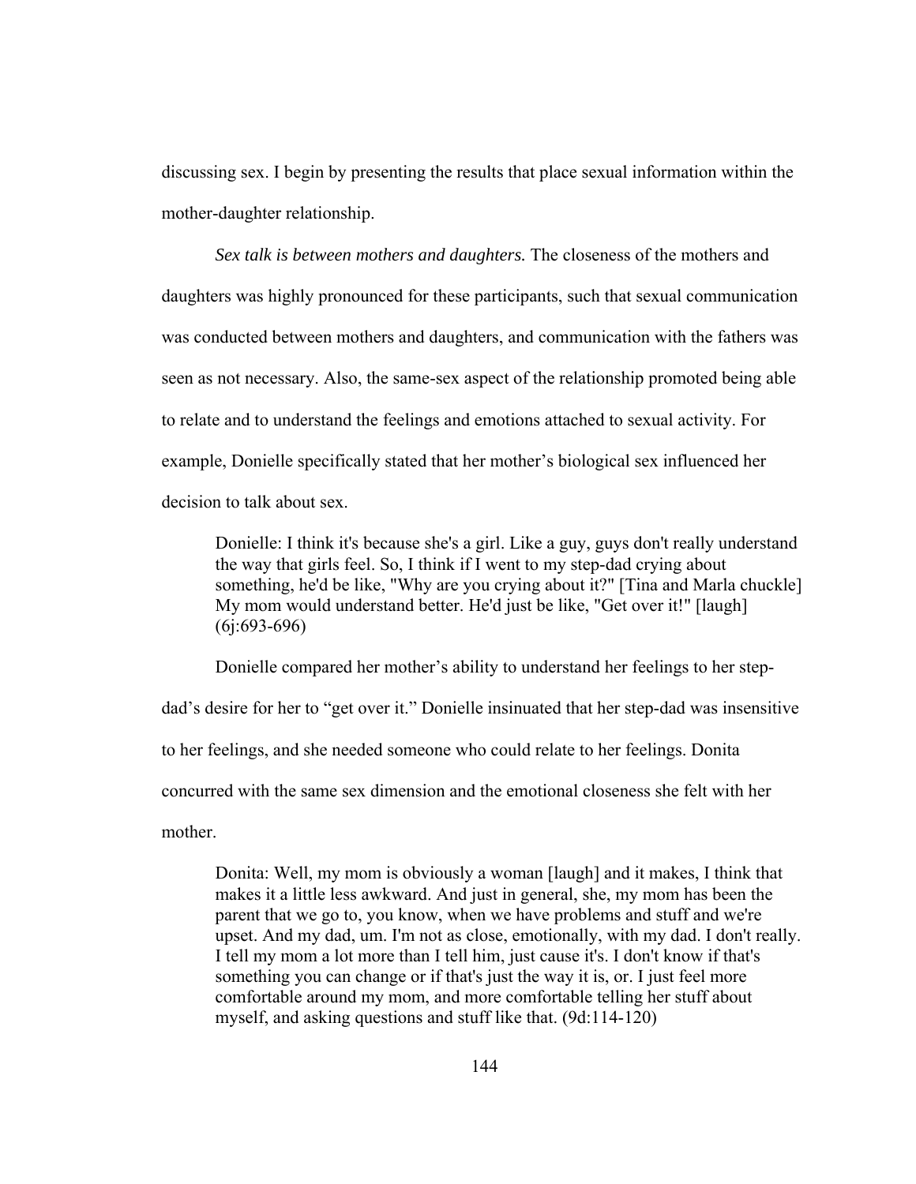discussing sex. I begin by presenting the results that place sexual information within the mother-daughter relationship.

*Sex talk is between mothers and daughters.* The closeness of the mothers and daughters was highly pronounced for these participants, such that sexual communication was conducted between mothers and daughters, and communication with the fathers was seen as not necessary. Also, the same-sex aspect of the relationship promoted being able to relate and to understand the feelings and emotions attached to sexual activity. For example, Donielle specifically stated that her mother's biological sex influenced her decision to talk about sex.

> Donielle: I think it's because she's a girl. Like a guy, guys don't really understand the way that girls feel. So, I think if I went to my step-dad crying about something, he'd be like, "Why are you crying about it?" [Tina and Marla chuckle] My mom would understand better. He'd just be like, "Get over it!" [laugh] (6j:693-696)

Donielle compared her mother's ability to understand her feelings to her step-dad's desire for her to "get over it." Donielle insinuated that her step-dad was insensitive to her feelings, and she needed someone who could relate to her feelings. Donita concurred with the same sex dimension and the emotional closeness she felt with her mother.

> Donita: Well, my mom is obviously a woman [laugh] and it makes, I think that makes it a little less awkward. And just in general, she, my mom has been the parent that we go to, you know, when we have problems and stuff and we're upset. And my dad, um. I'm not as close, emotionally, with my dad. I don't really. I tell my mom a lot more than I tell him, just cause it's. I don't know if that's something you can change or if that's just the way it is, or. I just feel more comfortable around my mom, and more comfortable telling her stuff about myself, and asking questions and stuff like that. (9d:114-120)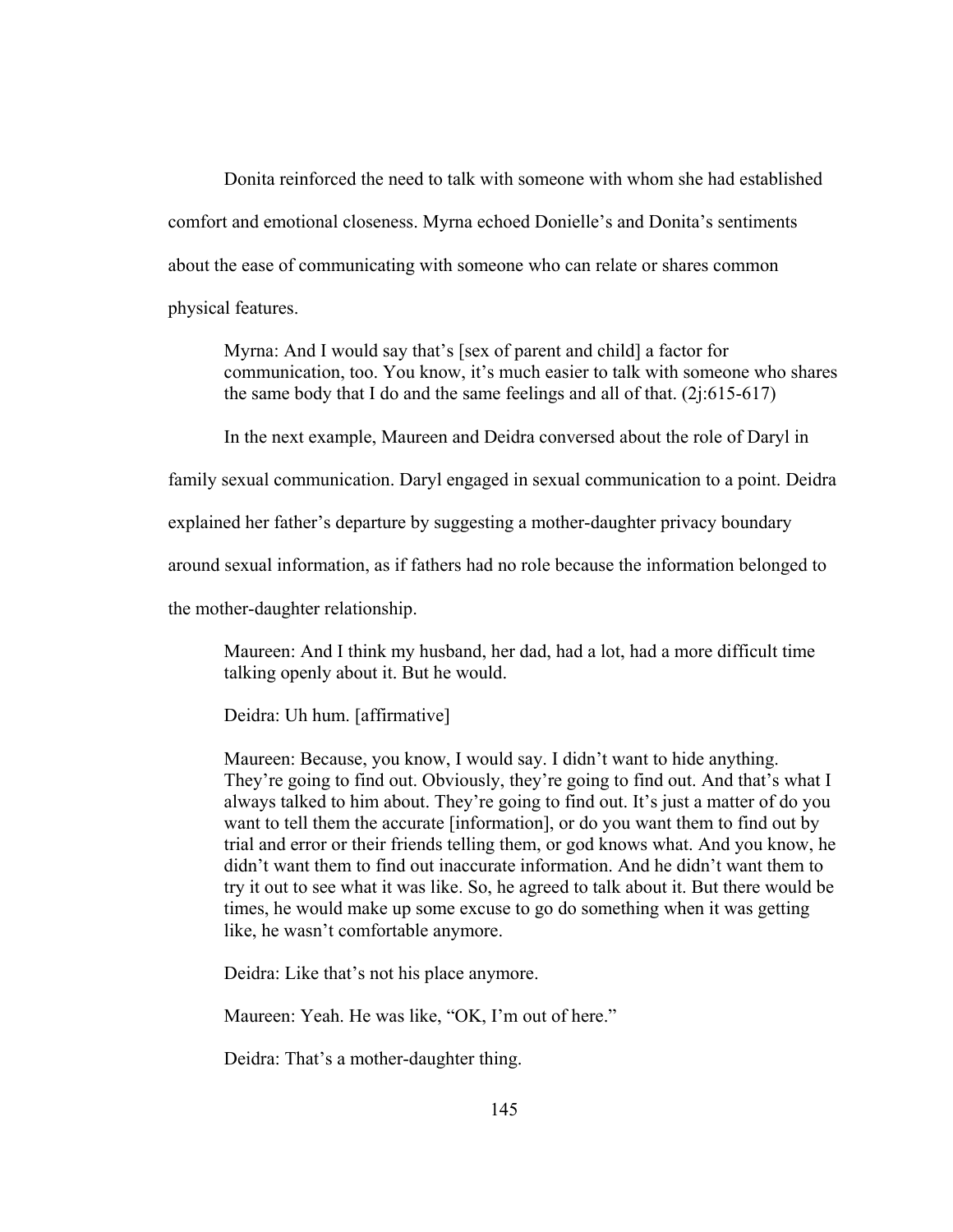Donita reinforced the need to talk with someone with whom she had established comfort and emotional closeness. Myrna echoed Donielle's and Donita's sentiments about the ease of communicating with someone who can relate or shares common physical features.

> Myrna: And I would say that's [sex of parent and child] a factor for communication, too. You know, it's much easier to talk with someone who shares the same body that I do and the same feelings and all of that. (2j:615-617)

In the next example, Maureen and Deidra conversed about the role of Daryl in family sexual communication. Daryl engaged in sexual communication to a point. Deidra explained her father's departure by suggesting a mother-daughter privacy boundary around sexual information, as if fathers had no role because the information belonged to the mother-daughter relationship.

> Maureen: And I think my husband, her dad, had a lot, had a more difficult time talking openly about it. But he would.
>
> Deidra: Uh hum. [affirmative]
>
> Maureen: Because, you know, I would say. I didn't want to hide anything. They're going to find out. Obviously, they're going to find out. And that's what I always talked to him about. They're going to find out. It's just a matter of do you want to tell them the accurate [information], or do you want them to find out by trial and error or their friends telling them, or god knows what. And you know, he didn't want them to find out inaccurate information. And he didn't want them to try it out to see what it was like. So, he agreed to talk about it. But there would be times, he would make up some excuse to go do something when it was getting like, he wasn't comfortable anymore.
>
> Deidra: Like that's not his place anymore.
>
> Maureen: Yeah. He was like, "OK, I'm out of here."
>
> Deidra: That's a mother-daughter thing.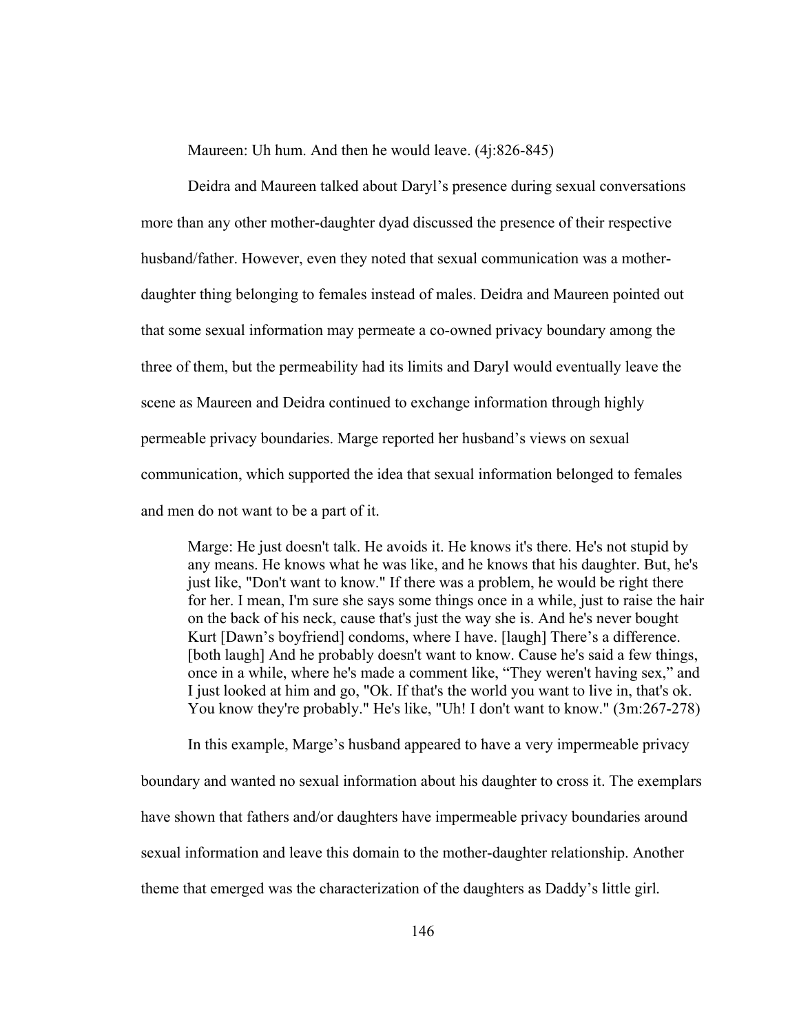Maureen: Uh hum. And then he would leave. (4j:826-845)

Deidra and Maureen talked about Daryl's presence during sexual conversations more than any other mother-daughter dyad discussed the presence of their respective husband/father. However, even they noted that sexual communication was a mother-daughter thing belonging to females instead of males. Deidra and Maureen pointed out that some sexual information may permeate a co-owned privacy boundary among the three of them, but the permeability had its limits and Daryl would eventually leave the scene as Maureen and Deidra continued to exchange information through highly permeable privacy boundaries. Marge reported her husband's views on sexual communication, which supported the idea that sexual information belonged to females and men do not want to be a part of it.

> Marge: He just doesn't talk. He avoids it. He knows it's there. He's not stupid by any means. He knows what he was like, and he knows that his daughter. But, he's just like, "Don't want to know." If there was a problem, he would be right there for her. I mean, I'm sure she says some things once in a while, just to raise the hair on the back of his neck, cause that's just the way she is. And he's never bought Kurt [Dawn's boyfriend] condoms, where I have. [laugh] There's a difference. [both laugh] And he probably doesn't want to know. Cause he's said a few things, once in a while, where he's made a comment like, "They weren't having sex," and I just looked at him and go, "Ok. If that's the world you want to live in, that's ok. You know they're probably." He's like, "Uh! I don't want to know." (3m:267-278)

In this example, Marge's husband appeared to have a very impermeable privacy boundary and wanted no sexual information about his daughter to cross it. The exemplars have shown that fathers and/or daughters have impermeable privacy boundaries around sexual information and leave this domain to the mother-daughter relationship. Another theme that emerged was the characterization of the daughters as Daddy's little girl.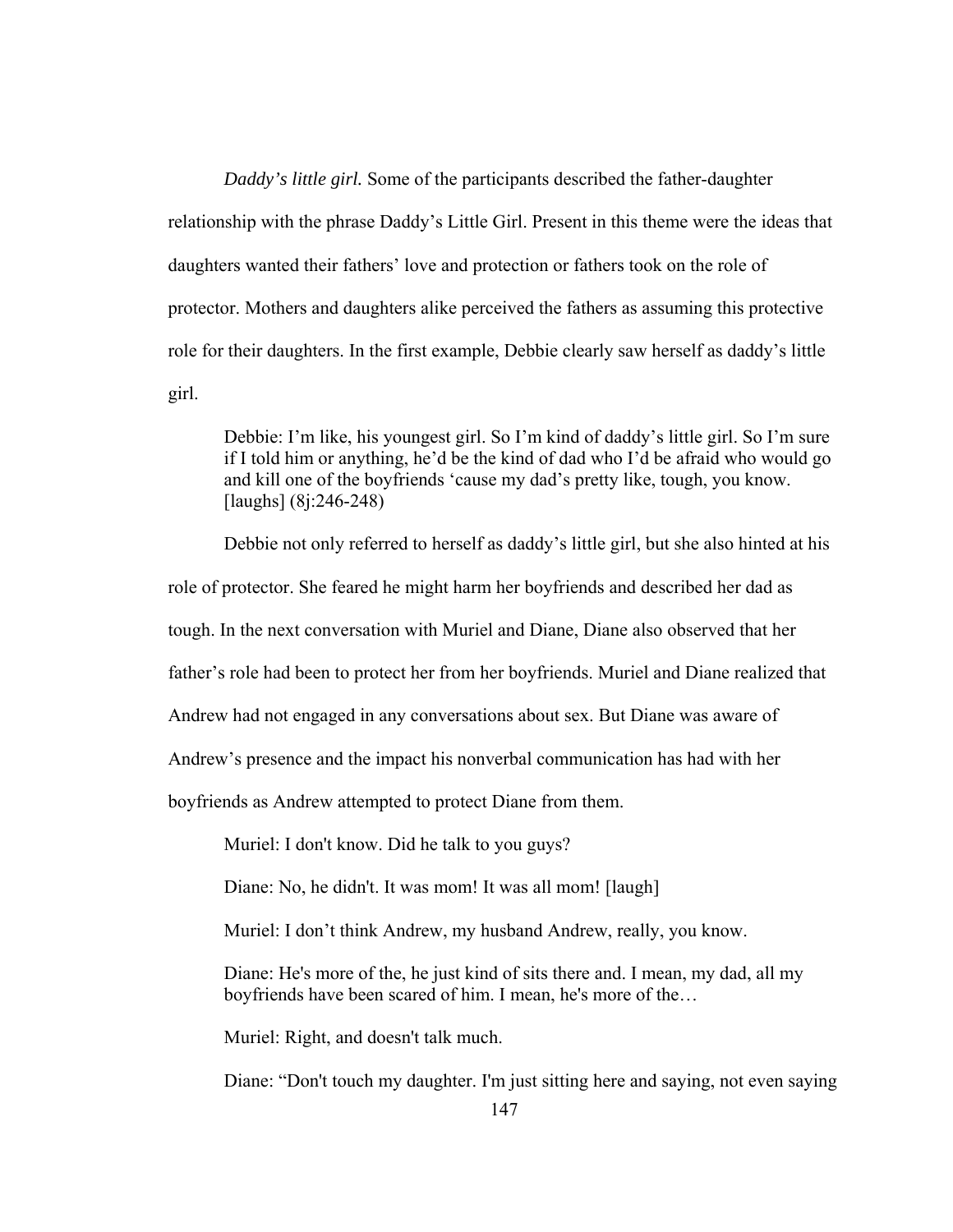*Daddy's little girl.* Some of the participants described the father-daughter relationship with the phrase Daddy's Little Girl. Present in this theme were the ideas that daughters wanted their fathers' love and protection or fathers took on the role of protector. Mothers and daughters alike perceived the fathers as assuming this protective role for their daughters. In the first example, Debbie clearly saw herself as daddy's little girl.

> Debbie: I'm like, his youngest girl. So I'm kind of daddy's little girl. So I'm sure if I told him or anything, he'd be the kind of dad who I'd be afraid who would go and kill one of the boyfriends 'cause my dad's pretty like, tough, you know. [laughs] (8j:246-248)

Debbie not only referred to herself as daddy's little girl, but she also hinted at his role of protector. She feared he might harm her boyfriends and described her dad as tough. In the next conversation with Muriel and Diane, Diane also observed that her father's role had been to protect her from her boyfriends. Muriel and Diane realized that Andrew had not engaged in any conversations about sex. But Diane was aware of Andrew's presence and the impact his nonverbal communication has had with her boyfriends as Andrew attempted to protect Diane from them.

> Muriel: I don't know. Did he talk to you guys?
>
> Diane: No, he didn't. It was mom! It was all mom! [laugh]
>
> Muriel: I don't think Andrew, my husband Andrew, really, you know.
>
> Diane: He's more of the, he just kind of sits there and. I mean, my dad, all my boyfriends have been scared of him. I mean, he's more of the…
>
> Muriel: Right, and doesn't talk much.
>
> Diane: "Don't touch my daughter. I'm just sitting here and saying, not even saying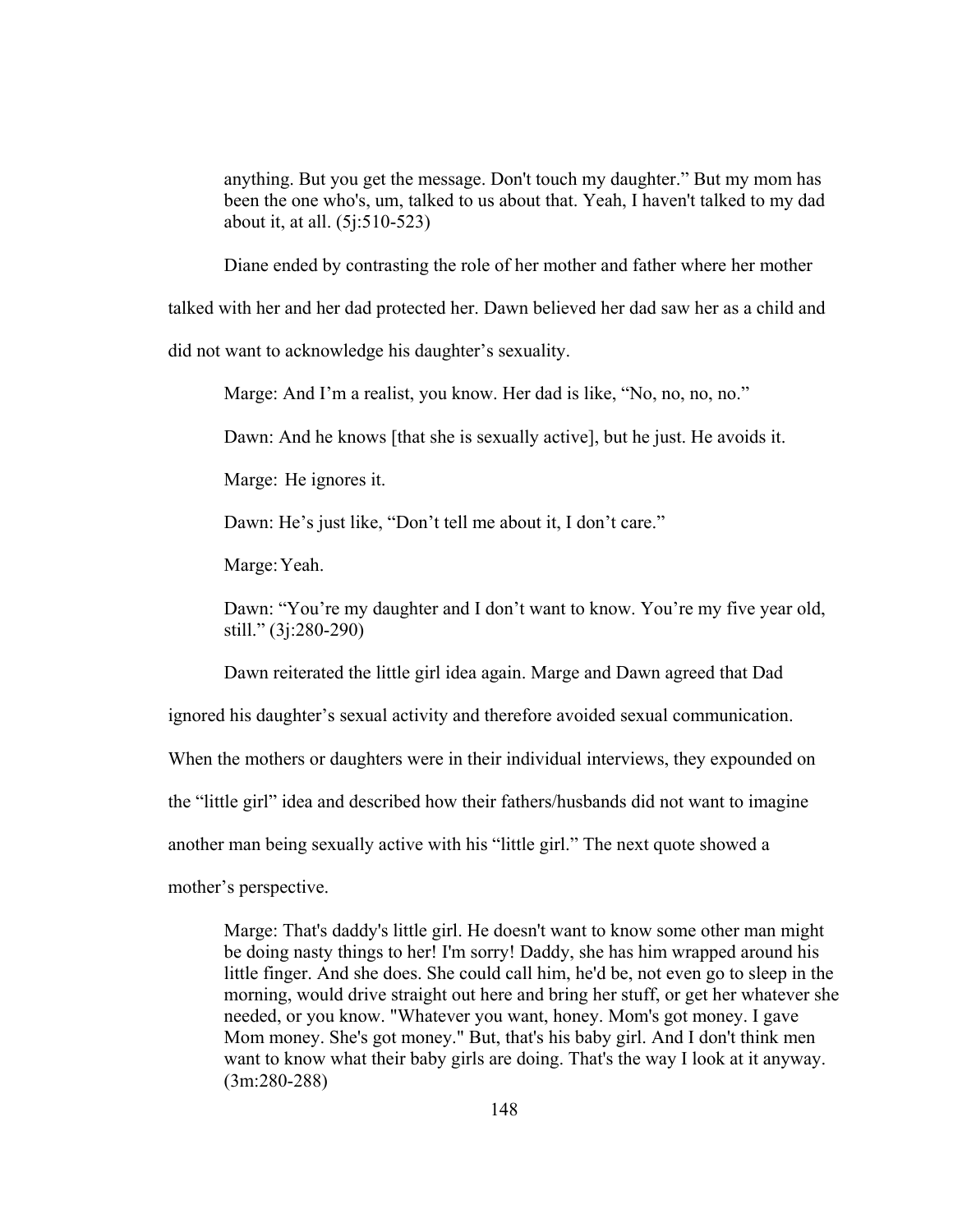> anything. But you get the message. Don't touch my daughter." But my mom has been the one who's, um, talked to us about that. Yeah, I haven't talked to my dad about it, at all. (5j:510-523)

Diane ended by contrasting the role of her mother and father where her mother talked with her and her dad protected her. Dawn believed her dad saw her as a child and did not want to acknowledge his daughter's sexuality.

> Marge: And I'm a realist, you know. Her dad is like, "No, no, no, no."
>
> Dawn: And he knows [that she is sexually active], but he just. He avoids it.
>
> Marge: He ignores it.
>
> Dawn: He's just like, "Don't tell me about it, I don't care."
>
> Marge: Yeah.
>
> Dawn: "You're my daughter and I don't want to know. You're my five year old, still." (3j:280-290)

Dawn reiterated the little girl idea again. Marge and Dawn agreed that Dad ignored his daughter's sexual activity and therefore avoided sexual communication. When the mothers or daughters were in their individual interviews, they expounded on the "little girl" idea and described how their fathers/husbands did not want to imagine another man being sexually active with his "little girl." The next quote showed a mother's perspective.

> Marge: That's daddy's little girl. He doesn't want to know some other man might be doing nasty things to her! I'm sorry! Daddy, she has him wrapped around his little finger. And she does. She could call him, he'd be, not even go to sleep in the morning, would drive straight out here and bring her stuff, or get her whatever she needed, or you know. "Whatever you want, honey. Mom's got money. I gave Mom money. She's got money." But, that's his baby girl. And I don't think men want to know what their baby girls are doing. That's the way I look at it anyway. (3m:280-288)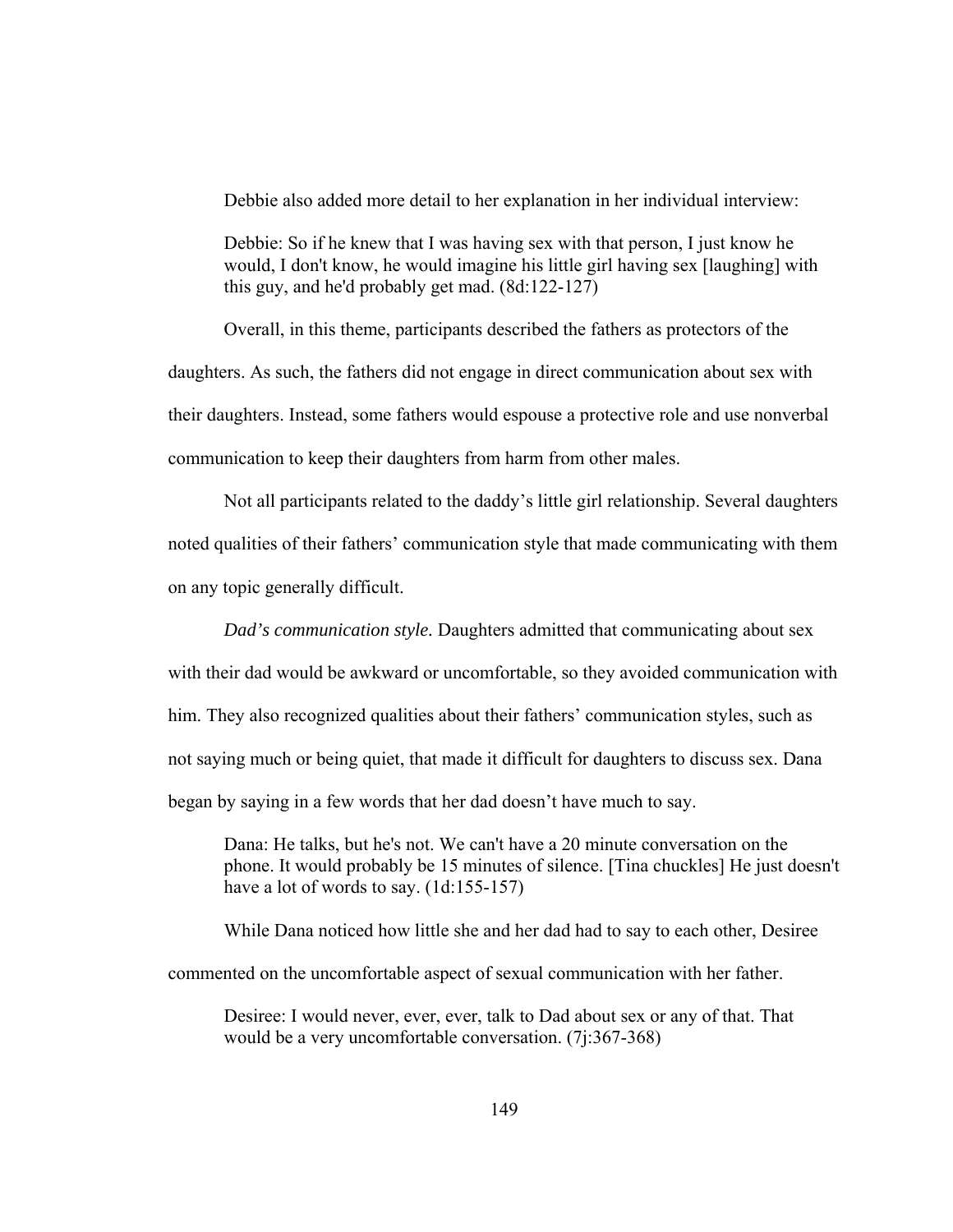Debbie also added more detail to her explanation in her individual interview:

> Debbie: So if he knew that I was having sex with that person, I just know he would, I don't know, he would imagine his little girl having sex [laughing] with this guy, and he'd probably get mad. (8d:122-127)

Overall, in this theme, participants described the fathers as protectors of the daughters. As such, the fathers did not engage in direct communication about sex with their daughters. Instead, some fathers would espouse a protective role and use nonverbal communication to keep their daughters from harm from other males.

Not all participants related to the daddy's little girl relationship. Several daughters noted qualities of their fathers' communication style that made communicating with them on any topic generally difficult.

*Dad's communication style.* Daughters admitted that communicating about sex with their dad would be awkward or uncomfortable, so they avoided communication with him. They also recognized qualities about their fathers' communication styles, such as not saying much or being quiet, that made it difficult for daughters to discuss sex. Dana began by saying in a few words that her dad doesn't have much to say.

> Dana: He talks, but he's not. We can't have a 20 minute conversation on the phone. It would probably be 15 minutes of silence. [Tina chuckles] He just doesn't have a lot of words to say. (1d:155-157)

While Dana noticed how little she and her dad had to say to each other, Desiree commented on the uncomfortable aspect of sexual communication with her father.

> Desiree: I would never, ever, ever, talk to Dad about sex or any of that. That would be a very uncomfortable conversation. (7j:367-368)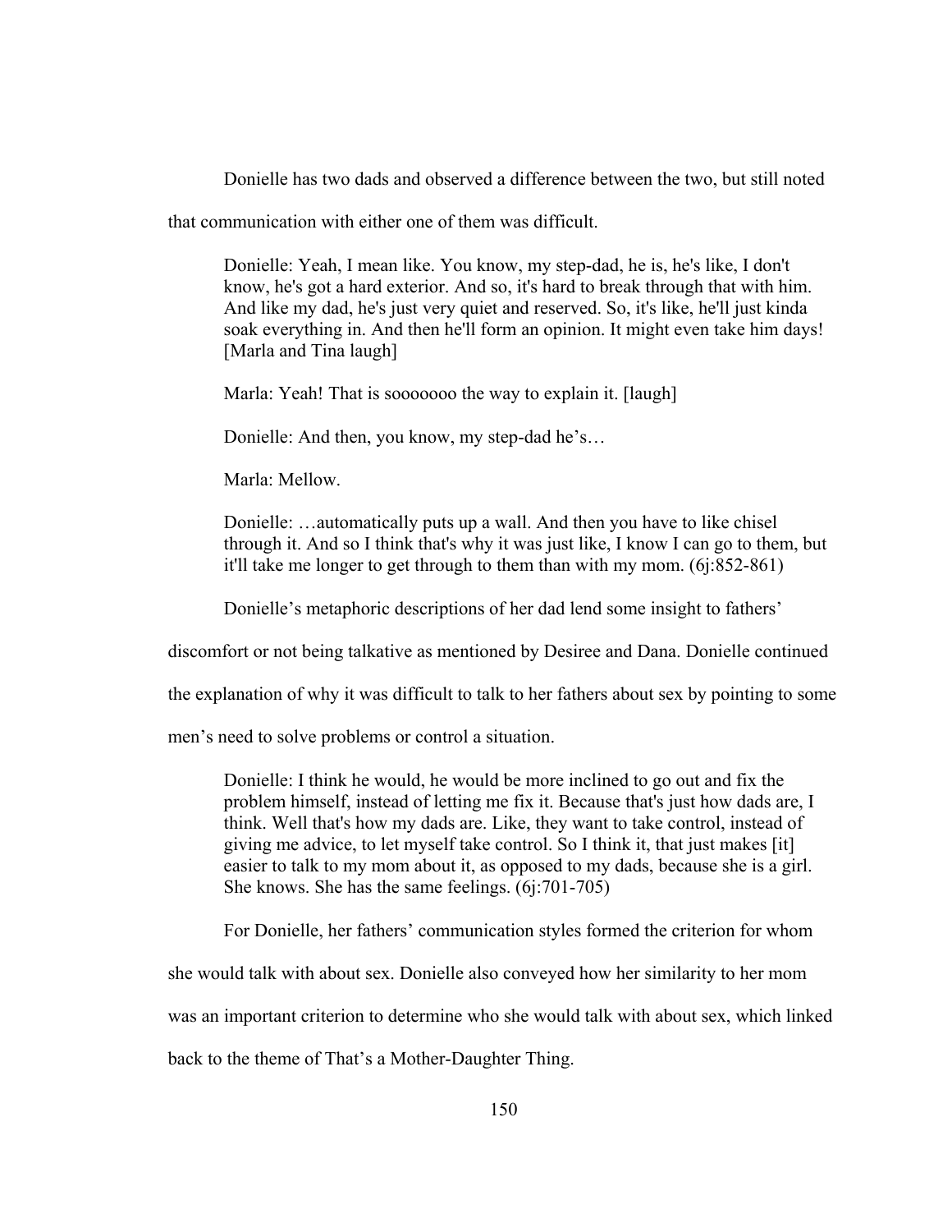Donielle has two dads and observed a difference between the two, but still noted that communication with either one of them was difficult.

> Donielle: Yeah, I mean like. You know, my step-dad, he is, he's like, I don't know, he's got a hard exterior. And so, it's hard to break through that with him. And like my dad, he's just very quiet and reserved. So, it's like, he'll just kinda soak everything in. And then he'll form an opinion. It might even take him days! [Marla and Tina laugh]
>
> Marla: Yeah! That is sooooooo the way to explain it. [laugh]
>
> Donielle: And then, you know, my step-dad he's…
>
> Marla: Mellow.
>
> Donielle: …automatically puts up a wall. And then you have to like chisel through it. And so I think that's why it was just like, I know I can go to them, but it'll take me longer to get through to them than with my mom. (6j:852-861)

Donielle's metaphoric descriptions of her dad lend some insight to fathers' discomfort or not being talkative as mentioned by Desiree and Dana. Donielle continued the explanation of why it was difficult to talk to her fathers about sex by pointing to some men's need to solve problems or control a situation.

> Donielle: I think he would, he would be more inclined to go out and fix the problem himself, instead of letting me fix it. Because that's just how dads are, I think. Well that's how my dads are. Like, they want to take control, instead of giving me advice, to let myself take control. So I think it, that just makes [it] easier to talk to my mom about it, as opposed to my dads, because she is a girl. She knows. She has the same feelings. (6j:701-705)

For Donielle, her fathers' communication styles formed the criterion for whom she would talk with about sex. Donielle also conveyed how her similarity to her mom was an important criterion to determine who she would talk with about sex, which linked back to the theme of That's a Mother-Daughter Thing.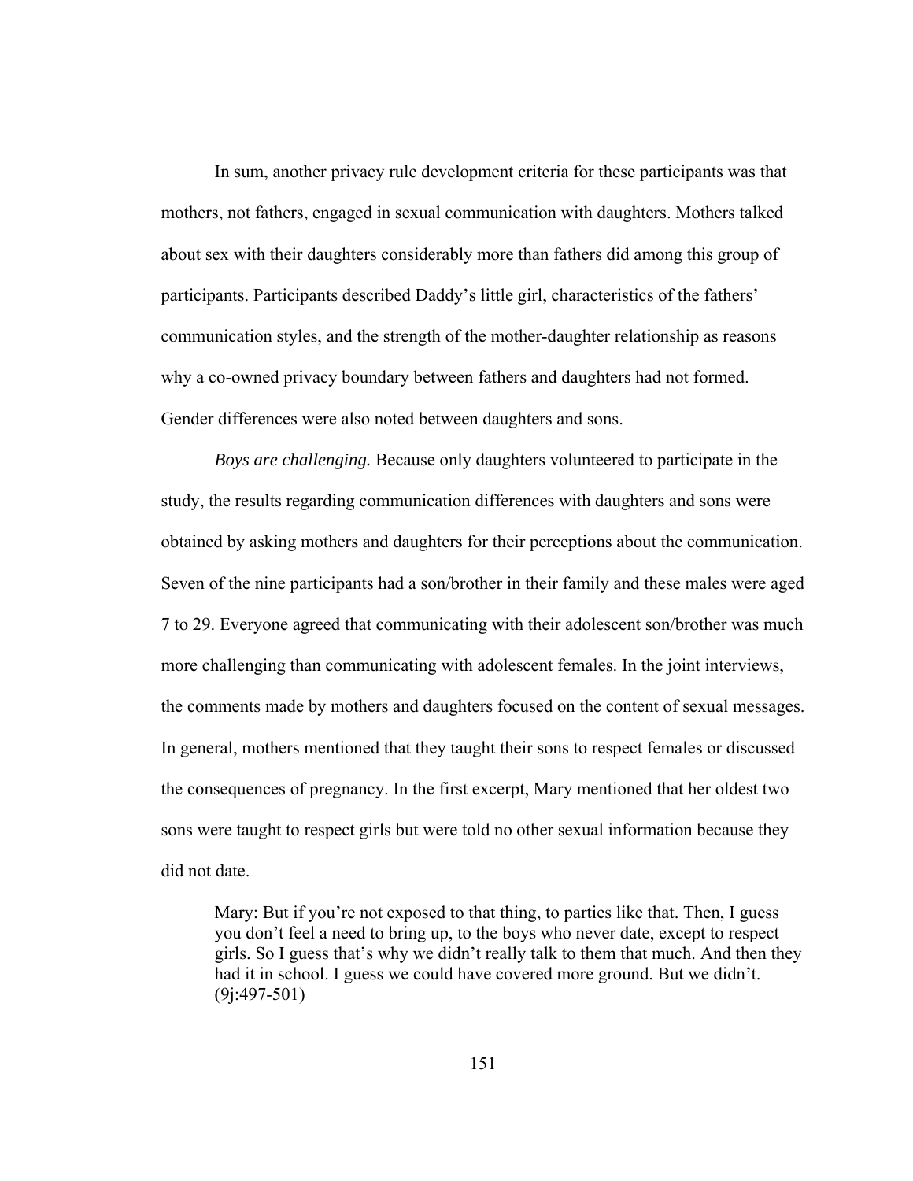In sum, another privacy rule development criteria for these participants was that mothers, not fathers, engaged in sexual communication with daughters. Mothers talked about sex with their daughters considerably more than fathers did among this group of participants. Participants described Daddy's little girl, characteristics of the fathers' communication styles, and the strength of the mother-daughter relationship as reasons why a co-owned privacy boundary between fathers and daughters had not formed. Gender differences were also noted between daughters and sons.

*Boys are challenging.* Because only daughters volunteered to participate in the study, the results regarding communication differences with daughters and sons were obtained by asking mothers and daughters for their perceptions about the communication. Seven of the nine participants had a son/brother in their family and these males were aged 7 to 29. Everyone agreed that communicating with their adolescent son/brother was much more challenging than communicating with adolescent females. In the joint interviews, the comments made by mothers and daughters focused on the content of sexual messages. In general, mothers mentioned that they taught their sons to respect females or discussed the consequences of pregnancy. In the first excerpt, Mary mentioned that her oldest two sons were taught to respect girls but were told no other sexual information because they did not date.

> Mary: But if you're not exposed to that thing, to parties like that. Then, I guess you don't feel a need to bring up, to the boys who never date, except to respect girls. So I guess that's why we didn't really talk to them that much. And then they had it in school. I guess we could have covered more ground. But we didn't. (9j:497-501)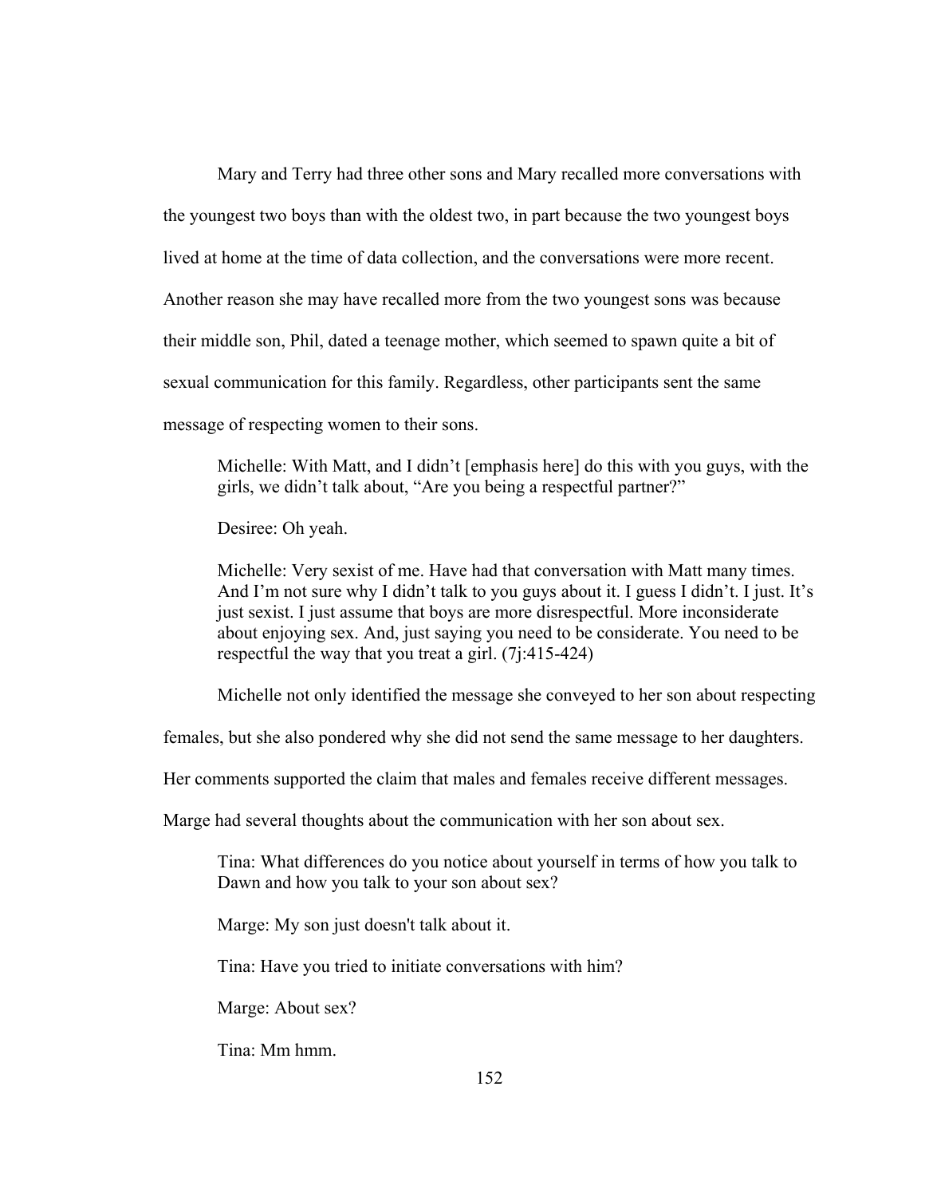Mary and Terry had three other sons and Mary recalled more conversations with the youngest two boys than with the oldest two, in part because the two youngest boys lived at home at the time of data collection, and the conversations were more recent. Another reason she may have recalled more from the two youngest sons was because their middle son, Phil, dated a teenage mother, which seemed to spawn quite a bit of sexual communication for this family. Regardless, other participants sent the same message of respecting women to their sons.

> Michelle: With Matt, and I didn't [emphasis here] do this with you guys, with the girls, we didn't talk about, "Are you being a respectful partner?"
>
> Desiree: Oh yeah.
>
> Michelle: Very sexist of me. Have had that conversation with Matt many times. And I'm not sure why I didn't talk to you guys about it. I guess I didn't. I just. It's just sexist. I just assume that boys are more disrespectful. More inconsiderate about enjoying sex. And, just saying you need to be considerate. You need to be respectful the way that you treat a girl. (7j:415-424)

Michelle not only identified the message she conveyed to her son about respecting females, but she also pondered why she did not send the same message to her daughters. Her comments supported the claim that males and females receive different messages. Marge had several thoughts about the communication with her son about sex.

> Tina: What differences do you notice about yourself in terms of how you talk to Dawn and how you talk to your son about sex?
>
> Marge: My son just doesn't talk about it.
>
> Tina: Have you tried to initiate conversations with him?
>
> Marge: About sex?
>
> Tina: Mm hmm.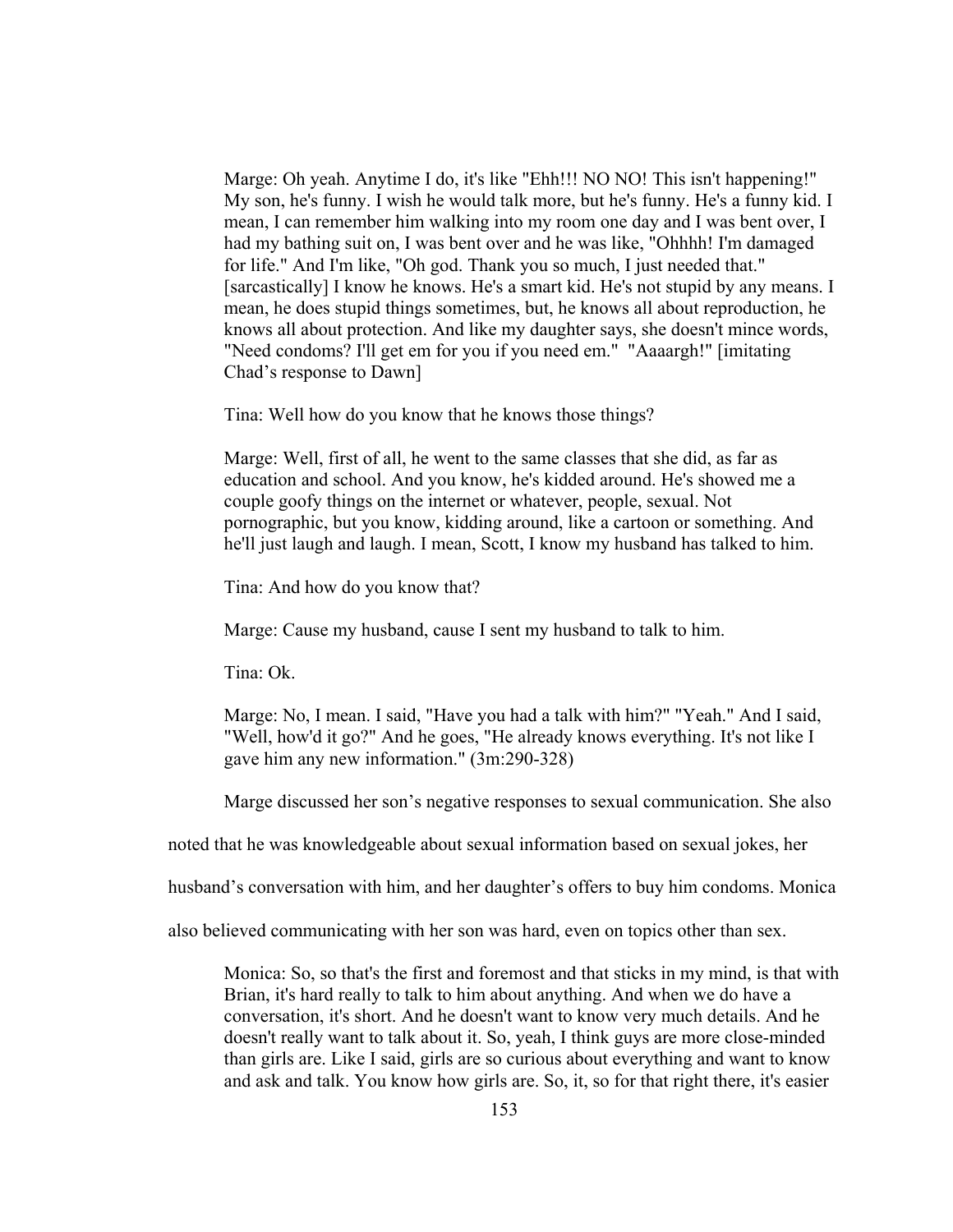> Marge: Oh yeah. Anytime I do, it's like "Ehh!!! NO NO! This isn't happening!" My son, he's funny. I wish he would talk more, but he's funny. He's a funny kid. I mean, I can remember him walking into my room one day and I was bent over, I had my bathing suit on, I was bent over and he was like, "Ohhhh! I'm damaged for life." And I'm like, "Oh god. Thank you so much, I just needed that." [sarcastically] I know he knows. He's a smart kid. He's not stupid by any means. I mean, he does stupid things sometimes, but, he knows all about reproduction, he knows all about protection. And like my daughter says, she doesn't mince words, "Need condoms? I'll get em for you if you need em." "Aaaargh!" [imitating Chad's response to Dawn]
>
> Tina: Well how do you know that he knows those things?
>
> Marge: Well, first of all, he went to the same classes that she did, as far as education and school. And you know, he's kidded around. He's showed me a couple goofy things on the internet or whatever, people, sexual. Not pornographic, but you know, kidding around, like a cartoon or something. And he'll just laugh and laugh. I mean, Scott, I know my husband has talked to him.
>
> Tina: And how do you know that?
>
> Marge: Cause my husband, cause I sent my husband to talk to him.
>
> Tina: Ok.
>
> Marge: No, I mean. I said, "Have you had a talk with him?" "Yeah." And I said, "Well, how'd it go?" And he goes, "He already knows everything. It's not like I gave him any new information." (3m:290-328)

Marge discussed her son's negative responses to sexual communication. She also noted that he was knowledgeable about sexual information based on sexual jokes, her husband's conversation with him, and her daughter's offers to buy him condoms. Monica also believed communicating with her son was hard, even on topics other than sex.

> Monica: So, so that's the first and foremost and that sticks in my mind, is that with Brian, it's hard really to talk to him about anything. And when we do have a conversation, it's short. And he doesn't want to know very much details. And he doesn't really want to talk about it. So, yeah, I think guys are more close-minded than girls are. Like I said, girls are so curious about everything and want to know and ask and talk. You know how girls are. So, it, so for that right there, it's easier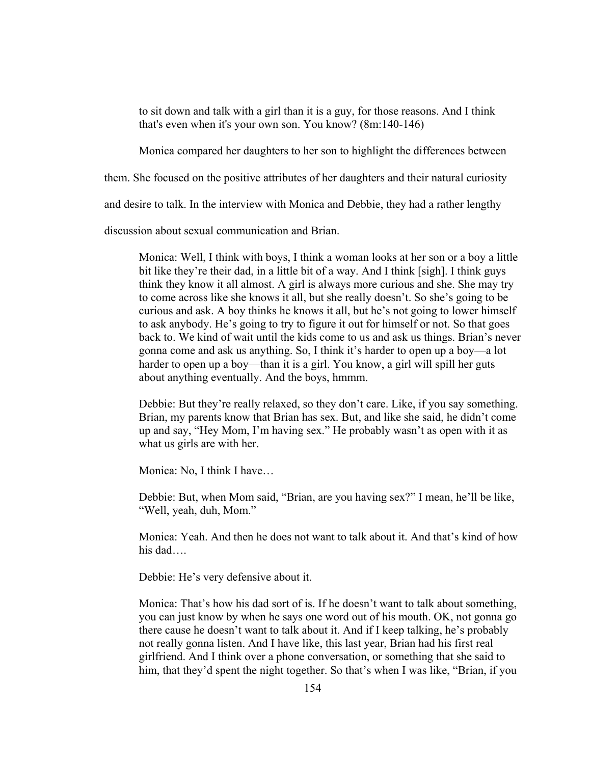> to sit down and talk with a girl than it is a guy, for those reasons. And I think that's even when it's your own son. You know? (8m:140-146)

Monica compared her daughters to her son to highlight the differences between them. She focused on the positive attributes of her daughters and their natural curiosity and desire to talk. In the interview with Monica and Debbie, they had a rather lengthy discussion about sexual communication and Brian.

> Monica: Well, I think with boys, I think a woman looks at her son or a boy a little bit like they're their dad, in a little bit of a way. And I think [sigh]. I think guys think they know it all almost. A girl is always more curious and she. She may try to come across like she knows it all, but she really doesn't. So she's going to be curious and ask. A boy thinks he knows it all, but he's not going to lower himself to ask anybody. He's going to try to figure it out for himself or not. So that goes back to. We kind of wait until the kids come to us and ask us things. Brian's never gonna come and ask us anything. So, I think it's harder to open up a boy—a lot harder to open up a boy—than it is a girl. You know, a girl will spill her guts about anything eventually. And the boys, hmmm.
>
> Debbie: But they're really relaxed, so they don't care. Like, if you say something. Brian, my parents know that Brian has sex. But, and like she said, he didn't come up and say, "Hey Mom, I'm having sex." He probably wasn't as open with it as what us girls are with her.
>
> Monica: No, I think I have…
>
> Debbie: But, when Mom said, "Brian, are you having sex?" I mean, he'll be like, "Well, yeah, duh, Mom."
>
> Monica: Yeah. And then he does not want to talk about it. And that's kind of how his dad….
>
> Debbie: He's very defensive about it.
>
> Monica: That's how his dad sort of is. If he doesn't want to talk about something, you can just know by when he says one word out of his mouth. OK, not gonna go there cause he doesn't want to talk about it. And if I keep talking, he's probably not really gonna listen. And I have like, this last year, Brian had his first real girlfriend. And I think over a phone conversation, or something that she said to him, that they'd spent the night together. So that's when I was like, "Brian, if you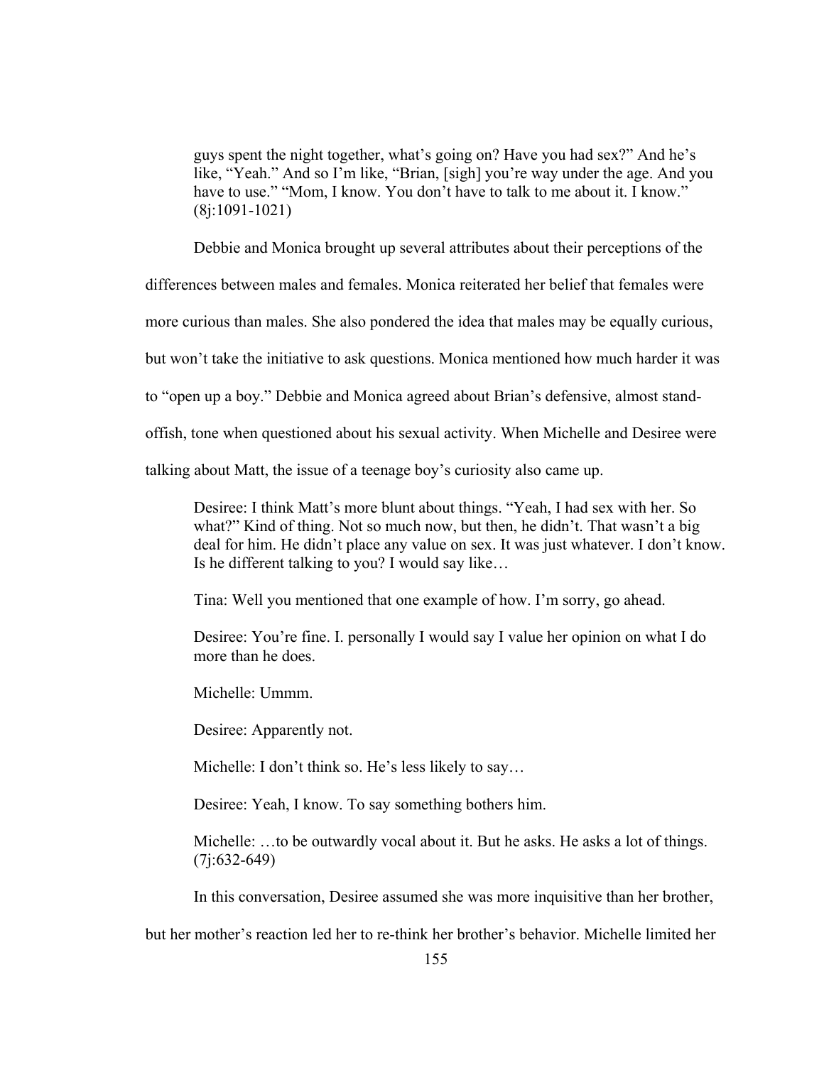> guys spent the night together, what's going on? Have you had sex?" And he's like, "Yeah." And so I'm like, "Brian, [sigh] you're way under the age. And you have to use." "Mom, I know. You don't have to talk to me about it. I know." (8j:1091-1021)

Debbie and Monica brought up several attributes about their perceptions of the differences between males and females. Monica reiterated her belief that females were more curious than males. She also pondered the idea that males may be equally curious, but won't take the initiative to ask questions. Monica mentioned how much harder it was to "open up a boy." Debbie and Monica agreed about Brian's defensive, almost stand-offish, tone when questioned about his sexual activity. When Michelle and Desiree were talking about Matt, the issue of a teenage boy's curiosity also came up.

> Desiree: I think Matt's more blunt about things. "Yeah, I had sex with her. So what?" Kind of thing. Not so much now, but then, he didn't. That wasn't a big deal for him. He didn't place any value on sex. It was just whatever. I don't know. Is he different talking to you? I would say like…
>
> Tina: Well you mentioned that one example of how. I'm sorry, go ahead.
>
> Desiree: You're fine. I. personally I would say I value her opinion on what I do more than he does.
>
> Michelle: Ummm.
>
> Desiree: Apparently not.
>
> Michelle: I don't think so. He's less likely to say…
>
> Desiree: Yeah, I know. To say something bothers him.
>
> Michelle: …to be outwardly vocal about it. But he asks. He asks a lot of things. (7j:632-649)

In this conversation, Desiree assumed she was more inquisitive than her brother, but her mother's reaction led her to re-think her brother's behavior. Michelle limited her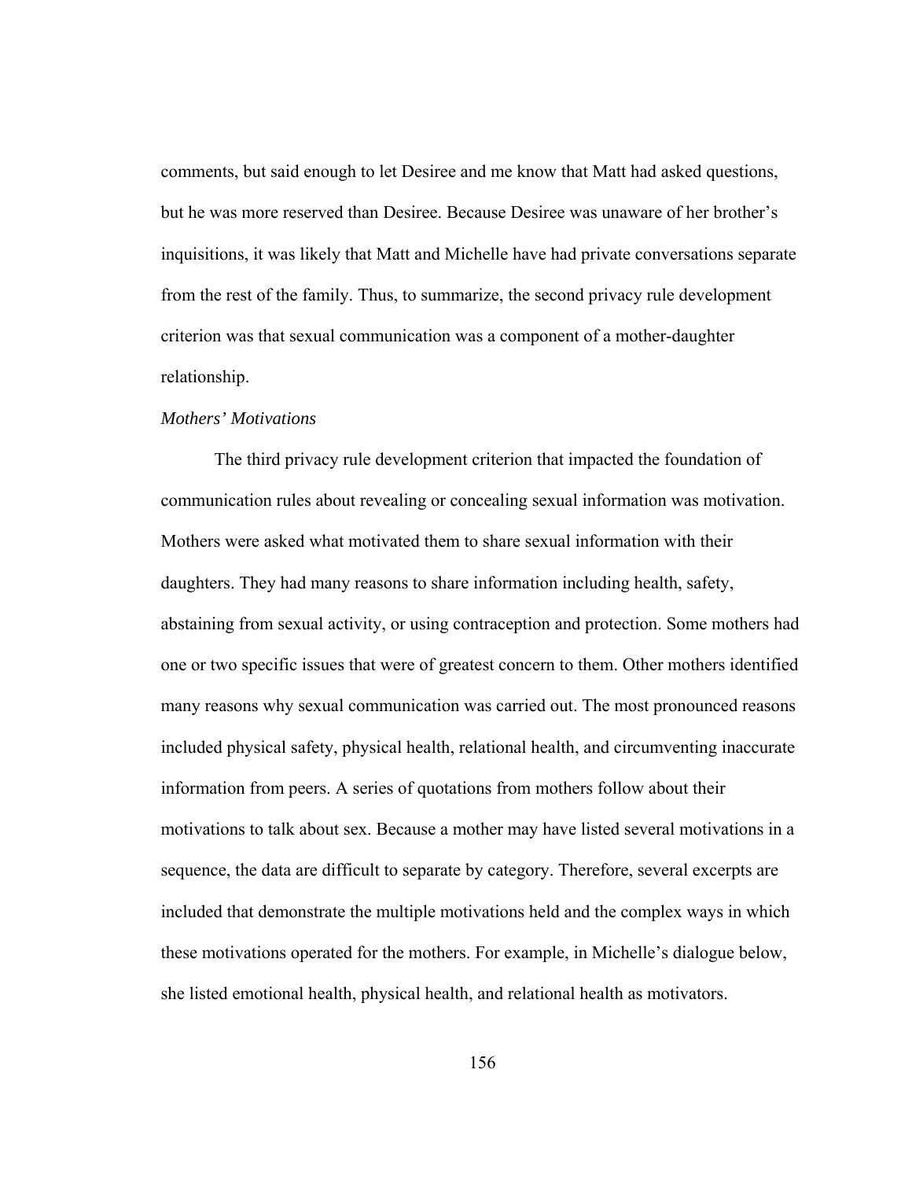comments, but said enough to let Desiree and me know that Matt had asked questions, but he was more reserved than Desiree. Because Desiree was unaware of her brother's inquisitions, it was likely that Matt and Michelle have had private conversations separate from the rest of the family. Thus, to summarize, the second privacy rule development criterion was that sexual communication was a component of a mother-daughter relationship.

*Mothers' Motivations*

The third privacy rule development criterion that impacted the foundation of communication rules about revealing or concealing sexual information was motivation. Mothers were asked what motivated them to share sexual information with their daughters. They had many reasons to share information including health, safety, abstaining from sexual activity, or using contraception and protection. Some mothers had one or two specific issues that were of greatest concern to them. Other mothers identified many reasons why sexual communication was carried out. The most pronounced reasons included physical safety, physical health, relational health, and circumventing inaccurate information from peers. A series of quotations from mothers follow about their motivations to talk about sex. Because a mother may have listed several motivations in a sequence, the data are difficult to separate by category. Therefore, several excerpts are included that demonstrate the multiple motivations held and the complex ways in which these motivations operated for the mothers. For example, in Michelle's dialogue below, she listed emotional health, physical health, and relational health as motivators.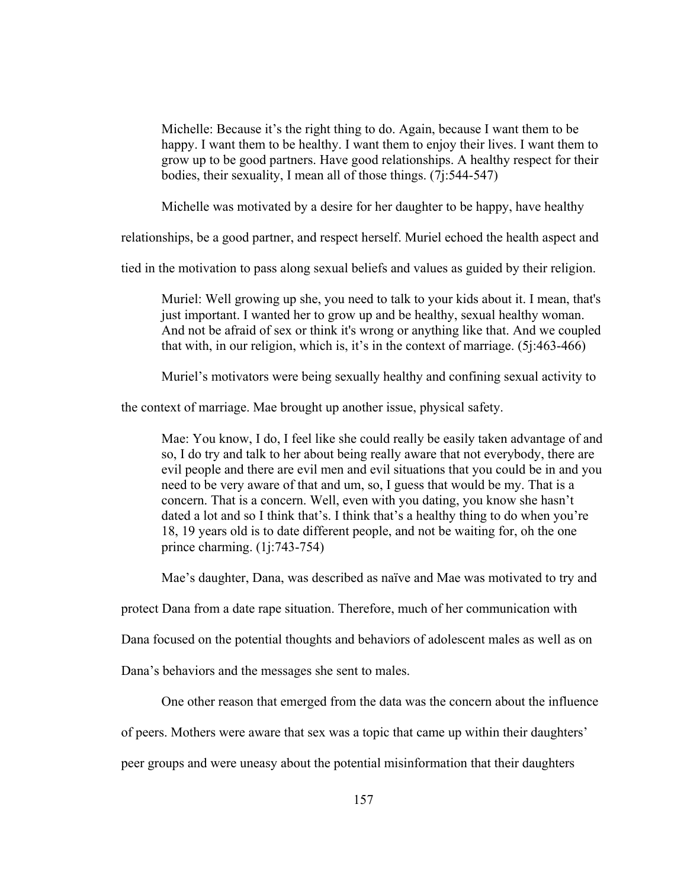> Michelle: Because it's the right thing to do. Again, because I want them to be happy. I want them to be healthy. I want them to enjoy their lives. I want them to grow up to be good partners. Have good relationships. A healthy respect for their bodies, their sexuality, I mean all of those things. (7j:544-547)

Michelle was motivated by a desire for her daughter to be happy, have healthy relationships, be a good partner, and respect herself. Muriel echoed the health aspect and tied in the motivation to pass along sexual beliefs and values as guided by their religion.

> Muriel: Well growing up she, you need to talk to your kids about it. I mean, that's just important. I wanted her to grow up and be healthy, sexual healthy woman. And not be afraid of sex or think it's wrong or anything like that. And we coupled that with, in our religion, which is, it's in the context of marriage. (5j:463-466)

Muriel's motivators were being sexually healthy and confining sexual activity to the context of marriage. Mae brought up another issue, physical safety.

> Mae: You know, I do, I feel like she could really be easily taken advantage of and so, I do try and talk to her about being really aware that not everybody, there are evil people and there are evil men and evil situations that you could be in and you need to be very aware of that and um, so, I guess that would be my. That is a concern. That is a concern. Well, even with you dating, you know she hasn't dated a lot and so I think that's. I think that's a healthy thing to do when you're 18, 19 years old is to date different people, and not be waiting for, oh the one prince charming. (1j:743-754)

Mae's daughter, Dana, was described as naïve and Mae was motivated to try and protect Dana from a date rape situation. Therefore, much of her communication with Dana focused on the potential thoughts and behaviors of adolescent males as well as on Dana's behaviors and the messages she sent to males.

One other reason that emerged from the data was the concern about the influence of peers. Mothers were aware that sex was a topic that came up within their daughters' peer groups and were uneasy about the potential misinformation that their daughters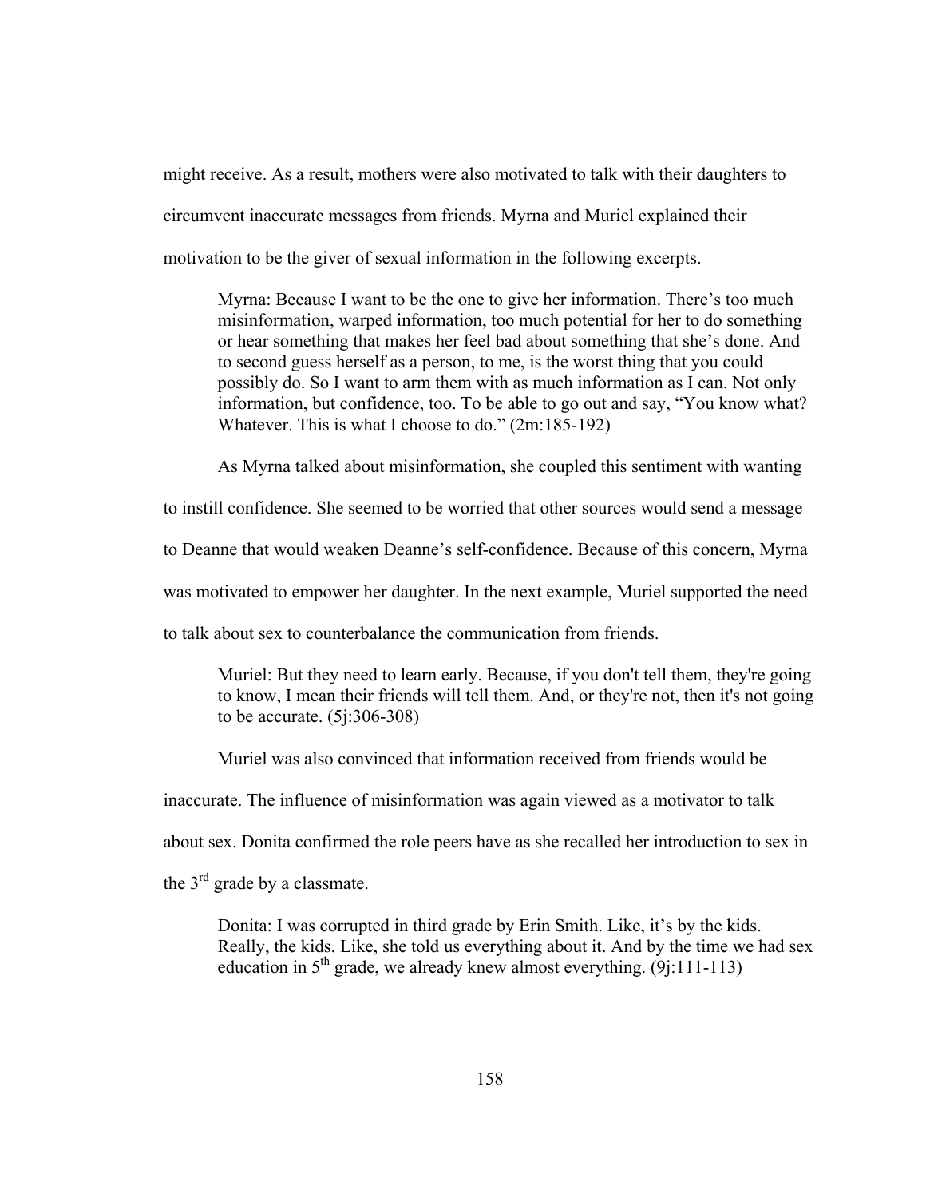might receive. As a result, mothers were also motivated to talk with their daughters to circumvent inaccurate messages from friends. Myrna and Muriel explained their motivation to be the giver of sexual information in the following excerpts.

> Myrna: Because I want to be the one to give her information. There's too much misinformation, warped information, too much potential for her to do something or hear something that makes her feel bad about something that she's done. And to second guess herself as a person, to me, is the worst thing that you could possibly do. So I want to arm them with as much information as I can. Not only information, but confidence, too. To be able to go out and say, "You know what? Whatever. This is what I choose to do." (2m:185-192)

As Myrna talked about misinformation, she coupled this sentiment with wanting to instill confidence. She seemed to be worried that other sources would send a message to Deanne that would weaken Deanne's self-confidence. Because of this concern, Myrna was motivated to empower her daughter. In the next example, Muriel supported the need to talk about sex to counterbalance the communication from friends.

> Muriel: But they need to learn early. Because, if you don't tell them, they're going to know, I mean their friends will tell them. And, or they're not, then it's not going to be accurate. (5j:306-308)

Muriel was also convinced that information received from friends would be inaccurate. The influence of misinformation was again viewed as a motivator to talk about sex. Donita confirmed the role peers have as she recalled her introduction to sex in the 3rd grade by a classmate.

> Donita: I was corrupted in third grade by Erin Smith. Like, it's by the kids. Really, the kids. Like, she told us everything about it. And by the time we had sex education in 5th grade, we already knew almost everything. (9j:111-113)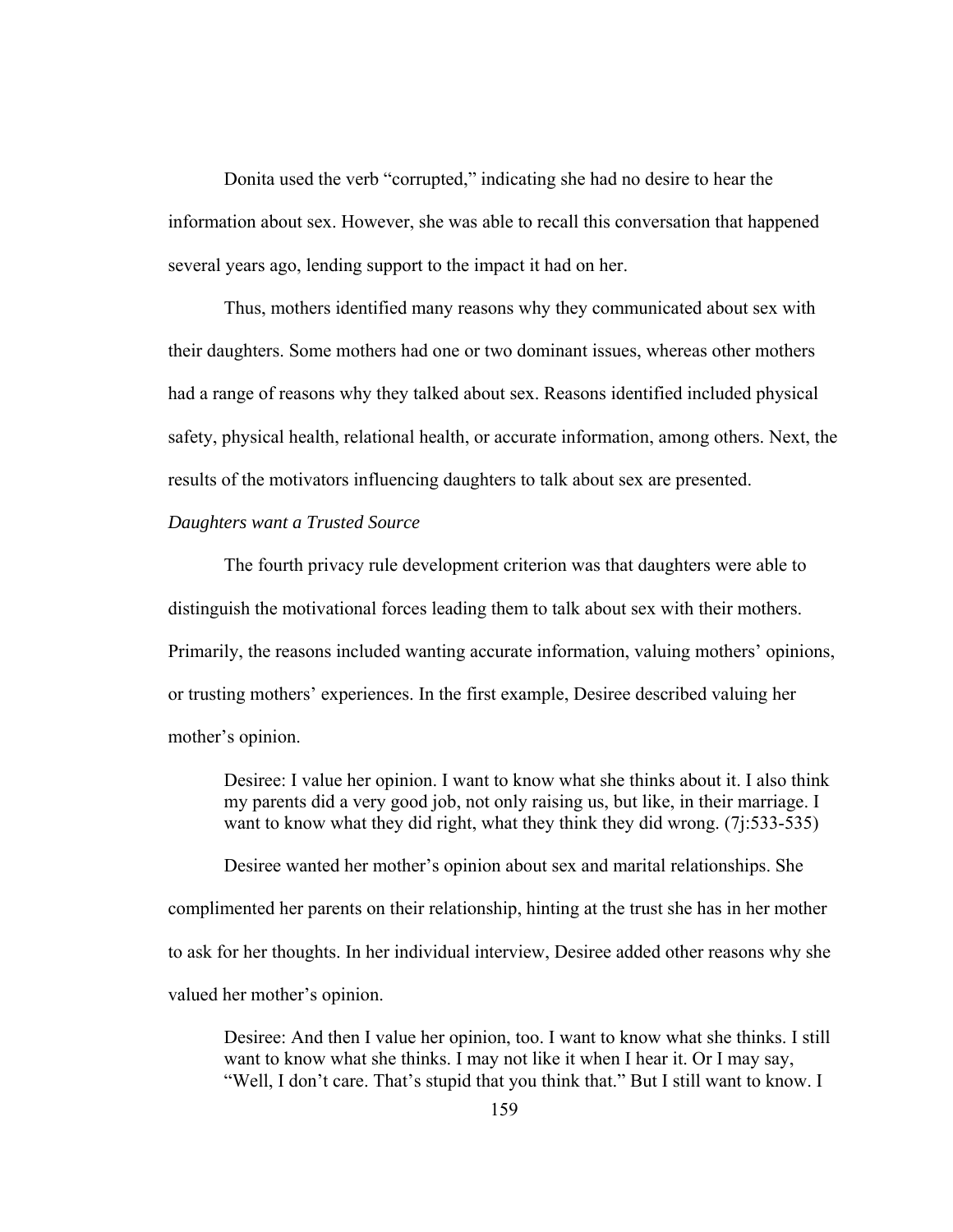Donita used the verb "corrupted," indicating she had no desire to hear the information about sex. However, she was able to recall this conversation that happened several years ago, lending support to the impact it had on her.

Thus, mothers identified many reasons why they communicated about sex with their daughters. Some mothers had one or two dominant issues, whereas other mothers had a range of reasons why they talked about sex. Reasons identified included physical safety, physical health, relational health, or accurate information, among others. Next, the results of the motivators influencing daughters to talk about sex are presented.

*Daughters want a Trusted Source*

The fourth privacy rule development criterion was that daughters were able to distinguish the motivational forces leading them to talk about sex with their mothers. Primarily, the reasons included wanting accurate information, valuing mothers' opinions, or trusting mothers' experiences. In the first example, Desiree described valuing her mother's opinion.

> Desiree: I value her opinion. I want to know what she thinks about it. I also think my parents did a very good job, not only raising us, but like, in their marriage. I want to know what they did right, what they think they did wrong. (7j:533-535)

Desiree wanted her mother's opinion about sex and marital relationships. She complimented her parents on their relationship, hinting at the trust she has in her mother to ask for her thoughts. In her individual interview, Desiree added other reasons why she valued her mother's opinion.

> Desiree: And then I value her opinion, too. I want to know what she thinks. I still want to know what she thinks. I may not like it when I hear it. Or I may say, "Well, I don't care. That's stupid that you think that." But I still want to know. I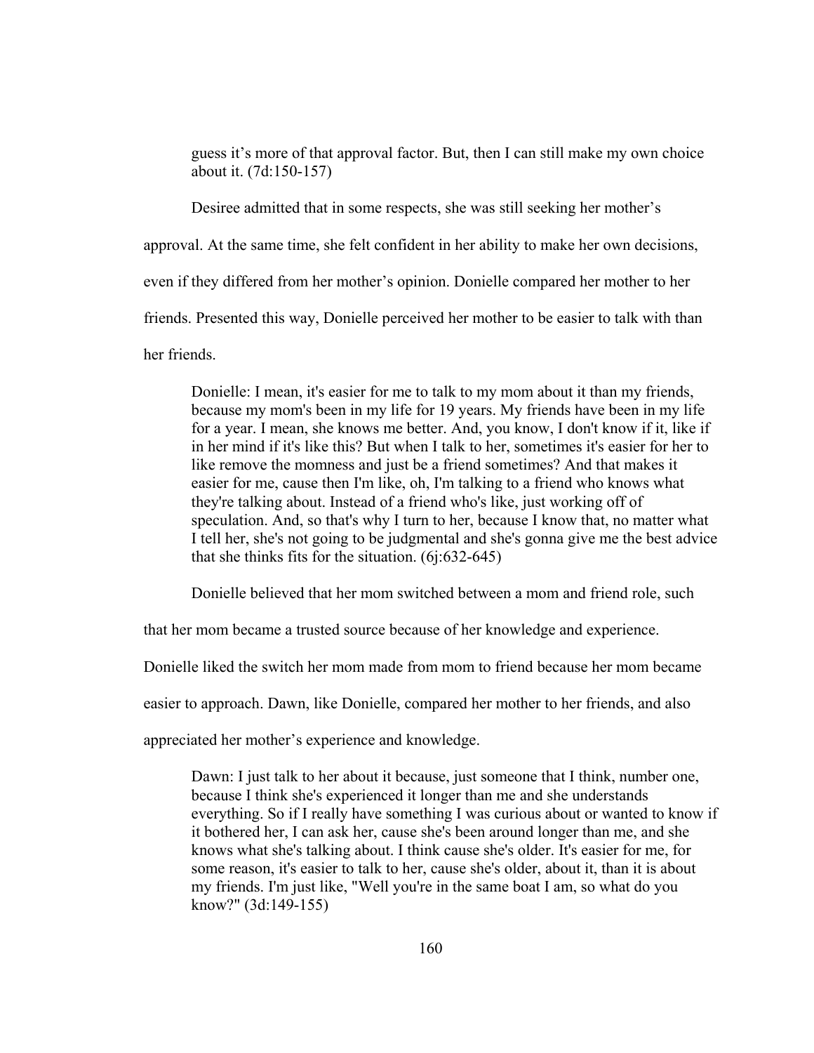> guess it's more of that approval factor. But, then I can still make my own choice about it. (7d:150-157)

Desiree admitted that in some respects, she was still seeking her mother's approval. At the same time, she felt confident in her ability to make her own decisions, even if they differed from her mother's opinion. Donielle compared her mother to her friends. Presented this way, Donielle perceived her mother to be easier to talk with than her friends.

> Donielle: I mean, it's easier for me to talk to my mom about it than my friends, because my mom's been in my life for 19 years. My friends have been in my life for a year. I mean, she knows me better. And, you know, I don't know if it, like if in her mind if it's like this? But when I talk to her, sometimes it's easier for her to like remove the momness and just be a friend sometimes? And that makes it easier for me, cause then I'm like, oh, I'm talking to a friend who knows what they're talking about. Instead of a friend who's like, just working off of speculation. And, so that's why I turn to her, because I know that, no matter what I tell her, she's not going to be judgmental and she's gonna give me the best advice that she thinks fits for the situation. (6j:632-645)

Donielle believed that her mom switched between a mom and friend role, such that her mom became a trusted source because of her knowledge and experience. Donielle liked the switch her mom made from mom to friend because her mom became easier to approach. Dawn, like Donielle, compared her mother to her friends, and also appreciated her mother's experience and knowledge.

> Dawn: I just talk to her about it because, just someone that I think, number one, because I think she's experienced it longer than me and she understands everything. So if I really have something I was curious about or wanted to know if it bothered her, I can ask her, cause she's been around longer than me, and she knows what she's talking about. I think cause she's older. It's easier for me, for some reason, it's easier to talk to her, cause she's older, about it, than it is about my friends. I'm just like, "Well you're in the same boat I am, so what do you know?" (3d:149-155)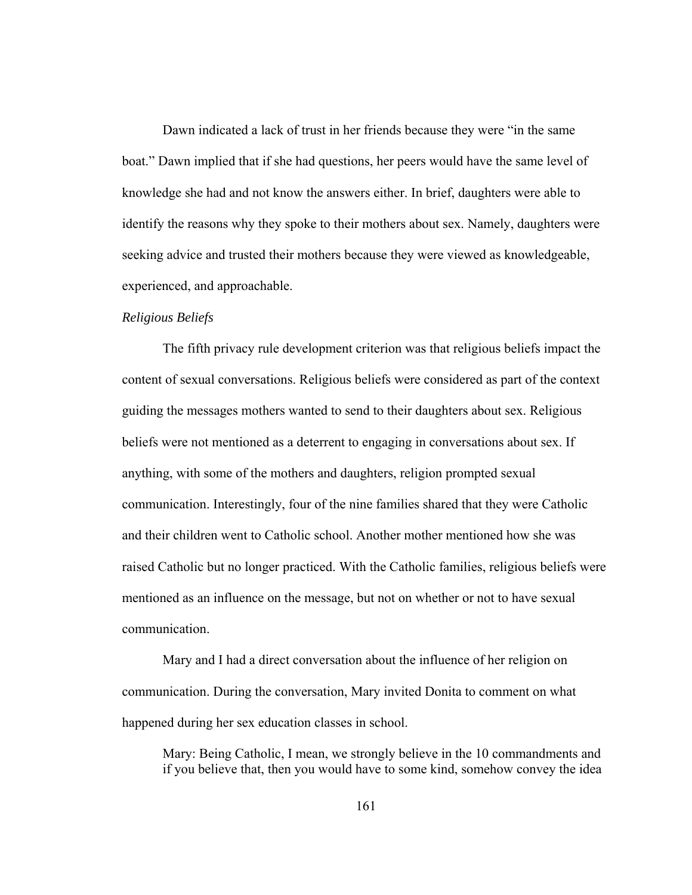Dawn indicated a lack of trust in her friends because they were "in the same boat." Dawn implied that if she had questions, her peers would have the same level of knowledge she had and not know the answers either. In brief, daughters were able to identify the reasons why they spoke to their mothers about sex. Namely, daughters were seeking advice and trusted their mothers because they were viewed as knowledgeable, experienced, and approachable.

*Religious Beliefs*

The fifth privacy rule development criterion was that religious beliefs impact the content of sexual conversations. Religious beliefs were considered as part of the context guiding the messages mothers wanted to send to their daughters about sex. Religious beliefs were not mentioned as a deterrent to engaging in conversations about sex. If anything, with some of the mothers and daughters, religion prompted sexual communication. Interestingly, four of the nine families shared that they were Catholic and their children went to Catholic school. Another mother mentioned how she was raised Catholic but no longer practiced. With the Catholic families, religious beliefs were mentioned as an influence on the message, but not on whether or not to have sexual communication.

Mary and I had a direct conversation about the influence of her religion on communication. During the conversation, Mary invited Donita to comment on what happened during her sex education classes in school.

> Mary: Being Catholic, I mean, we strongly believe in the 10 commandments and if you believe that, then you would have to some kind, somehow convey the idea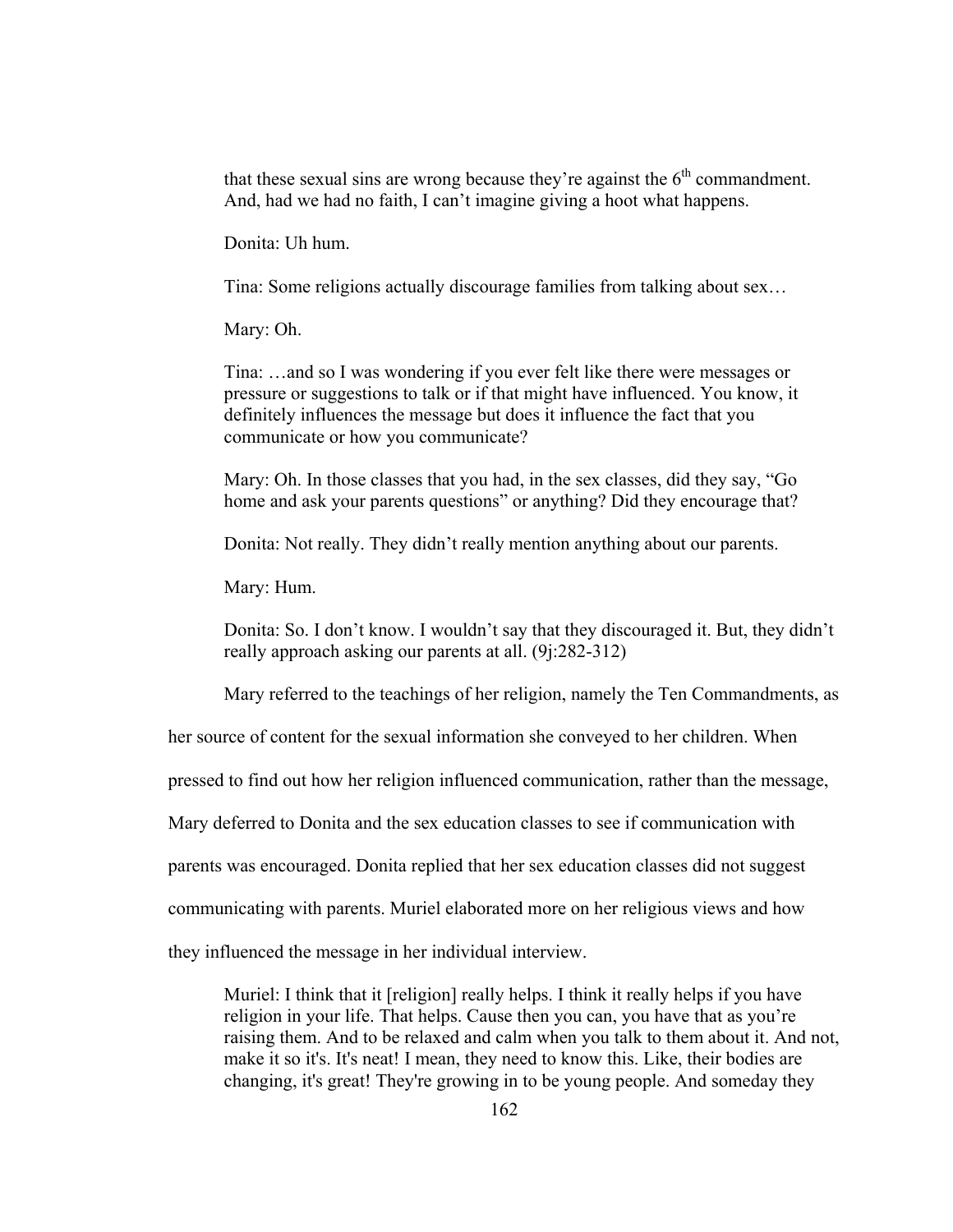> that these sexual sins are wrong because they're against the 6th commandment. And, had we had no faith, I can't imagine giving a hoot what happens.
>
> Donita: Uh hum.
>
> Tina: Some religions actually discourage families from talking about sex…
>
> Mary: Oh.
>
> Tina: …and so I was wondering if you ever felt like there were messages or pressure or suggestions to talk or if that might have influenced. You know, it definitely influences the message but does it influence the fact that you communicate or how you communicate?
>
> Mary: Oh. In those classes that you had, in the sex classes, did they say, "Go home and ask your parents questions" or anything? Did they encourage that?
>
> Donita: Not really. They didn't really mention anything about our parents.
>
> Mary: Hum.
>
> Donita: So. I don't know. I wouldn't say that they discouraged it. But, they didn't really approach asking our parents at all. (9j:282-312)

Mary referred to the teachings of her religion, namely the Ten Commandments, as her source of content for the sexual information she conveyed to her children. When pressed to find out how her religion influenced communication, rather than the message, Mary deferred to Donita and the sex education classes to see if communication with parents was encouraged. Donita replied that her sex education classes did not suggest communicating with parents. Muriel elaborated more on her religious views and how they influenced the message in her individual interview.

> Muriel: I think that it [religion] really helps. I think it really helps if you have religion in your life. That helps. Cause then you can, you have that as you're raising them. And to be relaxed and calm when you talk to them about it. And not, make it so it's. It's neat! I mean, they need to know this. Like, their bodies are changing, it's great! They're growing in to be young people. And someday they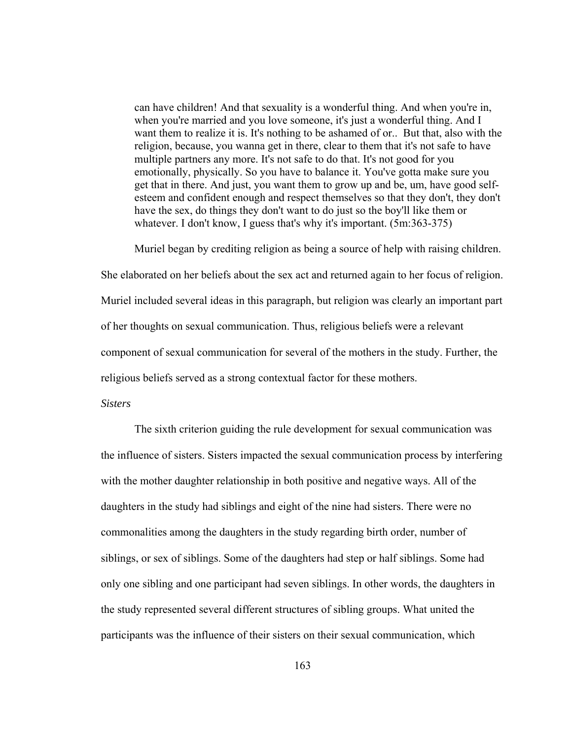> can have children! And that sexuality is a wonderful thing. And when you're in, when you're married and you love someone, it's just a wonderful thing. And I want them to realize it is. It's nothing to be ashamed of or.. But that, also with the religion, because, you wanna get in there, clear to them that it's not safe to have multiple partners any more. It's not safe to do that. It's not good for you emotionally, physically. So you have to balance it. You've gotta make sure you get that in there. And just, you want them to grow up and be, um, have good self-esteem and confident enough and respect themselves so that they don't, they don't have the sex, do things they don't want to do just so the boy'll like them or whatever. I don't know, I guess that's why it's important. (5m:363-375)

Muriel began by crediting religion as being a source of help with raising children. She elaborated on her beliefs about the sex act and returned again to her focus of religion. Muriel included several ideas in this paragraph, but religion was clearly an important part of her thoughts on sexual communication. Thus, religious beliefs were a relevant component of sexual communication for several of the mothers in the study. Further, the religious beliefs served as a strong contextual factor for these mothers.

*Sisters*

The sixth criterion guiding the rule development for sexual communication was the influence of sisters. Sisters impacted the sexual communication process by interfering with the mother daughter relationship in both positive and negative ways. All of the daughters in the study had siblings and eight of the nine had sisters. There were no commonalities among the daughters in the study regarding birth order, number of siblings, or sex of siblings. Some of the daughters had step or half siblings. Some had only one sibling and one participant had seven siblings. In other words, the daughters in the study represented several different structures of sibling groups. What united the participants was the influence of their sisters on their sexual communication, which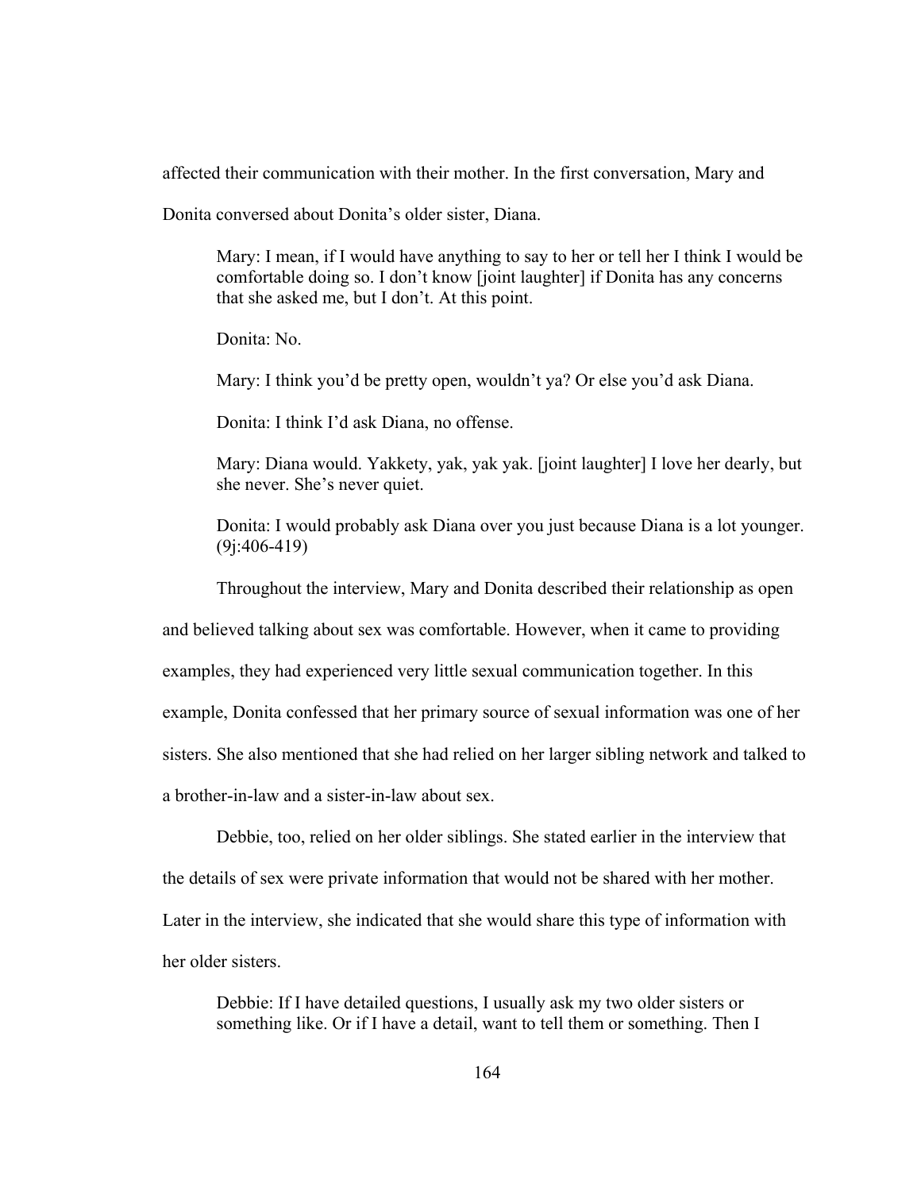affected their communication with their mother. In the first conversation, Mary and Donita conversed about Donita's older sister, Diana.

> Mary: I mean, if I would have anything to say to her or tell her I think I would be comfortable doing so. I don't know [joint laughter] if Donita has any concerns that she asked me, but I don't. At this point.
>
> Donita: No.
>
> Mary: I think you'd be pretty open, wouldn't ya? Or else you'd ask Diana.
>
> Donita: I think I'd ask Diana, no offense.
>
> Mary: Diana would. Yakkety, yak, yak yak. [joint laughter] I love her dearly, but she never. She's never quiet.
>
> Donita: I would probably ask Diana over you just because Diana is a lot younger. (9j:406-419)

Throughout the interview, Mary and Donita described their relationship as open and believed talking about sex was comfortable. However, when it came to providing examples, they had experienced very little sexual communication together. In this example, Donita confessed that her primary source of sexual information was one of her sisters. She also mentioned that she had relied on her larger sibling network and talked to a brother-in-law and a sister-in-law about sex.

Debbie, too, relied on her older siblings. She stated earlier in the interview that the details of sex were private information that would not be shared with her mother. Later in the interview, she indicated that she would share this type of information with her older sisters.

> Debbie: If I have detailed questions, I usually ask my two older sisters or something like. Or if I have a detail, want to tell them or something. Then I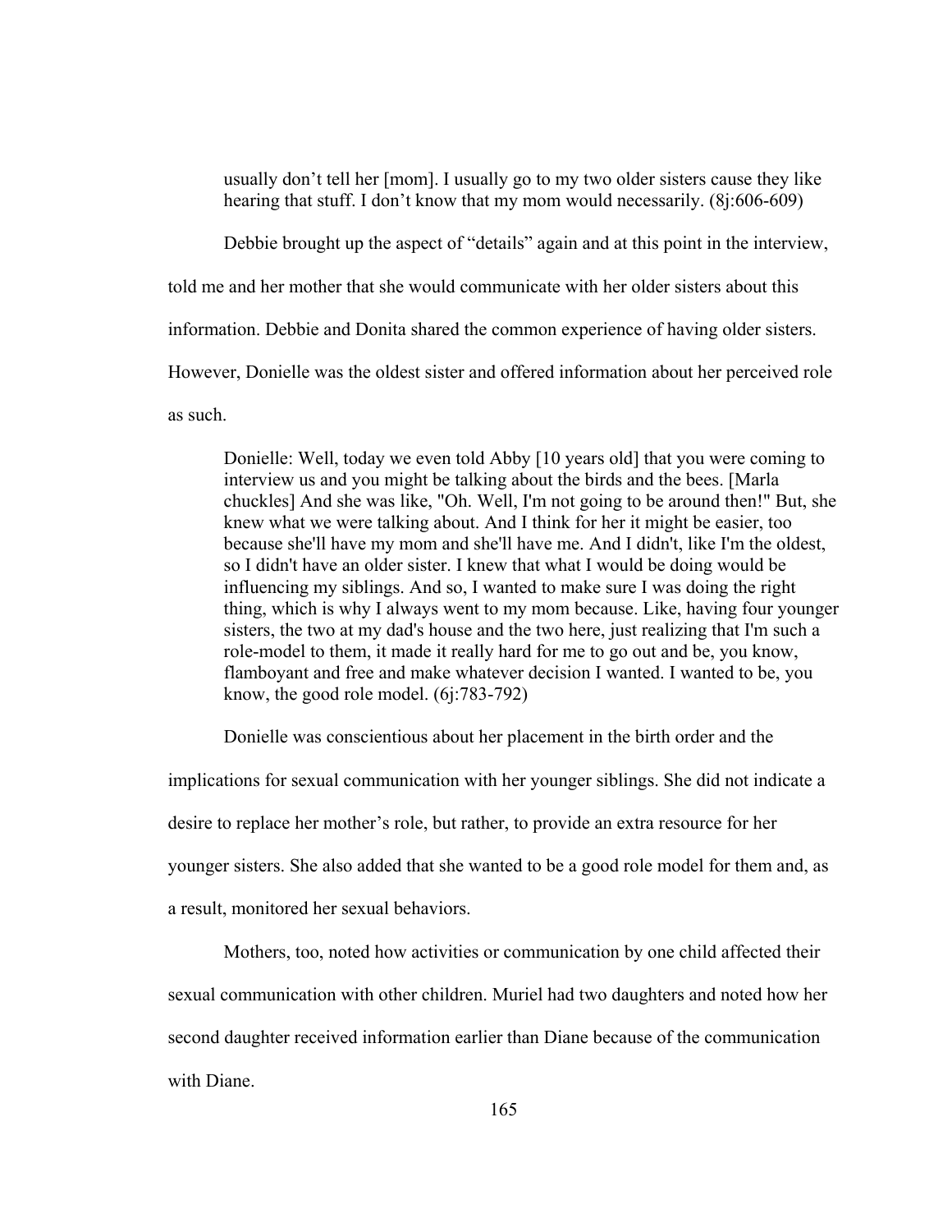> usually don't tell her [mom]. I usually go to my two older sisters cause they like hearing that stuff. I don't know that my mom would necessarily. (8j:606-609)

Debbie brought up the aspect of "details" again and at this point in the interview, told me and her mother that she would communicate with her older sisters about this information. Debbie and Donita shared the common experience of having older sisters. However, Donielle was the oldest sister and offered information about her perceived role as such.

> Donielle: Well, today we even told Abby [10 years old] that you were coming to interview us and you might be talking about the birds and the bees. [Marla chuckles] And she was like, "Oh. Well, I'm not going to be around then!" But, she knew what we were talking about. And I think for her it might be easier, too because she'll have my mom and she'll have me. And I didn't, like I'm the oldest, so I didn't have an older sister. I knew that what I would be doing would be influencing my siblings. And so, I wanted to make sure I was doing the right thing, which is why I always went to my mom because. Like, having four younger sisters, the two at my dad's house and the two here, just realizing that I'm such a role-model to them, it made it really hard for me to go out and be, you know, flamboyant and free and make whatever decision I wanted. I wanted to be, you know, the good role model. (6j:783-792)

Donielle was conscientious about her placement in the birth order and the implications for sexual communication with her younger siblings. She did not indicate a desire to replace her mother's role, but rather, to provide an extra resource for her younger sisters. She also added that she wanted to be a good role model for them and, as a result, monitored her sexual behaviors.

Mothers, too, noted how activities or communication by one child affected their sexual communication with other children. Muriel had two daughters and noted how her second daughter received information earlier than Diane because of the communication with Diane.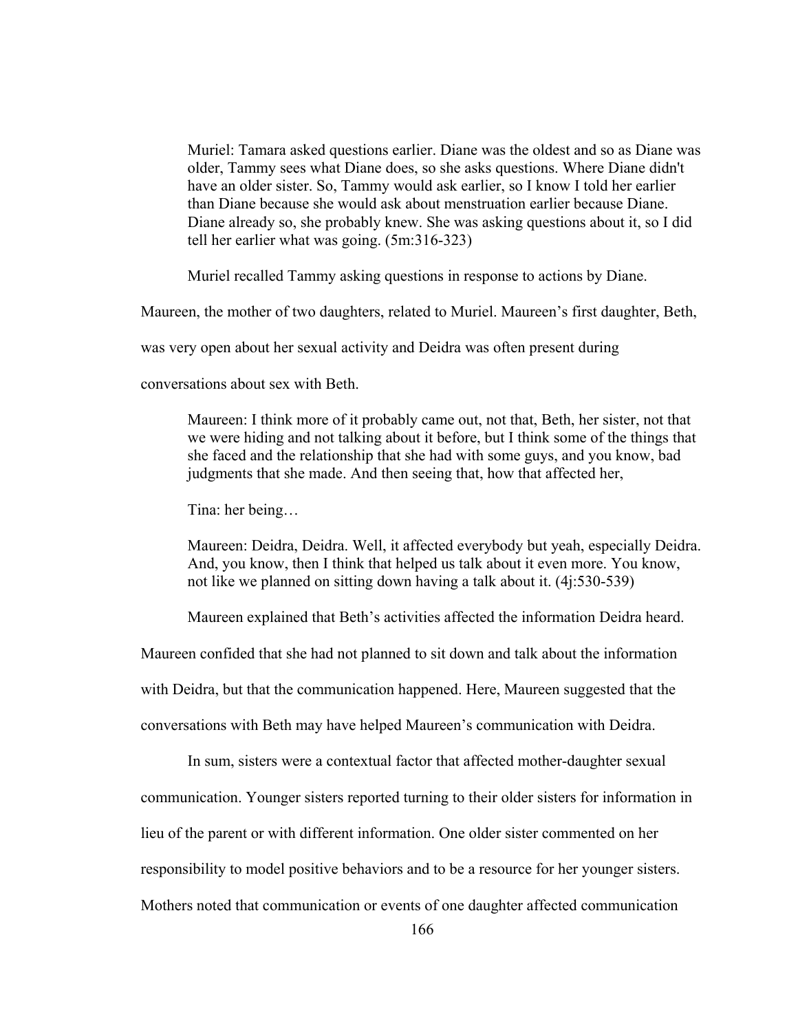> Muriel: Tamara asked questions earlier. Diane was the oldest and so as Diane was older, Tammy sees what Diane does, so she asks questions. Where Diane didn't have an older sister. So, Tammy would ask earlier, so I know I told her earlier than Diane because she would ask about menstruation earlier because Diane. Diane already so, she probably knew. She was asking questions about it, so I did tell her earlier what was going. (5m:316-323)

Muriel recalled Tammy asking questions in response to actions by Diane. Maureen, the mother of two daughters, related to Muriel. Maureen's first daughter, Beth, was very open about her sexual activity and Deidra was often present during conversations about sex with Beth.

> Maureen: I think more of it probably came out, not that, Beth, her sister, not that we were hiding and not talking about it before, but I think some of the things that she faced and the relationship that she had with some guys, and you know, bad judgments that she made. And then seeing that, how that affected her,
>
> Tina: her being…
>
> Maureen: Deidra, Deidra. Well, it affected everybody but yeah, especially Deidra. And, you know, then I think that helped us talk about it even more. You know, not like we planned on sitting down having a talk about it. (4j:530-539)

Maureen explained that Beth's activities affected the information Deidra heard. Maureen confided that she had not planned to sit down and talk about the information with Deidra, but that the communication happened. Here, Maureen suggested that the conversations with Beth may have helped Maureen's communication with Deidra.

In sum, sisters were a contextual factor that affected mother-daughter sexual communication. Younger sisters reported turning to their older sisters for information in lieu of the parent or with different information. One older sister commented on her responsibility to model positive behaviors and to be a resource for her younger sisters. Mothers noted that communication or events of one daughter affected communication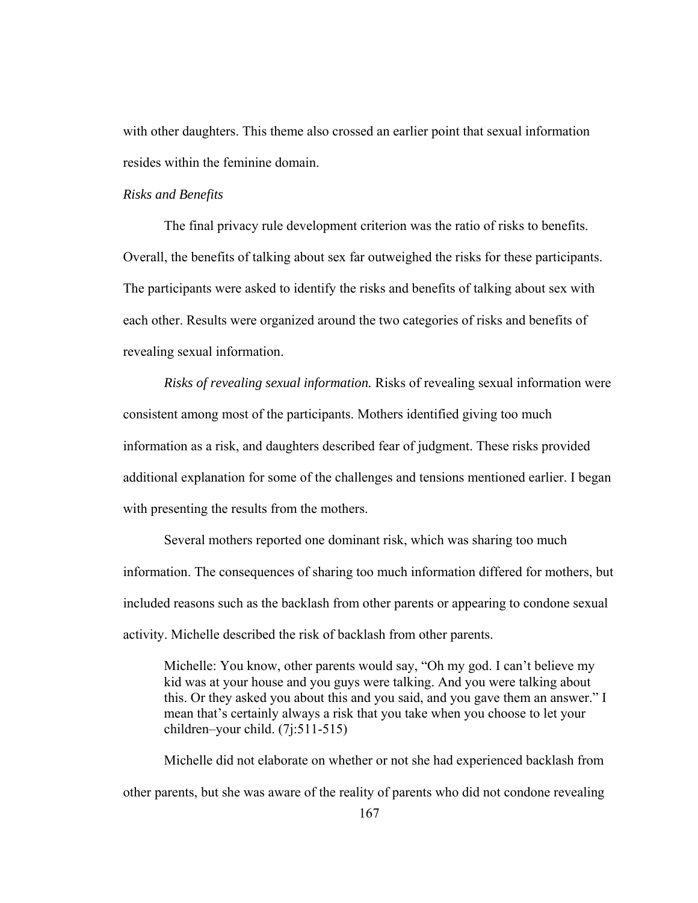with other daughters. This theme also crossed an earlier point that sexual information resides within the feminine domain.

*Risks and Benefits*

The final privacy rule development criterion was the ratio of risks to benefits. Overall, the benefits of talking about sex far outweighed the risks for these participants. The participants were asked to identify the risks and benefits of talking about sex with each other. Results were organized around the two categories of risks and benefits of revealing sexual information.

*Risks of revealing sexual information.* Risks of revealing sexual information were consistent among most of the participants. Mothers identified giving too much information as a risk, and daughters described fear of judgment. These risks provided additional explanation for some of the challenges and tensions mentioned earlier. I began with presenting the results from the mothers.

Several mothers reported one dominant risk, which was sharing too much information. The consequences of sharing too much information differed for mothers, but included reasons such as the backlash from other parents or appearing to condone sexual activity. Michelle described the risk of backlash from other parents.

> Michelle: You know, other parents would say, "Oh my god. I can't believe my kid was at your house and you guys were talking. And you were talking about this. Or they asked you about this and you said, and you gave them an answer." I mean that's certainly always a risk that you take when you choose to let your children–your child. (7j:511-515)

Michelle did not elaborate on whether or not she had experienced backlash from other parents, but she was aware of the reality of parents who did not condone revealing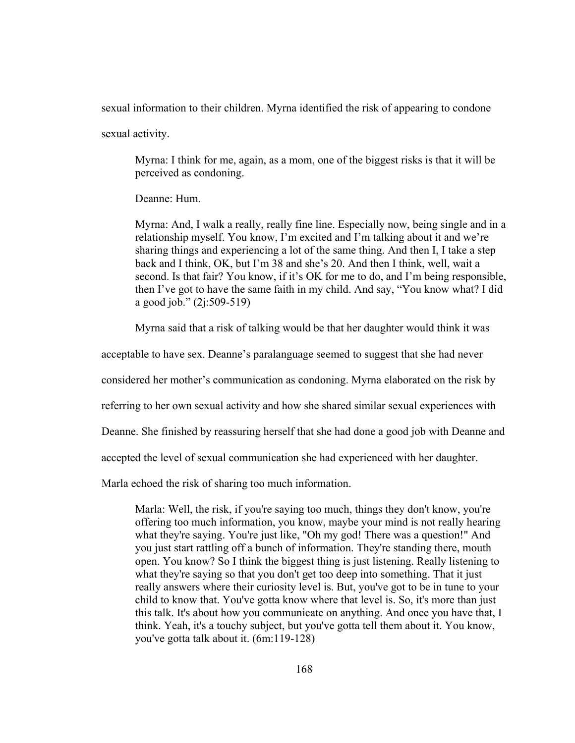sexual information to their children. Myrna identified the risk of appearing to condone sexual activity.

> Myrna: I think for me, again, as a mom, one of the biggest risks is that it will be perceived as condoning.
>
> Deanne: Hum.
>
> Myrna: And, I walk a really, really fine line. Especially now, being single and in a relationship myself. You know, I'm excited and I'm talking about it and we're sharing things and experiencing a lot of the same thing. And then I, I take a step back and I think, OK, but I'm 38 and she's 20. And then I think, well, wait a second. Is that fair? You know, if it's OK for me to do, and I'm being responsible, then I've got to have the same faith in my child. And say, "You know what? I did a good job." (2j:509-519)

Myrna said that a risk of talking would be that her daughter would think it was acceptable to have sex. Deanne's paralanguage seemed to suggest that she had never considered her mother's communication as condoning. Myrna elaborated on the risk by referring to her own sexual activity and how she shared similar sexual experiences with Deanne. She finished by reassuring herself that she had done a good job with Deanne and accepted the level of sexual communication she had experienced with her daughter. Marla echoed the risk of sharing too much information.

> Marla: Well, the risk, if you're saying too much, things they don't know, you're offering too much information, you know, maybe your mind is not really hearing what they're saying. You're just like, "Oh my god! There was a question!" And you just start rattling off a bunch of information. They're standing there, mouth open. You know? So I think the biggest thing is just listening. Really listening to what they're saying so that you don't get too deep into something. That it just really answers where their curiosity level is. But, you've got to be in tune to your child to know that. You've gotta know where that level is. So, it's more than just this talk. It's about how you communicate on anything. And once you have that, I think. Yeah, it's a touchy subject, but you've gotta tell them about it. You know, you've gotta talk about it. (6m:119-128)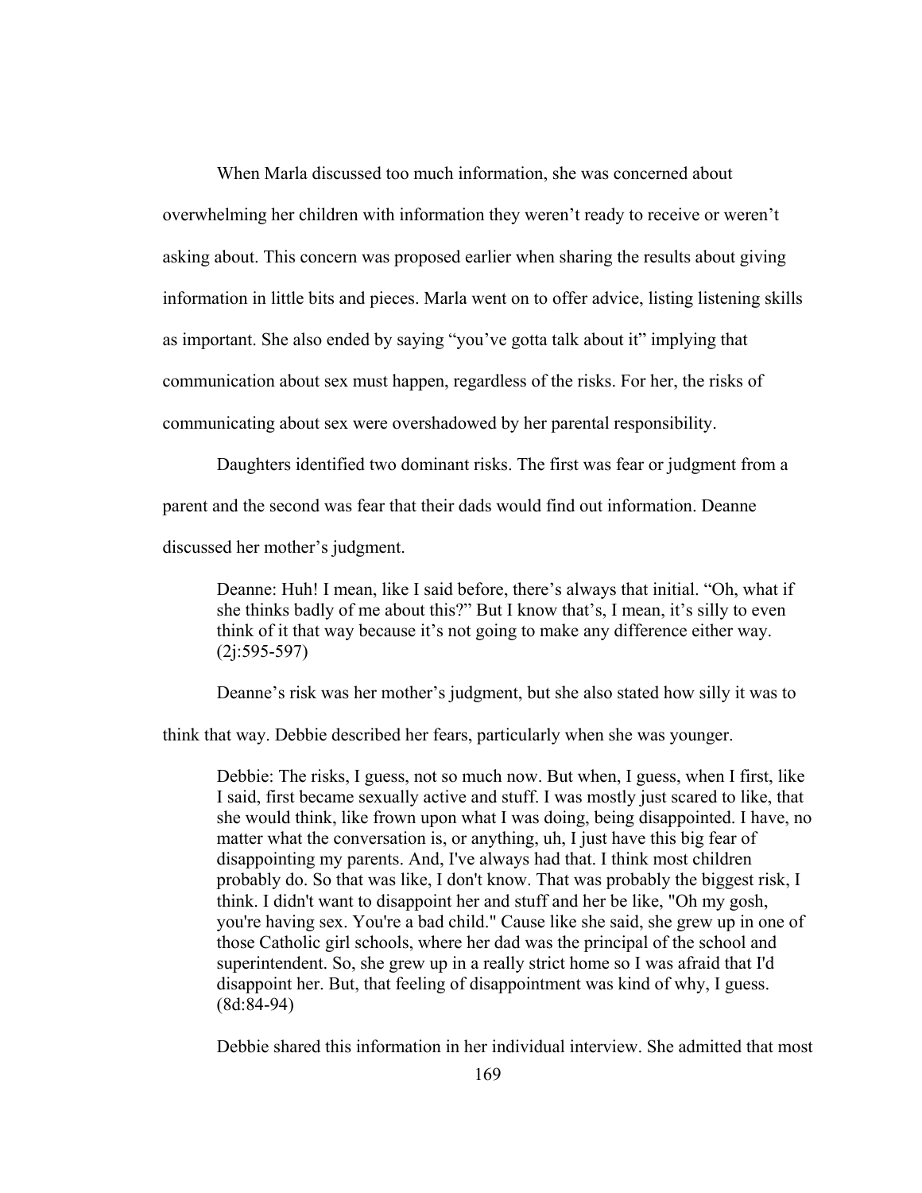When Marla discussed too much information, she was concerned about overwhelming her children with information they weren't ready to receive or weren't asking about. This concern was proposed earlier when sharing the results about giving information in little bits and pieces. Marla went on to offer advice, listing listening skills as important. She also ended by saying "you've gotta talk about it" implying that communication about sex must happen, regardless of the risks. For her, the risks of communicating about sex were overshadowed by her parental responsibility.

Daughters identified two dominant risks. The first was fear or judgment from a parent and the second was fear that their dads would find out information. Deanne discussed her mother's judgment.

> Deanne: Huh! I mean, like I said before, there's always that initial. "Oh, what if she thinks badly of me about this?" But I know that's, I mean, it's silly to even think of it that way because it's not going to make any difference either way. (2j:595-597)

Deanne's risk was her mother's judgment, but she also stated how silly it was to think that way. Debbie described her fears, particularly when she was younger.

> Debbie: The risks, I guess, not so much now. But when, I guess, when I first, like I said, first became sexually active and stuff. I was mostly just scared to like, that she would think, like frown upon what I was doing, being disappointed. I have, no matter what the conversation is, or anything, uh, I just have this big fear of disappointing my parents. And, I've always had that. I think most children probably do. So that was like, I don't know. That was probably the biggest risk, I think. I didn't want to disappoint her and stuff and her be like, "Oh my gosh, you're having sex. You're a bad child." Cause like she said, she grew up in one of those Catholic girl schools, where her dad was the principal of the school and superintendent. So, she grew up in a really strict home so I was afraid that I'd disappoint her. But, that feeling of disappointment was kind of why, I guess. (8d:84-94)

Debbie shared this information in her individual interview. She admitted that most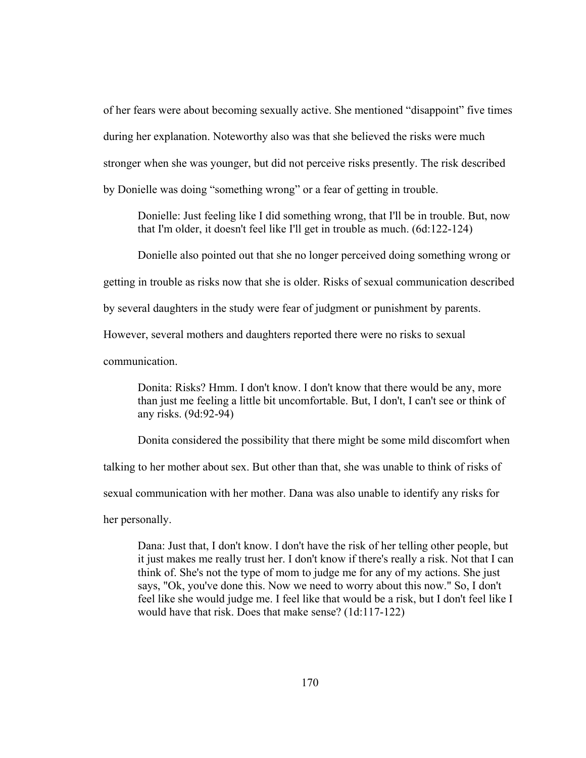of her fears were about becoming sexually active. She mentioned "disappoint" five times during her explanation. Noteworthy also was that she believed the risks were much stronger when she was younger, but did not perceive risks presently. The risk described by Donielle was doing "something wrong" or a fear of getting in trouble.

> Donielle: Just feeling like I did something wrong, that I'll be in trouble. But, now that I'm older, it doesn't feel like I'll get in trouble as much. (6d:122-124)

Donielle also pointed out that she no longer perceived doing something wrong or getting in trouble as risks now that she is older. Risks of sexual communication described by several daughters in the study were fear of judgment or punishment by parents. However, several mothers and daughters reported there were no risks to sexual communication.

> Donita: Risks? Hmm. I don't know. I don't know that there would be any, more than just me feeling a little bit uncomfortable. But, I don't, I can't see or think of any risks. (9d:92-94)

Donita considered the possibility that there might be some mild discomfort when talking to her mother about sex. But other than that, she was unable to think of risks of sexual communication with her mother. Dana was also unable to identify any risks for her personally.

> Dana: Just that, I don't know. I don't have the risk of her telling other people, but it just makes me really trust her. I don't know if there's really a risk. Not that I can think of. She's not the type of mom to judge me for any of my actions. She just says, "Ok, you've done this. Now we need to worry about this now." So, I don't feel like she would judge me. I feel like that would be a risk, but I don't feel like I would have that risk. Does that make sense? (1d:117-122)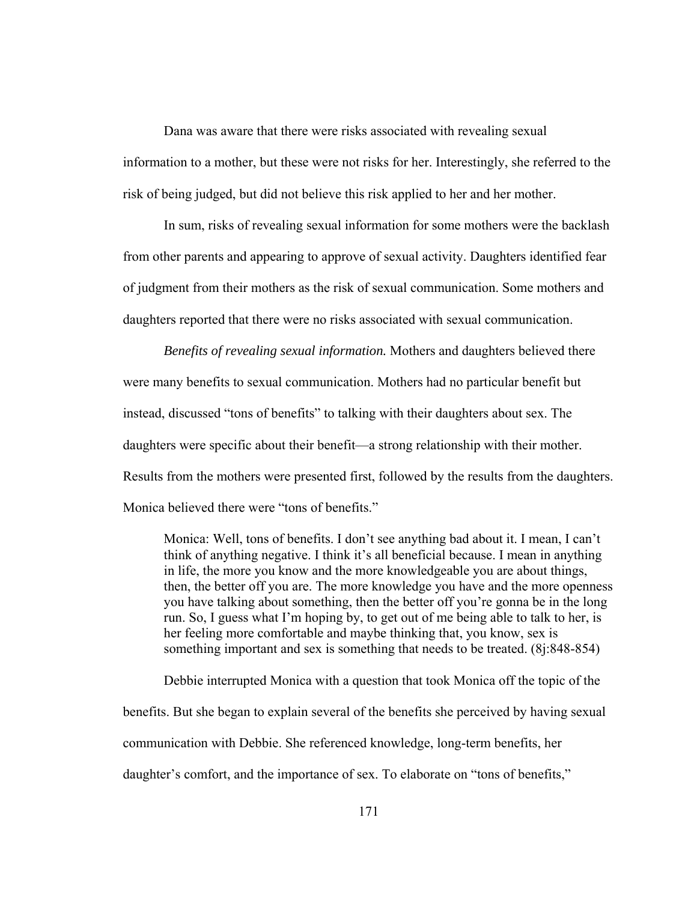Dana was aware that there were risks associated with revealing sexual information to a mother, but these were not risks for her. Interestingly, she referred to the risk of being judged, but did not believe this risk applied to her and her mother.

In sum, risks of revealing sexual information for some mothers were the backlash from other parents and appearing to approve of sexual activity. Daughters identified fear of judgment from their mothers as the risk of sexual communication. Some mothers and daughters reported that there were no risks associated with sexual communication.

*Benefits of revealing sexual information.* Mothers and daughters believed there were many benefits to sexual communication. Mothers had no particular benefit but instead, discussed "tons of benefits" to talking with their daughters about sex. The daughters were specific about their benefit—a strong relationship with their mother. Results from the mothers were presented first, followed by the results from the daughters. Monica believed there were "tons of benefits."

> Monica: Well, tons of benefits. I don't see anything bad about it. I mean, I can't think of anything negative. I think it's all beneficial because. I mean in anything in life, the more you know and the more knowledgeable you are about things, then, the better off you are. The more knowledge you have and the more openness you have talking about something, then the better off you're gonna be in the long run. So, I guess what I'm hoping by, to get out of me being able to talk to her, is her feeling more comfortable and maybe thinking that, you know, sex is something important and sex is something that needs to be treated. (8j:848-854)

Debbie interrupted Monica with a question that took Monica off the topic of the benefits. But she began to explain several of the benefits she perceived by having sexual communication with Debbie. She referenced knowledge, long-term benefits, her daughter's comfort, and the importance of sex. To elaborate on "tons of benefits,"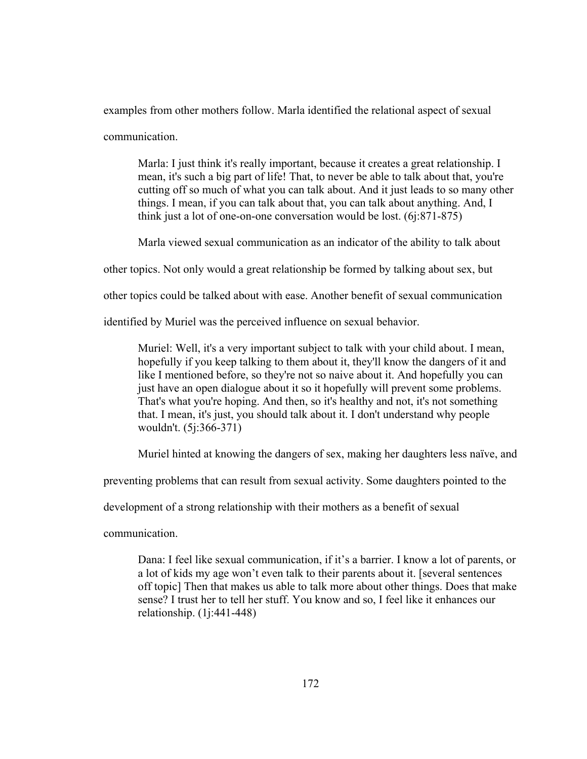examples from other mothers follow. Marla identified the relational aspect of sexual communication.

> Marla: I just think it's really important, because it creates a great relationship. I mean, it's such a big part of life! That, to never be able to talk about that, you're cutting off so much of what you can talk about. And it just leads to so many other things. I mean, if you can talk about that, you can talk about anything. And, I think just a lot of one-on-one conversation would be lost. (6j:871-875)

Marla viewed sexual communication as an indicator of the ability to talk about other topics. Not only would a great relationship be formed by talking about sex, but other topics could be talked about with ease. Another benefit of sexual communication identified by Muriel was the perceived influence on sexual behavior.

> Muriel: Well, it's a very important subject to talk with your child about. I mean, hopefully if you keep talking to them about it, they'll know the dangers of it and like I mentioned before, so they're not so naive about it. And hopefully you can just have an open dialogue about it so it hopefully will prevent some problems. That's what you're hoping. And then, so it's healthy and not, it's not something that. I mean, it's just, you should talk about it. I don't understand why people wouldn't. (5j:366-371)

Muriel hinted at knowing the dangers of sex, making her daughters less naïve, and preventing problems that can result from sexual activity. Some daughters pointed to the development of a strong relationship with their mothers as a benefit of sexual communication.

> Dana: I feel like sexual communication, if it's a barrier. I know a lot of parents, or a lot of kids my age won't even talk to their parents about it. [several sentences off topic] Then that makes us able to talk more about other things. Does that make sense? I trust her to tell her stuff. You know and so, I feel like it enhances our relationship. (1j:441-448)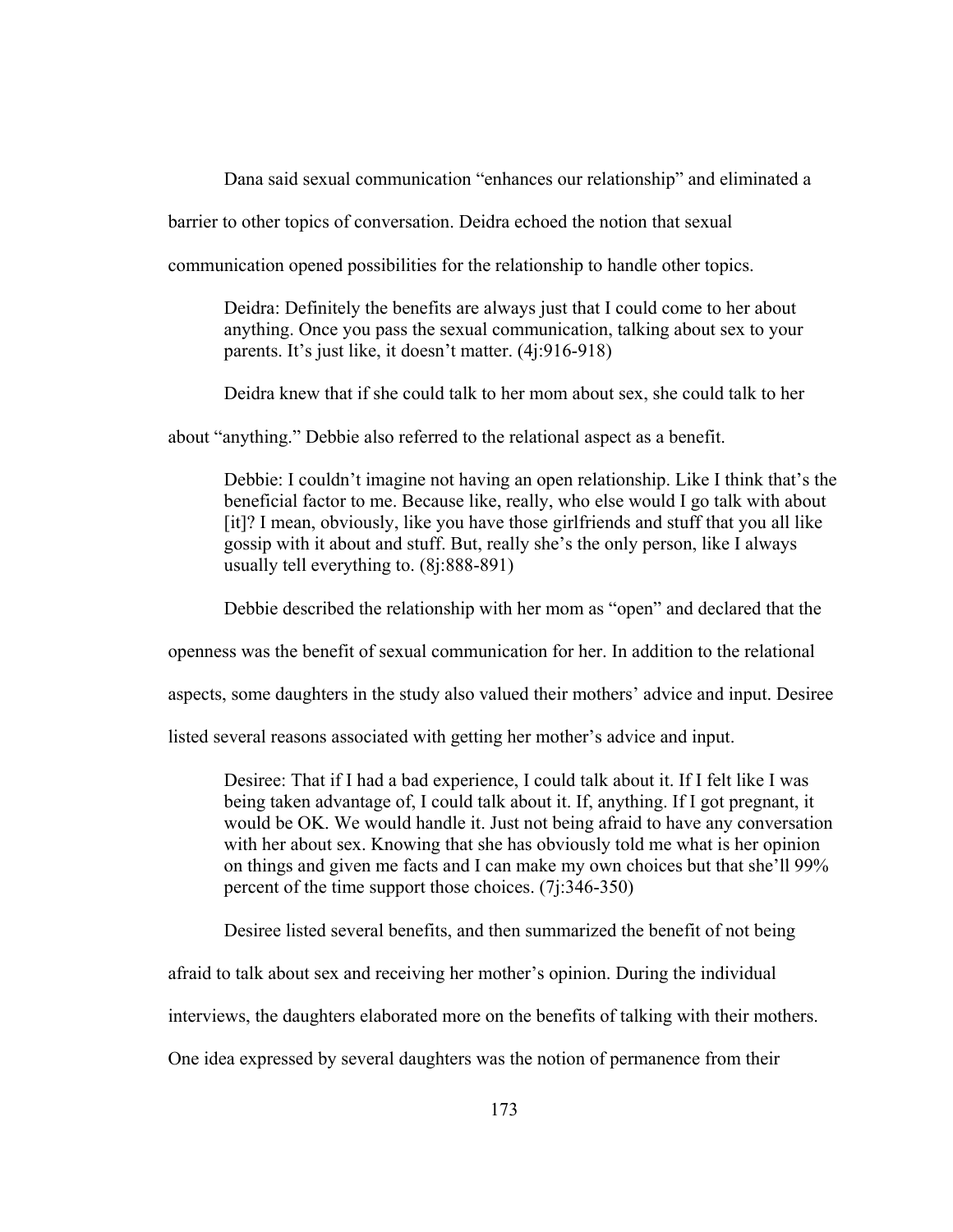Dana said sexual communication "enhances our relationship" and eliminated a barrier to other topics of conversation. Deidra echoed the notion that sexual communication opened possibilities for the relationship to handle other topics.

> Deidra: Definitely the benefits are always just that I could come to her about anything. Once you pass the sexual communication, talking about sex to your parents. It's just like, it doesn't matter. (4j:916-918)

Deidra knew that if she could talk to her mom about sex, she could talk to her about "anything." Debbie also referred to the relational aspect as a benefit.

> Debbie: I couldn't imagine not having an open relationship. Like I think that's the beneficial factor to me. Because like, really, who else would I go talk with about [it]? I mean, obviously, like you have those girlfriends and stuff that you all like gossip with it about and stuff. But, really she's the only person, like I always usually tell everything to. (8j:888-891)

Debbie described the relationship with her mom as "open" and declared that the openness was the benefit of sexual communication for her. In addition to the relational aspects, some daughters in the study also valued their mothers' advice and input. Desiree listed several reasons associated with getting her mother's advice and input.

> Desiree: That if I had a bad experience, I could talk about it. If I felt like I was being taken advantage of, I could talk about it. If, anything. If I got pregnant, it would be OK. We would handle it. Just not being afraid to have any conversation with her about sex. Knowing that she has obviously told me what is her opinion on things and given me facts and I can make my own choices but that she'll 99% percent of the time support those choices. (7j:346-350)

Desiree listed several benefits, and then summarized the benefit of not being afraid to talk about sex and receiving her mother's opinion. During the individual interviews, the daughters elaborated more on the benefits of talking with their mothers. One idea expressed by several daughters was the notion of permanence from their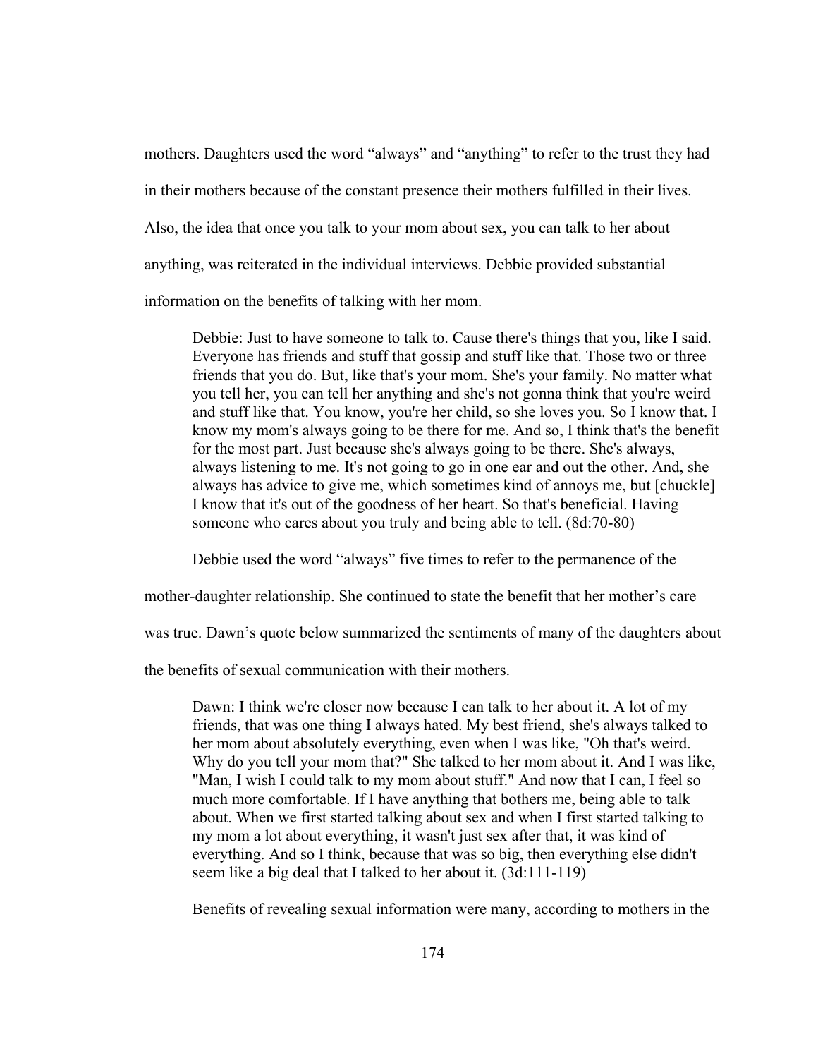mothers. Daughters used the word “always” and “anything” to refer to the trust they had in their mothers because of the constant presence their mothers fulfilled in their lives. Also, the idea that once you talk to your mom about sex, you can talk to her about anything, was reiterated in the individual interviews. Debbie provided substantial information on the benefits of talking with her mom.

> Debbie: Just to have someone to talk to. Cause there's things that you, like I said. Everyone has friends and stuff that gossip and stuff like that. Those two or three friends that you do. But, like that's your mom. She's your family. No matter what you tell her, you can tell her anything and she's not gonna think that you're weird and stuff like that. You know, you're her child, so she loves you. So I know that. I know my mom's always going to be there for me. And so, I think that's the benefit for the most part. Just because she's always going to be there. She's always, always listening to me. It's not going to go in one ear and out the other. And, she always has advice to give me, which sometimes kind of annoys me, but [chuckle] I know that it's out of the goodness of her heart. So that's beneficial. Having someone who cares about you truly and being able to tell. (8d:70-80)

Debbie used the word “always” five times to refer to the permanence of the mother-daughter relationship. She continued to state the benefit that her mother’s care was true. Dawn’s quote below summarized the sentiments of many of the daughters about the benefits of sexual communication with their mothers.

> Dawn: I think we're closer now because I can talk to her about it. A lot of my friends, that was one thing I always hated. My best friend, she's always talked to her mom about absolutely everything, even when I was like, "Oh that's weird. Why do you tell your mom that?" She talked to her mom about it. And I was like, "Man, I wish I could talk to my mom about stuff." And now that I can, I feel so much more comfortable. If I have anything that bothers me, being able to talk about. When we first started talking about sex and when I first started talking to my mom a lot about everything, it wasn't just sex after that, it was kind of everything. And so I think, because that was so big, then everything else didn't seem like a big deal that I talked to her about it. (3d:111-119)

Benefits of revealing sexual information were many, according to mothers in the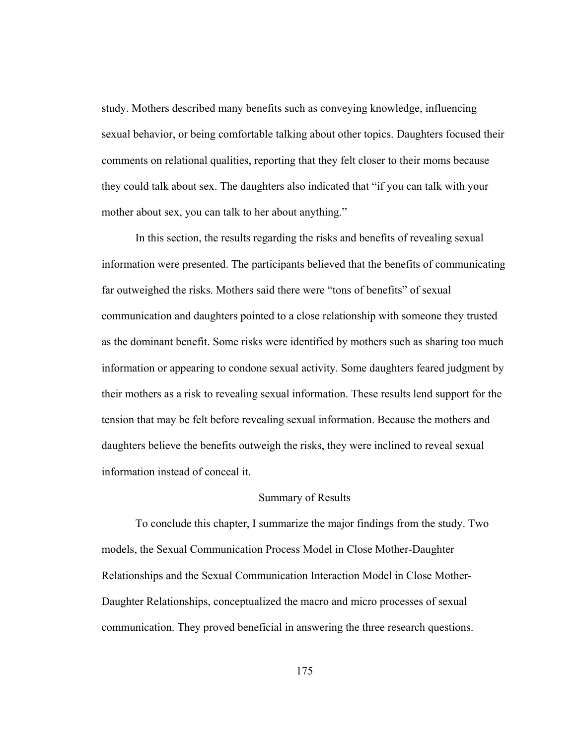study. Mothers described many benefits such as conveying knowledge, influencing sexual behavior, or being comfortable talking about other topics. Daughters focused their comments on relational qualities, reporting that they felt closer to their moms because they could talk about sex. The daughters also indicated that "if you can talk with your mother about sex, you can talk to her about anything."

In this section, the results regarding the risks and benefits of revealing sexual information were presented. The participants believed that the benefits of communicating far outweighed the risks. Mothers said there were "tons of benefits" of sexual communication and daughters pointed to a close relationship with someone they trusted as the dominant benefit. Some risks were identified by mothers such as sharing too much information or appearing to condone sexual activity. Some daughters feared judgment by their mothers as a risk to revealing sexual information. These results lend support for the tension that may be felt before revealing sexual information. Because the mothers and daughters believe the benefits outweigh the risks, they were inclined to reveal sexual information instead of conceal it.

## Summary of Results

To conclude this chapter, I summarize the major findings from the study. Two models, the Sexual Communication Process Model in Close Mother-Daughter Relationships and the Sexual Communication Interaction Model in Close Mother-Daughter Relationships, conceptualized the macro and micro processes of sexual communication. They proved beneficial in answering the three research questions.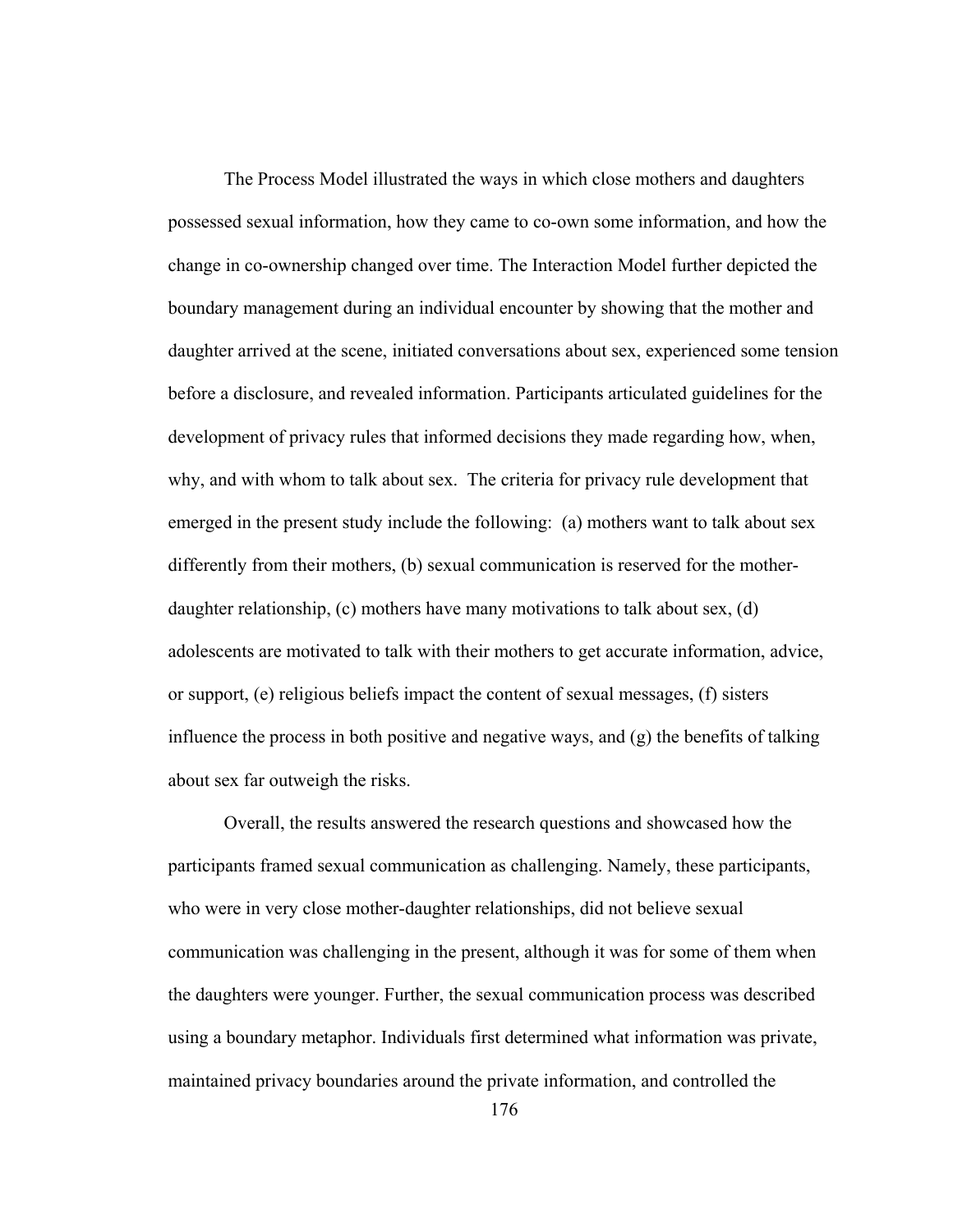The Process Model illustrated the ways in which close mothers and daughters possessed sexual information, how they came to co-own some information, and how the change in co-ownership changed over time. The Interaction Model further depicted the boundary management during an individual encounter by showing that the mother and daughter arrived at the scene, initiated conversations about sex, experienced some tension before a disclosure, and revealed information. Participants articulated guidelines for the development of privacy rules that informed decisions they made regarding how, when, why, and with whom to talk about sex. The criteria for privacy rule development that emerged in the present study include the following: (a) mothers want to talk about sex differently from their mothers, (b) sexual communication is reserved for the mother-daughter relationship, (c) mothers have many motivations to talk about sex, (d) adolescents are motivated to talk with their mothers to get accurate information, advice, or support, (e) religious beliefs impact the content of sexual messages, (f) sisters influence the process in both positive and negative ways, and (g) the benefits of talking about sex far outweigh the risks.

Overall, the results answered the research questions and showcased how the participants framed sexual communication as challenging. Namely, these participants, who were in very close mother-daughter relationships, did not believe sexual communication was challenging in the present, although it was for some of them when the daughters were younger. Further, the sexual communication process was described using a boundary metaphor. Individuals first determined what information was private, maintained privacy boundaries around the private information, and controlled the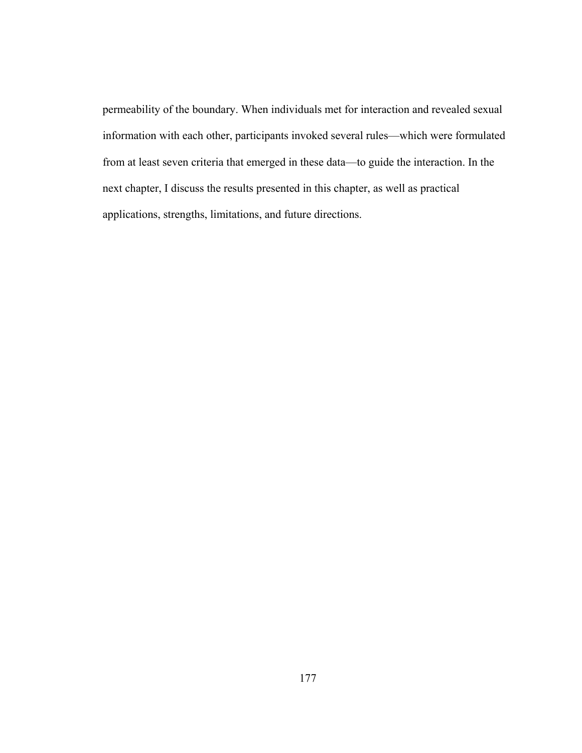permeability of the boundary. When individuals met for interaction and revealed sexual information with each other, participants invoked several rules—which were formulated from at least seven criteria that emerged in these data—to guide the interaction. In the next chapter, I discuss the results presented in this chapter, as well as practical applications, strengths, limitations, and future directions.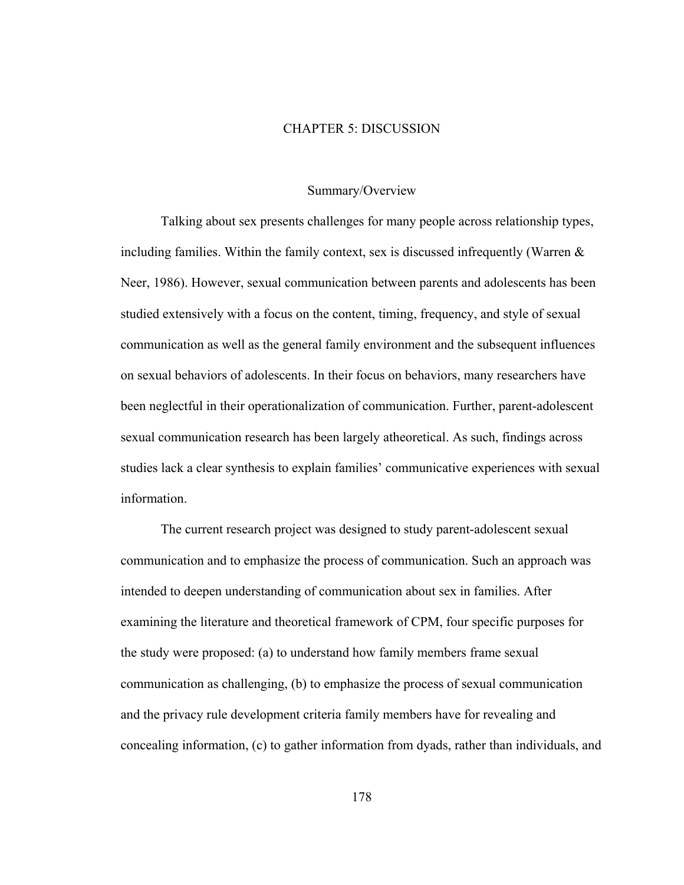# CHAPTER 5: DISCUSSION

## Summary/Overview

Talking about sex presents challenges for many people across relationship types, including families. Within the family context, sex is discussed infrequently (Warren & Neer, 1986). However, sexual communication between parents and adolescents has been studied extensively with a focus on the content, timing, frequency, and style of sexual communication as well as the general family environment and the subsequent influences on sexual behaviors of adolescents. In their focus on behaviors, many researchers have been neglectful in their operationalization of communication. Further, parent-adolescent sexual communication research has been largely atheoretical. As such, findings across studies lack a clear synthesis to explain families' communicative experiences with sexual information.

The current research project was designed to study parent-adolescent sexual communication and to emphasize the process of communication. Such an approach was intended to deepen understanding of communication about sex in families. After examining the literature and theoretical framework of CPM, four specific purposes for the study were proposed: (a) to understand how family members frame sexual communication as challenging, (b) to emphasize the process of sexual communication and the privacy rule development criteria family members have for revealing and concealing information, (c) to gather information from dyads, rather than individuals, and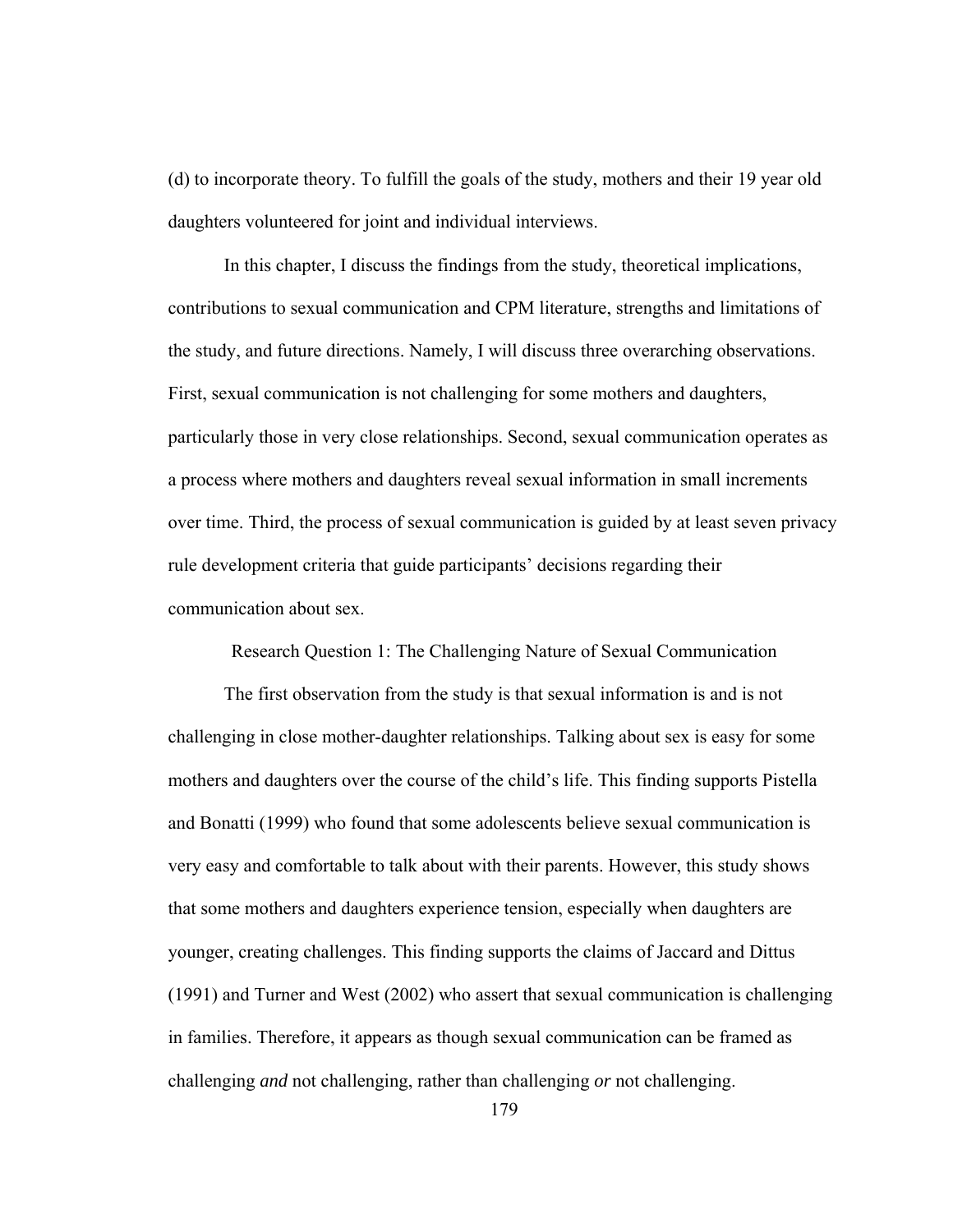(d) to incorporate theory. To fulfill the goals of the study, mothers and their 19 year old daughters volunteered for joint and individual interviews.

In this chapter, I discuss the findings from the study, theoretical implications, contributions to sexual communication and CPM literature, strengths and limitations of the study, and future directions. Namely, I will discuss three overarching observations. First, sexual communication is not challenging for some mothers and daughters, particularly those in very close relationships. Second, sexual communication operates as a process where mothers and daughters reveal sexual information in small increments over time. Third, the process of sexual communication is guided by at least seven privacy rule development criteria that guide participants' decisions regarding their communication about sex.

## Research Question 1: The Challenging Nature of Sexual Communication

The first observation from the study is that sexual information is and is not challenging in close mother-daughter relationships. Talking about sex is easy for some mothers and daughters over the course of the child's life. This finding supports Pistella and Bonatti (1999) who found that some adolescents believe sexual communication is very easy and comfortable to talk about with their parents. However, this study shows that some mothers and daughters experience tension, especially when daughters are younger, creating challenges. This finding supports the claims of Jaccard and Dittus (1991) and Turner and West (2002) who assert that sexual communication is challenging in families. Therefore, it appears as though sexual communication can be framed as challenging *and* not challenging, rather than challenging *or* not challenging.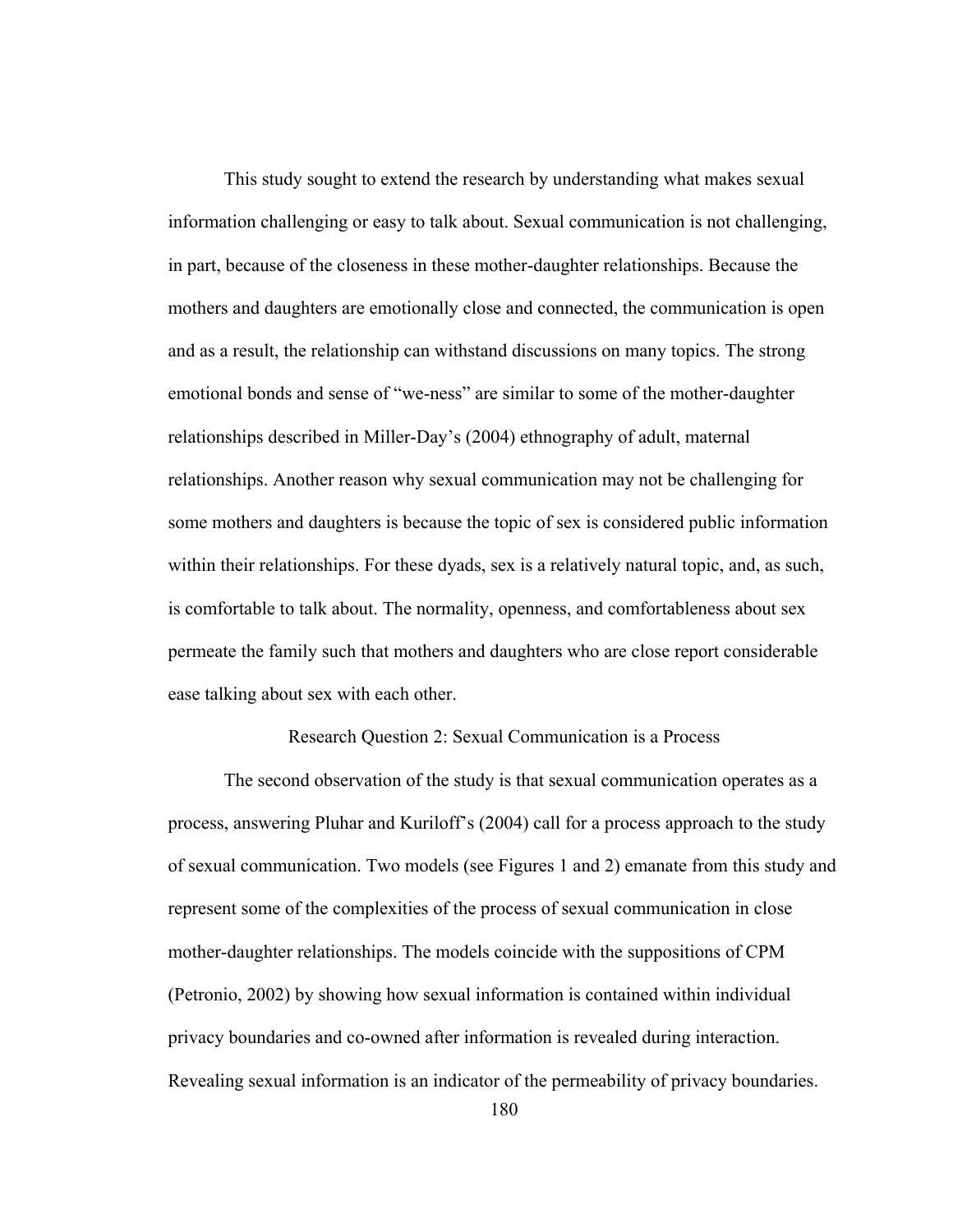This study sought to extend the research by understanding what makes sexual information challenging or easy to talk about. Sexual communication is not challenging, in part, because of the closeness in these mother-daughter relationships. Because the mothers and daughters are emotionally close and connected, the communication is open and as a result, the relationship can withstand discussions on many topics. The strong emotional bonds and sense of "we-ness" are similar to some of the mother-daughter relationships described in Miller-Day's (2004) ethnography of adult, maternal relationships. Another reason why sexual communication may not be challenging for some mothers and daughters is because the topic of sex is considered public information within their relationships. For these dyads, sex is a relatively natural topic, and, as such, is comfortable to talk about. The normality, openness, and comfortableness about sex permeate the family such that mothers and daughters who are close report considerable ease talking about sex with each other.

## Research Question 2: Sexual Communication is a Process

The second observation of the study is that sexual communication operates as a process, answering Pluhar and Kuriloff's (2004) call for a process approach to the study of sexual communication. Two models (see Figures 1 and 2) emanate from this study and represent some of the complexities of the process of sexual communication in close mother-daughter relationships. The models coincide with the suppositions of CPM (Petronio, 2002) by showing how sexual information is contained within individual privacy boundaries and co-owned after information is revealed during interaction. Revealing sexual information is an indicator of the permeability of privacy boundaries.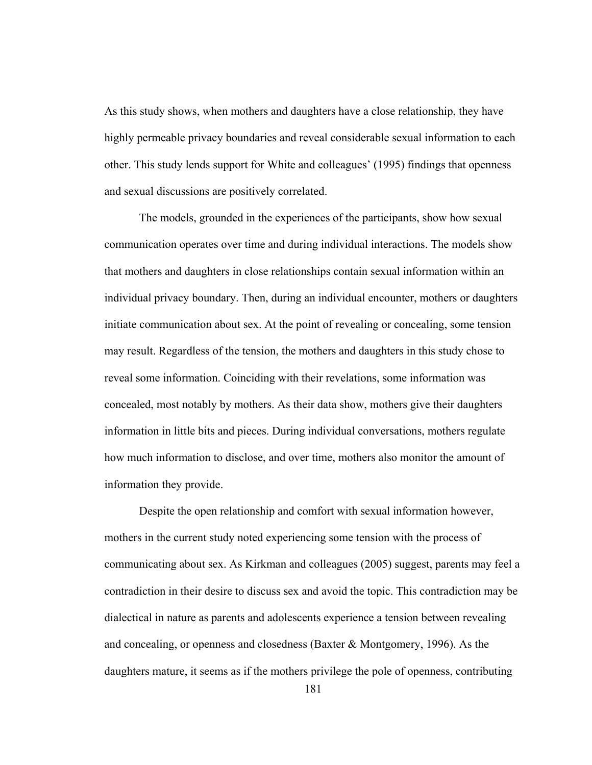As this study shows, when mothers and daughters have a close relationship, they have highly permeable privacy boundaries and reveal considerable sexual information to each other. This study lends support for White and colleagues' (1995) findings that openness and sexual discussions are positively correlated.

The models, grounded in the experiences of the participants, show how sexual communication operates over time and during individual interactions. The models show that mothers and daughters in close relationships contain sexual information within an individual privacy boundary. Then, during an individual encounter, mothers or daughters initiate communication about sex. At the point of revealing or concealing, some tension may result. Regardless of the tension, the mothers and daughters in this study chose to reveal some information. Coinciding with their revelations, some information was concealed, most notably by mothers. As their data show, mothers give their daughters information in little bits and pieces. During individual conversations, mothers regulate how much information to disclose, and over time, mothers also monitor the amount of information they provide.

Despite the open relationship and comfort with sexual information however, mothers in the current study noted experiencing some tension with the process of communicating about sex. As Kirkman and colleagues (2005) suggest, parents may feel a contradiction in their desire to discuss sex and avoid the topic. This contradiction may be dialectical in nature as parents and adolescents experience a tension between revealing and concealing, or openness and closedness (Baxter & Montgomery, 1996). As the daughters mature, it seems as if the mothers privilege the pole of openness, contributing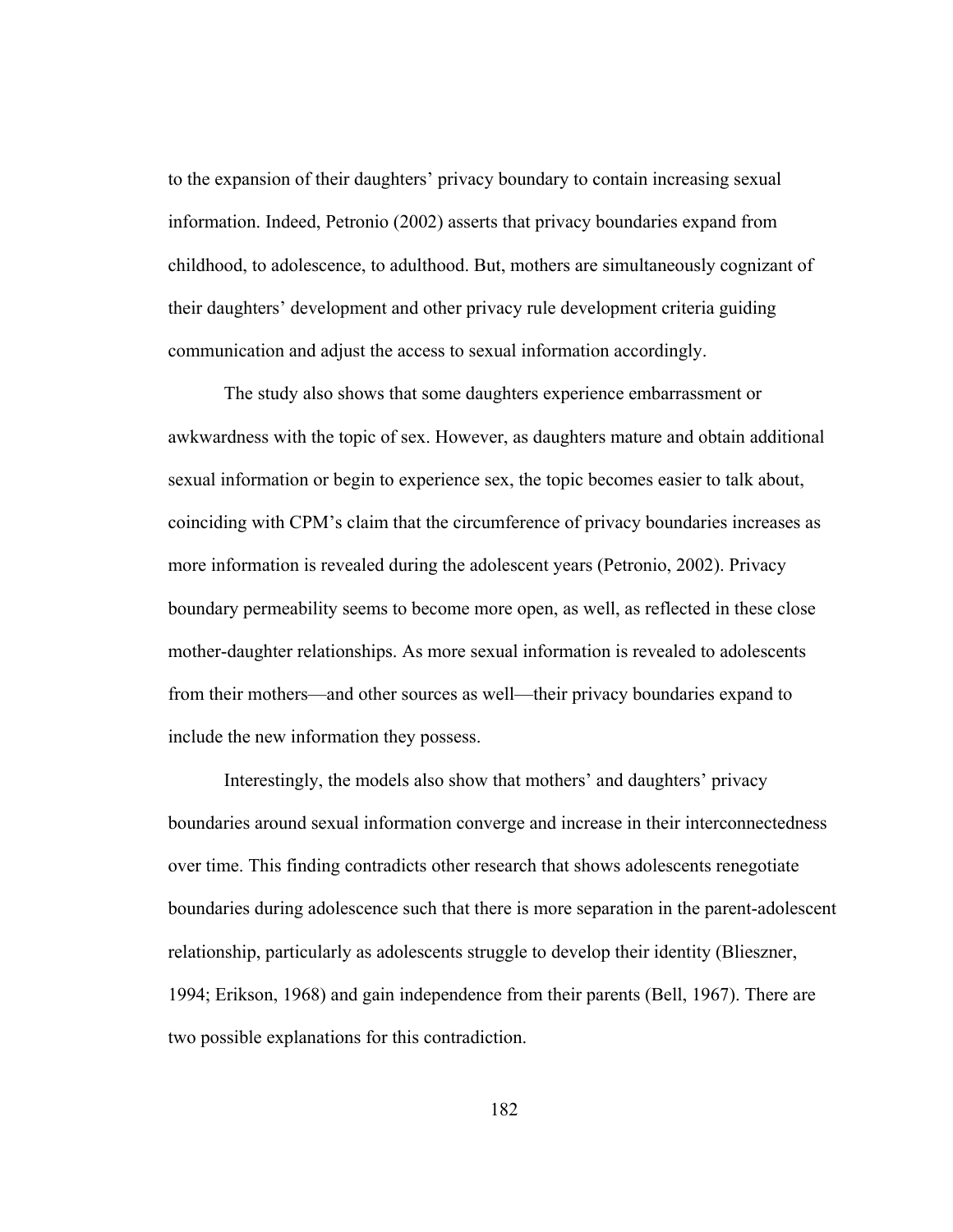to the expansion of their daughters' privacy boundary to contain increasing sexual information. Indeed, Petronio (2002) asserts that privacy boundaries expand from childhood, to adolescence, to adulthood. But, mothers are simultaneously cognizant of their daughters' development and other privacy rule development criteria guiding communication and adjust the access to sexual information accordingly.

The study also shows that some daughters experience embarrassment or awkwardness with the topic of sex. However, as daughters mature and obtain additional sexual information or begin to experience sex, the topic becomes easier to talk about, coinciding with CPM's claim that the circumference of privacy boundaries increases as more information is revealed during the adolescent years (Petronio, 2002). Privacy boundary permeability seems to become more open, as well, as reflected in these close mother-daughter relationships. As more sexual information is revealed to adolescents from their mothers—and other sources as well—their privacy boundaries expand to include the new information they possess.

Interestingly, the models also show that mothers' and daughters' privacy boundaries around sexual information converge and increase in their interconnectedness over time. This finding contradicts other research that shows adolescents renegotiate boundaries during adolescence such that there is more separation in the parent-adolescent relationship, particularly as adolescents struggle to develop their identity (Blieszner, 1994; Erikson, 1968) and gain independence from their parents (Bell, 1967). There are two possible explanations for this contradiction.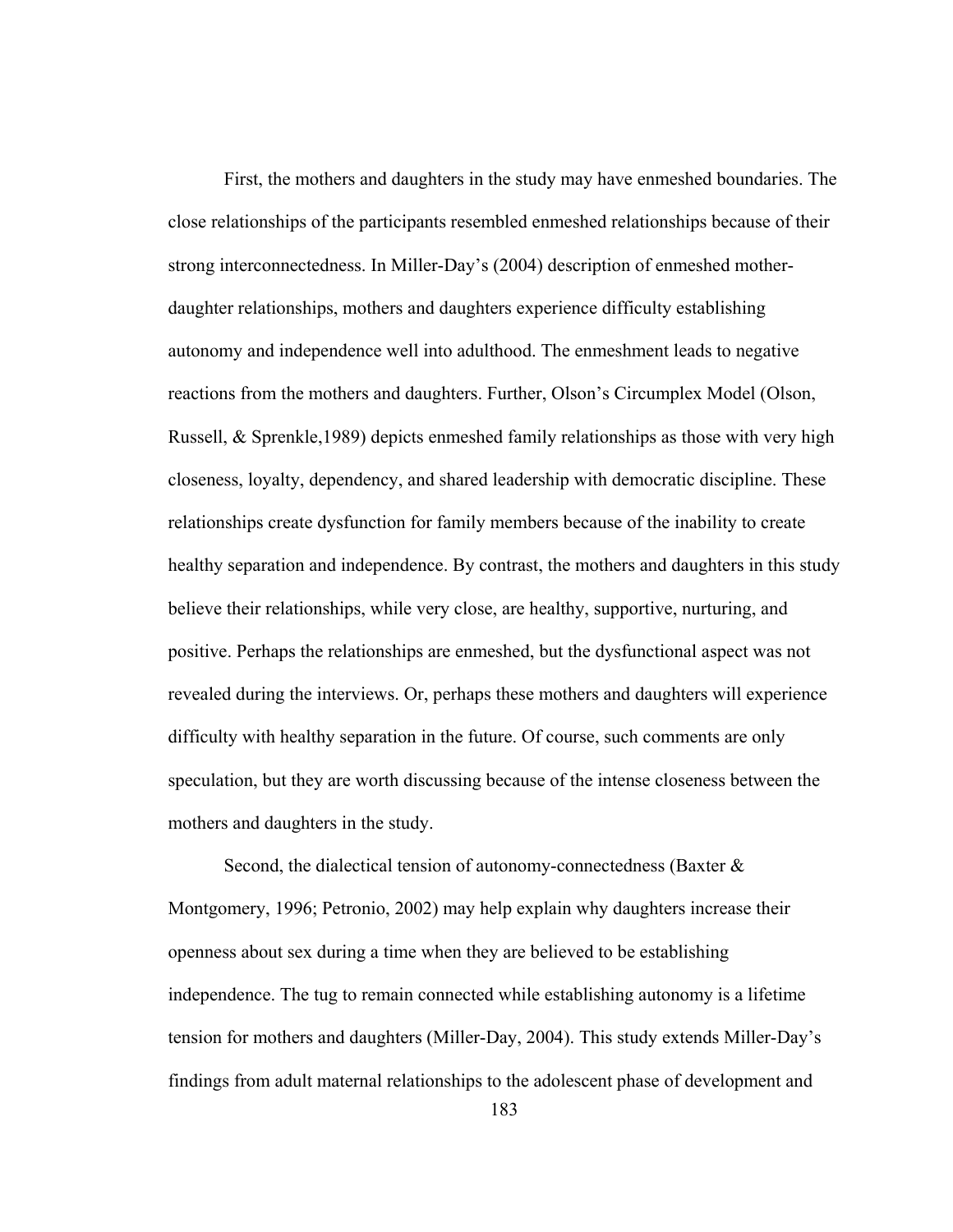First, the mothers and daughters in the study may have enmeshed boundaries. The close relationships of the participants resembled enmeshed relationships because of their strong interconnectedness. In Miller-Day's (2004) description of enmeshed mother-daughter relationships, mothers and daughters experience difficulty establishing autonomy and independence well into adulthood. The enmeshment leads to negative reactions from the mothers and daughters. Further, Olson's Circumplex Model (Olson, Russell, & Sprenkle,1989) depicts enmeshed family relationships as those with very high closeness, loyalty, dependency, and shared leadership with democratic discipline. These relationships create dysfunction for family members because of the inability to create healthy separation and independence. By contrast, the mothers and daughters in this study believe their relationships, while very close, are healthy, supportive, nurturing, and positive. Perhaps the relationships are enmeshed, but the dysfunctional aspect was not revealed during the interviews. Or, perhaps these mothers and daughters will experience difficulty with healthy separation in the future. Of course, such comments are only speculation, but they are worth discussing because of the intense closeness between the mothers and daughters in the study.

Second, the dialectical tension of autonomy-connectedness (Baxter & Montgomery, 1996; Petronio, 2002) may help explain why daughters increase their openness about sex during a time when they are believed to be establishing independence. The tug to remain connected while establishing autonomy is a lifetime tension for mothers and daughters (Miller-Day, 2004). This study extends Miller-Day's findings from adult maternal relationships to the adolescent phase of development and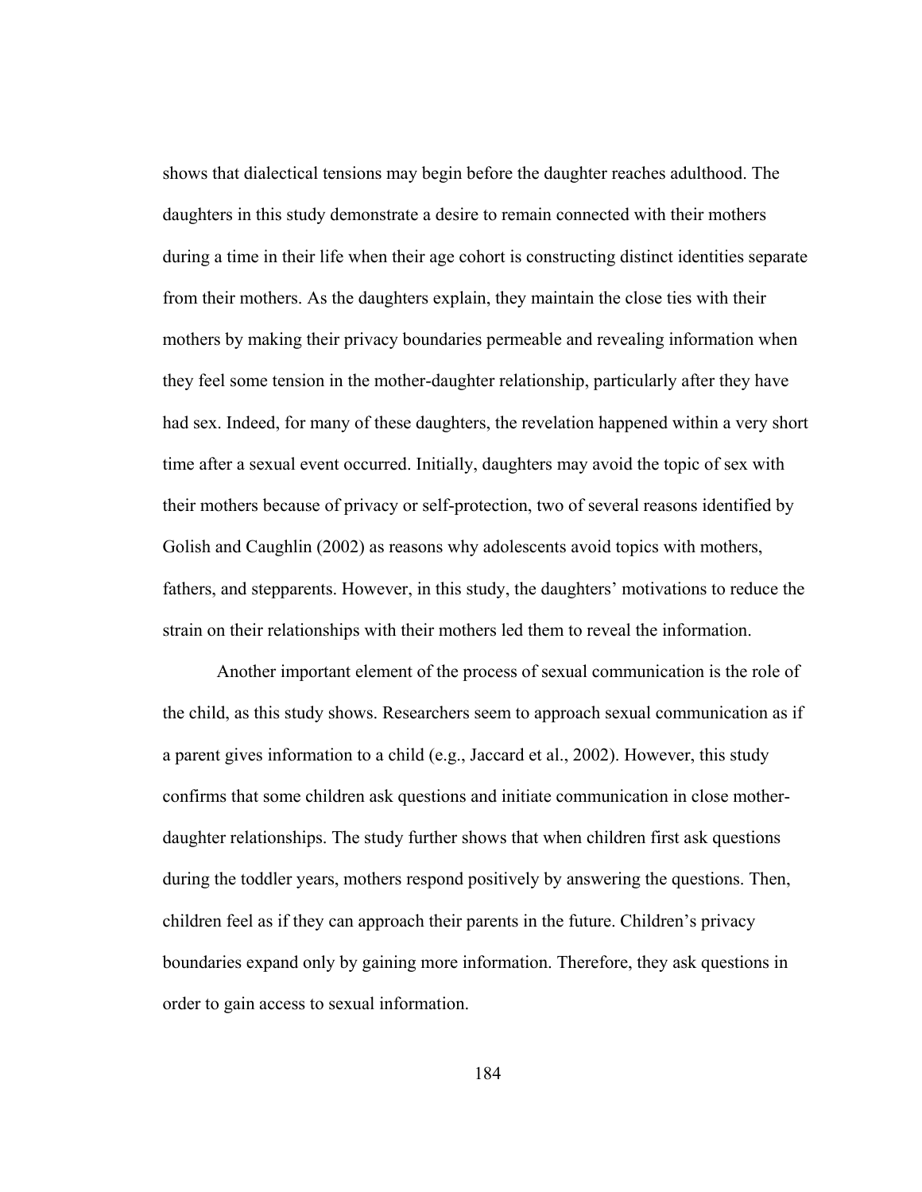shows that dialectical tensions may begin before the daughter reaches adulthood. The daughters in this study demonstrate a desire to remain connected with their mothers during a time in their life when their age cohort is constructing distinct identities separate from their mothers. As the daughters explain, they maintain the close ties with their mothers by making their privacy boundaries permeable and revealing information when they feel some tension in the mother-daughter relationship, particularly after they have had sex. Indeed, for many of these daughters, the revelation happened within a very short time after a sexual event occurred. Initially, daughters may avoid the topic of sex with their mothers because of privacy or self-protection, two of several reasons identified by Golish and Caughlin (2002) as reasons why adolescents avoid topics with mothers, fathers, and stepparents. However, in this study, the daughters' motivations to reduce the strain on their relationships with their mothers led them to reveal the information.

Another important element of the process of sexual communication is the role of the child, as this study shows. Researchers seem to approach sexual communication as if a parent gives information to a child (e.g., Jaccard et al., 2002). However, this study confirms that some children ask questions and initiate communication in close mother-daughter relationships. The study further shows that when children first ask questions during the toddler years, mothers respond positively by answering the questions. Then, children feel as if they can approach their parents in the future. Children's privacy boundaries expand only by gaining more information. Therefore, they ask questions in order to gain access to sexual information.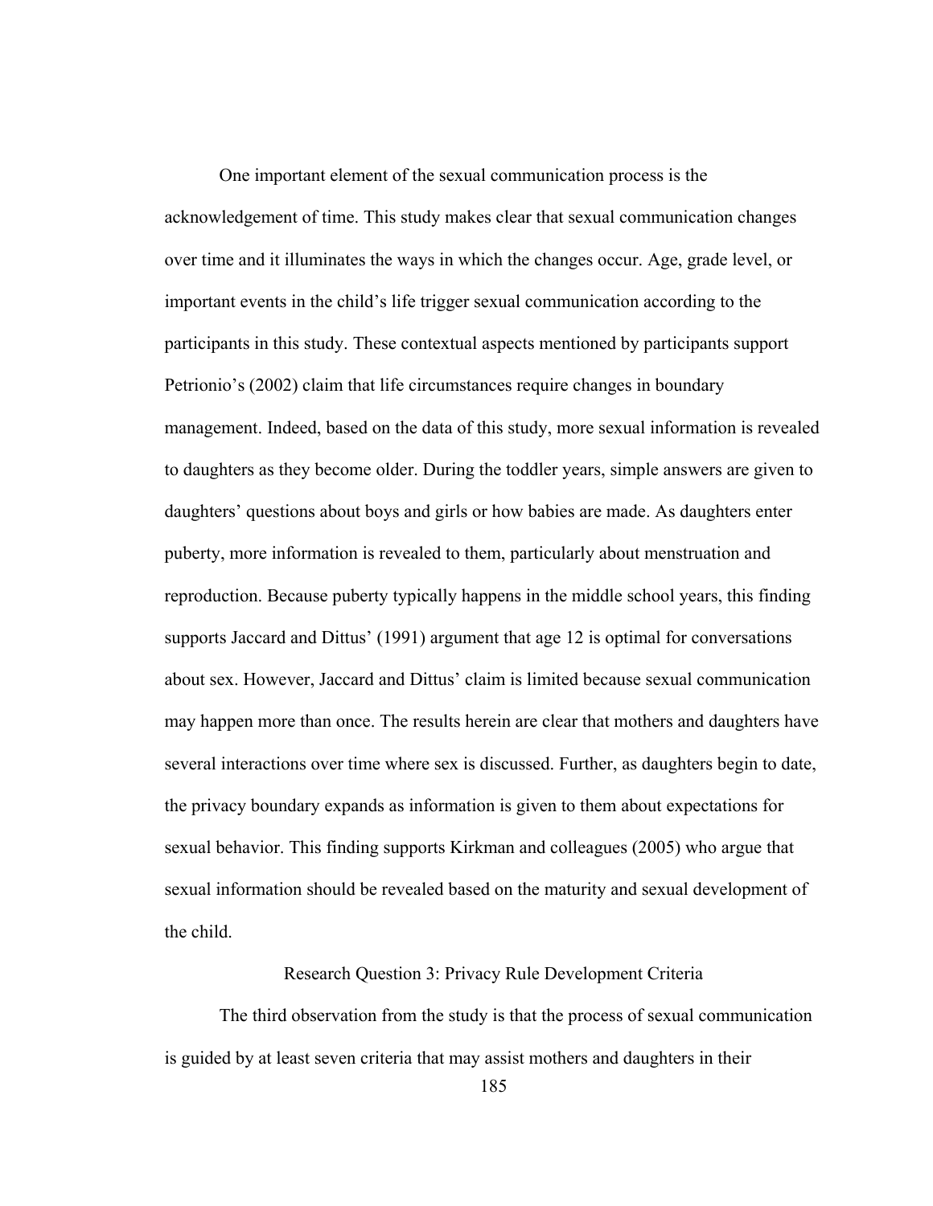One important element of the sexual communication process is the acknowledgement of time. This study makes clear that sexual communication changes over time and it illuminates the ways in which the changes occur. Age, grade level, or important events in the child's life trigger sexual communication according to the participants in this study. These contextual aspects mentioned by participants support Petrionio's (2002) claim that life circumstances require changes in boundary management. Indeed, based on the data of this study, more sexual information is revealed to daughters as they become older. During the toddler years, simple answers are given to daughters' questions about boys and girls or how babies are made. As daughters enter puberty, more information is revealed to them, particularly about menstruation and reproduction. Because puberty typically happens in the middle school years, this finding supports Jaccard and Dittus' (1991) argument that age 12 is optimal for conversations about sex. However, Jaccard and Dittus' claim is limited because sexual communication may happen more than once. The results herein are clear that mothers and daughters have several interactions over time where sex is discussed. Further, as daughters begin to date, the privacy boundary expands as information is given to them about expectations for sexual behavior. This finding supports Kirkman and colleagues (2005) who argue that sexual information should be revealed based on the maturity and sexual development of the child.

## Research Question 3: Privacy Rule Development Criteria

The third observation from the study is that the process of sexual communication is guided by at least seven criteria that may assist mothers and daughters in their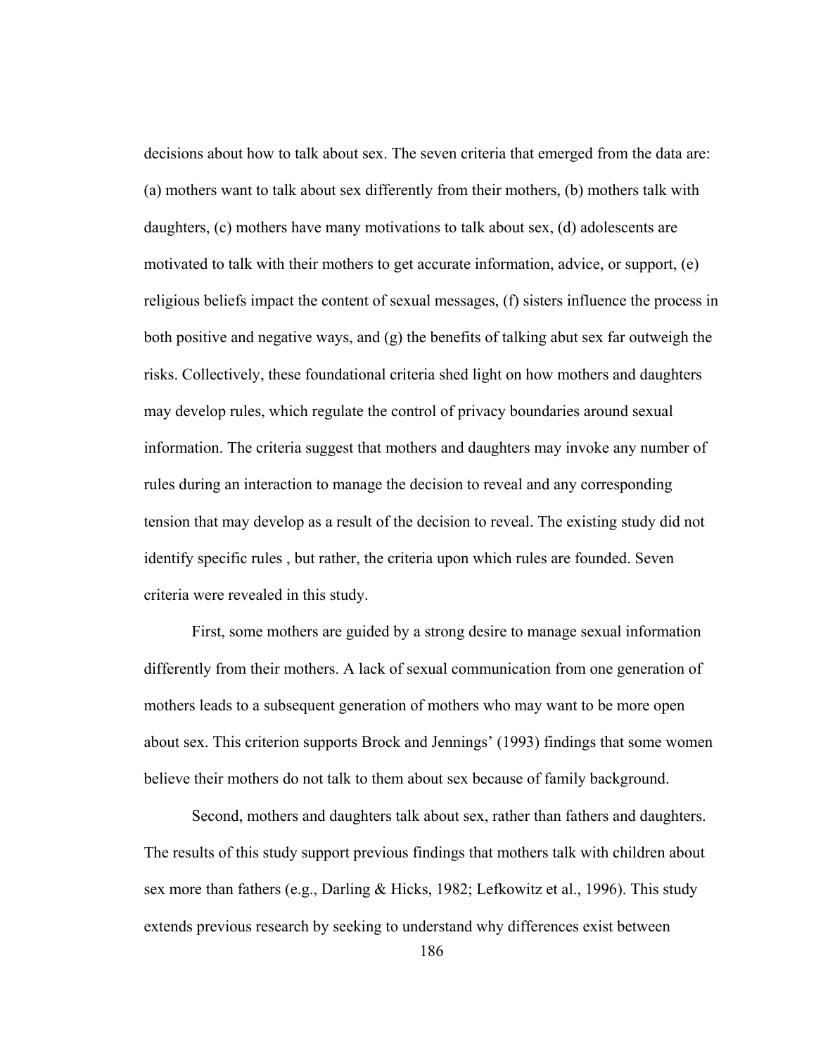decisions about how to talk about sex. The seven criteria that emerged from the data are: (a) mothers want to talk about sex differently from their mothers, (b) mothers talk with daughters, (c) mothers have many motivations to talk about sex, (d) adolescents are motivated to talk with their mothers to get accurate information, advice, or support, (e) religious beliefs impact the content of sexual messages, (f) sisters influence the process in both positive and negative ways, and (g) the benefits of talking abut sex far outweigh the risks. Collectively, these foundational criteria shed light on how mothers and daughters may develop rules, which regulate the control of privacy boundaries around sexual information. The criteria suggest that mothers and daughters may invoke any number of rules during an interaction to manage the decision to reveal and any corresponding tension that may develop as a result of the decision to reveal. The existing study did not identify specific rules , but rather, the criteria upon which rules are founded. Seven criteria were revealed in this study.

First, some mothers are guided by a strong desire to manage sexual information differently from their mothers. A lack of sexual communication from one generation of mothers leads to a subsequent generation of mothers who may want to be more open about sex. This criterion supports Brock and Jennings' (1993) findings that some women believe their mothers do not talk to them about sex because of family background.

Second, mothers and daughters talk about sex, rather than fathers and daughters. The results of this study support previous findings that mothers talk with children about sex more than fathers (e.g., Darling & Hicks, 1982; Lefkowitz et al., 1996). This study extends previous research by seeking to understand why differences exist between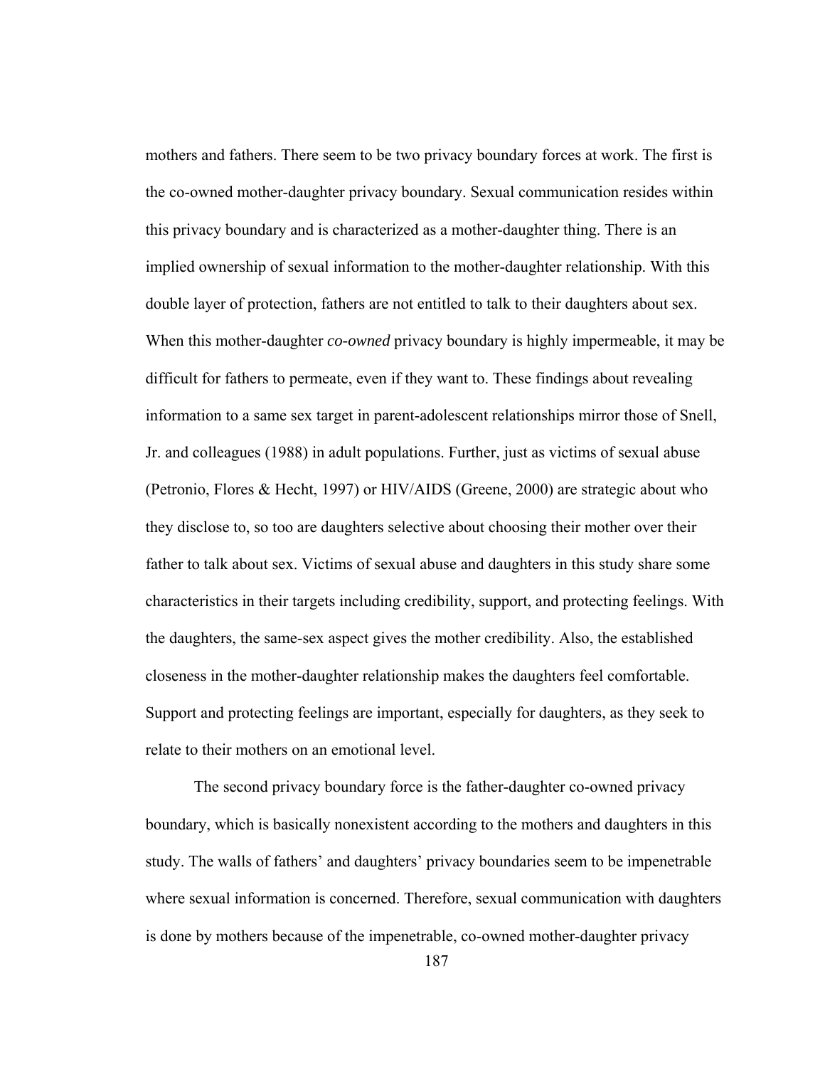mothers and fathers. There seem to be two privacy boundary forces at work. The first is the co-owned mother-daughter privacy boundary. Sexual communication resides within this privacy boundary and is characterized as a mother-daughter thing. There is an implied ownership of sexual information to the mother-daughter relationship. With this double layer of protection, fathers are not entitled to talk to their daughters about sex. When this mother-daughter *co-owned* privacy boundary is highly impermeable, it may be difficult for fathers to permeate, even if they want to. These findings about revealing information to a same sex target in parent-adolescent relationships mirror those of Snell, Jr. and colleagues (1988) in adult populations. Further, just as victims of sexual abuse (Petronio, Flores & Hecht, 1997) or HIV/AIDS (Greene, 2000) are strategic about who they disclose to, so too are daughters selective about choosing their mother over their father to talk about sex. Victims of sexual abuse and daughters in this study share some characteristics in their targets including credibility, support, and protecting feelings. With the daughters, the same-sex aspect gives the mother credibility. Also, the established closeness in the mother-daughter relationship makes the daughters feel comfortable. Support and protecting feelings are important, especially for daughters, as they seek to relate to their mothers on an emotional level.

The second privacy boundary force is the father-daughter co-owned privacy boundary, which is basically nonexistent according to the mothers and daughters in this study. The walls of fathers' and daughters' privacy boundaries seem to be impenetrable where sexual information is concerned. Therefore, sexual communication with daughters is done by mothers because of the impenetrable, co-owned mother-daughter privacy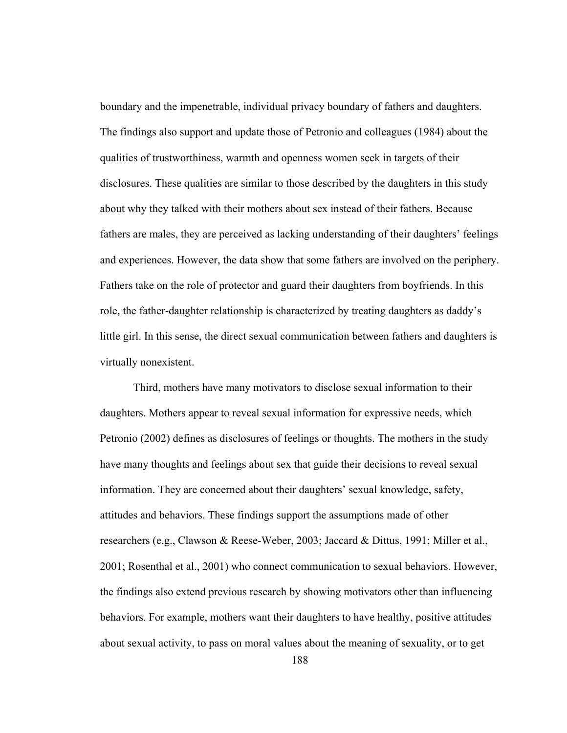boundary and the impenetrable, individual privacy boundary of fathers and daughters. The findings also support and update those of Petronio and colleagues (1984) about the qualities of trustworthiness, warmth and openness women seek in targets of their disclosures. These qualities are similar to those described by the daughters in this study about why they talked with their mothers about sex instead of their fathers. Because fathers are males, they are perceived as lacking understanding of their daughters' feelings and experiences. However, the data show that some fathers are involved on the periphery. Fathers take on the role of protector and guard their daughters from boyfriends. In this role, the father-daughter relationship is characterized by treating daughters as daddy's little girl. In this sense, the direct sexual communication between fathers and daughters is virtually nonexistent.

Third, mothers have many motivators to disclose sexual information to their daughters. Mothers appear to reveal sexual information for expressive needs, which Petronio (2002) defines as disclosures of feelings or thoughts. The mothers in the study have many thoughts and feelings about sex that guide their decisions to reveal sexual information. They are concerned about their daughters' sexual knowledge, safety, attitudes and behaviors. These findings support the assumptions made of other researchers (e.g., Clawson & Reese-Weber, 2003; Jaccard & Dittus, 1991; Miller et al., 2001; Rosenthal et al., 2001) who connect communication to sexual behaviors. However, the findings also extend previous research by showing motivators other than influencing behaviors. For example, mothers want their daughters to have healthy, positive attitudes about sexual activity, to pass on moral values about the meaning of sexuality, or to get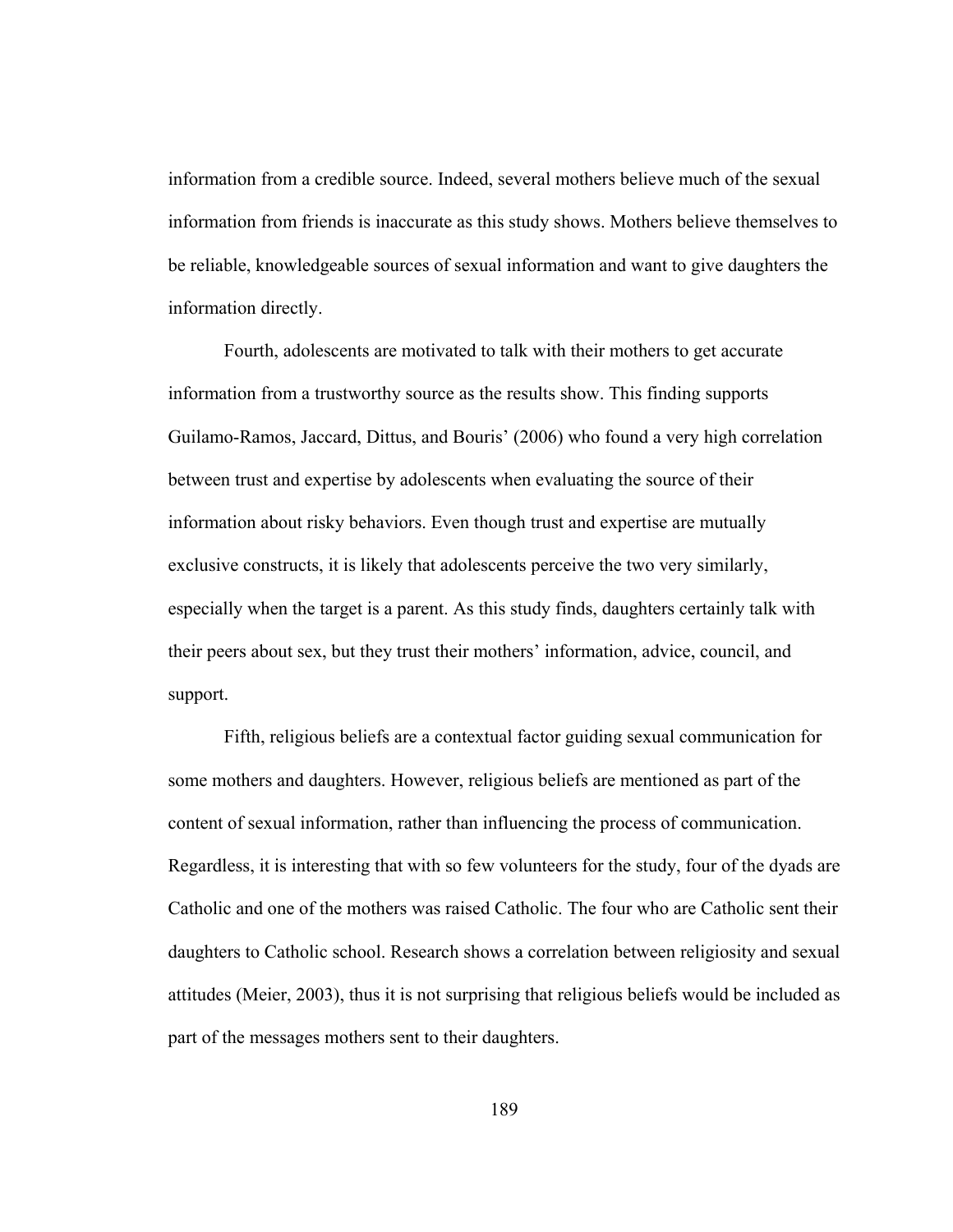information from a credible source. Indeed, several mothers believe much of the sexual information from friends is inaccurate as this study shows. Mothers believe themselves to be reliable, knowledgeable sources of sexual information and want to give daughters the information directly.

Fourth, adolescents are motivated to talk with their mothers to get accurate information from a trustworthy source as the results show. This finding supports Guilamo-Ramos, Jaccard, Dittus, and Bouris' (2006) who found a very high correlation between trust and expertise by adolescents when evaluating the source of their information about risky behaviors. Even though trust and expertise are mutually exclusive constructs, it is likely that adolescents perceive the two very similarly, especially when the target is a parent. As this study finds, daughters certainly talk with their peers about sex, but they trust their mothers' information, advice, council, and support.

Fifth, religious beliefs are a contextual factor guiding sexual communication for some mothers and daughters. However, religious beliefs are mentioned as part of the content of sexual information, rather than influencing the process of communication. Regardless, it is interesting that with so few volunteers for the study, four of the dyads are Catholic and one of the mothers was raised Catholic. The four who are Catholic sent their daughters to Catholic school. Research shows a correlation between religiosity and sexual attitudes (Meier, 2003), thus it is not surprising that religious beliefs would be included as part of the messages mothers sent to their daughters.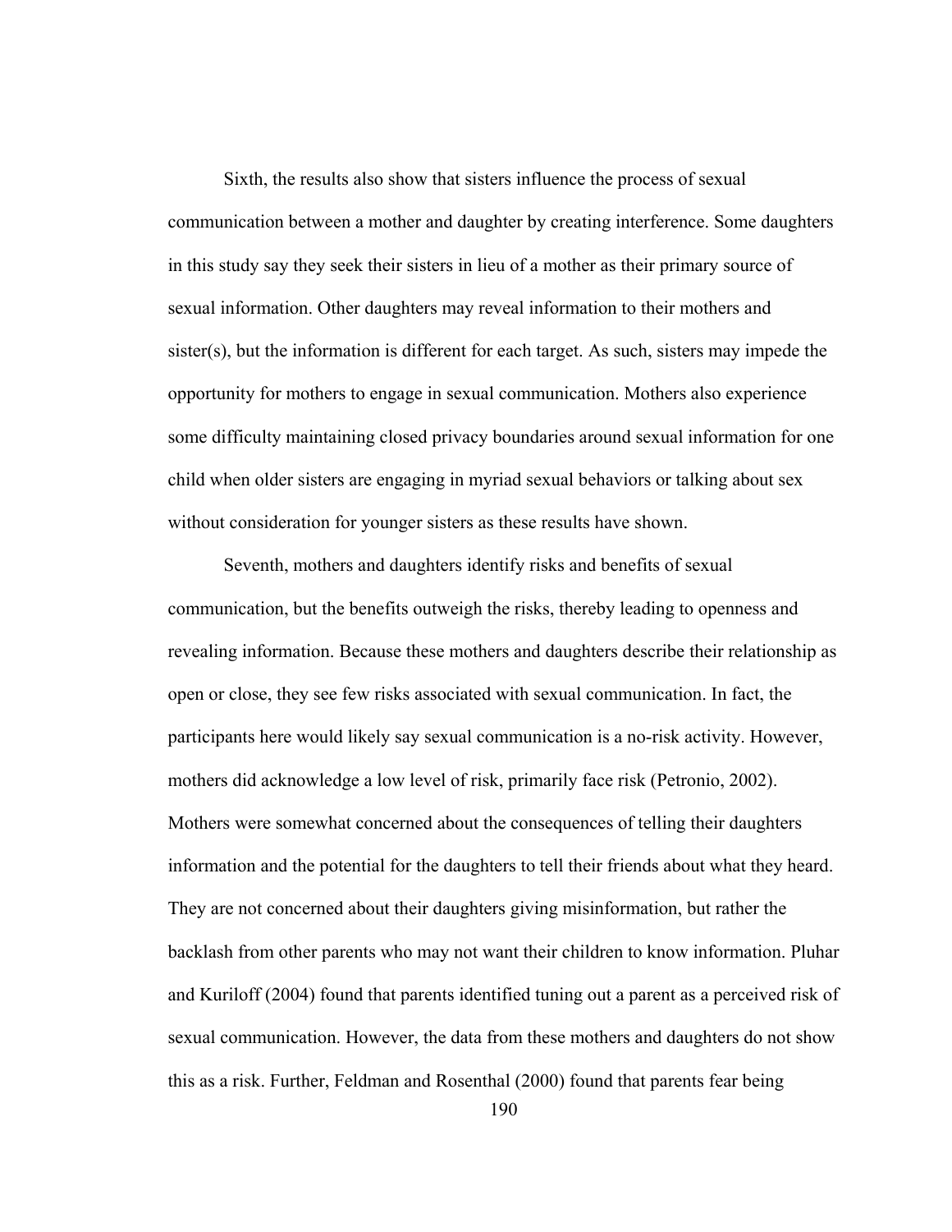Sixth, the results also show that sisters influence the process of sexual communication between a mother and daughter by creating interference. Some daughters in this study say they seek their sisters in lieu of a mother as their primary source of sexual information. Other daughters may reveal information to their mothers and sister(s), but the information is different for each target. As such, sisters may impede the opportunity for mothers to engage in sexual communication. Mothers also experience some difficulty maintaining closed privacy boundaries around sexual information for one child when older sisters are engaging in myriad sexual behaviors or talking about sex without consideration for younger sisters as these results have shown.

Seventh, mothers and daughters identify risks and benefits of sexual communication, but the benefits outweigh the risks, thereby leading to openness and revealing information. Because these mothers and daughters describe their relationship as open or close, they see few risks associated with sexual communication. In fact, the participants here would likely say sexual communication is a no-risk activity. However, mothers did acknowledge a low level of risk, primarily face risk (Petronio, 2002). Mothers were somewhat concerned about the consequences of telling their daughters information and the potential for the daughters to tell their friends about what they heard. They are not concerned about their daughters giving misinformation, but rather the backlash from other parents who may not want their children to know information. Pluhar and Kuriloff (2004) found that parents identified tuning out a parent as a perceived risk of sexual communication. However, the data from these mothers and daughters do not show this as a risk. Further, Feldman and Rosenthal (2000) found that parents fear being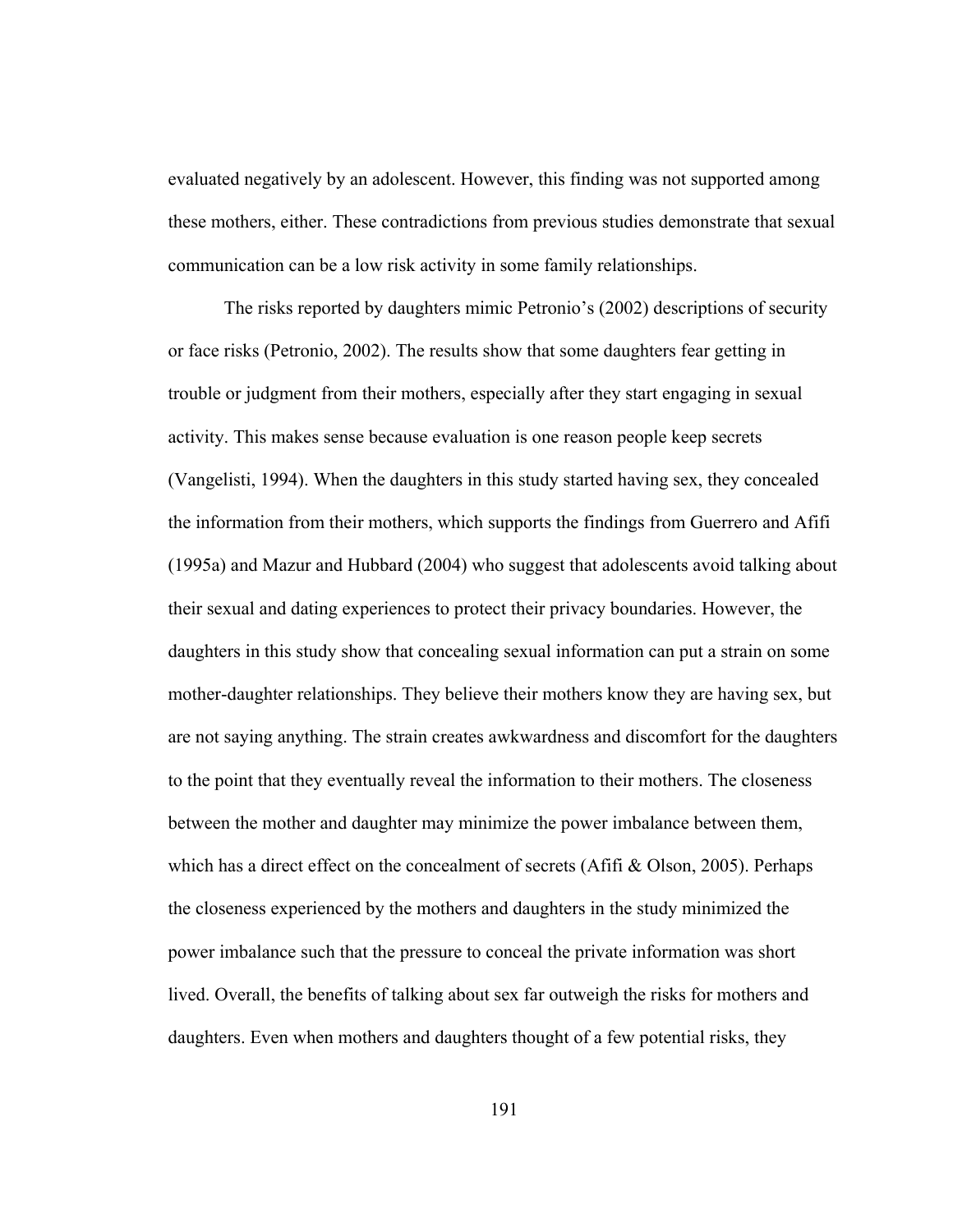evaluated negatively by an adolescent. However, this finding was not supported among these mothers, either. These contradictions from previous studies demonstrate that sexual communication can be a low risk activity in some family relationships.

The risks reported by daughters mimic Petronio's (2002) descriptions of security or face risks (Petronio, 2002). The results show that some daughters fear getting in trouble or judgment from their mothers, especially after they start engaging in sexual activity. This makes sense because evaluation is one reason people keep secrets (Vangelisti, 1994). When the daughters in this study started having sex, they concealed the information from their mothers, which supports the findings from Guerrero and Afifi (1995a) and Mazur and Hubbard (2004) who suggest that adolescents avoid talking about their sexual and dating experiences to protect their privacy boundaries. However, the daughters in this study show that concealing sexual information can put a strain on some mother-daughter relationships. They believe their mothers know they are having sex, but are not saying anything. The strain creates awkwardness and discomfort for the daughters to the point that they eventually reveal the information to their mothers. The closeness between the mother and daughter may minimize the power imbalance between them, which has a direct effect on the concealment of secrets (Afifi & Olson, 2005). Perhaps the closeness experienced by the mothers and daughters in the study minimized the power imbalance such that the pressure to conceal the private information was short lived. Overall, the benefits of talking about sex far outweigh the risks for mothers and daughters. Even when mothers and daughters thought of a few potential risks, they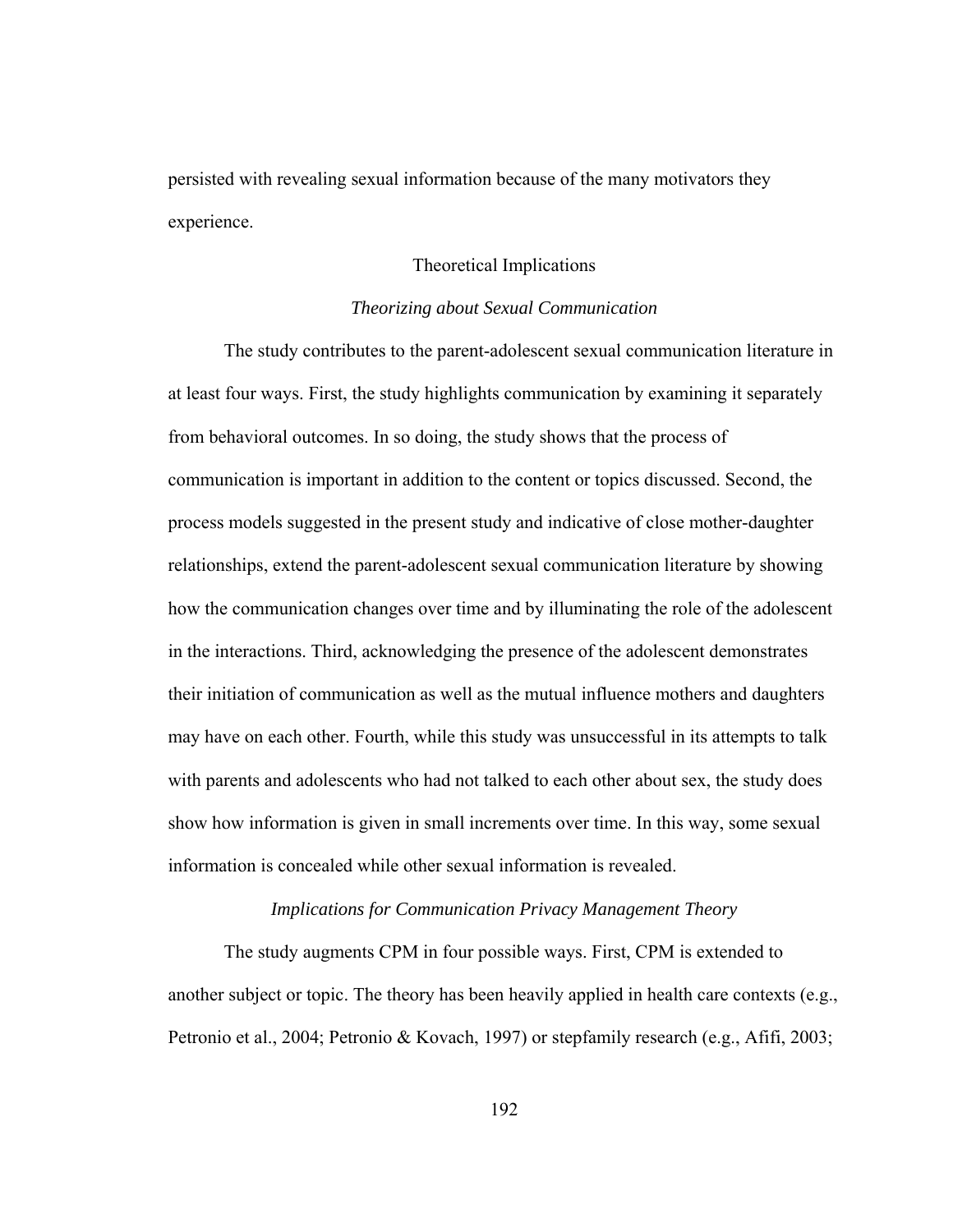persisted with revealing sexual information because of the many motivators they experience.

## Theoretical Implications

### *Theorizing about Sexual Communication*

The study contributes to the parent-adolescent sexual communication literature in at least four ways. First, the study highlights communication by examining it separately from behavioral outcomes. In so doing, the study shows that the process of communication is important in addition to the content or topics discussed. Second, the process models suggested in the present study and indicative of close mother-daughter relationships, extend the parent-adolescent sexual communication literature by showing how the communication changes over time and by illuminating the role of the adolescent in the interactions. Third, acknowledging the presence of the adolescent demonstrates their initiation of communication as well as the mutual influence mothers and daughters may have on each other. Fourth, while this study was unsuccessful in its attempts to talk with parents and adolescents who had not talked to each other about sex, the study does show how information is given in small increments over time. In this way, some sexual information is concealed while other sexual information is revealed.

### *Implications for Communication Privacy Management Theory*

The study augments CPM in four possible ways. First, CPM is extended to another subject or topic. The theory has been heavily applied in health care contexts (e.g., Petronio et al., 2004; Petronio & Kovach, 1997) or stepfamily research (e.g., Afifi, 2003;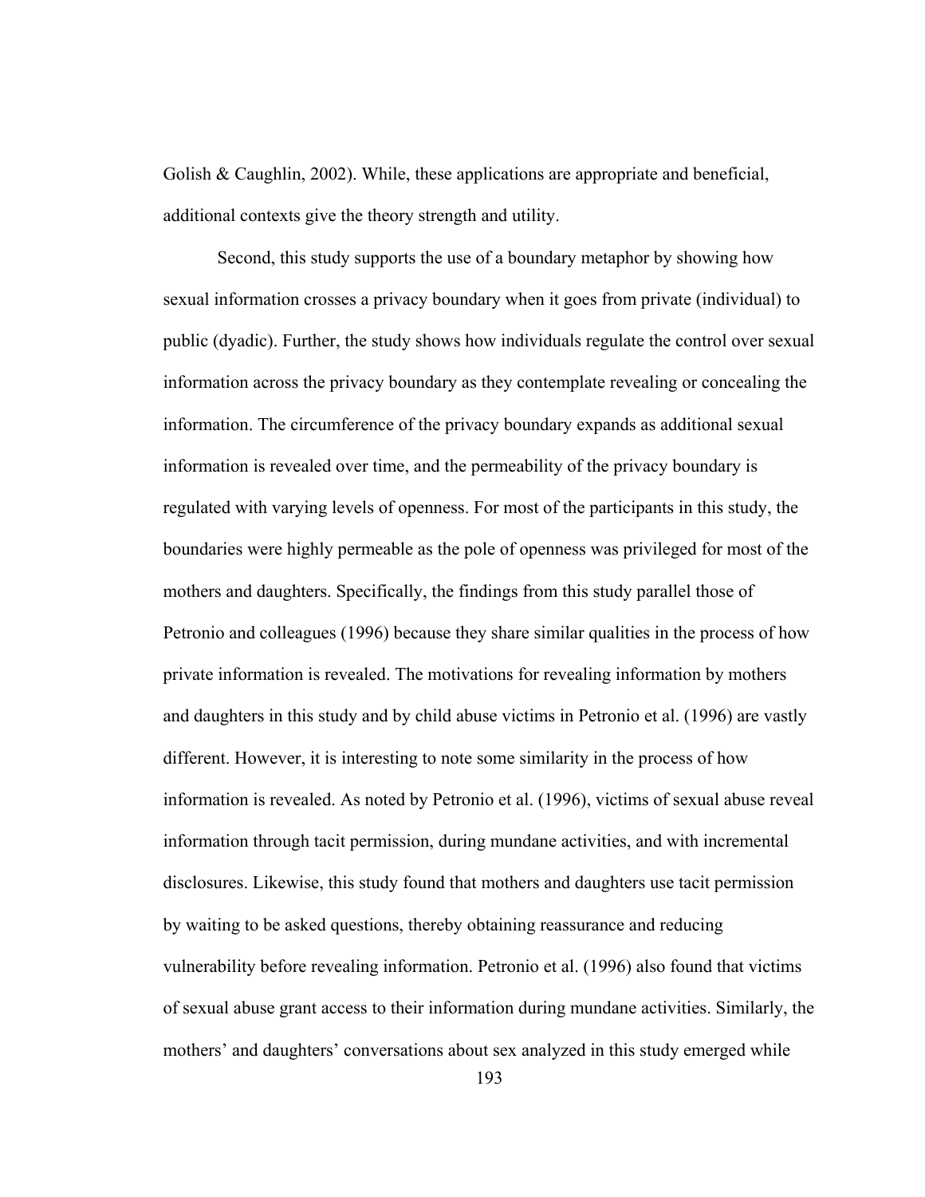Golish & Caughlin, 2002). While, these applications are appropriate and beneficial, additional contexts give the theory strength and utility.

Second, this study supports the use of a boundary metaphor by showing how sexual information crosses a privacy boundary when it goes from private (individual) to public (dyadic). Further, the study shows how individuals regulate the control over sexual information across the privacy boundary as they contemplate revealing or concealing the information. The circumference of the privacy boundary expands as additional sexual information is revealed over time, and the permeability of the privacy boundary is regulated with varying levels of openness. For most of the participants in this study, the boundaries were highly permeable as the pole of openness was privileged for most of the mothers and daughters. Specifically, the findings from this study parallel those of Petronio and colleagues (1996) because they share similar qualities in the process of how private information is revealed. The motivations for revealing information by mothers and daughters in this study and by child abuse victims in Petronio et al. (1996) are vastly different. However, it is interesting to note some similarity in the process of how information is revealed. As noted by Petronio et al. (1996), victims of sexual abuse reveal information through tacit permission, during mundane activities, and with incremental disclosures. Likewise, this study found that mothers and daughters use tacit permission by waiting to be asked questions, thereby obtaining reassurance and reducing vulnerability before revealing information. Petronio et al. (1996) also found that victims of sexual abuse grant access to their information during mundane activities. Similarly, the mothers' and daughters' conversations about sex analyzed in this study emerged while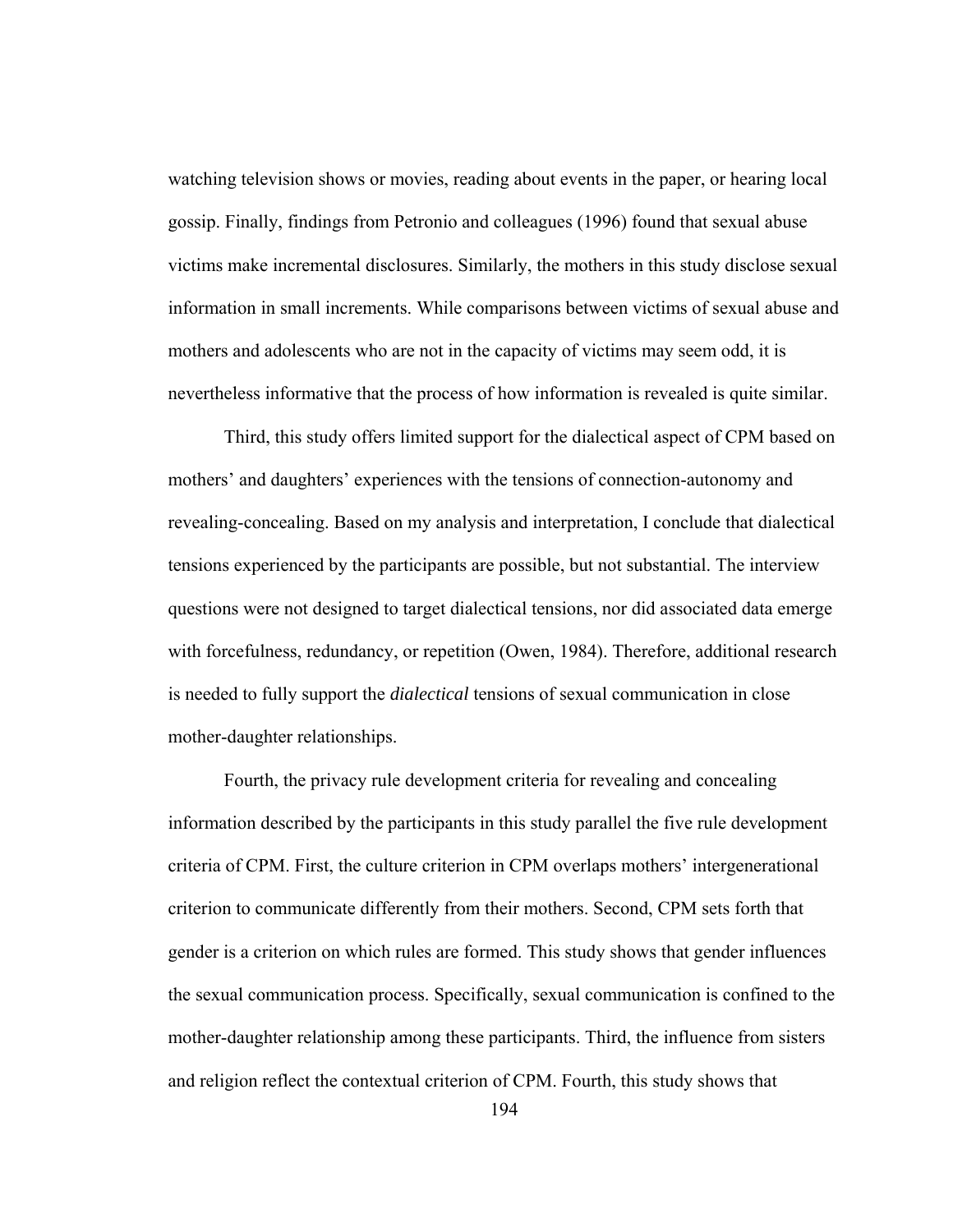watching television shows or movies, reading about events in the paper, or hearing local gossip. Finally, findings from Petronio and colleagues (1996) found that sexual abuse victims make incremental disclosures. Similarly, the mothers in this study disclose sexual information in small increments. While comparisons between victims of sexual abuse and mothers and adolescents who are not in the capacity of victims may seem odd, it is nevertheless informative that the process of how information is revealed is quite similar.

Third, this study offers limited support for the dialectical aspect of CPM based on mothers' and daughters' experiences with the tensions of connection-autonomy and revealing-concealing. Based on my analysis and interpretation, I conclude that dialectical tensions experienced by the participants are possible, but not substantial. The interview questions were not designed to target dialectical tensions, nor did associated data emerge with forcefulness, redundancy, or repetition (Owen, 1984). Therefore, additional research is needed to fully support the *dialectical* tensions of sexual communication in close mother-daughter relationships.

Fourth, the privacy rule development criteria for revealing and concealing information described by the participants in this study parallel the five rule development criteria of CPM. First, the culture criterion in CPM overlaps mothers' intergenerational criterion to communicate differently from their mothers. Second, CPM sets forth that gender is a criterion on which rules are formed. This study shows that gender influences the sexual communication process. Specifically, sexual communication is confined to the mother-daughter relationship among these participants. Third, the influence from sisters and religion reflect the contextual criterion of CPM. Fourth, this study shows that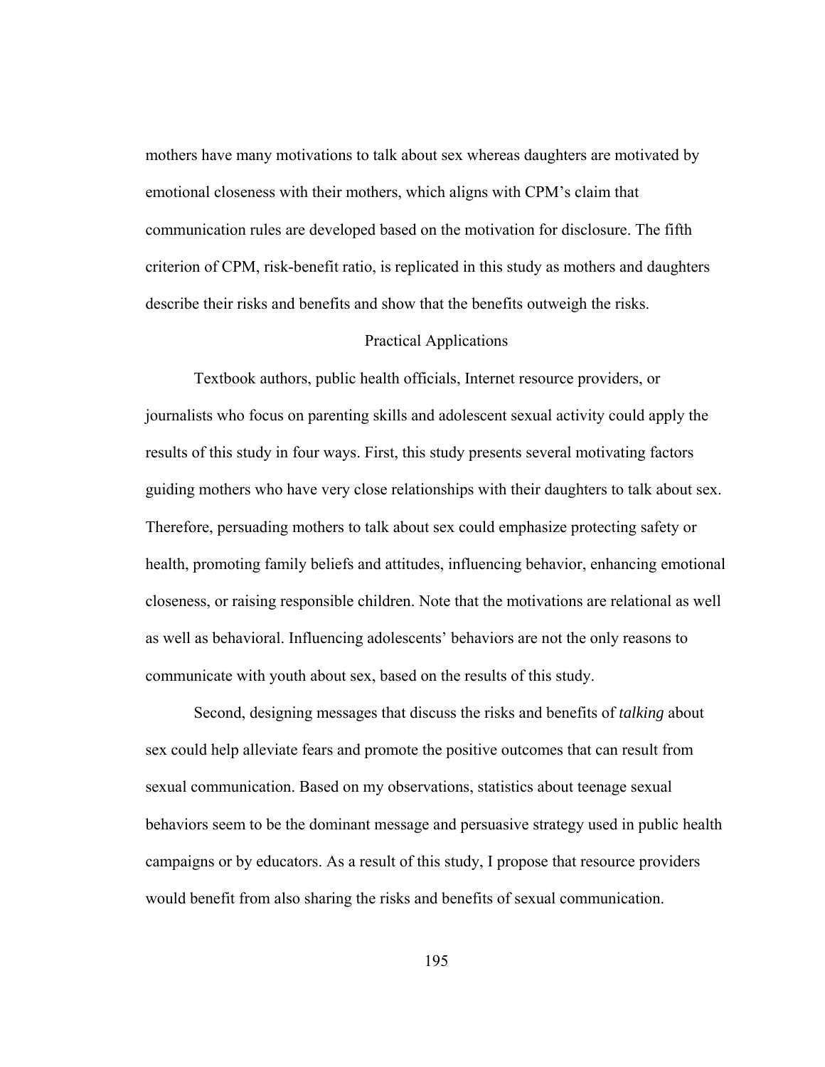mothers have many motivations to talk about sex whereas daughters are motivated by emotional closeness with their mothers, which aligns with CPM's claim that communication rules are developed based on the motivation for disclosure. The fifth criterion of CPM, risk-benefit ratio, is replicated in this study as mothers and daughters describe their risks and benefits and show that the benefits outweigh the risks.

## Practical Applications

Textbook authors, public health officials, Internet resource providers, or journalists who focus on parenting skills and adolescent sexual activity could apply the results of this study in four ways. First, this study presents several motivating factors guiding mothers who have very close relationships with their daughters to talk about sex. Therefore, persuading mothers to talk about sex could emphasize protecting safety or health, promoting family beliefs and attitudes, influencing behavior, enhancing emotional closeness, or raising responsible children. Note that the motivations are relational as well as well as behavioral. Influencing adolescents' behaviors are not the only reasons to communicate with youth about sex, based on the results of this study.

Second, designing messages that discuss the risks and benefits of *talking* about sex could help alleviate fears and promote the positive outcomes that can result from sexual communication. Based on my observations, statistics about teenage sexual behaviors seem to be the dominant message and persuasive strategy used in public health campaigns or by educators. As a result of this study, I propose that resource providers would benefit from also sharing the risks and benefits of sexual communication.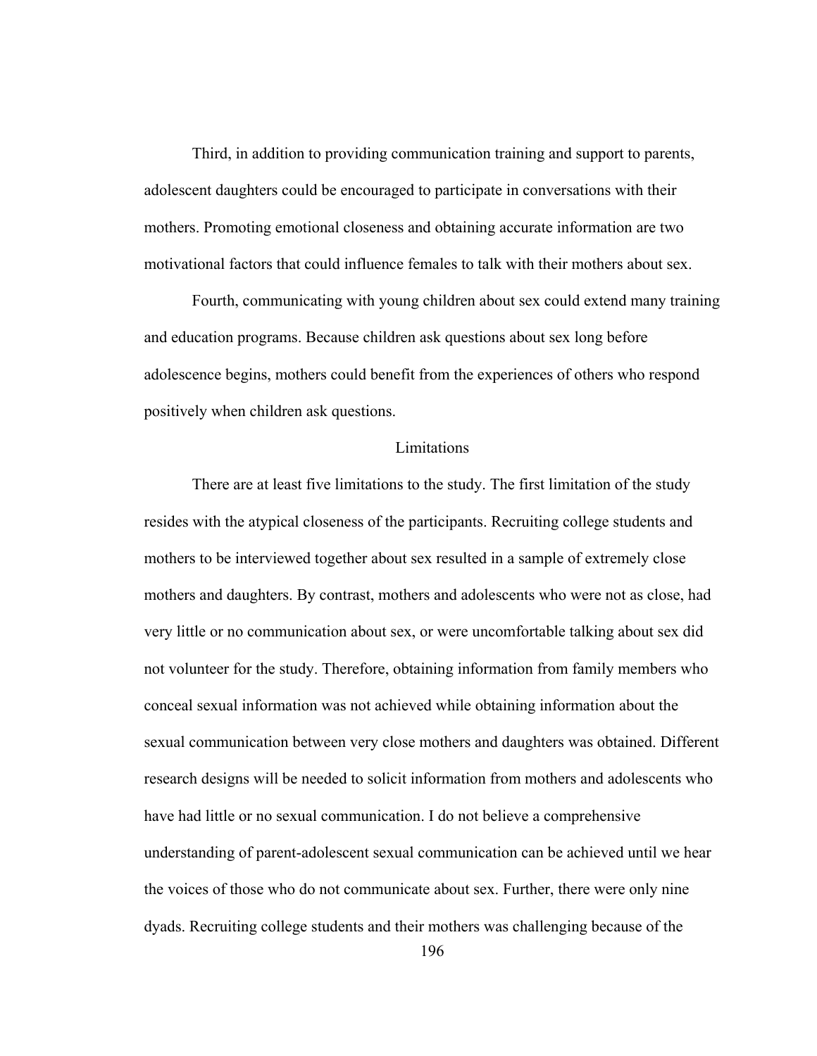Third, in addition to providing communication training and support to parents, adolescent daughters could be encouraged to participate in conversations with their mothers. Promoting emotional closeness and obtaining accurate information are two motivational factors that could influence females to talk with their mothers about sex.

Fourth, communicating with young children about sex could extend many training and education programs. Because children ask questions about sex long before adolescence begins, mothers could benefit from the experiences of others who respond positively when children ask questions.

## Limitations

There are at least five limitations to the study. The first limitation of the study resides with the atypical closeness of the participants. Recruiting college students and mothers to be interviewed together about sex resulted in a sample of extremely close mothers and daughters. By contrast, mothers and adolescents who were not as close, had very little or no communication about sex, or were uncomfortable talking about sex did not volunteer for the study. Therefore, obtaining information from family members who conceal sexual information was not achieved while obtaining information about the sexual communication between very close mothers and daughters was obtained. Different research designs will be needed to solicit information from mothers and adolescents who have had little or no sexual communication. I do not believe a comprehensive understanding of parent-adolescent sexual communication can be achieved until we hear the voices of those who do not communicate about sex. Further, there were only nine dyads. Recruiting college students and their mothers was challenging because of the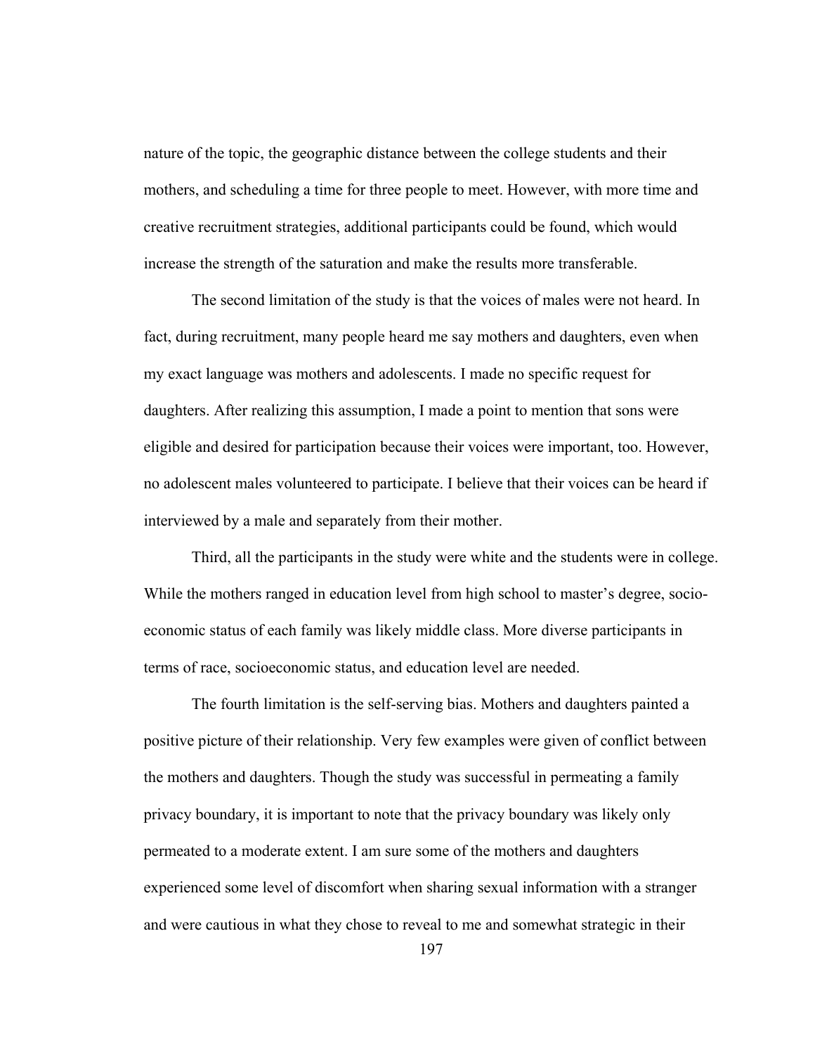nature of the topic, the geographic distance between the college students and their mothers, and scheduling a time for three people to meet. However, with more time and creative recruitment strategies, additional participants could be found, which would increase the strength of the saturation and make the results more transferable.

The second limitation of the study is that the voices of males were not heard. In fact, during recruitment, many people heard me say mothers and daughters, even when my exact language was mothers and adolescents. I made no specific request for daughters. After realizing this assumption, I made a point to mention that sons were eligible and desired for participation because their voices were important, too. However, no adolescent males volunteered to participate. I believe that their voices can be heard if interviewed by a male and separately from their mother.

Third, all the participants in the study were white and the students were in college. While the mothers ranged in education level from high school to master's degree, socio-economic status of each family was likely middle class. More diverse participants in terms of race, socioeconomic status, and education level are needed.

The fourth limitation is the self-serving bias. Mothers and daughters painted a positive picture of their relationship. Very few examples were given of conflict between the mothers and daughters. Though the study was successful in permeating a family privacy boundary, it is important to note that the privacy boundary was likely only permeated to a moderate extent. I am sure some of the mothers and daughters experienced some level of discomfort when sharing sexual information with a stranger and were cautious in what they chose to reveal to me and somewhat strategic in their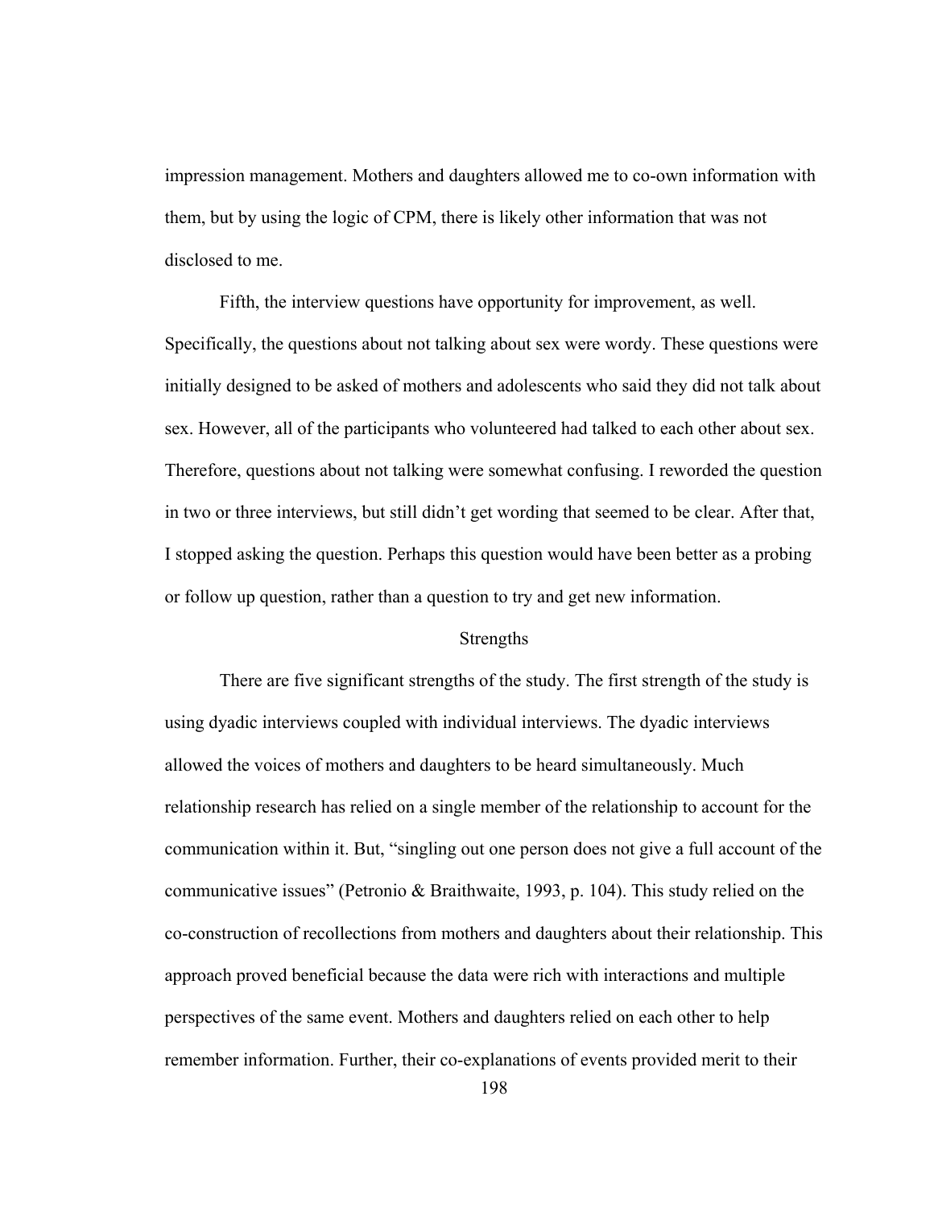impression management. Mothers and daughters allowed me to co-own information with them, but by using the logic of CPM, there is likely other information that was not disclosed to me.

Fifth, the interview questions have opportunity for improvement, as well. Specifically, the questions about not talking about sex were wordy. These questions were initially designed to be asked of mothers and adolescents who said they did not talk about sex. However, all of the participants who volunteered had talked to each other about sex. Therefore, questions about not talking were somewhat confusing. I reworded the question in two or three interviews, but still didn't get wording that seemed to be clear. After that, I stopped asking the question. Perhaps this question would have been better as a probing or follow up question, rather than a question to try and get new information.

## Strengths

There are five significant strengths of the study. The first strength of the study is using dyadic interviews coupled with individual interviews. The dyadic interviews allowed the voices of mothers and daughters to be heard simultaneously. Much relationship research has relied on a single member of the relationship to account for the communication within it. But, "singling out one person does not give a full account of the communicative issues" (Petronio & Braithwaite, 1993, p. 104). This study relied on the co-construction of recollections from mothers and daughters about their relationship. This approach proved beneficial because the data were rich with interactions and multiple perspectives of the same event. Mothers and daughters relied on each other to help remember information. Further, their co-explanations of events provided merit to their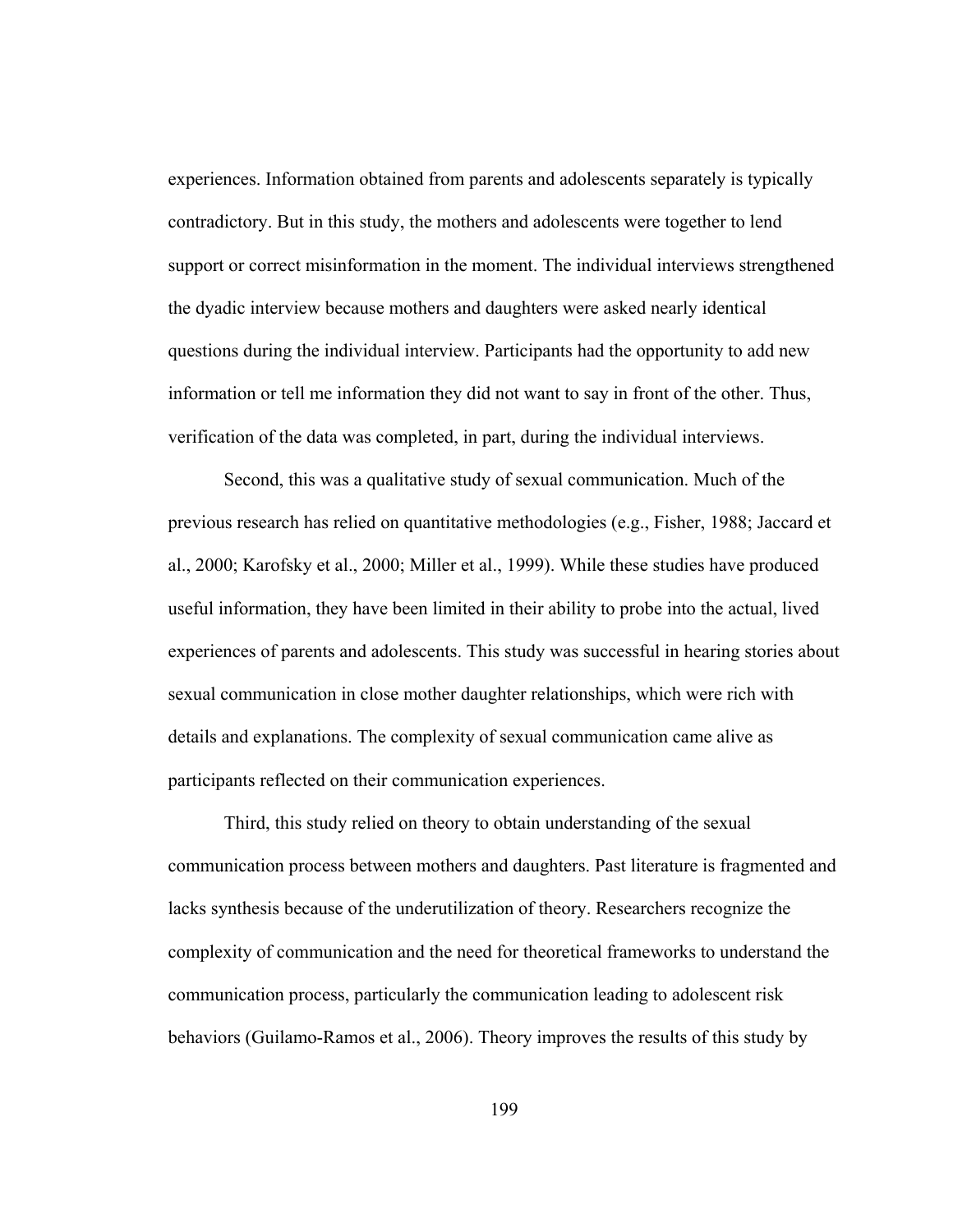experiences. Information obtained from parents and adolescents separately is typically contradictory. But in this study, the mothers and adolescents were together to lend support or correct misinformation in the moment. The individual interviews strengthened the dyadic interview because mothers and daughters were asked nearly identical questions during the individual interview. Participants had the opportunity to add new information or tell me information they did not want to say in front of the other. Thus, verification of the data was completed, in part, during the individual interviews.

Second, this was a qualitative study of sexual communication. Much of the previous research has relied on quantitative methodologies (e.g., Fisher, 1988; Jaccard et al., 2000; Karofsky et al., 2000; Miller et al., 1999). While these studies have produced useful information, they have been limited in their ability to probe into the actual, lived experiences of parents and adolescents. This study was successful in hearing stories about sexual communication in close mother daughter relationships, which were rich with details and explanations. The complexity of sexual communication came alive as participants reflected on their communication experiences.

Third, this study relied on theory to obtain understanding of the sexual communication process between mothers and daughters. Past literature is fragmented and lacks synthesis because of the underutilization of theory. Researchers recognize the complexity of communication and the need for theoretical frameworks to understand the communication process, particularly the communication leading to adolescent risk behaviors (Guilamo-Ramos et al., 2006). Theory improves the results of this study by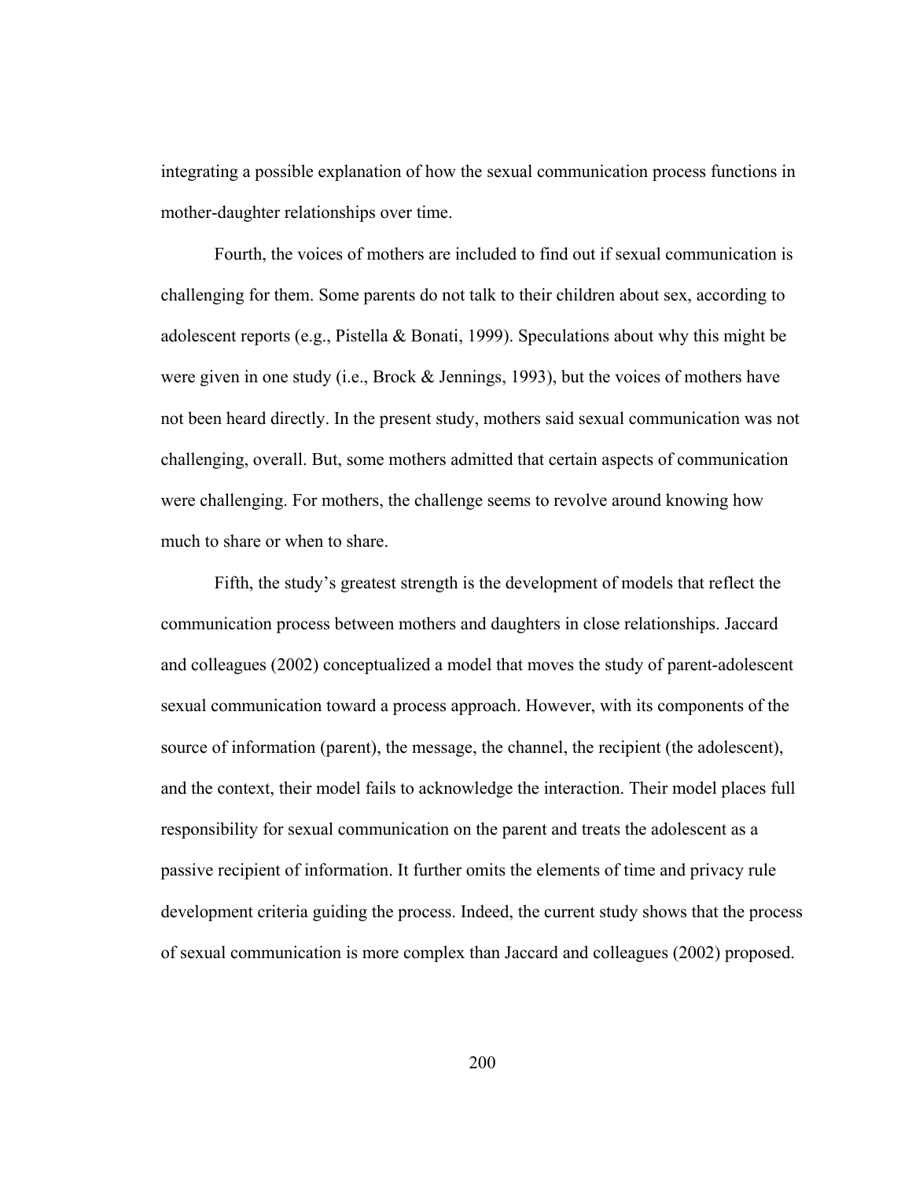integrating a possible explanation of how the sexual communication process functions in mother-daughter relationships over time.

Fourth, the voices of mothers are included to find out if sexual communication is challenging for them. Some parents do not talk to their children about sex, according to adolescent reports (e.g., Pistella & Bonati, 1999). Speculations about why this might be were given in one study (i.e., Brock & Jennings, 1993), but the voices of mothers have not been heard directly. In the present study, mothers said sexual communication was not challenging, overall. But, some mothers admitted that certain aspects of communication were challenging. For mothers, the challenge seems to revolve around knowing how much to share or when to share.

Fifth, the study's greatest strength is the development of models that reflect the communication process between mothers and daughters in close relationships. Jaccard and colleagues (2002) conceptualized a model that moves the study of parent-adolescent sexual communication toward a process approach. However, with its components of the source of information (parent), the message, the channel, the recipient (the adolescent), and the context, their model fails to acknowledge the interaction. Their model places full responsibility for sexual communication on the parent and treats the adolescent as a passive recipient of information. It further omits the elements of time and privacy rule development criteria guiding the process. Indeed, the current study shows that the process of sexual communication is more complex than Jaccard and colleagues (2002) proposed.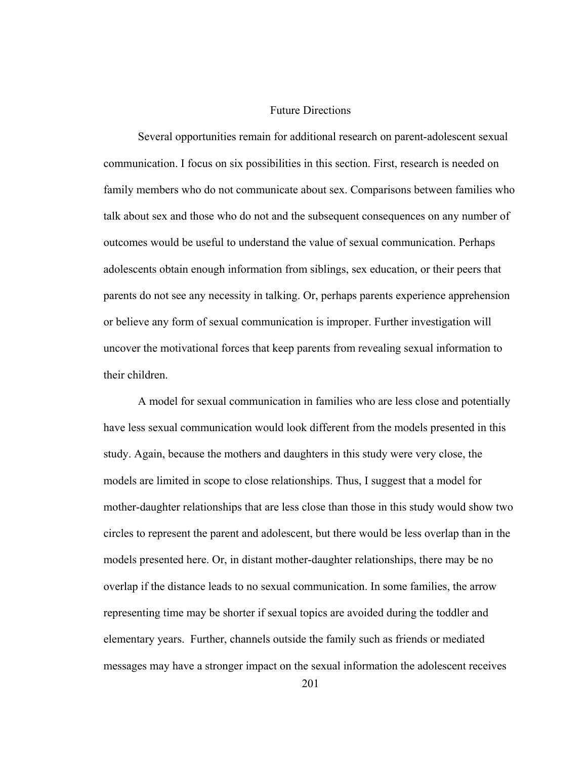## Future Directions

Several opportunities remain for additional research on parent-adolescent sexual communication. I focus on six possibilities in this section. First, research is needed on family members who do not communicate about sex. Comparisons between families who talk about sex and those who do not and the subsequent consequences on any number of outcomes would be useful to understand the value of sexual communication. Perhaps adolescents obtain enough information from siblings, sex education, or their peers that parents do not see any necessity in talking. Or, perhaps parents experience apprehension or believe any form of sexual communication is improper. Further investigation will uncover the motivational forces that keep parents from revealing sexual information to their children.

A model for sexual communication in families who are less close and potentially have less sexual communication would look different from the models presented in this study. Again, because the mothers and daughters in this study were very close, the models are limited in scope to close relationships. Thus, I suggest that a model for mother-daughter relationships that are less close than those in this study would show two circles to represent the parent and adolescent, but there would be less overlap than in the models presented here. Or, in distant mother-daughter relationships, there may be no overlap if the distance leads to no sexual communication. In some families, the arrow representing time may be shorter if sexual topics are avoided during the toddler and elementary years. Further, channels outside the family such as friends or mediated messages may have a stronger impact on the sexual information the adolescent receives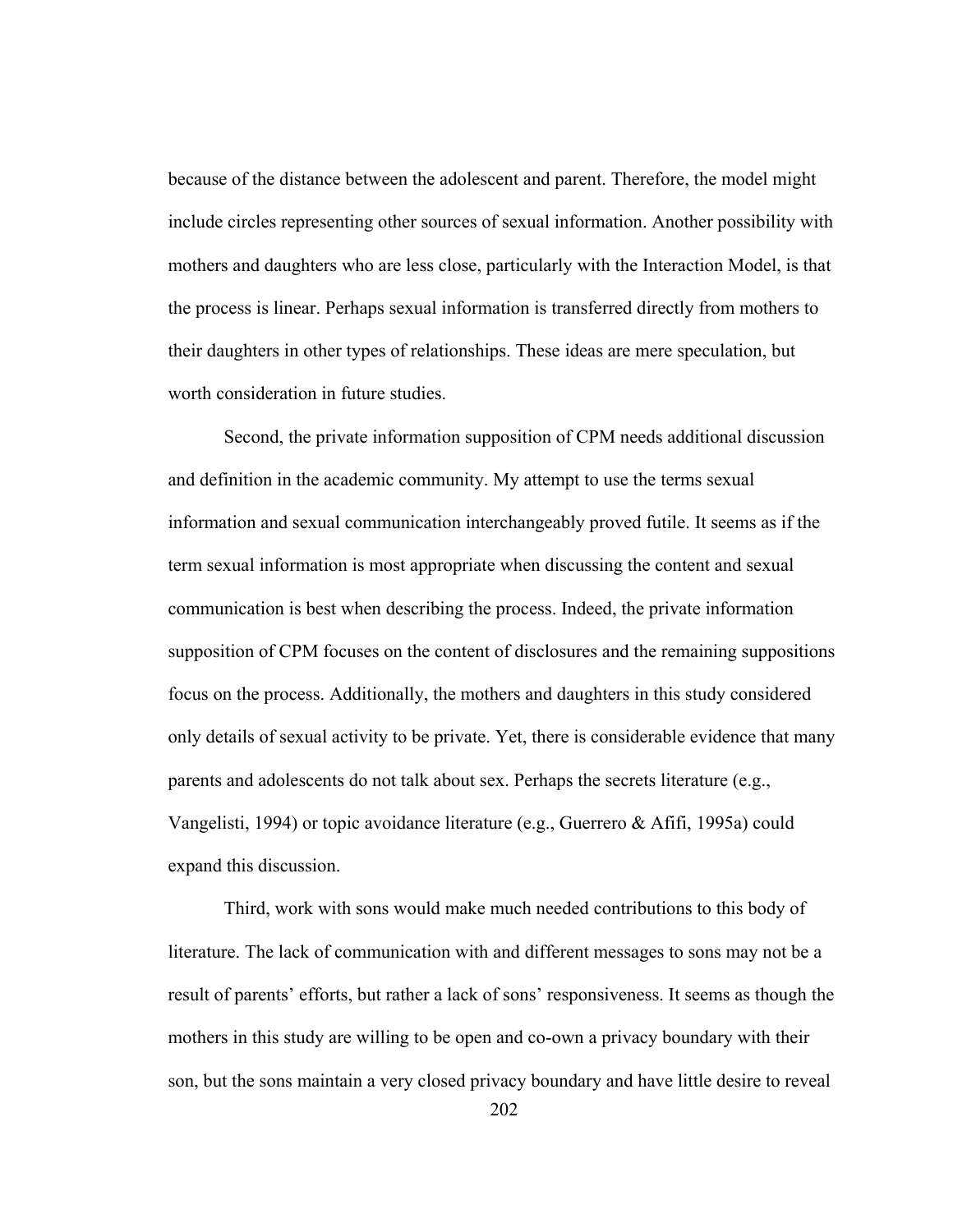because of the distance between the adolescent and parent. Therefore, the model might include circles representing other sources of sexual information. Another possibility with mothers and daughters who are less close, particularly with the Interaction Model, is that the process is linear. Perhaps sexual information is transferred directly from mothers to their daughters in other types of relationships. These ideas are mere speculation, but worth consideration in future studies.

Second, the private information supposition of CPM needs additional discussion and definition in the academic community. My attempt to use the terms sexual information and sexual communication interchangeably proved futile. It seems as if the term sexual information is most appropriate when discussing the content and sexual communication is best when describing the process. Indeed, the private information supposition of CPM focuses on the content of disclosures and the remaining suppositions focus on the process. Additionally, the mothers and daughters in this study considered only details of sexual activity to be private. Yet, there is considerable evidence that many parents and adolescents do not talk about sex. Perhaps the secrets literature (e.g., Vangelisti, 1994) or topic avoidance literature (e.g., Guerrero & Afifi, 1995a) could expand this discussion.

Third, work with sons would make much needed contributions to this body of literature. The lack of communication with and different messages to sons may not be a result of parents' efforts, but rather a lack of sons' responsiveness. It seems as though the mothers in this study are willing to be open and co-own a privacy boundary with their son, but the sons maintain a very closed privacy boundary and have little desire to reveal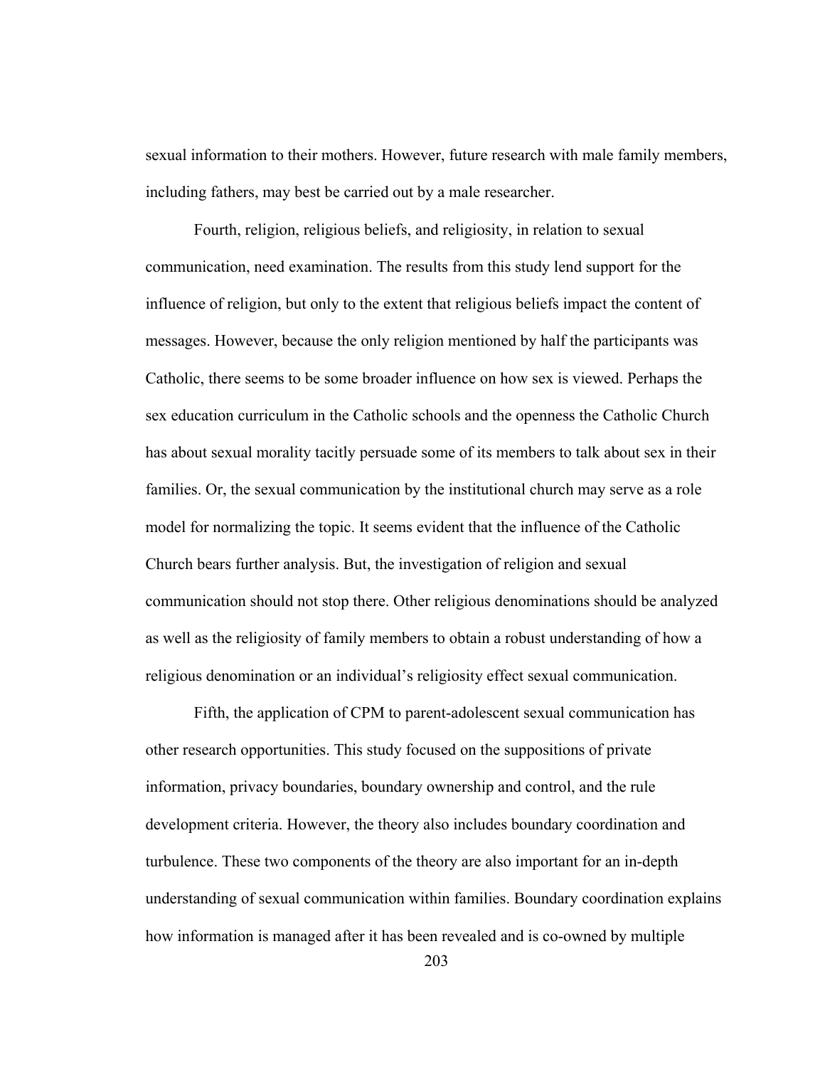sexual information to their mothers. However, future research with male family members, including fathers, may best be carried out by a male researcher.

Fourth, religion, religious beliefs, and religiosity, in relation to sexual communication, need examination. The results from this study lend support for the influence of religion, but only to the extent that religious beliefs impact the content of messages. However, because the only religion mentioned by half the participants was Catholic, there seems to be some broader influence on how sex is viewed. Perhaps the sex education curriculum in the Catholic schools and the openness the Catholic Church has about sexual morality tacitly persuade some of its members to talk about sex in their families. Or, the sexual communication by the institutional church may serve as a role model for normalizing the topic. It seems evident that the influence of the Catholic Church bears further analysis. But, the investigation of religion and sexual communication should not stop there. Other religious denominations should be analyzed as well as the religiosity of family members to obtain a robust understanding of how a religious denomination or an individual's religiosity effect sexual communication.

Fifth, the application of CPM to parent-adolescent sexual communication has other research opportunities. This study focused on the suppositions of private information, privacy boundaries, boundary ownership and control, and the rule development criteria. However, the theory also includes boundary coordination and turbulence. These two components of the theory are also important for an in-depth understanding of sexual communication within families. Boundary coordination explains how information is managed after it has been revealed and is co-owned by multiple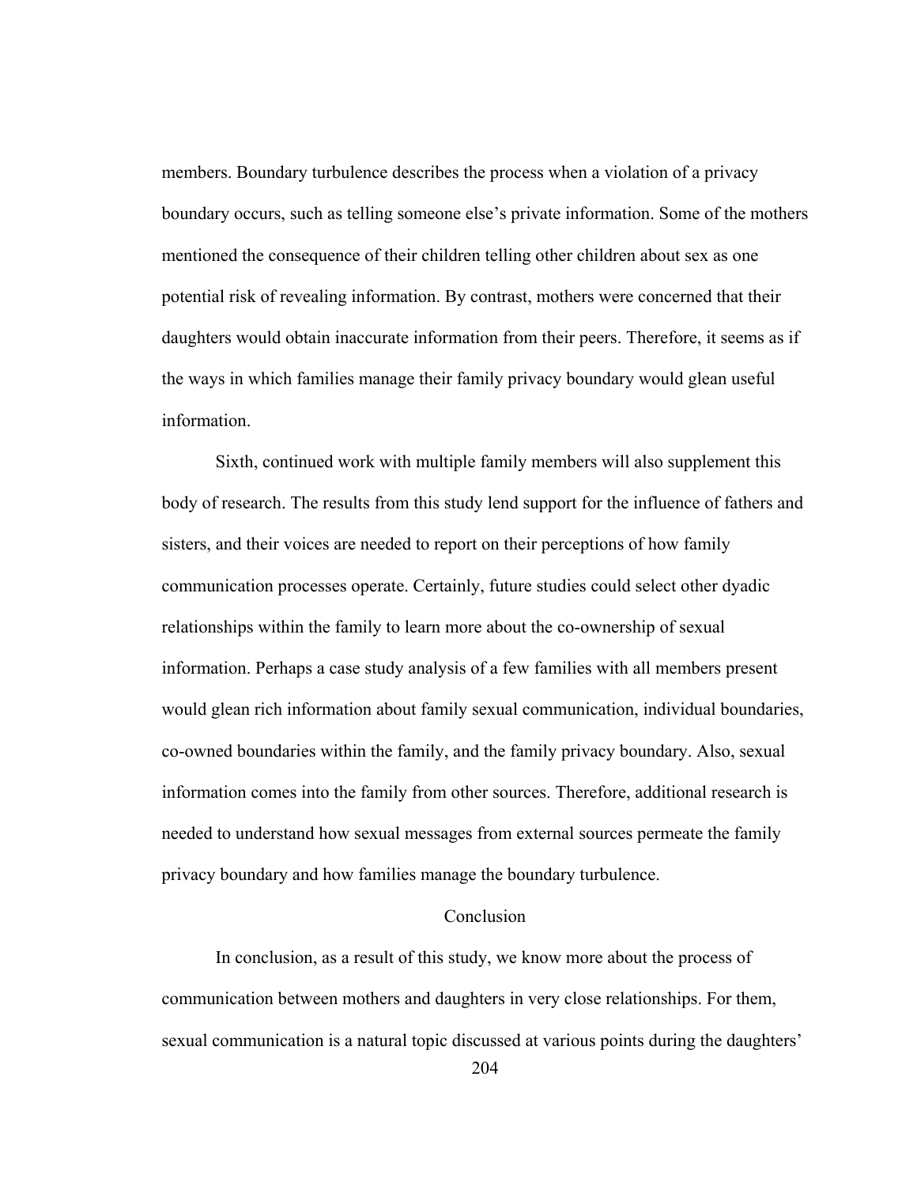members. Boundary turbulence describes the process when a violation of a privacy boundary occurs, such as telling someone else's private information. Some of the mothers mentioned the consequence of their children telling other children about sex as one potential risk of revealing information. By contrast, mothers were concerned that their daughters would obtain inaccurate information from their peers. Therefore, it seems as if the ways in which families manage their family privacy boundary would glean useful information.

Sixth, continued work with multiple family members will also supplement this body of research. The results from this study lend support for the influence of fathers and sisters, and their voices are needed to report on their perceptions of how family communication processes operate. Certainly, future studies could select other dyadic relationships within the family to learn more about the co-ownership of sexual information. Perhaps a case study analysis of a few families with all members present would glean rich information about family sexual communication, individual boundaries, co-owned boundaries within the family, and the family privacy boundary. Also, sexual information comes into the family from other sources. Therefore, additional research is needed to understand how sexual messages from external sources permeate the family privacy boundary and how families manage the boundary turbulence.

## Conclusion

In conclusion, as a result of this study, we know more about the process of communication between mothers and daughters in very close relationships. For them, sexual communication is a natural topic discussed at various points during the daughters'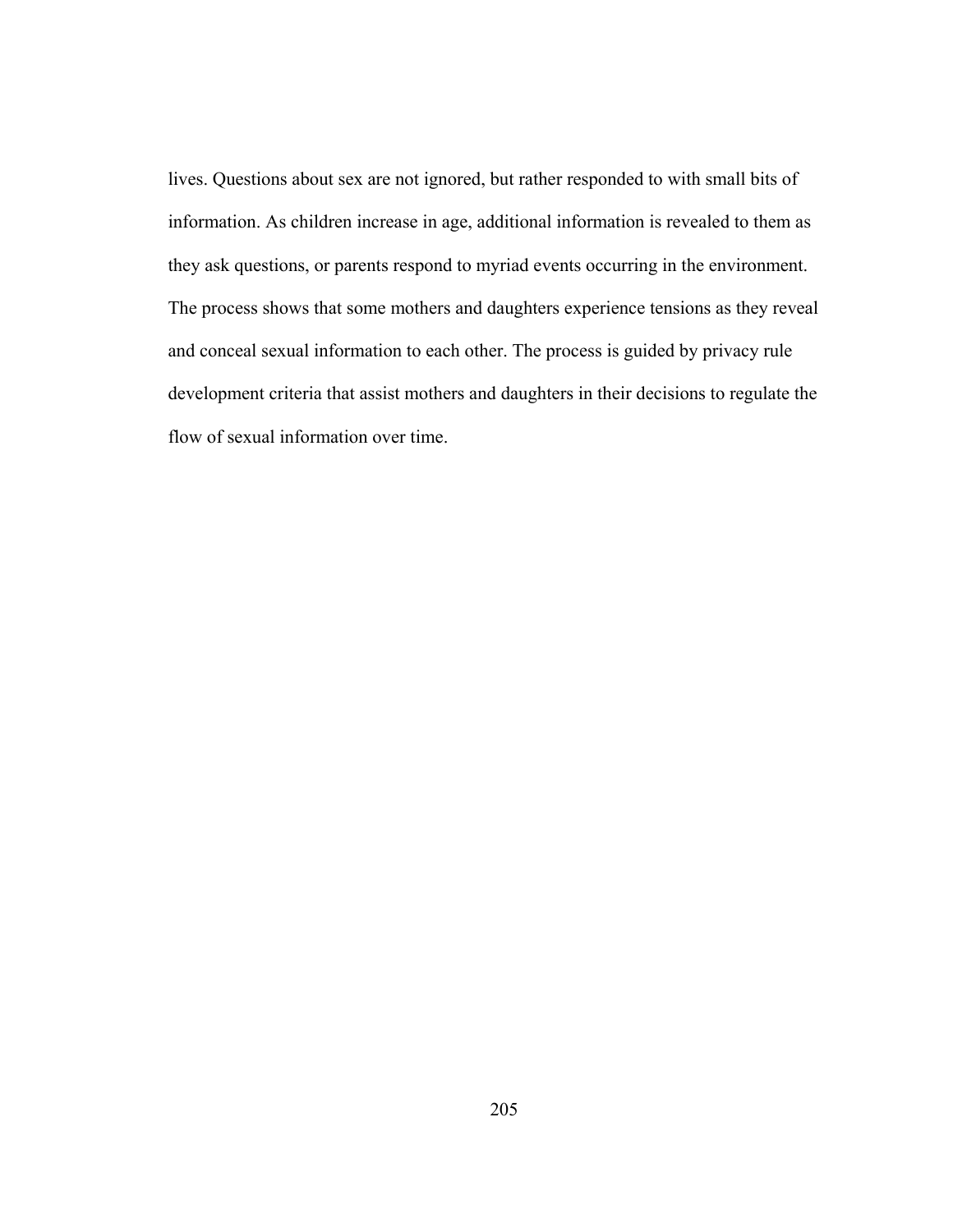lives. Questions about sex are not ignored, but rather responded to with small bits of information. As children increase in age, additional information is revealed to them as they ask questions, or parents respond to myriad events occurring in the environment. The process shows that some mothers and daughters experience tensions as they reveal and conceal sexual information to each other. The process is guided by privacy rule development criteria that assist mothers and daughters in their decisions to regulate the flow of sexual information over time.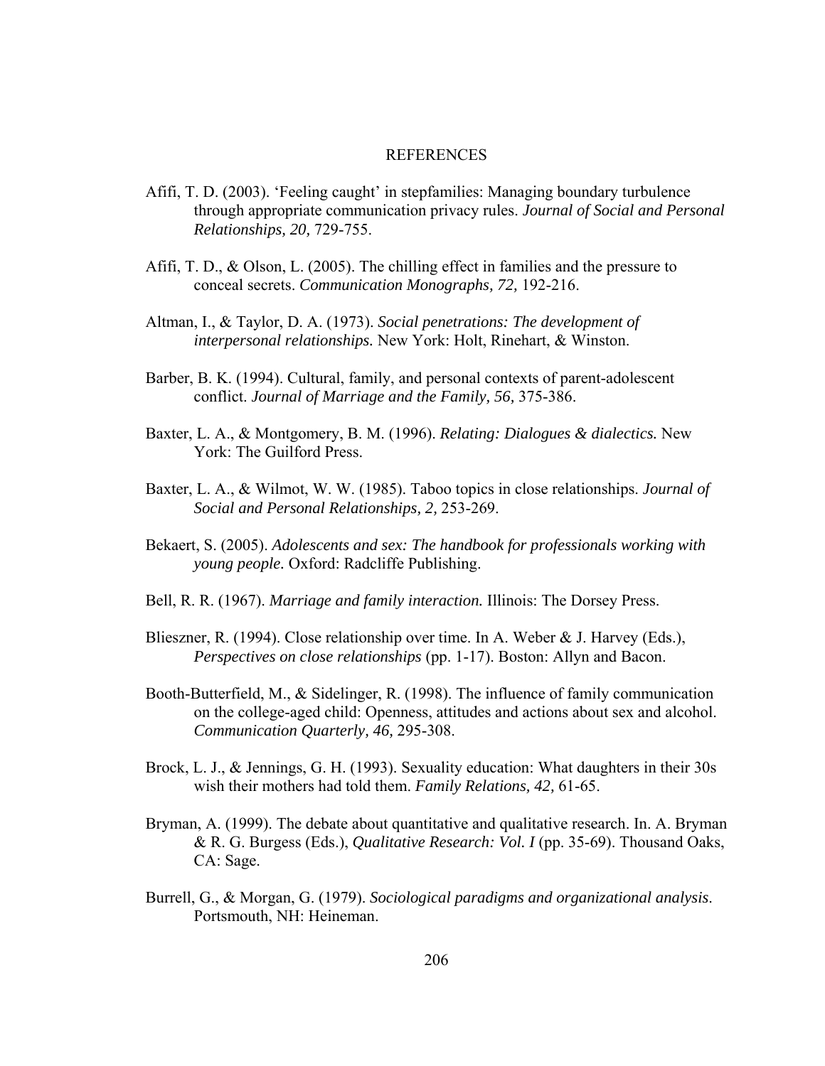# REFERENCES

Afifi, T. D. (2003). 'Feeling caught' in stepfamilies: Managing boundary turbulence through appropriate communication privacy rules. *Journal of Social and Personal Relationships, 20,* 729-755.

Afifi, T. D., & Olson, L. (2005). The chilling effect in families and the pressure to conceal secrets. *Communication Monographs, 72,* 192-216.

Altman, I., & Taylor, D. A. (1973). *Social penetrations: The development of interpersonal relationships.* New York: Holt, Rinehart, & Winston.

Barber, B. K. (1994). Cultural, family, and personal contexts of parent-adolescent conflict. *Journal of Marriage and the Family, 56,* 375-386.

Baxter, L. A., & Montgomery, B. M. (1996). *Relating: Dialogues & dialectics.* New York: The Guilford Press.

Baxter, L. A., & Wilmot, W. W. (1985). Taboo topics in close relationships. *Journal of Social and Personal Relationships, 2,* 253-269.

Bekaert, S. (2005). *Adolescents and sex: The handbook for professionals working with young people.* Oxford: Radcliffe Publishing.

Bell, R. R. (1967). *Marriage and family interaction.* Illinois: The Dorsey Press.

Blieszner, R. (1994). Close relationship over time. In A. Weber & J. Harvey (Eds.), *Perspectives on close relationships* (pp. 1-17). Boston: Allyn and Bacon.

Booth-Butterfield, M., & Sidelinger, R. (1998). The influence of family communication on the college-aged child: Openness, attitudes and actions about sex and alcohol. *Communication Quarterly, 46,* 295-308.

Brock, L. J., & Jennings, G. H. (1993). Sexuality education: What daughters in their 30s wish their mothers had told them. *Family Relations, 42,* 61-65.

Bryman, A. (1999). The debate about quantitative and qualitative research. In. A. Bryman & R. G. Burgess (Eds.), *Qualitative Research: Vol. I* (pp. 35-69). Thousand Oaks, CA: Sage.

Burrell, G., & Morgan, G. (1979). *Sociological paradigms and organizational analysis.* Portsmouth, NH: Heineman.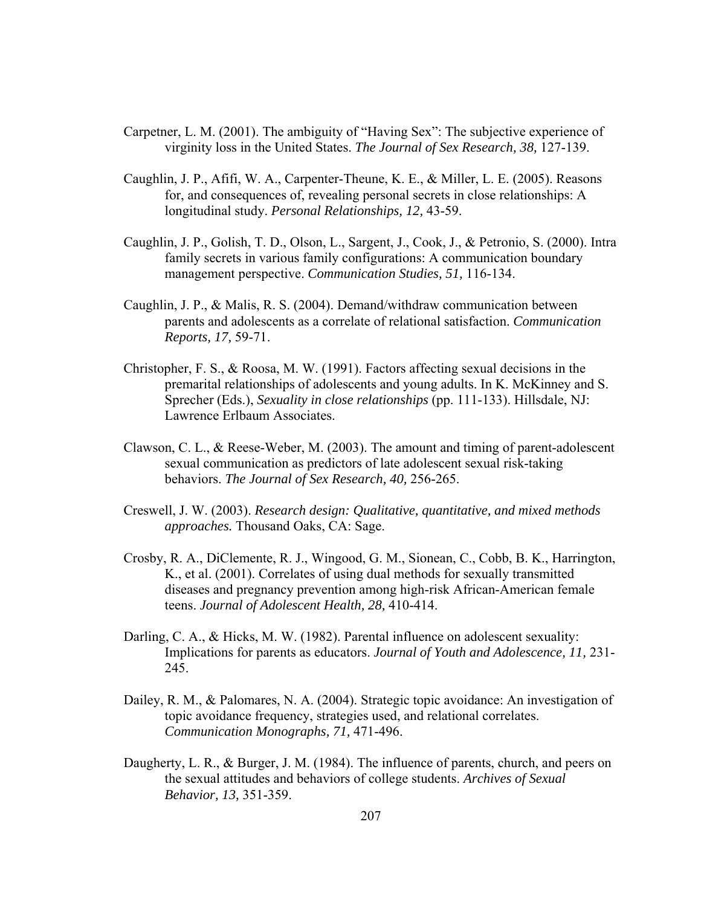Carpetner, L. M. (2001). The ambiguity of "Having Sex": The subjective experience of virginity loss in the United States. *The Journal of Sex Research, 38,* 127-139.

Caughlin, J. P., Afifi, W. A., Carpenter-Theune, K. E., & Miller, L. E. (2005). Reasons for, and consequences of, revealing personal secrets in close relationships: A longitudinal study. *Personal Relationships, 12,* 43-59.

Caughlin, J. P., Golish, T. D., Olson, L., Sargent, J., Cook, J., & Petronio, S. (2000). Intra family secrets in various family configurations: A communication boundary management perspective. *Communication Studies, 51,* 116-134.

Caughlin, J. P., & Malis, R. S. (2004). Demand/withdraw communication between parents and adolescents as a correlate of relational satisfaction. *Communication Reports, 17,* 59-71.

Christopher, F. S., & Roosa, M. W. (1991). Factors affecting sexual decisions in the premarital relationships of adolescents and young adults. In K. McKinney and S. Sprecher (Eds.), *Sexuality in close relationships* (pp. 111-133). Hillsdale, NJ: Lawrence Erlbaum Associates.

Clawson, C. L., & Reese-Weber, M. (2003). The amount and timing of parent-adolescent sexual communication as predictors of late adolescent sexual risk-taking behaviors. *The Journal of Sex Research, 40,* 256-265.

Creswell, J. W. (2003). *Research design: Qualitative, quantitative, and mixed methods approaches.* Thousand Oaks, CA: Sage.

Crosby, R. A., DiClemente, R. J., Wingood, G. M., Sionean, C., Cobb, B. K., Harrington, K., et al. (2001). Correlates of using dual methods for sexually transmitted diseases and pregnancy prevention among high-risk African-American female teens. *Journal of Adolescent Health, 28,* 410-414.

Darling, C. A., & Hicks, M. W. (1982). Parental influence on adolescent sexuality: Implications for parents as educators. *Journal of Youth and Adolescence, 11,* 231-245.

Dailey, R. M., & Palomares, N. A. (2004). Strategic topic avoidance: An investigation of topic avoidance frequency, strategies used, and relational correlates. *Communication Monographs, 71,* 471-496.

Daugherty, L. R., & Burger, J. M. (1984). The influence of parents, church, and peers on the sexual attitudes and behaviors of college students. *Archives of Sexual Behavior, 13,* 351-359.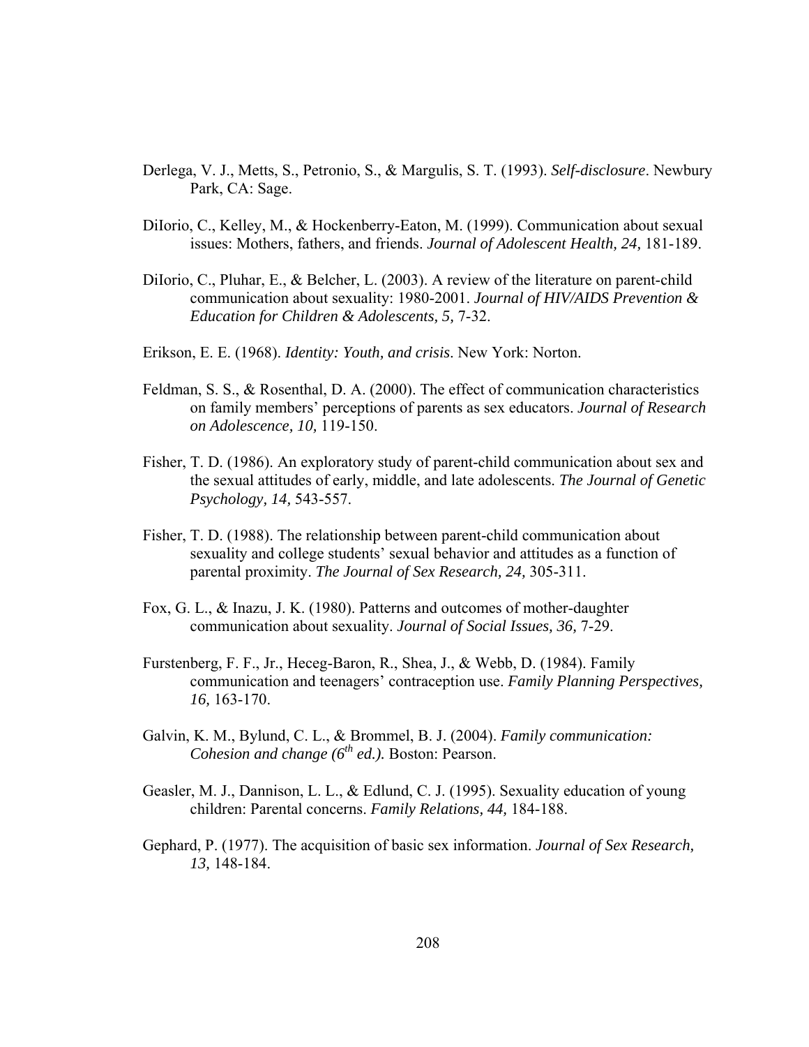Derlega, V. J., Metts, S., Petronio, S., & Margulis, S. T. (1993). *Self-disclosure*. Newbury Park, CA: Sage.

DiIorio, C., Kelley, M., & Hockenberry-Eaton, M. (1999). Communication about sexual issues: Mothers, fathers, and friends. *Journal of Adolescent Health, 24,* 181-189.

DiIorio, C., Pluhar, E., & Belcher, L. (2003). A review of the literature on parent-child communication about sexuality: 1980-2001. *Journal of HIV/AIDS Prevention & Education for Children & Adolescents, 5,* 7-32.

Erikson, E. E. (1968). *Identity: Youth, and crisis*. New York: Norton.

Feldman, S. S., & Rosenthal, D. A. (2000). The effect of communication characteristics on family members' perceptions of parents as sex educators. *Journal of Research on Adolescence, 10,* 119-150.

Fisher, T. D. (1986). An exploratory study of parent-child communication about sex and the sexual attitudes of early, middle, and late adolescents. *The Journal of Genetic Psychology, 14,* 543-557.

Fisher, T. D. (1988). The relationship between parent-child communication about sexuality and college students' sexual behavior and attitudes as a function of parental proximity. *The Journal of Sex Research, 24,* 305-311.

Fox, G. L., & Inazu, J. K. (1980). Patterns and outcomes of mother-daughter communication about sexuality. *Journal of Social Issues, 36,* 7-29.

Furstenberg, F. F., Jr., Heceg-Baron, R., Shea, J., & Webb, D. (1984). Family communication and teenagers' contraception use. *Family Planning Perspectives, 16,* 163-170.

Galvin, K. M., Bylund, C. L., & Brommel, B. J. (2004). *Family communication: Cohesion and change (6th ed.).* Boston: Pearson.

Geasler, M. J., Dannison, L. L., & Edlund, C. J. (1995). Sexuality education of young children: Parental concerns. *Family Relations, 44,* 184-188.

Gephard, P. (1977). The acquisition of basic sex information. *Journal of Sex Research, 13,* 148-184.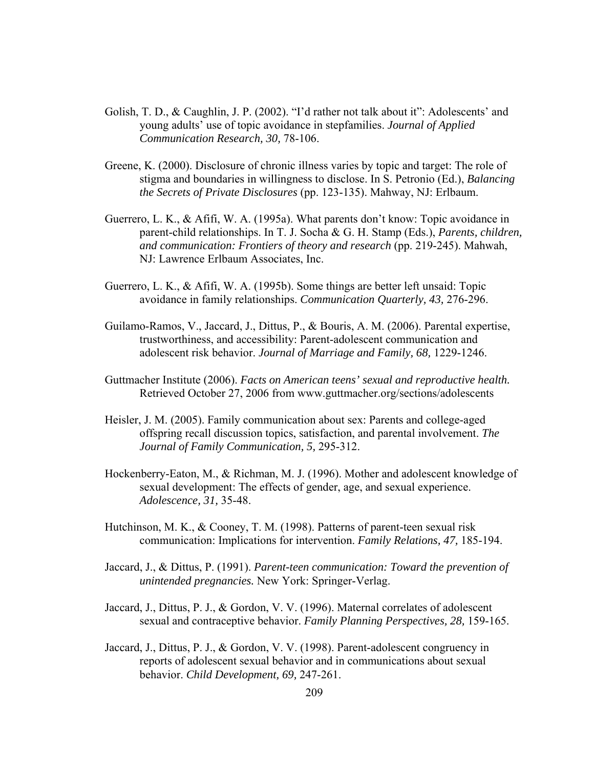Golish, T. D., & Caughlin, J. P. (2002). "I'd rather not talk about it": Adolescents' and young adults' use of topic avoidance in stepfamilies. *Journal of Applied Communication Research, 30,* 78-106.

Greene, K. (2000). Disclosure of chronic illness varies by topic and target: The role of stigma and boundaries in willingness to disclose. In S. Petronio (Ed.), *Balancing the Secrets of Private Disclosures* (pp. 123-135). Mahway, NJ: Erlbaum.

Guerrero, L. K., & Afifi, W. A. (1995a). What parents don't know: Topic avoidance in parent-child relationships. In T. J. Socha & G. H. Stamp (Eds.), *Parents, children, and communication: Frontiers of theory and research* (pp. 219-245). Mahwah, NJ: Lawrence Erlbaum Associates, Inc.

Guerrero, L. K., & Afifi, W. A. (1995b). Some things are better left unsaid: Topic avoidance in family relationships. *Communication Quarterly, 43,* 276-296.

Guilamo-Ramos, V., Jaccard, J., Dittus, P., & Bouris, A. M. (2006). Parental expertise, trustworthiness, and accessibility: Parent-adolescent communication and adolescent risk behavior. *Journal of Marriage and Family, 68,* 1229-1246.

Guttmacher Institute (2006). *Facts on American teens' sexual and reproductive health.* Retrieved October 27, 2006 from www.guttmacher.org/sections/adolescents

Heisler, J. M. (2005). Family communication about sex: Parents and college-aged offspring recall discussion topics, satisfaction, and parental involvement. *The Journal of Family Communication, 5,* 295-312.

Hockenberry-Eaton, M., & Richman, M. J. (1996). Mother and adolescent knowledge of sexual development: The effects of gender, age, and sexual experience. *Adolescence, 31,* 35-48.

Hutchinson, M. K., & Cooney, T. M. (1998). Patterns of parent-teen sexual risk communication: Implications for intervention. *Family Relations, 47,* 185-194.

Jaccard, J., & Dittus, P. (1991). *Parent-teen communication: Toward the prevention of unintended pregnancies.* New York: Springer-Verlag.

Jaccard, J., Dittus, P. J., & Gordon, V. V. (1996). Maternal correlates of adolescent sexual and contraceptive behavior. *Family Planning Perspectives, 28,* 159-165.

Jaccard, J., Dittus, P. J., & Gordon, V. V. (1998). Parent-adolescent congruency in reports of adolescent sexual behavior and in communications about sexual behavior. *Child Development, 69,* 247-261.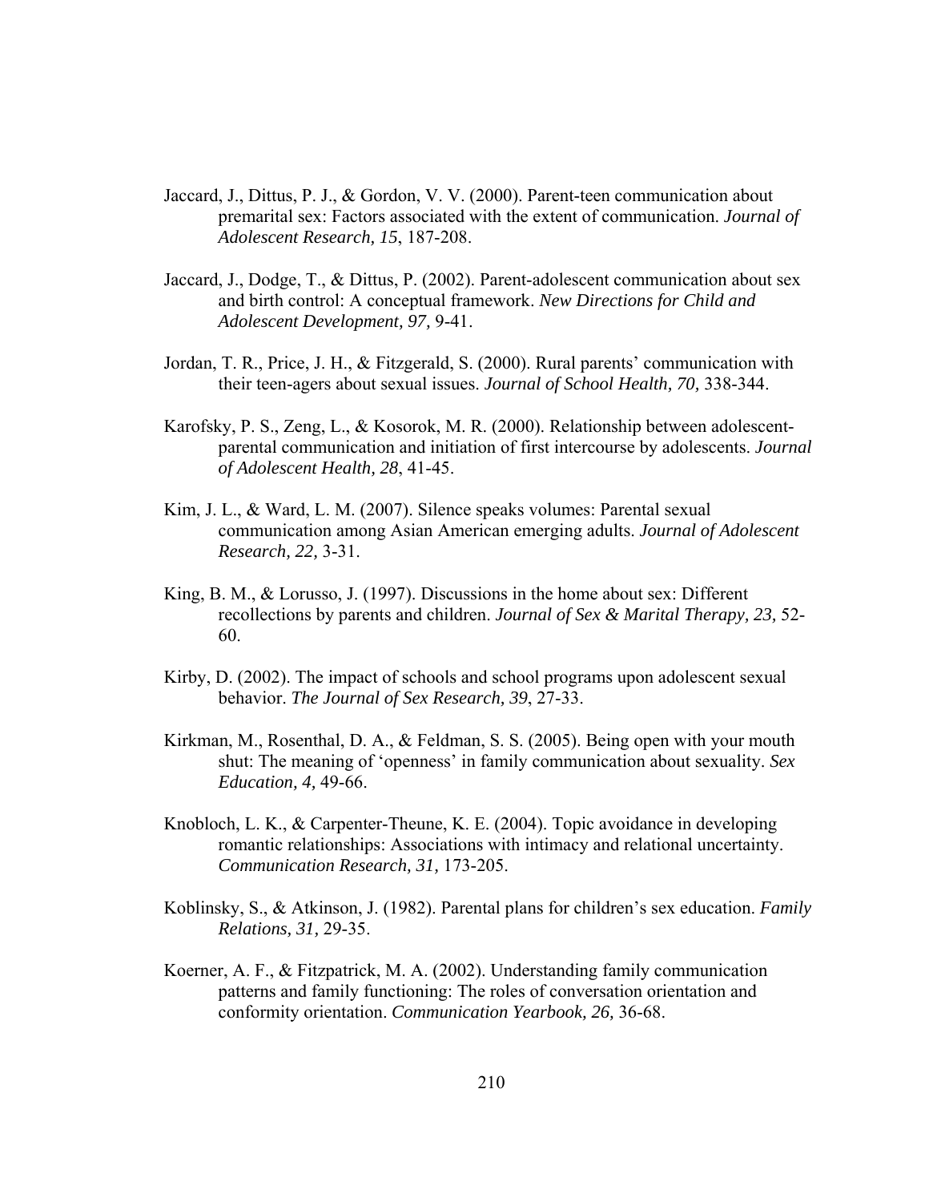Jaccard, J., Dittus, P. J., & Gordon, V. V. (2000). Parent-teen communication about premarital sex: Factors associated with the extent of communication. *Journal of Adolescent Research, 15*, 187-208.

Jaccard, J., Dodge, T., & Dittus, P. (2002). Parent-adolescent communication about sex and birth control: A conceptual framework. *New Directions for Child and Adolescent Development, 97,* 9-41.

Jordan, T. R., Price, J. H., & Fitzgerald, S. (2000). Rural parents' communication with their teen-agers about sexual issues. *Journal of School Health, 70,* 338-344.

Karofsky, P. S., Zeng, L., & Kosorok, M. R. (2000). Relationship between adolescent-parental communication and initiation of first intercourse by adolescents. *Journal of Adolescent Health, 28*, 41-45.

Kim, J. L., & Ward, L. M. (2007). Silence speaks volumes: Parental sexual communication among Asian American emerging adults. *Journal of Adolescent Research, 22,* 3-31.

King, B. M., & Lorusso, J. (1997). Discussions in the home about sex: Different recollections by parents and children. *Journal of Sex & Marital Therapy, 23,* 52-60.

Kirby, D. (2002). The impact of schools and school programs upon adolescent sexual behavior. *The Journal of Sex Research, 39*, 27-33.

Kirkman, M., Rosenthal, D. A., & Feldman, S. S. (2005). Being open with your mouth shut: The meaning of 'openness' in family communication about sexuality. *Sex Education, 4,* 49-66.

Knobloch, L. K., & Carpenter-Theune, K. E. (2004). Topic avoidance in developing romantic relationships: Associations with intimacy and relational uncertainty. *Communication Research, 31,* 173-205.

Koblinsky, S., & Atkinson, J. (1982). Parental plans for children's sex education. *Family Relations, 31,* 29-35.

Koerner, A. F., & Fitzpatrick, M. A. (2002). Understanding family communication patterns and family functioning: The roles of conversation orientation and conformity orientation. *Communication Yearbook, 26,* 36-68.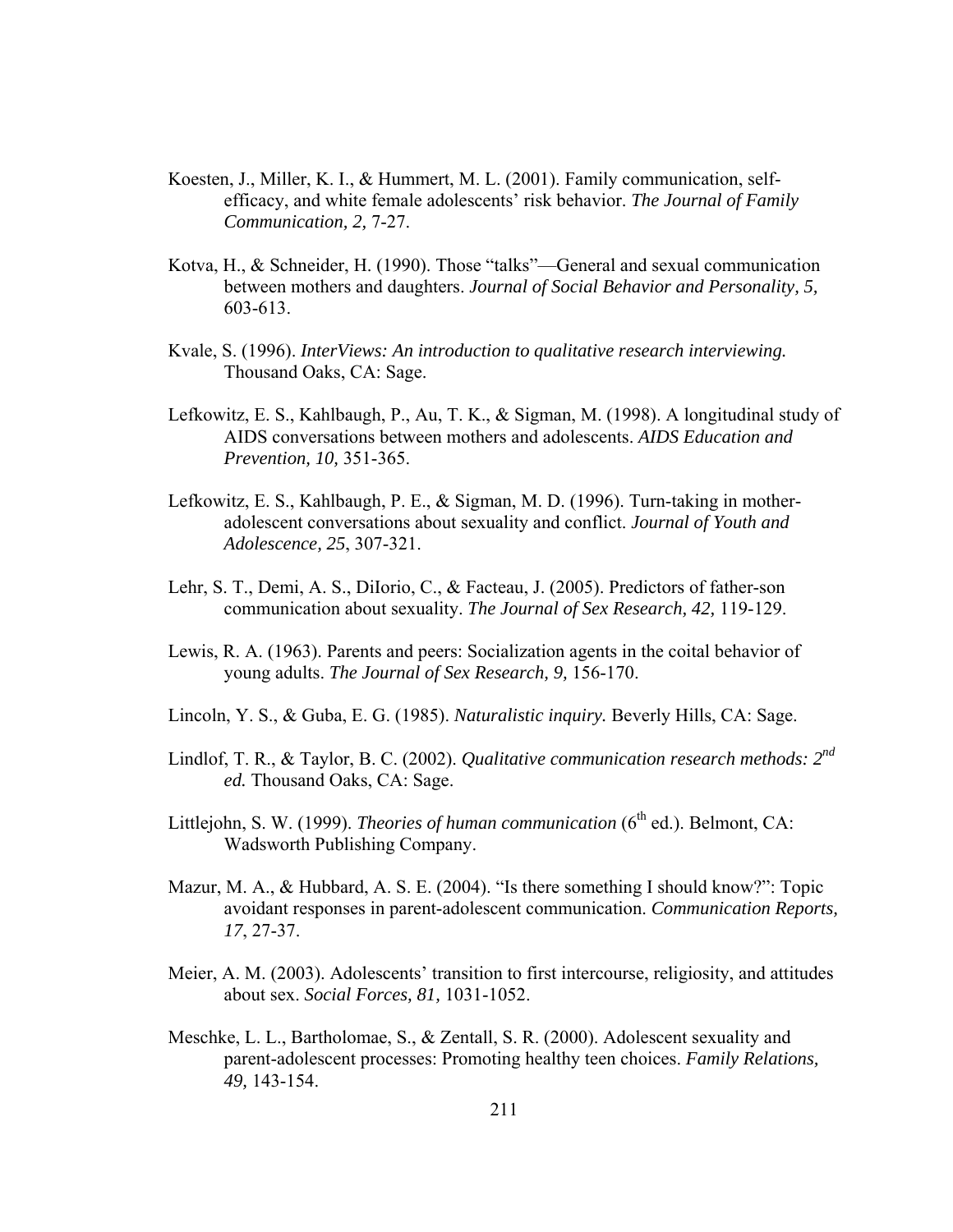Koesten, J., Miller, K. I., & Hummert, M. L. (2001). Family communication, self-efficacy, and white female adolescents' risk behavior. *The Journal of Family Communication, 2,* 7-27.

Kotva, H., & Schneider, H. (1990). Those "talks"—General and sexual communication between mothers and daughters. *Journal of Social Behavior and Personality, 5,* 603-613.

Kvale, S. (1996). *InterViews: An introduction to qualitative research interviewing.* Thousand Oaks, CA: Sage.

Lefkowitz, E. S., Kahlbaugh, P., Au, T. K., & Sigman, M. (1998). A longitudinal study of AIDS conversations between mothers and adolescents. *AIDS Education and Prevention, 10,* 351-365.

Lefkowitz, E. S., Kahlbaugh, P. E., & Sigman, M. D. (1996). Turn-taking in mother-adolescent conversations about sexuality and conflict. *Journal of Youth and Adolescence, 25*, 307-321.

Lehr, S. T., Demi, A. S., DiIorio, C., & Facteau, J. (2005). Predictors of father-son communication about sexuality. *The Journal of Sex Research, 42,* 119-129.

Lewis, R. A. (1963). Parents and peers: Socialization agents in the coital behavior of young adults. *The Journal of Sex Research, 9,* 156-170.

Lincoln, Y. S., & Guba, E. G. (1985). *Naturalistic inquiry.* Beverly Hills, CA: Sage.

Lindlof, T. R., & Taylor, B. C. (2002). *Qualitative communication research methods: 2nd ed.* Thousand Oaks, CA: Sage.

Littlejohn, S. W. (1999). *Theories of human communication* (6th ed.). Belmont, CA: Wadsworth Publishing Company.

Mazur, M. A., & Hubbard, A. S. E. (2004). "Is there something I should know?": Topic avoidant responses in parent-adolescent communication. *Communication Reports, 17*, 27-37.

Meier, A. M. (2003). Adolescents' transition to first intercourse, religiosity, and attitudes about sex. *Social Forces, 81,* 1031-1052.

Meschke, L. L., Bartholomae, S., & Zentall, S. R. (2000). Adolescent sexuality and parent-adolescent processes: Promoting healthy teen choices. *Family Relations, 49,* 143-154.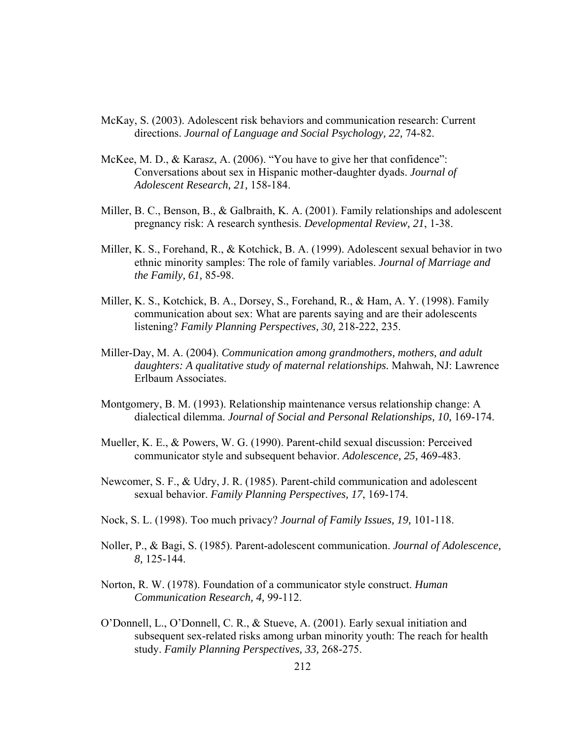McKay, S. (2003). Adolescent risk behaviors and communication research: Current directions. *Journal of Language and Social Psychology, 22,* 74-82.

McKee, M. D., & Karasz, A. (2006). "You have to give her that confidence": Conversations about sex in Hispanic mother-daughter dyads. *Journal of Adolescent Research, 21,* 158-184.

Miller, B. C., Benson, B., & Galbraith, K. A. (2001). Family relationships and adolescent pregnancy risk: A research synthesis. *Developmental Review, 21*, 1-38.

Miller, K. S., Forehand, R., & Kotchick, B. A. (1999). Adolescent sexual behavior in two ethnic minority samples: The role of family variables. *Journal of Marriage and the Family, 61,* 85-98.

Miller, K. S., Kotchick, B. A., Dorsey, S., Forehand, R., & Ham, A. Y. (1998). Family communication about sex: What are parents saying and are their adolescents listening? *Family Planning Perspectives, 30,* 218-222, 235.

Miller-Day, M. A. (2004). *Communication among grandmothers, mothers, and adult daughters: A qualitative study of maternal relationships.* Mahwah, NJ: Lawrence Erlbaum Associates.

Montgomery, B. M. (1993). Relationship maintenance versus relationship change: A dialectical dilemma. *Journal of Social and Personal Relationships, 10,* 169-174.

Mueller, K. E., & Powers, W. G. (1990). Parent-child sexual discussion: Perceived communicator style and subsequent behavior. *Adolescence, 25,* 469-483.

Newcomer, S. F., & Udry, J. R. (1985). Parent-child communication and adolescent sexual behavior. *Family Planning Perspectives, 17*, 169-174.

Nock, S. L. (1998). Too much privacy? *Journal of Family Issues, 19,* 101-118.

Noller, P., & Bagi, S. (1985). Parent-adolescent communication. *Journal of Adolescence, 8,* 125-144.

Norton, R. W. (1978). Foundation of a communicator style construct. *Human Communication Research, 4,* 99-112.

O'Donnell, L., O'Donnell, C. R., & Stueve, A. (2001). Early sexual initiation and subsequent sex-related risks among urban minority youth: The reach for health study. *Family Planning Perspectives, 33,* 268-275.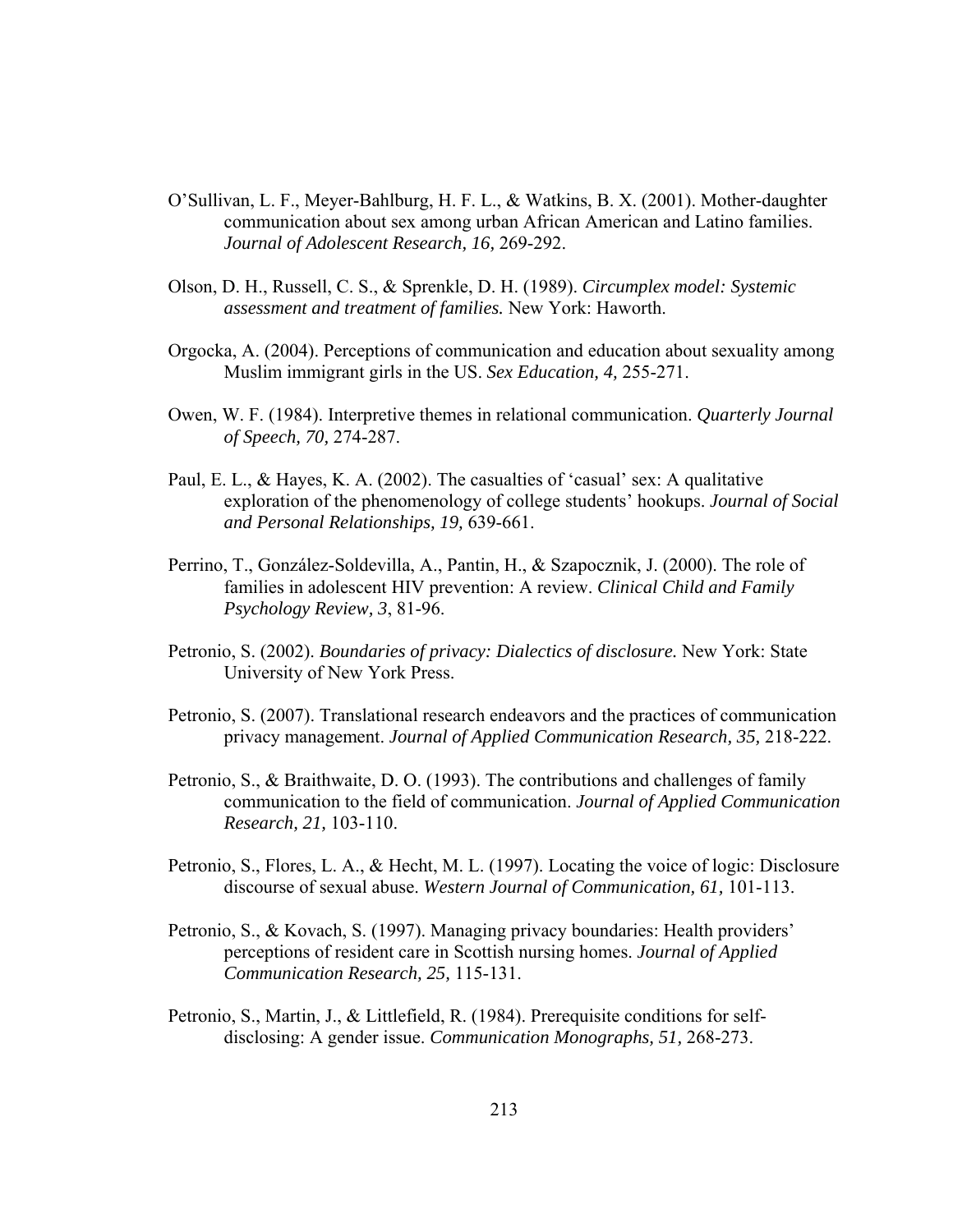O'Sullivan, L. F., Meyer-Bahlburg, H. F. L., & Watkins, B. X. (2001). Mother-daughter communication about sex among urban African American and Latino families. *Journal of Adolescent Research, 16,* 269-292.

Olson, D. H., Russell, C. S., & Sprenkle, D. H. (1989). *Circumplex model: Systemic assessment and treatment of families.* New York: Haworth.

Orgocka, A. (2004). Perceptions of communication and education about sexuality among Muslim immigrant girls in the US. *Sex Education, 4,* 255-271.

Owen, W. F. (1984). Interpretive themes in relational communication. *Quarterly Journal of Speech, 70,* 274-287.

Paul, E. L., & Hayes, K. A. (2002). The casualties of 'casual' sex: A qualitative exploration of the phenomenology of college students' hookups. *Journal of Social and Personal Relationships, 19,* 639-661.

Perrino, T., González-Soldevilla, A., Pantin, H., & Szapocznik, J. (2000). The role of families in adolescent HIV prevention: A review. *Clinical Child and Family Psychology Review, 3*, 81-96.

Petronio, S. (2002). *Boundaries of privacy: Dialectics of disclosure.* New York: State University of New York Press.

Petronio, S. (2007). Translational research endeavors and the practices of communication privacy management. *Journal of Applied Communication Research, 35,* 218-222.

Petronio, S., & Braithwaite, D. O. (1993). The contributions and challenges of family communication to the field of communication. *Journal of Applied Communication Research, 21,* 103-110.

Petronio, S., Flores, L. A., & Hecht, M. L. (1997). Locating the voice of logic: Disclosure discourse of sexual abuse. *Western Journal of Communication, 61,* 101-113.

Petronio, S., & Kovach, S. (1997). Managing privacy boundaries: Health providers' perceptions of resident care in Scottish nursing homes. *Journal of Applied Communication Research, 25,* 115-131.

Petronio, S., Martin, J., & Littlefield, R. (1984). Prerequisite conditions for self-disclosing: A gender issue. *Communication Monographs, 51,* 268-273.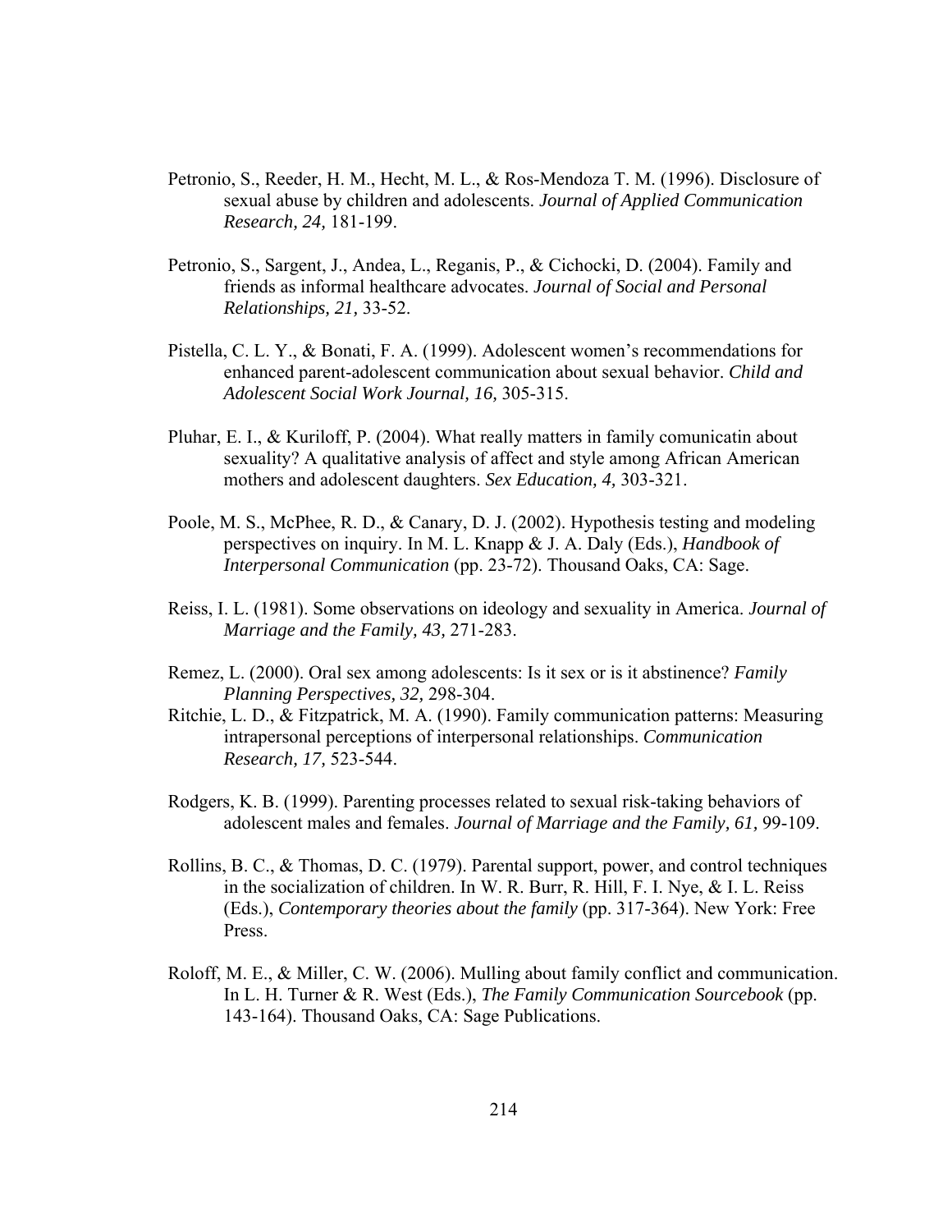Petronio, S., Reeder, H. M., Hecht, M. L., & Ros-Mendoza T. M. (1996). Disclosure of sexual abuse by children and adolescents. *Journal of Applied Communication Research, 24,* 181-199.

Petronio, S., Sargent, J., Andea, L., Reganis, P., & Cichocki, D. (2004). Family and friends as informal healthcare advocates. *Journal of Social and Personal Relationships, 21,* 33-52.

Pistella, C. L. Y., & Bonati, F. A. (1999). Adolescent women's recommendations for enhanced parent-adolescent communication about sexual behavior. *Child and Adolescent Social Work Journal, 16,* 305-315.

Pluhar, E. I., & Kuriloff, P. (2004). What really matters in family comunicatin about sexuality? A qualitative analysis of affect and style among African American mothers and adolescent daughters. *Sex Education, 4,* 303-321.

Poole, M. S., McPhee, R. D., & Canary, D. J. (2002). Hypothesis testing and modeling perspectives on inquiry. In M. L. Knapp & J. A. Daly (Eds.), *Handbook of Interpersonal Communication* (pp. 23-72). Thousand Oaks, CA: Sage.

Reiss, I. L. (1981). Some observations on ideology and sexuality in America. *Journal of Marriage and the Family, 43,* 271-283.

Remez, L. (2000). Oral sex among adolescents: Is it sex or is it abstinence? *Family Planning Perspectives, 32,* 298-304.

Ritchie, L. D., & Fitzpatrick, M. A. (1990). Family communication patterns: Measuring intrapersonal perceptions of interpersonal relationships. *Communication Research, 17,* 523-544.

Rodgers, K. B. (1999). Parenting processes related to sexual risk-taking behaviors of adolescent males and females. *Journal of Marriage and the Family, 61,* 99-109.

Rollins, B. C., & Thomas, D. C. (1979). Parental support, power, and control techniques in the socialization of children. In W. R. Burr, R. Hill, F. I. Nye, & I. L. Reiss (Eds.), *Contemporary theories about the family* (pp. 317-364). New York: Free Press.

Roloff, M. E., & Miller, C. W. (2006). Mulling about family conflict and communication. In L. H. Turner & R. West (Eds.), *The Family Communication Sourcebook* (pp. 143-164). Thousand Oaks, CA: Sage Publications.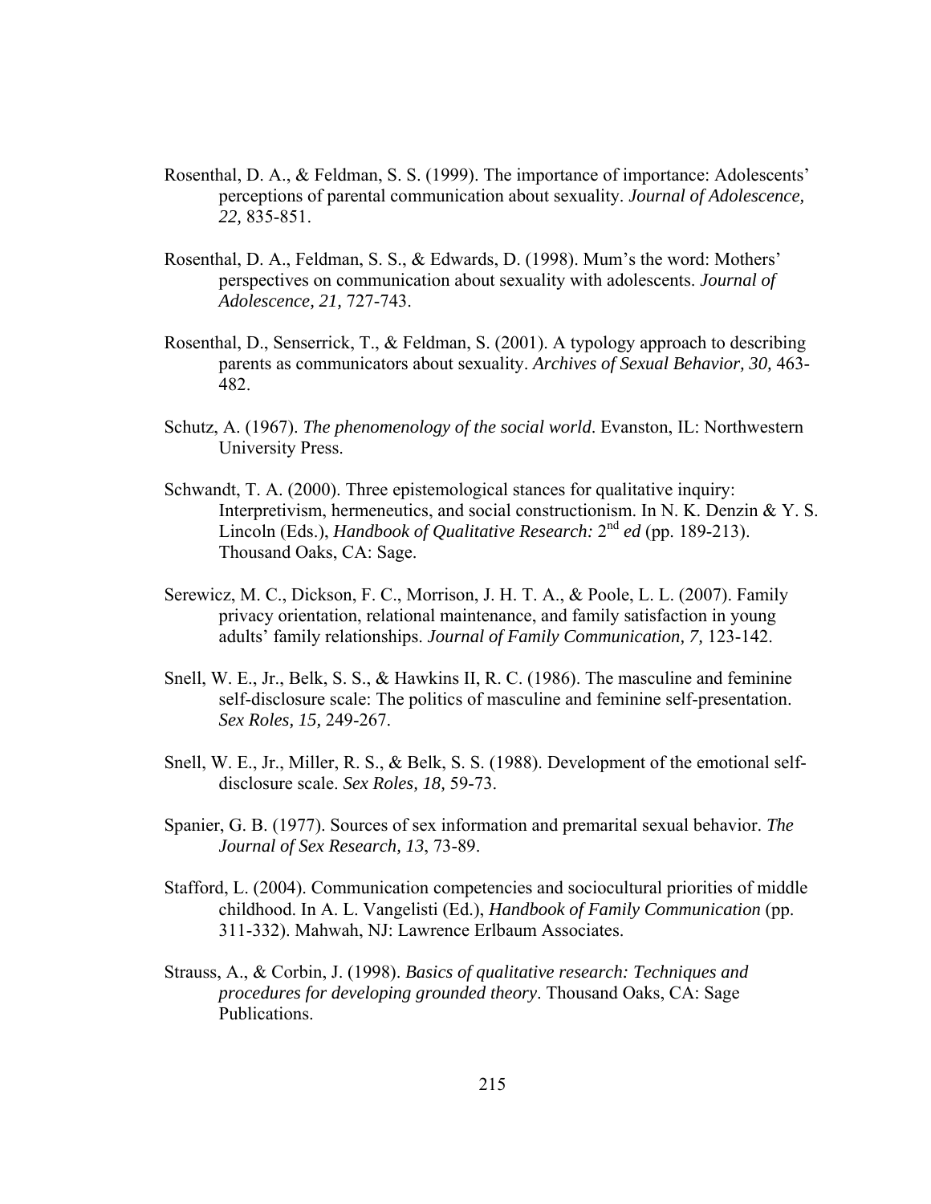Rosenthal, D. A., & Feldman, S. S. (1999). The importance of importance: Adolescents' perceptions of parental communication about sexuality. *Journal of Adolescence, 22,* 835-851.

Rosenthal, D. A., Feldman, S. S., & Edwards, D. (1998). Mum's the word: Mothers' perspectives on communication about sexuality with adolescents. *Journal of Adolescence, 21,* 727-743.

Rosenthal, D., Senserrick, T., & Feldman, S. (2001). A typology approach to describing parents as communicators about sexuality. *Archives of Sexual Behavior, 30,* 463-482.

Schutz, A. (1967). *The phenomenology of the social world*. Evanston, IL: Northwestern University Press.

Schwandt, T. A. (2000). Three epistemological stances for qualitative inquiry: Interpretivism, hermeneutics, and social constructionism. In N. K. Denzin & Y. S. Lincoln (Eds.), *Handbook of Qualitative Research:* 2nd *ed* (pp. 189-213). Thousand Oaks, CA: Sage.

Serewicz, M. C., Dickson, F. C., Morrison, J. H. T. A., & Poole, L. L. (2007). Family privacy orientation, relational maintenance, and family satisfaction in young adults' family relationships. *Journal of Family Communication, 7,* 123-142.

Snell, W. E., Jr., Belk, S. S., & Hawkins II, R. C. (1986). The masculine and feminine self-disclosure scale: The politics of masculine and feminine self-presentation. *Sex Roles, 15,* 249-267.

Snell, W. E., Jr., Miller, R. S., & Belk, S. S. (1988). Development of the emotional self-disclosure scale. *Sex Roles, 18,* 59-73.

Spanier, G. B. (1977). Sources of sex information and premarital sexual behavior. *The Journal of Sex Research, 13*, 73-89.

Stafford, L. (2004). Communication competencies and sociocultural priorities of middle childhood. In A. L. Vangelisti (Ed.), *Handbook of Family Communication* (pp. 311-332). Mahwah, NJ: Lawrence Erlbaum Associates.

Strauss, A., & Corbin, J. (1998). *Basics of qualitative research: Techniques and procedures for developing grounded theory*. Thousand Oaks, CA: Sage Publications.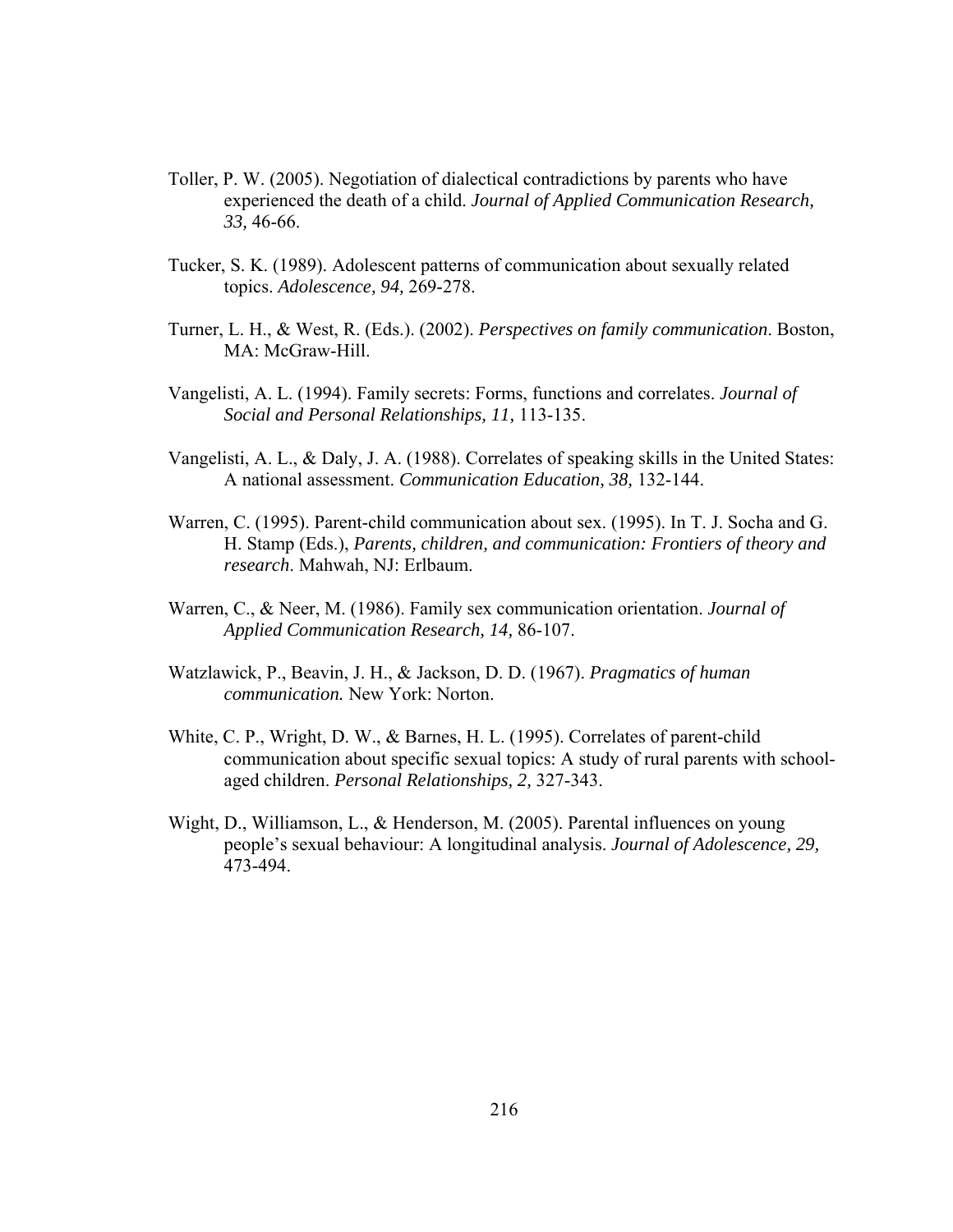Toller, P. W. (2005). Negotiation of dialectical contradictions by parents who have experienced the death of a child. *Journal of Applied Communication Research, 33,* 46-66.

Tucker, S. K. (1989). Adolescent patterns of communication about sexually related topics. *Adolescence, 94,* 269-278.

Turner, L. H., & West, R. (Eds.). (2002). *Perspectives on family communication*. Boston, MA: McGraw-Hill.

Vangelisti, A. L. (1994). Family secrets: Forms, functions and correlates. *Journal of Social and Personal Relationships, 11,* 113-135.

Vangelisti, A. L., & Daly, J. A. (1988). Correlates of speaking skills in the United States: A national assessment. *Communication Education, 38,* 132-144.

Warren, C. (1995). Parent-child communication about sex. (1995). In T. J. Socha and G. H. Stamp (Eds.), *Parents, children, and communication: Frontiers of theory and research*. Mahwah, NJ: Erlbaum.

Warren, C., & Neer, M. (1986). Family sex communication orientation. *Journal of Applied Communication Research, 14,* 86-107.

Watzlawick, P., Beavin, J. H., & Jackson, D. D. (1967). *Pragmatics of human communication.* New York: Norton.

White, C. P., Wright, D. W., & Barnes, H. L. (1995). Correlates of parent-child communication about specific sexual topics: A study of rural parents with school-aged children. *Personal Relationships, 2,* 327-343.

Wight, D., Williamson, L., & Henderson, M. (2005). Parental influences on young people's sexual behaviour: A longitudinal analysis. *Journal of Adolescence, 29,* 473-494.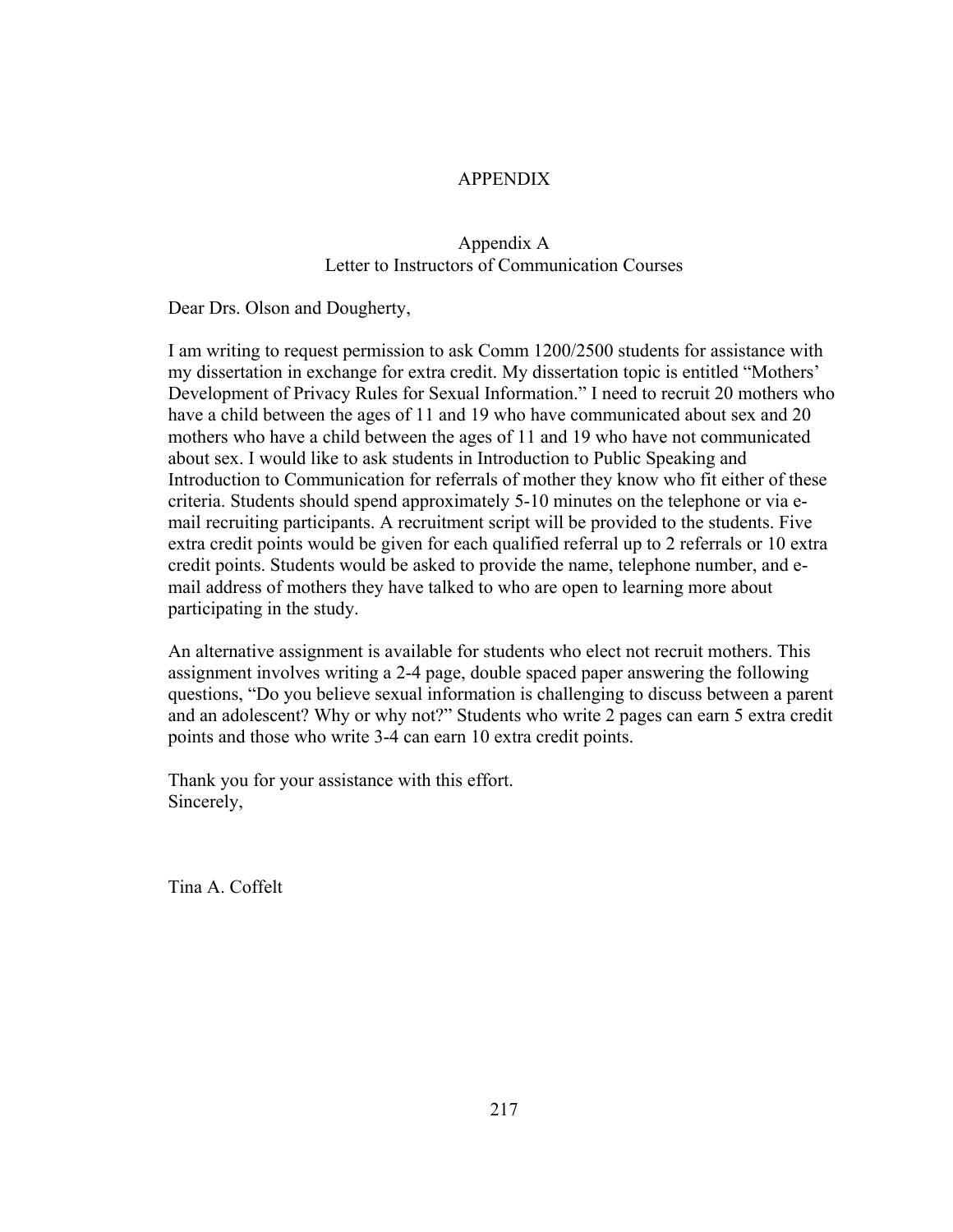# APPENDIX

## Appendix A
## Letter to Instructors of Communication Courses

Dear Drs. Olson and Dougherty,

I am writing to request permission to ask Comm 1200/2500 students for assistance with my dissertation in exchange for extra credit. My dissertation topic is entitled "Mothers' Development of Privacy Rules for Sexual Information." I need to recruit 20 mothers who have a child between the ages of 11 and 19 who have communicated about sex and 20 mothers who have a child between the ages of 11 and 19 who have not communicated about sex. I would like to ask students in Introduction to Public Speaking and Introduction to Communication for referrals of mother they know who fit either of these criteria. Students should spend approximately 5-10 minutes on the telephone or via e-mail recruiting participants. A recruitment script will be provided to the students. Five extra credit points would be given for each qualified referral up to 2 referrals or 10 extra credit points. Students would be asked to provide the name, telephone number, and e-mail address of mothers they have talked to who are open to learning more about participating in the study.

An alternative assignment is available for students who elect not recruit mothers. This assignment involves writing a 2-4 page, double spaced paper answering the following questions, "Do you believe sexual information is challenging to discuss between a parent and an adolescent? Why or why not?" Students who write 2 pages can earn 5 extra credit points and those who write 3-4 can earn 10 extra credit points.

Thank you for your assistance with this effort.
Sincerely,

Tina A. Coffelt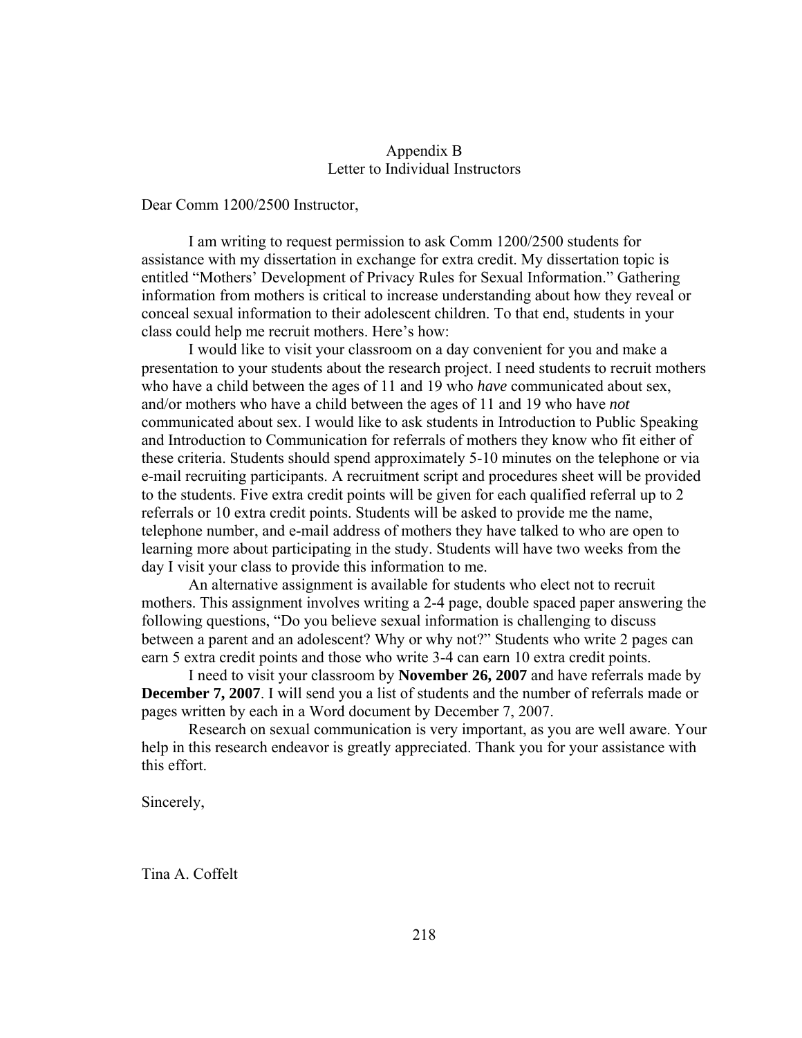# Appendix B
## Letter to Individual Instructors

Dear Comm 1200/2500 Instructor,

I am writing to request permission to ask Comm 1200/2500 students for assistance with my dissertation in exchange for extra credit. My dissertation topic is entitled "Mothers' Development of Privacy Rules for Sexual Information." Gathering information from mothers is critical to increase understanding about how they reveal or conceal sexual information to their adolescent children. To that end, students in your class could help me recruit mothers. Here's how:

I would like to visit your classroom on a day convenient for you and make a presentation to your students about the research project. I need students to recruit mothers who have a child between the ages of 11 and 19 who *have* communicated about sex, and/or mothers who have a child between the ages of 11 and 19 who have *not* communicated about sex. I would like to ask students in Introduction to Public Speaking and Introduction to Communication for referrals of mothers they know who fit either of these criteria. Students should spend approximately 5-10 minutes on the telephone or via e-mail recruiting participants. A recruitment script and procedures sheet will be provided to the students. Five extra credit points will be given for each qualified referral up to 2 referrals or 10 extra credit points. Students will be asked to provide me the name, telephone number, and e-mail address of mothers they have talked to who are open to learning more about participating in the study. Students will have two weeks from the day I visit your class to provide this information to me.

An alternative assignment is available for students who elect not to recruit mothers. This assignment involves writing a 2-4 page, double spaced paper answering the following questions, "Do you believe sexual information is challenging to discuss between a parent and an adolescent? Why or why not?" Students who write 2 pages can earn 5 extra credit points and those who write 3-4 can earn 10 extra credit points.

I need to visit your classroom by **November 26, 2007** and have referrals made by **December 7, 2007**. I will send you a list of students and the number of referrals made or pages written by each in a Word document by December 7, 2007.

Research on sexual communication is very important, as you are well aware. Your help in this research endeavor is greatly appreciated. Thank you for your assistance with this effort.

Sincerely,

Tina A. Coffelt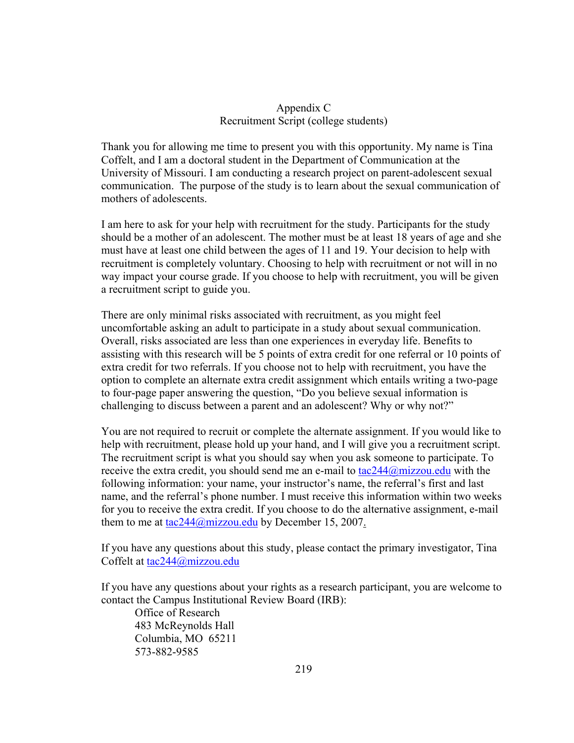# Appendix C
## Recruitment Script (college students)

Thank you for allowing me time to present you with this opportunity. My name is Tina Coffelt, and I am a doctoral student in the Department of Communication at the University of Missouri. I am conducting a research project on parent-adolescent sexual communication. The purpose of the study is to learn about the sexual communication of mothers of adolescents.

I am here to ask for your help with recruitment for the study. Participants for the study should be a mother of an adolescent. The mother must be at least 18 years of age and she must have at least one child between the ages of 11 and 19. Your decision to help with recruitment is completely voluntary. Choosing to help with recruitment or not will in no way impact your course grade. If you choose to help with recruitment, you will be given a recruitment script to guide you.

There are only minimal risks associated with recruitment, as you might feel uncomfortable asking an adult to participate in a study about sexual communication. Overall, risks associated are less than one experiences in everyday life. Benefits to assisting with this research will be 5 points of extra credit for one referral or 10 points of extra credit for two referrals. If you choose not to help with recruitment, you have the option to complete an alternate extra credit assignment which entails writing a two-page to four-page paper answering the question, "Do you believe sexual information is challenging to discuss between a parent and an adolescent? Why or why not?"

You are not required to recruit or complete the alternate assignment. If you would like to help with recruitment, please hold up your hand, and I will give you a recruitment script. The recruitment script is what you should say when you ask someone to participate. To receive the extra credit, you should send me an e-mail to tac244@mizzou.edu with the following information: your name, your instructor's name, the referral's first and last name, and the referral's phone number. I must receive this information within two weeks for you to receive the extra credit. If you choose to do the alternative assignment, e-mail them to me at tac244@mizzou.edu by December 15, 2007.

If you have any questions about this study, please contact the primary investigator, Tina Coffelt at tac244@mizzou.edu

If you have any questions about your rights as a research participant, you are welcome to contact the Campus Institutional Review Board (IRB):

Office of Research
483 McReynolds Hall
Columbia, MO 65211
573-882-9585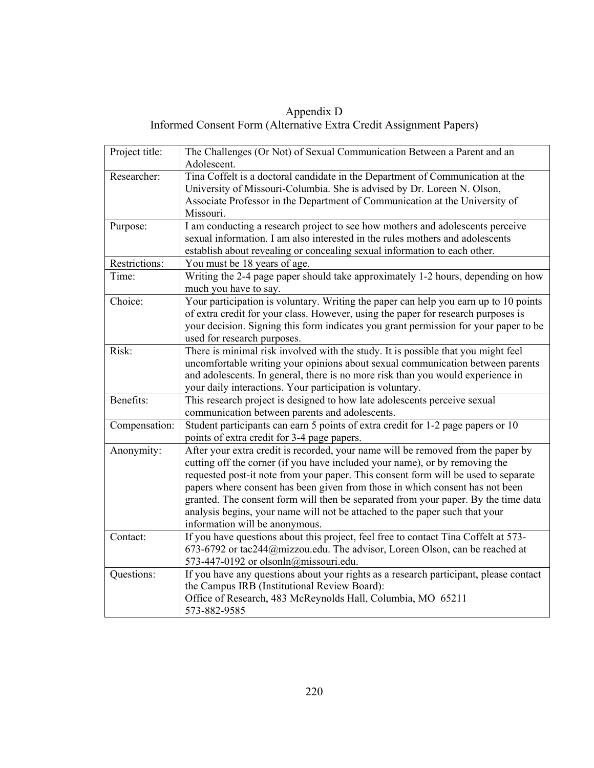# Appendix D

## Informed Consent Form (Alternative Extra Credit Assignment Papers)

| | |
|---|---|
| Project title: | The Challenges (Or Not) of Sexual Communication Between a Parent and an Adolescent. |
| Researcher: | Tina Coffelt is a doctoral candidate in the Department of Communication at the University of Missouri-Columbia. She is advised by Dr. Loreen N. Olson, Associate Professor in the Department of Communication at the University of Missouri. |
| Purpose: | I am conducting a research project to see how mothers and adolescents perceive sexual information. I am also interested in the rules mothers and adolescents establish about revealing or concealing sexual information to each other. |
| Restrictions: | You must be 18 years of age. |
| Time: | Writing the 2-4 page paper should take approximately 1-2 hours, depending on how much you have to say. |
| Choice: | Your participation is voluntary. Writing the paper can help you earn up to 10 points of extra credit for your class. However, using the paper for research purposes is your decision. Signing this form indicates you grant permission for your paper to be used for research purposes. |
| Risk: | There is minimal risk involved with the study. It is possible that you might feel uncomfortable writing your opinions about sexual communication between parents and adolescents. In general, there is no more risk than you would experience in your daily interactions. Your participation is voluntary. |
| Benefits: | This research project is designed to how late adolescents perceive sexual communication between parents and adolescents. |
| Compensation: | Student participants can earn 5 points of extra credit for 1-2 page papers or 10 points of extra credit for 3-4 page papers. |
| Anonymity: | After your extra credit is recorded, your name will be removed from the paper by cutting off the corner (if you have included your name), or by removing the requested post-it note from your paper. This consent form will be used to separate papers where consent has been given from those in which consent has not been granted. The consent form will then be separated from your paper. By the time data analysis begins, your name will not be attached to the paper such that your information will be anonymous. |
| Contact: | If you have questions about this project, feel free to contact Tina Coffelt at 573-673-6792 or tac244@mizzou.edu. The advisor, Loreen Olson, can be reached at 573-447-0192 or olsonln@missouri.edu. |
| Questions: | If you have any questions about your rights as a research participant, please contact the Campus IRB (Institutional Review Board):<br>Office of Research, 483 McReynolds Hall, Columbia, MO 65211<br>573-882-9585 |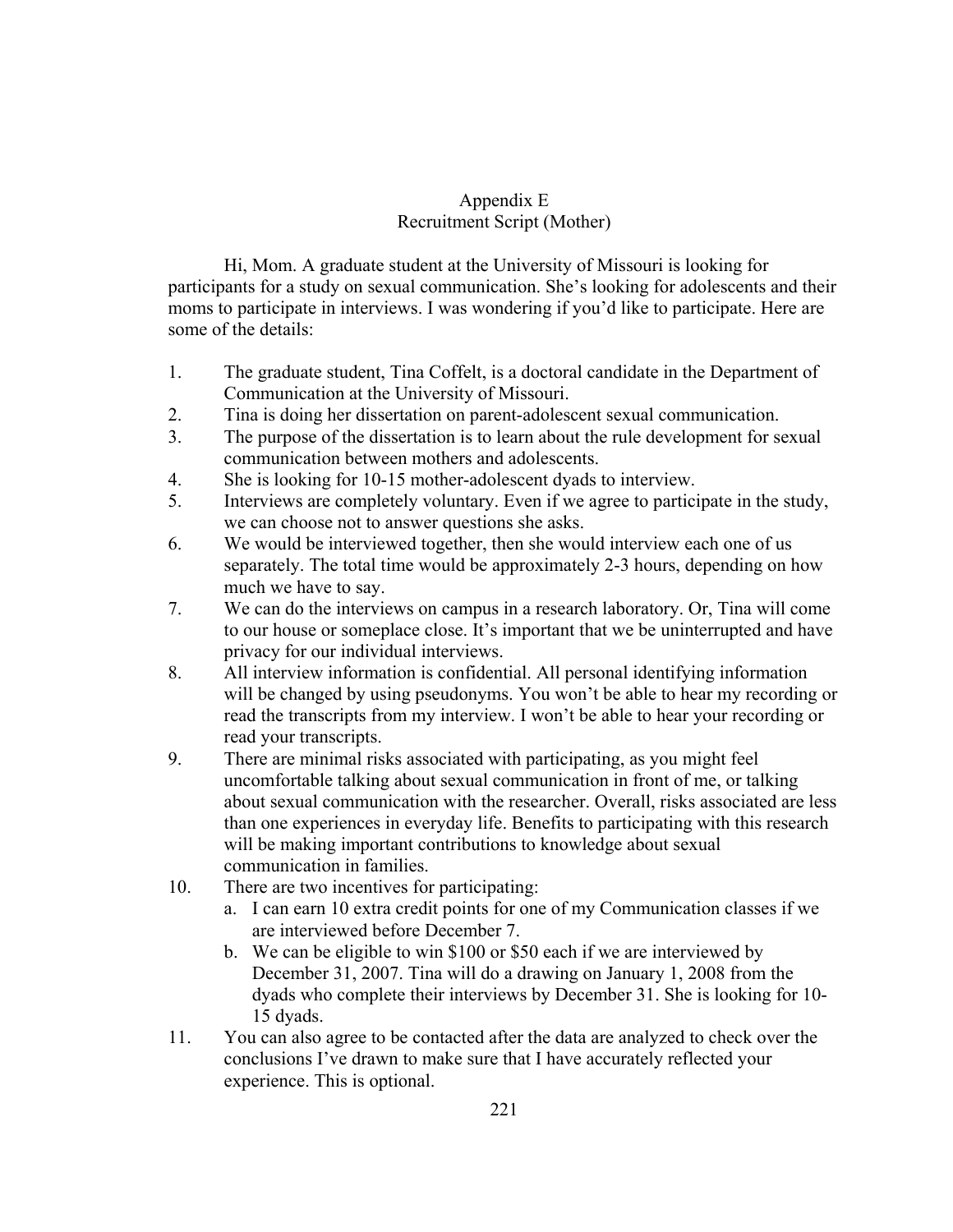# Appendix E
## Recruitment Script (Mother)

Hi, Mom. A graduate student at the University of Missouri is looking for participants for a study on sexual communication. She's looking for adolescents and their moms to participate in interviews. I was wondering if you'd like to participate. Here are some of the details:

1. The graduate student, Tina Coffelt, is a doctoral candidate in the Department of Communication at the University of Missouri.
2. Tina is doing her dissertation on parent-adolescent sexual communication.
3. The purpose of the dissertation is to learn about the rule development for sexual communication between mothers and adolescents.
4. She is looking for 10-15 mother-adolescent dyads to interview.
5. Interviews are completely voluntary. Even if we agree to participate in the study, we can choose not to answer questions she asks.
6. We would be interviewed together, then she would interview each one of us separately. The total time would be approximately 2-3 hours, depending on how much we have to say.
7. We can do the interviews on campus in a research laboratory. Or, Tina will come to our house or someplace close. It's important that we be uninterrupted and have privacy for our individual interviews.
8. All interview information is confidential. All personal identifying information will be changed by using pseudonyms. You won't be able to hear my recording or read the transcripts from my interview. I won't be able to hear your recording or read your transcripts.
9. There are minimal risks associated with participating, as you might feel uncomfortable talking about sexual communication in front of me, or talking about sexual communication with the researcher. Overall, risks associated are less than one experiences in everyday life. Benefits to participating with this research will be making important contributions to knowledge about sexual communication in families.
10. There are two incentives for participating:
    a. I can earn 10 extra credit points for one of my Communication classes if we are interviewed before December 7.
    b. We can be eligible to win $100 or $50 each if we are interviewed by December 31, 2007. Tina will do a drawing on January 1, 2008 from the dyads who complete their interviews by December 31. She is looking for 10-15 dyads.
11. You can also agree to be contacted after the data are analyzed to check over the conclusions I've drawn to make sure that I have accurately reflected your experience. This is optional.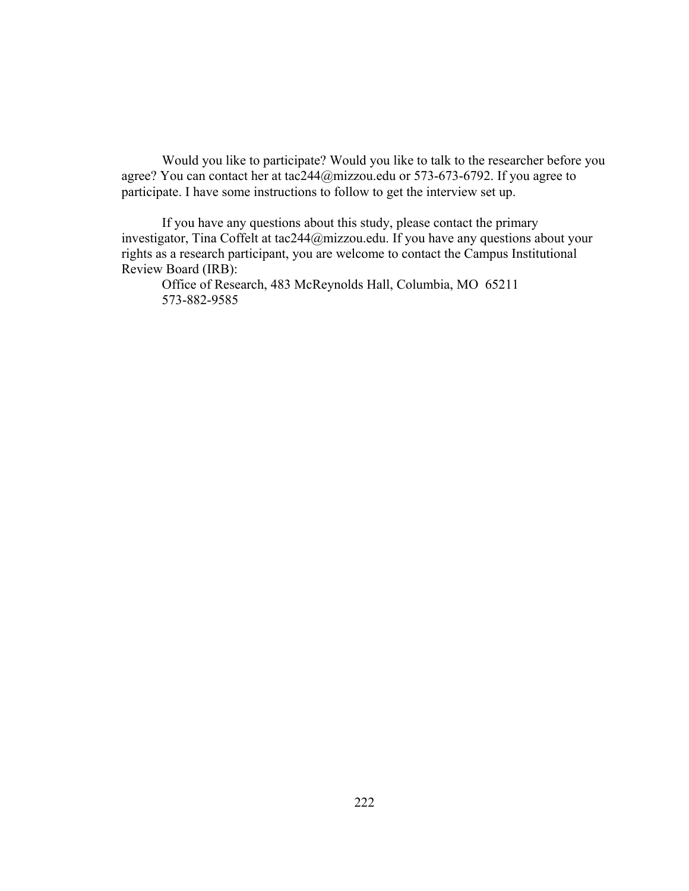Would you like to participate? Would you like to talk to the researcher before you agree? You can contact her at tac244@mizzou.edu or 573-673-6792. If you agree to participate. I have some instructions to follow to get the interview set up.

If you have any questions about this study, please contact the primary investigator, Tina Coffelt at tac244@mizzou.edu. If you have any questions about your rights as a research participant, you are welcome to contact the Campus Institutional Review Board (IRB):

Office of Research, 483 McReynolds Hall, Columbia, MO 65211
573-882-9585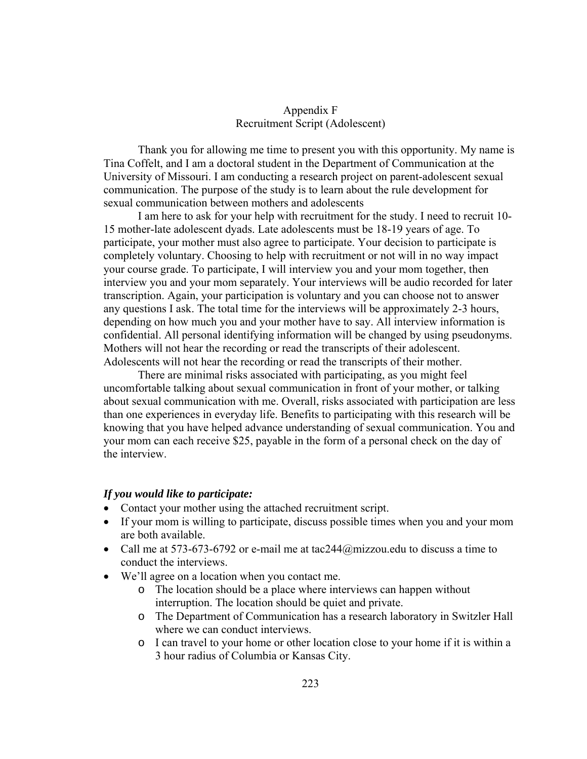# Appendix F
## Recruitment Script (Adolescent)

Thank you for allowing me time to present you with this opportunity. My name is Tina Coffelt, and I am a doctoral student in the Department of Communication at the University of Missouri. I am conducting a research project on parent-adolescent sexual communication. The purpose of the study is to learn about the rule development for sexual communication between mothers and adolescents

I am here to ask for your help with recruitment for the study. I need to recruit 10-15 mother-late adolescent dyads. Late adolescents must be 18-19 years of age. To participate, your mother must also agree to participate. Your decision to participate is completely voluntary. Choosing to help with recruitment or not will in no way impact your course grade. To participate, I will interview you and your mom together, then interview you and your mom separately. Your interviews will be audio recorded for later transcription. Again, your participation is voluntary and you can choose not to answer any questions I ask. The total time for the interviews will be approximately 2-3 hours, depending on how much you and your mother have to say. All interview information is confidential. All personal identifying information will be changed by using pseudonyms. Mothers will not hear the recording or read the transcripts of their adolescent. Adolescents will not hear the recording or read the transcripts of their mother.

There are minimal risks associated with participating, as you might feel uncomfortable talking about sexual communication in front of your mother, or talking about sexual communication with me. Overall, risks associated with participation are less than one experiences in everyday life. Benefits to participating with this research will be knowing that you have helped advance understanding of sexual communication. You and your mom can each receive $25, payable in the form of a personal check on the day of the interview.

***If you would like to participate:***

- Contact your mother using the attached recruitment script.
- If your mom is willing to participate, discuss possible times when you and your mom are both available.
- Call me at 573-673-6792 or e-mail me at tac244@mizzou.edu to discuss a time to conduct the interviews.
- We'll agree on a location when you contact me.
    - The location should be a place where interviews can happen without interruption. The location should be quiet and private.
    - The Department of Communication has a research laboratory in Switzler Hall where we can conduct interviews.
    - I can travel to your home or other location close to your home if it is within a 3 hour radius of Columbia or Kansas City.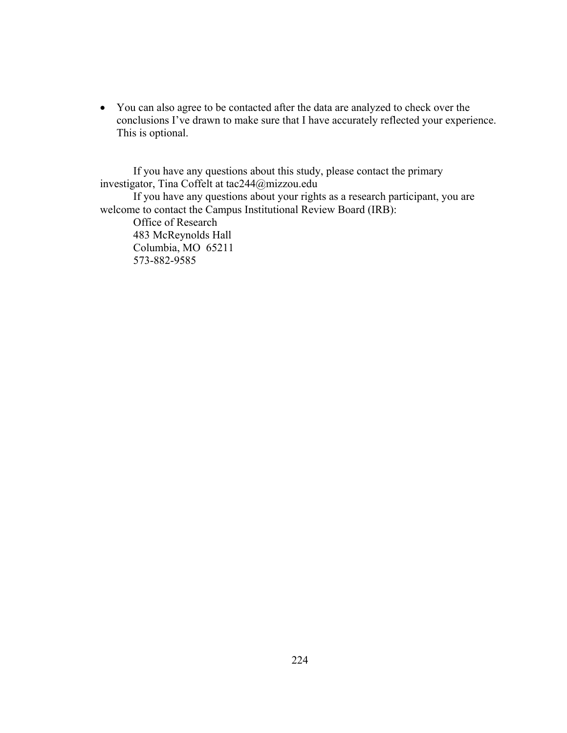- You can also agree to be contacted after the data are analyzed to check over the conclusions I've drawn to make sure that I have accurately reflected your experience. This is optional.

If you have any questions about this study, please contact the primary investigator, Tina Coffelt at tac244@mizzou.edu

If you have any questions about your rights as a research participant, you are welcome to contact the Campus Institutional Review Board (IRB):

Office of Research
483 McReynolds Hall
Columbia, MO 65211
573-882-9585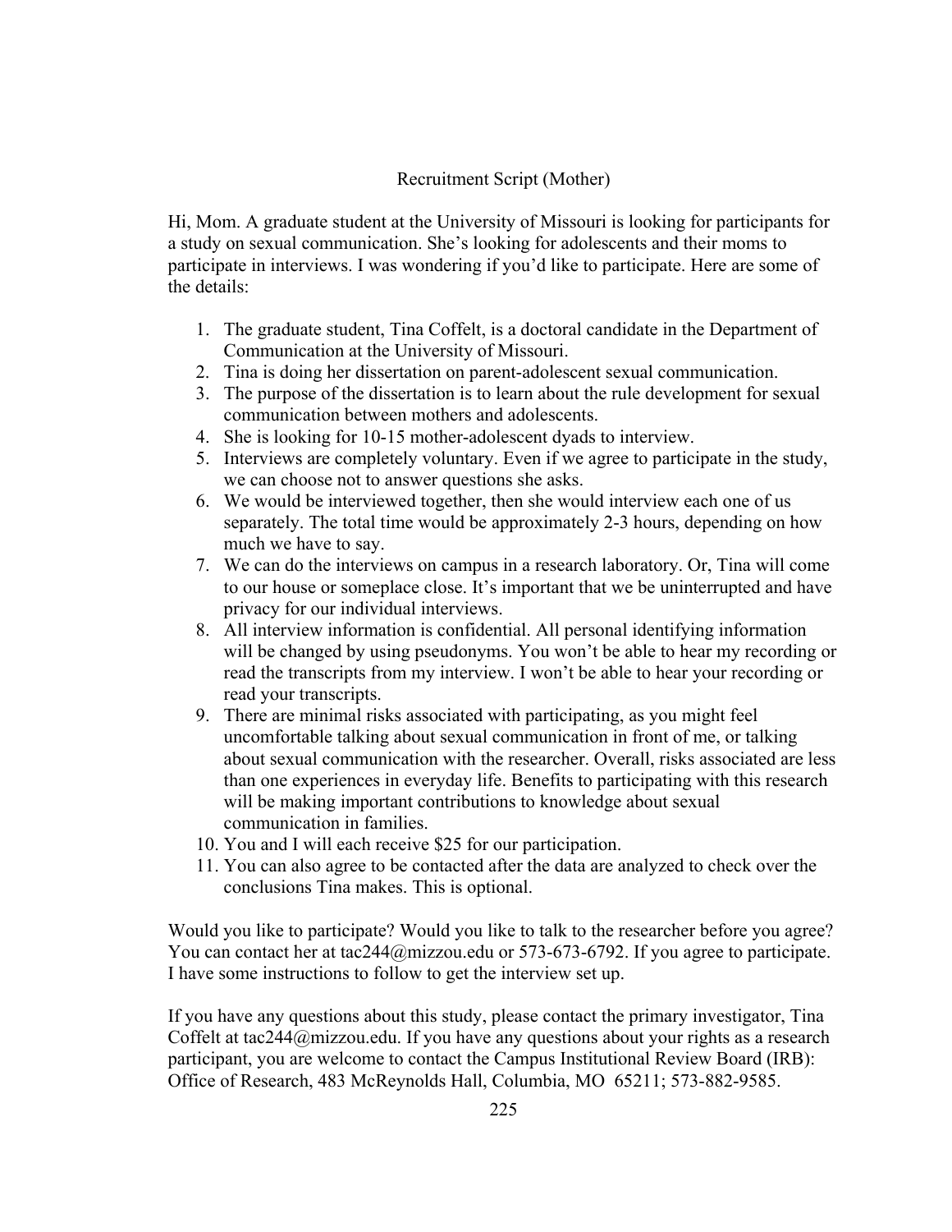# Recruitment Script (Mother)

Hi, Mom. A graduate student at the University of Missouri is looking for participants for a study on sexual communication. She's looking for adolescents and their moms to participate in interviews. I was wondering if you'd like to participate. Here are some of the details:

1. The graduate student, Tina Coffelt, is a doctoral candidate in the Department of Communication at the University of Missouri.
2. Tina is doing her dissertation on parent-adolescent sexual communication.
3. The purpose of the dissertation is to learn about the rule development for sexual communication between mothers and adolescents.
4. She is looking for 10-15 mother-adolescent dyads to interview.
5. Interviews are completely voluntary. Even if we agree to participate in the study, we can choose not to answer questions she asks.
6. We would be interviewed together, then she would interview each one of us separately. The total time would be approximately 2-3 hours, depending on how much we have to say.
7. We can do the interviews on campus in a research laboratory. Or, Tina will come to our house or someplace close. It's important that we be uninterrupted and have privacy for our individual interviews.
8. All interview information is confidential. All personal identifying information will be changed by using pseudonyms. You won't be able to hear my recording or read the transcripts from my interview. I won't be able to hear your recording or read your transcripts.
9. There are minimal risks associated with participating, as you might feel uncomfortable talking about sexual communication in front of me, or talking about sexual communication with the researcher. Overall, risks associated are less than one experiences in everyday life. Benefits to participating with this research will be making important contributions to knowledge about sexual communication in families.
10. You and I will each receive $25 for our participation.
11. You can also agree to be contacted after the data are analyzed to check over the conclusions Tina makes. This is optional.

Would you like to participate? Would you like to talk to the researcher before you agree? You can contact her at tac244@mizzou.edu or 573-673-6792. If you agree to participate. I have some instructions to follow to get the interview set up.

If you have any questions about this study, please contact the primary investigator, Tina Coffelt at tac244@mizzou.edu. If you have any questions about your rights as a research participant, you are welcome to contact the Campus Institutional Review Board (IRB): Office of Research, 483 McReynolds Hall, Columbia, MO 65211; 573-882-9585.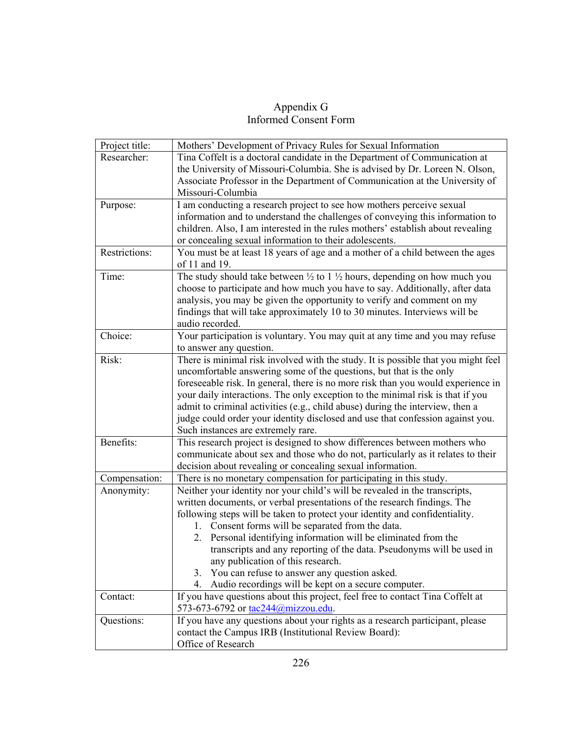# Appendix G
## Informed Consent Form

| | |
|---|---|
| Project title: | Mothers' Development of Privacy Rules for Sexual Information |
| Researcher: | Tina Coffelt is a doctoral candidate in the Department of Communication at the University of Missouri-Columbia. She is advised by Dr. Loreen N. Olson, Associate Professor in the Department of Communication at the University of Missouri-Columbia |
| Purpose: | I am conducting a research project to see how mothers perceive sexual information and to understand the challenges of conveying this information to children. Also, I am interested in the rules mothers' establish about revealing or concealing sexual information to their adolescents. |
| Restrictions: | You must be at least 18 years of age and a mother of a child between the ages of 11 and 19. |
| Time: | The study should take between ½ to 1 ½ hours, depending on how much you choose to participate and how much you have to say. Additionally, after data analysis, you may be given the opportunity to verify and comment on my findings that will take approximately 10 to 30 minutes. Interviews will be audio recorded. |
| Choice: | Your participation is voluntary. You may quit at any time and you may refuse to answer any question. |
| Risk: | There is minimal risk involved with the study. It is possible that you might feel uncomfortable answering some of the questions, but that is the only foreseeable risk. In general, there is no more risk than you would experience in your daily interactions. The only exception to the minimal risk is that if you admit to criminal activities (e.g., child abuse) during the interview, then a judge could order your identity disclosed and use that confession against you. Such instances are extremely rare. |
| Benefits: | This research project is designed to show differences between mothers who communicate about sex and those who do not, particularly as it relates to their decision about revealing or concealing sexual information. |
| Compensation: | There is no monetary compensation for participating in this study. |
| Anonymity: | Neither your identity nor your child's will be revealed in the transcripts, written documents, or verbal presentations of the research findings. The following steps will be taken to protect your identity and confidentiality.<br>1. Consent forms will be separated from the data.<br>2. Personal identifying information will be eliminated from the transcripts and any reporting of the data. Pseudonyms will be used in any publication of this research.<br>3. You can refuse to answer any question asked.<br>4. Audio recordings will be kept on a secure computer. |
| Contact: | If you have questions about this project, feel free to contact Tina Coffelt at 573-673-6792 or tac244@mizzou.edu. |
| Questions: | If you have any questions about your rights as a research participant, please contact the Campus IRB (Institutional Review Board):<br>Office of Research |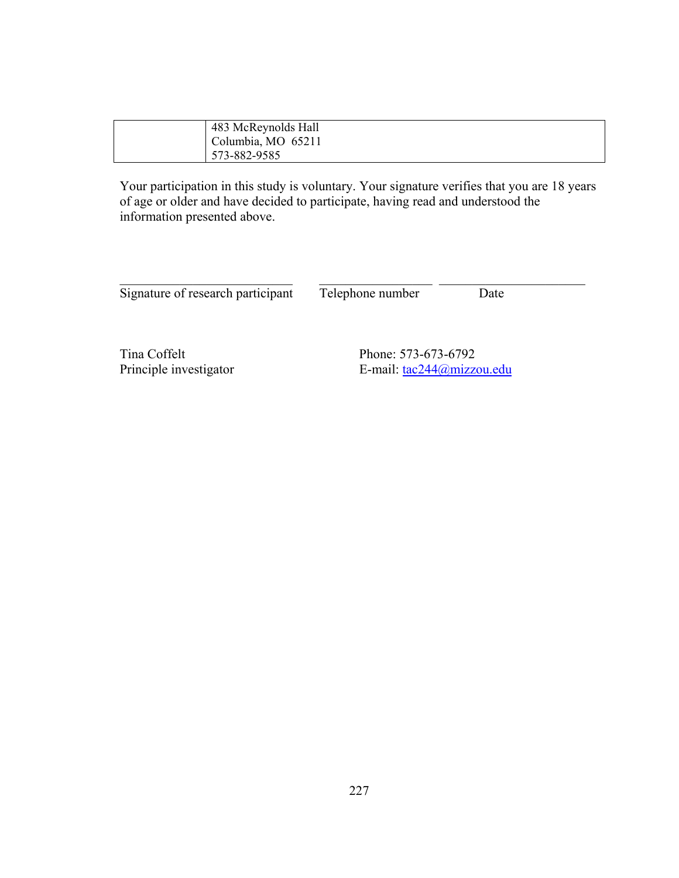|  | 483 McReynolds Hall<br>Columbia, MO  65211<br>573-882-9585 |
|---|---|

Your participation in this study is voluntary. Your signature verifies that you are 18 years of age or older and have decided to participate, having read and understood the information presented above.

_____________________________ __________________ ________________________

Signature of research participant    Telephone number    Date

Tina Coffelt  
Principle investigator

Phone: 573-673-6792  
E-mail: tac244@mizzou.edu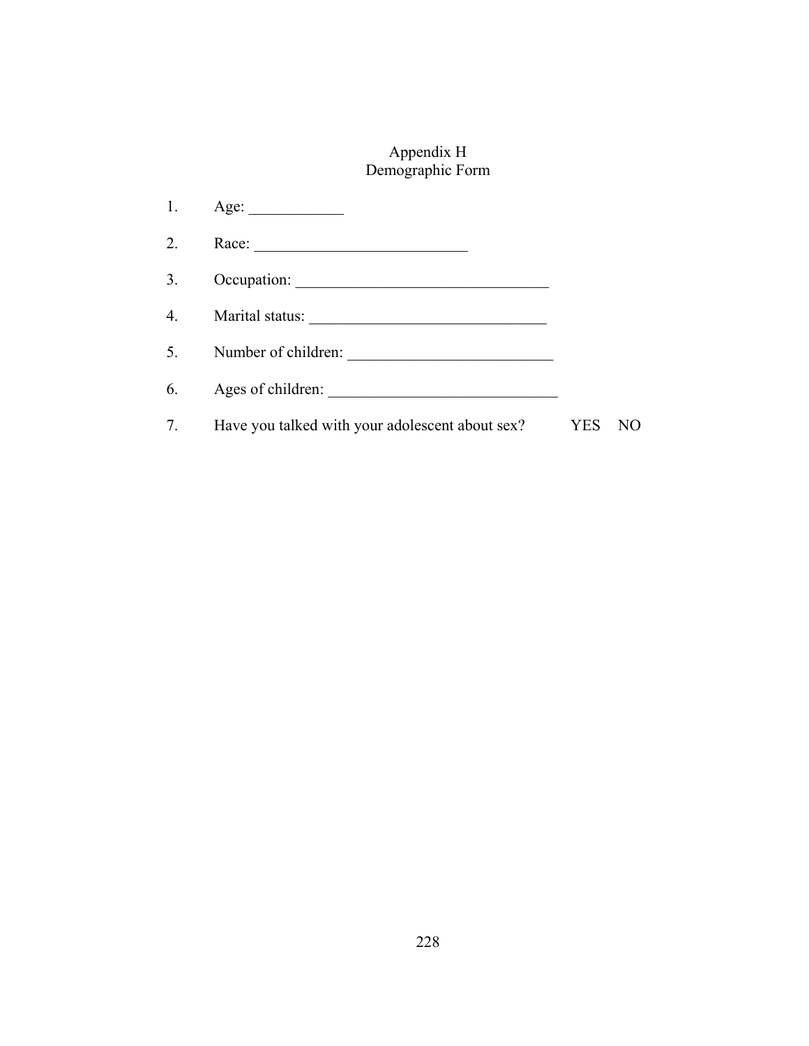# Appendix H
## Demographic Form

1. Age: ____________

2. Race: ___________________________

3. Occupation: ________________________________

4. Marital status: ______________________________

5. Number of children: __________________________

6. Ages of children: _____________________________

7. Have you talked with your adolescent about sex? YES NO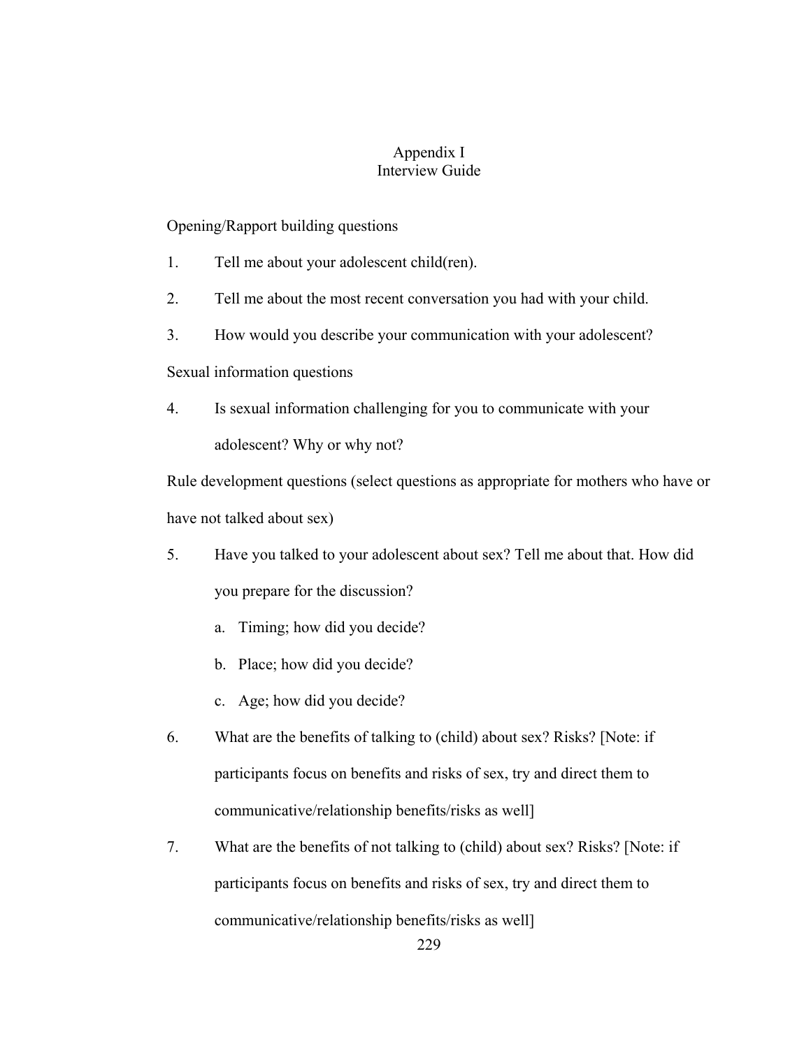# Appendix I
## Interview Guide

Opening/Rapport building questions

1. Tell me about your adolescent child(ren).
2. Tell me about the most recent conversation you had with your child.
3. How would you describe your communication with your adolescent?

Sexual information questions

4. Is sexual information challenging for you to communicate with your adolescent? Why or why not?

Rule development questions (select questions as appropriate for mothers who have or have not talked about sex)

5. Have you talked to your adolescent about sex? Tell me about that. How did you prepare for the discussion?
   a. Timing; how did you decide?
   b. Place; how did you decide?
   c. Age; how did you decide?
6. What are the benefits of talking to (child) about sex? Risks? [Note: if participants focus on benefits and risks of sex, try and direct them to communicative/relationship benefits/risks as well]
7. What are the benefits of not talking to (child) about sex? Risks? [Note: if participants focus on benefits and risks of sex, try and direct them to communicative/relationship benefits/risks as well]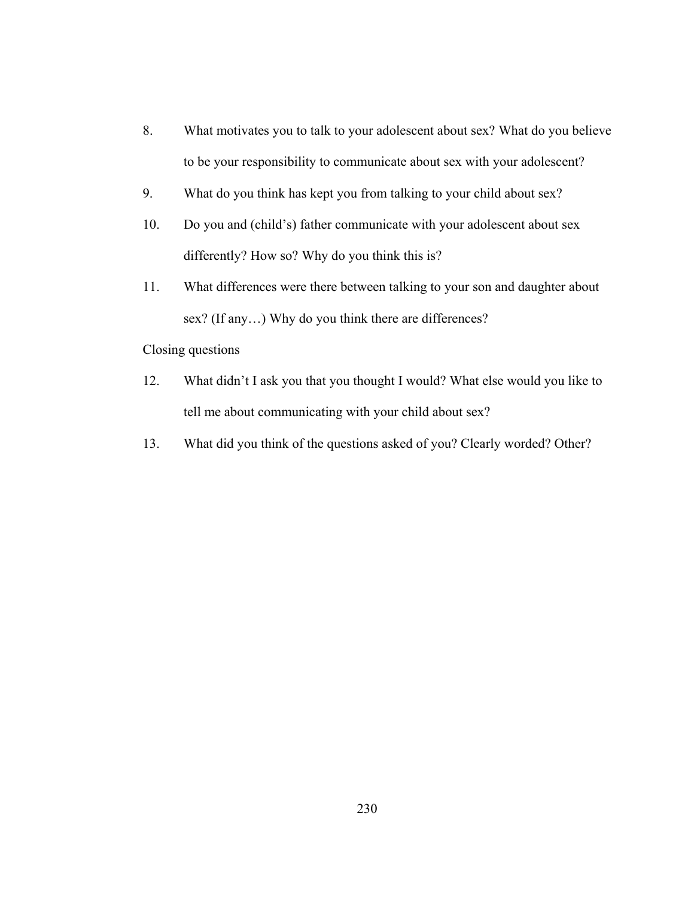8. What motivates you to talk to your adolescent about sex? What do you believe to be your responsibility to communicate about sex with your adolescent?
9. What do you think has kept you from talking to your child about sex?
10. Do you and (child's) father communicate with your adolescent about sex differently? How so? Why do you think this is?
11. What differences were there between talking to your son and daughter about sex? (If any…) Why do you think there are differences?

Closing questions

12. What didn't I ask you that you thought I would? What else would you like to tell me about communicating with your child about sex?
13. What did you think of the questions asked of you? Clearly worded? Other?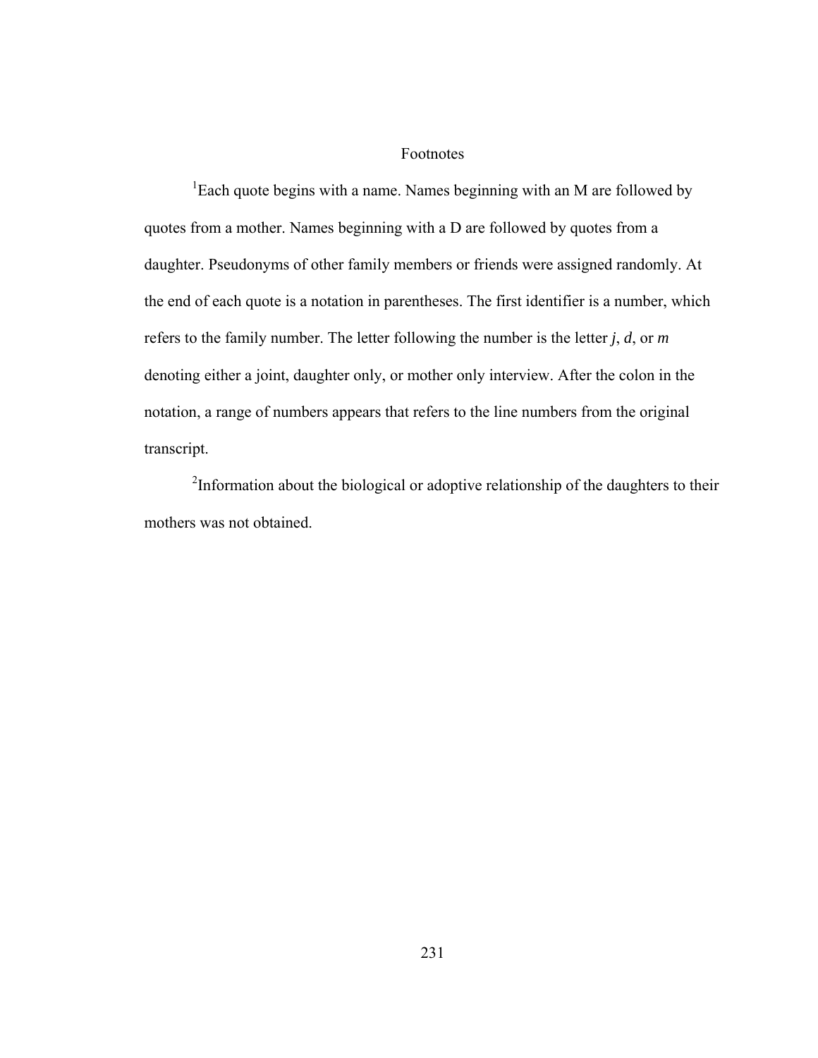# Footnotes

[1]Each quote begins with a name. Names beginning with an M are followed by quotes from a mother. Names beginning with a D are followed by quotes from a daughter. Pseudonyms of other family members or friends were assigned randomly. At the end of each quote is a notation in parentheses. The first identifier is a number, which refers to the family number. The letter following the number is the letter *j*, *d*, or *m* denoting either a joint, daughter only, or mother only interview. After the colon in the notation, a range of numbers appears that refers to the line numbers from the original transcript.

[2]Information about the biological or adoptive relationship of the daughters to their mothers was not obtained.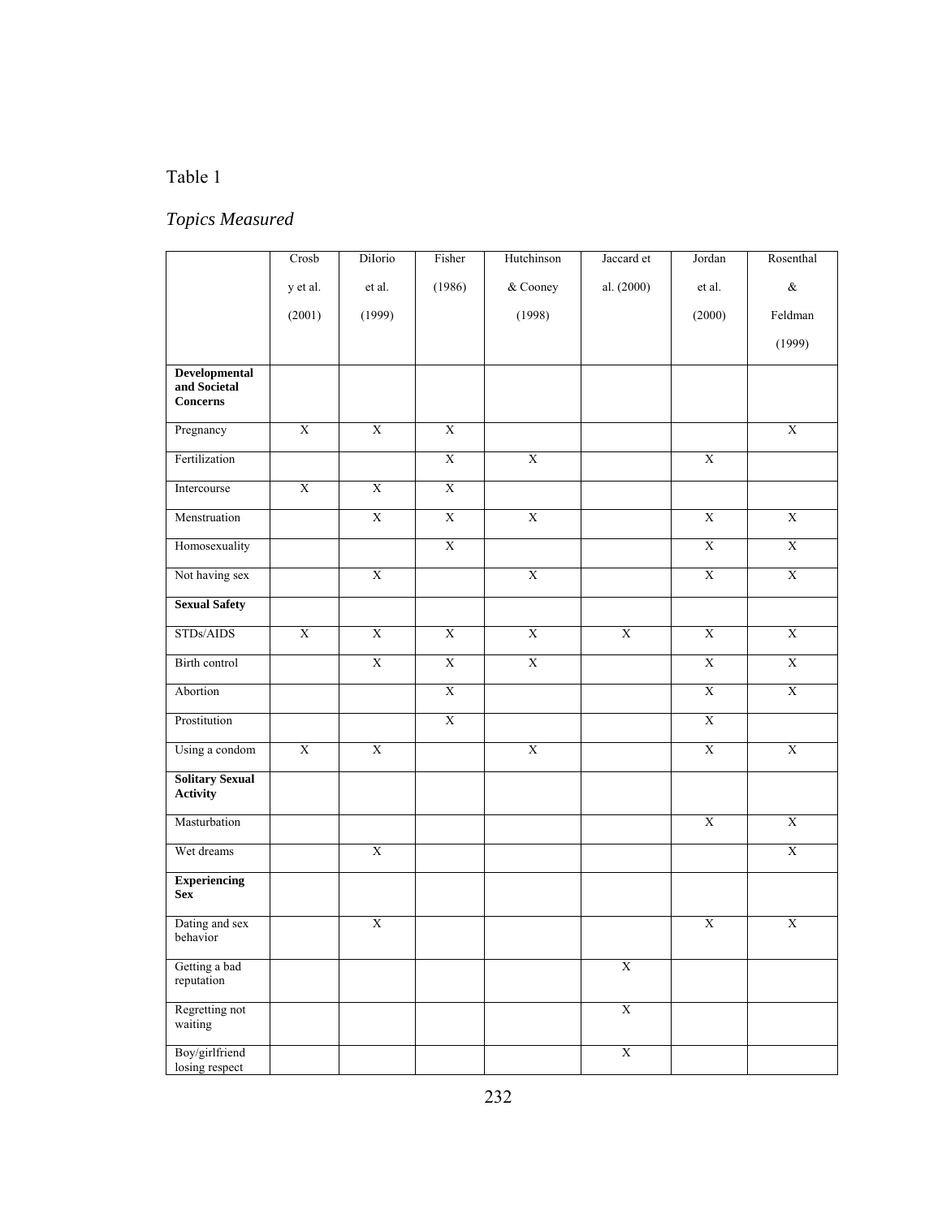Table 1

*Topics Measured*

| | Crosby et al. (2001) | DiIorio et al. (1999) | Fisher (1986) | Hutchinson & Cooney (1998) | Jaccard et al. (2000) | Jordan et al. (2000) | Rosenthal & Feldman (1999) |
|---|---|---|---|---|---|---|---|
| **Developmental and Societal Concerns** | | | | | | | |
| Pregnancy | X | X | X | | | | X |
| Fertilization | | | X | X | | X | |
| Intercourse | X | X | X | | | | |
| Menstruation | | X | X | X | | X | X |
| Homosexuality | | | X | | | X | X |
| Not having sex | | X | | X | | X | X |
| **Sexual Safety** | | | | | | | |
| STDs/AIDS | X | X | X | X | X | X | X |
| Birth control | | X | X | X | | X | X |
| Abortion | | | X | | | X | X |
| Prostitution | | | X | | | X | |
| Using a condom | X | X | | X | | X | X |
| **Solitary Sexual Activity** | | | | | | | |
| Masturbation | | | | | | X | X |
| Wet dreams | | X | | | | | X |
| **Experiencing Sex** | | | | | | | |
| Dating and sex behavior | | X | | | | X | X |
| Getting a bad reputation | | | | | X | | |
| Regretting not waiting | | | | | X | | |
| Boy/girlfriend losing respect | | | | | X | | |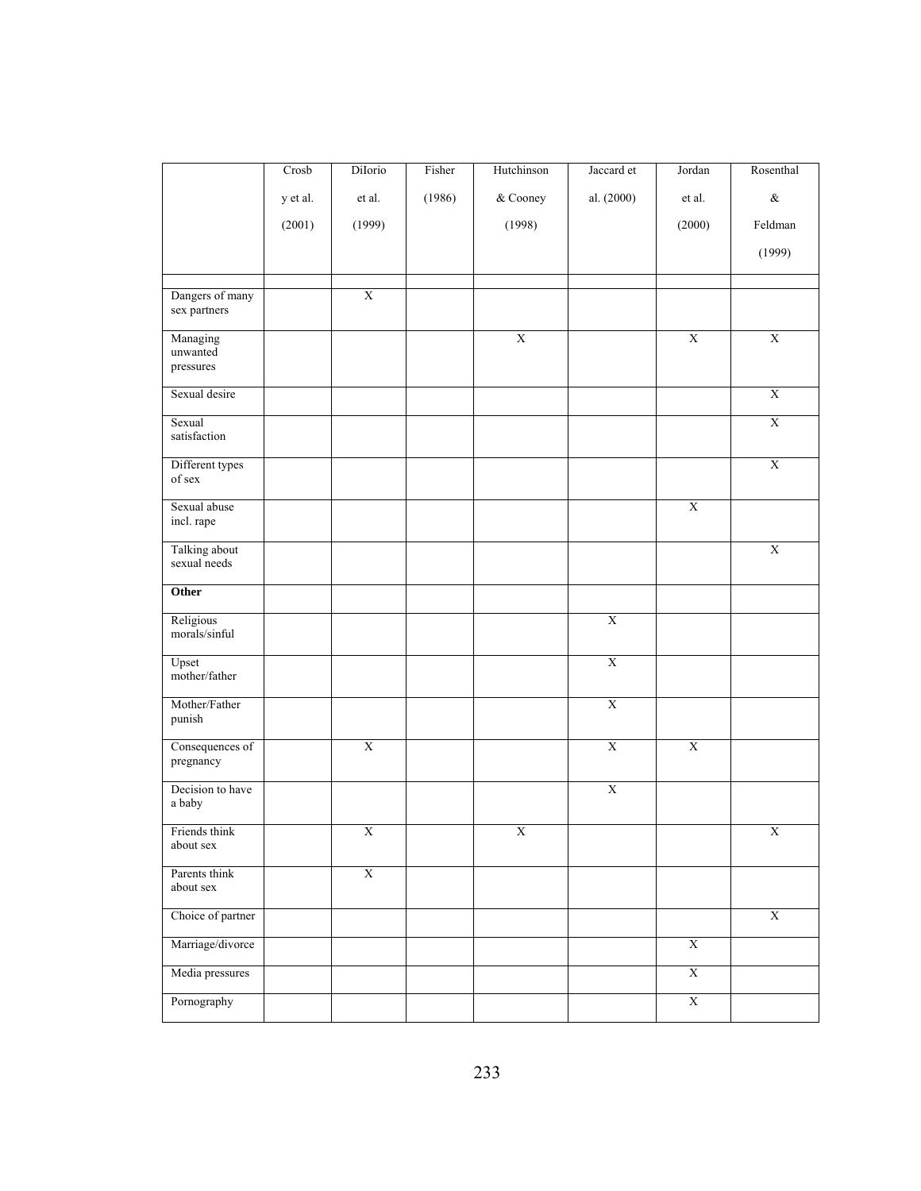| | Crosby et al. (2001) | DiIorio et al. (1999) | Fisher (1986) | Hutchinson & Cooney (1998) | Jaccard et al. (2000) | Jordan et al. (2000) | Rosenthal & Feldman (1999) |
|---|---|---|---|---|---|---|---|
| | | | | | | | |
| Dangers of many sex partners | | X | | | | | |
| Managing unwanted pressures | | | | X | | X | X |
| Sexual desire | | | | | | | X |
| Sexual satisfaction | | | | | | | X |
| Different types of sex | | | | | | | X |
| Sexual abuse incl. rape | | | | | | X | |
| Talking about sexual needs | | | | | | | X |
| **Other** | | | | | | | |
| Religious morals/sinful | | | | | X | | |
| Upset mother/father | | | | | X | | |
| Mother/Father punish | | | | | X | | |
| Consequences of pregnancy | | X | | | X | X | |
| Decision to have a baby | | | | | X | | |
| Friends think about sex | | X | | X | | | X |
| Parents think about sex | | X | | | | | |
| Choice of partner | | | | | | | X |
| Marriage/divorce | | | | | | X | |
| Media pressures | | | | | | X | |
| Pornography | | | | | | X | |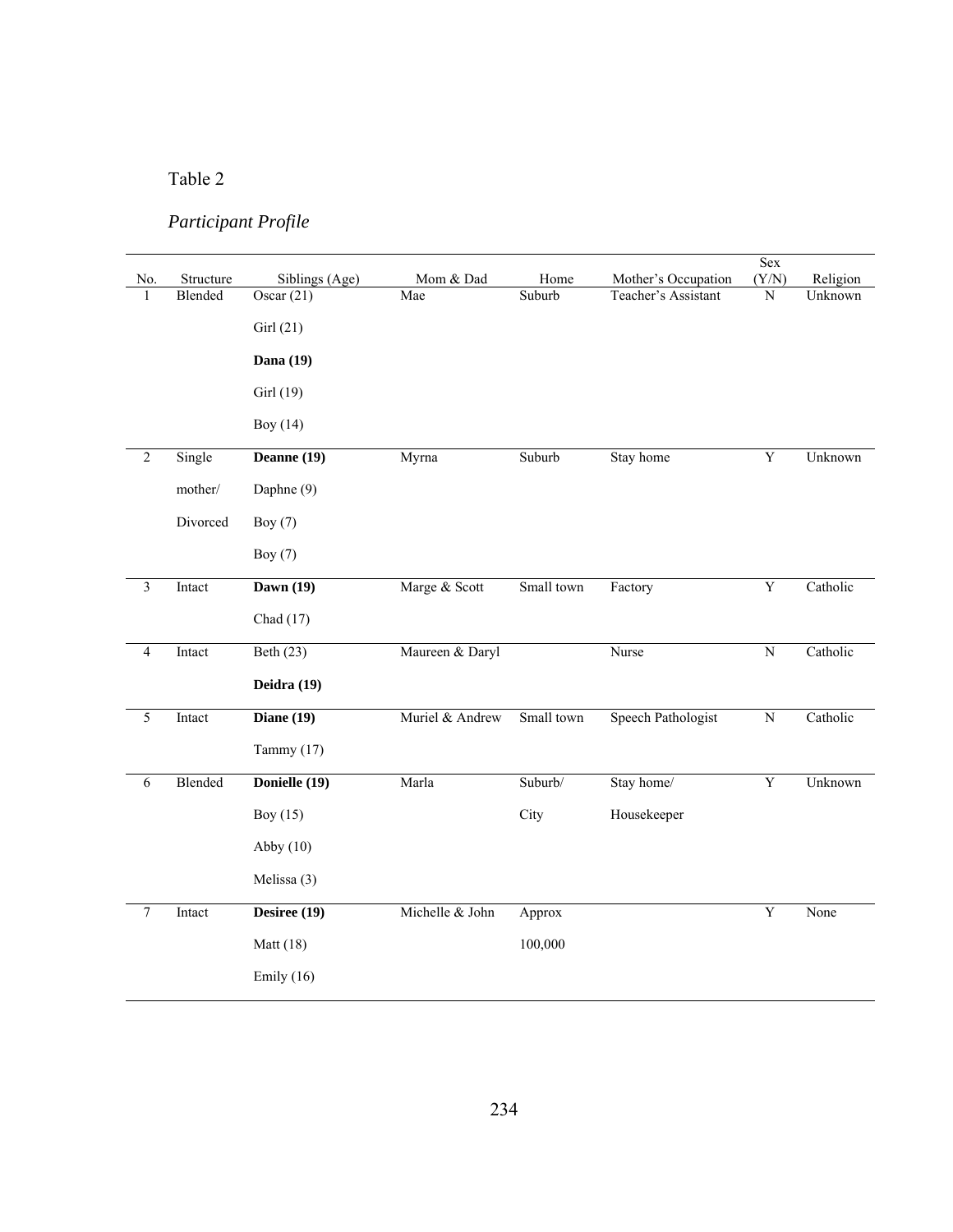Table 2

*Participant Profile*

| No. | Structure | Siblings (Age) | Mom & Dad | Home | Mother's Occupation | Sex (Y/N) | Religion |
|---|---|---|---|---|---|---|---|
| 1 | Blended | Oscar (21)<br>Girl (21)<br>**Dana (19)**<br>Girl (19)<br>Boy (14) | Mae | Suburb | Teacher's Assistant | N | Unknown |
| 2 | Single mother/ Divorced | **Deanne (19)**<br>Daphne (9)<br>Boy (7)<br>Boy (7) | Myrna | Suburb | Stay home | Y | Unknown |
| 3 | Intact | **Dawn (19)**<br>Chad (17) | Marge & Scott | Small town | Factory | Y | Catholic |
| 4 | Intact | Beth (23)<br>**Deidra (19)** | Maureen & Daryl | | Nurse | N | Catholic |
| 5 | Intact | **Diane (19)**<br>Tammy (17) | Muriel & Andrew | Small town | Speech Pathologist | N | Catholic |
| 6 | Blended | **Donielle (19)**<br>Boy (15)<br>Abby (10)<br>Melissa (3) | Marla | Suburb/ City | Stay home/ Housekeeper | Y | Unknown |
| 7 | Intact | **Desiree (19)**<br>Matt (18)<br>Emily (16) | Michelle & John | Approx 100,000 | | Y | None |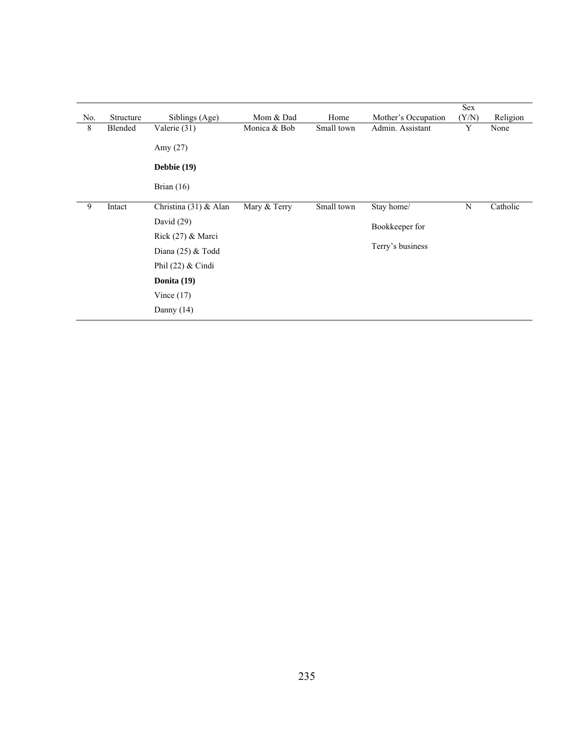| No. | Structure | Siblings (Age) | Mom & Dad | Home | Mother's Occupation | Sex (Y/N) | Religion |
|---|---|---|---|---|---|---|---|
| 8 | Blended | Valerie (31) | Monica & Bob | Small town | Admin. Assistant | Y | None |
| | | Amy (27) | | | | | |
| | | **Debbie (19)** | | | | | |
| | | Brian (16) | | | | | |
| 9 | Intact | Christina (31) & Alan | Mary & Terry | Small town | Stay home/ | N | Catholic |
| | | David (29) | | | Bookkeeper for | | |
| | | Rick (27) & Marci | | | Terry's business | | |
| | | Diana (25) & Todd | | | | | |
| | | Phil (22) & Cindi | | | | | |
| | | **Donita (19)** | | | | | |
| | | Vince (17) | | | | | |
| | | Danny (14) | | | | | |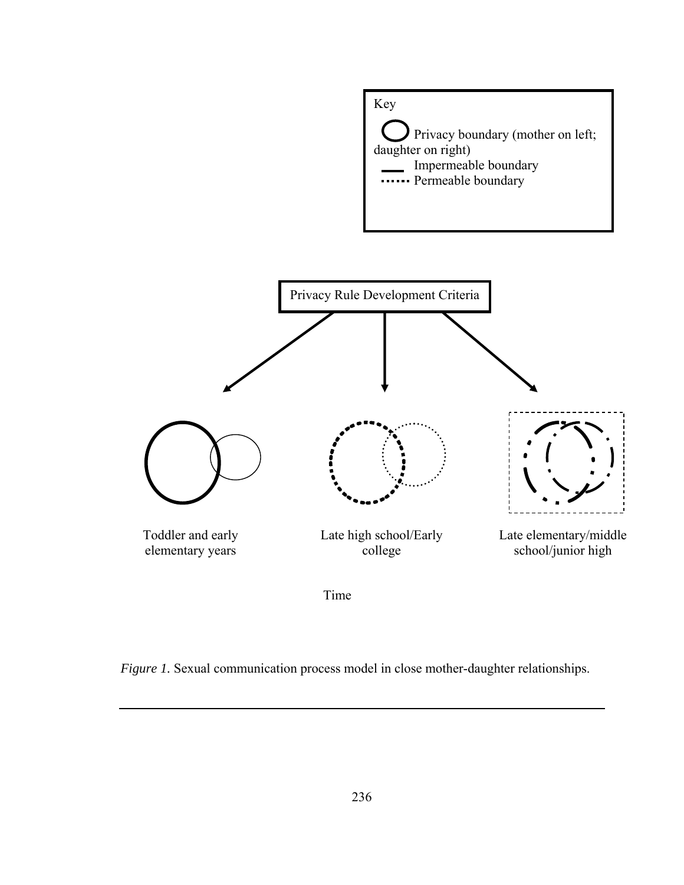Key

Privacy boundary (mother on left; daughter on right)

Impermeable boundary

Permeable boundary

Privacy Rule Development Criteria

Toddler and early elementary years

Late high school/Early college

Late elementary/middle school/junior high

Time

*Figure 1.* Sexual communication process model in close mother-daughter relationships.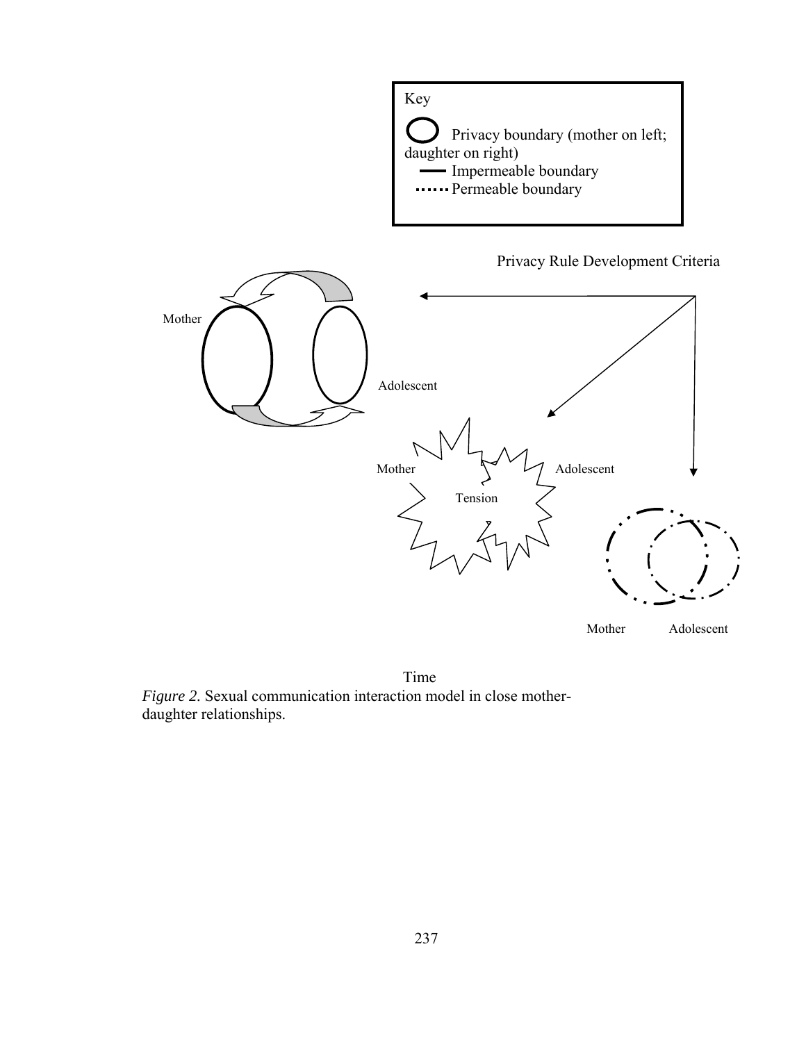Key

Privacy boundary (mother on left; daughter on right)

Impermeable boundary

Permeable boundary

Privacy Rule Development Criteria

Mother

Adolescent

Mother

Tension

Adolescent

Mother

Adolescent

Time

*Figure 2.* Sexual communication interaction model in close mother-daughter relationships.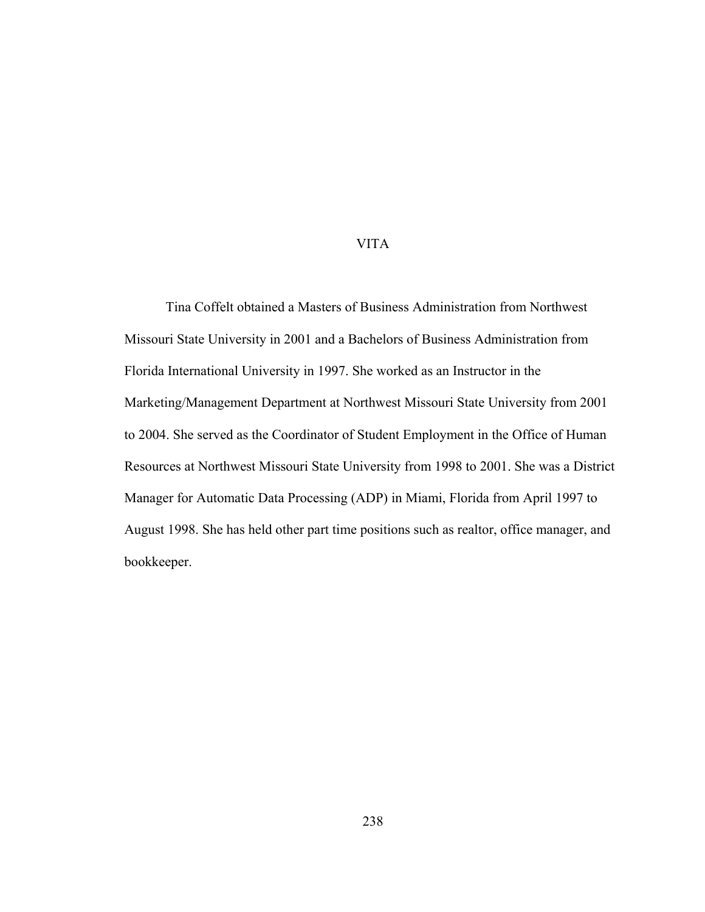# VITA

Tina Coffelt obtained a Masters of Business Administration from Northwest Missouri State University in 2001 and a Bachelors of Business Administration from Florida International University in 1997. She worked as an Instructor in the Marketing/Management Department at Northwest Missouri State University from 2001 to 2004. She served as the Coordinator of Student Employment in the Office of Human Resources at Northwest Missouri State University from 1998 to 2001. She was a District Manager for Automatic Data Processing (ADP) in Miami, Florida from April 1997 to August 1998. She has held other part time positions such as realtor, office manager, and bookkeeper.